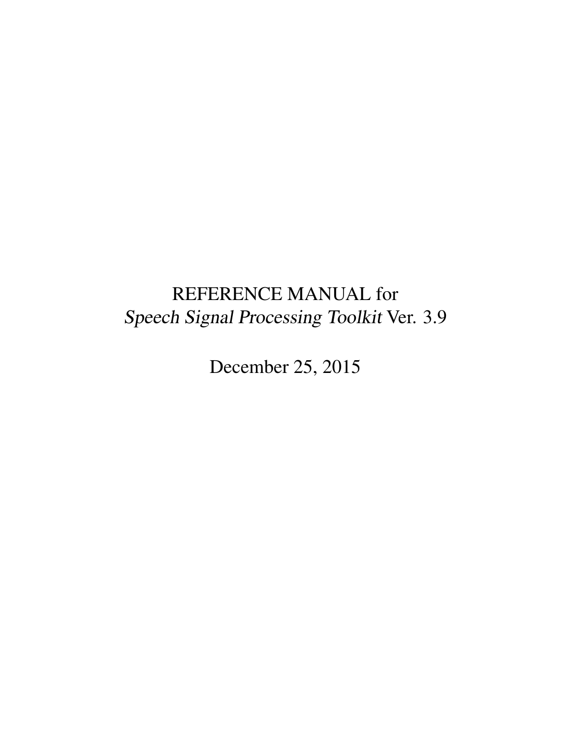# REFERENCE MANUAL for *Speech Signal Processing Toolkit* Ver. 3.9

December 25, 2015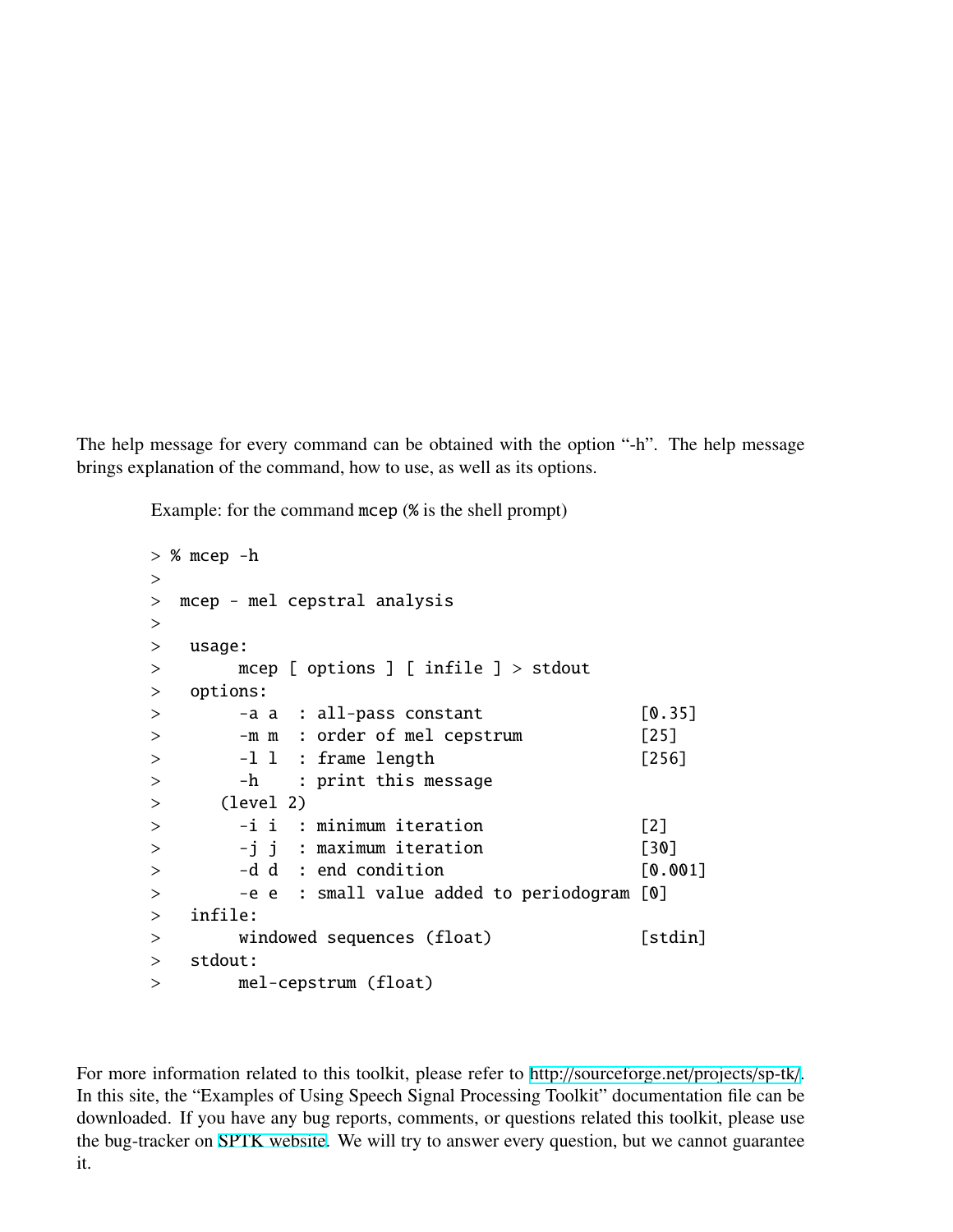The help message for every command can be obtained with the option "-h". The help message brings explanation of the command, how to use, as well as its options.

Example: for the command `mcep` (`%` is the shell prompt)

```
> % mcep -h
>
>  mcep - mel cepstral analysis
>
>   usage:
>        mcep [ options ] [ infile ] > stdout
>   options:
>        -a a  : all-pass constant               [0.35]
>        -m m  : order of mel cepstrum           [25]
>        -l l  : frame length                    [256]
>        -h    : print this message
>      (level 2)
>        -i i  : minimum iteration               [2]
>        -j j  : maximum iteration               [30]
>        -d d  : end condition                   [0.001]
>        -e e  : small value added to periodogram [0]
>   infile:
>        windowed sequences (float)              [stdin]
>   stdout:
>        mel-cepstrum (float)
```

For more information related to this toolkit, please refer to http://sourceforge.net/projects/sp-tk/. In this site, the "Examples of Using Speech Signal Processing Toolkit" documentation file can be downloaded. If you have any bug reports, comments, or questions related this toolkit, please use the bug-tracker on SPTK website. We will try to answer every question, but we cannot guarantee it.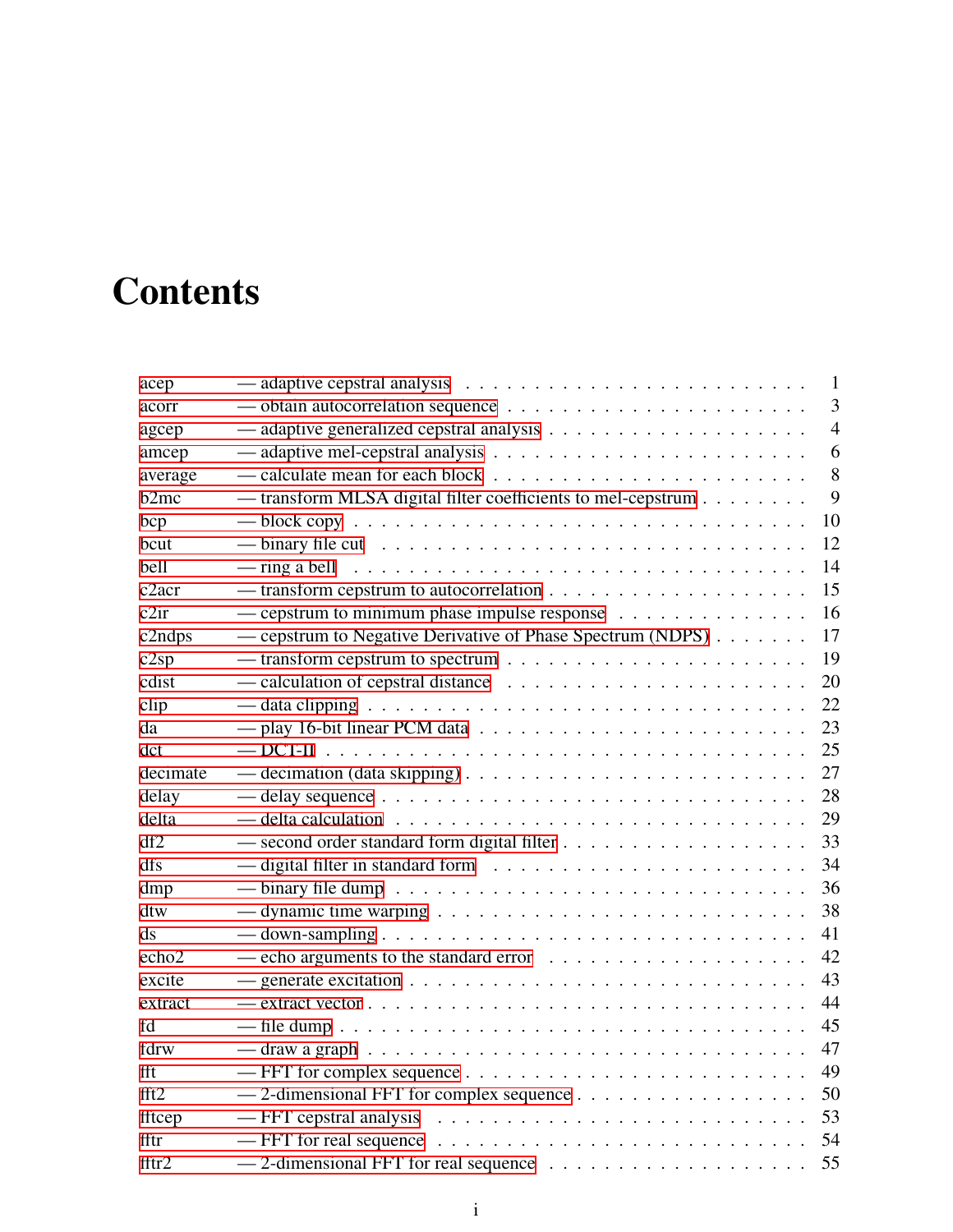# Contents

| | | |
|---|---|---|
| acep | — adaptive cepstral analysis | 1 |
| acorr | — obtain autocorrelation sequence | 3 |
| agcep | — adaptive generalized cepstral analysis | 4 |
| amcep | — adaptive mel-cepstral analysis | 6 |
| average | — calculate mean for each block | 8 |
| b2mc | — transform MLSA digital filter coefficients to mel-cepstrum | 9 |
| bcp | — block copy | 10 |
| bcut | — binary file cut | 12 |
| bell | — ring a bell | 14 |
| c2acr | — transform cepstrum to autocorrelation | 15 |
| c2ir | — cepstrum to minimum phase impulse response | 16 |
| c2ndps | — cepstrum to Negative Derivative of Phase Spectrum (NDPS) | 17 |
| c2sp | — transform cepstrum to spectrum | 19 |
| cdist | — calculation of cepstral distance | 20 |
| clip | — data clipping | 22 |
| da | — play 16-bit linear PCM data | 23 |
| dct | — DCT-II | 25 |
| decimate | — decimation (data skipping) | 27 |
| delay | — delay sequence | 28 |
| delta | — delta calculation | 29 |
| df2 | — second order standard form digital filter | 33 |
| dfs | — digital filter in standard form | 34 |
| dmp | — binary file dump | 36 |
| dtw | — dynamic time warping | 38 |
| ds | — down-sampling | 41 |
| echo2 | — echo arguments to the standard error | 42 |
| excite | — generate excitation | 43 |
| extract | — extract vector | 44 |
| fd | — file dump | 45 |
| fdrw | — draw a graph | 47 |
| fft | — FFT for complex sequence | 49 |
| fft2 | — 2-dimensional FFT for complex sequence | 50 |
| fftcep | — FFT cepstral analysis | 53 |
| fftr | — FFT for real sequence | 54 |
| fftr2 | — 2-dimensional FFT for real sequence | 55 |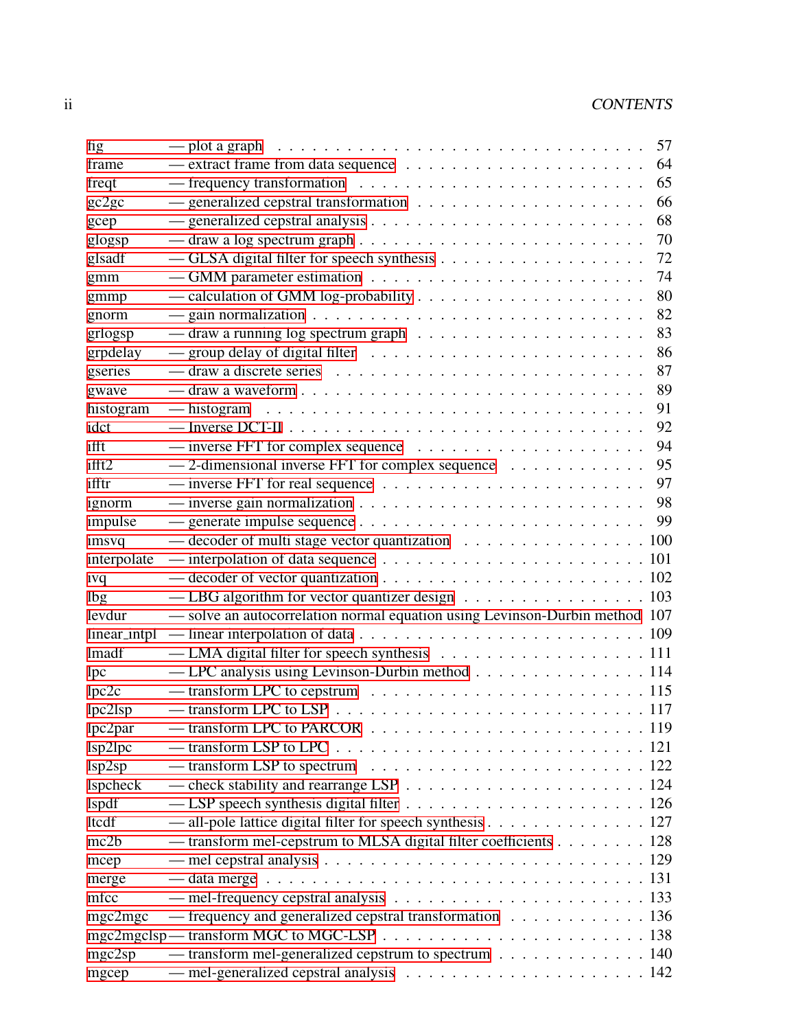| | | |
|---|---|---|
| fig | — plot a graph | 57 |
| frame | — extract frame from data sequence | 64 |
| freqt | — frequency transformation | 65 |
| gc2gc | — generalized cepstral transformation | 66 |
| gcep | — generalized cepstral analysis | 68 |
| glogsp | — draw a log spectrum graph | 70 |
| glsadf | — GLSA digital filter for speech synthesis | 72 |
| gmm | — GMM parameter estimation | 74 |
| gmmp | — calculation of GMM log-probability | 80 |
| gnorm | — gain normalization | 82 |
| grlogsp | — draw a running log spectrum graph | 83 |
| grpdelay | — group delay of digital filter | 86 |
| gseries | — draw a discrete series | 87 |
| gwave | — draw a waveform | 89 |
| histogram | — histogram | 91 |
| idct | — Inverse DCT-II | 92 |
| ifft | — inverse FFT for complex sequence | 94 |
| ifft2 | — 2-dimensional inverse FFT for complex sequence | 95 |
| ifftr | — inverse FFT for real sequence | 97 |
| ignorm | — inverse gain normalization | 98 |
| impulse | — generate impulse sequence | 99 |
| imsvq | — decoder of multi stage vector quantization | 100 |
| interpolate | — interpolation of data sequence | 101 |
| ivq | — decoder of vector quantization | 102 |
| lbg | — LBG algorithm for vector quantizer design | 103 |
| levdur | — solve an autocorrelation normal equation using Levinson-Durbin method | 107 |
| linear_intpl | — linear interpolation of data | 109 |
| lmadf | — LMA digital filter for speech synthesis | 111 |
| lpc | — LPC analysis using Levinson-Durbin method | 114 |
| lpc2c | — transform LPC to cepstrum | 115 |
| lpc2lsp | — transform LPC to LSP | 117 |
| lpc2par | — transform LPC to PARCOR | 119 |
| lsp2lpc | — transform LSP to LPC | 121 |
| lsp2sp | — transform LSP to spectrum | 122 |
| lspcheck | — check stability and rearrange LSP | 124 |
| lspdf | — LSP speech synthesis digital filter | 126 |
| ltcdf | — all-pole lattice digital filter for speech synthesis | 127 |
| mc2b | — transform mel-cepstrum to MLSA digital filter coefficients | 128 |
| mcep | — mel cepstral analysis | 129 |
| merge | — data merge | 131 |
| mfcc | — mel-frequency cepstral analysis | 133 |
| mgc2mgc | — frequency and generalized cepstral transformation | 136 |
| mgc2mgclsp | — transform MGC to MGC-LSP | 138 |
| mgc2sp | — transform mel-generalized cepstrum to spectrum | 140 |
| mgcep | — mel-generalized cepstral analysis | 142 |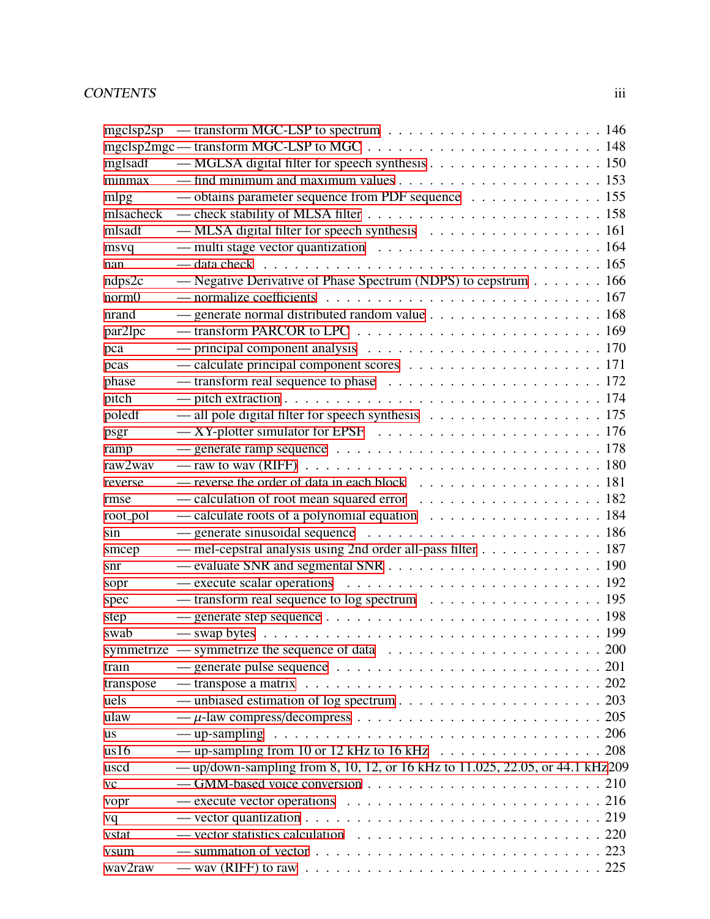| | | |
|---|---|---|
| mgclsp2sp | — transform MGC-LSP to spectrum | 146 |
| mgclsp2mgc | — transform MGC-LSP to MGC | 148 |
| mglsadf | — MGLSA digital filter for speech synthesis | 150 |
| minmax | — find minimum and maximum values | 153 |
| mlpg | — obtains parameter sequence from PDF sequence | 155 |
| mlsacheck | — check stability of MLSA filter | 158 |
| mlsadf | — MLSA digital filter for speech synthesis | 161 |
| msvq | — multi stage vector quantization | 164 |
| nan | — data check | 165 |
| ndps2c | — Negative Derivative of Phase Spectrum (NDPS) to cepstrum | 166 |
| norm0 | — normalize coefficients | 167 |
| nrand | — generate normal distributed random value | 168 |
| par2lpc | — transform PARCOR to LPC | 169 |
| pca | — principal component analysis | 170 |
| pcas | — calculate principal component scores | 171 |
| phase | — transform real sequence to phase | 172 |
| pitch | — pitch extraction | 174 |
| poledf | — all pole digital filter for speech synthesis | 175 |
| psgr | — XY-plotter simulator for EPSF | 176 |
| ramp | — generate ramp sequence | 178 |
| raw2wav | — raw to wav (RIFF) | 180 |
| reverse | — reverse the order of data in each block | 181 |
| rmse | — calculation of root mean squared error | 182 |
| root_pol | — calculate roots of a polynomial equation | 184 |
| sin | — generate sinusoidal sequence | 186 |
| smcep | — mel-cepstral analysis using 2nd order all-pass filter | 187 |
| snr | — evaluate SNR and segmental SNR | 190 |
| sopr | — execute scalar operations | 192 |
| spec | — transform real sequence to log spectrum | 195 |
| step | — generate step sequence | 198 |
| swab | — swap bytes | 199 |
| symmetrize | — symmetrize the sequence of data | 200 |
| train | — generate pulse sequence | 201 |
| transpose | — transpose a matrix | 202 |
| uels | — unbiased estimation of log spectrum | 203 |
| ulaw | — $\mu$-law compress/decompress | 205 |
| us | — up-sampling | 206 |
| us16 | — up-sampling from 10 or 12 kHz to 16 kHz | 208 |
| uscd | — up/down-sampling from 8, 10, 12, or 16 kHz to 11.025, 22.05, or 44.1 kHz | 209 |
| vc | — GMM-based voice conversion | 210 |
| vopr | — execute vector operations | 216 |
| vq | — vector quantization | 219 |
| vstat | — vector statistics calculation | 220 |
| vsum | — summation of vector | 223 |
| wav2raw | — wav (RIFF) to raw | 225 |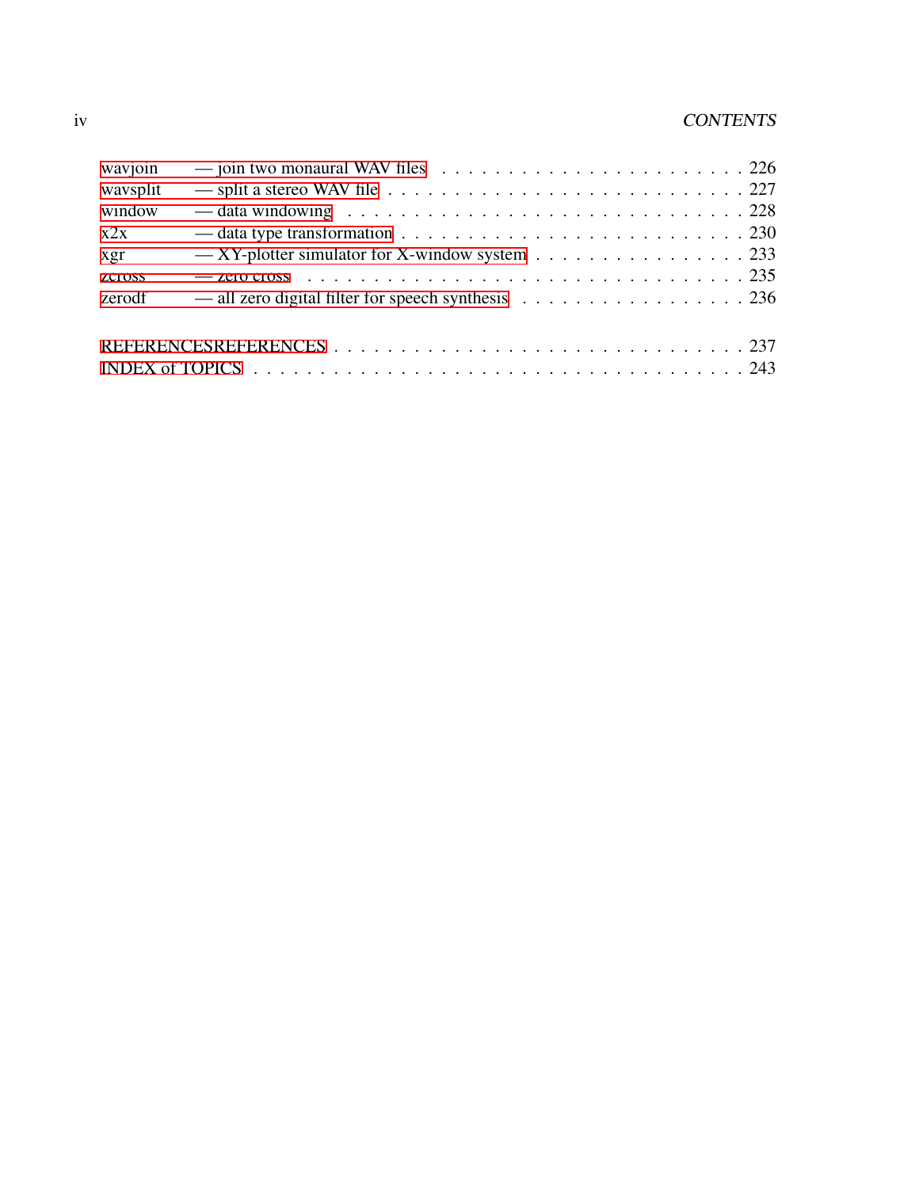| | | |
|---|---|---|
| wavjoin | — join two monaural WAV files | 226 |
| wavsplit | — split a stereo WAV file | 227 |
| window | — data windowing | 228 |
| x2x | — data type transformation | 230 |
| xgr | — XY-plotter simulator for X-window system | 233 |
| zcross | — zero cross | 235 |
| zerodf | — all zero digital filter for speech synthesis | 236 |

REFERENCESREFERENCES . . . . . . . . . . . . . . . . . . . . . . . . . . . . 237

INDEX of TOPICS . . . . . . . . . . . . . . . . . . . . . . . . . . . . . . . . 243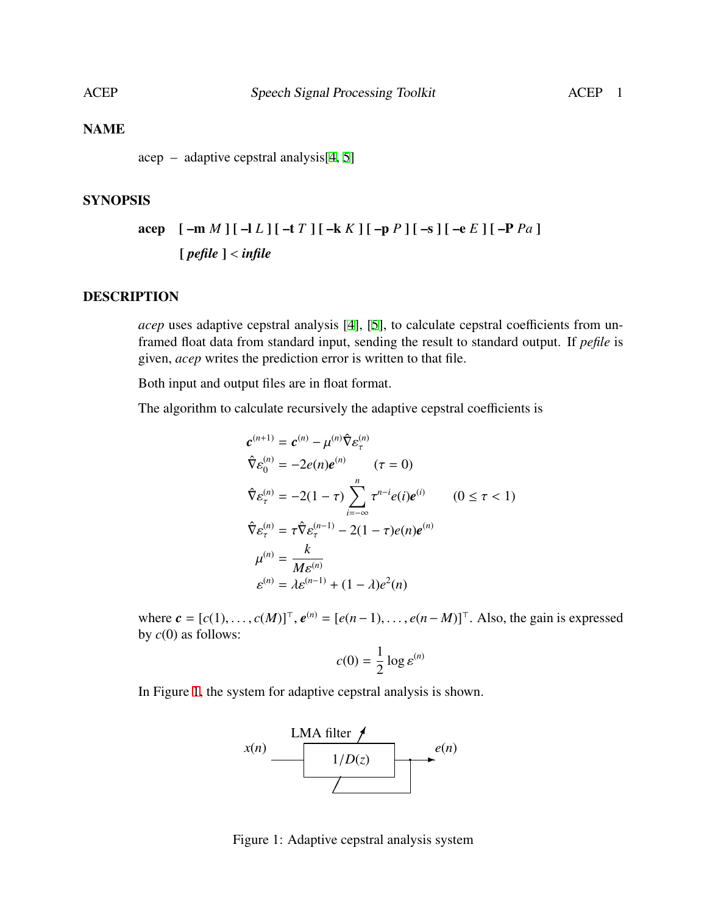## NAME

acep – adaptive cepstral analysis[4, 5]

## SYNOPSIS

**acep** [ **–m** *M* ] [ **–l** *L* ] [ **–t** *T* ] [ **–k** *K* ] [ **–p** *P* ] [ **–s** ] [ **–e** *E* ] [ **–P** *Pa* ]
[ ***pefile*** ] < ***infile***

## DESCRIPTION

*acep* uses adaptive cepstral analysis [4], [5], to calculate cepstral coefficients from unframed float data from standard input, sending the result to standard output. If *pefile* is given, *acep* writes the prediction error is written to that file.

Both input and output files are in float format.

The algorithm to calculate recursively the adaptive cepstral coefficients is

$$
\begin{aligned}
\boldsymbol{c}^{(n+1)} &= \boldsymbol{c}^{(n)} - \mu^{(n)} \hat{\nabla} \varepsilon_{\tau}^{(n)} \\
\hat{\nabla} \varepsilon_{0}^{(n)} &= -2 e(n) \boldsymbol{e}^{(n)} \qquad (\tau = 0) \\
\hat{\nabla} \varepsilon_{\tau}^{(n)} &= -2(1-\tau) \sum_{i=-\infty}^{n} \tau^{n-i} e(i) \boldsymbol{e}^{(i)} \qquad (0 \le \tau < 1) \\
\hat{\nabla} \varepsilon_{\tau}^{(n)} &= \tau \hat{\nabla} \varepsilon_{\tau}^{(n-1)} - 2(1-\tau) e(n) \boldsymbol{e}^{(n)} \\
\mu^{(n)} &= \frac{k}{M \varepsilon^{(n)}} \\
\varepsilon^{(n)} &= \lambda \varepsilon^{(n-1)} + (1-\lambda) e^2(n)
\end{aligned}
$$

where $\boldsymbol{c} = [c(1), \ldots, c(M)]^{\top}$, $\boldsymbol{e}^{(n)} = [e(n-1), \ldots, e(n-M)]^{\top}$. Also, the gain is expressed by $c(0)$ as follows:

$$
c(0) = \frac{1}{2} \log \varepsilon^{(n)}
$$

In Figure 1, the system for adaptive cepstral analysis is shown.

Figure 1: Adaptive cepstral analysis system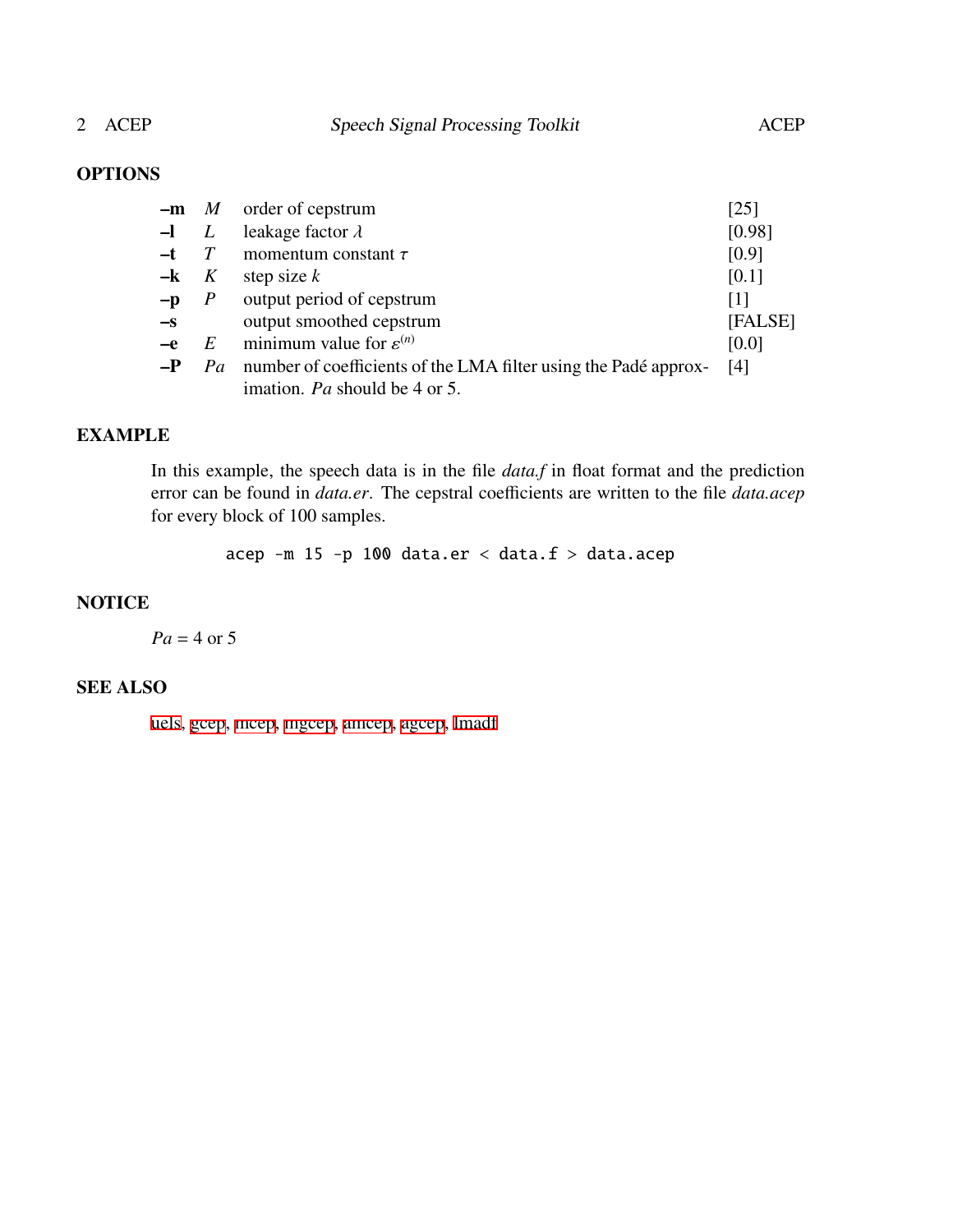## OPTIONS

| | | | |
|---|---|---|---|
| **–m** | *M* | order of cepstrum | [25] |
| **–l** | *L* | leakage factor $\lambda$ | [0.98] |
| **–t** | *T* | momentum constant $\tau$ | [0.9] |
| **–k** | *K* | step size $k$ | [0.1] |
| **–p** | *P* | output period of cepstrum | [1] |
| **–s** | | output smoothed cepstrum | [FALSE] |
| **–e** | *E* | minimum value for $\varepsilon^{(n)}$ | [0.0] |
| **–P** | *Pa* | number of coefficients of the LMA filter using the Padé approximation. *Pa* should be 4 or 5. | [4] |

## EXAMPLE

In this example, the speech data is in the file *data.f* in float format and the prediction error can be found in *data.er*. The cepstral coefficients are written to the file *data.acep* for every block of 100 samples.

```
acep -m 15 -p 100 data.er < data.f > data.acep
```

## NOTICE

*Pa* = 4 or 5

## SEE ALSO

uels, gcep, mcep, mgcep, amcep, agcep, lmadf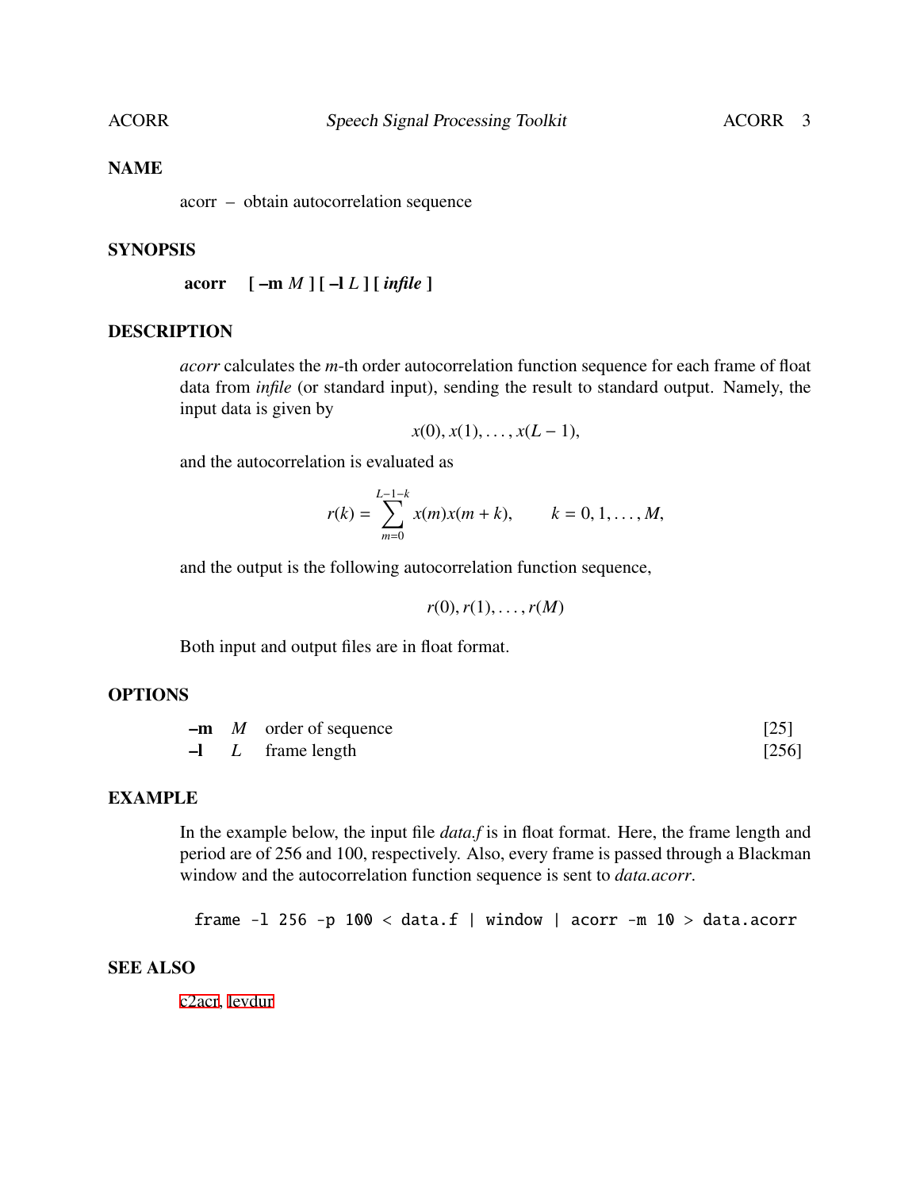## NAME

acorr – obtain autocorrelation sequence

## SYNOPSIS

**acorr** [ **–m** *M* ] [ **–l** *L* ] [ ***infile*** ]

## DESCRIPTION

*acorr* calculates the *m*-th order autocorrelation function sequence for each frame of float data from *infile* (or standard input), sending the result to standard output. Namely, the input data is given by

$$x(0), x(1), \ldots, x(L-1),$$

and the autocorrelation is evaluated as

$$r(k) = \sum_{m=0}^{L-1-k} x(m)x(m+k), \qquad k = 0, 1, \ldots, M,$$

and the output is the following autocorrelation function sequence,

$$r(0), r(1), \ldots, r(M)$$

Both input and output files are in float format.

## OPTIONS

| | | | |
|---|---|---|---|
| **–m** | *M* | order of sequence | [25] |
| **–l** | *L* | frame length | [256] |

## EXAMPLE

In the example below, the input file *data.f* is in float format. Here, the frame length and period are of 256 and 100, respectively. Also, every frame is passed through a Blackman window and the autocorrelation function sequence is sent to *data.acorr*.

```
frame -l 256 -p 100 < data.f | window | acorr -m 10 > data.acorr
```

## SEE ALSO

c2acr, levdur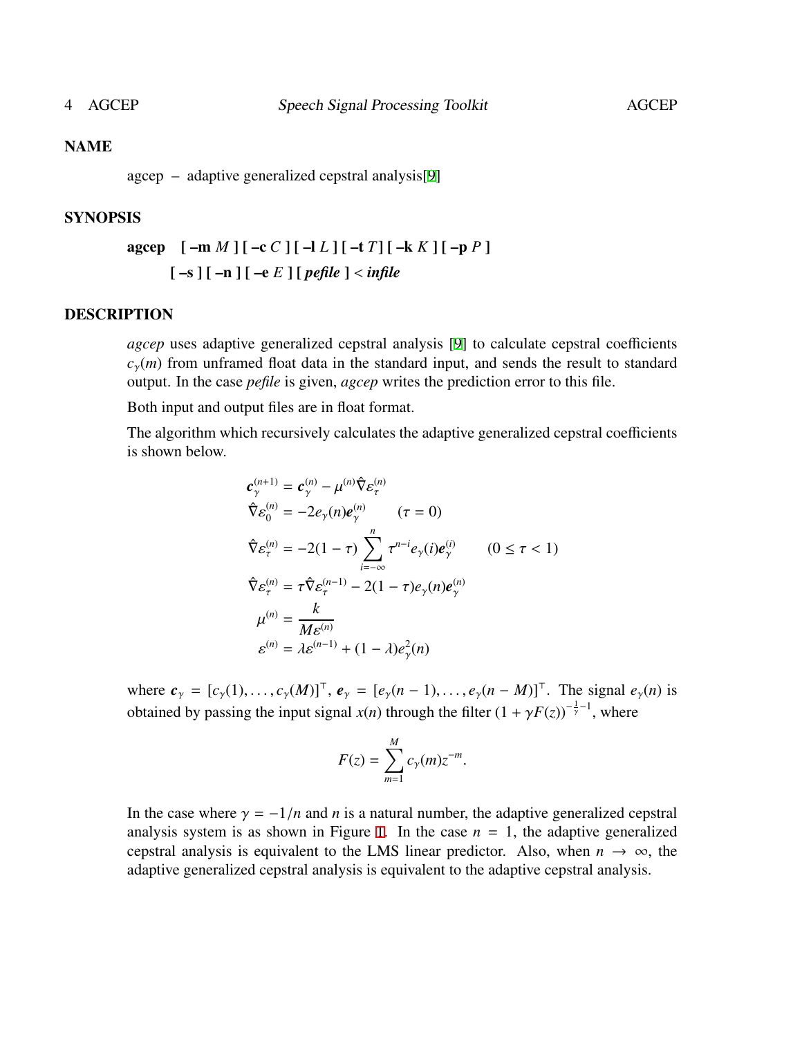## NAME

agcep – adaptive generalized cepstral analysis[9]

## SYNOPSIS

**agcep** [ **–m** *M* ] [ **–c** *C* ] [ **–l** *L* ] [ **–t** *T* ] [ **–k** *K* ] [ **–p** *P* ]
[ **–s** ] [ **–n** ] [ **–e** *E* ] [ ***pefile*** ] < ***infile***

## DESCRIPTION

*agcep* uses adaptive generalized cepstral analysis [9] to calculate cepstral coefficients $c_\gamma(m)$ from unframed float data in the standard input, and sends the result to standard output. In the case *pefile* is given, *agcep* writes the prediction error to this file.

Both input and output files are in float format.

The algorithm which recursively calculates the adaptive generalized cepstral coefficients is shown below.

$$
\begin{aligned}
\boldsymbol{c}_\gamma^{(n+1)} &= \boldsymbol{c}_\gamma^{(n)} - \mu^{(n)} \hat{\nabla}\varepsilon_\tau^{(n)} \\
\hat{\nabla}\varepsilon_0^{(n)} &= -2 e_\gamma(n) \boldsymbol{e}_\gamma^{(n)} \qquad (\tau = 0) \\
\hat{\nabla}\varepsilon_\tau^{(n)} &= -2(1-\tau) \sum_{i=-\infty}^{n} \tau^{n-i} e_\gamma(i) \boldsymbol{e}_\gamma^{(i)} \qquad (0 \le \tau < 1) \\
\hat{\nabla}\varepsilon_\tau^{(n)} &= \tau \hat{\nabla}\varepsilon_\tau^{(n-1)} - 2(1-\tau) e_\gamma(n) \boldsymbol{e}_\gamma^{(n)} \\
\mu^{(n)} &= \frac{k}{M \varepsilon^{(n)}} \\
\varepsilon^{(n)} &= \lambda \varepsilon^{(n-1)} + (1-\lambda) e_\gamma^2(n)
\end{aligned}
$$

where $\boldsymbol{c}_\gamma = [c_\gamma(1), \ldots, c_\gamma(M)]^\top$, $\boldsymbol{e}_\gamma = [e_\gamma(n-1), \ldots, e_\gamma(n-M)]^\top$. The signal $e_\gamma(n)$ is obtained by passing the input signal $x(n)$ through the filter $(1 + \gamma F(z))^{-\frac{1}{\gamma}-1}$, where

$$
F(z) = \sum_{m=1}^{M} c_\gamma(m) z^{-m}.
$$

In the case where $\gamma = -1/n$ and $n$ is a natural number, the adaptive generalized cepstral analysis system is as shown in Figure 1. In the case $n = 1$, the adaptive generalized cepstral analysis is equivalent to the LMS linear predictor. Also, when $n \to \infty$, the adaptive generalized cepstral analysis is equivalent to the adaptive cepstral analysis.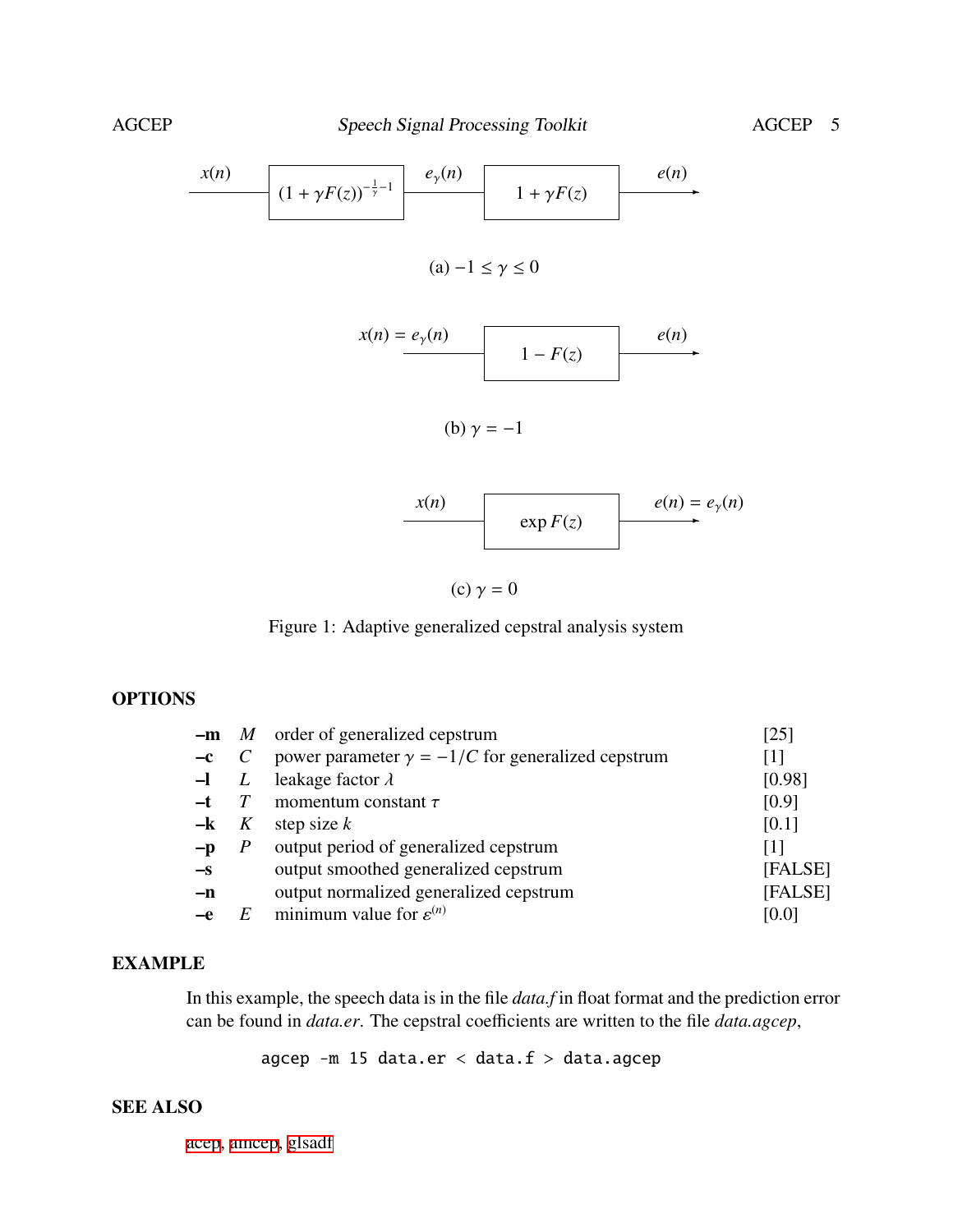$x(n)$ → $(1+\gamma F(z))^{-\frac{1}{\gamma}-1}$ → $e_\gamma(n)$ → $1+\gamma F(z)$ → $e(n)$

(a) $-1 \leq \gamma \leq 0$

$x(n) = e_\gamma(n)$ → $1 - F(z)$ → $e(n)$

(b) $\gamma = -1$

$x(n)$ → $\exp F(z)$ → $e(n) = e_\gamma(n)$

(c) $\gamma = 0$

Figure 1: Adaptive generalized cepstral analysis system

## OPTIONS

| | | | |
|---|---|---|---|
| **–m** | *M* | order of generalized cepstrum | [25] |
| **–c** | *C* | power parameter $\gamma = -1/C$ for generalized cepstrum | [1] |
| **–l** | *L* | leakage factor $\lambda$ | [0.98] |
| **–t** | *T* | momentum constant $\tau$ | [0.9] |
| **–k** | *K* | step size $k$ | [0.1] |
| **–p** | *P* | output period of generalized cepstrum | [1] |
| **–s** | | output smoothed generalized cepstrum | [FALSE] |
| **–n** | | output normalized generalized cepstrum | [FALSE] |
| **–e** | *E* | minimum value for $\varepsilon^{(n)}$ | [0.0] |

## EXAMPLE

In this example, the speech data is in the file *data.f* in float format and the prediction error can be found in *data.er*. The cepstral coefficients are written to the file *data.agcep*,

```
agcep -m 15 data.er < data.f > data.agcep
```

## SEE ALSO

acep, amcep, glsadf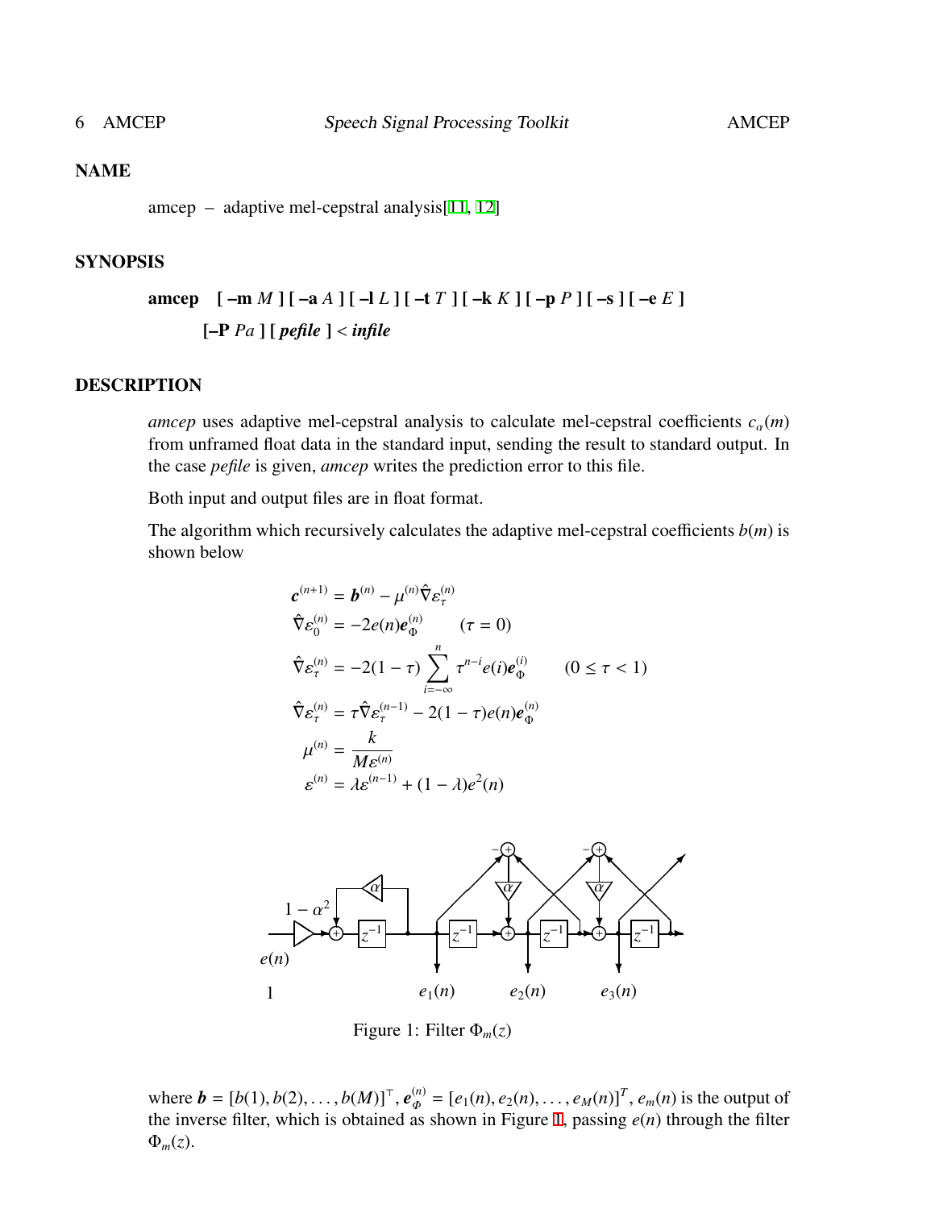## NAME

amcep – adaptive mel-cepstral analysis[11, 12]

## SYNOPSIS

**amcep** [ **–m** *M* ] [ **–a** *A* ] [ **–l** *L* ] [ **–t** *T* ] [ **–k** *K* ] [ **–p** *P* ] [ **–s** ] [ **–e** *E* ]
[**–P** *Pa* ] [ ***pefile*** ] < ***infile***

## DESCRIPTION

*amcep* uses adaptive mel-cepstral analysis to calculate mel-cepstral coefficients $c_\alpha(m)$ from unframed float data in the standard input, sending the result to standard output. In the case *pefile* is given, *amcep* writes the prediction error to this file.

Both input and output files are in float format.

The algorithm which recursively calculates the adaptive mel-cepstral coefficients $b(m)$ is shown below

$$
\begin{aligned}
\boldsymbol{c}^{(n+1)} &= \boldsymbol{b}^{(n)} - \mu^{(n)}\hat{\nabla}\varepsilon_\tau^{(n)} \\
\hat{\nabla}\varepsilon_0^{(n)} &= -2e(n)\boldsymbol{e}_\Phi^{(n)} \qquad (\tau = 0) \\
\hat{\nabla}\varepsilon_\tau^{(n)} &= -2(1-\tau)\sum_{i=-\infty}^{n}\tau^{n-i}e(i)\boldsymbol{e}_\Phi^{(i)} \qquad (0 \le \tau < 1) \\
\hat{\nabla}\varepsilon_\tau^{(n)} &= \tau\hat{\nabla}\varepsilon_\tau^{(n-1)} - 2(1-\tau)e(n)\boldsymbol{e}_\Phi^{(n)} \\
\mu^{(n)} &= \frac{k}{M\varepsilon^{(n)}} \\
\varepsilon^{(n)} &= \lambda\varepsilon^{(n-1)} + (1-\lambda)e^2(n)
\end{aligned}
$$

Figure 1: Filter $\Phi_m(z)$

where $\boldsymbol{b} = [b(1), b(2), \ldots, b(M)]^\top$, $\boldsymbol{e}_\Phi^{(n)} = [e_1(n), e_2(n), \ldots, e_M(n)]^T$, $e_m(n)$ is the output of the inverse filter, which is obtained as shown in Figure 1, passing $e(n)$ through the filter $\Phi_m(z)$.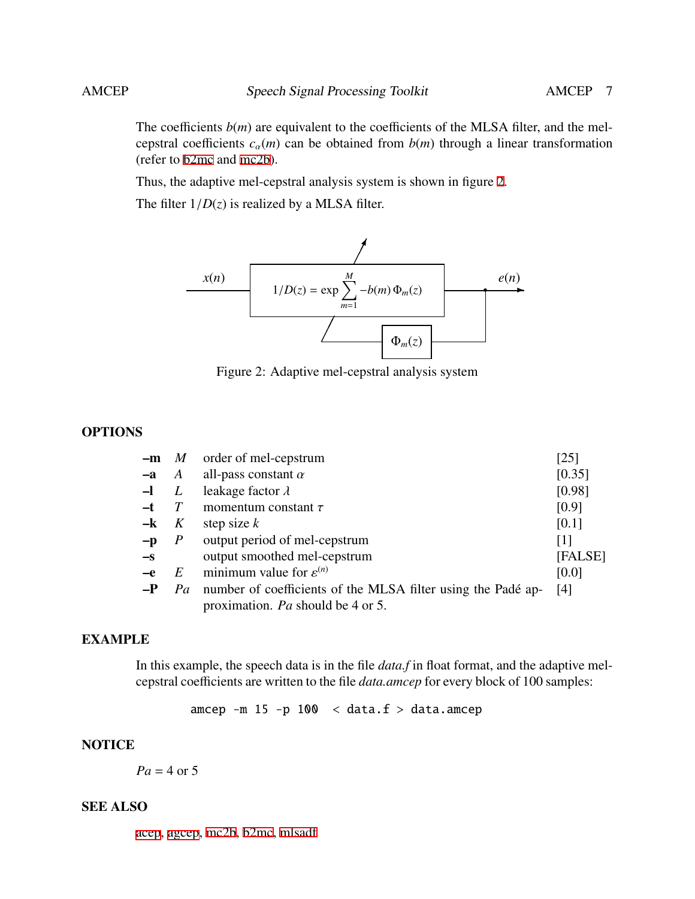The coefficients $b(m)$ are equivalent to the coefficients of the MLSA filter, and the mel-cepstral coefficients $c_\alpha(m)$ can be obtained from $b(m)$ through a linear transformation (refer to b2mc and mc2b).

Thus, the adaptive mel-cepstral analysis system is shown in figure 2.

The filter $1/D(z)$ is realized by a MLSA filter.

$$1/D(z) = \exp \sum_{m=1}^{M} -b(m)\,\Phi_m(z)$$

Figure 2: Adaptive mel-cepstral analysis system

## OPTIONS

| | | | |
|---|---|---|---|
| **–m** | *M* | order of mel-cepstrum | [25] |
| **–a** | *A* | all-pass constant $\alpha$ | [0.35] |
| **–l** | *L* | leakage factor $\lambda$ | [0.98] |
| **–t** | *T* | momentum constant $\tau$ | [0.9] |
| **–k** | *K* | step size $k$ | [0.1] |
| **–p** | *P* | output period of mel-cepstrum | [1] |
| **–s** | | output smoothed mel-cepstrum | [FALSE] |
| **–e** | *E* | minimum value for $\varepsilon^{(n)}$ | [0.0] |
| **–P** | *Pa* | number of coefficients of the MLSA filter using the Padé approximation. *Pa* should be 4 or 5. | [4] |

## EXAMPLE

In this example, the speech data is in the file *data.f* in float format, and the adaptive mel-cepstral coefficients are written to the file *data.amcep* for every block of 100 samples:

```
amcep -m 15 -p 100  < data.f > data.amcep
```

## NOTICE

*Pa* = 4 or 5

## SEE ALSO

acep, agcep, mc2b, b2mc, mlsadf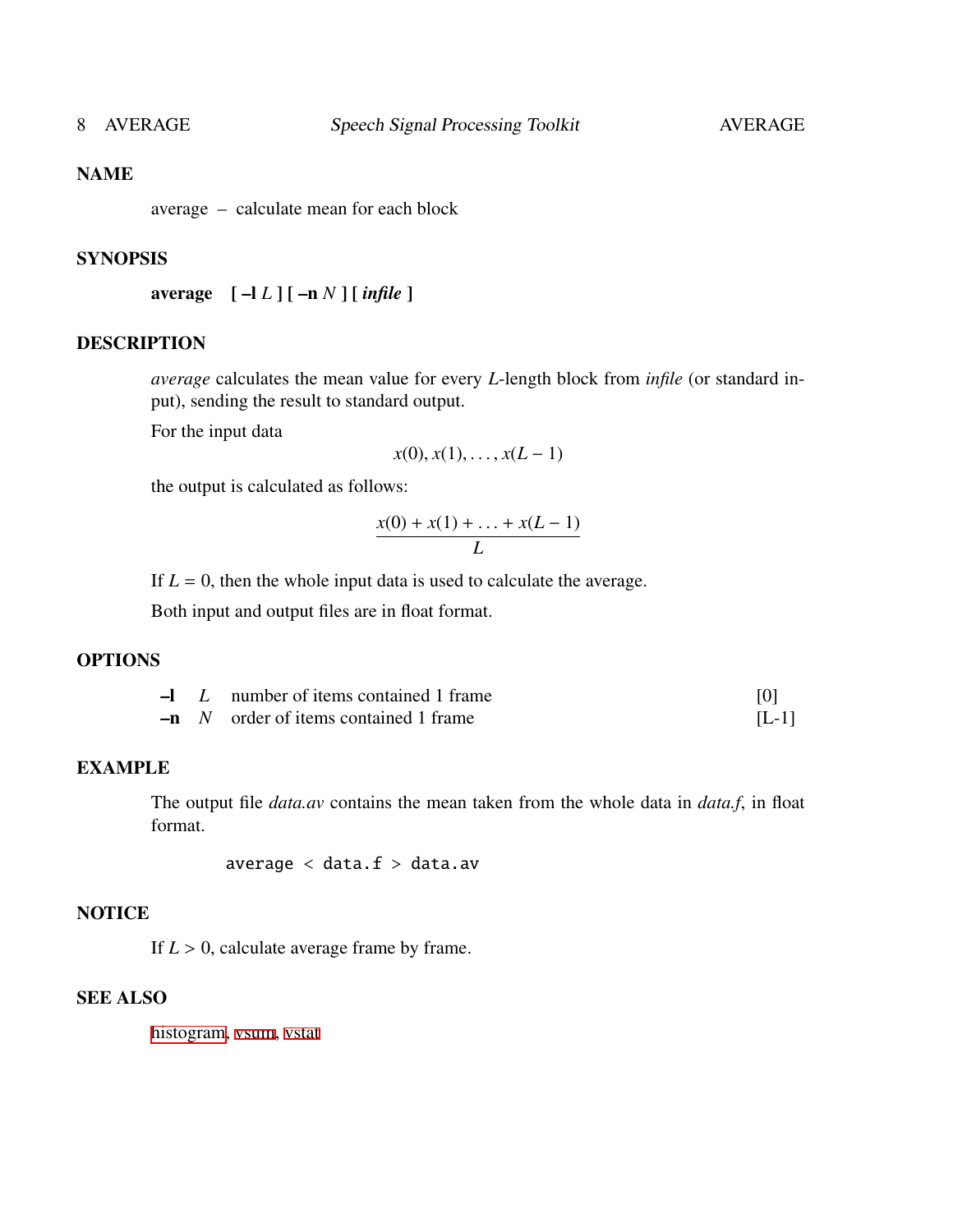## NAME

average – calculate mean for each block

## SYNOPSIS

**average** [ **–l** *L* ] [ **–n** *N* ] [ ***infile*** ]

## DESCRIPTION

*average* calculates the mean value for every *L*-length block from *infile* (or standard input), sending the result to standard output.

For the input data

$$x(0), x(1), \ldots, x(L-1)$$

the output is calculated as follows:

$$\frac{x(0) + x(1) + \ldots + x(L-1)}{L}$$

If $L = 0$, then the whole input data is used to calculate the average.

Both input and output files are in float format.

## OPTIONS

| | | | |
|---|---|---|---|
| **–l** | *L* | number of items contained 1 frame | [0] |
| **–n** | *N* | order of items contained 1 frame | [L-1] |

## EXAMPLE

The output file *data.av* contains the mean taken from the whole data in *data.f*, in float format.

```
average < data.f > data.av
```

## NOTICE

If $L > 0$, calculate average frame by frame.

## SEE ALSO

histogram, vsum, vstat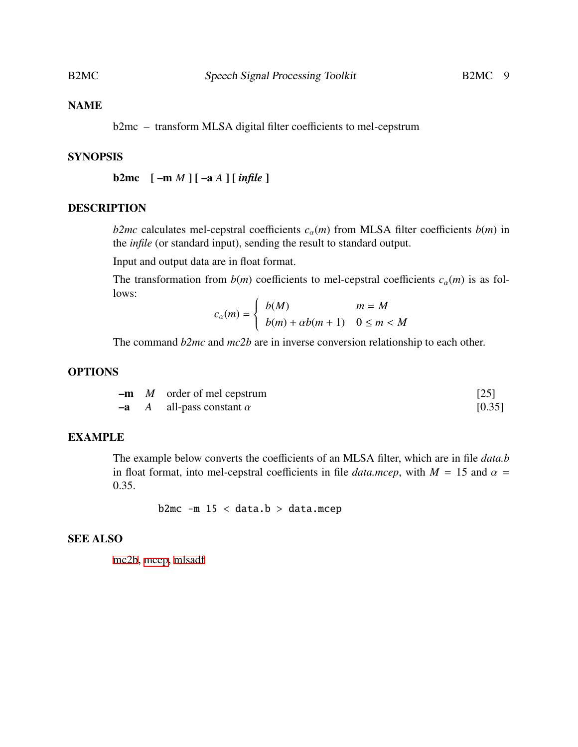## NAME

b2mc – transform MLSA digital filter coefficients to mel-cepstrum

## SYNOPSIS

**b2mc** [ **–m** *M* ] [ **–a** *A* ] [ *infile* ]

## DESCRIPTION

*b2mc* calculates mel-cepstral coefficients $c_\alpha(m)$ from MLSA filter coefficients $b(m)$ in the *infile* (or standard input), sending the result to standard output.

Input and output data are in float format.

The transformation from $b(m)$ coefficients to mel-cepstral coefficients $c_\alpha(m)$ is as follows:

$$c_\alpha(m) = \begin{cases} b(M) & m = M \\ b(m) + \alpha b(m+1) & 0 \leq m < M \end{cases}$$

The command *b2mc* and *mc2b* are in inverse conversion relationship to each other.

## OPTIONS

| | | | |
|---|---|---|---|
| **–m** | *M* | order of mel cepstrum | [25] |
| **–a** | *A* | all-pass constant $\alpha$ | [0.35] |

## EXAMPLE

The example below converts the coefficients of an MLSA filter, which are in file *data.b* in float format, into mel-cepstral coefficients in file *data.mcep*, with $M = 15$ and $\alpha = 0.35$.

```
b2mc -m 15 < data.b > data.mcep
```

## SEE ALSO

mc2b, mcep, mlsadf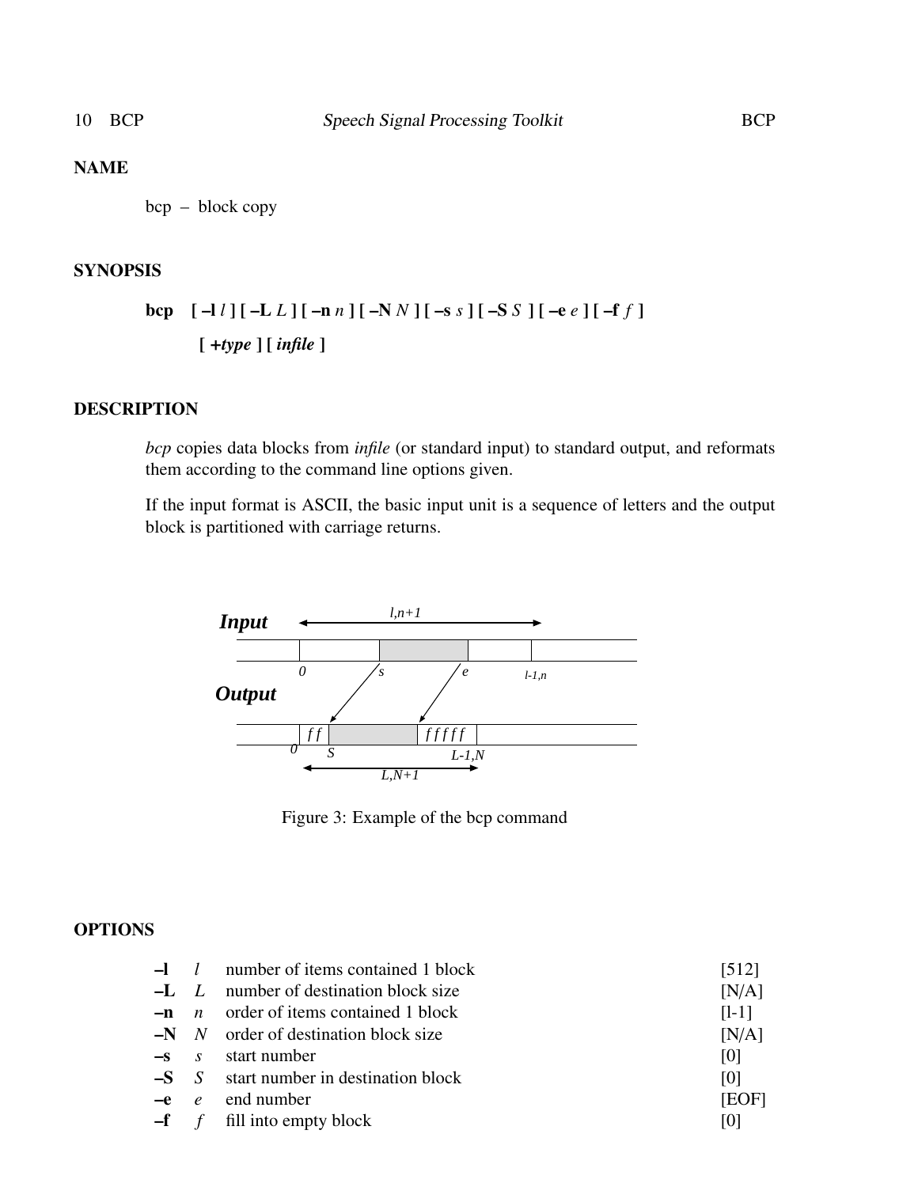## NAME

bcp – block copy

## SYNOPSIS

**bcp** [ **–l** *l* ] [ **–L** *L* ] [ **–n** *n* ] [ **–N** *N* ] [ **–s** *s* ] [ **–S** *S* ] [ **–e** *e* ] [ **–f** *f* ]
[ **+*type*** ] [ ***infile*** ]

## DESCRIPTION

*bcp* copies data blocks from *infile* (or standard input) to standard output, and reformats them according to the command line options given.

If the input format is ASCII, the basic input unit is a sequence of letters and the output block is partitioned with carriage returns.

Figure 3: Example of the bcp command

## OPTIONS

| | | | |
|---|---|---|---|
| **–l** | *l* | number of items contained 1 block | [512] |
| **–L** | *L* | number of destination block size | [N/A] |
| **–n** | *n* | order of items contained 1 block | [l-1] |
| **–N** | *N* | order of destination block size | [N/A] |
| **–s** | *s* | start number | [0] |
| **–S** | *S* | start number in destination block | [0] |
| **–e** | *e* | end number | [EOF] |
| **–f** | *f* | fill into empty block | [0] |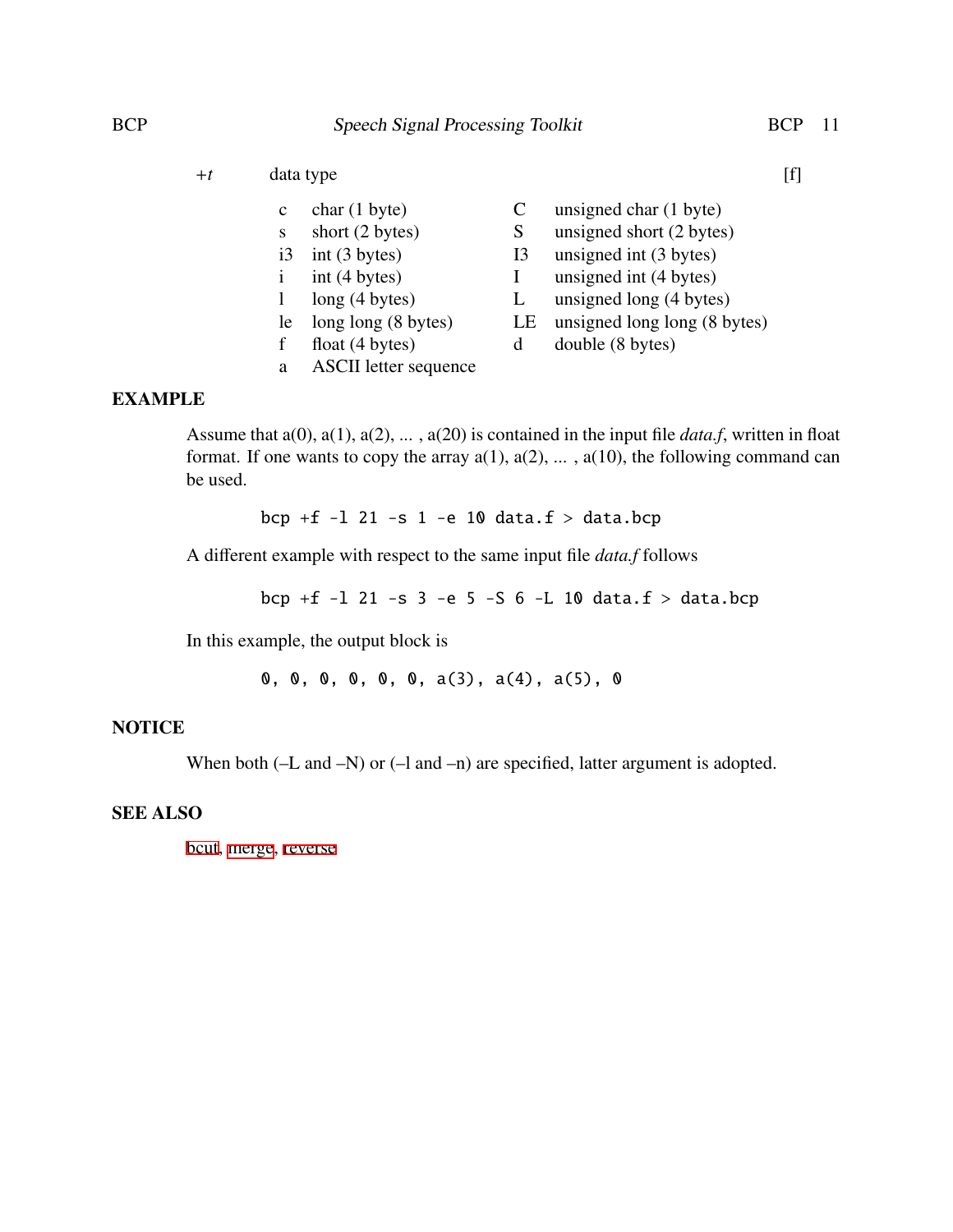+*t* data type [f]

| | | | |
|---|---|---|---|
| c | char (1 byte) | C | unsigned char (1 byte) |
| s | short (2 bytes) | S | unsigned short (2 bytes) |
| i3 | int (3 bytes) | I3 | unsigned int (3 bytes) |
| i | int (4 bytes) | I | unsigned int (4 bytes) |
| l | long (4 bytes) | L | unsigned long (4 bytes) |
| le | long long (8 bytes) | LE | unsigned long long (8 bytes) |
| f | float (4 bytes) | d | double (8 bytes) |
| a | ASCII letter sequence | | |

## EXAMPLE

Assume that a(0), a(1), a(2), ... , a(20) is contained in the input file *data.f*, written in float format. If one wants to copy the array a(1), a(2), ... , a(10), the following command can be used.

```
bcp +f -l 21 -s 1 -e 10 data.f > data.bcp
```

A different example with respect to the same input file *data.f* follows

```
bcp +f -l 21 -s 3 -e 5 -S 6 -L 10 data.f > data.bcp
```

In this example, the output block is

```
0, 0, 0, 0, 0, 0, a(3), a(4), a(5), 0
```

## NOTICE

When both (–L and –N) or (–l and –n) are specified, latter argument is adopted.

## SEE ALSO

bcut, merge, reverse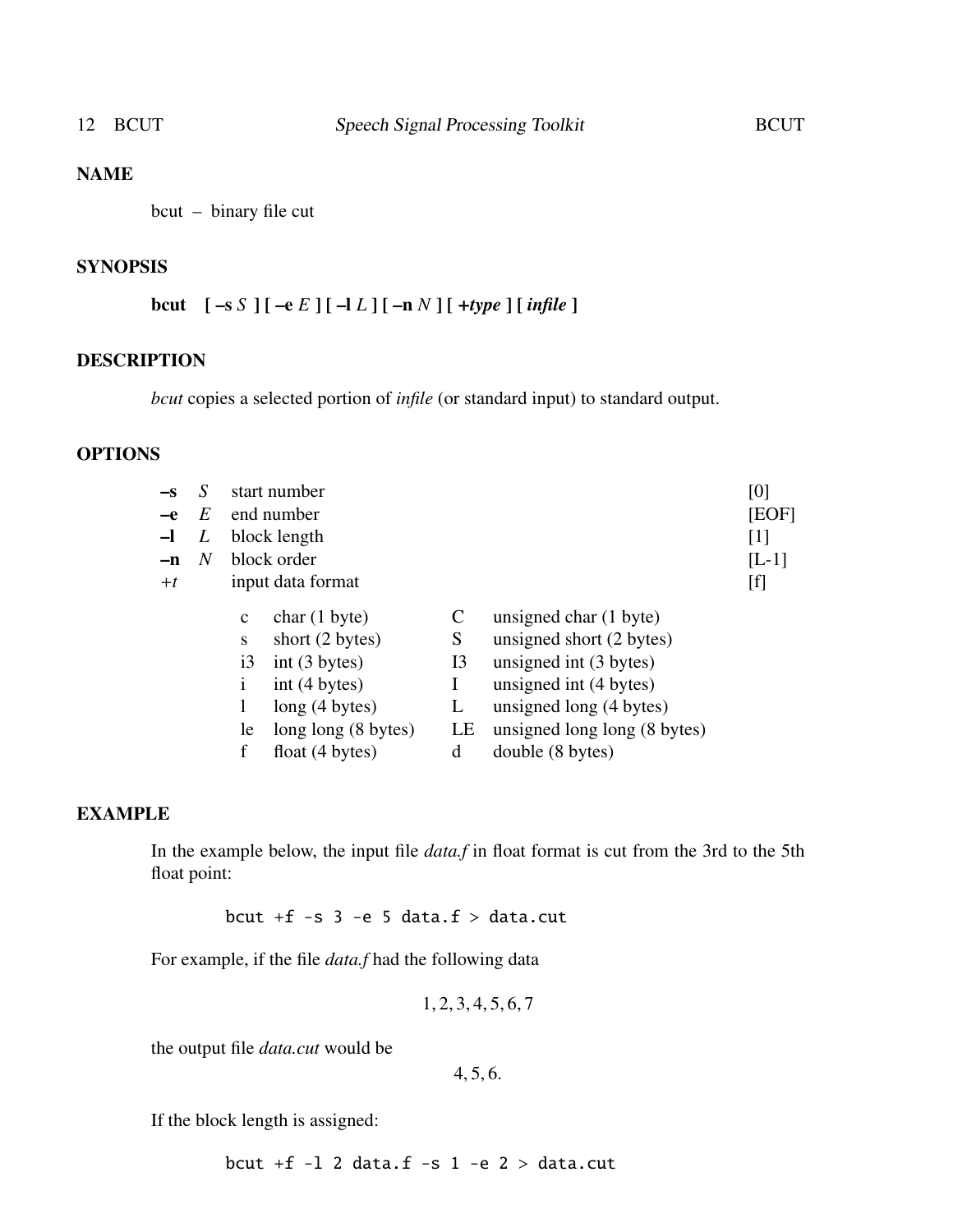## NAME

bcut – binary file cut

## SYNOPSIS

**bcut** **[ –s** *S* **] [ –e** *E* **] [ –l** *L* **] [ –n** *N* **] [ +*type* ] [ *infile* ]**

## DESCRIPTION

*bcut* copies a selected portion of *infile* (or standard input) to standard output.

## OPTIONS

| | | | |
|---|---|---|---|
| **–s** | *S* | start number | [0] |
| **–e** | *E* | end number | [EOF] |
| **–l** | *L* | block length | [1] |
| **–n** | *N* | block order | [L-1] |
| *+t* | | input data format | [f] |

| | | | |
|---|---|---|---|
| c | char (1 byte) | C | unsigned char (1 byte) |
| s | short (2 bytes) | S | unsigned short (2 bytes) |
| i3 | int (3 bytes) | I3 | unsigned int (3 bytes) |
| i | int (4 bytes) | I | unsigned int (4 bytes) |
| l | long (4 bytes) | L | unsigned long (4 bytes) |
| le | long long (8 bytes) | LE | unsigned long long (8 bytes) |
| f | float (4 bytes) | d | double (8 bytes) |

## EXAMPLE

In the example below, the input file *data.f* in float format is cut from the 3rd to the 5th float point:

```
bcut +f -s 3 -e 5 data.f > data.cut
```

For example, if the file *data.f* had the following data

$$1, 2, 3, 4, 5, 6, 7$$

the output file *data.cut* would be

$$4, 5, 6.$$

If the block length is assigned:

```
bcut +f -l 2 data.f -s 1 -e 2 > data.cut
```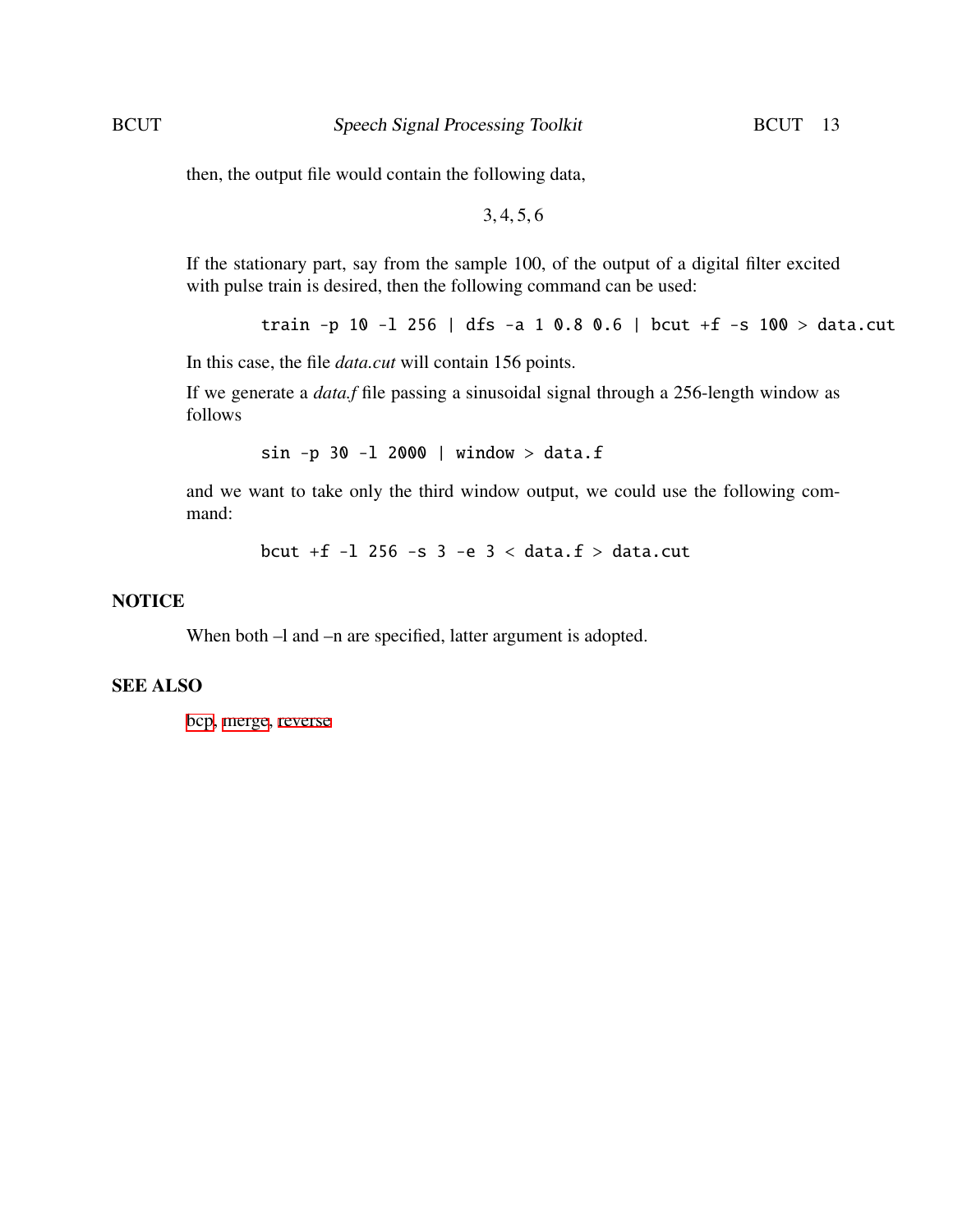then, the output file would contain the following data,

$$3, 4, 5, 6$$

If the stationary part, say from the sample 100, of the output of a digital filter excited with pulse train is desired, then the following command can be used:

```
train -p 10 -l 256 | dfs -a 1 0.8 0.6 | bcut +f -s 100 > data.cut
```

In this case, the file *data.cut* will contain 156 points.

If we generate a *data.f* file passing a sinusoidal signal through a 256-length window as follows

```
sin -p 30 -l 2000 | window > data.f
```

and we want to take only the third window output, we could use the following command:

```
bcut +f -l 256 -s 3 -e 3 < data.f > data.cut
```

## NOTICE

When both –l and –n are specified, latter argument is adopted.

## SEE ALSO

bcp, merge, reverse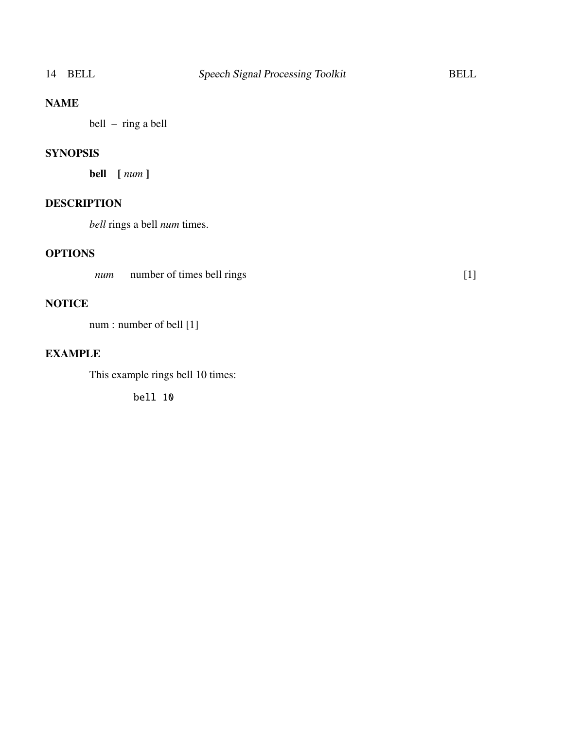## NAME

bell – ring a bell

## SYNOPSIS

**bell [** *num* **]**

## DESCRIPTION

*bell* rings a bell *num* times.

## OPTIONS

| | | |
|---|---|---|
| *num* | number of times bell rings | [1] |

## NOTICE

num : number of bell [1]

## EXAMPLE

This example rings bell 10 times:

```
bell 10
```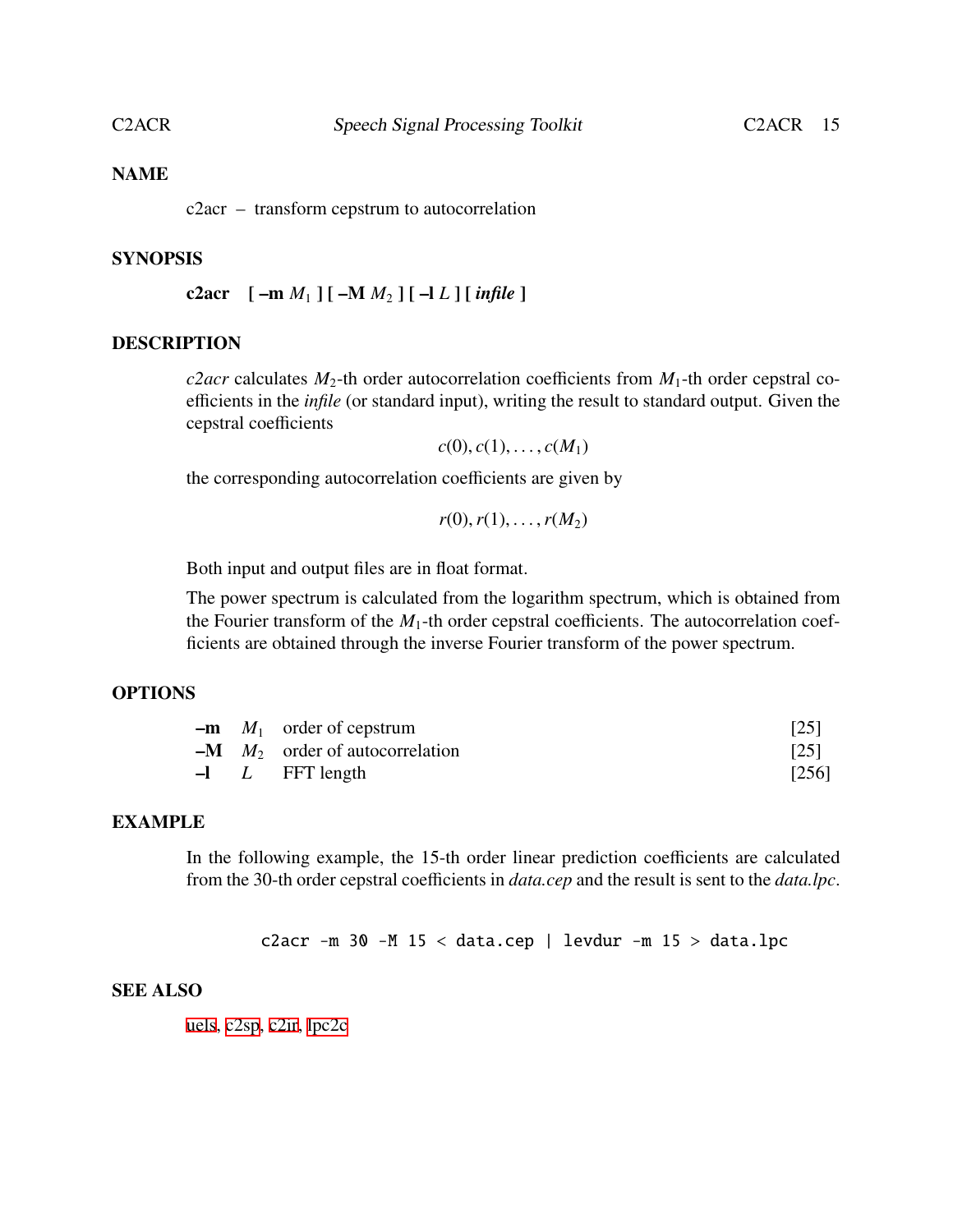## NAME

c2acr – transform cepstrum to autocorrelation

## SYNOPSIS

**c2acr** **[ –m** $M_1$ **] [ –M** $M_2$ **] [ –l** $L$ **] [** ***infile*** **]**

## DESCRIPTION

*c2acr* calculates $M_2$-th order autocorrelation coefficients from $M_1$-th order cepstral coefficients in the *infile* (or standard input), writing the result to standard output. Given the cepstral coefficients

$$c(0), c(1), \ldots, c(M_1)$$

the corresponding autocorrelation coefficients are given by

$$r(0), r(1), \ldots, r(M_2)$$

Both input and output files are in float format.

The power spectrum is calculated from the logarithm spectrum, which is obtained from the Fourier transform of the $M_1$-th order cepstral coefficients. The autocorrelation coefficients are obtained through the inverse Fourier transform of the power spectrum.

## OPTIONS

| | | | |
|---|---|---|---|
| **–m** | $M_1$ | order of cepstrum | [25] |
| **–M** | $M_2$ | order of autocorrelation | [25] |
| **–l** | $L$ | FFT length | [256] |

## EXAMPLE

In the following example, the 15-th order linear prediction coefficients are calculated from the 30-th order cepstral coefficients in *data.cep* and the result is sent to the *data.lpc*.

```
c2acr -m 30 -M 15 < data.cep | levdur -m 15 > data.lpc
```

## SEE ALSO

uels, c2sp, c2ir, lpc2c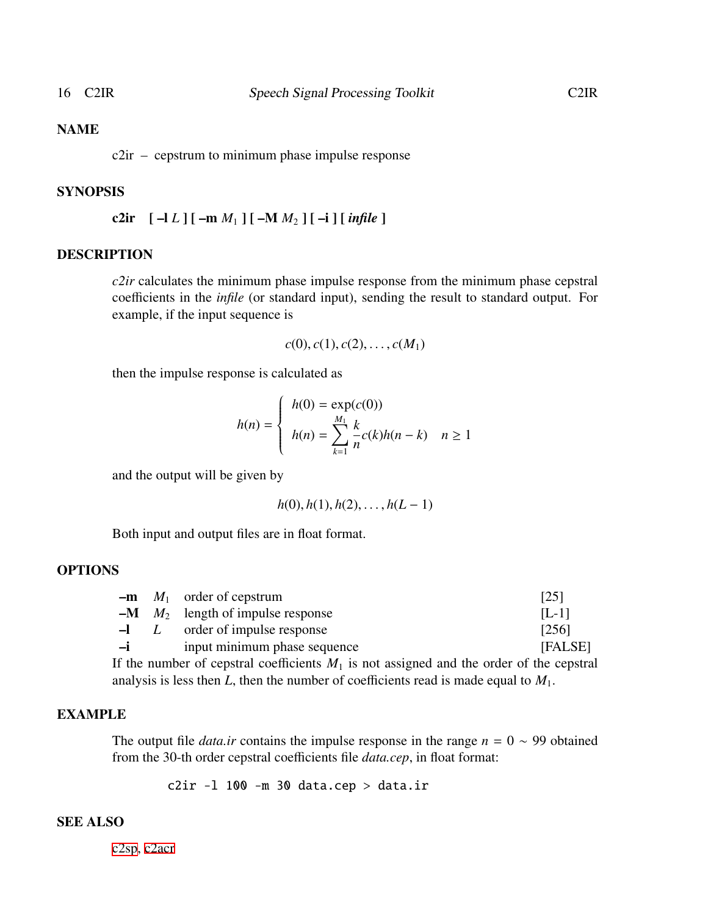## NAME

c2ir – cepstrum to minimum phase impulse response

## SYNOPSIS

**c2ir** [ **–l** $L$ ] [ **–m** $M_1$ ] [ **–M** $M_2$ ] [ **–i** ] [ ***infile*** ]

## DESCRIPTION

*c2ir* calculates the minimum phase impulse response from the minimum phase cepstral coefficients in the *infile* (or standard input), sending the result to standard output. For example, if the input sequence is

$$c(0), c(1), c(2), \ldots, c(M_1)$$

then the impulse response is calculated as

$$h(n) = \begin{cases} h(0) = \exp(c(0)) \\ h(n) = \displaystyle\sum_{k=1}^{M_1} \frac{k}{n} c(k) h(n-k) \quad n \geq 1 \end{cases}$$

and the output will be given by

$$h(0), h(1), h(2), \ldots, h(L-1)$$

Both input and output files are in float format.

## OPTIONS

| | | | |
|---|---|---|---|
| **–m** | $M_1$ | order of cepstrum | [25] |
| **–M** | $M_2$ | length of impulse response | [L-1] |
| **–l** | $L$ | order of impulse response | [256] |
| **–i** | | input minimum phase sequence | [FALSE] |

If the number of cepstral coefficients $M_1$ is not assigned and the order of the cepstral analysis is less then $L$, then the number of coefficients read is made equal to $M_1$.

## EXAMPLE

The output file *data.ir* contains the impulse response in the range $n = 0 \sim 99$ obtained from the 30-th order cepstral coefficients file *data.cep*, in float format:

```
c2ir -l 100 -m 30 data.cep > data.ir
```

## SEE ALSO

c2sp, c2acr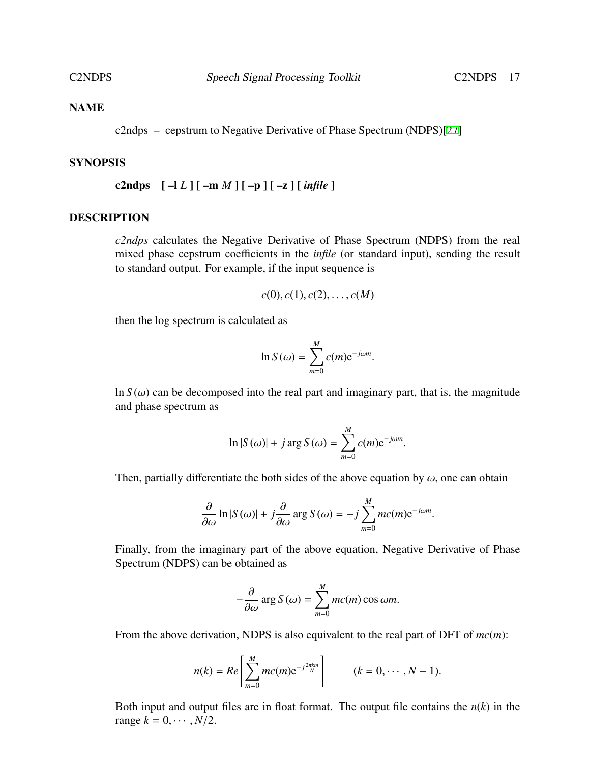## NAME

c2ndps – cepstrum to Negative Derivative of Phase Spectrum (NDPS)[27]

## SYNOPSIS

**c2ndps [ –l** *L* **] [ –m** *M* **] [ –p ] [ –z ] [** ***infile*** **]**

## DESCRIPTION

*c2ndps* calculates the Negative Derivative of Phase Spectrum (NDPS) from the real mixed phase cepstrum coefficients in the *infile* (or standard input), sending the result to standard output. For example, if the input sequence is

$$c(0), c(1), c(2), \ldots, c(M)$$

then the log spectrum is calculated as

$$\ln S(\omega) = \sum_{m=0}^{M} c(m) e^{-j\omega m}.$$

$\ln S(\omega)$ can be decomposed into the real part and imaginary part, that is, the magnitude and phase spectrum as

$$\ln |S(\omega)| + j \arg S(\omega) = \sum_{m=0}^{M} c(m) e^{-j\omega m}.$$

Then, partially differentiate the both sides of the above equation by $\omega$, one can obtain

$$\frac{\partial}{\partial \omega} \ln |S(\omega)| + j \frac{\partial}{\partial \omega} \arg S(\omega) = -j \sum_{m=0}^{M} mc(m) e^{-j\omega m}.$$

Finally, from the imaginary part of the above equation, Negative Derivative of Phase Spectrum (NDPS) can be obtained as

$$-\frac{\partial}{\partial \omega} \arg S(\omega) = \sum_{m=0}^{M} mc(m) \cos \omega m.$$

From the above derivation, NDPS is also equivalent to the real part of DFT of $mc(m)$:

$$n(k) = Re\left[\sum_{m=0}^{M} mc(m) e^{-j\frac{2\pi km}{N}}\right] \qquad (k = 0, \cdots, N-1).$$

Both input and output files are in float format. The output file contains the $n(k)$ in the range $k = 0, \cdots, N/2$.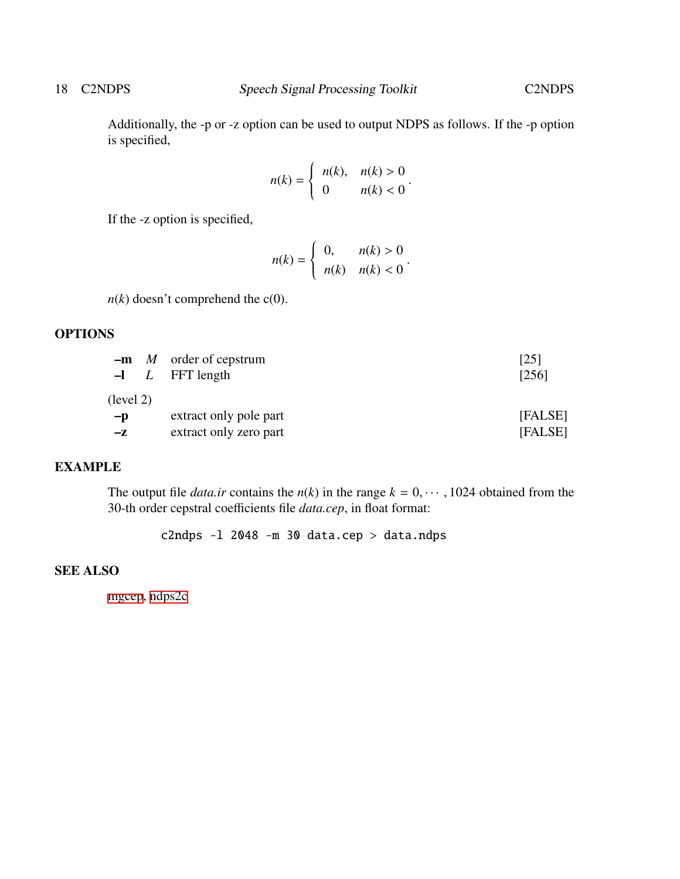Additionally, the -p or -z option can be used to output NDPS as follows. If the -p option is specified,

$$n(k) = \begin{cases} n(k), & n(k) > 0 \\ 0 & n(k) < 0 \end{cases}.$$

If the -z option is specified,

$$n(k) = \begin{cases} 0, & n(k) > 0 \\ n(k) & n(k) < 0 \end{cases}.$$

$n(k)$ doesn't comprehend the c(0).

## OPTIONS

| | | | |
|---|---|---|---|
| **–m** | $M$ | order of cepstrum | [25] |
| **–l** | $L$ | FFT length | [256] |

(level 2)

| | | |
|---|---|---|
| **–p** | extract only pole part | [FALSE] |
| **–z** | extract only zero part | [FALSE] |

## EXAMPLE

The output file *data.ir* contains the $n(k)$ in the range $k = 0, \cdots, 1024$ obtained from the 30-th order cepstral coefficients file *data.cep*, in float format:

```
c2ndps -l 2048 -m 30 data.cep > data.ndps
```

## SEE ALSO

mgcep, ndps2c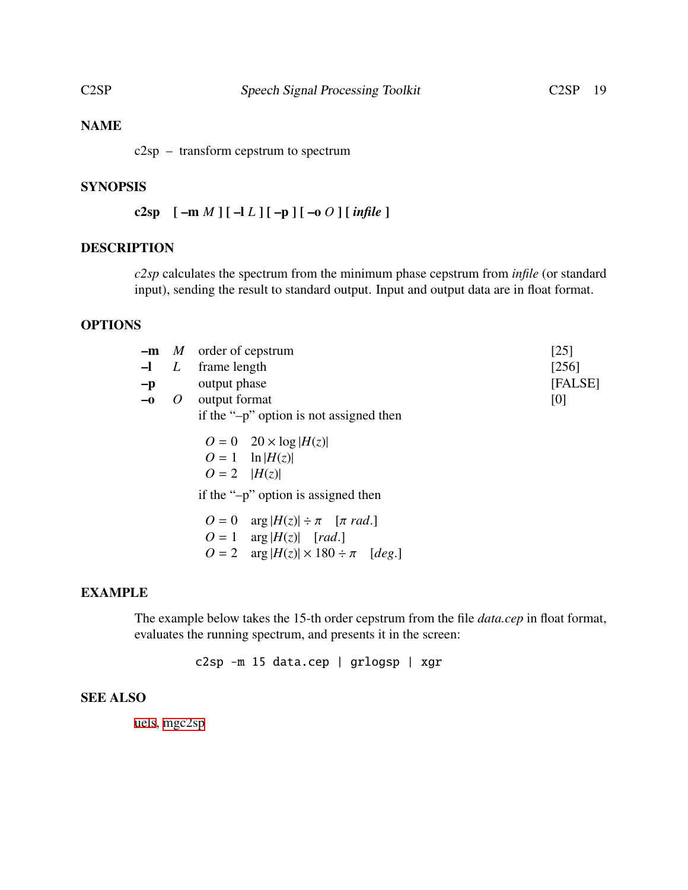## NAME

c2sp – transform cepstrum to spectrum

## SYNOPSIS

**c2sp** **[ –m** *M* **] [ –l** *L* **] [ –p ] [ –o** *O* **] [** ***infile*** **]**

## DESCRIPTION

*c2sp* calculates the spectrum from the minimum phase cepstrum from *infile* (or standard input), sending the result to standard output. Input and output data are in float format.

## OPTIONS

| | | | |
|---|---|---|---|
| **–m** | *M* | order of cepstrum | [25] |
| **–l** | *L* | frame length | [256] |
| **–p** | | output phase | [FALSE] |
| **–o** | *O* | output format | [0] |

if the "–p" option is not assigned then

$O = 0$ $\quad 20 \times \log |H(z)|$
$O = 1$ $\quad \ln |H(z)|$
$O = 2$ $\quad |H(z)|$

if the "–p" option is assigned then

$O = 0$ $\quad \arg |H(z)| \div \pi \quad [\pi\ rad.]$
$O = 1$ $\quad \arg |H(z)| \quad [rad.]$
$O = 2$ $\quad \arg |H(z)| \times 180 \div \pi \quad [deg.]$

## EXAMPLE

The example below takes the 15-th order cepstrum from the file *data.cep* in float format, evaluates the running spectrum, and presents it in the screen:

```
c2sp -m 15 data.cep | grlogsp | xgr
```

## SEE ALSO

uels, mgc2sp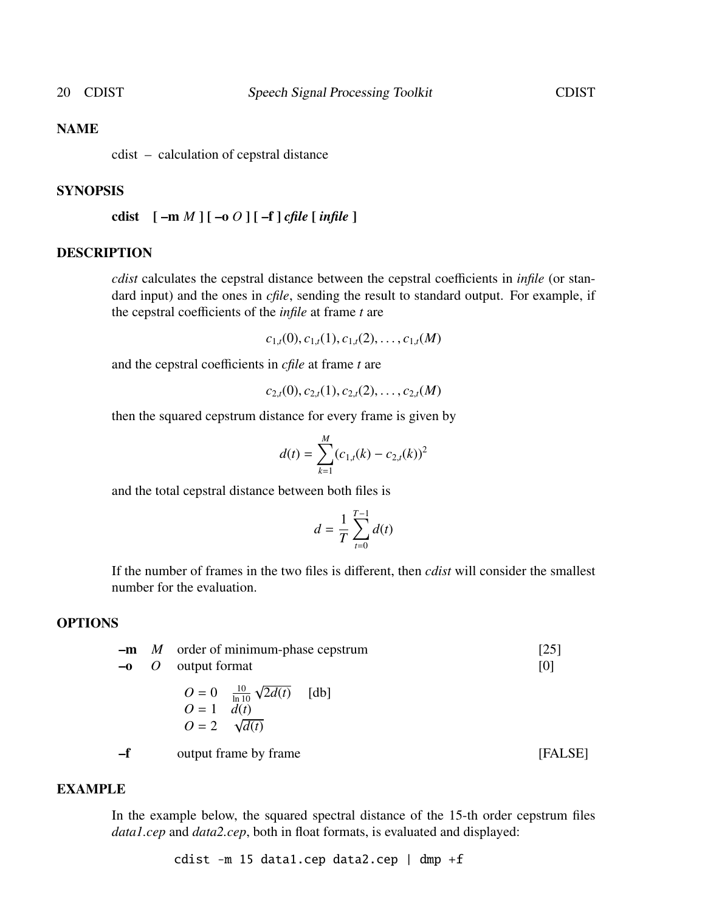## NAME

cdist – calculation of cepstral distance

## SYNOPSIS

**cdist** **[ –m** $M$ **] [ –o** $O$ **] [ –f ]** ***cfile*** **[ *infile* ]**

## DESCRIPTION

*cdist* calculates the cepstral distance between the cepstral coefficients in *infile* (or standard input) and the ones in *cfile*, sending the result to standard output. For example, if the cepstral coefficients of the *infile* at frame $t$ are

$$c_{1,t}(0), c_{1,t}(1), c_{1,t}(2), \ldots, c_{1,t}(M)$$

and the cepstral coefficients in *cfile* at frame $t$ are

$$c_{2,t}(0), c_{2,t}(1), c_{2,t}(2), \ldots, c_{2,t}(M)$$

then the squared cepstrum distance for every frame is given by

$$d(t) = \sum_{k=1}^{M} (c_{1,t}(k) - c_{2,t}(k))^2$$

and the total cepstral distance between both files is

$$d = \frac{1}{T} \sum_{t=0}^{T-1} d(t)$$

If the number of frames in the two files is different, then *cdist* will consider the smallest number for the evaluation.

## OPTIONS

| | | | |
|---|---|---|---|
| **–m** | $M$ | order of minimum-phase cepstrum | [25] |
| **–o** | $O$ | output format | [0] |
| | | $O = 0$ &nbsp; $\frac{10}{\ln 10}\sqrt{2d(t)}$ &nbsp; [db] | |
| | | $O = 1$ &nbsp; $d(t)$ | |
| | | $O = 2$ &nbsp; $\sqrt{d(t)}$ | |
| **–f** | | output frame by frame | [FALSE] |

## EXAMPLE

In the example below, the squared spectral distance of the 15-th order cepstrum files *data1.cep* and *data2.cep*, both in float formats, is evaluated and displayed:

```
cdist -m 15 data1.cep data2.cep | dmp +f
```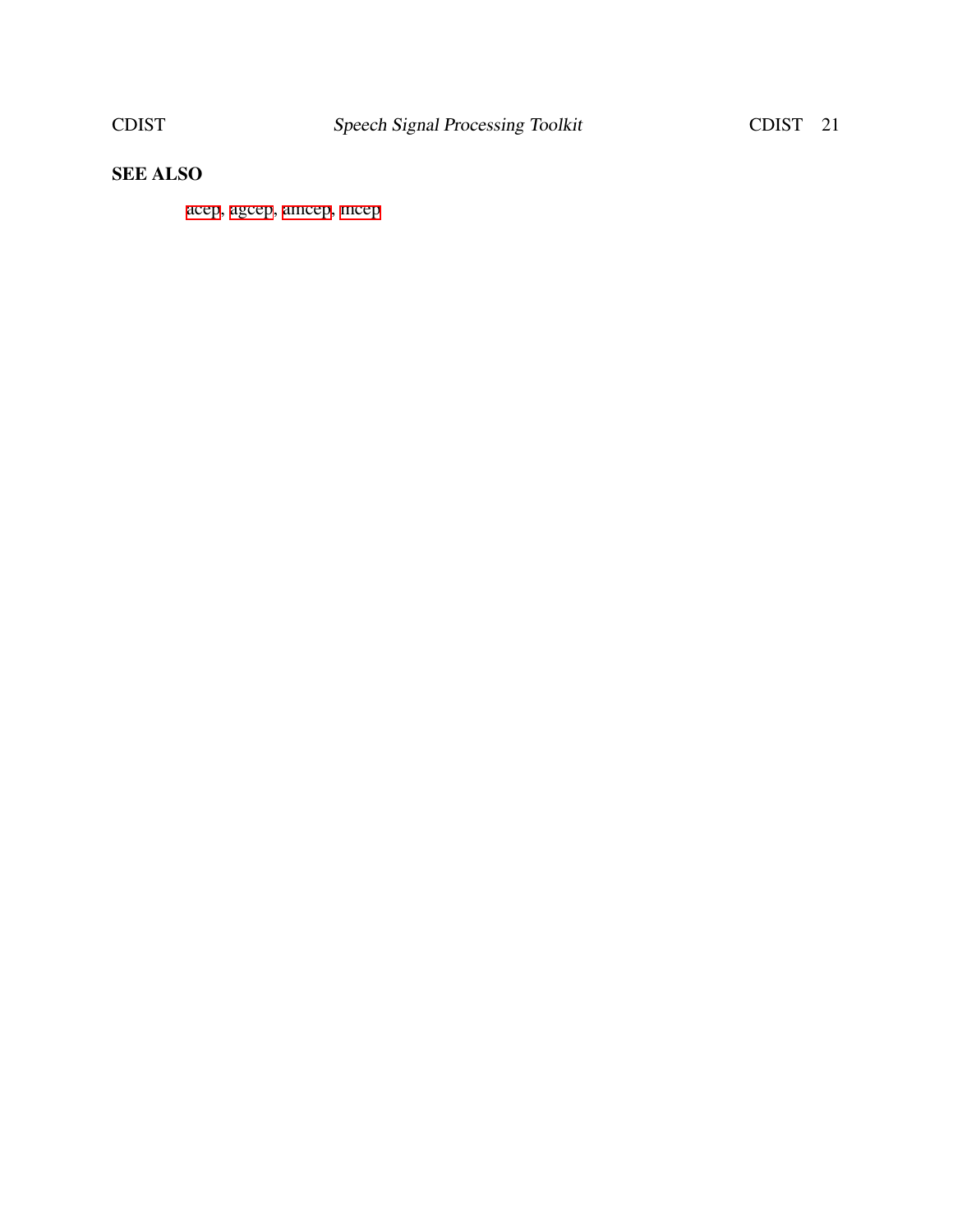## SEE ALSO

acep, agcep, amcep, mcep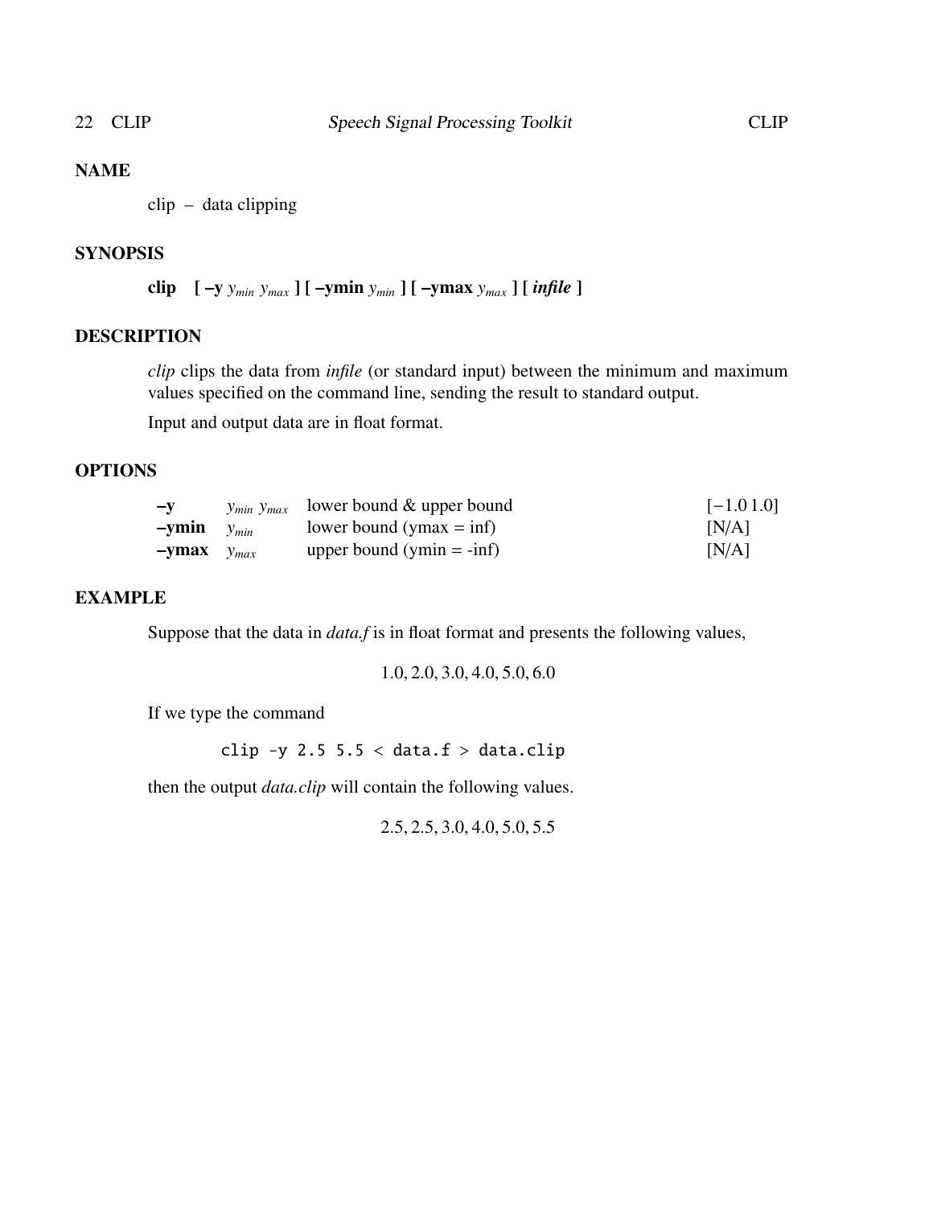## NAME

clip – data clipping

## SYNOPSIS

**clip [ –y** $y_{min}$ $y_{max}$ **] [ –ymin** $y_{min}$ **] [ –ymax** $y_{max}$ **] [** ***infile*** **]**

## DESCRIPTION

*clip* clips the data from *infile* (or standard input) between the minimum and maximum values specified on the command line, sending the result to standard output.

Input and output data are in float format.

## OPTIONS

| | | | |
|---|---|---|---|
| **–y** | $y_{min}$ $y_{max}$ | lower bound & upper bound | [−1.0 1.0] |
| **–ymin** | $y_{min}$ | lower bound (ymax = inf) | [N/A] |
| **–ymax** | $y_{max}$ | upper bound (ymin = -inf) | [N/A] |

## EXAMPLE

Suppose that the data in *data.f* is in float format and presents the following values,

1.0, 2.0, 3.0, 4.0, 5.0, 6.0

If we type the command

```
clip -y 2.5 5.5 < data.f > data.clip
```

then the output *data.clip* will contain the following values.

2.5, 2.5, 3.0, 4.0, 5.0, 5.5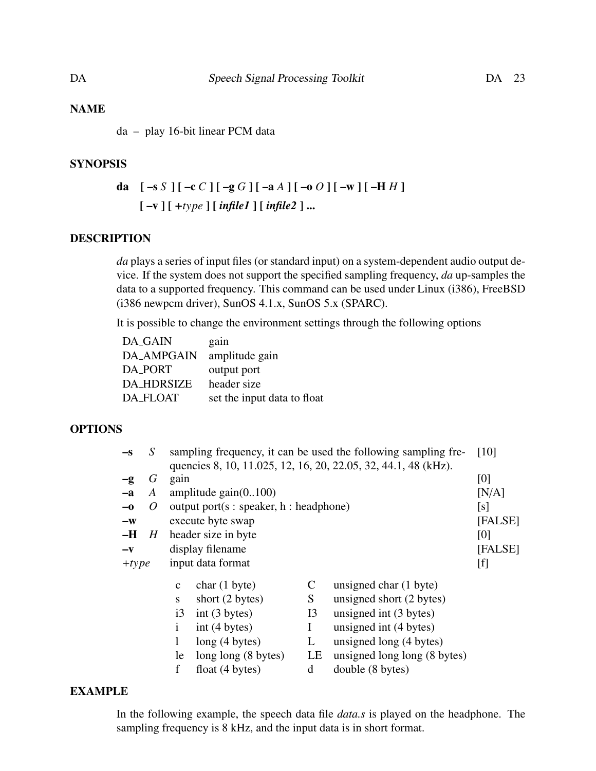## NAME

da – play 16-bit linear PCM data

## SYNOPSIS

**da** **[ –s** *S* **] [ –c** *C* **] [ –g** *G* **] [ –a** *A* **] [ –o** *O* **] [ –w ] [ –H** *H* **]**
**[ –v ] [ +***type* **] [** ***infile1*** **] [** ***infile2*** **] ...**

## DESCRIPTION

*da* plays a series of input files (or standard input) on a system-dependent audio output device. If the system does not support the specified sampling frequency, *da* up-samples the data to a supported frequency. This command can be used under Linux (i386), FreeBSD (i386 newpcm driver), SunOS 4.1.x, SunOS 5.x (SPARC).

It is possible to change the environment settings through the following options

| | |
|---|---|
| DA_GAIN | gain |
| DA_AMPGAIN | amplitude gain |
| DA_PORT | output port |
| DA_HDRSIZE | header size |
| DA_FLOAT | set the input data to float |

## OPTIONS

| Option | Arg | Description | Default |
|---|---|---|---|
| **–s** | *S* | sampling frequency, it can be used the following sampling frequencies 8, 10, 11.025, 12, 16, 20, 22.05, 32, 44.1, 48 (kHz). | [10] |
| **–g** | *G* | gain | [0] |
| **–a** | *A* | amplitude gain(0..100) | [N/A] |
| **–o** | *O* | output port(s : speaker, h : headphone) | [s] |
| **–w** | | execute byte swap | [FALSE] |
| **–H** | *H* | header size in byte | [0] |
| **–v** | | display filename | [FALSE] |
| *+type* | | input data format | [f] |

| | | | |
|---|---|---|---|
| c | char (1 byte) | C | unsigned char (1 byte) |
| s | short (2 bytes) | S | unsigned short (2 bytes) |
| i3 | int (3 bytes) | I3 | unsigned int (3 bytes) |
| i | int (4 bytes) | I | unsigned int (4 bytes) |
| l | long (4 bytes) | L | unsigned long (4 bytes) |
| le | long long (8 bytes) | LE | unsigned long long (8 bytes) |
| f | float (4 bytes) | d | double (8 bytes) |

## EXAMPLE

In the following example, the speech data file *data.s* is played on the headphone. The sampling frequency is 8 kHz, and the input data is in short format.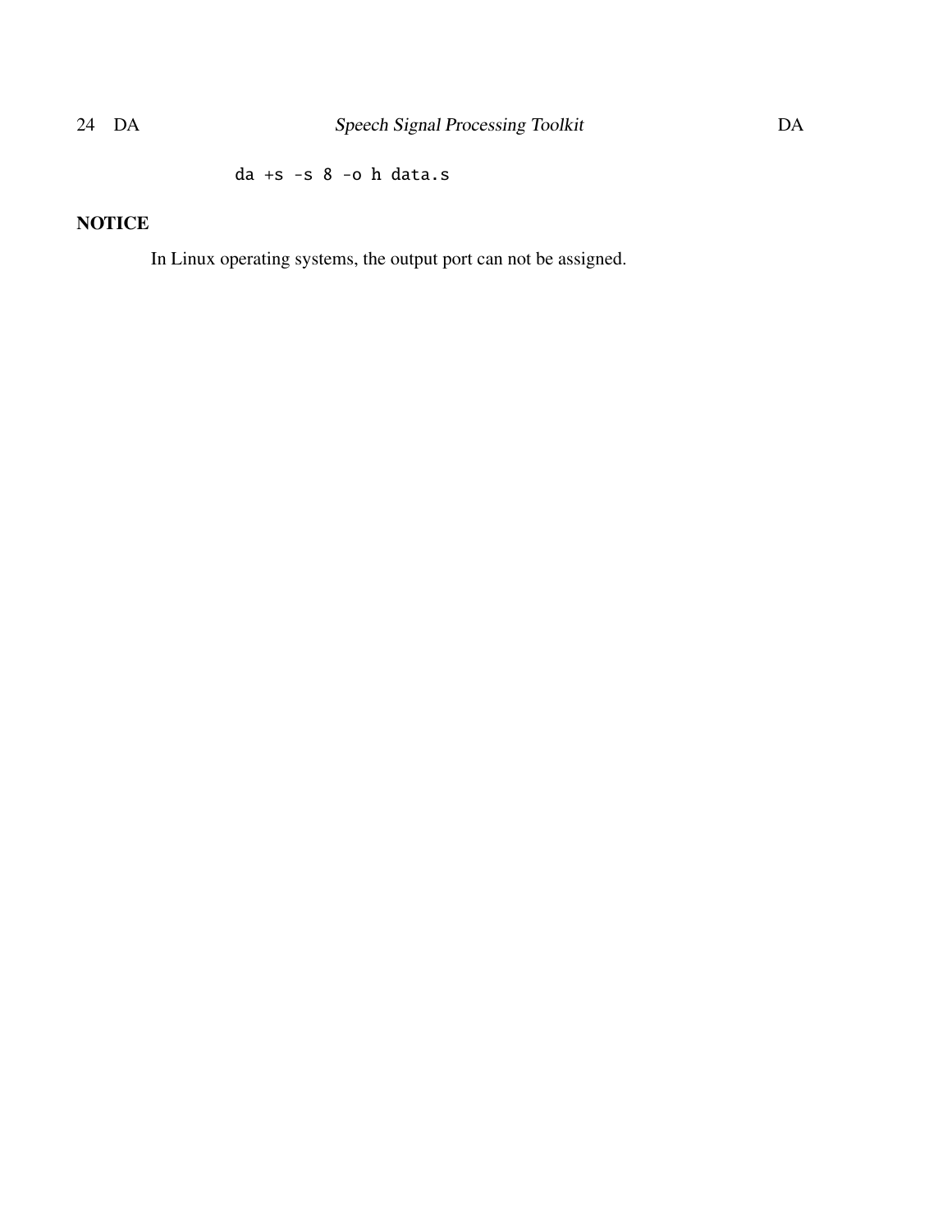```
da +s -s 8 -o h data.s
```

## NOTICE

In Linux operating systems, the output port can not be assigned.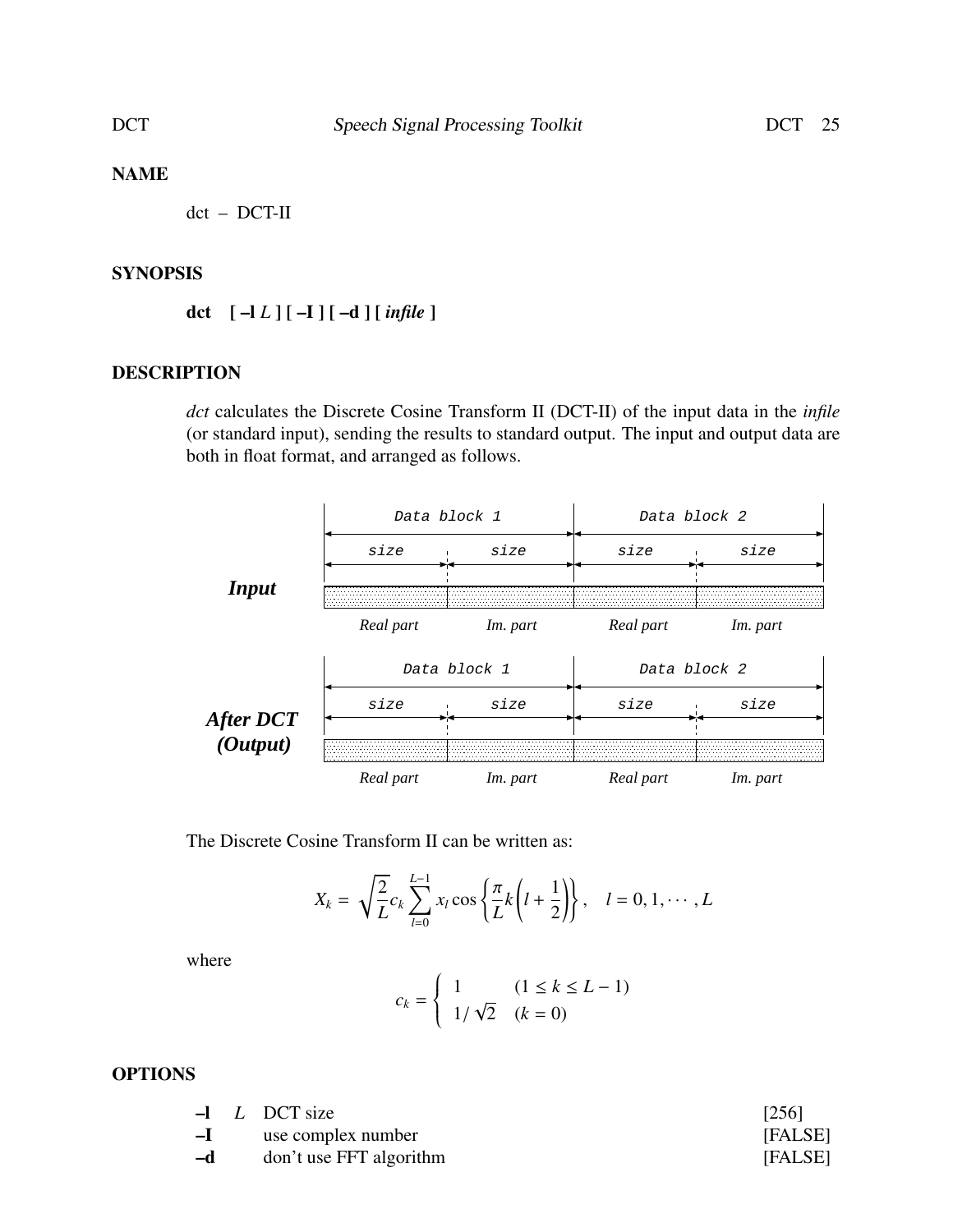## NAME

dct – DCT-II

## SYNOPSIS

**dct [ –l** *L* **] [ –I ] [ –d ] [** ***infile*** **]**

## DESCRIPTION

*dct* calculates the Discrete Cosine Transform II (DCT-II) of the input data in the *infile* (or standard input), sending the results to standard output. The input and output data are both in float format, and arranged as follows.

**Input**

| Data block 1 | | Data block 2 | |
|---|---|---|---|
| size | size | size | size |
| *Real part* | *Im. part* | *Real part* | *Im. part* |

**After DCT (Output)**

| Data block 1 | | Data block 2 | |
|---|---|---|---|
| size | size | size | size |
| *Real part* | *Im. part* | *Real part* | *Im. part* |

The Discrete Cosine Transform II can be written as:

$$X_k = \sqrt{\frac{2}{L}} c_k \sum_{l=0}^{L-1} x_l \cos\left\{\frac{\pi}{L} k \left(l + \frac{1}{2}\right)\right\}, \quad l = 0, 1, \cdots, L$$

where

$$c_k = \begin{cases} 1 & (1 \leq k \leq L-1) \\ 1/\sqrt{2} & (k = 0) \end{cases}$$

## OPTIONS

| | | | |
|---|---|---|---|
| **–l** | *L* | DCT size | [256] |
| **–I** | | use complex number | [FALSE] |
| **–d** | | don't use FFT algorithm | [FALSE] |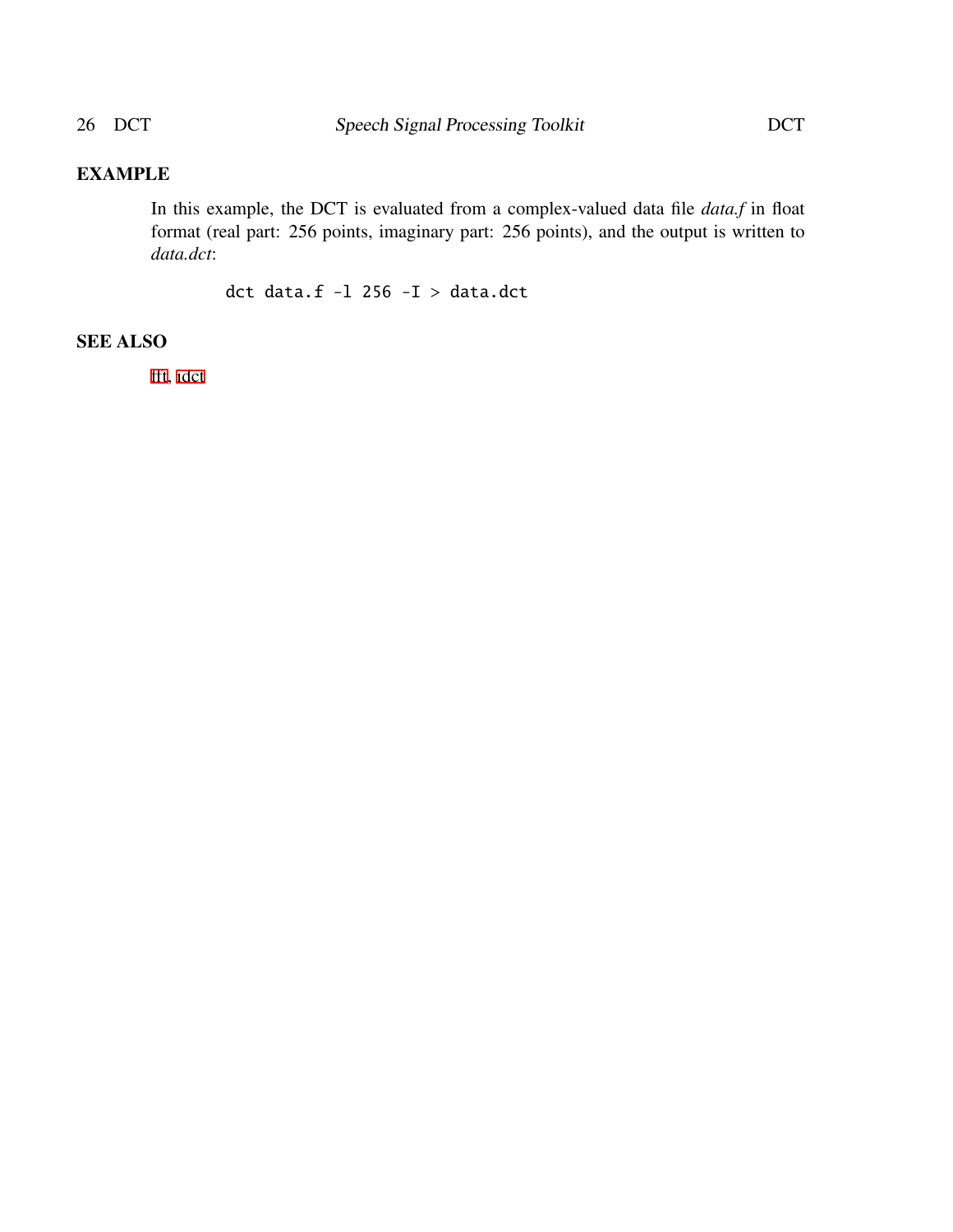## EXAMPLE

In this example, the DCT is evaluated from a complex-valued data file *data.f* in float format (real part: 256 points, imaginary part: 256 points), and the output is written to *data.dct*:

```
dct data.f -l 256 -I > data.dct
```

## SEE ALSO

fft, idct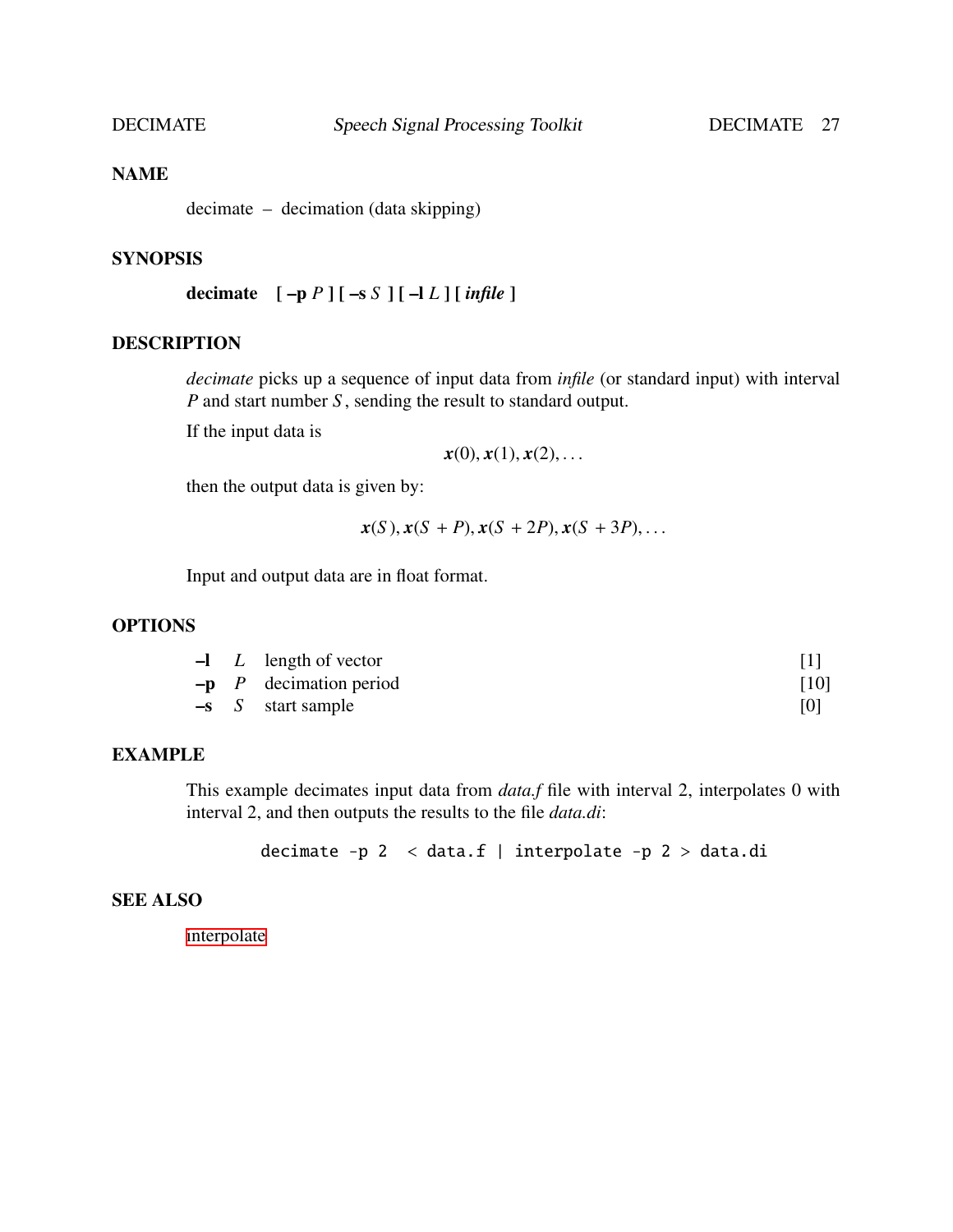## NAME

decimate – decimation (data skipping)

## SYNOPSIS

**decimate** [ **–p** *P* ] [ **–s** *S* ] [ **–l** *L* ] [ ***infile*** ]

## DESCRIPTION

*decimate* picks up a sequence of input data from *infile* (or standard input) with interval $P$ and start number $S$, sending the result to standard output.

If the input data is

$$\boldsymbol{x}(0), \boldsymbol{x}(1), \boldsymbol{x}(2), \ldots$$

then the output data is given by:

$$\boldsymbol{x}(S), \boldsymbol{x}(S+P), \boldsymbol{x}(S+2P), \boldsymbol{x}(S+3P), \ldots$$

Input and output data are in float format.

## OPTIONS

| | | | |
|---|---|---|---|
| **–l** | *L* | length of vector | [1] |
| **–p** | *P* | decimation period | [10] |
| **–s** | *S* | start sample | [0] |

## EXAMPLE

This example decimates input data from *data.f* file with interval 2, interpolates 0 with interval 2, and then outputs the results to the file *data.di*:

```
decimate -p 2  < data.f | interpolate -p 2 > data.di
```

## SEE ALSO

interpolate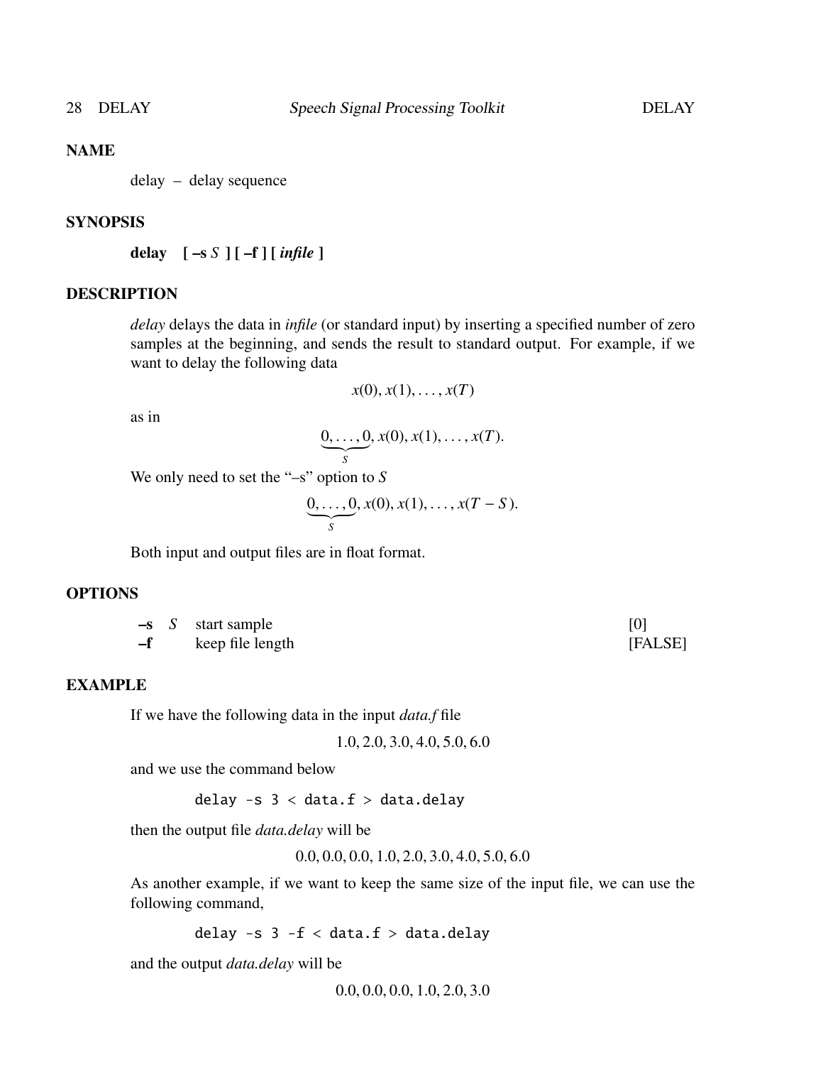## NAME

delay – delay sequence

## SYNOPSIS

**delay** [ **–s** $S$ ] [ **–f** ] [ *infile* ]

## DESCRIPTION

*delay* delays the data in *infile* (or standard input) by inserting a specified number of zero samples at the beginning, and sends the result to standard output. For example, if we want to delay the following data

$$x(0), x(1), \ldots, x(T)$$

as in

$$\underbrace{0, \ldots, 0}_{S}, x(0), x(1), \ldots, x(T).$$

We only need to set the "–s" option to $S$

$$\underbrace{0, \ldots, 0}_{S}, x(0), x(1), \ldots, x(T-S).$$

Both input and output files are in float format.

## OPTIONS

| | | |
|---|---|---|
| **–s** $S$ | start sample | [0] |
| **–f** | keep file length | [FALSE] |

## EXAMPLE

If we have the following data in the input *data.f* file

1.0, 2.0, 3.0, 4.0, 5.0, 6.0

and we use the command below

```
delay -s 3 < data.f > data.delay
```

then the output file *data.delay* will be

0.0, 0.0, 0.0, 1.0, 2.0, 3.0, 4.0, 5.0, 6.0

As another example, if we want to keep the same size of the input file, we can use the following command,

```
delay -s 3 -f < data.f > data.delay
```

and the output *data.delay* will be

0.0, 0.0, 0.0, 1.0, 2.0, 3.0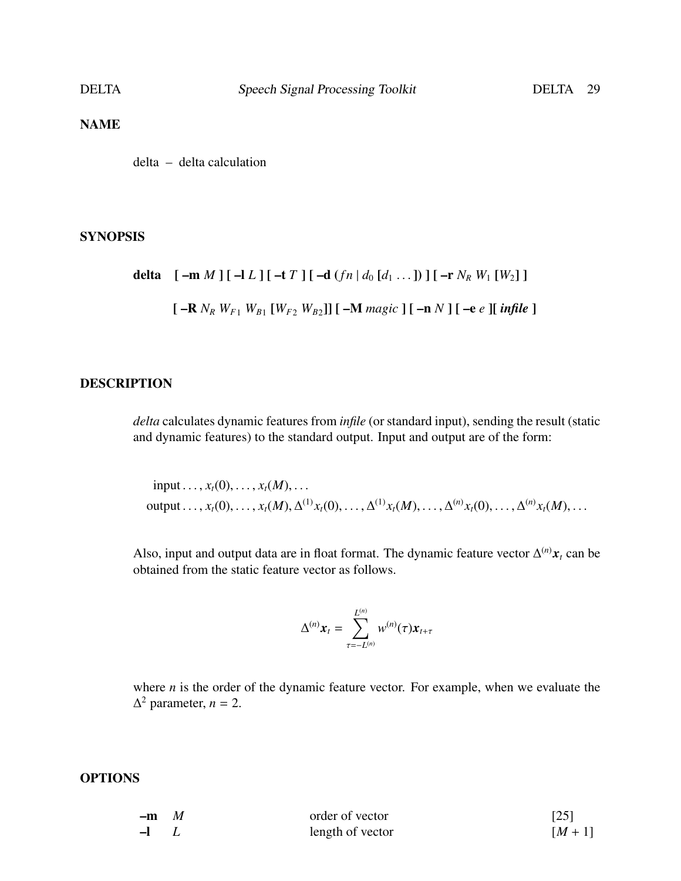## NAME

delta – delta calculation

## SYNOPSIS

**delta** [ **–m** $M$ ] [ **–l** $L$ ] [ **–t** $T$ ] [ **–d** ($fn$ | $d_0$ [$d_1$ ...]) ] [ **–r** $N_R$ $W_1$ [$W_2$] ]

[ **–R** $N_R$ $W_{F1}$ $W_{B1}$ [$W_{F2}$ $W_{B2}$]] [ **–M** *magic* ] [ **–n** $N$ ] [ **–e** $e$ ][ ***infile*** ]

## DESCRIPTION

*delta* calculates dynamic features from *infile* (or standard input), sending the result (static and dynamic features) to the standard output. Input and output are of the form:

input $\ldots, x_t(0), \ldots, x_t(M), \ldots$
output $\ldots, x_t(0), \ldots, x_t(M), \Delta^{(1)}x_t(0), \ldots, \Delta^{(1)}x_t(M), \ldots, \Delta^{(n)}x_t(0), \ldots, \Delta^{(n)}x_t(M), \ldots$

Also, input and output data are in float format. The dynamic feature vector $\Delta^{(n)}\boldsymbol{x}_t$ can be obtained from the static feature vector as follows.

$$\Delta^{(n)}\boldsymbol{x}_t = \sum_{\tau=-L^{(n)}}^{L^{(n)}} w^{(n)}(\tau)\boldsymbol{x}_{t+\tau}$$

where $n$ is the order of the dynamic feature vector. For example, when we evaluate the $\Delta^2$ parameter, $n = 2$.

## OPTIONS

| | | | |
|---|---|---|---|
| **–m** | $M$ | order of vector | [25] |
| **–l** | $L$ | length of vector | [$M + 1$] |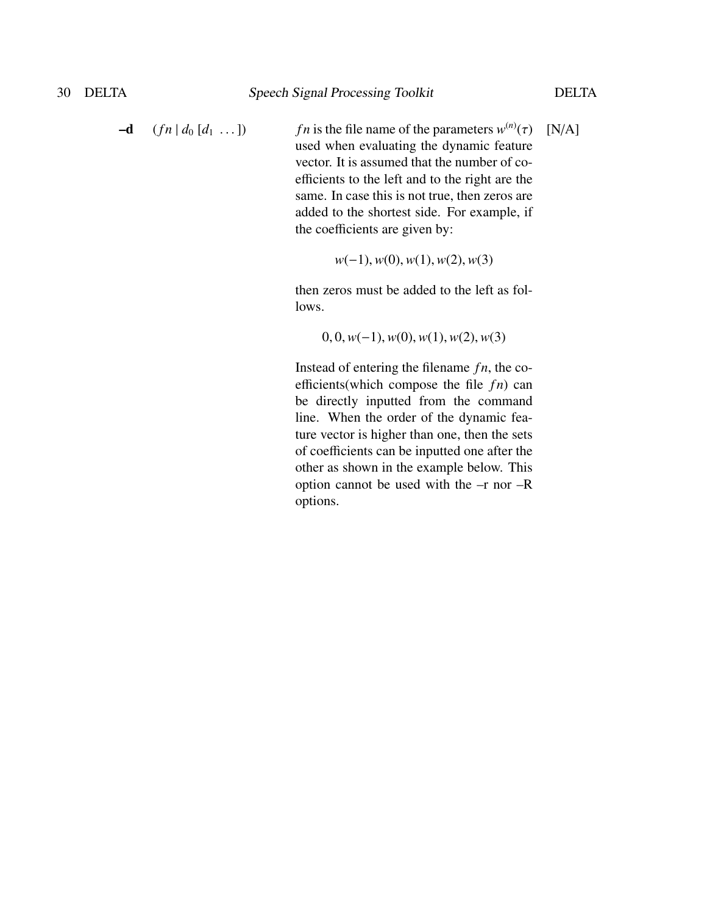**–d** $(fn \mid d_0\ [d_1\ \ldots])$ $fn$ is the file name of the parameters $w^{(n)}(\tau)$ used when evaluating the dynamic feature vector. It is assumed that the number of coefficients to the left and to the right are the same. In case this is not true, then zeros are added to the shortest side. For example, if the coefficients are given by: [N/A]

$$w(-1), w(0), w(1), w(2), w(3)$$

then zeros must be added to the left as follows.

$$0, 0, w(-1), w(0), w(1), w(2), w(3)$$

Instead of entering the filename $fn$, the coefficients(which compose the file $fn$) can be directly inputted from the command line. When the order of the dynamic feature vector is higher than one, then the sets of coefficients can be inputted one after the other as shown in the example below. This option cannot be used with the –r nor –R options.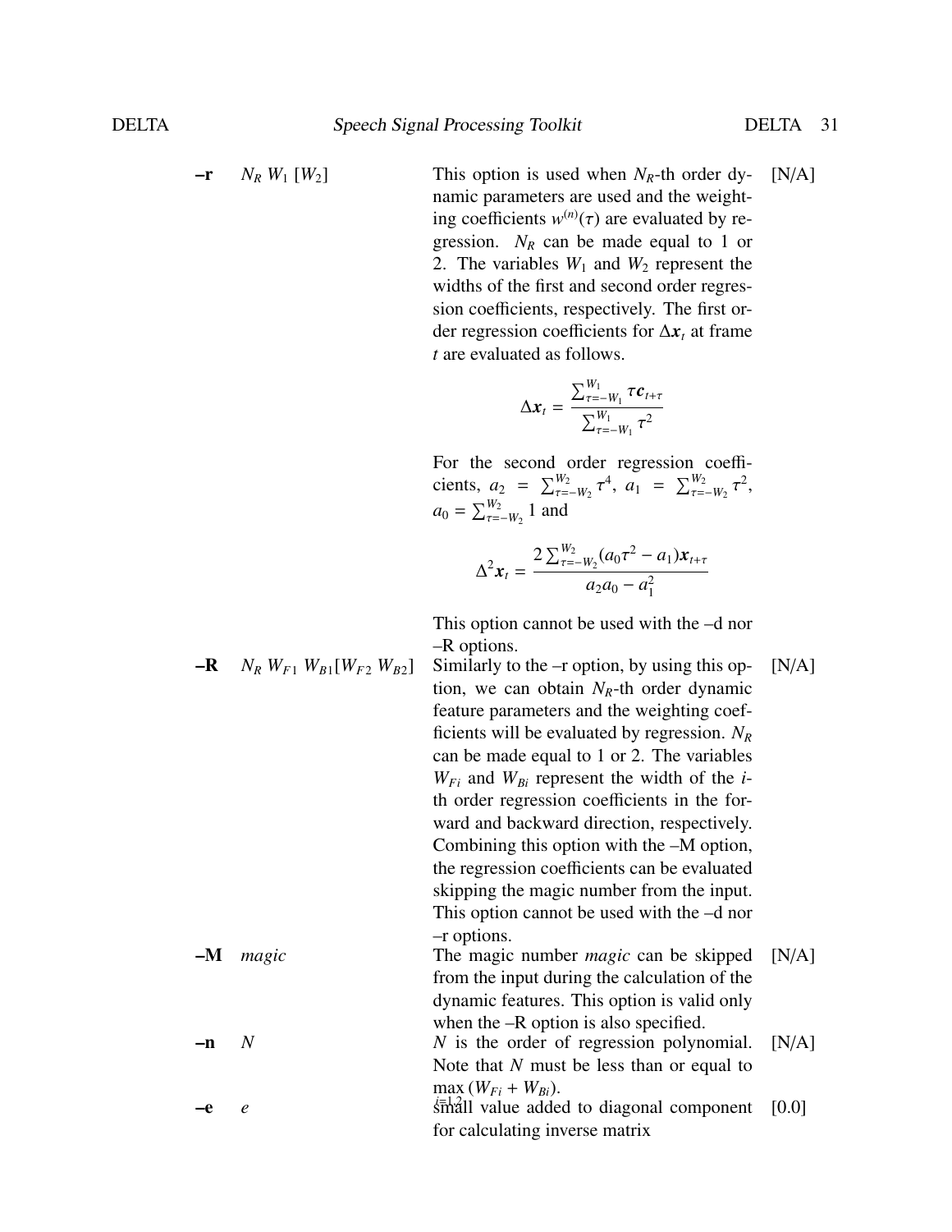**–r** $N_R$ $W_1$ [$W_2$] — This option is used when $N_R$-th order dynamic parameters are used and the weighting coefficients $w^{(n)}(\tau)$ are evaluated by regression. $N_R$ can be made equal to 1 or 2. The variables $W_1$ and $W_2$ represent the widths of the first and second order regression coefficients, respectively. The first order regression coefficients for $\Delta \boldsymbol{x}_t$ at frame $t$ are evaluated as follows. [N/A]

$$\Delta \boldsymbol{x}_t = \frac{\sum_{\tau=-W_1}^{W_1} \tau \boldsymbol{c}_{t+\tau}}{\sum_{\tau=-W_1}^{W_1} \tau^2}$$

For the second order regression coefficients, $a_2 = \sum_{\tau=-W_2}^{W_2} \tau^4$, $a_1 = \sum_{\tau=-W_2}^{W_2} \tau^2$, $a_0 = \sum_{\tau=-W_2}^{W_2} 1$ and

$$\Delta^2 \boldsymbol{x}_t = \frac{2 \sum_{\tau=-W_2}^{W_2} (a_0 \tau^2 - a_1) \boldsymbol{x}_{t+\tau}}{a_2 a_0 - a_1^2}$$

This option cannot be used with the –d nor –R options.

**–R** $N_R$ $W_{F1}$ $W_{B1}$[$W_{F2}$ $W_{B2}$] — Similarly to the –r option, by using this option, we can obtain $N_R$-th order dynamic feature parameters and the weighting coefficients will be evaluated by regression. $N_R$ can be made equal to 1 or 2. The variables $W_{Fi}$ and $W_{Bi}$ represent the width of the $i$-th order regression coefficients in the forward and backward direction, respectively. Combining this option with the –M option, the regression coefficients can be evaluated skipping the magic number from the input. This option cannot be used with the –d nor –r options. [N/A]

**–M** *magic* — The magic number *magic* can be skipped from the input during the calculation of the dynamic features. This option is valid only when the –R option is also specified. [N/A]

**–n** $N$ — $N$ is the order of regression polynomial. Note that $N$ must be less than or equal to $\max_{i=1,2} (W_{Fi} + W_{Bi})$. [N/A]

**–e** $e$ — small value added to diagonal component for calculating inverse matrix [0.0]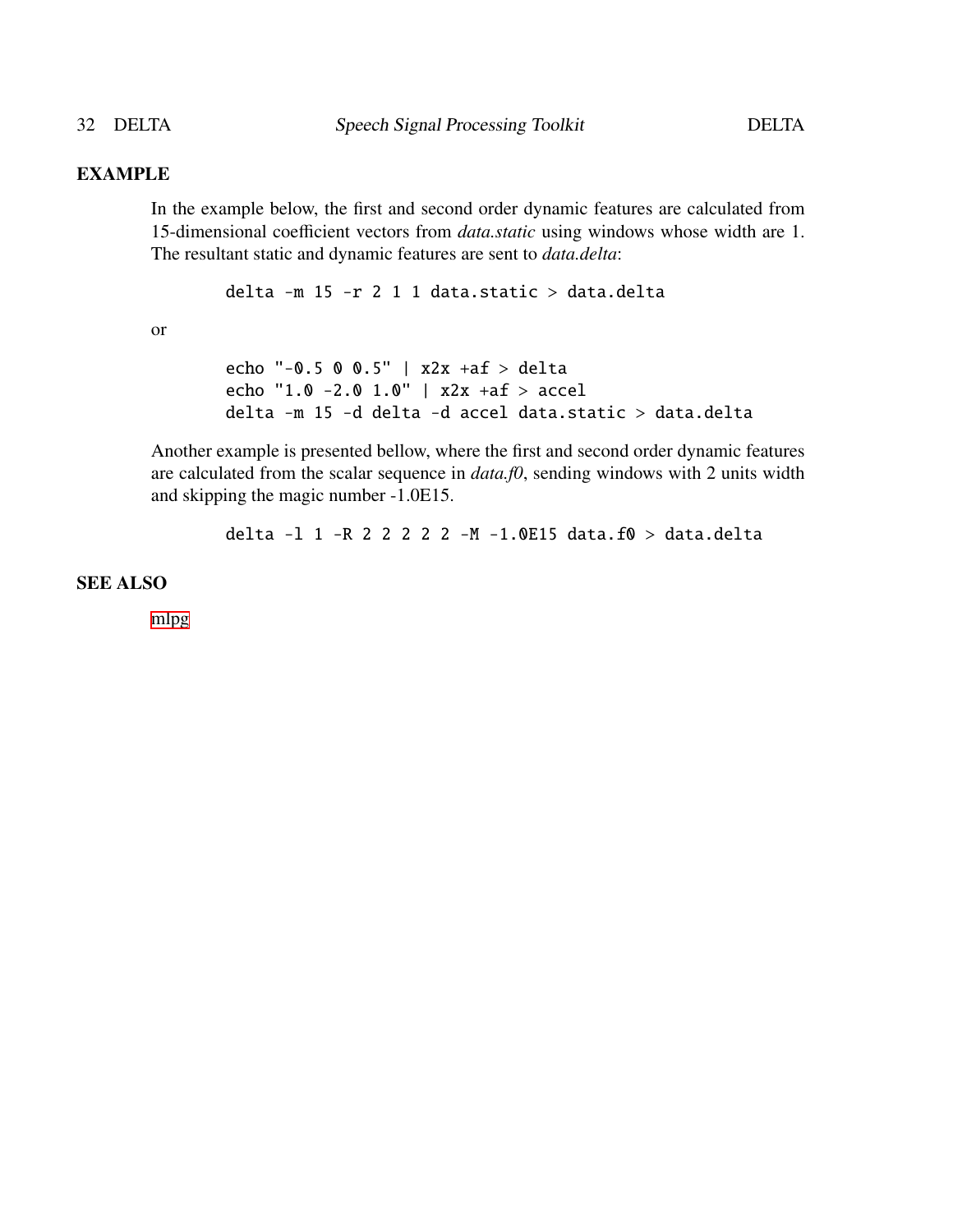## EXAMPLE

In the example below, the first and second order dynamic features are calculated from 15-dimensional coefficient vectors from *data.static* using windows whose width are 1. The resultant static and dynamic features are sent to *data.delta*:

```
delta -m 15 -r 2 1 1 data.static > data.delta
```

or

```
echo "-0.5 0 0.5" | x2x +af > delta
echo "1.0 -2.0 1.0" | x2x +af > accel
delta -m 15 -d delta -d accel data.static > data.delta
```

Another example is presented bellow, where the first and second order dynamic features are calculated from the scalar sequence in *data.f0*, sending windows with 2 units width and skipping the magic number -1.0E15.

```
delta -l 1 -R 2 2 2 2 2 -M -1.0E15 data.f0 > data.delta
```

## SEE ALSO

mlpg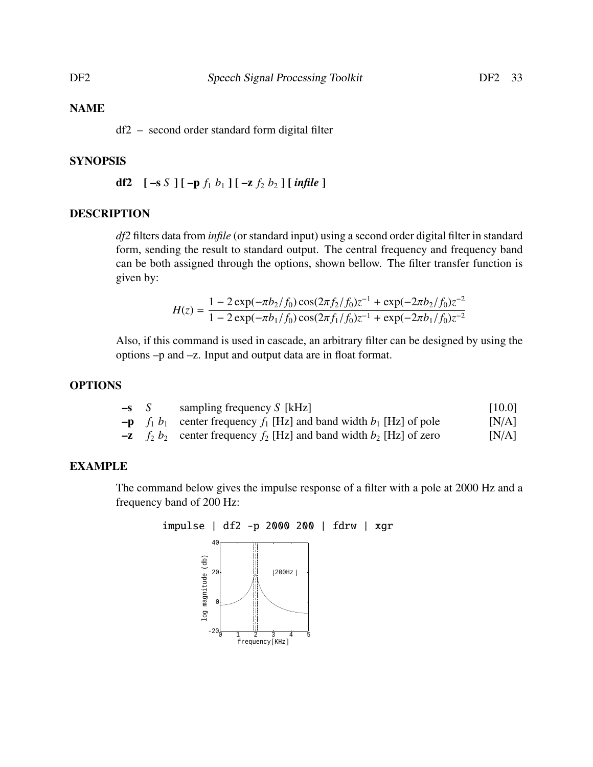## NAME

df2 – second order standard form digital filter

## SYNOPSIS

**df2** **[ –s** $S$ **] [ –p** $f_1$ $b_1$ **] [ –z** $f_2$ $b_2$ **] [** ***infile*** **]**

## DESCRIPTION

*df2* filters data from *infile* (or standard input) using a second order digital filter in standard form, sending the result to standard output. The central frequency and frequency band can be both assigned through the options, shown bellow. The filter transfer function is given by:

$$H(z) = \frac{1 - 2\exp(-\pi b_2/f_0)\cos(2\pi f_2/f_0)z^{-1} + \exp(-2\pi b_2/f_0)z^{-2}}{1 - 2\exp(-\pi b_1/f_0)\cos(2\pi f_1/f_0)z^{-1} + \exp(-2\pi b_1/f_0)z^{-2}}$$

Also, if this command is used in cascade, an arbitrary filter can be designed by using the options –p and –z. Input and output data are in float format.

## OPTIONS

| | | | |
|---|---|---|---|
| **–s** | $S$ | sampling frequency $S$ [kHz] | [10.0] |
| **–p** | $f_1$ $b_1$ | center frequency $f_1$ [Hz] and band width $b_1$ [Hz] of pole | [N/A] |
| **–z** | $f_2$ $b_2$ | center frequency $f_2$ [Hz] and band width $b_2$ [Hz] of zero | [N/A] |

## EXAMPLE

The command below gives the impulse response of a filter with a pole at 2000 Hz and a frequency band of 200 Hz:

```
impulse | df2 -p 2000 200 | fdrw | xgr
```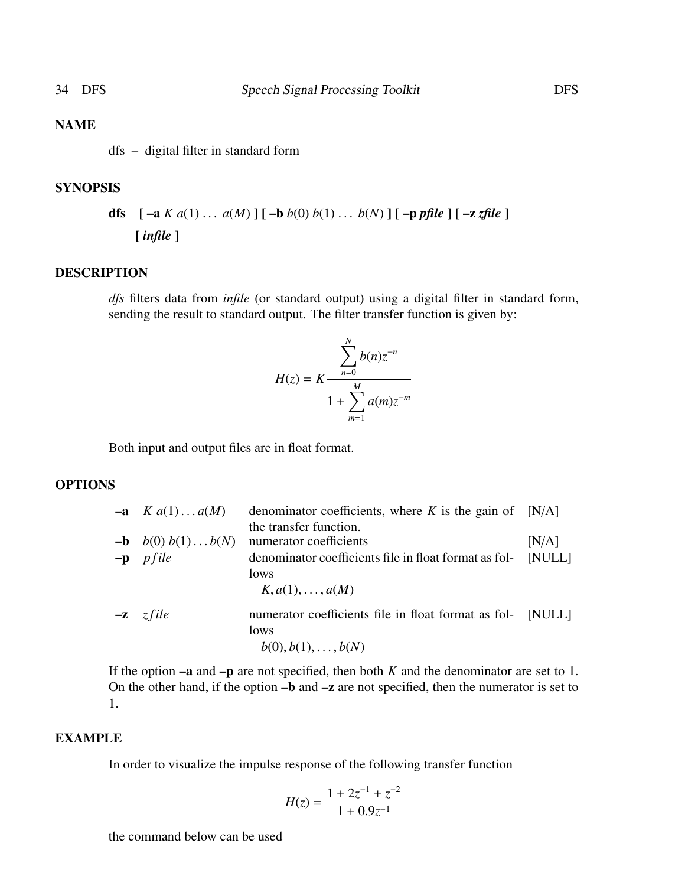## NAME

dfs – digital filter in standard form

## SYNOPSIS

**dfs** **[ –a** $K$ $a(1)$ ... $a(M)$ **] [ –b** $b(0)$ $b(1)$ ... $b(N)$ **] [ –p** ***pfile*** **] [ –z** ***zfile*** **]**
**[** ***infile*** **]**

## DESCRIPTION

*dfs* filters data from *infile* (or standard output) using a digital filter in standard form, sending the result to standard output. The filter transfer function is given by:

$$H(z) = K \frac{\sum_{n=0}^{N} b(n) z^{-n}}{1 + \sum_{m=1}^{M} a(m) z^{-m}}$$

Both input and output files are in float format.

## OPTIONS

| | | | |
|---|---|---|---|
| **–a** | $K$ $a(1) \ldots a(M)$ | denominator coefficients, where $K$ is the gain of the transfer function. | [N/A] |
| **–b** | $b(0)$ $b(1) \ldots b(N)$ | numerator coefficients | [N/A] |
| **–p** | *pfile* | denominator coefficients file in float format as follows $K, a(1), \ldots, a(M)$ | [NULL] |
| **–z** | *zfile* | numerator coefficients file in float format as follows $b(0), b(1), \ldots, b(N)$ | [NULL] |

If the option **–a** and **–p** are not specified, then both $K$ and the denominator are set to 1. On the other hand, if the option **–b** and **–z** are not specified, then the numerator is set to 1.

## EXAMPLE

In order to visualize the impulse response of the following transfer function

$$H(z) = \frac{1 + 2z^{-1} + z^{-2}}{1 + 0.9z^{-1}}$$

the command below can be used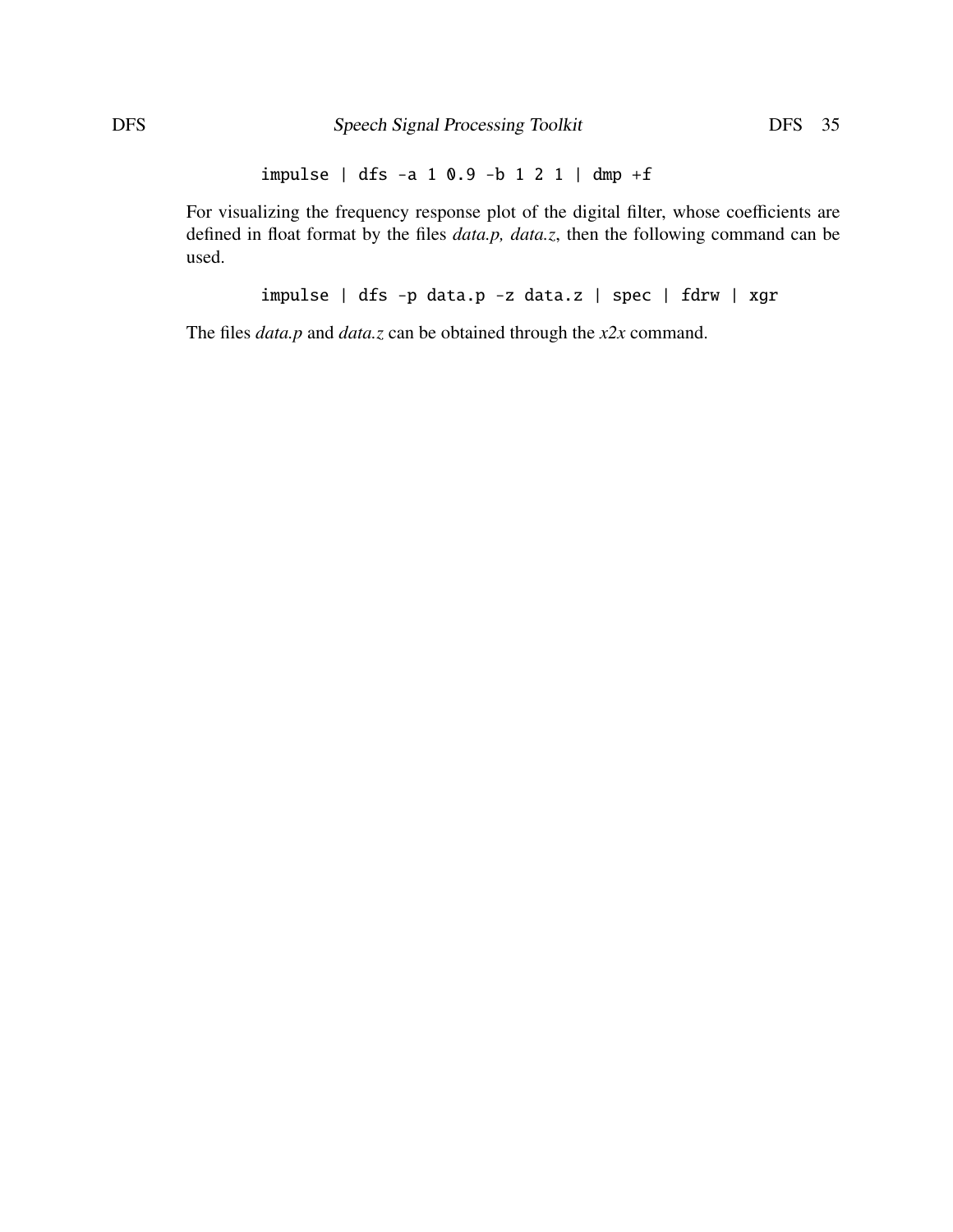```
impulse | dfs -a 1 0.9 -b 1 2 1 | dmp +f
```

For visualizing the frequency response plot of the digital filter, whose coefficients are defined in float format by the files *data.p, data.z*, then the following command can be used.

```
impulse | dfs -p data.p -z data.z | spec | fdrw | xgr
```

The files *data.p* and *data.z* can be obtained through the *x2x* command.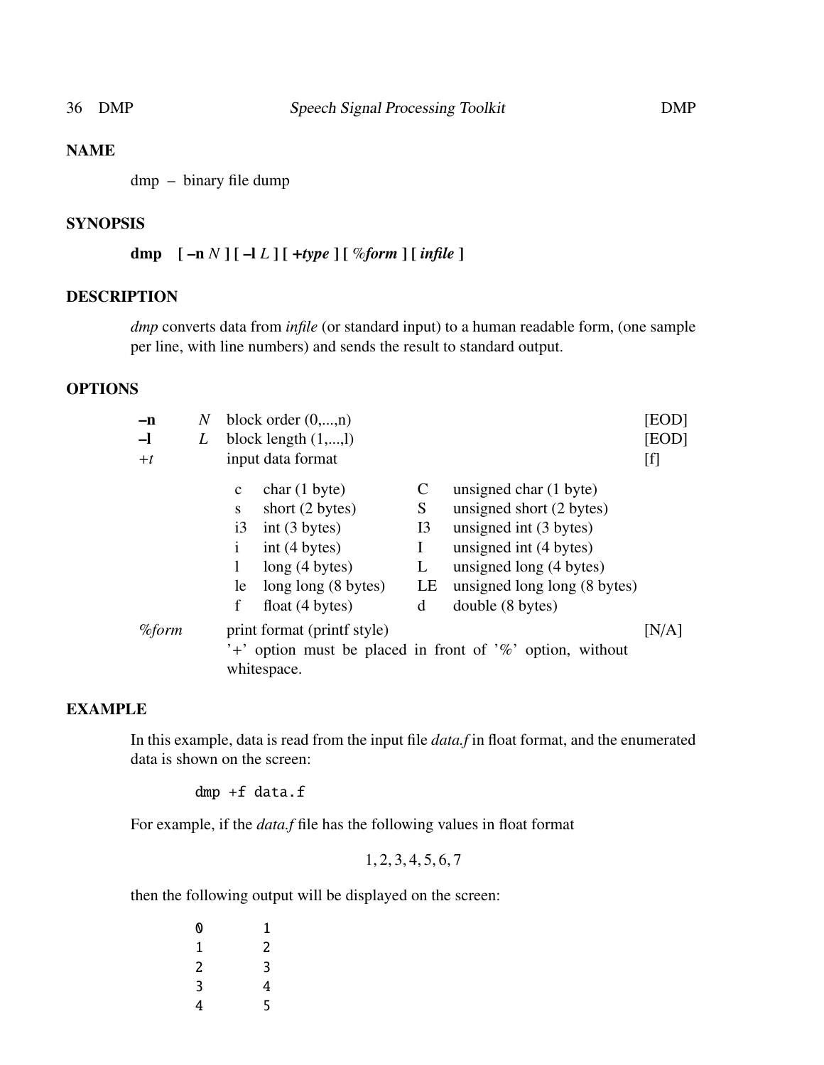## NAME

dmp – binary file dump

## SYNOPSIS

**dmp** **[ –n** *N* **] [ –l** *L* **] [** ***+type*** **] [** ***%form*** **] [** ***infile*** **]**

## DESCRIPTION

*dmp* converts data from *infile* (or standard input) to a human readable form, (one sample per line, with line numbers) and sends the result to standard output.

## OPTIONS

| | | | |
|---|---|---|---|
| **–n** | *N* | block order (0,...,n) | [EOD] |
| **–l** | *L* | block length (1,...,l) | [EOD] |
| *+t* | | input data format | [f] |

| | | | |
|---|---|---|---|
| c | char (1 byte) | C | unsigned char (1 byte) |
| s | short (2 bytes) | S | unsigned short (2 bytes) |
| i3 | int (3 bytes) | I3 | unsigned int (3 bytes) |
| i | int (4 bytes) | I | unsigned int (4 bytes) |
| l | long (4 bytes) | L | unsigned long (4 bytes) |
| le | long long (8 bytes) | LE | unsigned long long (8 bytes) |
| f | float (4 bytes) | d | double (8 bytes) |

| | | |
|---|---|---|
| *%form* | print format (printf style) '+' option must be placed in front of '%' option, without whitespace. | [N/A] |

## EXAMPLE

In this example, data is read from the input file *data.f* in float format, and the enumerated data is shown on the screen:

```
dmp +f data.f
```

For example, if the *data.f* file has the following values in float format

$$1, 2, 3, 4, 5, 6, 7$$

then the following output will be displayed on the screen:

```
0       1
1       2
2       3
3       4
4       5
```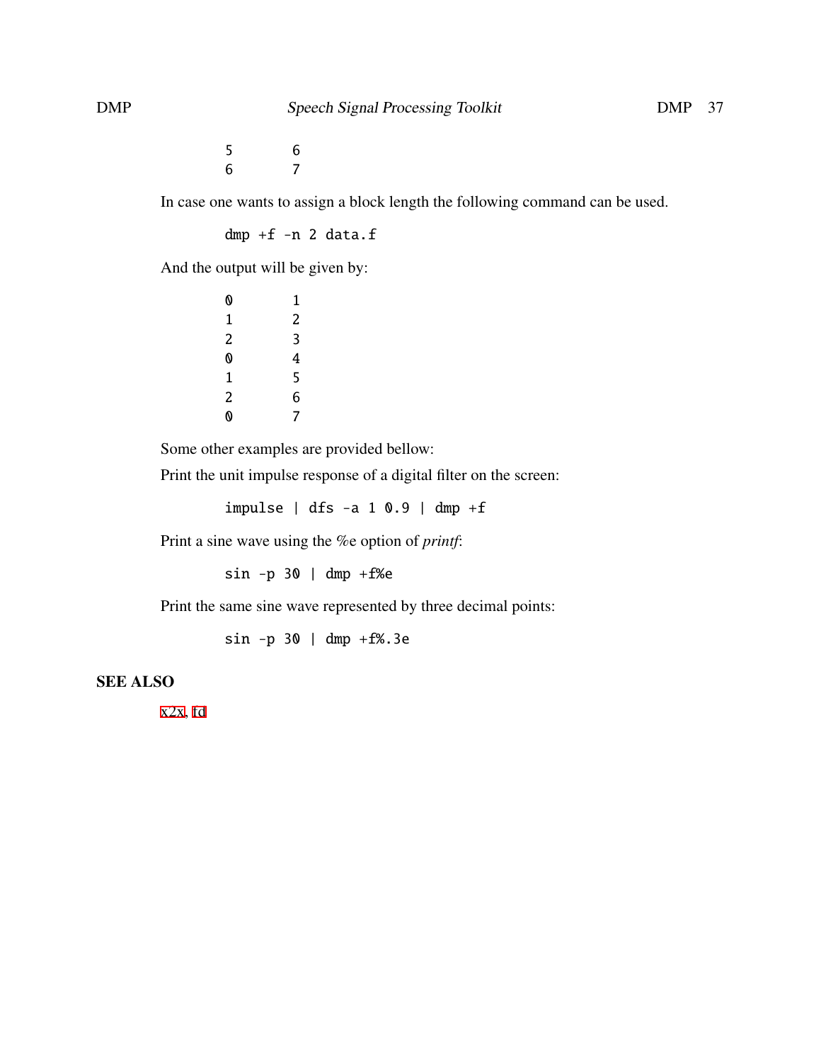```
5       6
6       7
```

In case one wants to assign a block length the following command can be used.

```
dmp +f -n 2 data.f
```

And the output will be given by:

```
0       1
1       2
2       3
0       4
1       5
2       6
0       7
```

Some other examples are provided bellow:

Print the unit impulse response of a digital filter on the screen:

```
impulse | dfs -a 1 0.9 | dmp +f
```

Print a sine wave using the %e option of *printf*:

```
sin -p 30 | dmp +f%e
```

Print the same sine wave represented by three decimal points:

```
sin -p 30 | dmp +f%.3e
```

## SEE ALSO

x2x, fd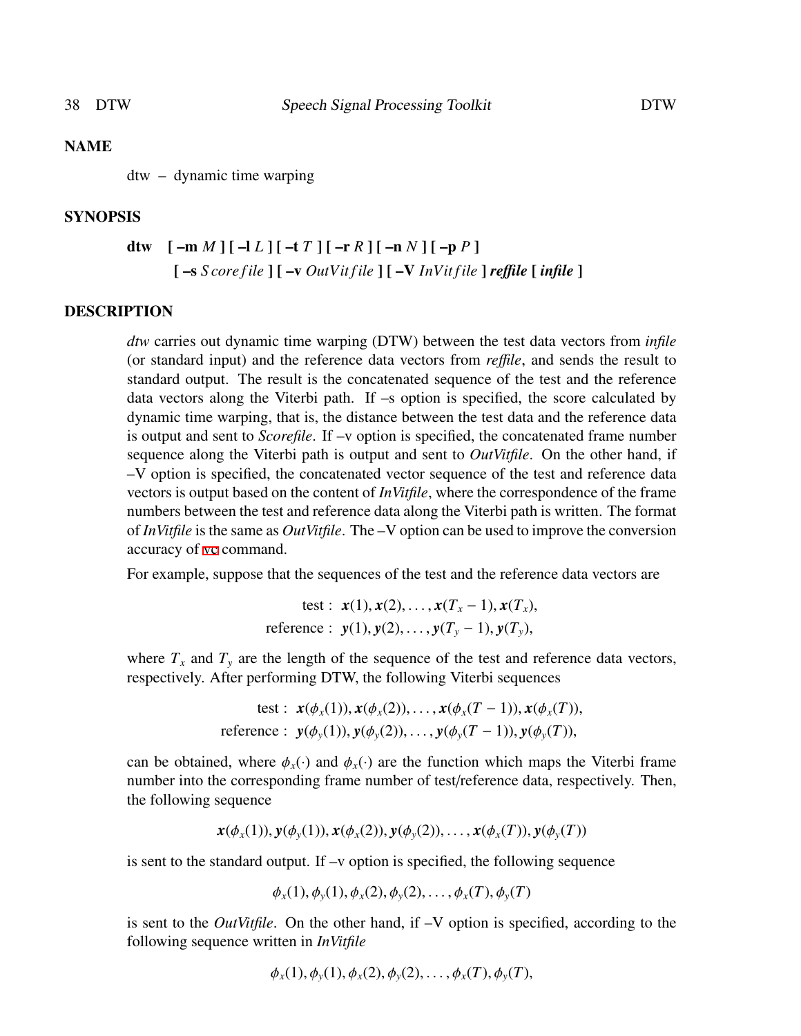## NAME

dtw – dynamic time warping

## SYNOPSIS

**dtw** [ **–m** *M* ] [ **–l** *L* ] [ **–t** *T* ] [ **–r** *R* ] [ **–n** *N* ] [ **–p** *P* ]
[ **–s** *Scorefile* ] [ **–v** *OutVitfile* ] [ **–V** *InVitfile* ] ***reffile*** [ ***infile*** ]

## DESCRIPTION

*dtw* carries out dynamic time warping (DTW) between the test data vectors from *infile* (or standard input) and the reference data vectors from *reffile*, and sends the result to standard output. The result is the concatenated sequence of the test and the reference data vectors along the Viterbi path. If –s option is specified, the score calculated by dynamic time warping, that is, the distance between the test data and the reference data is output and sent to *Scorefile*. If –v option is specified, the concatenated frame number sequence along the Viterbi path is output and sent to *OutVitfile*. On the other hand, if –V option is specified, the concatenated vector sequence of the test and reference data vectors is output based on the content of *InVitfile*, where the correspondence of the frame numbers between the test and reference data along the Viterbi path is written. The format of *InVitfile* is the same as *OutVitfile*. The –V option can be used to improve the conversion accuracy of vc command.

For example, suppose that the sequences of the test and the reference data vectors are

$$\begin{aligned}\text{test}: &\ \boldsymbol{x}(1), \boldsymbol{x}(2), \ldots, \boldsymbol{x}(T_x - 1), \boldsymbol{x}(T_x),\\ \text{reference}: &\ \boldsymbol{y}(1), \boldsymbol{y}(2), \ldots, \boldsymbol{y}(T_y - 1), \boldsymbol{y}(T_y),\end{aligned}$$

where $T_x$ and $T_y$ are the length of the sequence of the test and reference data vectors, respectively. After performing DTW, the following Viterbi sequences

$$\begin{aligned}\text{test}: &\ \boldsymbol{x}(\phi_x(1)), \boldsymbol{x}(\phi_x(2)), \ldots, \boldsymbol{x}(\phi_x(T - 1)), \boldsymbol{x}(\phi_x(T)),\\ \text{reference}: &\ \boldsymbol{y}(\phi_y(1)), \boldsymbol{y}(\phi_y(2)), \ldots, \boldsymbol{y}(\phi_y(T - 1)), \boldsymbol{y}(\phi_y(T)),\end{aligned}$$

can be obtained, where $\phi_x(\cdot)$ and $\phi_x(\cdot)$ are the function which maps the Viterbi frame number into the corresponding frame number of test/reference data, respectively. Then, the following sequence

$$\boldsymbol{x}(\phi_x(1)), \boldsymbol{y}(\phi_y(1)), \boldsymbol{x}(\phi_x(2)), \boldsymbol{y}(\phi_y(2)), \ldots, \boldsymbol{x}(\phi_x(T)), \boldsymbol{y}(\phi_y(T))$$

is sent to the standard output. If –v option is specified, the following sequence

$$\phi_x(1), \phi_y(1), \phi_x(2), \phi_y(2), \ldots, \phi_x(T), \phi_y(T)$$

is sent to the *OutVitfile*. On the other hand, if –V option is specified, according to the following sequence written in *InVitfile*

$$\phi_x(1), \phi_y(1), \phi_x(2), \phi_y(2), \ldots, \phi_x(T), \phi_y(T),$$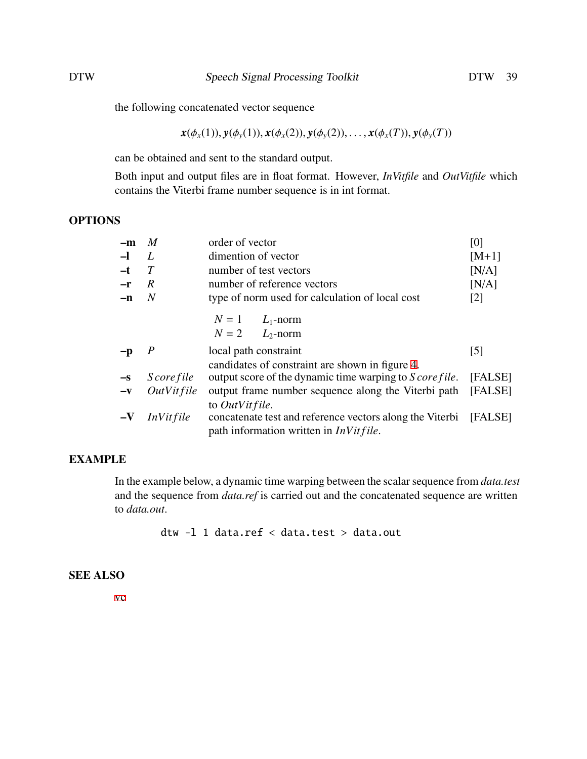the following concatenated vector sequence

$$\boldsymbol{x}(\phi_x(1)), \boldsymbol{y}(\phi_y(1)), \boldsymbol{x}(\phi_x(2)), \boldsymbol{y}(\phi_y(2)), \ldots, \boldsymbol{x}(\phi_x(T)), \boldsymbol{y}(\phi_y(T))$$

can be obtained and sent to the standard output.

Both input and output files are in float format. However, *InVitfile* and *OutVitfile* which contains the Viterbi frame number sequence is in int format.

## OPTIONS

| | | | |
|---|---|---|---|
| **–m** | *M* | order of vector | [0] |
| **–l** | *L* | dimention of vector | [M+1] |
| **–t** | *T* | number of test vectors | [N/A] |
| **–r** | *R* | number of reference vectors | [N/A] |
| **–n** | *N* | type of norm used for calculation of local cost<br>$N = 1$ $L_1$-norm<br>$N = 2$ $L_2$-norm | [2] |
| **–p** | *P* | local path constraint<br>candidates of constraint are shown in figure 4. | [5] |
| **–s** | *Scorefile* | output score of the dynamic time warping to *Scorefile*. | [FALSE] |
| **–v** | *OutVitfile* | output frame number sequence along the Viterbi path to *OutVitfile*. | [FALSE] |
| **–V** | *InVitfile* | concatenate test and reference vectors along the Viterbi path information written in *InVitfile*. | [FALSE] |

## EXAMPLE

In the example below, a dynamic time warping between the scalar sequence from *data.test* and the sequence from *data.ref* is carried out and the concatenated sequence are written to *data.out*.

```
dtw -l 1 data.ref < data.test > data.out
```

## SEE ALSO

vc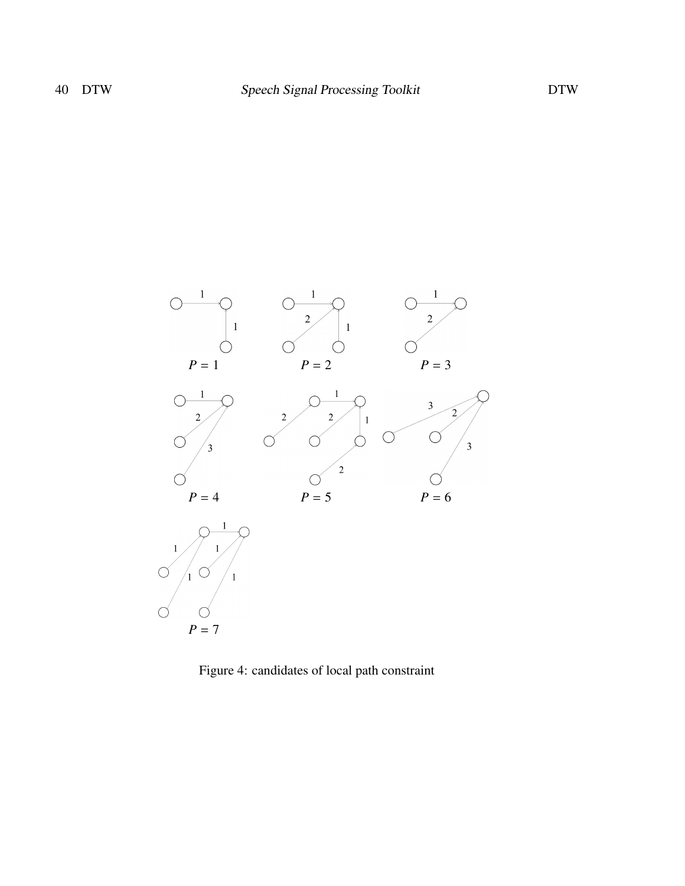Figure 4: candidates of local path constraint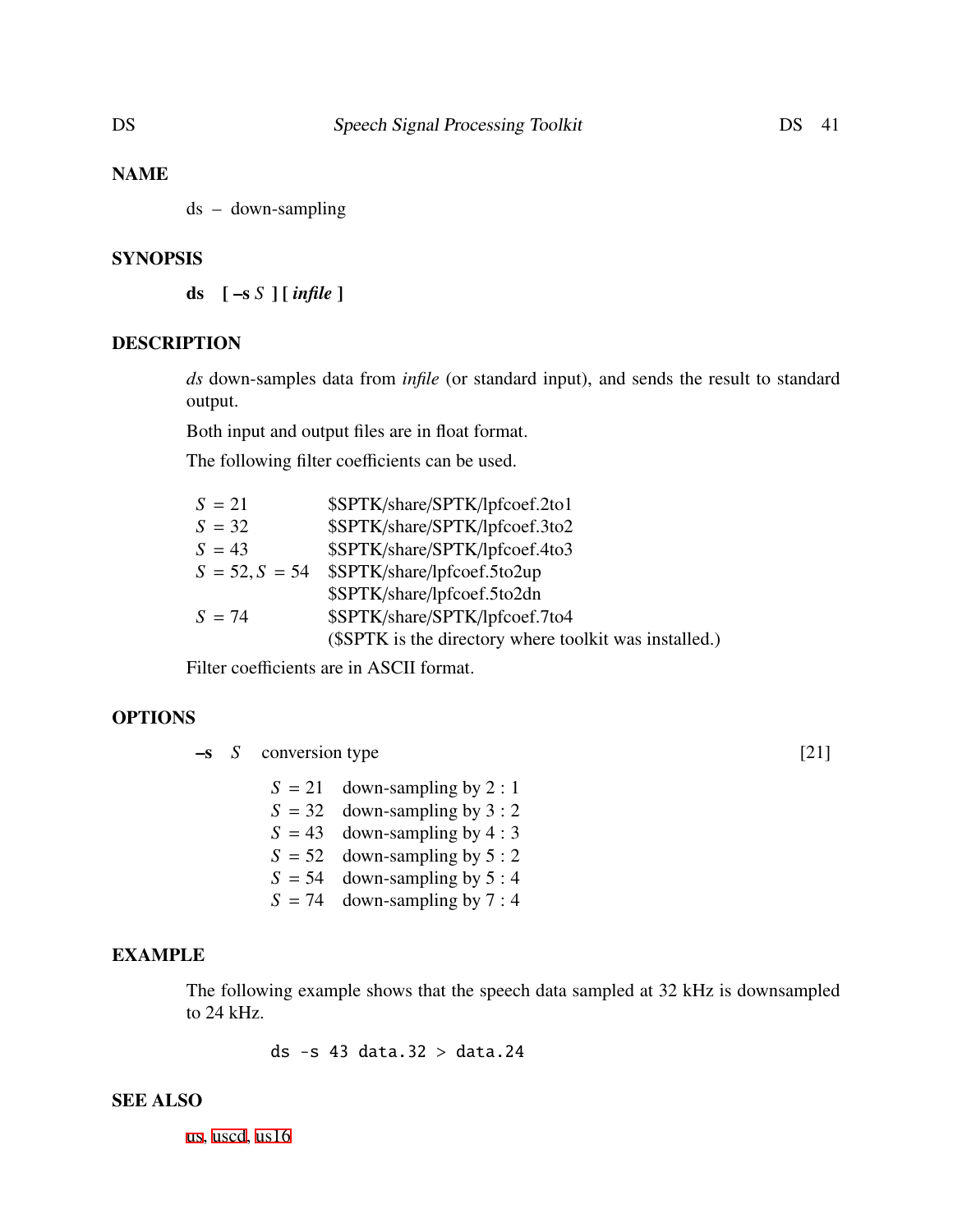## NAME

ds – down-sampling

## SYNOPSIS

**ds [ –s** *S* **] [** ***infile*** **]**

## DESCRIPTION

*ds* down-samples data from *infile* (or standard input), and sends the result to standard output.

Both input and output files are in float format.

The following filter coefficients can be used.

| | |
|---|---|
| $S = 21$ | $SPTK/share/SPTK/lpfcoef.2to1 |
| $S = 32$ | $SPTK/share/SPTK/lpfcoef.3to2 |
| $S = 43$ | $SPTK/share/SPTK/lpfcoef.4to3 |
| $S = 52, S = 54$ | $SPTK/share/lpfcoef.5to2up |
| | $SPTK/share/lpfcoef.5to2dn |
| $S = 74$ | $SPTK/share/SPTK/lpfcoef.7to4 |
| | ($SPTK is the directory where toolkit was installed.) |

Filter coefficients are in ASCII format.

## OPTIONS

**–s** *S* conversion type [21]

| | |
|---|---|
| $S = 21$ | down-sampling by 2 : 1 |
| $S = 32$ | down-sampling by 3 : 2 |
| $S = 43$ | down-sampling by 4 : 3 |
| $S = 52$ | down-sampling by 5 : 2 |
| $S = 54$ | down-sampling by 5 : 4 |
| $S = 74$ | down-sampling by 7 : 4 |

## EXAMPLE

The following example shows that the speech data sampled at 32 kHz is downsampled to 24 kHz.

```
ds -s 43 data.32 > data.24
```

## SEE ALSO

us, uscd, us16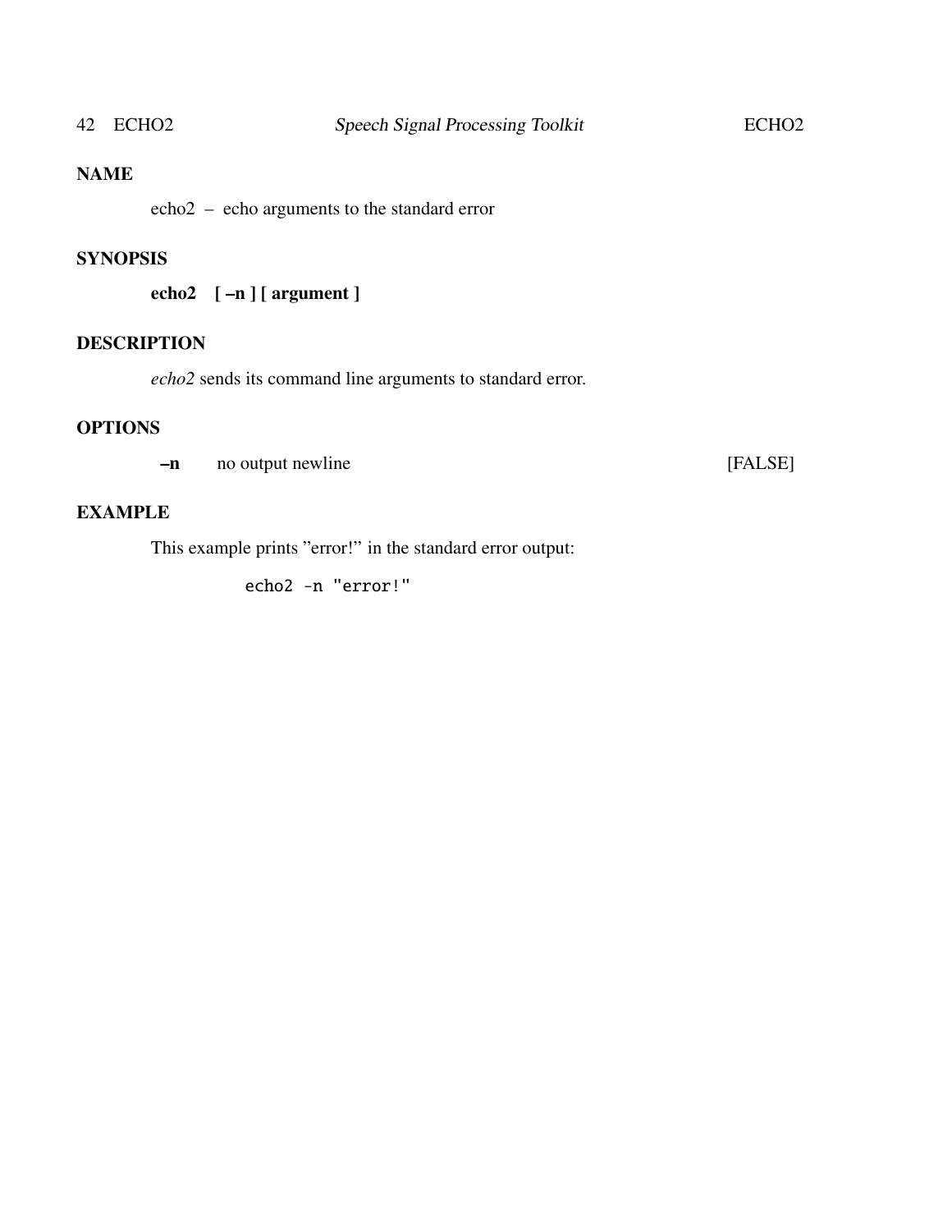## NAME

echo2 – echo arguments to the standard error

## SYNOPSIS

**echo2 [ –n ] [ argument ]**

## DESCRIPTION

*echo2* sends its command line arguments to standard error.

## OPTIONS

| | | |
|---|---|---|
| **–n** | no output newline | [FALSE] |

## EXAMPLE

This example prints "error!" in the standard error output:

```
echo2 -n "error!"
```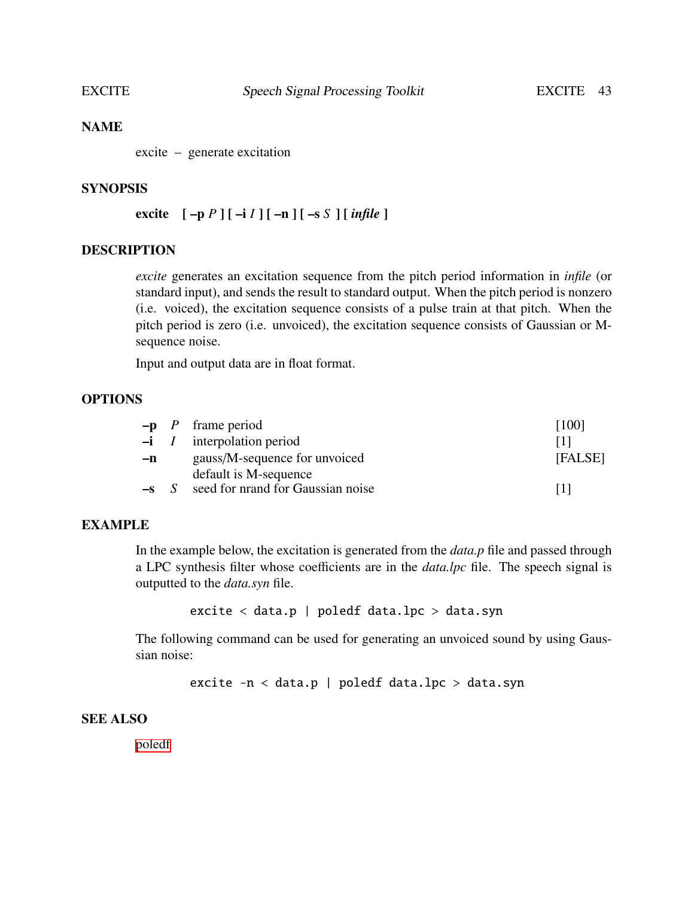## NAME

excite – generate excitation

## SYNOPSIS

**excite** [ **–p** *P* ] [ **–i** *I* ] [ **–n** ] [ **–s** *S* ] [ ***infile*** ]

## DESCRIPTION

*excite* generates an excitation sequence from the pitch period information in *infile* (or standard input), and sends the result to standard output. When the pitch period is nonzero (i.e. voiced), the excitation sequence consists of a pulse train at that pitch. When the pitch period is zero (i.e. unvoiced), the excitation sequence consists of Gaussian or M-sequence noise.

Input and output data are in float format.

## OPTIONS

| Option | Arg | Description | Default |
|---|---|---|---|
| **–p** | *P* | frame period | [100] |
| **–i** | *I* | interpolation period | [1] |
| **–n** | | gauss/M-sequence for unvoiced<br>default is M-sequence | [FALSE] |
| **–s** | *S* | seed for nrand for Gaussian noise | [1] |

## EXAMPLE

In the example below, the excitation is generated from the *data.p* file and passed through a LPC synthesis filter whose coefficients are in the *data.lpc* file. The speech signal is outputted to the *data.syn* file.

```
excite < data.p | poledf data.lpc > data.syn
```

The following command can be used for generating an unvoiced sound by using Gaussian noise:

```
excite -n < data.p | poledf data.lpc > data.syn
```

## SEE ALSO

poledf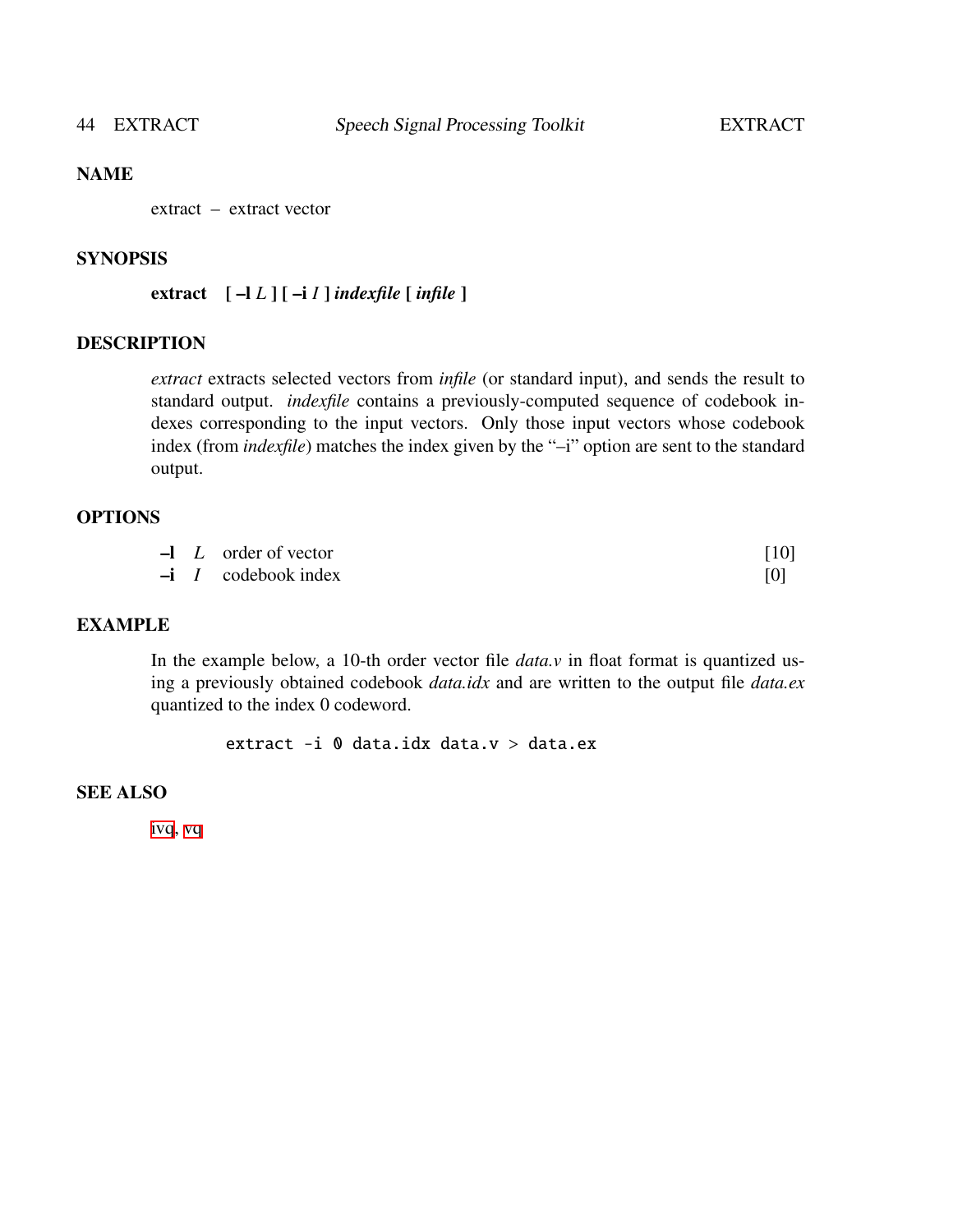## NAME

extract – extract vector

## SYNOPSIS

**extract** [ **–l** *L* ] [ **–i** *I* ] ***indexfile*** [ ***infile*** ]

## DESCRIPTION

*extract* extracts selected vectors from *infile* (or standard input), and sends the result to standard output. *indexfile* contains a previously-computed sequence of codebook indexes corresponding to the input vectors. Only those input vectors whose codebook index (from *indexfile*) matches the index given by the "–i" option are sent to the standard output.

## OPTIONS

| | | | |
|---|---|---|---|
| **–l** | *L* | order of vector | [10] |
| **–i** | *I* | codebook index | [0] |

## EXAMPLE

In the example below, a 10-th order vector file *data.v* in float format is quantized using a previously obtained codebook *data.idx* and are written to the output file *data.ex* quantized to the index 0 codeword.

```
extract -i 0 data.idx data.v > data.ex
```

## SEE ALSO

ivq, vq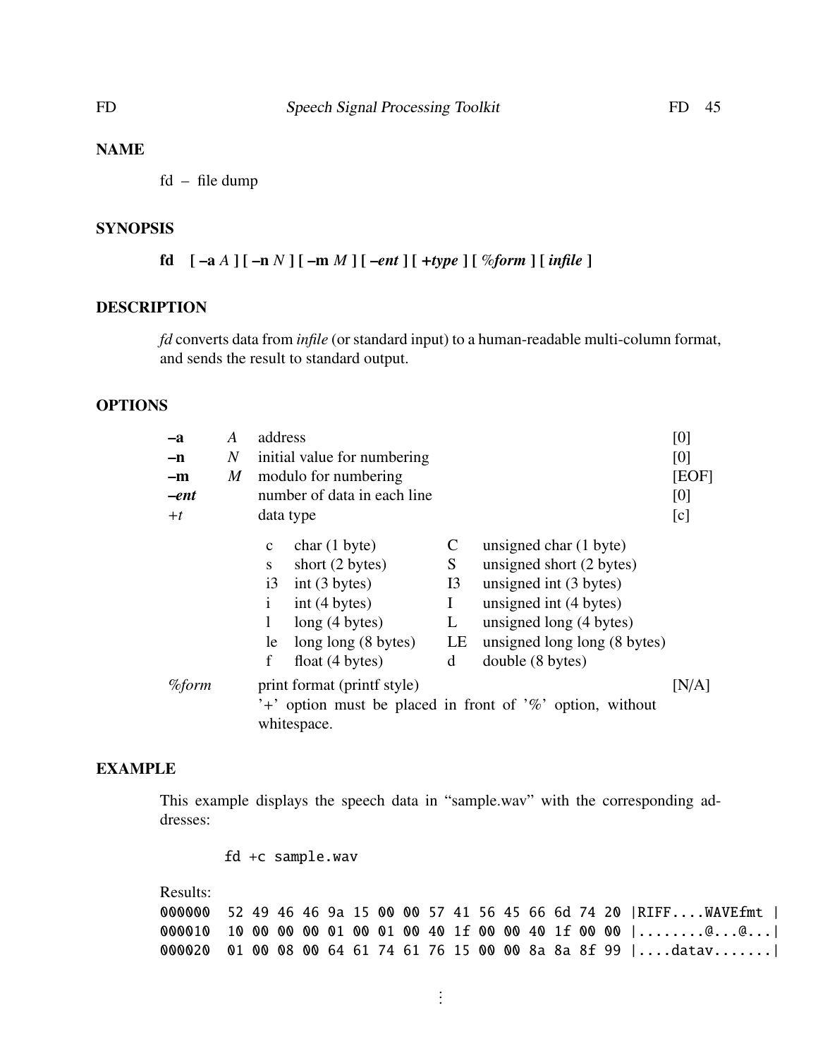## NAME

fd – file dump

## SYNOPSIS

**fd [ –a** *A* **] [ –n** *N* **] [ –m** *M* **] [** ***–ent*** **] [** ***+type*** **] [** ***%form*** **] [** ***infile*** **]**

## DESCRIPTION

*fd* converts data from *infile* (or standard input) to a human-readable multi-column format, and sends the result to standard output.

## OPTIONS

| Option | Argument | Description | Default |
|---|---|---|---|
| **–a** | *A* | address | [0] |
| **–n** | *N* | initial value for numbering | [0] |
| **–m** | *M* | modulo for numbering | [EOF] |
| ***–ent*** | | number of data in each line | [0] |
| *+t* | | data type | [c] |

| | | | |
|---|---|---|---|
| c | char (1 byte) | C | unsigned char (1 byte) |
| s | short (2 bytes) | S | unsigned short (2 bytes) |
| i3 | int (3 bytes) | I3 | unsigned int (3 bytes) |
| i | int (4 bytes) | I | unsigned int (4 bytes) |
| l | long (4 bytes) | L | unsigned long (4 bytes) |
| le | long long (8 bytes) | LE | unsigned long long (8 bytes) |
| f | float (4 bytes) | d | double (8 bytes) |

| Option | Description | Default |
|---|---|---|
| *%form* | print format (printf style)<br>'+' option must be placed in front of '%' option, without whitespace. | [N/A] |

## EXAMPLE

This example displays the speech data in "sample.wav" with the corresponding addresses:

```
fd +c sample.wav
```

Results:

```
000000  52 49 46 46 9a 15 00 00 57 41 56 45 66 6d 74 20 |RIFF....WAVEfmt |
000010  10 00 00 00 01 00 01 00 40 1f 00 00 40 1f 00 00 |........@...@...|
000020  01 00 08 00 64 61 74 61 76 15 00 00 8a 8a 8f 99 |....datav.......|
```

⋮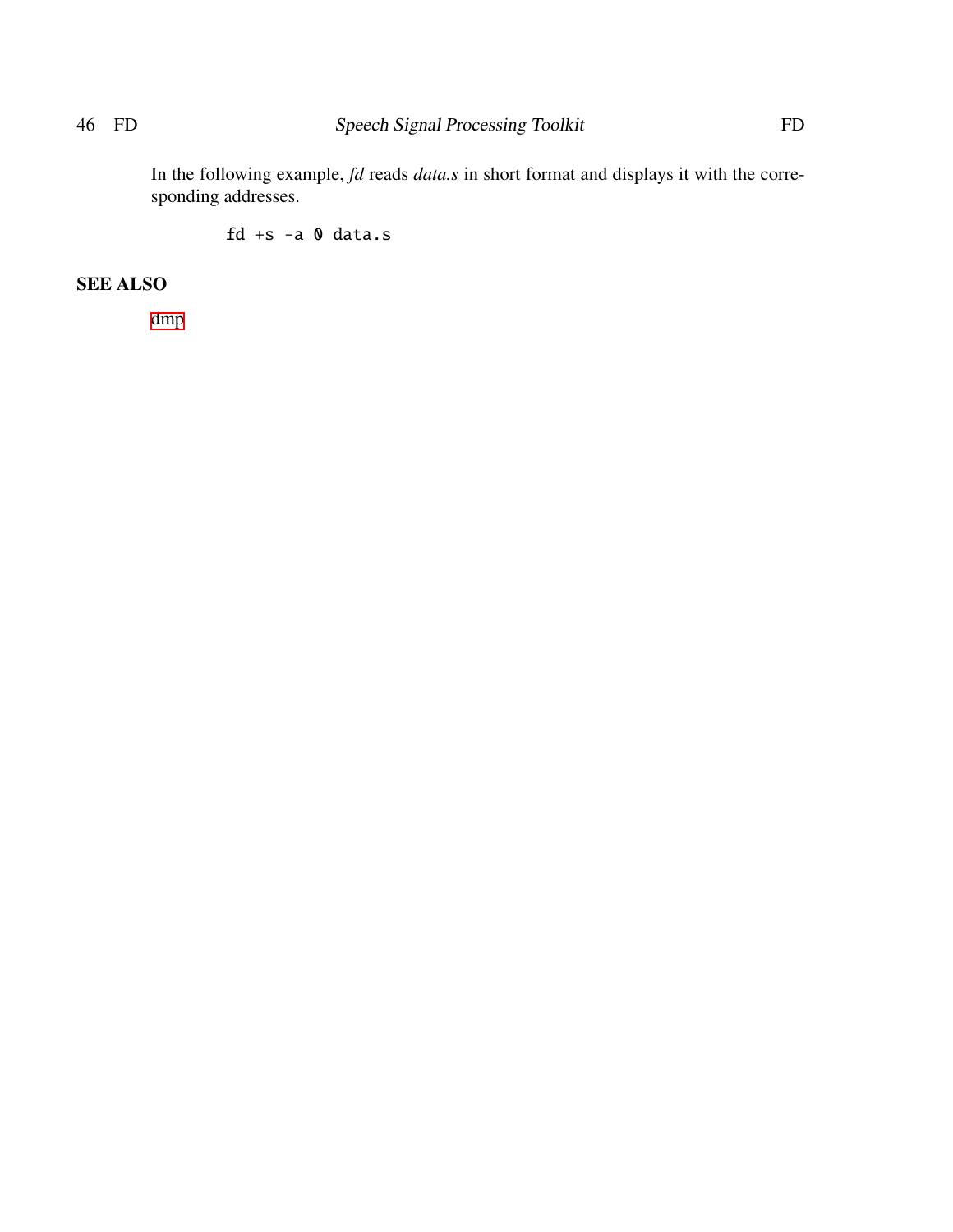In the following example, *fd* reads *data.s* in short format and displays it with the corresponding addresses.

```
fd +s -a 0 data.s
```

## SEE ALSO

dmp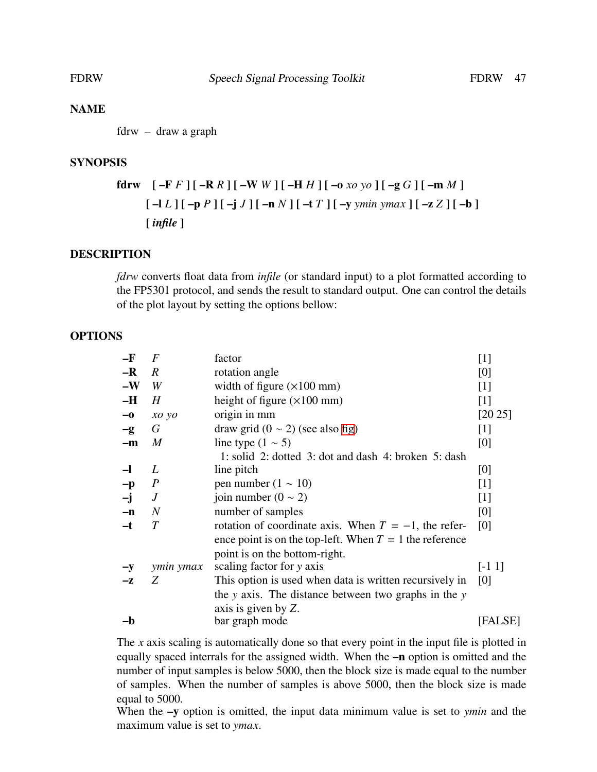## NAME

fdrw – draw a graph

## SYNOPSIS

**fdrw** **[ –F** *F* **] [ –R** *R* **] [ –W** *W* **] [ –H** *H* **] [ –o** *xo yo* **] [ –g** *G* **] [ –m** *M* **]**
**[ –l** *L* **] [ –p** *P* **] [ –j** *J* **] [ –n** *N* **] [ –t** *T* **] [ –y** *ymin ymax* **] [ –z** *Z* **] [ –b ]**
**[** ***infile*** **]**

## DESCRIPTION

*fdrw* converts float data from *infile* (or standard input) to a plot formatted according to the FP5301 protocol, and sends the result to standard output. One can control the details of the plot layout by setting the options bellow:

## OPTIONS

| | | | |
|---|---|---|---|
| **–F** | *F* | factor | [1] |
| **–R** | *R* | rotation angle | [0] |
| **–W** | *W* | width of figure (×100 mm) | [1] |
| **–H** | *H* | height of figure (×100 mm) | [1] |
| **–o** | *xo yo* | origin in mm | [20 25] |
| **–g** | *G* | draw grid (0 ∼ 2) (see also fig) | [1] |
| **–m** | *M* | line type (1 ∼ 5)<br>1: solid 2: dotted 3: dot and dash 4: broken 5: dash | [0] |
| **–l** | *L* | line pitch | [0] |
| **–p** | *P* | pen number (1 ∼ 10) | [1] |
| **–j** | *J* | join number (0 ∼ 2) | [1] |
| **–n** | *N* | number of samples | [0] |
| **–t** | *T* | rotation of coordinate axis. When $T = -1$, the reference point is on the top-left. When $T = 1$ the reference point is on the bottom-right. | [0] |
| **–y** | *ymin ymax* | scaling factor for $y$ axis | [-1 1] |
| **–z** | *Z* | This option is used when data is written recursively in the $y$ axis. The distance between two graphs in the $y$ axis is given by $Z$. | [0] |
| **–b** | | bar graph mode | [FALSE] |

The $x$ axis scaling is automatically done so that every point in the input file is plotted in equally spaced interrals for the assigned width. When the **–n** option is omitted and the number of input samples is below 5000, then the block size is made equal to the number of samples. When the number of samples is above 5000, then the block size is made equal to 5000.
When the **–y** option is omitted, the input data minimum value is set to *ymin* and the maximum value is set to *ymax*.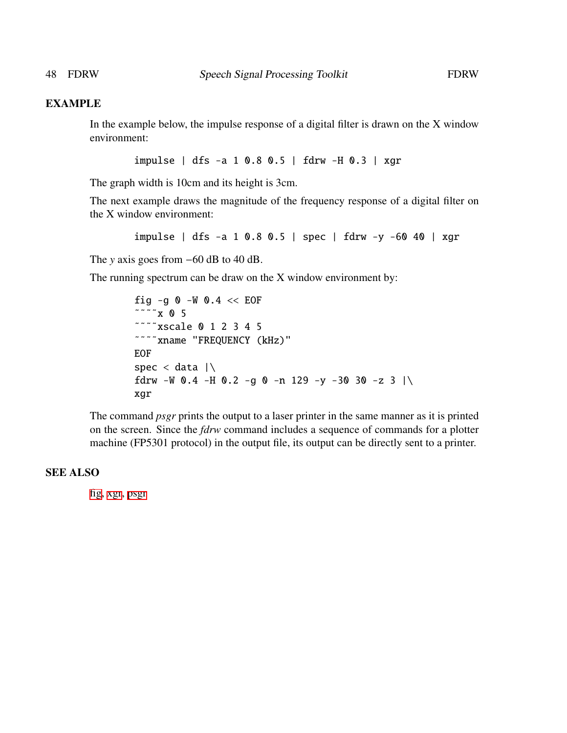## EXAMPLE

In the example below, the impulse response of a digital filter is drawn on the X window environment:

```
impulse | dfs -a 1 0.8 0.5 | fdrw -H 0.3 | xgr
```

The graph width is 10cm and its height is 3cm.

The next example draws the magnitude of the frequency response of a digital filter on the X window environment:

```
impulse | dfs -a 1 0.8 0.5 | spec | fdrw -y -60 40 | xgr
```

The *y* axis goes from −60 dB to 40 dB.

The running spectrum can be draw on the X window environment by:

```
fig -g 0 -W 0.4 << EOF
~~~~x 0 5
~~~~xscale 0 1 2 3 4 5
~~~~xname "FREQUENCY (kHz)"
EOF
spec < data |\
fdrw -W 0.4 -H 0.2 -g 0 -n 129 -y -30 30 -z 3 |\
xgr
```

The command *psgr* prints the output to a laser printer in the same manner as it is printed on the screen. Since the *fdrw* command includes a sequence of commands for a plotter machine (FP5301 protocol) in the output file, its output can be directly sent to a printer.

## SEE ALSO

fig, xgr, psgr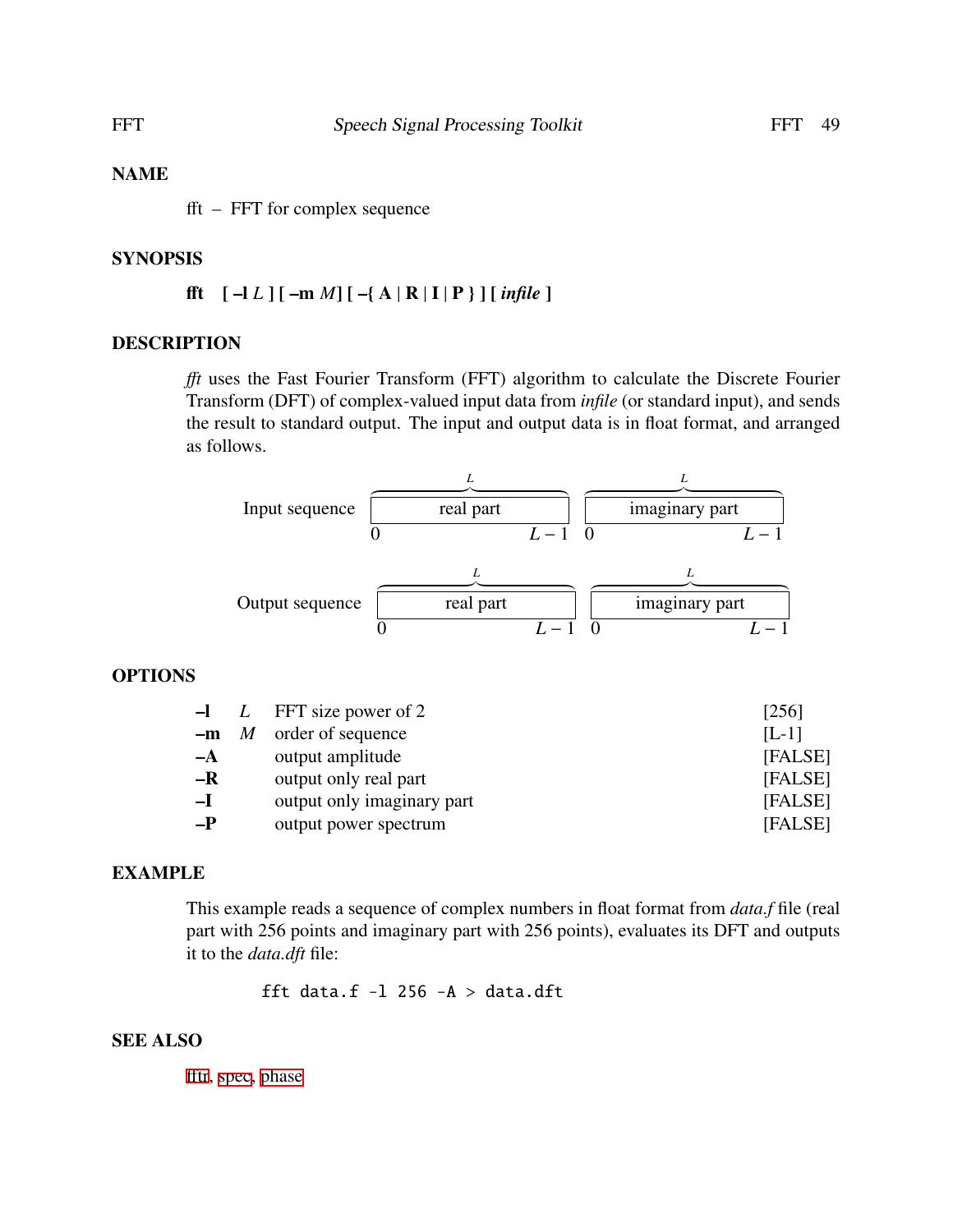## NAME

fft – FFT for complex sequence

## SYNOPSIS

**fft** [ **–l** *L* ] [ **–m** *M*] [ **–**{ **A** | **R** | **I** | **P** } ] [ *infile* ]

## DESCRIPTION

*fft* uses the Fast Fourier Transform (FFT) algorithm to calculate the Discrete Fourier Transform (DFT) of complex-valued input data from *infile* (or standard input), and sends the result to standard output. The input and output data is in float format, and arranged as follows.

| | $L$ | $L$ |
|---|---|---|
| Input sequence | real part ($0$ … $L-1$) | imaginary part ($0$ … $L-1$) |
| Output sequence | real part ($0$ … $L-1$) | imaginary part ($0$ … $L-1$) |

## OPTIONS

| | | | |
|---|---|---|---|
| **–l** | *L* | FFT size power of 2 | [256] |
| **–m** | *M* | order of sequence | [L-1] |
| **–A** | | output amplitude | [FALSE] |
| **–R** | | output only real part | [FALSE] |
| **–I** | | output only imaginary part | [FALSE] |
| **–P** | | output power spectrum | [FALSE] |

## EXAMPLE

This example reads a sequence of complex numbers in float format from *data.f* file (real part with 256 points and imaginary part with 256 points), evaluates its DFT and outputs it to the *data.dft* file:

```
fft data.f -l 256 -A > data.dft
```

## SEE ALSO

fftr, spec, phase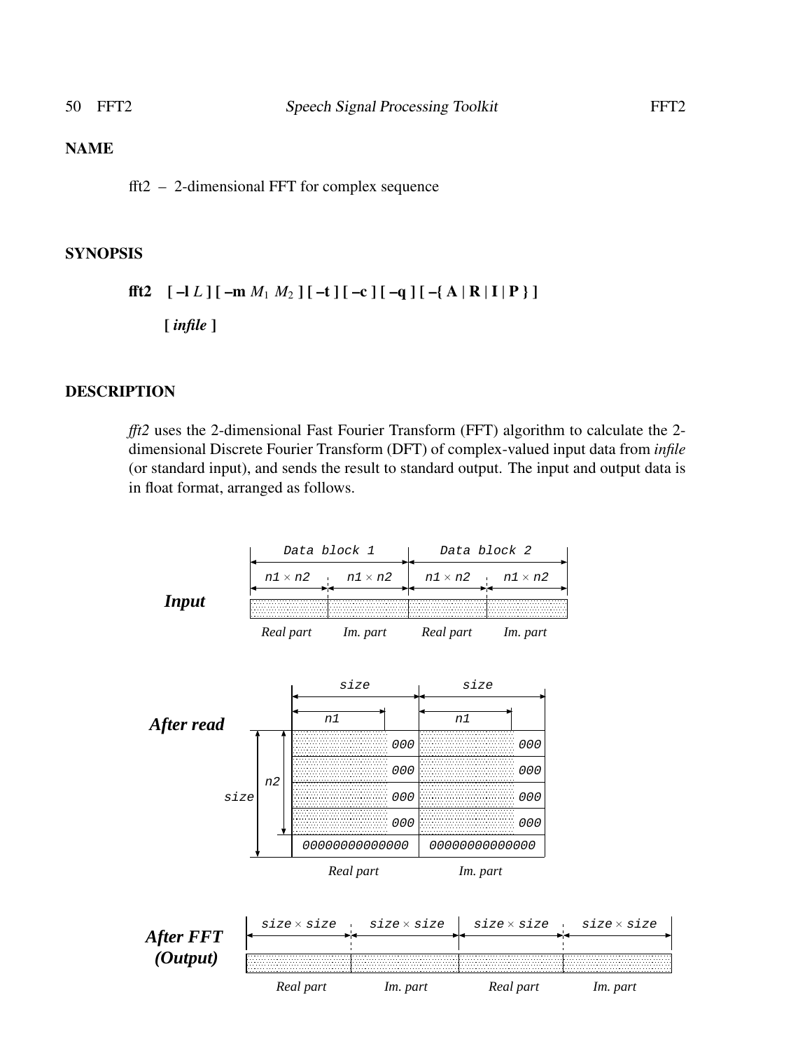## NAME

fft2 – 2-dimensional FFT for complex sequence

## SYNOPSIS

**fft2** [ **–l** *L* ] [ **–m** $M_1$ $M_2$ ] [ **–t** ] [ **–c** ] [ **–q** ] [ **–{ A | R | I | P }** ]

[ *infile* ]

## DESCRIPTION

*fft2* uses the 2-dimensional Fast Fourier Transform (FFT) algorithm to calculate the 2-dimensional Discrete Fourier Transform (DFT) of complex-valued input data from *infile* (or standard input), and sends the result to standard output. The input and output data is in float format, arranged as follows.

**Input**

| Data block 1 | | Data block 2 | |
|---|---|---|---|
| $n1 \times n2$ | $n1 \times n2$ | $n1 \times n2$ | $n1 \times n2$ |
| *Real part* | *Im. part* | *Real part* | *Im. part* |

**After read**

| | Real part (size; n1 data + zeros) | Im. part (size; n1 data + zeros) |
|---|---|---|
| n2 rows (of size) | data 000 | data 000 |
| | data 000 | data 000 |
| | data 000 | data 000 |
| | data 000 | data 000 |
| remaining rows | 00000000000000 | 00000000000000 |

**After FFT (Output)**

| $size \times size$ | $size \times size$ | $size \times size$ | $size \times size$ |
|---|---|---|---|
| *Real part* | *Im. part* | *Real part* | *Im. part* |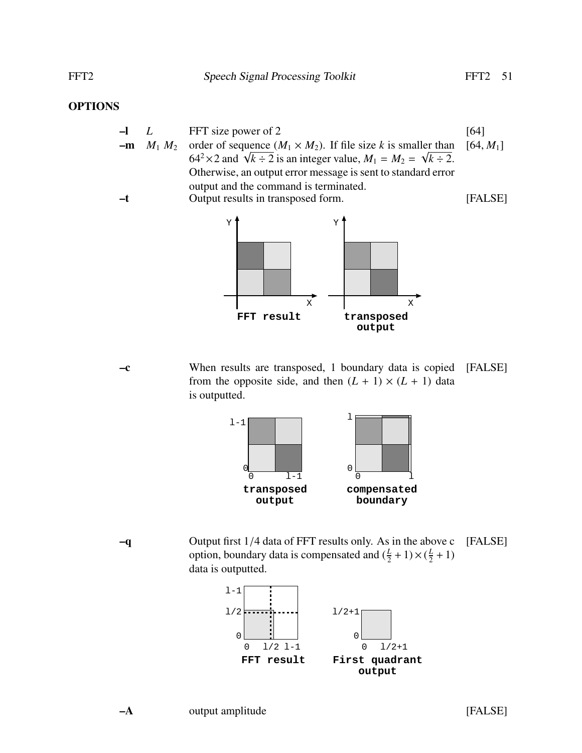## OPTIONS

| | | | |
|---|---|---|---|
| **–l** | $L$ | FFT size power of 2 | [64] |
| **–m** | $M_1$ $M_2$ | order of sequence ($M_1 \times M_2$). If file size $k$ is smaller than $64^2 \times 2$ and $\sqrt{k \div 2}$ is an integer value, $M_1 = M_2 = \sqrt{k \div 2}$. Otherwise, an output error message is sent to standard error output and the command is terminated. | [64, $M_1$] |
| **–t** | | Output results in transposed form. | [FALSE] |

FFT result　　transposed output

| | | | |
|---|---|---|---|
| **–c** | | When results are transposed, 1 boundary data is copied from the opposite side, and then $(L + 1) \times (L + 1)$ data is outputted. | [FALSE] |

transposed output　　compensated boundary

| | | | |
|---|---|---|---|
| **–q** | | Output first 1/4 data of FFT results only. As in the above c option, boundary data is compensated and $(\frac{L}{2} + 1) \times (\frac{L}{2} + 1)$ data is outputted. | [FALSE] |

FFT result　　First quadrant output

| | | | |
|---|---|---|---|
| **–A** | | output amplitude | [FALSE] |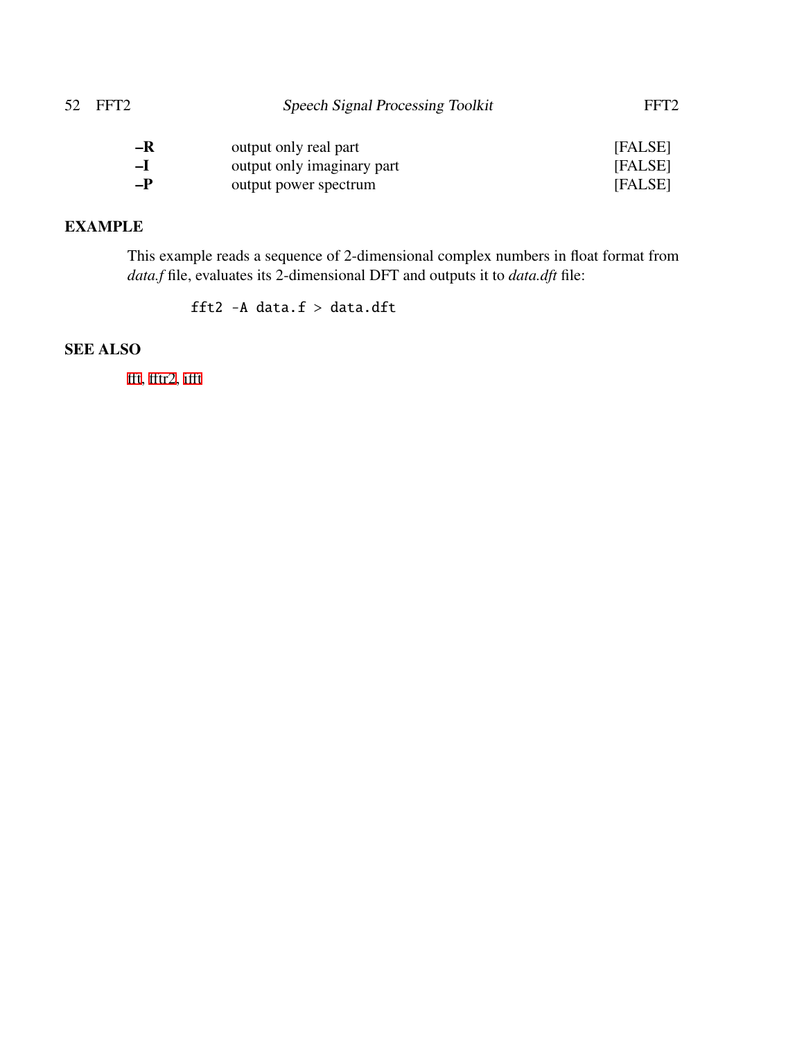| | | |
|---|---|---|
| **–R** | output only real part | [FALSE] |
| **–I** | output only imaginary part | [FALSE] |
| **–P** | output power spectrum | [FALSE] |

## EXAMPLE

This example reads a sequence of 2-dimensional complex numbers in float format from *data.f* file, evaluates its 2-dimensional DFT and outputs it to *data.dft* file:

```
fft2 -A data.f > data.dft
```

## SEE ALSO

fft, fftr2, ifft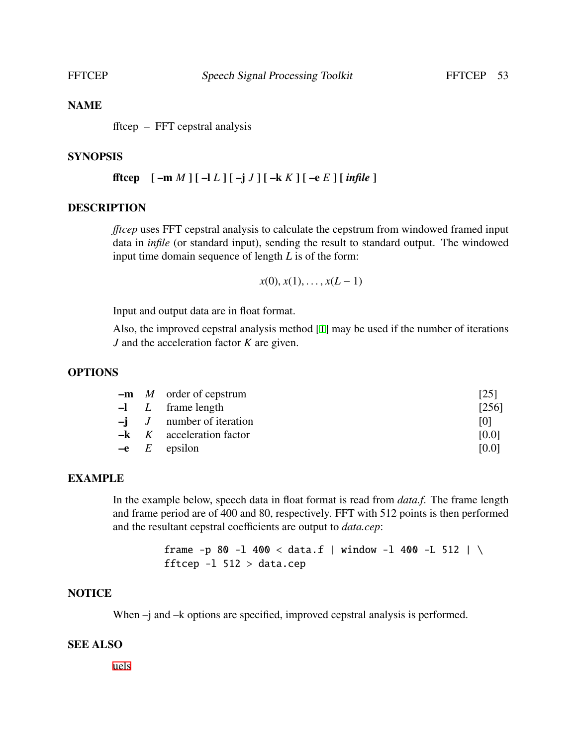## NAME

fftcep – FFT cepstral analysis

## SYNOPSIS

**fftcep** **[ –m** *M* **] [ –l** *L* **] [ –j** *J* **] [ –k** *K* **] [ –e** *E* **] [** ***infile*** **]**

## DESCRIPTION

*fftcep* uses FFT cepstral analysis to calculate the cepstrum from windowed framed input data in *infile* (or standard input), sending the result to standard output. The windowed input time domain sequence of length $L$ is of the form:

$$x(0), x(1), \ldots, x(L-1)$$

Input and output data are in float format.

Also, the improved cepstral analysis method [1] may be used if the number of iterations $J$ and the acceleration factor $K$ are given.

## OPTIONS

| | | | |
|---|---|---|---|
| **–m** | $M$ | order of cepstrum | [25] |
| **–l** | $L$ | frame length | [256] |
| **–j** | $J$ | number of iteration | [0] |
| **–k** | $K$ | acceleration factor | [0.0] |
| **–e** | $E$ | epsilon | [0.0] |

## EXAMPLE

In the example below, speech data in float format is read from *data.f*. The frame length and frame period are of 400 and 80, respectively. FFT with 512 points is then performed and the resultant cepstral coefficients are output to *data.cep*:

```
frame -p 80 -l 400 < data.f | window -l 400 -L 512 | \
fftcep -l 512 > data.cep
```

## NOTICE

When –j and –k options are specified, improved cepstral analysis is performed.

## SEE ALSO

uels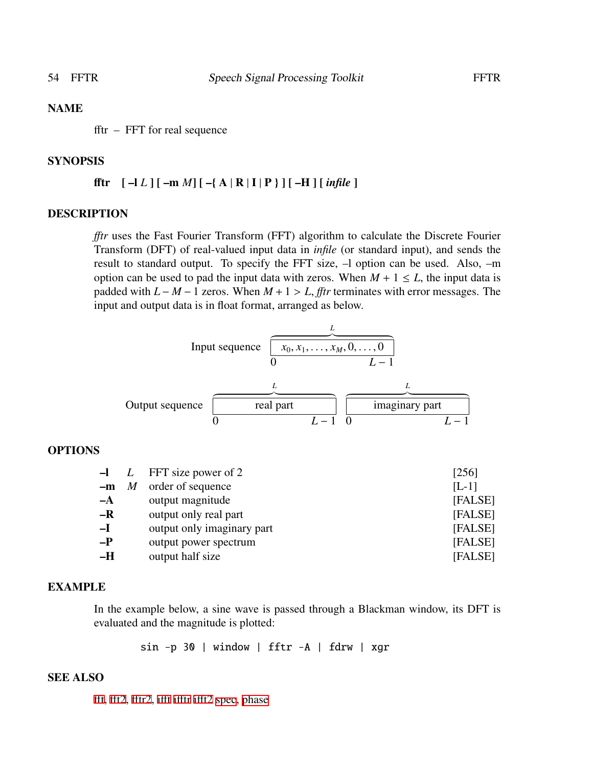## NAME

fftr – FFT for real sequence

## SYNOPSIS

**fftr** [ **–l** *L* ] [ **–m** *M*] [ **–**{ **A** | **R** | **I** | **P** } ] [ **–H** ] [ ***infile*** ]

## DESCRIPTION

*fftr* uses the Fast Fourier Transform (FFT) algorithm to calculate the Discrete Fourier Transform (DFT) of real-valued input data in *infile* (or standard input), and sends the result to standard output. To specify the FFT size, –l option can be used. Also, –m option can be used to pad the input data with zeros. When $M + 1 \le L$, the input data is padded with $L - M - 1$ zeros. When $M + 1 > L$, *fftr* terminates with error messages. The input and output data is in float format, arranged as below.

Input sequence: $\overbrace{x_0, x_1, \ldots, x_M, 0, \ldots, 0}^{L}$ (indices $0$ to $L-1$)

Output sequence: $\overbrace{\text{real part}}^{L}$ (indices $0$ to $L-1$), $\overbrace{\text{imaginary part}}^{L}$ (indices $0$ to $L-1$)

## OPTIONS

| | | | |
|---|---|---|---|
| **–l** | *L* | FFT size power of 2 | [256] |
| **–m** | *M* | order of sequence | [L-1] |
| **–A** | | output magnitude | [FALSE] |
| **–R** | | output only real part | [FALSE] |
| **–I** | | output only imaginary part | [FALSE] |
| **–P** | | output power spectrum | [FALSE] |
| **–H** | | output half size | [FALSE] |

## EXAMPLE

In the example below, a sine wave is passed through a Blackman window, its DFT is evaluated and the magnitude is plotted:

```
sin -p 30 | window | fftr -A | fdrw | xgr
```

## SEE ALSO

fft, fft2, fftr2, ifft ifftr ifft2 spec, phase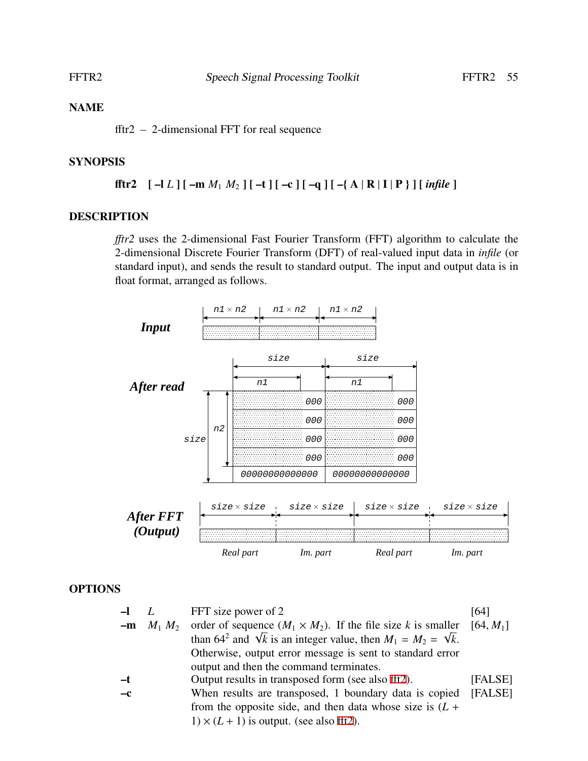## NAME

fftr2 – 2-dimensional FFT for real sequence

## SYNOPSIS

**fftr2** [ **–l** *L* ] [ **–m** $M_1$ $M_2$ ] [ **–t** ] [ **–c** ] [ **–q** ] [ **–**{ **A** | **R** | **I** | **P** } ] [ *infile* ]

## DESCRIPTION

*fftr2* uses the 2-dimensional Fast Fourier Transform (FFT) algorithm to calculate the 2-dimensional Discrete Fourier Transform (DFT) of real-valued input data in *infile* (or standard input), and sends the result to standard output. The input and output data is in float format, arranged as follows.

**Input**: $n1 \times n2$ | $n1 \times n2$ | $n1 \times n2$

**After read**: size × size blocks, each with $n1 \times n2$ data padded with zeros (000 ... / 00000000000000)

**After FFT (Output)**: $size \times size$ (Real part) | $size \times size$ (Im. part) | $size \times size$ (Real part) | $size \times size$ (Im. part)

## OPTIONS

| Option | Argument | Description | Default |
|---|---|---|---|
| **–l** | $L$ | FFT size power of 2 | [64] |
| **–m** | $M_1$ $M_2$ | order of sequence ($M_1 \times M_2$). If the file size $k$ is smaller than $64^2$ and $\sqrt{k}$ is an integer value, then $M_1 = M_2 = \sqrt{k}$. Otherwise, output error message is sent to standard error output and then the command terminates. | [64, $M_1$] |
| **–t** | | Output results in transposed form (see also fft2). | [FALSE] |
| **–c** | | When results are transposed, 1 boundary data is copied from the opposite side, and then data whose size is $(L+1) \times (L+1)$ is output. (see also fft2). | [FALSE] |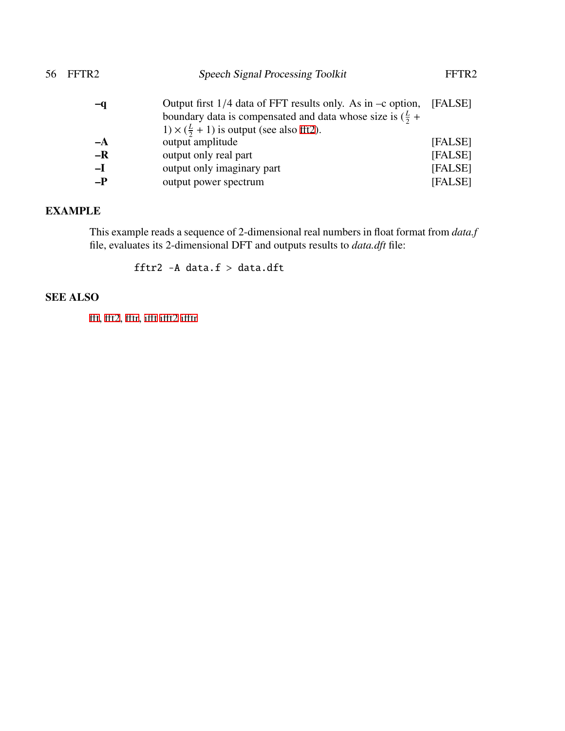| | | |
|---|---|---|
| **–q** | Output first 1/4 data of FFT results only. As in –c option, boundary data is compensated and data whose size is $(\frac{L}{2}+1)\times(\frac{L}{2}+1)$ is output (see also fft2). | [FALSE] |
| **–A** | output amplitude | [FALSE] |
| **–R** | output only real part | [FALSE] |
| **–I** | output only imaginary part | [FALSE] |
| **–P** | output power spectrum | [FALSE] |

## EXAMPLE

This example reads a sequence of 2-dimensional real numbers in float format from *data.f* file, evaluates its 2-dimensional DFT and outputs results to *data.dft* file:

```
fftr2 -A data.f > data.dft
```

## SEE ALSO

fft, fft2, fftr, ifft ifft2 ifftr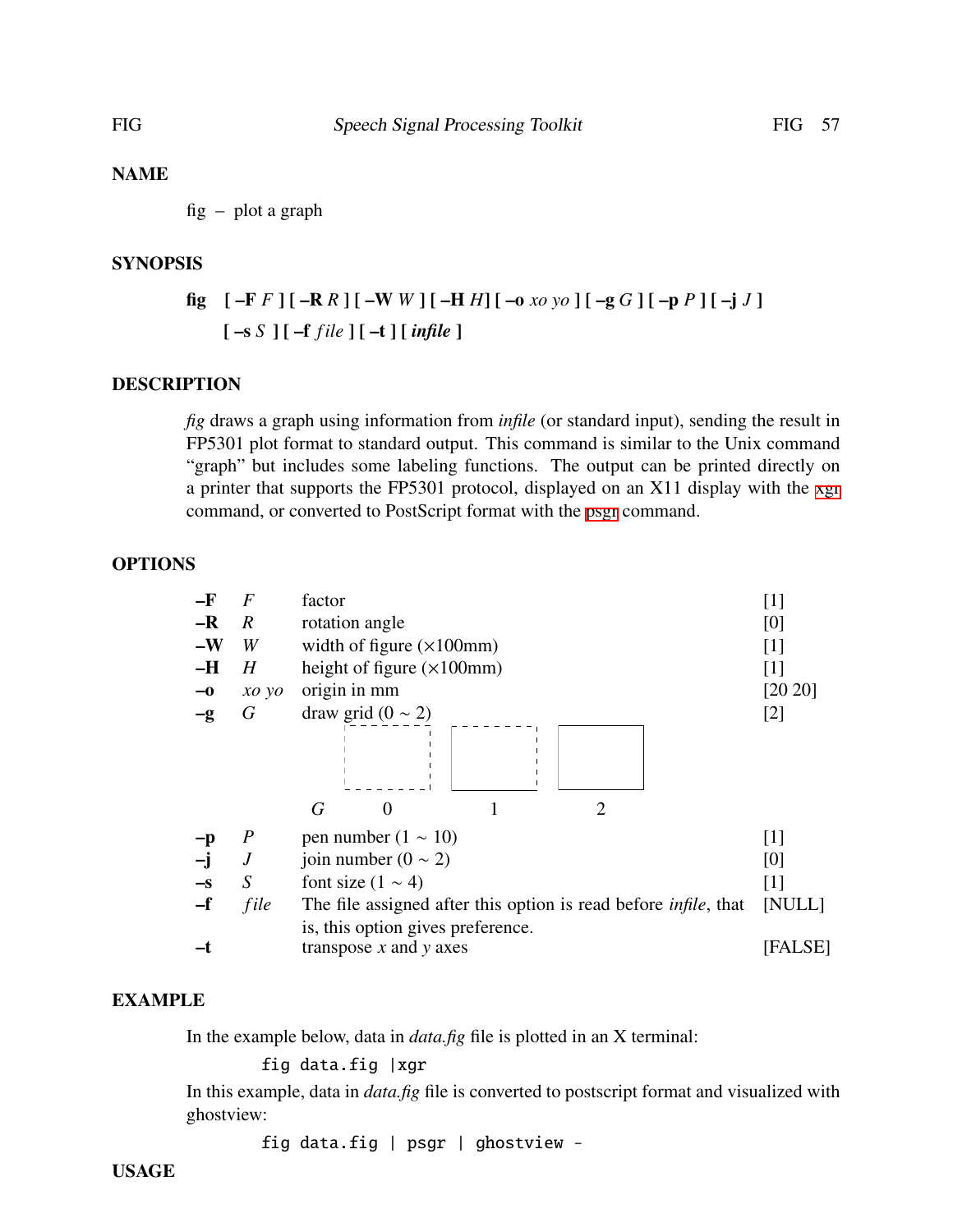## NAME

fig – plot a graph

## SYNOPSIS

**fig** [ **–F** *F* ] [ **–R** *R* ] [ **–W** *W* ] [ **–H** *H*] [ **–o** *xo yo* ] [ **–g** *G* ] [ **–p** *P* ] [ **–j** *J* ] [ **–s** *S* ] [ **–f** *file* ] [ **–t** ] [ ***infile*** ]

## DESCRIPTION

*fig* draws a graph using information from *infile* (or standard input), sending the result in FP5301 plot format to standard output. This command is similar to the Unix command "graph" but includes some labeling functions. The output can be printed directly on a printer that supports the FP5301 protocol, displayed on an X11 display with the xgr command, or converted to PostScript format with the psgr command.

## OPTIONS

| | | | |
|---|---|---|---|
| **–F** | *F* | factor | [1] |
| **–R** | *R* | rotation angle | [0] |
| **–W** | *W* | width of figure (×100mm) | [1] |
| **–H** | *H* | height of figure (×100mm) | [1] |
| **–o** | *xo yo* | origin in mm | [20 20] |
| **–g** | *G* | draw grid (0 ∼ 2) | [2] |
| | | *G* 0 1 2 | |
| **–p** | *P* | pen number (1 ∼ 10) | [1] |
| **–j** | *J* | join number (0 ∼ 2) | [0] |
| **–s** | *S* | font size (1 ∼ 4) | [1] |
| **–f** | *file* | The file assigned after this option is read before *infile*, that is, this option gives preference. | [NULL] |
| **–t** | | transpose *x* and *y* axes | [FALSE] |

## EXAMPLE

In the example below, data in *data.fig* file is plotted in an X terminal:

```
fig data.fig |xgr
```

In this example, data in *data.fig* file is converted to postscript format and visualized with ghostview:

```
fig data.fig | psgr | ghostview -
```

## USAGE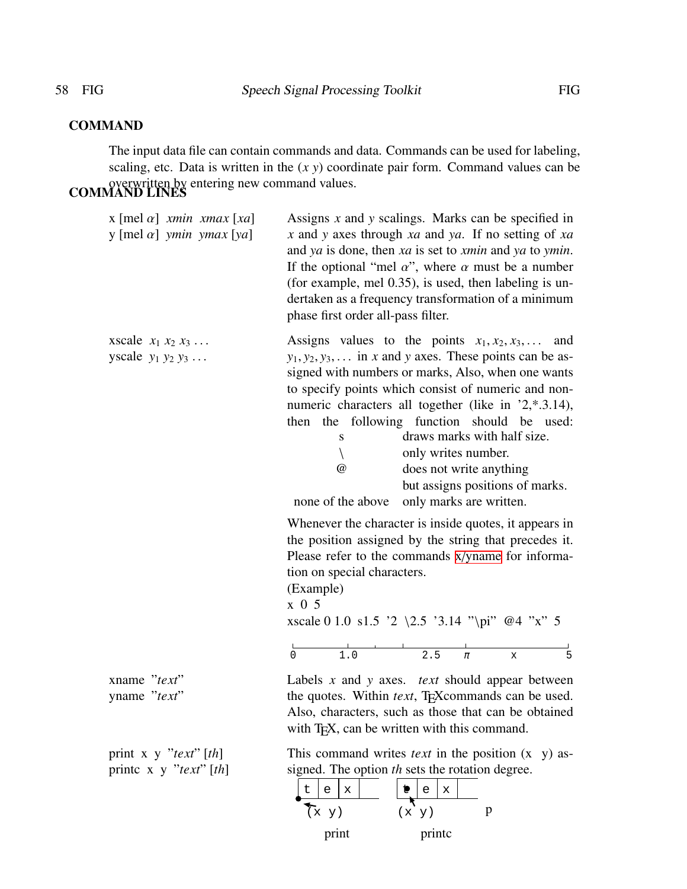## COMMAND

The input data file can contain commands and data. Commands can be used for labeling, scaling, etc. Data is written in the $(x\ y)$ coordinate pair form. Command values can be overwritten by entering new command values.

## COMMAND LINES

x [mel $\alpha$] *xmin xmax* [*xa*]
y [mel $\alpha$] *ymin ymax* [*ya*]

Assigns $x$ and $y$ scalings. Marks can be specified in $x$ and $y$ axes through *xa* and *ya*. If no setting of *xa* and *ya* is done, then *xa* is set to *xmin* and *ya* to *ymin*. If the optional "mel $\alpha$", where $\alpha$ must be a number (for example, mel 0.35), is used, then labeling is undertaken as a frequency transformation of a minimum phase first order all-pass filter.

xscale $x_1\ x_2\ x_3 \ldots$
yscale $y_1\ y_2\ y_3 \ldots$

Assigns values to the points $x_1, x_2, x_3, \ldots$ and $y_1, y_2, y_3, \ldots$ in $x$ and $y$ axes. These points can be assigned with numbers or marks, Also, when one wants to specify points which consist of numeric and non-numeric characters all together (like in '2,*.3.14), then the following function should be used:

| | |
|---|---|
| s | draws marks with half size. |
| \ | only writes number. |
| @ | does not write anything but assigns positions of marks. |
| none of the above | only marks are written. |

Whenever the character is inside quotes, it appears in the position assigned by the string that precedes it. Please refer to the commands x/yname for information on special characters.

(Example)

```
x 0 5
xscale 0 1.0 s1.5 '2 \2.5 '3.14 "\pi" @4 "x" 5
```

```
0       1.0          2.5    π      x       5
```

xname "*text*"
yname "*text*"

Labels $x$ and $y$ axes. *text* should appear between the quotes. Within *text*, TEXcommands can be used. Also, characters, such as those that can be obtained with TEX, can be written with this command.

print x y "*text*" [*th*]
printc x y "*text*" [*th*]

This command writes *text* in the position (x y) assigned. The option *th* sets the rotation degree.

```
| t | e | x |      | t | e | x |
(x y)              (x y)           p
 print              printc
```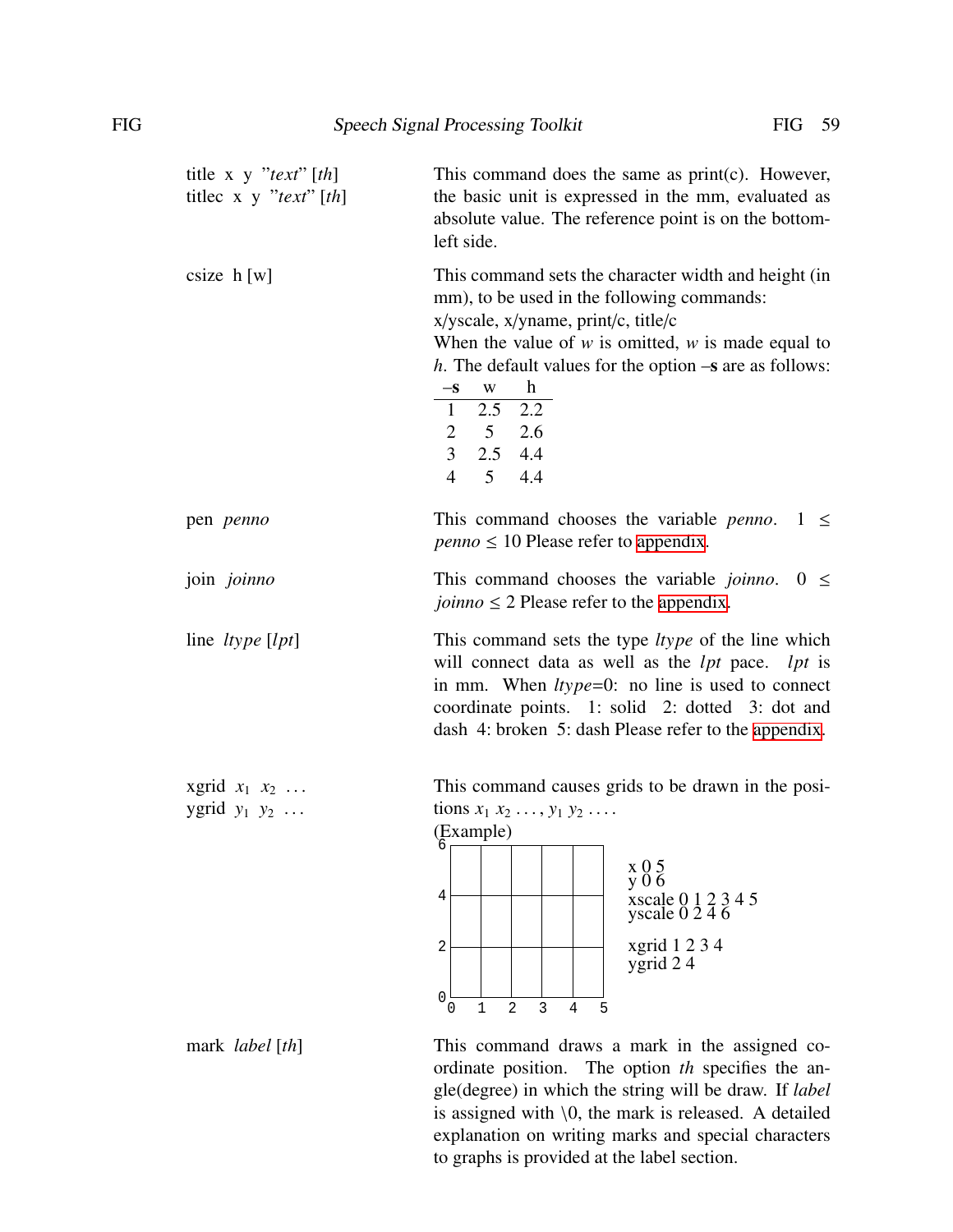title x y "*text*" [*th*]
titlec x y "*text*" [*th*]

This command does the same as print(c). However, the basic unit is expressed in the mm, evaluated as absolute value. The reference point is on the bottom-left side.

csize h [w]

This command sets the character width and height (in mm), to be used in the following commands:
x/yscale, x/yname, print/c, title/c
When the value of *w* is omitted, *w* is made equal to *h*. The default values for the option –**s** are as follows:

| –**s** | w | h |
|---|---|---|
| 1 | 2.5 | 2.2 |
| 2 | 5 | 2.6 |
| 3 | 2.5 | 4.4 |
| 4 | 5 | 4.4 |

pen *penno*

This command chooses the variable *penno*. $1 \leq penno \leq 10$ Please refer to appendix.

join *joinno*

This command chooses the variable *joinno*. $0 \leq joinno \leq 2$ Please refer to the appendix.

line *ltype* [*lpt*]

This command sets the type *ltype* of the line which will connect data as well as the *lpt* pace. *lpt* is in mm. When *ltype*=0: no line is used to connect coordinate points. 1: solid 2: dotted 3: dot and dash 4: broken 5: dash Please refer to the appendix.

xgrid $x_1$ $x_2$ ...
ygrid $y_1$ $y_2$ ...

This command causes grids to be drawn in the positions $x_1$ $x_2$ ..., $y_1$ $y_2$ ....
(Example)

```
x 0 5
y 0 6
xscale 0 1 2 3 4 5
yscale 0 2 4 6

xgrid 1 2 3 4
ygrid 2 4
```

mark *label* [*th*]

This command draws a mark in the assigned coordinate position. The option *th* specifies the angle(degree) in which the string will be draw. If *label* is assigned with \0, the mark is released. A detailed explanation on writing marks and special characters to graphs is provided at the label section.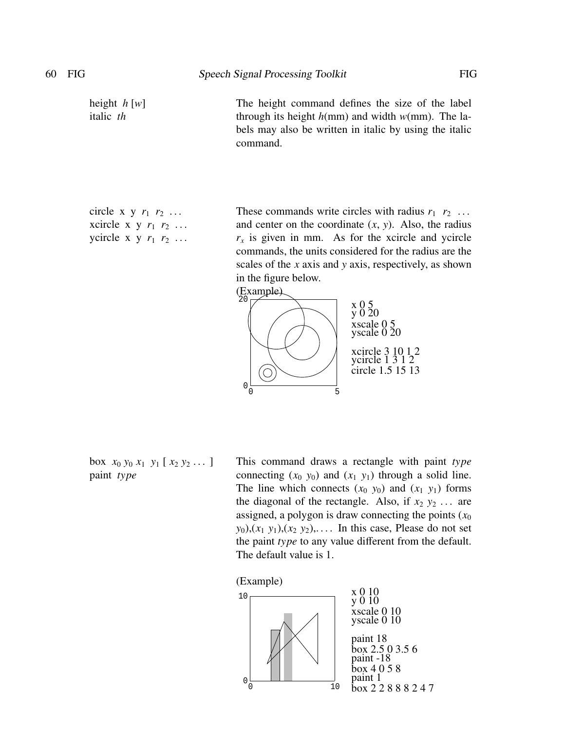height $h$ [$w$]
italic $th$

The height command defines the size of the label through its height $h$(mm) and width $w$(mm). The labels may also be written in italic by using the italic command.

circle x y $r_1$ $r_2$ ...
xcircle x y $r_1$ $r_2$ ...
ycircle x y $r_1$ $r_2$ ...

These commands write circles with radius $r_1$ $r_2$ ... and center on the coordinate ($x$, $y$). Also, the radius $r_x$ is given in mm. As for the xcircle and ycircle commands, the units considered for the radius are the scales of the $x$ axis and $y$ axis, respectively, as shown in the figure below.

(Example)

```
x 0 5
y 0 20
xscale 0 5
yscale 0 20

xcircle 3 10 1 2
ycircle 1 3 1 2
circle 1.5 15 13
```

box $x_0$ $y_0$ $x_1$ $y_1$ [ $x_2$ $y_2$ ... ]
paint $type$

This command draws a rectangle with paint $type$ connecting ($x_0$ $y_0$) and ($x_1$ $y_1$) through a solid line. The line which connects ($x_0$ $y_0$) and ($x_1$ $y_1$) forms the diagonal of the rectangle. Also, if $x_2$ $y_2$ ... are assigned, a polygon is draw connecting the points ($x_0$ $y_0$),($x_1$ $y_1$),($x_2$ $y_2$),.... In this case, Please do not set the paint $type$ to any value different from the default. The default value is 1.

(Example)

```
x 0 10
y 0 10
xscale 0 10
yscale 0 10

paint 18
box 2.5 0 3.5 6
paint -18
box 4 0 5 8
paint 1
box 2 2 8 8 8 2 4 7
```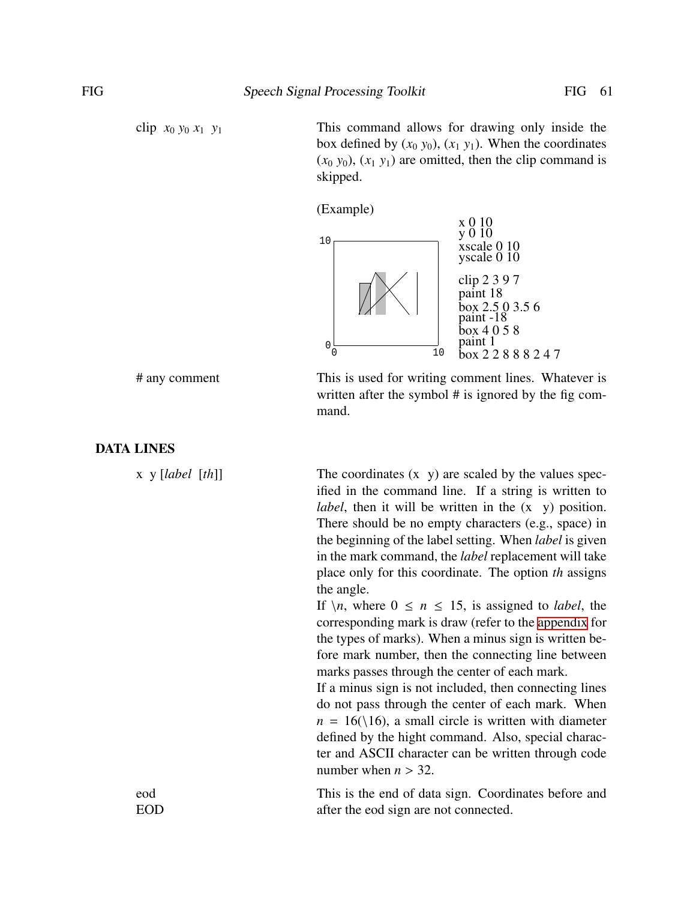clip $x_0$ $y_0$ $x_1$ $y_1$

This command allows for drawing only inside the box defined by ($x_0$ $y_0$), ($x_1$ $y_1$). When the coordinates ($x_0$ $y_0$), ($x_1$ $y_1$) are omitted, then the clip command is skipped.

(Example)

```
x 0 10
y 0 10
xscale 0 10
yscale 0 10

clip 2 3 9 7
paint 18
box 2.5 0 3.5 6
paint -18
box 4 0 5 8
paint 1
box 2 2 8 8 8 2 4 7
```

\# any comment

This is used for writing comment lines. Whatever is written after the symbol # is ignored by the fig command.

## DATA LINES

x y [*label* [*th*]]

The coordinates (x y) are scaled by the values specified in the command line. If a string is written to *label*, then it will be written in the (x y) position. There should be no empty characters (e.g., space) in the beginning of the label setting. When *label* is given in the mark command, the *label* replacement will take place only for this coordinate. The option *th* assigns the angle.

If \\$n$, where $0 \leq n \leq 15$, is assigned to *label*, the corresponding mark is draw (refer to the appendix for the types of marks). When a minus sign is written before mark number, then the connecting line between marks passes through the center of each mark.

If a minus sign is not included, then connecting lines do not pass through the center of each mark. When $n = 16$(\16), a small circle is written with diameter defined by the hight command. Also, special character and ASCII character can be written through code number when $n > 32$.

eod
EOD

This is the end of data sign. Coordinates before and after the eod sign are not connected.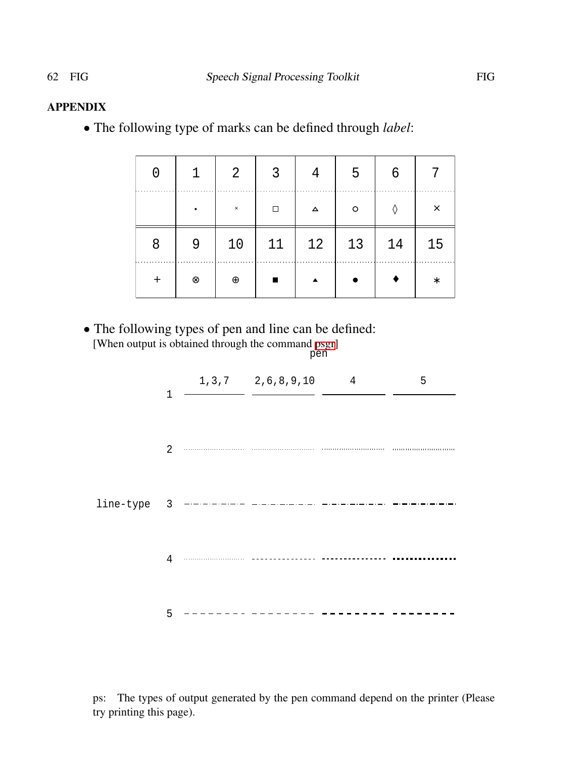## APPENDIX

- The following type of marks can be defined through *label*:

| 0 | 1 | 2 | 3 | 4 | 5 | 6 | 7 |
|---|---|---|---|---|---|---|---|
|  | · | × | □ | △ | ○ | ◊ | × |
| **8** | **9** | **10** | **11** | **12** | **13** | **14** | **15** |
| + | ⊗ | ⊕ | ■ | ▲ | ● | ♦ | ∗ |

- The following types of pen and line can be defined:
  [When output is obtained through the command psgr]

| line-type \ pen | 1,3,7 | 2,6,8,9,10 | 4 | 5 |
|---|---|---|---|---|
| 1 | ──── | ──── | ──── | ──── |
| 2 | ········ | ········ | ········ | ········ |
| 3 | -·-·-·-· | -·-·-·-· | -·-·-·-· | -·-·-·-· |
| 4 | ········ | - - - - - | - - - - - | ········ |
| 5 | - - - - | - - - - | - - - - | - - - - |

ps: The types of output generated by the pen command depend on the printer (Please try printing this page).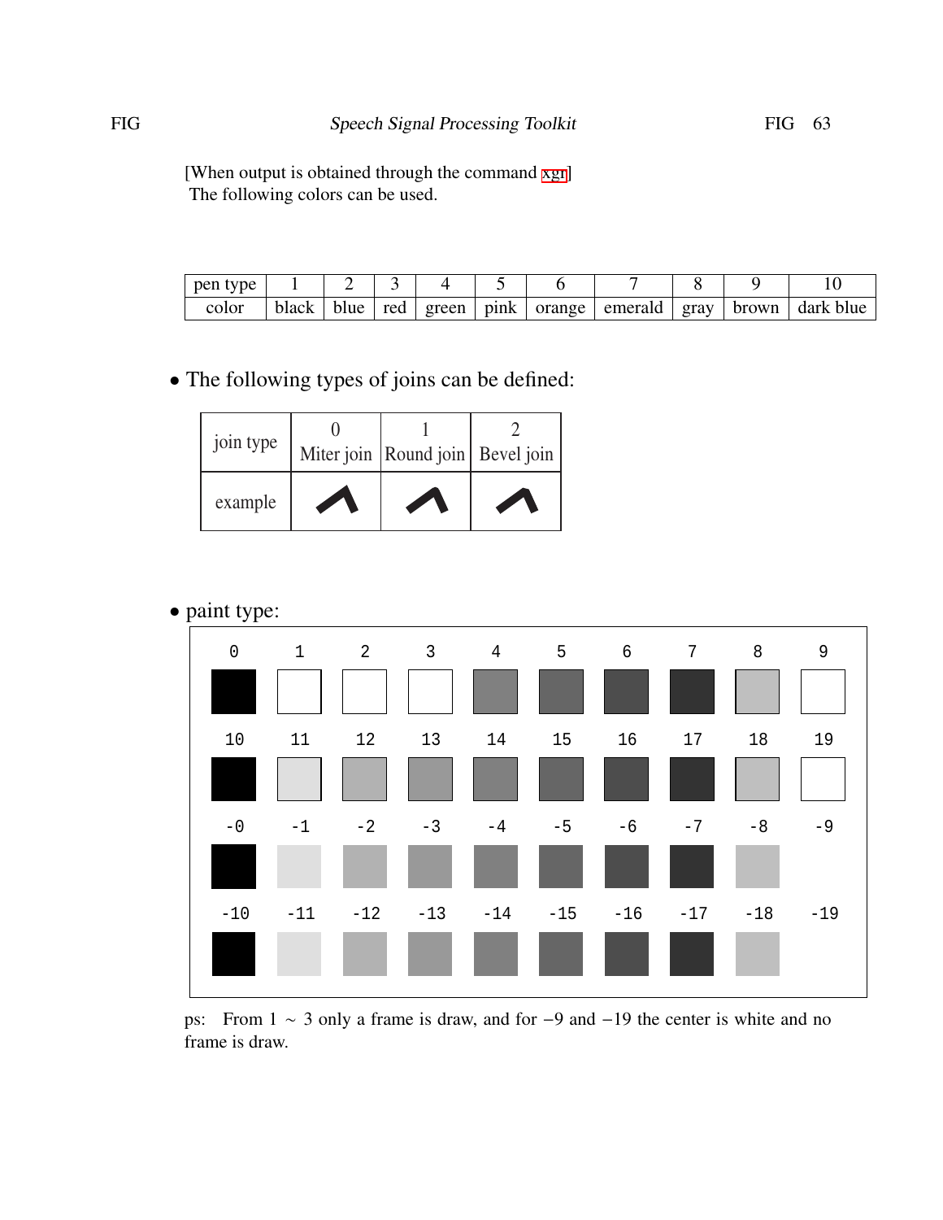[When output is obtained through the command xgr]
The following colors can be used.

| pen type | 1 | 2 | 3 | 4 | 5 | 6 | 7 | 8 | 9 | 10 |
|---|---|---|---|---|---|---|---|---|---|---|
| color | black | blue | red | green | pink | orange | emerald | gray | brown | dark blue |

- The following types of joins can be defined:

| join type | 0 Miter join | 1 Round join | 2 Bevel join |
|---|---|---|---|
| example | | | |

- paint type:

| 0 | 1 | 2 | 3 | 4 | 5 | 6 | 7 | 8 | 9 |
|---|---|---|---|---|---|---|---|---|---|
| 10 | 11 | 12 | 13 | 14 | 15 | 16 | 17 | 18 | 19 |
| -0 | -1 | -2 | -3 | -4 | -5 | -6 | -7 | -8 | -9 |
| -10 | -11 | -12 | -13 | -14 | -15 | -16 | -17 | -18 | -19 |

ps: From 1 ∼ 3 only a frame is draw, and for −9 and −19 the center is white and no frame is draw.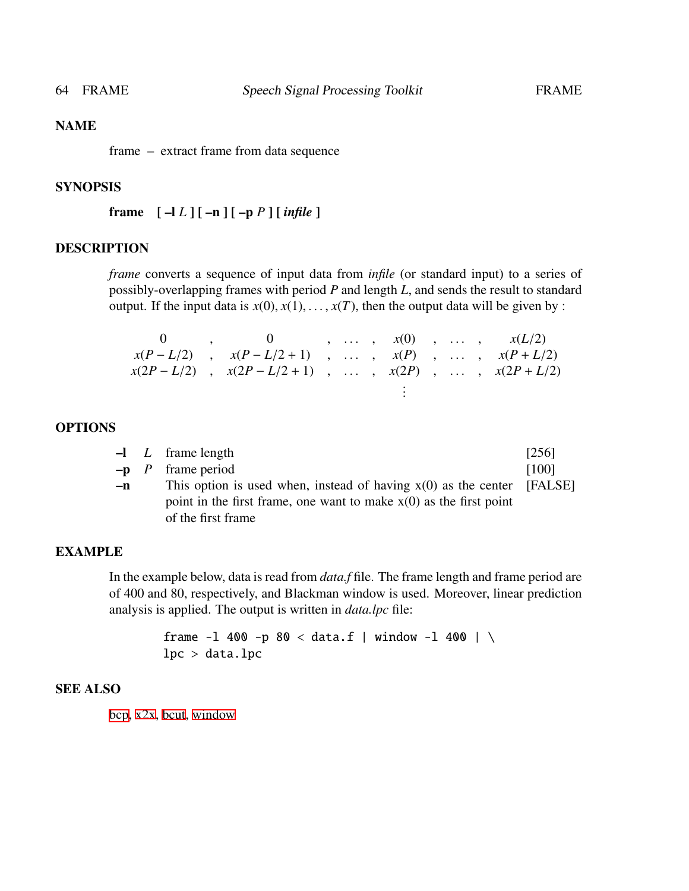## NAME

frame – extract frame from data sequence

## SYNOPSIS

**frame** [ **–l** *L* ] [ **–n** ] [ **–p** *P* ] [ ***infile*** ]

## DESCRIPTION

*frame* converts a sequence of input data from *infile* (or standard input) to a series of possibly-overlapping frames with period $P$ and length $L$, and sends the result to standard output. If the input data is $x(0), x(1), \ldots, x(T)$, then the output data will be given by :

$$
\begin{array}{ccccccccc}
0 & , & 0 & , & \ldots & , & x(0) & , & \ldots & , & x(L/2) \\
x(P-L/2) & , & x(P-L/2+1) & , & \ldots & , & x(P) & , & \ldots & , & x(P+L/2) \\
x(2P-L/2) & , & x(2P-L/2+1) & , & \ldots & , & x(2P) & , & \ldots & , & x(2P+L/2) \\
 & & & & & & \vdots & & & &
\end{array}
$$

## OPTIONS

| | | | |
|---|---|---|---|
| **–l** | *L* | frame length | [256] |
| **–p** | *P* | frame period | [100] |
| **–n** | | This option is used when, instead of having x(0) as the center point in the first frame, one want to make x(0) as the first point of the first frame | [FALSE] |

## EXAMPLE

In the example below, data is read from *data.f* file. The frame length and frame period are of 400 and 80, respectively, and Blackman window is used. Moreover, linear prediction analysis is applied. The output is written in *data.lpc* file:

```
frame -l 400 -p 80 < data.f | window -l 400 | \
lpc > data.lpc
```

## SEE ALSO

bcp, x2x, bcut, window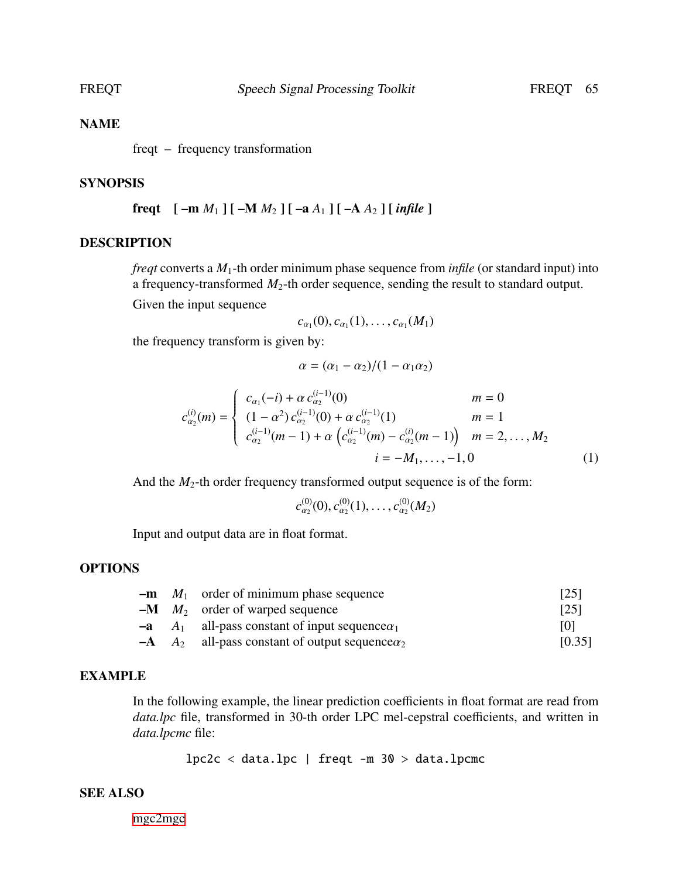## NAME

freqt – frequency transformation

## SYNOPSIS

**freqt** [ **–m** $M_1$ ] [ **–M** $M_2$ ] [ **–a** $A_1$ ] [ **–A** $A_2$ ] [ ***infile*** ]

## DESCRIPTION

*freqt* converts a $M_1$-th order minimum phase sequence from *infile* (or standard input) into a frequency-transformed $M_2$-th order sequence, sending the result to standard output.

Given the input sequence

$$c_{\alpha_1}(0), c_{\alpha_1}(1), \ldots, c_{\alpha_1}(M_1)$$

the frequency transform is given by:

$$\alpha = (\alpha_1 - \alpha_2)/(1 - \alpha_1\alpha_2)$$

$$c_{\alpha_2}^{(i)}(m) = \begin{cases} c_{\alpha_1}(-i) + \alpha\, c_{\alpha_2}^{(i-1)}(0) & m = 0 \\ (1-\alpha^2)\, c_{\alpha_2}^{(i-1)}(0) + \alpha\, c_{\alpha_2}^{(i-1)}(1) & m = 1 \\ c_{\alpha_2}^{(i-1)}(m-1) + \alpha\left(c_{\alpha_2}^{(i-1)}(m) - c_{\alpha_2}^{(i)}(m-1)\right) & m = 2, \ldots, M_2 \end{cases}$$
$$i = -M_1, \ldots, -1, 0 \qquad (1)$$

And the $M_2$-th order frequency transformed output sequence is of the form:

$$c_{\alpha_2}^{(0)}(0), c_{\alpha_2}^{(0)}(1), \ldots, c_{\alpha_2}^{(0)}(M_2)$$

Input and output data are in float format.

## OPTIONS

| | | | |
|---|---|---|---|
| **–m** | $M_1$ | order of minimum phase sequence | [25] |
| **–M** | $M_2$ | order of warped sequence | [25] |
| **–a** | $A_1$ | all-pass constant of input sequence $\alpha_1$ | [0] |
| **–A** | $A_2$ | all-pass constant of output sequence $\alpha_2$ | [0.35] |

## EXAMPLE

In the following example, the linear prediction coefficients in float format are read from *data.lpc* file, transformed in 30-th order LPC mel-cepstral coefficients, and written in *data.lpcmc* file:

```
lpc2c < data.lpc | freqt -m 30 > data.lpcmc
```

## SEE ALSO

mgc2mgc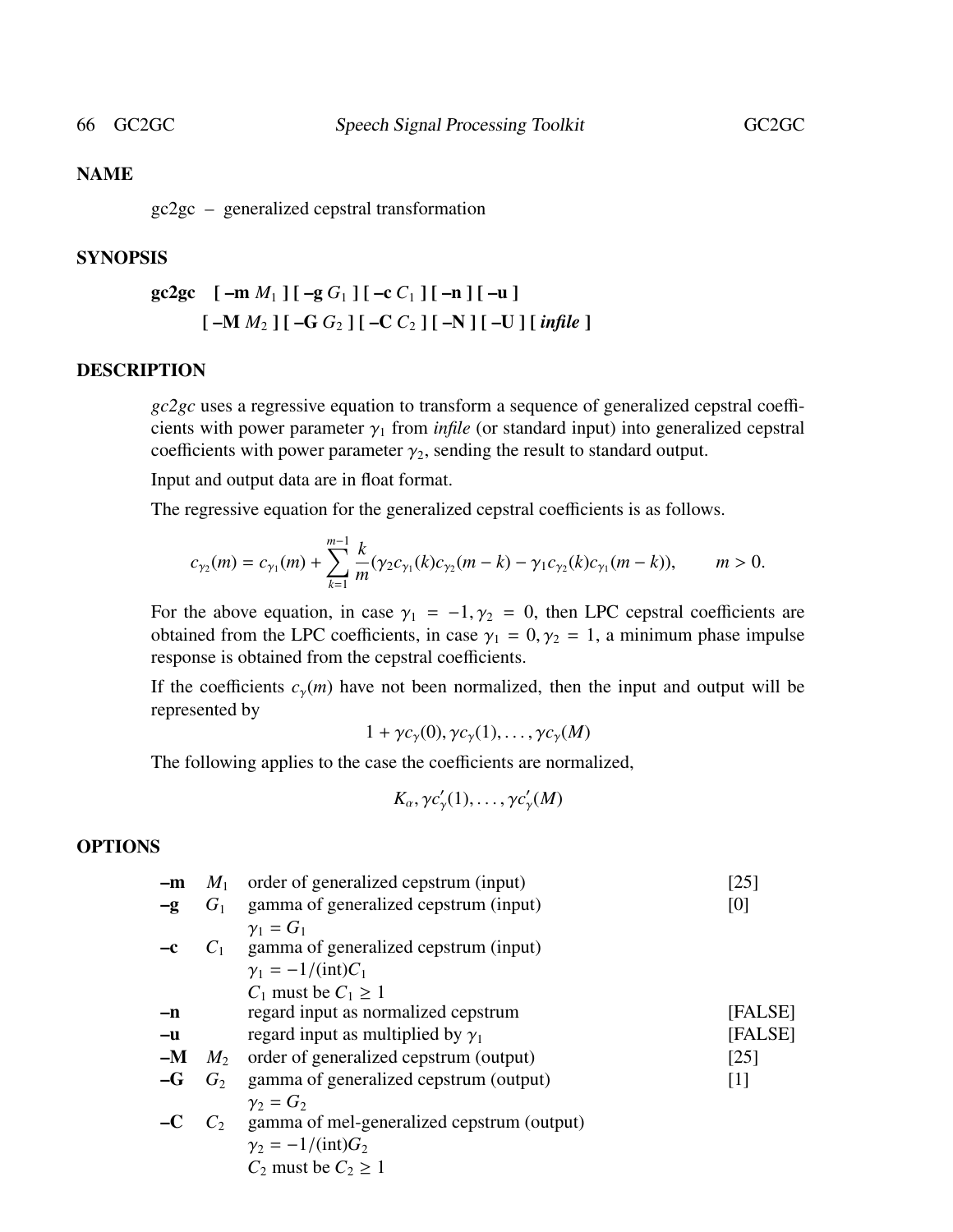## NAME

gc2gc – generalized cepstral transformation

## SYNOPSIS

**gc2gc** [ **–m** $M_1$ ] [ **–g** $G_1$ ] [ **–c** $C_1$ ] [ **–n** ] [ **–u** ]
[ **–M** $M_2$ ] [ **–G** $G_2$ ] [ **–C** $C_2$ ] [ **–N** ] [ **–U** ] [ ***infile*** ]

## DESCRIPTION

*gc2gc* uses a regressive equation to transform a sequence of generalized cepstral coefficients with power parameter $\gamma_1$ from *infile* (or standard input) into generalized cepstral coefficients with power parameter $\gamma_2$, sending the result to standard output.

Input and output data are in float format.

The regressive equation for the generalized cepstral coefficients is as follows.

$$c_{\gamma_2}(m) = c_{\gamma_1}(m) + \sum_{k=1}^{m-1} \frac{k}{m}(\gamma_2 c_{\gamma_1}(k) c_{\gamma_2}(m-k) - \gamma_1 c_{\gamma_2}(k) c_{\gamma_1}(m-k)), \qquad m > 0.$$

For the above equation, in case $\gamma_1 = -1, \gamma_2 = 0$, then LPC cepstral coefficients are obtained from the LPC coefficients, in case $\gamma_1 = 0, \gamma_2 = 1$, a minimum phase impulse response is obtained from the cepstral coefficients.

If the coefficients $c_\gamma(m)$ have not been normalized, then the input and output will be represented by

$$1 + \gamma c_\gamma(0), \gamma c_\gamma(1), \ldots, \gamma c_\gamma(M)$$

The following applies to the case the coefficients are normalized,

$$K_\alpha, \gamma c'_\gamma(1), \ldots, \gamma c'_\gamma(M)$$

## OPTIONS

| | | | |
|---|---|---|---|
| **–m** | $M_1$ | order of generalized cepstrum (input) | [25] |
| **–g** | $G_1$ | gamma of generalized cepstrum (input)<br>$\gamma_1 = G_1$ | [0] |
| **–c** | $C_1$ | gamma of generalized cepstrum (input)<br>$\gamma_1 = -1/(\text{int})C_1$<br>$C_1$ must be $C_1 \geq 1$ | |
| **–n** | | regard input as normalized cepstrum | [FALSE] |
| **–u** | | regard input as multiplied by $\gamma_1$ | [FALSE] |
| **–M** | $M_2$ | order of generalized cepstrum (output) | [25] |
| **–G** | $G_2$ | gamma of generalized cepstrum (output)<br>$\gamma_2 = G_2$ | [1] |
| **–C** | $C_2$ | gamma of mel-generalized cepstrum (output)<br>$\gamma_2 = -1/(\text{int})G_2$<br>$C_2$ must be $C_2 \geq 1$ | |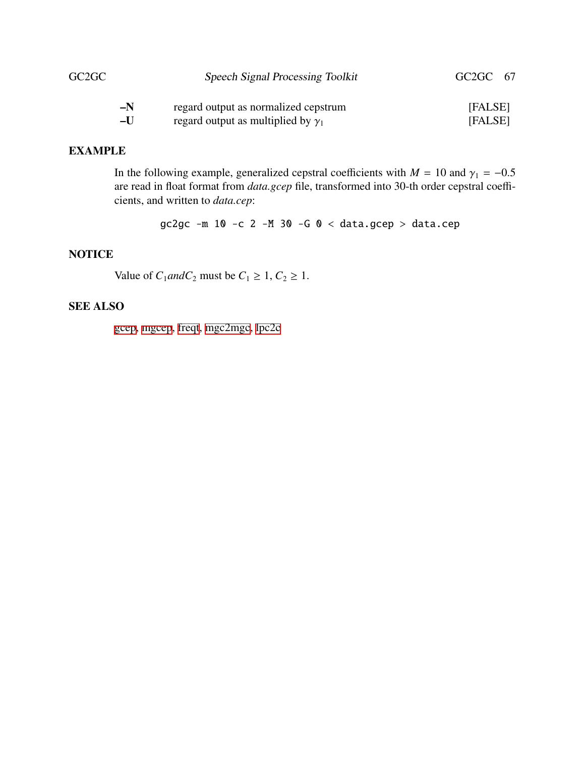| | | |
|---|---|---|
| **–N** | regard output as normalized cepstrum | [FALSE] |
| **–U** | regard output as multiplied by $\gamma_1$ | [FALSE] |

## EXAMPLE

In the following example, generalized cepstral coefficients with $M = 10$ and $\gamma_1 = -0.5$ are read in float format from *data.gcep* file, transformed into 30-th order cepstral coefficients, and written to *data.cep*:

```
gc2gc -m 10 -c 2 -M 30 -G 0 < data.gcep > data.cep
```

## NOTICE

Value of $C_1 and C_2$ must be $C_1 \geq 1$, $C_2 \geq 1$.

## SEE ALSO

gcep, mgcep, freqt, mgc2mgc, lpc2c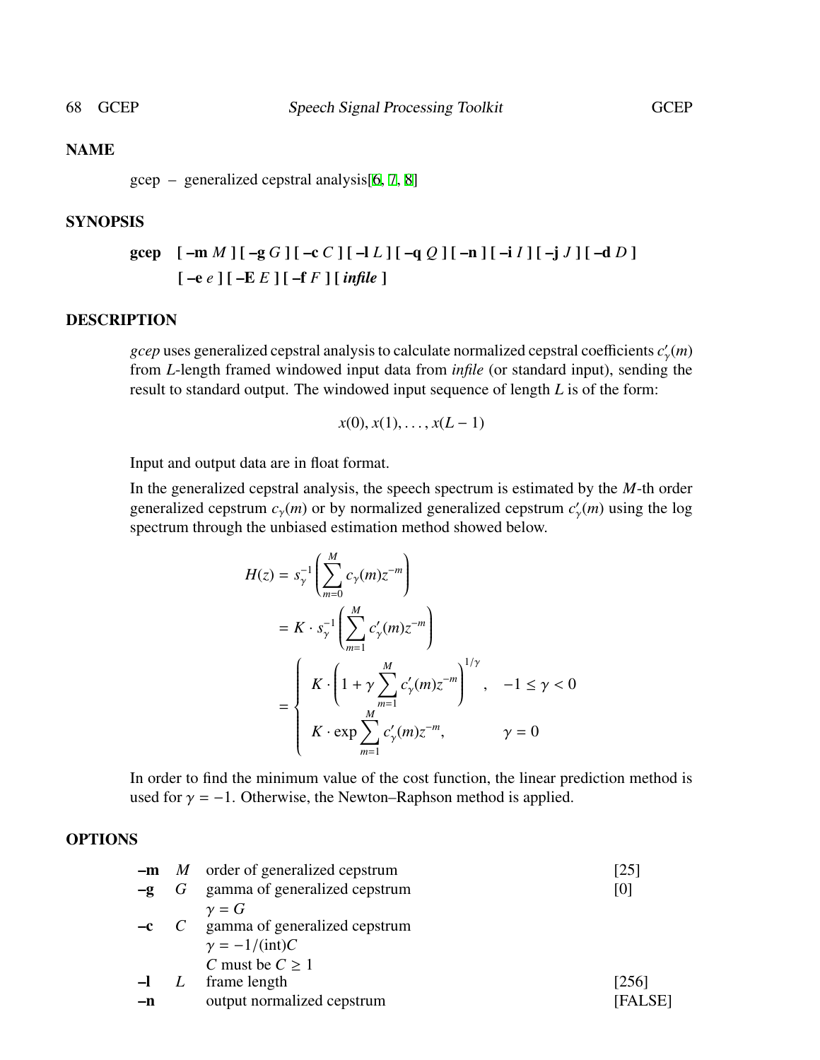## NAME

gcep – generalized cepstral analysis[6, 7, 8]

## SYNOPSIS

**gcep** [ **–m** *M* ] [ **–g** *G* ] [ **–c** *C* ] [ **–l** *L* ] [ **–q** *Q* ] [ **–n** ] [ **–i** *I* ] [ **–j** *J* ] [ **–d** *D* ] [ **–e** *e* ] [ **–E** *E* ] [ **–f** *F* ] [ ***infile*** ]

## DESCRIPTION

*gcep* uses generalized cepstral analysis to calculate normalized cepstral coefficients $c'_\gamma(m)$ from $L$-length framed windowed input data from *infile* (or standard input), sending the result to standard output. The windowed input sequence of length $L$ is of the form:

$$x(0), x(1), \dots, x(L-1)$$

Input and output data are in float format.

In the generalized cepstral analysis, the speech spectrum is estimated by the $M$-th order generalized cepstrum $c_\gamma(m)$ or by normalized generalized cepstrum $c'_\gamma(m)$ using the log spectrum through the unbiased estimation method showed below.

$$\begin{aligned}
H(z) &= s_\gamma^{-1}\left(\sum_{m=0}^{M} c_\gamma(m) z^{-m}\right) \\
&= K \cdot s_\gamma^{-1}\left(\sum_{m=1}^{M} c'_\gamma(m) z^{-m}\right) \\
&= \begin{cases} K \cdot \left(1 + \gamma \displaystyle\sum_{m=1}^{M} c'_\gamma(m) z^{-m}\right)^{1/\gamma}, & -1 \le \gamma < 0 \\ K \cdot \exp \displaystyle\sum_{m=1}^{M} c'_\gamma(m) z^{-m}, & \gamma = 0 \end{cases}
\end{aligned}$$

In order to find the minimum value of the cost function, the linear prediction method is used for $\gamma = -1$. Otherwise, the Newton–Raphson method is applied.

## OPTIONS

| | | | |
|---|---|---|---|
| **–m** | *M* | order of generalized cepstrum | [25] |
| **–g** | *G* | gamma of generalized cepstrum<br>$\gamma = G$ | [0] |
| **–c** | *C* | gamma of generalized cepstrum<br>$\gamma = -1/(\text{int})C$<br>$C$ must be $C \ge 1$ | |
| **–l** | *L* | frame length | [256] |
| **–n** | | output normalized cepstrum | [FALSE] |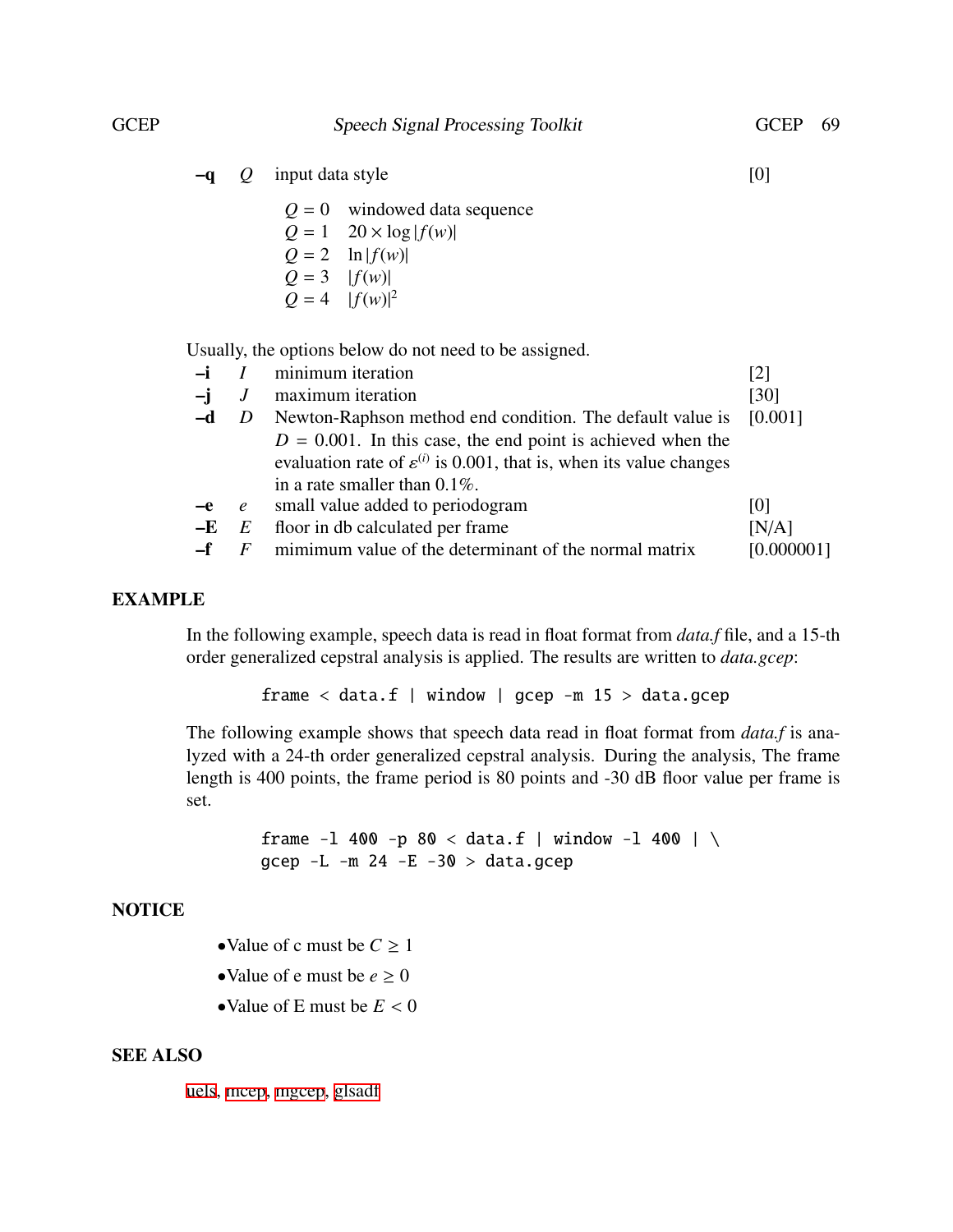| | | | |
|---|---|---|---|
| **–q** | *Q* | input data style | [0] |
| | | $Q = 0$ windowed data sequence | |
| | | $Q = 1$ $20 \times \log \lvert f(w) \rvert$ | |
| | | $Q = 2$ $\ln \lvert f(w) \rvert$ | |
| | | $Q = 3$ $\lvert f(w) \rvert$ | |
| | | $Q = 4$ $\lvert f(w) \rvert^2$ | |

Usually, the options below do not need to be assigned.

| | | | |
|---|---|---|---|
| **–i** | *I* | minimum iteration | [2] |
| **–j** | *J* | maximum iteration | [30] |
| **–d** | *D* | Newton-Raphson method end condition. The default value is $D = 0.001$. In this case, the end point is achieved when the evaluation rate of $\varepsilon^{(i)}$ is 0.001, that is, when its value changes in a rate smaller than 0.1%. | [0.001] |
| **–e** | *e* | small value added to periodogram | [0] |
| **–E** | *E* | floor in db calculated per frame | [N/A] |
| **–f** | *F* | mimimum value of the determinant of the normal matrix | [0.000001] |

## EXAMPLE

In the following example, speech data is read in float format from *data.f* file, and a 15-th order generalized cepstral analysis is applied. The results are written to *data.gcep*:

```
frame < data.f | window | gcep -m 15 > data.gcep
```

The following example shows that speech data read in float format from *data.f* is analyzed with a 24-th order generalized cepstral analysis. During the analysis, The frame length is 400 points, the frame period is 80 points and -30 dB floor value per frame is set.

```
frame -l 400 -p 80 < data.f | window -l 400 | \
gcep -L -m 24 -E -30 > data.gcep
```

## NOTICE

- Value of c must be $C \geq 1$
- Value of e must be $e \geq 0$
- Value of E must be $E < 0$

## SEE ALSO

uels, mcep, mgcep, glsadf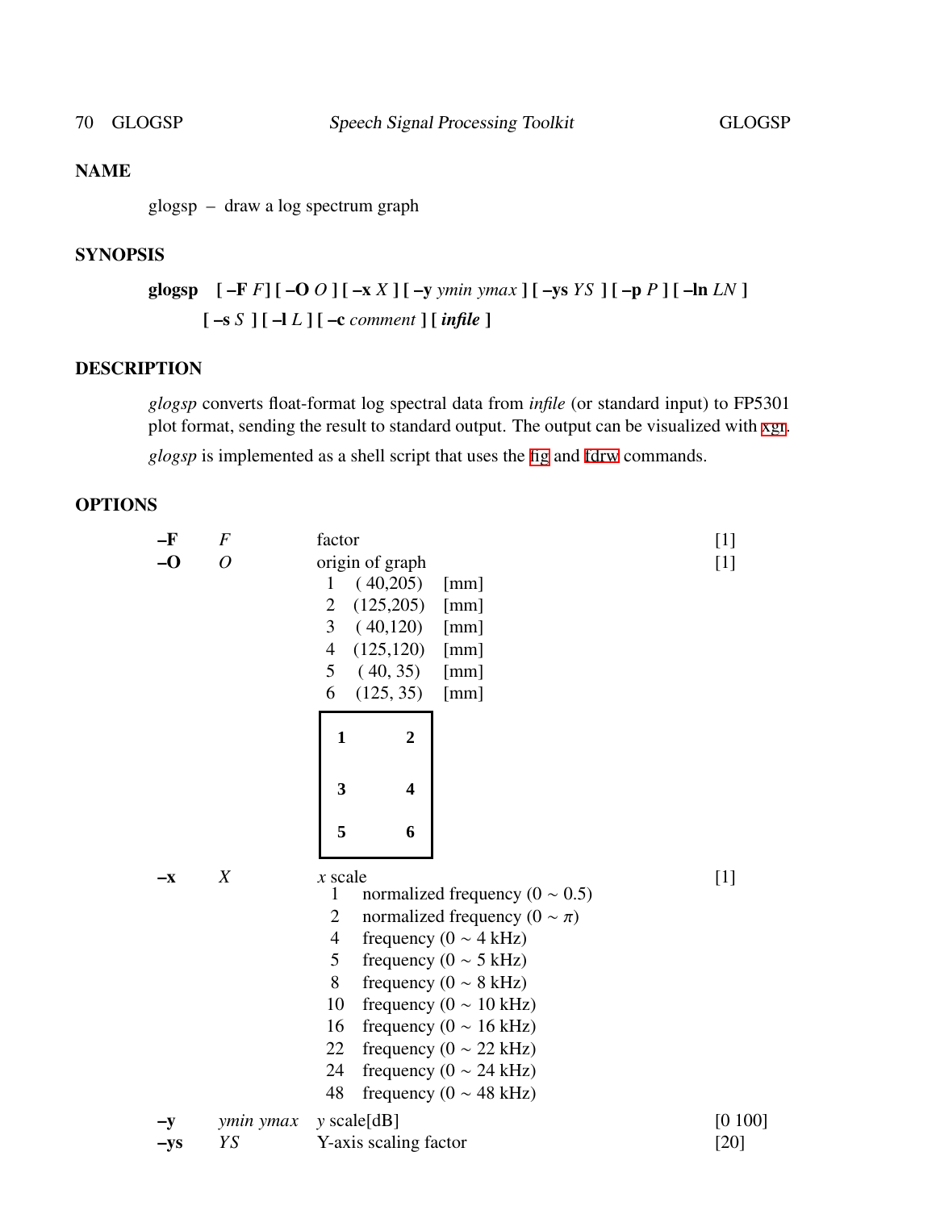## NAME

glogsp – draw a log spectrum graph

## SYNOPSIS

**glogsp** [ **–F** *F* ] [ **–O** *O* ] [ **–x** *X* ] [ **–y** *ymin ymax* ] [ **–ys** *YS* ] [ **–p** *P* ] [ **–ln** *LN* ] [ **–s** *S* ] [ **–l** *L* ] [ **–c** *comment* ] [ ***infile*** ]

## DESCRIPTION

*glogsp* converts float-format log spectral data from *infile* (or standard input) to FP5301 plot format, sending the result to standard output. The output can be visualized with xgr.

*glogsp* is implemented as a shell script that uses the fig and fdrw commands.

## OPTIONS

**–F** *F* factor [1]

**–O** *O* origin of graph [1]

| | | |
|---|---|---|
| 1 | ( 40,205) | [mm] |
| 2 | (125,205) | [mm] |
| 3 | ( 40,120) | [mm] |
| 4 | (125,120) | [mm] |
| 5 | ( 40, 35) | [mm] |
| 6 | (125, 35) | [mm] |

| | |
|---|---|
| **1** | **2** |
| **3** | **4** |
| **5** | **6** |

**–x** *X* *x* scale [1]

| | |
|---|---|
| 1 | normalized frequency (0 ~ 0.5) |
| 2 | normalized frequency (0 ~ $\pi$) |
| 4 | frequency (0 ~ 4 kHz) |
| 5 | frequency (0 ~ 5 kHz) |
| 8 | frequency (0 ~ 8 kHz) |
| 10 | frequency (0 ~ 10 kHz) |
| 16 | frequency (0 ~ 16 kHz) |
| 22 | frequency (0 ~ 22 kHz) |
| 24 | frequency (0 ~ 24 kHz) |
| 48 | frequency (0 ~ 48 kHz) |

**–y** *ymin ymax* *y* scale[dB] [0 100]

**–ys** *YS* Y-axis scaling factor [20]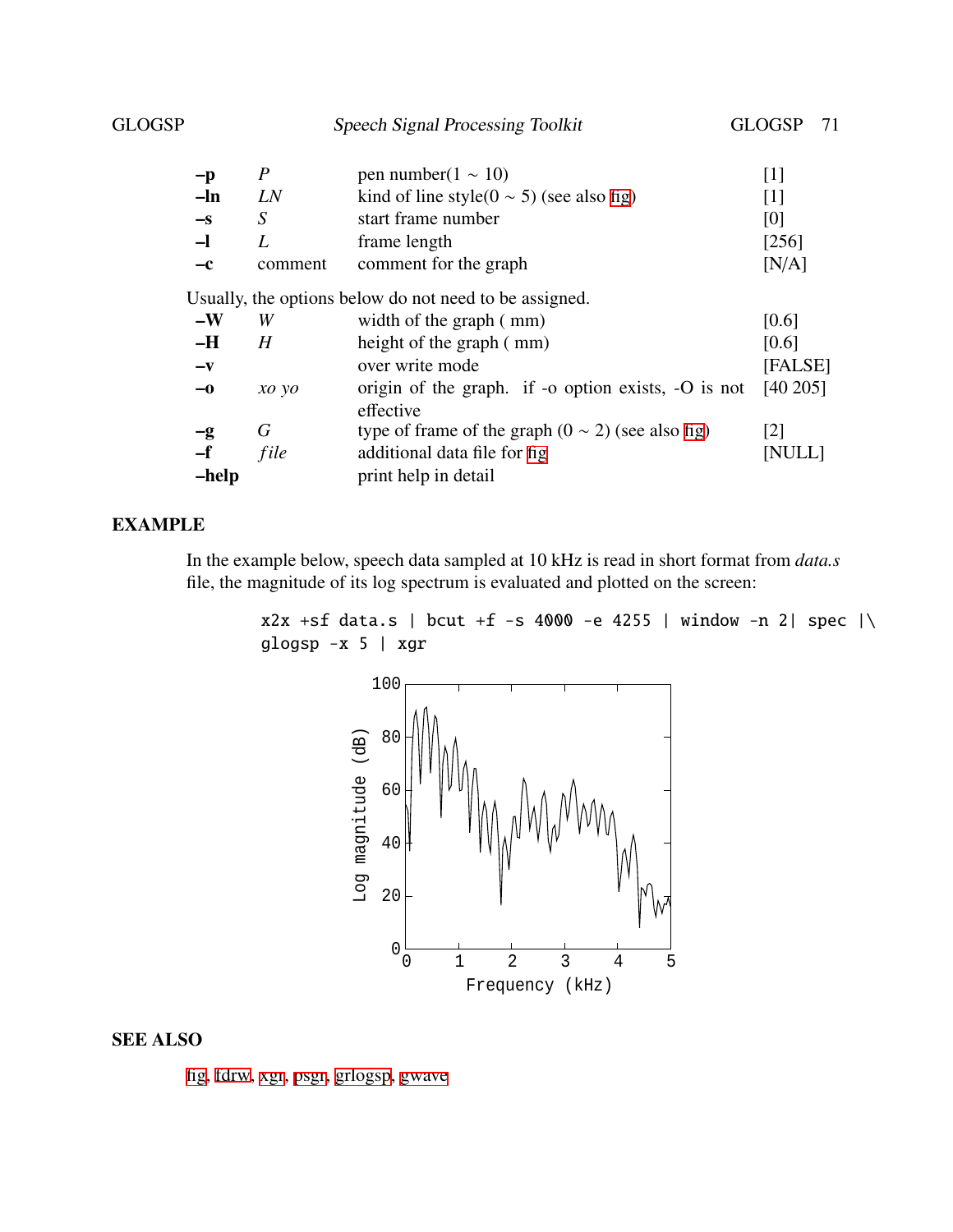| | | | |
|---|---|---|---|
| **–p** | *P* | pen number(1 ∼ 10) | [1] |
| **–ln** | *LN* | kind of line style(0 ∼ 5) (see also fig) | [1] |
| **–s** | *S* | start frame number | [0] |
| **–l** | *L* | frame length | [256] |
| **–c** | comment | comment for the graph | [N/A] |

Usually, the options below do not need to be assigned.

| | | | |
|---|---|---|---|
| **–W** | *W* | width of the graph ( mm) | [0.6] |
| **–H** | *H* | height of the graph ( mm) | [0.6] |
| **–v** | | over write mode | [FALSE] |
| **–o** | *xo yo* | origin of the graph. if -o option exists, -O is not effective | [40 205] |
| **–g** | *G* | type of frame of the graph (0 ∼ 2) (see also fig) | [2] |
| **–f** | *file* | additional data file for fig | [NULL] |
| **–help** | | print help in detail | |

## EXAMPLE

In the example below, speech data sampled at 10 kHz is read in short format from *data.s* file, the magnitude of its log spectrum is evaluated and plotted on the screen:

```
x2x +sf data.s | bcut +f -s 4000 -e 4255 | window -n 2| spec |\
glogsp -x 5 | xgr
```

## SEE ALSO

fig, fdrw, xgr, psgr, grlogsp, gwave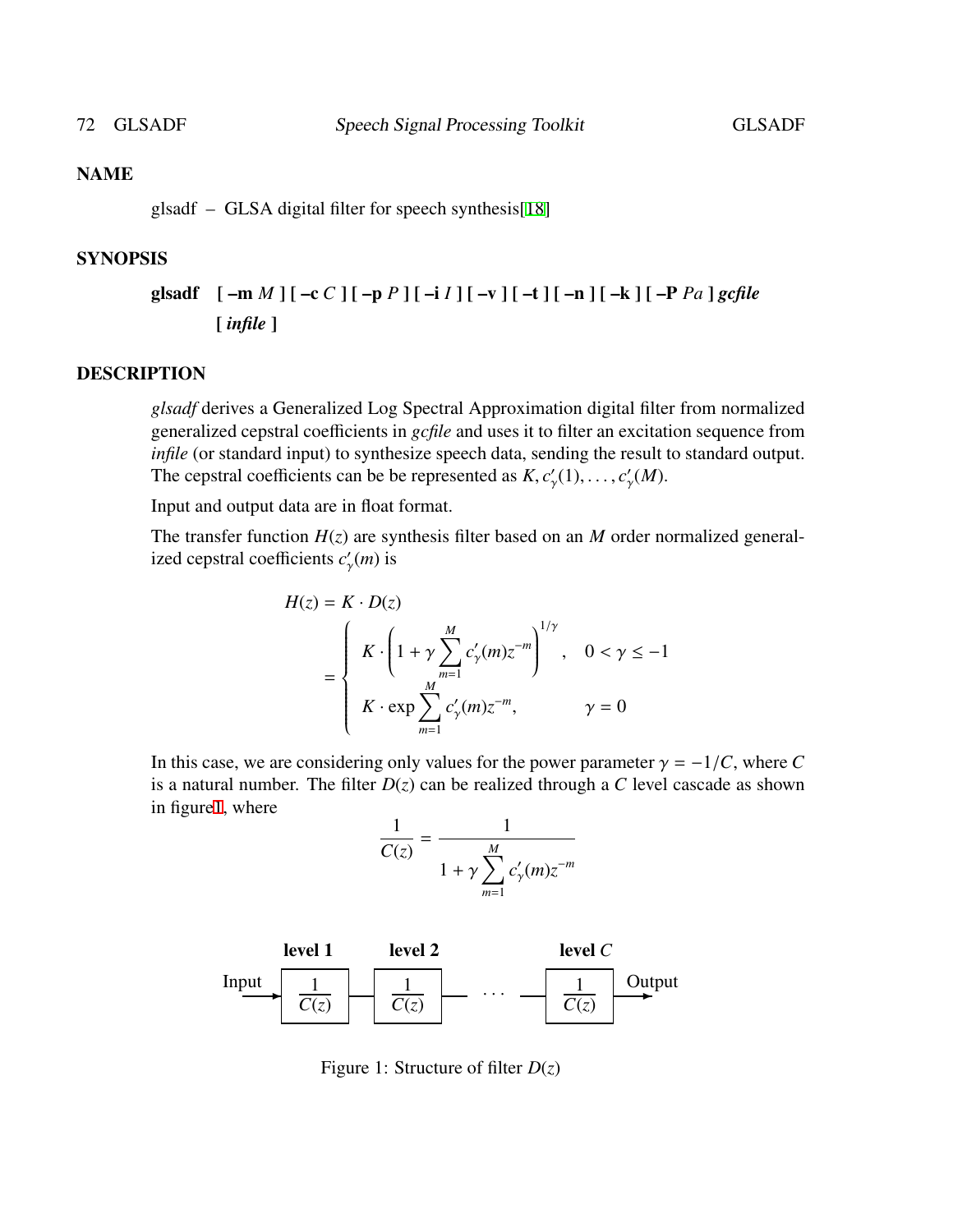## NAME

glsadf – GLSA digital filter for speech synthesis[18]

## SYNOPSIS

**glsadf** **[ –m** *M* **] [ –c** *C* **] [ –p** *P* **] [ –i** *I* **] [ –v ] [ –t ] [ –n ] [ –k ] [ –P** *Pa* **]** ***gcfile*** **[** ***infile*** **]**

## DESCRIPTION

*glsadf* derives a Generalized Log Spectral Approximation digital filter from normalized generalized cepstral coefficients in *gcfile* and uses it to filter an excitation sequence from *infile* (or standard input) to synthesize speech data, sending the result to standard output. The cepstral coefficients can be be represented as $K, c'_\gamma(1), \ldots, c'_\gamma(M)$.

Input and output data are in float format.

The transfer function $H(z)$ are synthesis filter based on an $M$ order normalized generalized cepstral coefficients $c'_\gamma(m)$ is

$$
\begin{aligned}
H(z) &= K \cdot D(z) \\
&= \begin{cases} K \cdot \left(1 + \gamma \displaystyle\sum_{m=1}^{M} c'_\gamma(m) z^{-m}\right)^{1/\gamma}, & 0 < \gamma \leq -1 \\ K \cdot \exp \displaystyle\sum_{m=1}^{M} c'_\gamma(m) z^{-m}, & \gamma = 0 \end{cases}
\end{aligned}
$$

In this case, we are considering only values for the power parameter $\gamma = -1/C$, where $C$ is a natural number. The filter $D(z)$ can be realized through a $C$ level cascade as shown in figure1, where

$$
\frac{1}{C(z)} = \frac{1}{1 + \gamma \displaystyle\sum_{m=1}^{M} c'_\gamma(m) z^{-m}}
$$

Input → **level 1** $\frac{1}{C(z)}$ → **level 2** $\frac{1}{C(z)}$ → . . . → **level** ***C*** $\frac{1}{C(z)}$ → Output

Figure 1: Structure of filter $D(z)$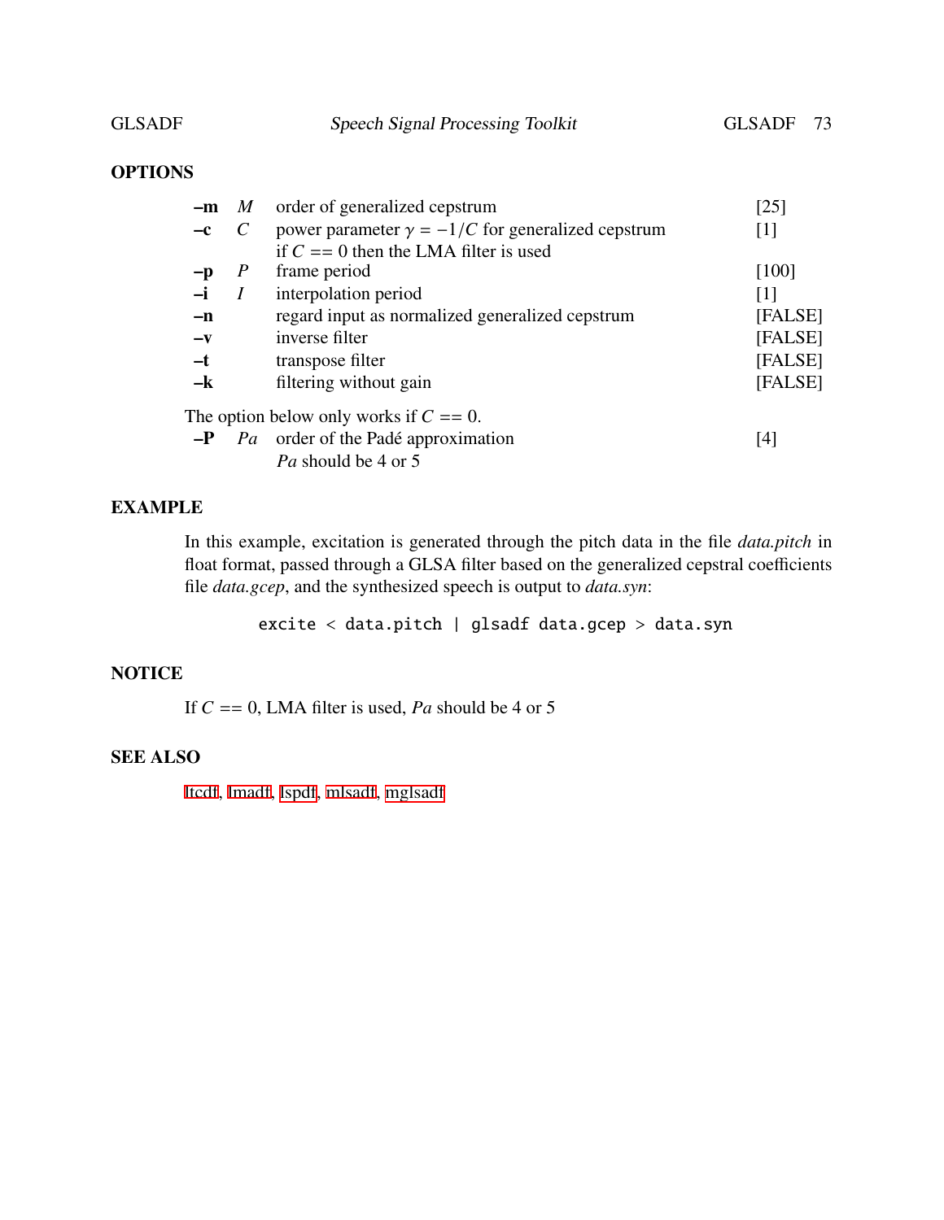## OPTIONS

| | | | |
|---|---|---|---|
| **–m** | *M* | order of generalized cepstrum | [25] |
| **–c** | *C* | power parameter $\gamma = -1/C$ for generalized cepstrum<br>if $C == 0$ then the LMA filter is used | [1] |
| **–p** | *P* | frame period | [100] |
| **–i** | *I* | interpolation period | [1] |
| **–n** | | regard input as normalized generalized cepstrum | [FALSE] |
| **–v** | | inverse filter | [FALSE] |
| **–t** | | transpose filter | [FALSE] |
| **–k** | | filtering without gain | [FALSE] |

The option below only works if $C == 0$.

| | | | |
|---|---|---|---|
| **–P** | *Pa* | order of the Padé approximation<br>*Pa* should be 4 or 5 | [4] |

## EXAMPLE

In this example, excitation is generated through the pitch data in the file *data.pitch* in float format, passed through a GLSA filter based on the generalized cepstral coefficients file *data.gcep*, and the synthesized speech is output to *data.syn*:

```
excite < data.pitch | glsadf data.gcep > data.syn
```

## NOTICE

If $C == 0$, LMA filter is used, *Pa* should be 4 or 5

## SEE ALSO

ltcdf, lmadf, lspdf, mlsadf, mglsadf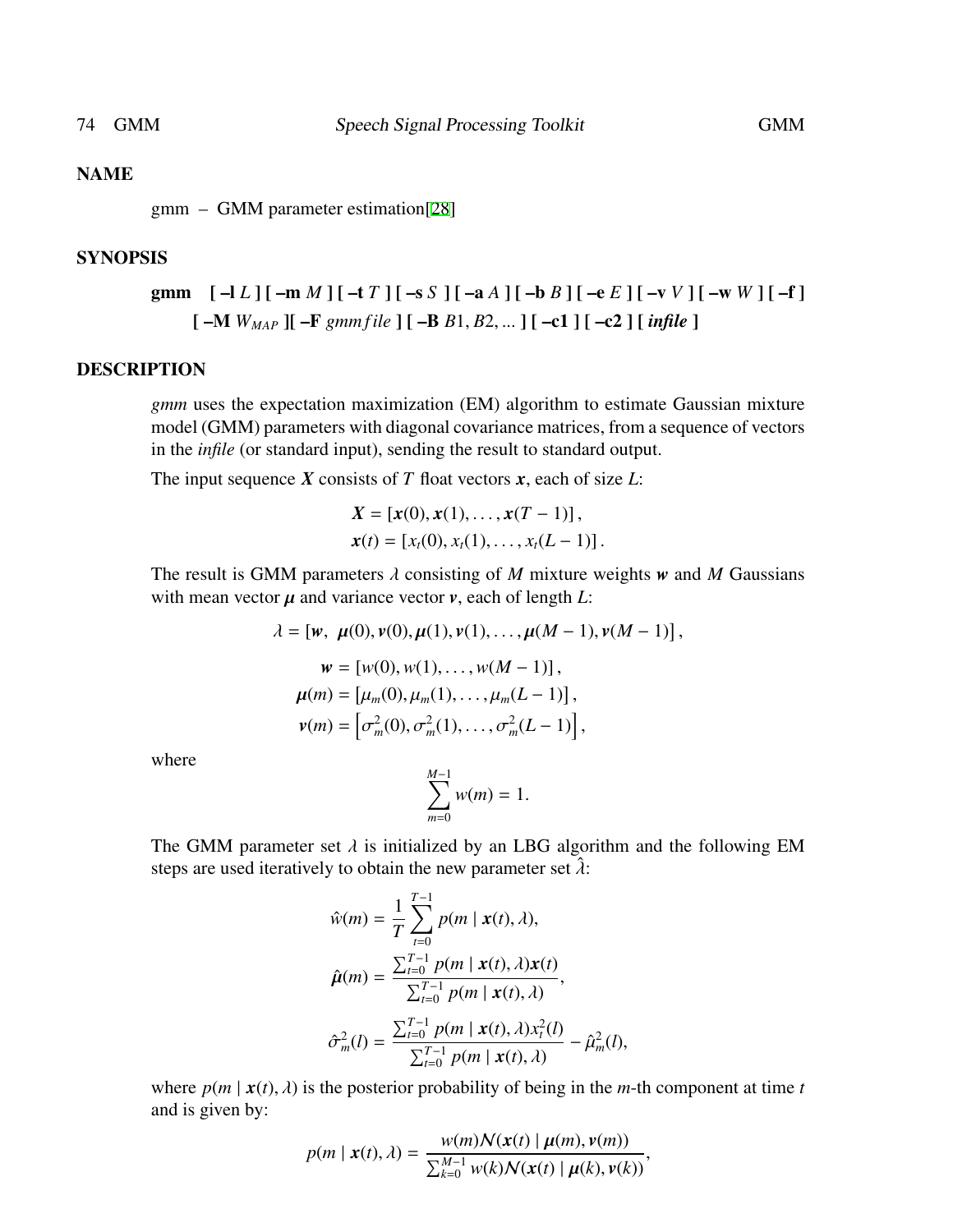## NAME

gmm – GMM parameter estimation[28]

## SYNOPSIS

**gmm** [ **–l** $L$ ] [ **–m** $M$ ] [ **–t** $T$ ] [ **–s** $S$ ] [ **–a** $A$ ] [ **–b** $B$ ] [ **–e** $E$ ] [ **–v** $V$ ] [ **–w** $W$ ] [ **–f** ] [ **–M** $W_{MAP}$ ][ **–F** *gmmfile* ] [ **–B** $B1, B2, \ldots$ ] [ **–c1** ] [ **–c2** ] [ ***infile*** ]

## DESCRIPTION

*gmm* uses the expectation maximization (EM) algorithm to estimate Gaussian mixture model (GMM) parameters with diagonal covariance matrices, from a sequence of vectors in the *infile* (or standard input), sending the result to standard output.

The input sequence $\boldsymbol{X}$ consists of $T$ float vectors $\boldsymbol{x}$, each of size $L$:

$$
\begin{aligned}
\boldsymbol{X} &= [\boldsymbol{x}(0), \boldsymbol{x}(1), \ldots, \boldsymbol{x}(T-1)], \\
\boldsymbol{x}(t) &= [x_t(0), x_t(1), \ldots, x_t(L-1)].
\end{aligned}
$$

The result is GMM parameters $\lambda$ consisting of $M$ mixture weights $\boldsymbol{w}$ and $M$ Gaussians with mean vector $\boldsymbol{\mu}$ and variance vector $\boldsymbol{v}$, each of length $L$:

$$
\lambda = [\boldsymbol{w},\ \boldsymbol{\mu}(0), \boldsymbol{v}(0), \boldsymbol{\mu}(1), \boldsymbol{v}(1), \ldots, \boldsymbol{\mu}(M-1), \boldsymbol{v}(M-1)],
$$

$$
\begin{aligned}
\boldsymbol{w} &= [w(0), w(1), \ldots, w(M-1)], \\
\boldsymbol{\mu}(m) &= [\mu_m(0), \mu_m(1), \ldots, \mu_m(L-1)], \\
\boldsymbol{v}(m) &= \left[\sigma_m^2(0), \sigma_m^2(1), \ldots, \sigma_m^2(L-1)\right],
\end{aligned}
$$

where

$$
\sum_{m=0}^{M-1} w(m) = 1.
$$

The GMM parameter set $\lambda$ is initialized by an LBG algorithm and the following EM steps are used iteratively to obtain the new parameter set $\hat{\lambda}$:

$$
\begin{aligned}
\hat{w}(m) &= \frac{1}{T} \sum_{t=0}^{T-1} p(m \mid \boldsymbol{x}(t), \lambda), \\
\hat{\boldsymbol{\mu}}(m) &= \frac{\sum_{t=0}^{T-1} p(m \mid \boldsymbol{x}(t), \lambda) \boldsymbol{x}(t)}{\sum_{t=0}^{T-1} p(m \mid \boldsymbol{x}(t), \lambda)}, \\
\hat{\sigma}_m^2(l) &= \frac{\sum_{t=0}^{T-1} p(m \mid \boldsymbol{x}(t), \lambda) x_t^2(l)}{\sum_{t=0}^{T-1} p(m \mid \boldsymbol{x}(t), \lambda)} - \hat{\mu}_m^2(l),
\end{aligned}
$$

where $p(m \mid \boldsymbol{x}(t), \lambda)$ is the posterior probability of being in the $m$-th component at time $t$ and is given by:

$$
p(m \mid \boldsymbol{x}(t), \lambda) = \frac{w(m) \mathcal{N}(\boldsymbol{x}(t) \mid \boldsymbol{\mu}(m), \boldsymbol{v}(m))}{\sum_{k=0}^{M-1} w(k) \mathcal{N}(\boldsymbol{x}(t) \mid \boldsymbol{\mu}(k), \boldsymbol{v}(k))},
$$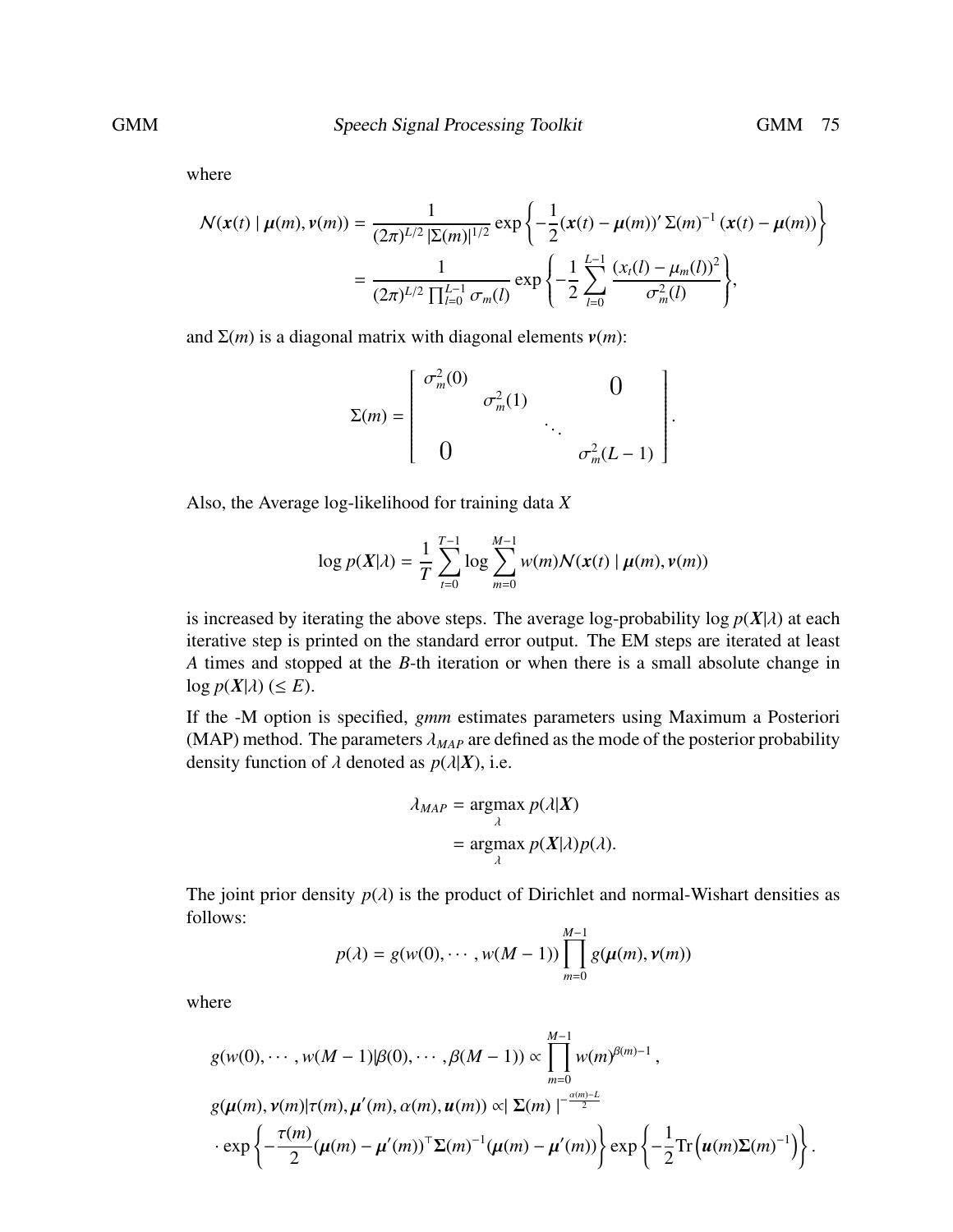where

$$
\begin{aligned}
\mathcal{N}(\boldsymbol{x}(t) \mid \boldsymbol{\mu}(m), \boldsymbol{v}(m)) &= \frac{1}{(2\pi)^{L/2} |\Sigma(m)|^{1/2}} \exp\left\{ -\frac{1}{2} (\boldsymbol{x}(t) - \boldsymbol{\mu}(m))' \, \Sigma(m)^{-1} \, (\boldsymbol{x}(t) - \boldsymbol{\mu}(m)) \right\} \\
&= \frac{1}{(2\pi)^{L/2} \prod_{l=0}^{L-1} \sigma_m(l)} \exp\left\{ -\frac{1}{2} \sum_{l=0}^{L-1} \frac{(x_t(l) - \mu_m(l))^2}{\sigma_m^2(l)} \right\},
\end{aligned}
$$

and $\Sigma(m)$ is a diagonal matrix with diagonal elements $\boldsymbol{v}(m)$:

$$
\Sigma(m) = \begin{bmatrix} \sigma_m^2(0) & & & 0 \\ & \sigma_m^2(1) & & \\ & & \ddots & \\ 0 & & & \sigma_m^2(L-1) \end{bmatrix}.
$$

Also, the Average log-likelihood for training data $X$

$$
\log p(\boldsymbol{X}|\lambda) = \frac{1}{T} \sum_{t=0}^{T-1} \log \sum_{m=0}^{M-1} w(m) \mathcal{N}(\boldsymbol{x}(t) \mid \boldsymbol{\mu}(m), \boldsymbol{v}(m))
$$

is increased by iterating the above steps. The average log-probability $\log p(\boldsymbol{X}|\lambda)$ at each iterative step is printed on the standard error output. The EM steps are iterated at least $A$ times and stopped at the $B$-th iteration or when there is a small absolute change in $\log p(\boldsymbol{X}|\lambda)$ ($\leq E$).

If the -M option is specified, *gmm* estimates parameters using Maximum a Posteriori (MAP) method. The parameters $\lambda_{MAP}$ are defined as the mode of the posterior probability density function of $\lambda$ denoted as $p(\lambda|\boldsymbol{X})$, i.e.

$$
\begin{aligned}
\lambda_{MAP} &= \underset{\lambda}{\operatorname{argmax}} \; p(\lambda|\boldsymbol{X}) \\
&= \underset{\lambda}{\operatorname{argmax}} \; p(\boldsymbol{X}|\lambda) p(\lambda).
\end{aligned}
$$

The joint prior density $p(\lambda)$ is the product of Dirichlet and normal-Wishart densities as follows:

$$
p(\lambda) = g(w(0), \cdots, w(M-1)) \prod_{m=0}^{M-1} g(\boldsymbol{\mu}(m), \boldsymbol{v}(m))
$$

where

$$
\begin{aligned}
& g(w(0), \cdots, w(M-1) | \beta(0), \cdots, \beta(M-1)) \propto \prod_{m=0}^{M-1} w(m)^{\beta(m)-1}, \\
& g(\boldsymbol{\mu}(m), \boldsymbol{v}(m) | \tau(m), \boldsymbol{\mu}'(m), \alpha(m), \boldsymbol{u}(m)) \propto \mid \boldsymbol{\Sigma}(m) \mid^{-\frac{\alpha(m)-L}{2}} \\
& \cdot \exp\left\{ -\frac{\tau(m)}{2} (\boldsymbol{\mu}(m) - \boldsymbol{\mu}'(m))^\top \boldsymbol{\Sigma}(m)^{-1} (\boldsymbol{\mu}(m) - \boldsymbol{\mu}'(m)) \right\} \exp\left\{ -\frac{1}{2} \mathrm{Tr}\left( \boldsymbol{u}(m) \boldsymbol{\Sigma}(m)^{-1} \right) \right\}.
\end{aligned}
$$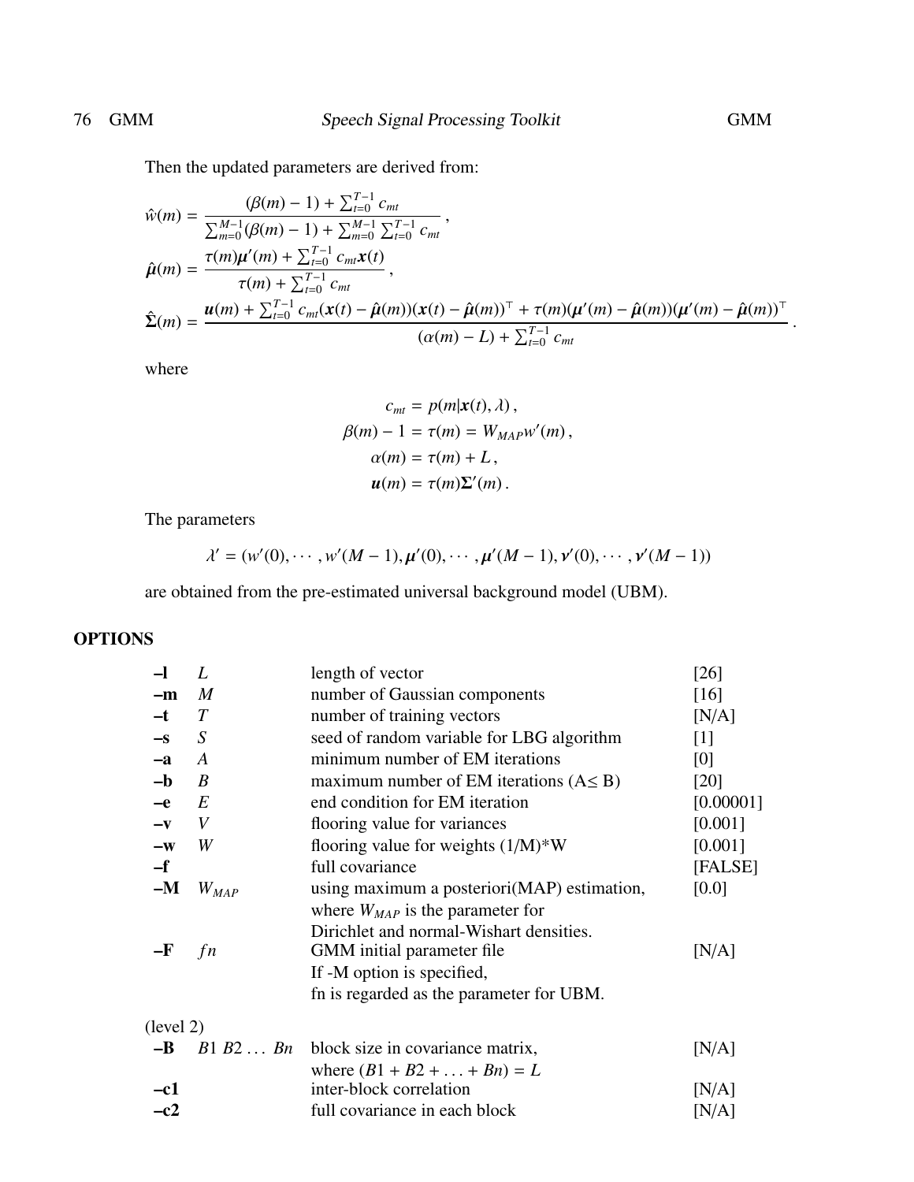Then the updated parameters are derived from:

$$
\begin{aligned}
\hat{w}(m) &= \frac{(\beta(m)-1) + \sum_{t=0}^{T-1} c_{mt}}{\sum_{m=0}^{M-1}(\beta(m)-1) + \sum_{m=0}^{M-1}\sum_{t=0}^{T-1} c_{mt}}\,, \\
\hat{\boldsymbol{\mu}}(m) &= \frac{\tau(m)\boldsymbol{\mu}'(m) + \sum_{t=0}^{T-1} c_{mt}\boldsymbol{x}(t)}{\tau(m) + \sum_{t=0}^{T-1} c_{mt}}\,, \\
\hat{\boldsymbol{\Sigma}}(m) &= \frac{\boldsymbol{u}(m) + \sum_{t=0}^{T-1} c_{mt}(\boldsymbol{x}(t)-\hat{\boldsymbol{\mu}}(m))(\boldsymbol{x}(t)-\hat{\boldsymbol{\mu}}(m))^\top + \tau(m)(\boldsymbol{\mu}'(m)-\hat{\boldsymbol{\mu}}(m))(\boldsymbol{\mu}'(m)-\hat{\boldsymbol{\mu}}(m))^\top}{(\alpha(m)-L) + \sum_{t=0}^{T-1} c_{mt}}\,.
\end{aligned}
$$

where

$$
\begin{aligned}
c_{mt} &= p(m|\boldsymbol{x}(t), \lambda)\,, \\
\beta(m) - 1 &= \tau(m) = W_{MAP}w'(m)\,, \\
\alpha(m) &= \tau(m) + L\,, \\
\boldsymbol{u}(m) &= \tau(m)\boldsymbol{\Sigma}'(m)\,.
\end{aligned}
$$

The parameters

$$
\lambda' = (w'(0), \cdots, w'(M-1), \boldsymbol{\mu}'(0), \cdots, \boldsymbol{\mu}'(M-1), \boldsymbol{\nu}'(0), \cdots, \boldsymbol{\nu}'(M-1))
$$

are obtained from the pre-estimated universal background model (UBM).

## OPTIONS

| | | | |
|---|---|---|---|
| **–l** | $L$ | length of vector | [26] |
| **–m** | $M$ | number of Gaussian components | [16] |
| **–t** | $T$ | number of training vectors | [N/A] |
| **–s** | $S$ | seed of random variable for LBG algorithm | [1] |
| **–a** | $A$ | minimum number of EM iterations | [0] |
| **–b** | $B$ | maximum number of EM iterations ($A \leq B$) | [20] |
| **–e** | $E$ | end condition for EM iteration | [0.00001] |
| **–v** | $V$ | flooring value for variances | [0.001] |
| **–w** | $W$ | flooring value for weights (1/M)*W | [0.001] |
| **–f** | | full covariance | [FALSE] |
| **–M** | $W_{MAP}$ | using maximum a posteriori(MAP) estimation, where $W_{MAP}$ is the parameter for Dirichlet and normal-Wishart densities. | [0.0] |
| **–F** | $fn$ | GMM initial parameter file If -M option is specified, fn is regarded as the parameter for UBM. | [N/A] |

(level 2)

| | | | |
|---|---|---|---|
| **–B** | $B1\ B2 \ldots Bn$ | block size in covariance matrix, where $(B1 + B2 + \ldots + Bn) = L$ | [N/A] |
| **–c1** | | inter-block correlation | [N/A] |
| **–c2** | | full covariance in each block | [N/A] |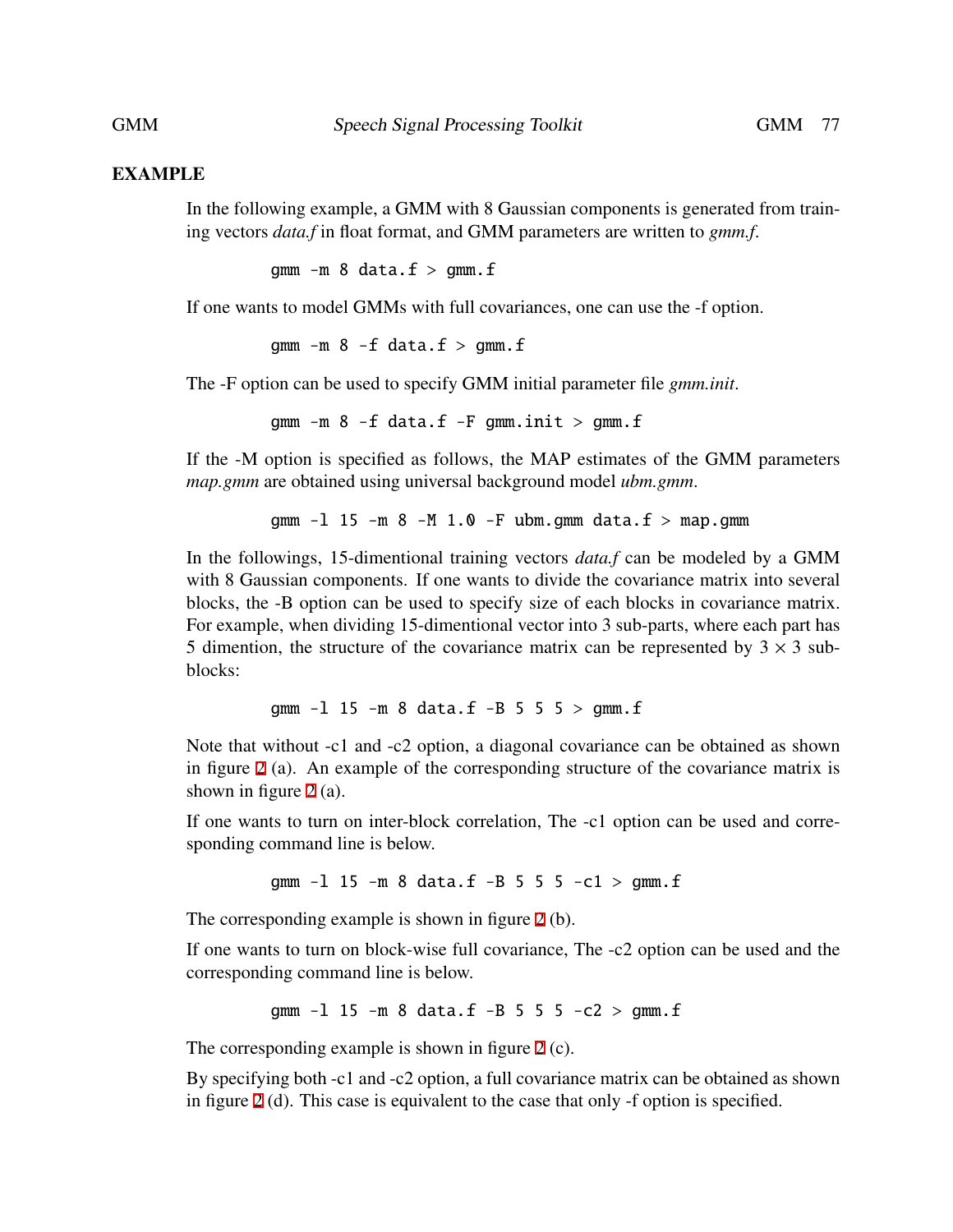## EXAMPLE

In the following example, a GMM with 8 Gaussian components is generated from training vectors *data.f* in float format, and GMM parameters are written to *gmm.f*.

```
gmm -m 8 data.f > gmm.f
```

If one wants to model GMMs with full covariances, one can use the -f option.

```
gmm -m 8 -f data.f > gmm.f
```

The -F option can be used to specify GMM initial parameter file *gmm.init*.

```
gmm -m 8 -f data.f -F gmm.init > gmm.f
```

If the -M option is specified as follows, the MAP estimates of the GMM parameters *map.gmm* are obtained using universal background model *ubm.gmm*.

```
gmm -l 15 -m 8 -M 1.0 -F ubm.gmm data.f > map.gmm
```

In the followings, 15-dimentional training vectors *data.f* can be modeled by a GMM with 8 Gaussian components. If one wants to divide the covariance matrix into several blocks, the -B option can be used to specify size of each blocks in covariance matrix. For example, when dividing 15-dimentional vector into 3 sub-parts, where each part has 5 dimention, the structure of the covariance matrix can be represented by $3 \times 3$ sub-blocks:

```
gmm -l 15 -m 8 data.f -B 5 5 5 > gmm.f
```

Note that without -c1 and -c2 option, a diagonal covariance can be obtained as shown in figure 2 (a). An example of the corresponding structure of the covariance matrix is shown in figure 2 (a).

If one wants to turn on inter-block correlation, The -c1 option can be used and corresponding command line is below.

```
gmm -l 15 -m 8 data.f -B 5 5 5 -c1 > gmm.f
```

The corresponding example is shown in figure 2 (b).

If one wants to turn on block-wise full covariance, The -c2 option can be used and the corresponding command line is below.

```
gmm -l 15 -m 8 data.f -B 5 5 5 -c2 > gmm.f
```

The corresponding example is shown in figure 2 (c).

By specifying both -c1 and -c2 option, a full covariance matrix can be obtained as shown in figure 2 (d). This case is equivalent to the case that only -f option is specified.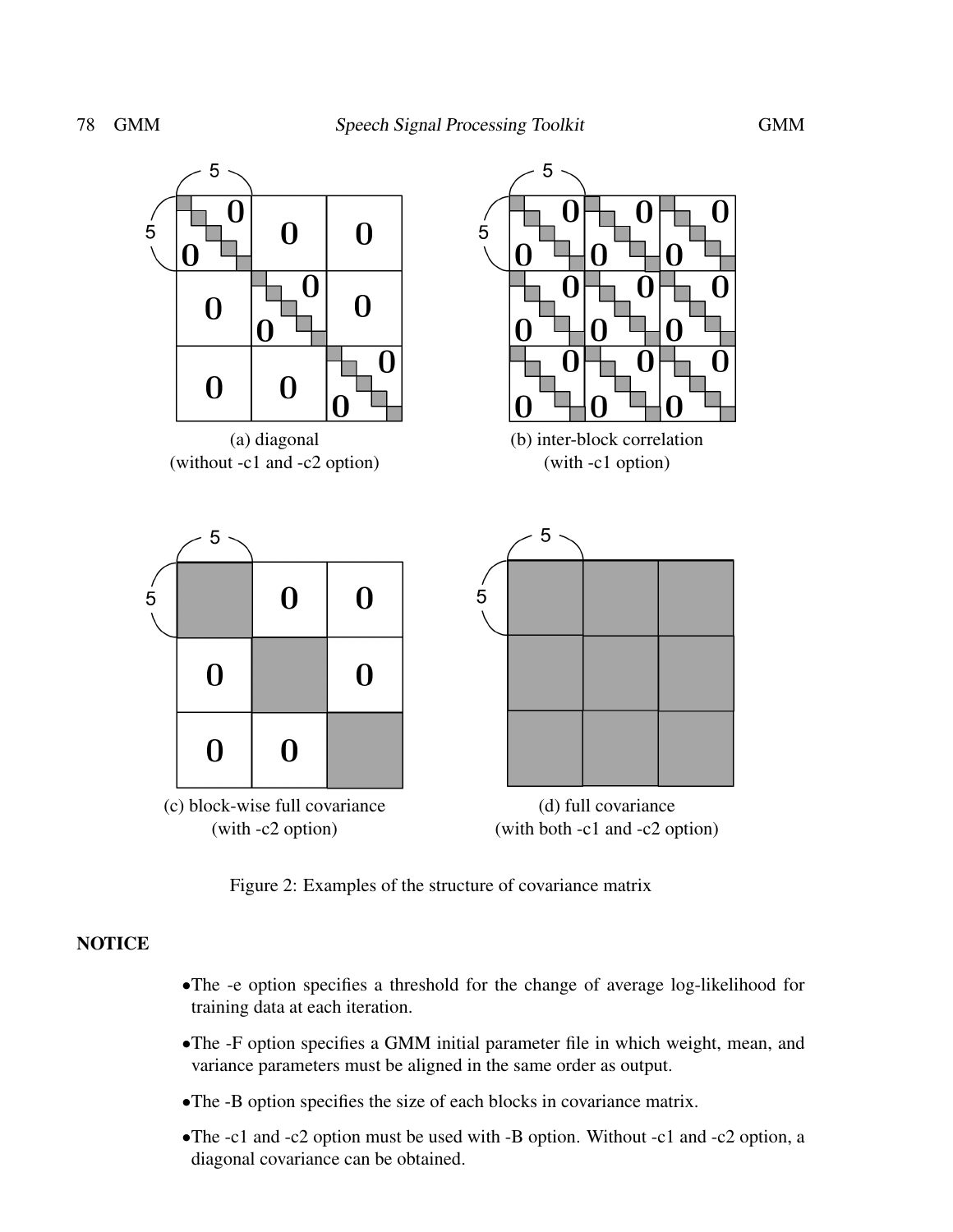(a) diagonal
(without -c1 and -c2 option)

(b) inter-block correlation
(with -c1 option)

(c) block-wise full covariance
(with -c2 option)

(d) full covariance
(with both -c1 and -c2 option)

Figure 2: Examples of the structure of covariance matrix

**NOTICE**

- The -e option specifies a threshold for the change of average log-likelihood for training data at each iteration.
- The -F option specifies a GMM initial parameter file in which weight, mean, and variance parameters must be aligned in the same order as output.
- The -B option specifies the size of each blocks in covariance matrix.
- The -c1 and -c2 option must be used with -B option. Without -c1 and -c2 option, a diagonal covariance can be obtained.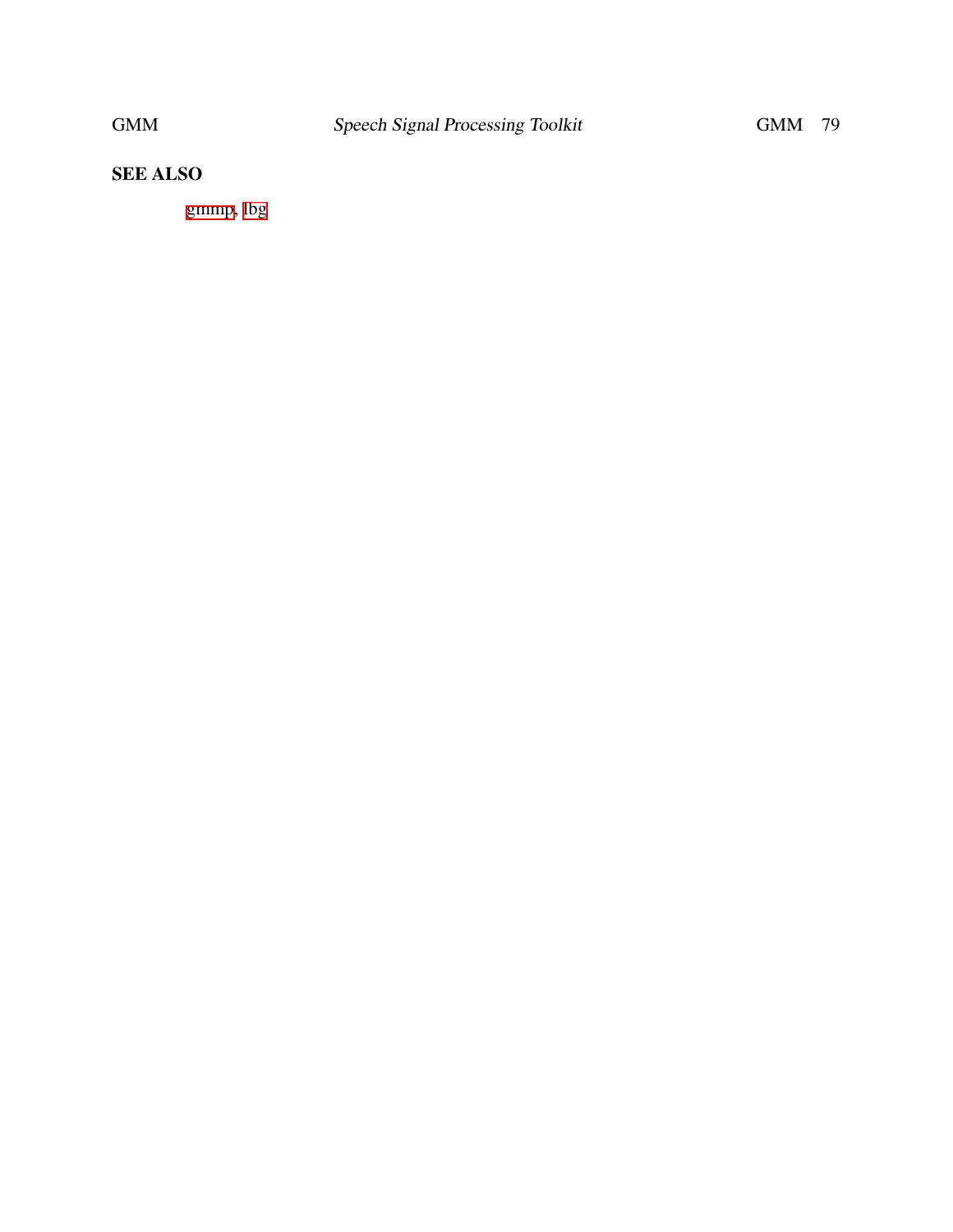## SEE ALSO

gmmp, lbg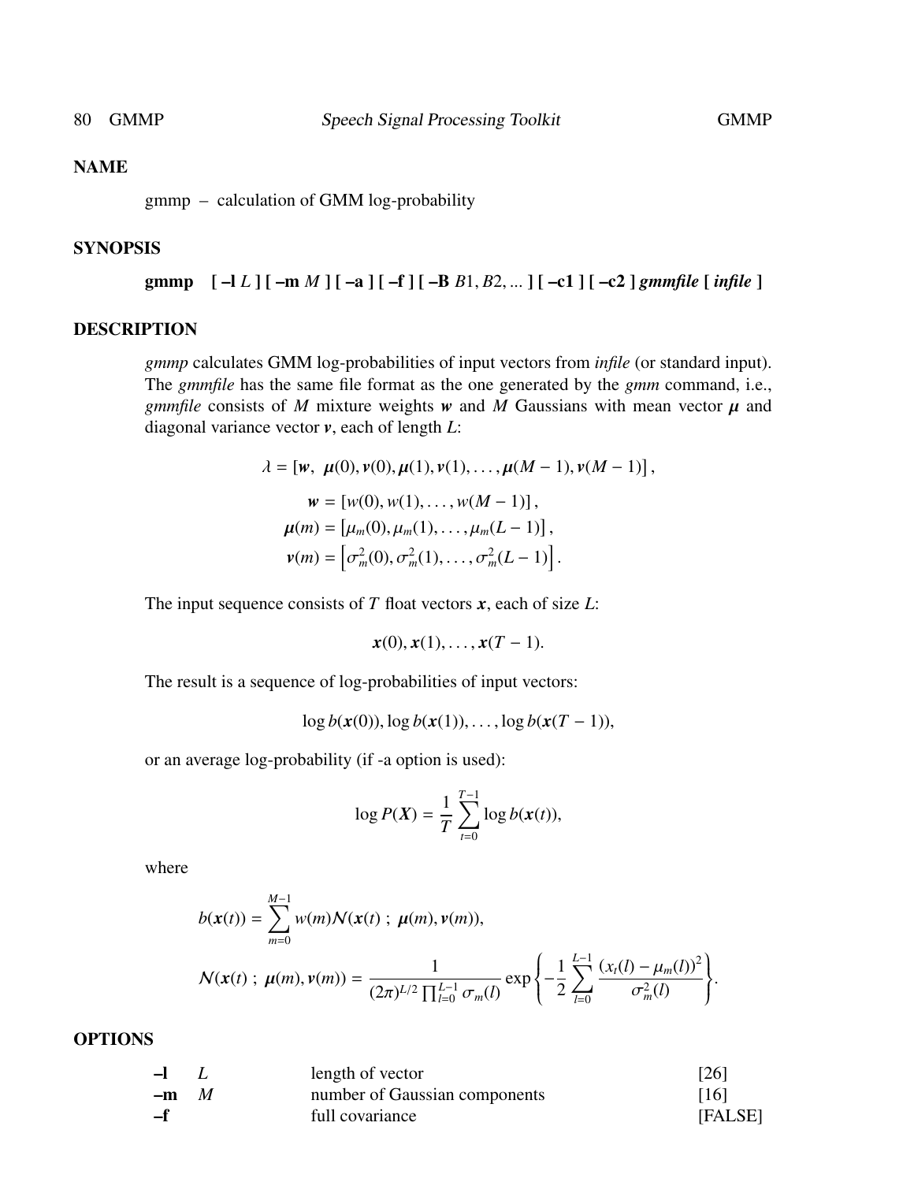## NAME

gmmp – calculation of GMM log-probability

## SYNOPSIS

**gmmp** **[ –l** *L* **] [ –m** *M* **] [ –a ] [ –f ] [ –B** *B*1*, B*2*, ...* **] [ –c1 ] [ –c2 ]** ***gmmfile*** **[** ***infile*** **]**

## DESCRIPTION

*gmmp* calculates GMM log-probabilities of input vectors from *infile* (or standard input). The *gmmfile* has the same file format as the one generated by the *gmm* command, i.e., *gmmfile* consists of $M$ mixture weights $\boldsymbol{w}$ and $M$ Gaussians with mean vector $\boldsymbol{\mu}$ and diagonal variance vector $\boldsymbol{v}$, each of length $L$:

$$\lambda = [\boldsymbol{w},\ \boldsymbol{\mu}(0), \boldsymbol{v}(0), \boldsymbol{\mu}(1), \boldsymbol{v}(1), \ldots, \boldsymbol{\mu}(M-1), \boldsymbol{v}(M-1)],$$

$$\boldsymbol{w} = [w(0), w(1), \ldots, w(M-1)],$$

$$\boldsymbol{\mu}(m) = [\mu_m(0), \mu_m(1), \ldots, \mu_m(L-1)],$$

$$\boldsymbol{v}(m) = \left[\sigma_m^2(0), \sigma_m^2(1), \ldots, \sigma_m^2(L-1)\right].$$

The input sequence consists of $T$ float vectors $\boldsymbol{x}$, each of size $L$:

$$\boldsymbol{x}(0), \boldsymbol{x}(1), \ldots, \boldsymbol{x}(T-1).$$

The result is a sequence of log-probabilities of input vectors:

$$\log b(\boldsymbol{x}(0)), \log b(\boldsymbol{x}(1)), \ldots, \log b(\boldsymbol{x}(T-1)),$$

or an average log-probability (if -a option is used):

$$\log P(\boldsymbol{X}) = \frac{1}{T} \sum_{t=0}^{T-1} \log b(\boldsymbol{x}(t)),$$

where

$$b(\boldsymbol{x}(t)) = \sum_{m=0}^{M-1} w(m) \mathcal{N}(\boldsymbol{x}(t)\ ;\ \boldsymbol{\mu}(m), \boldsymbol{v}(m)),$$

$$\mathcal{N}(\boldsymbol{x}(t)\ ;\ \boldsymbol{\mu}(m), \boldsymbol{v}(m)) = \frac{1}{(2\pi)^{L/2} \prod_{l=0}^{L-1} \sigma_m(l)} \exp\left\{-\frac{1}{2} \sum_{l=0}^{L-1} \frac{(x_t(l) - \mu_m(l))^2}{\sigma_m^2(l)}\right\}.$$

## OPTIONS

| | | | |
|---|---|---|---|
| **–l** | *L* | length of vector | [26] |
| **–m** | *M* | number of Gaussian components | [16] |
| **–f** | | full covariance | [FALSE] |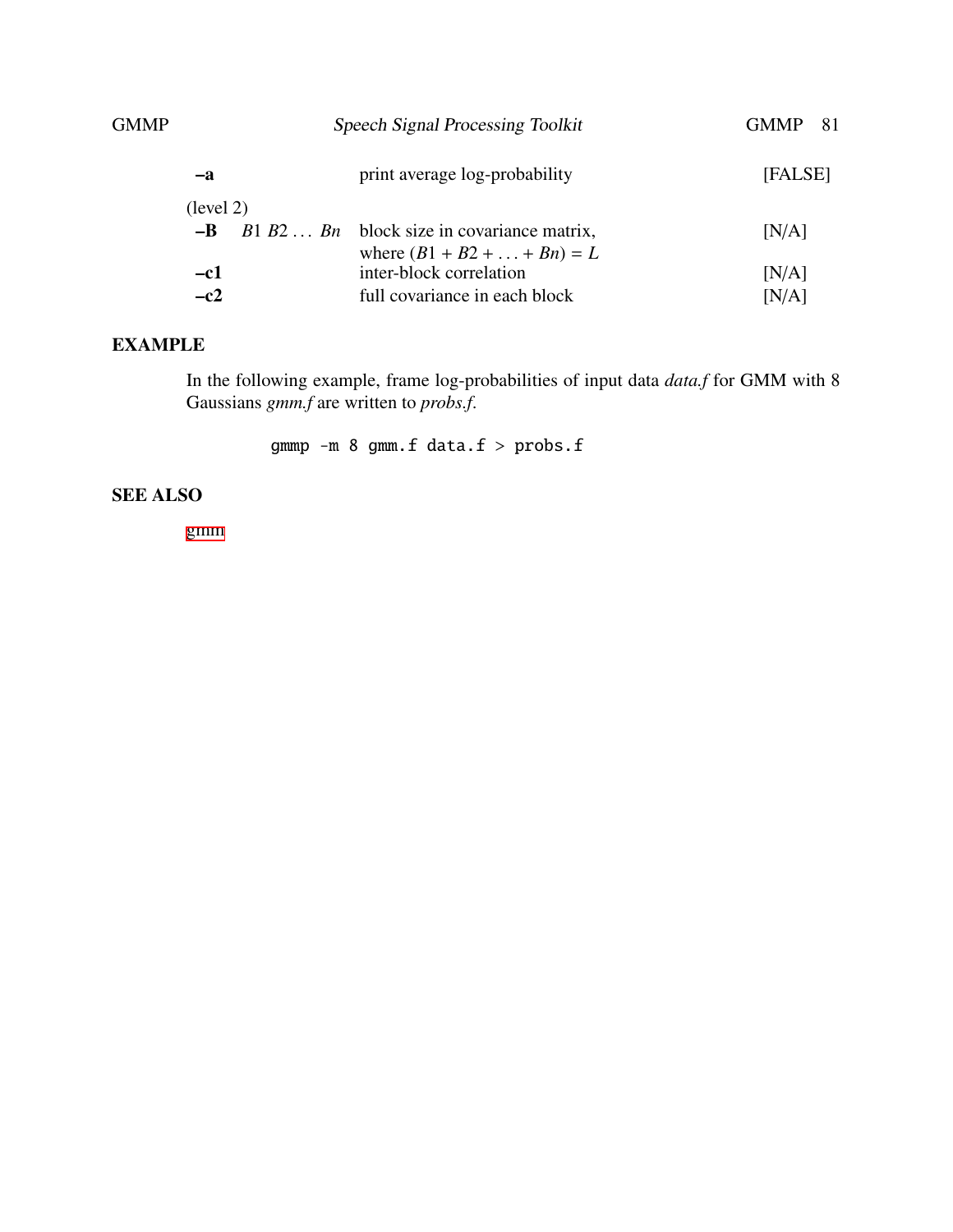| | | |
|---|---|---|
| **–a** | print average log-probability | [FALSE] |
| (level 2) | | |
| **–B** *B*1 *B*2 ... *Bn* | block size in covariance matrix, where $(B1 + B2 + \ldots + Bn) = L$ | [N/A] |
| **–c1** | inter-block correlation | [N/A] |
| **–c2** | full covariance in each block | [N/A] |

## EXAMPLE

In the following example, frame log-probabilities of input data *data.f* for GMM with 8 Gaussians *gmm.f* are written to *probs.f*.

```
gmmp -m 8 gmm.f data.f > probs.f
```

## SEE ALSO

gmm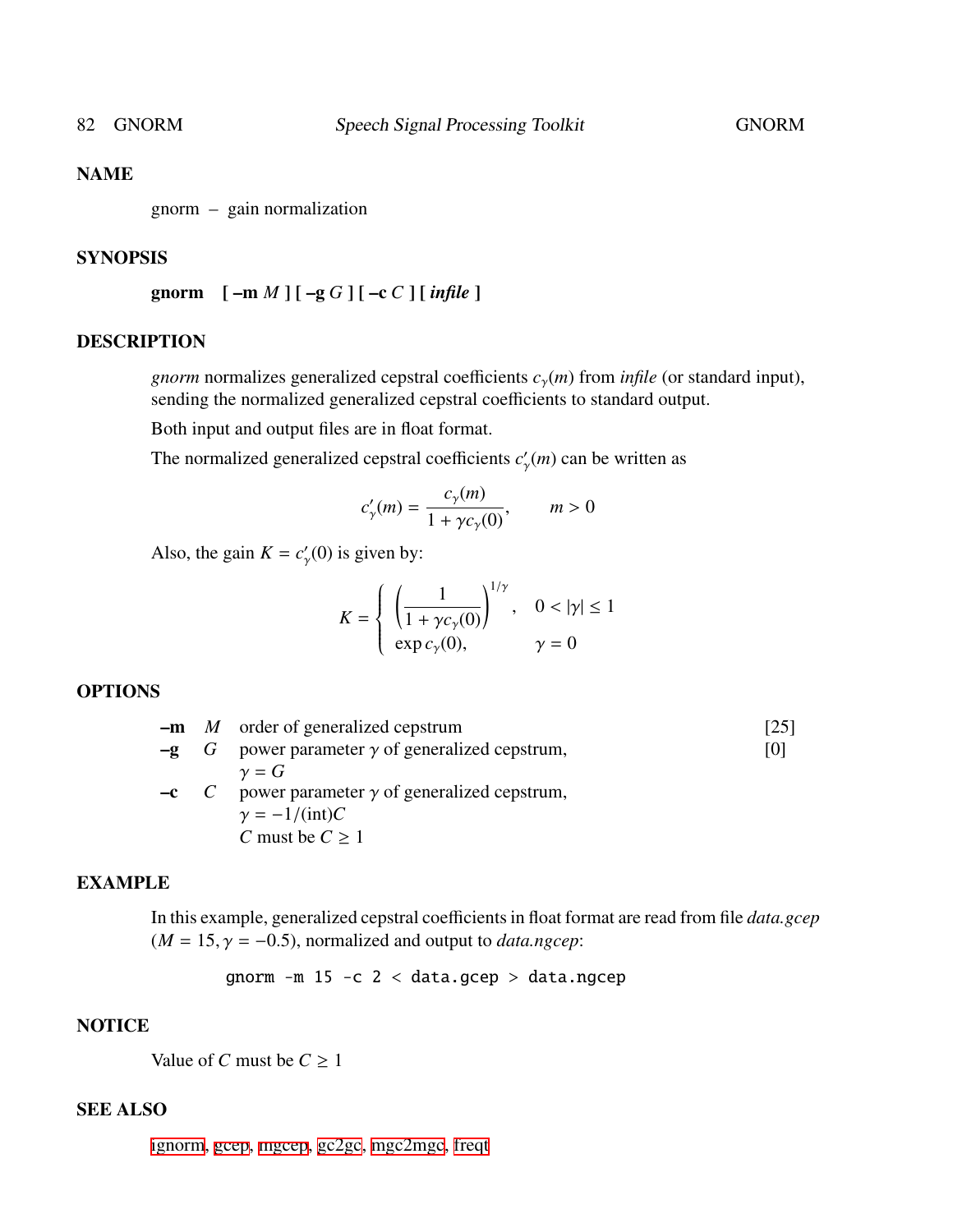## NAME

gnorm – gain normalization

## SYNOPSIS

**gnorm** **[ –m** *M* **] [ –g** *G* **] [ –c** *C* **] [** ***infile*** **]**

## DESCRIPTION

*gnorm* normalizes generalized cepstral coefficients $c_\gamma(m)$ from *infile* (or standard input), sending the normalized generalized cepstral coefficients to standard output.

Both input and output files are in float format.

The normalized generalized cepstral coefficients $c'_\gamma(m)$ can be written as

$$c'_\gamma(m) = \frac{c_\gamma(m)}{1 + \gamma c_\gamma(0)}, \qquad m > 0$$

Also, the gain $K = c'_\gamma(0)$ is given by:

$$K = \begin{cases} \left( \dfrac{1}{1 + \gamma c_\gamma(0)} \right)^{1/\gamma}, & 0 < |\gamma| \le 1 \\ \exp c_\gamma(0), & \gamma = 0 \end{cases}$$

## OPTIONS

| | | | |
|---|---|---|---|
| **–m** | *M* | order of generalized cepstrum | [25] |
| **–g** | *G* | power parameter $\gamma$ of generalized cepstrum, $\gamma = G$ | [0] |
| **–c** | *C* | power parameter $\gamma$ of generalized cepstrum, $\gamma = -1/(\text{int})C$ <br> $C$ must be $C \ge 1$ | |

## EXAMPLE

In this example, generalized cepstral coefficients in float format are read from file *data.gcep* ($M = 15, \gamma = -0.5$), normalized and output to *data.ngcep*:

```
gnorm -m 15 -c 2 < data.gcep > data.ngcep
```

## NOTICE

Value of $C$ must be $C \ge 1$

## SEE ALSO

ignorm, gcep, mgcep, gc2gc, mgc2mgc, freqt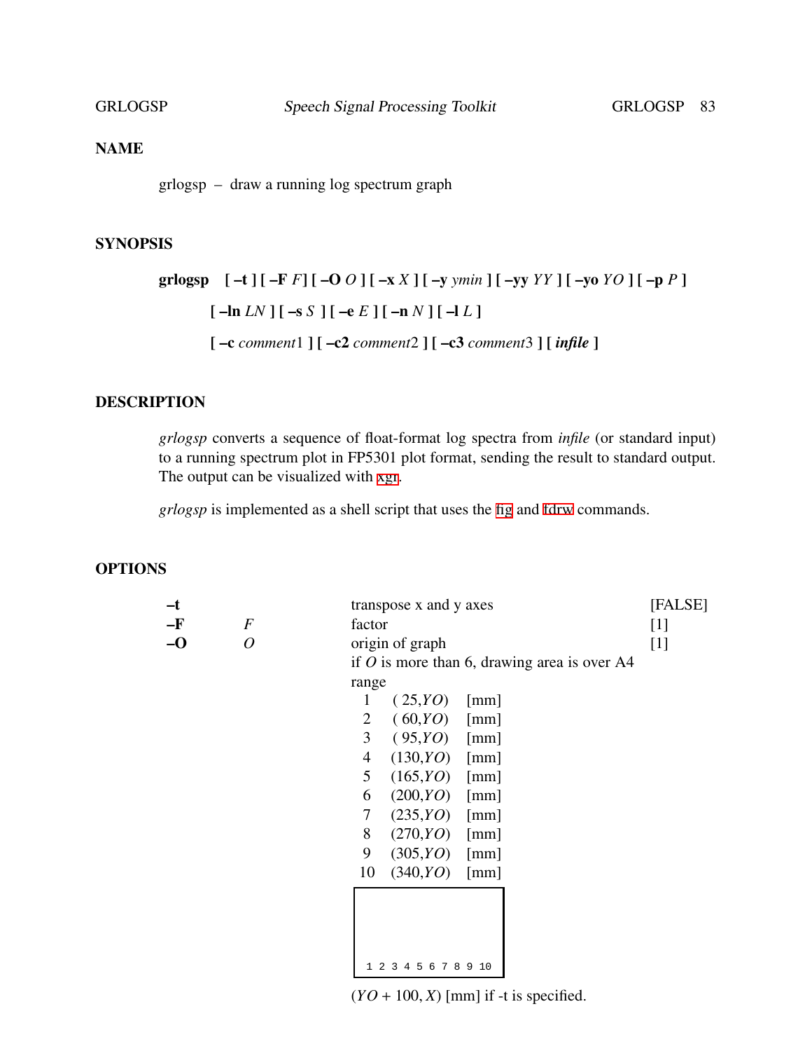## NAME

grlogsp – draw a running log spectrum graph

## SYNOPSIS

**grlogsp** **[ –t ] [ –F** *F* **] [ –O** *O* **] [ –x** *X* **] [ –y** *ymin* **] [ –yy** *YY* **] [ –yo** *YO* **] [ –p** *P* **]**
**[ –ln** *LN* **] [ –s** *S* **] [ –e** *E* **] [ –n** *N* **] [ –l** *L* **]**
**[ –c** *comment*1 **] [ –c2** *comment*2 **] [ –c3** *comment*3 **] [** ***infile*** **]**

## DESCRIPTION

*grlogsp* converts a sequence of float-format log spectra from *infile* (or standard input) to a running spectrum plot in FP5301 plot format, sending the result to standard output. The output can be visualized with xgr.

*grlogsp* is implemented as a shell script that uses the fig and fdrw commands.

## OPTIONS

| Option | Argument | Description | Default |
|---|---|---|---|
| **–t** | | transpose x and y axes | [FALSE] |
| **–F** | *F* | factor | [1] |
| **–O** | *O* | origin of graph | [1] |
| | | if *O* is more than 6, drawing area is over A4 range | |

| | | |
|---|---|---|
| 1 | ( 25,*YO*) | [mm] |
| 2 | ( 60,*YO*) | [mm] |
| 3 | ( 95,*YO*) | [mm] |
| 4 | (130,*YO*) | [mm] |
| 5 | (165,*YO*) | [mm] |
| 6 | (200,*YO*) | [mm] |
| 7 | (235,*YO*) | [mm] |
| 8 | (270,*YO*) | [mm] |
| 9 | (305,*YO*) | [mm] |
| 10 | (340,*YO*) | [mm] |

```
1 2 3 4 5 6 7 8 9 10
```

$(YO + 100, X)$ [mm] if -t is specified.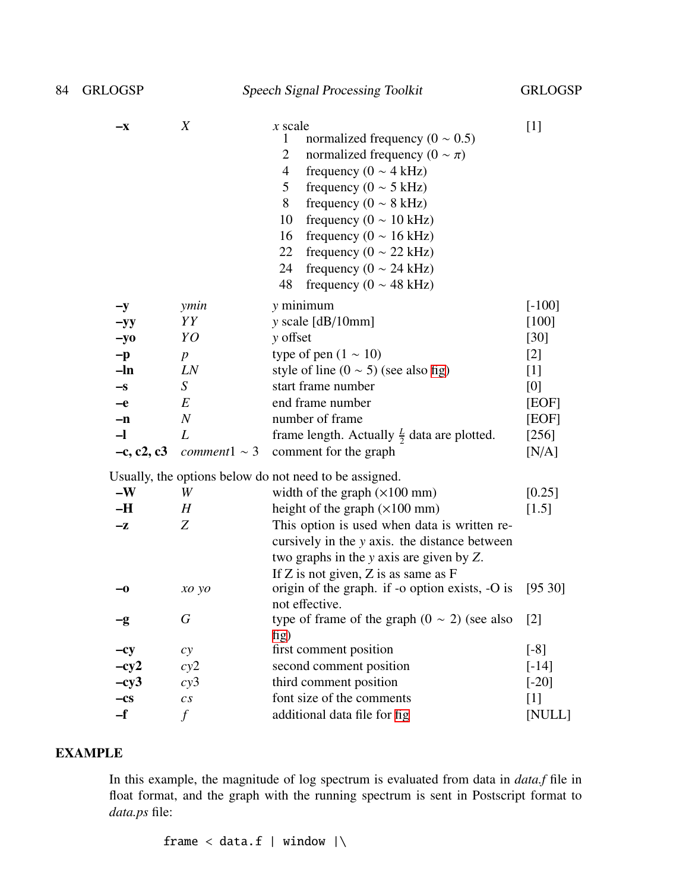| | | | |
|---|---|---|---|
| **–x** | *X* | *x* scale<br>1 normalized frequency (0 ∼ 0.5)<br>2 normalized frequency (0 ∼ $\pi$)<br>4 frequency (0 ∼ 4 kHz)<br>5 frequency (0 ∼ 5 kHz)<br>8 frequency (0 ∼ 8 kHz)<br>10 frequency (0 ∼ 10 kHz)<br>16 frequency (0 ∼ 16 kHz)<br>22 frequency (0 ∼ 22 kHz)<br>24 frequency (0 ∼ 24 kHz)<br>48 frequency (0 ∼ 48 kHz) | [1] |
| **–y** | *ymin* | *y* minimum | [-100] |
| **–yy** | *YY* | *y* scale [dB/10mm] | [100] |
| **–yo** | *YO* | *y* offset | [30] |
| **–p** | *p* | type of pen (1 ∼ 10) | [2] |
| **–ln** | *LN* | style of line (0 ∼ 5) (see also fig) | [1] |
| **–s** | *S* | start frame number | [0] |
| **–e** | *E* | end frame number | [EOF] |
| **–n** | *N* | number of frame | [EOF] |
| **–l** | *L* | frame length. Actually $\frac{L}{2}$ data are plotted. | [256] |
| **–c, c2, c3** | *comment*1 ∼ 3 | comment for the graph | [N/A] |

Usually, the options below do not need to be assigned.

| | | | |
|---|---|---|---|
| **–W** | *W* | width of the graph (×100 mm) | [0.25] |
| **–H** | *H* | height of the graph (×100 mm) | [1.5] |
| **–z** | *Z* | This option is used when data is written recursively in the *y* axis. the distance between two graphs in the *y* axis are given by *Z*. If Z is not given, Z is as same as F | |
| **–o** | *xo yo* | origin of the graph. if -o option exists, -O is not effective. | [95 30] |
| **–g** | *G* | type of frame of the graph (0 ∼ 2) (see also fig) | [2] |
| **–cy** | *cy* | first comment position | [-8] |
| **–cy2** | *cy*2 | second comment position | [-14] |
| **–cy3** | *cy*3 | third comment position | [-20] |
| **–cs** | *cs* | font size of the comments | [1] |
| **–f** | *f* | additional data file for fig | [NULL] |

## EXAMPLE

In this example, the magnitude of log spectrum is evaluated from data in *data.f* file in float format, and the graph with the running spectrum is sent in Postscript format to *data.ps* file:

```
frame < data.f | window |\
```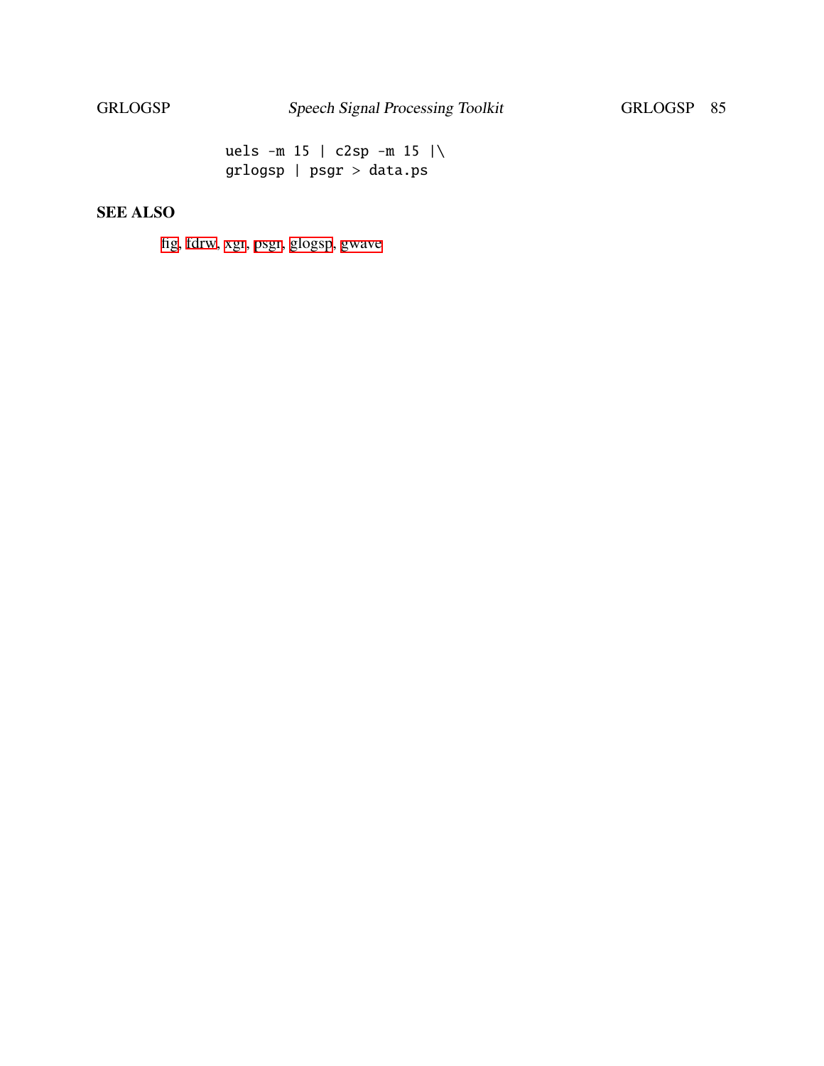```
uels -m 15 | c2sp -m 15 |\
grlogsp | psgr > data.ps
```

## SEE ALSO

fig, fdrw, xgr, psgr, glogsp, gwave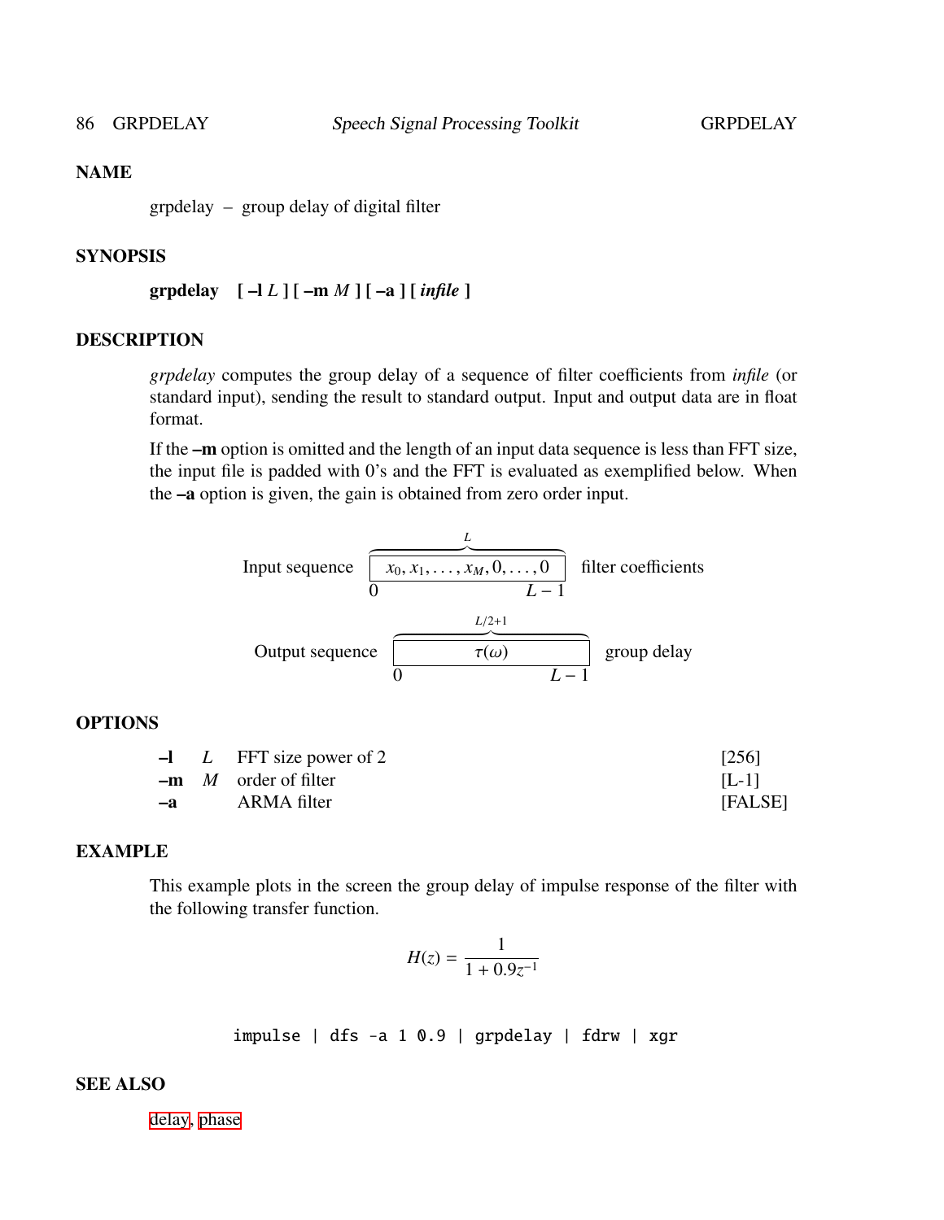## NAME

grpdelay – group delay of digital filter

## SYNOPSIS

**grpdelay** [ **–l** *L* ] [ **–m** *M* ] [ **–a** ] [ ***infile*** ]

## DESCRIPTION

*grpdelay* computes the group delay of a sequence of filter coefficients from *infile* (or standard input), sending the result to standard output. Input and output data are in float format.

If the **–m** option is omitted and the length of an input data sequence is less than FFT size, the input file is padded with 0's and the FFT is evaluated as exemplified below. When the **–a** option is given, the gain is obtained from zero order input.

$$\text{Input sequence} \quad \overbrace{\boxed{x_0, x_1, \ldots, x_M, 0, \ldots, 0}}^{L}_{0 \qquad\qquad L-1} \quad \text{filter coefficients}$$

$$\text{Output sequence} \quad \overbrace{\boxed{\qquad \tau(\omega) \qquad}}^{L/2+1}_{0 \qquad\qquad L-1} \quad \text{group delay}$$

## OPTIONS

| | | | |
|---|---|---|---|
| **–l** | *L* | FFT size power of 2 | [256] |
| **–m** | *M* | order of filter | [L-1] |
| **–a** | | ARMA filter | [FALSE] |

## EXAMPLE

This example plots in the screen the group delay of impulse response of the filter with the following transfer function.

$$H(z) = \frac{1}{1 + 0.9z^{-1}}$$

```
impulse | dfs -a 1 0.9 | grpdelay | fdrw | xgr
```

## SEE ALSO

delay, phase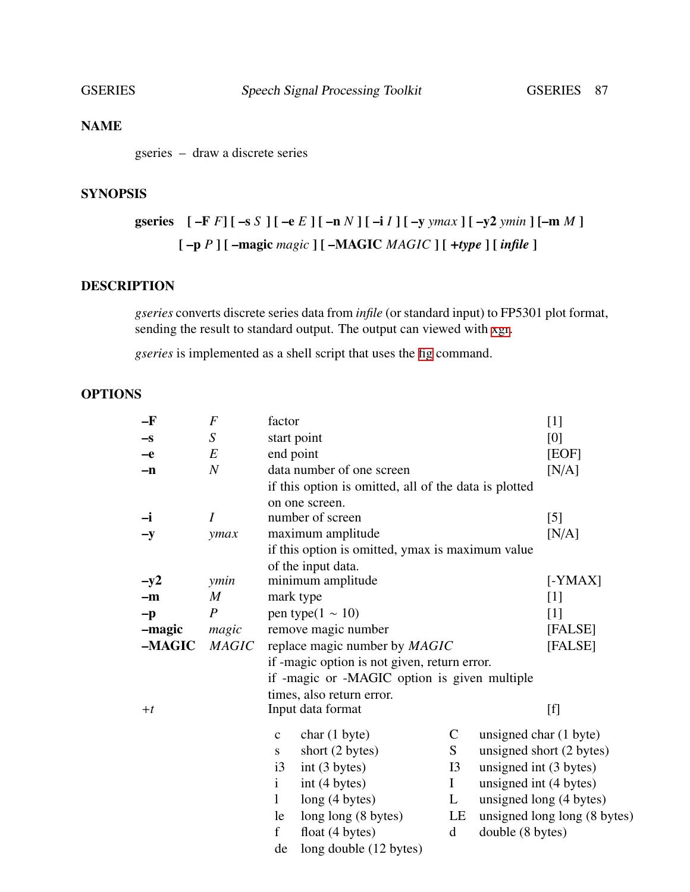## NAME

gseries – draw a discrete series

## SYNOPSIS

**gseries** [ **–F** *F*] [ **–s** *S* ] [ **–e** *E* ] [ **–n** *N* ] [ **–i** *I* ] [ **–y** *ymax* ] [ **–y2** *ymin* ] [**–m** *M* ] [ **–p** *P* ] [ **–magic** *magic* ] [ **–MAGIC** *MAGIC* ] [ ***+type*** ] [ ***infile*** ]

## DESCRIPTION

*gseries* converts discrete series data from *infile* (or standard input) to FP5301 plot format, sending the result to standard output. The output can viewed with xgr.

*gseries* is implemented as a shell script that uses the fig command.

## OPTIONS

| | | | |
|---|---|---|---|
| **–F** | *F* | factor | [1] |
| **–s** | *S* | start point | [0] |
| **–e** | *E* | end point | [EOF] |
| **–n** | *N* | data number of one screen<br>if this option is omitted, all of the data is plotted on one screen. | [N/A] |
| **–i** | *I* | number of screen | [5] |
| **–y** | *ymax* | maximum amplitude<br>if this option is omitted, ymax is maximum value of the input data. | [N/A] |
| **–y2** | *ymin* | minimum amplitude | [-YMAX] |
| **–m** | *M* | mark type | [1] |
| **–p** | *P* | pen type(1 ~ 10) | [1] |
| **–magic** | *magic* | remove magic number | [FALSE] |
| **–MAGIC** | *MAGIC* | replace magic number by *MAGIC*<br>if -magic option is not given, return error.<br>if -magic or -MAGIC option is given multiple times, also return error. | [FALSE] |
| *+t* | | Input data format | [f] |

| | | | |
|---|---|---|---|
| c | char (1 byte) | C | unsigned char (1 byte) |
| s | short (2 bytes) | S | unsigned short (2 bytes) |
| i3 | int (3 bytes) | I3 | unsigned int (3 bytes) |
| i | int (4 bytes) | I | unsigned int (4 bytes) |
| l | long (4 bytes) | L | unsigned long (4 bytes) |
| le | long long (8 bytes) | LE | unsigned long long (8 bytes) |
| f | float (4 bytes) | d | double (8 bytes) |
| de | long double (12 bytes) | | |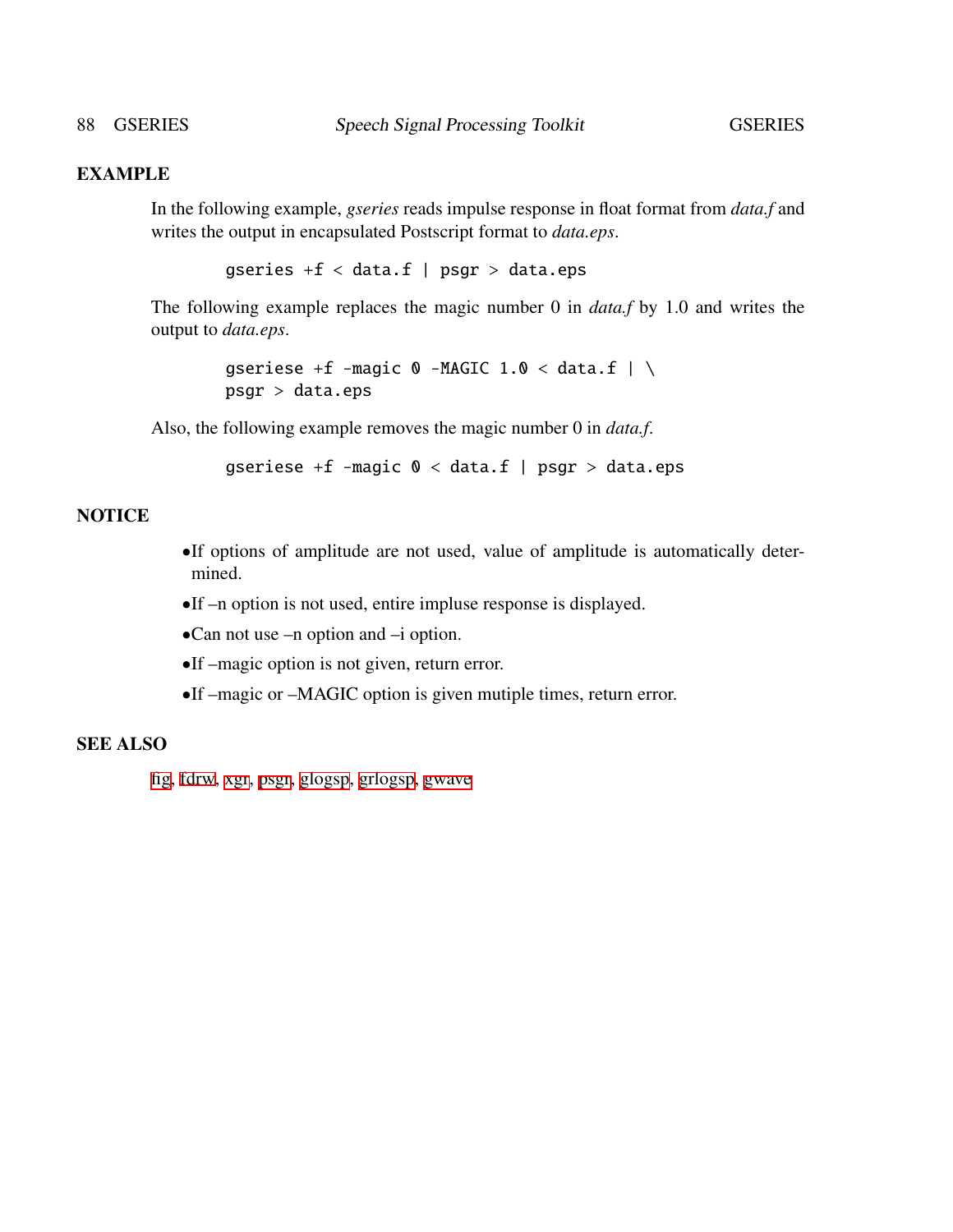## EXAMPLE

In the following example, *gseries* reads impulse response in float format from *data.f* and writes the output in encapsulated Postscript format to *data.eps*.

```
gseries +f < data.f | psgr > data.eps
```

The following example replaces the magic number 0 in *data.f* by 1.0 and writes the output to *data.eps*.

```
gseriese +f -magic 0 -MAGIC 1.0 < data.f | \
psgr > data.eps
```

Also, the following example removes the magic number 0 in *data.f*.

```
gseriese +f -magic 0 < data.f | psgr > data.eps
```

## NOTICE

- If options of amplitude are not used, value of amplitude is automatically determined.
- If –n option is not used, entire impluse response is displayed.
- Can not use –n option and –i option.
- If –magic option is not given, return error.
- If –magic or –MAGIC option is given mutiple times, return error.

## SEE ALSO

fig, fdrw, xgr, psgr, glogsp, grlogsp, gwave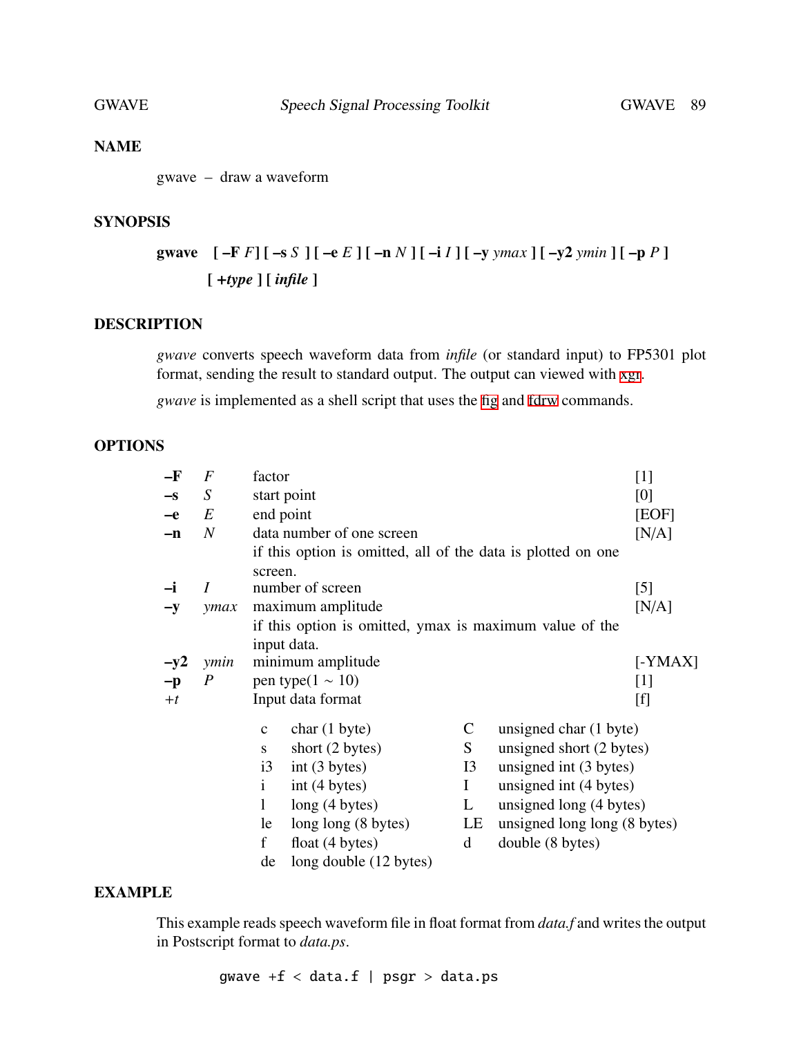## NAME

gwave – draw a waveform

## SYNOPSIS

**gwave** [ **–F** *F* ] [ **–s** *S* ] [ **–e** *E* ] [ **–n** *N* ] [ **–i** *I* ] [ **–y** *ymax* ] [ **–y2** *ymin* ] [ **–p** *P* ] [ ***+type*** ] [ ***infile*** ]

## DESCRIPTION

*gwave* converts speech waveform data from *infile* (or standard input) to FP5301 plot format, sending the result to standard output. The output can viewed with xgr.

*gwave* is implemented as a shell script that uses the fig and fdrw commands.

## OPTIONS

| | | | |
|---|---|---|---|
| **–F** | *F* | factor | [1] |
| **–s** | *S* | start point | [0] |
| **–e** | *E* | end point | [EOF] |
| **–n** | *N* | data number of one screen<br>if this option is omitted, all of the data is plotted on one screen. | [N/A] |
| **–i** | *I* | number of screen | [5] |
| **–y** | *ymax* | maximum amplitude<br>if this option is omitted, ymax is maximum value of the input data. | [N/A] |
| **–y2** | *ymin* | minimum amplitude | [-YMAX] |
| **–p** | *P* | pen type(1 ~ 10) | [1] |
| *+t* | | Input data format | [f] |

| | | | |
|---|---|---|---|
| c | char (1 byte) | C | unsigned char (1 byte) |
| s | short (2 bytes) | S | unsigned short (2 bytes) |
| i3 | int (3 bytes) | I3 | unsigned int (3 bytes) |
| i | int (4 bytes) | I | unsigned int (4 bytes) |
| l | long (4 bytes) | L | unsigned long (4 bytes) |
| le | long long (8 bytes) | LE | unsigned long long (8 bytes) |
| f | float (4 bytes) | d | double (8 bytes) |
| de | long double (12 bytes) | | |

## EXAMPLE

This example reads speech waveform file in float format from *data.f* and writes the output in Postscript format to *data.ps*.

```
gwave +f < data.f | psgr > data.ps
```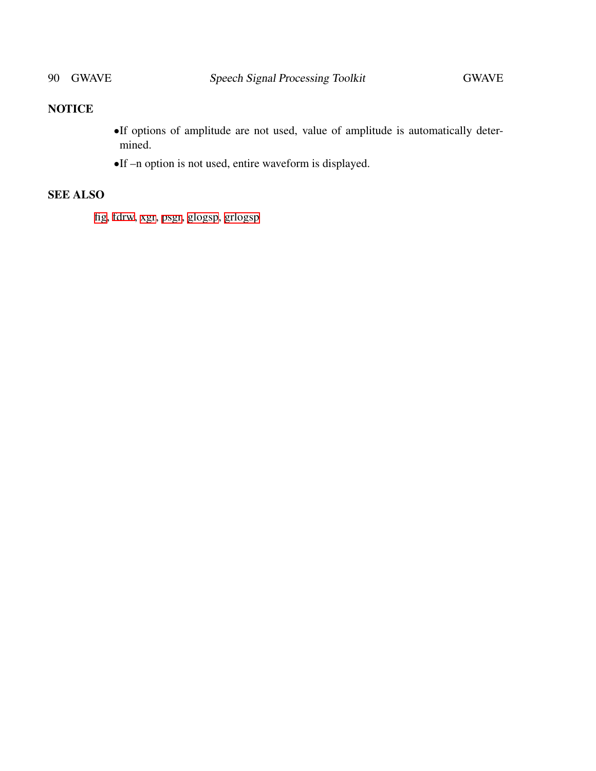## NOTICE

- If options of amplitude are not used, value of amplitude is automatically determined.
- If –n option is not used, entire waveform is displayed.

## SEE ALSO

fig, fdrw, xgr, psgr, glogsp, grlogsp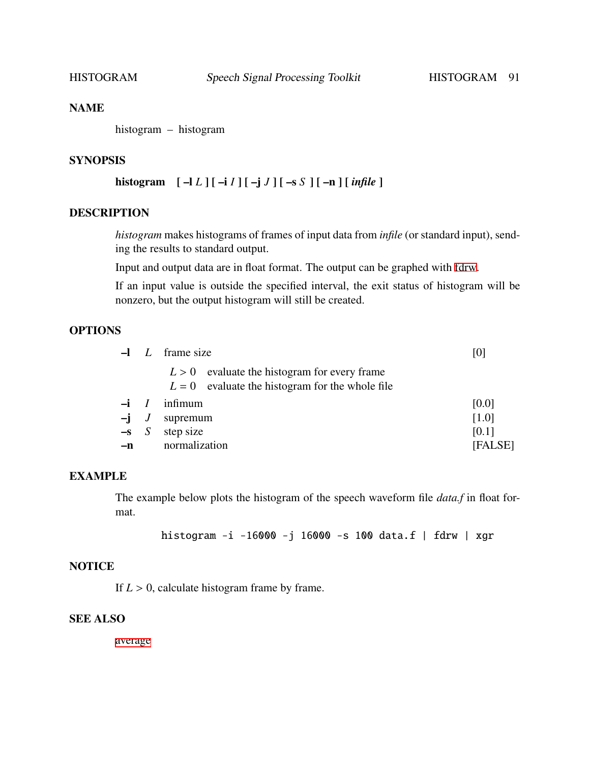## NAME

histogram – histogram

## SYNOPSIS

**histogram** [ **–l** $L$ ] [ **–i** $I$ ] [ **–j** $J$ ] [ **–s** $S$ ] [ **–n** ] [ ***infile*** ]

## DESCRIPTION

*histogram* makes histograms of frames of input data from *infile* (or standard input), sending the results to standard output.

Input and output data are in float format. The output can be graphed with fdrw.

If an input value is outside the specified interval, the exit status of histogram will be nonzero, but the output histogram will still be created.

## OPTIONS

| | | | |
|---|---|---|---|
| **–l** | $L$ | frame size<br>$L > 0$ evaluate the histogram for every frame<br>$L = 0$ evaluate the histogram for the whole file | [0] |
| **–i** | $I$ | infimum | [0.0] |
| **–j** | $J$ | supremum | [1.0] |
| **–s** | $S$ | step size | [0.1] |
| **–n** | | normalization | [FALSE] |

## EXAMPLE

The example below plots the histogram of the speech waveform file *data.f* in float format.

```
histogram -i -16000 -j 16000 -s 100 data.f | fdrw | xgr
```

## NOTICE

If $L > 0$, calculate histogram frame by frame.

## SEE ALSO

average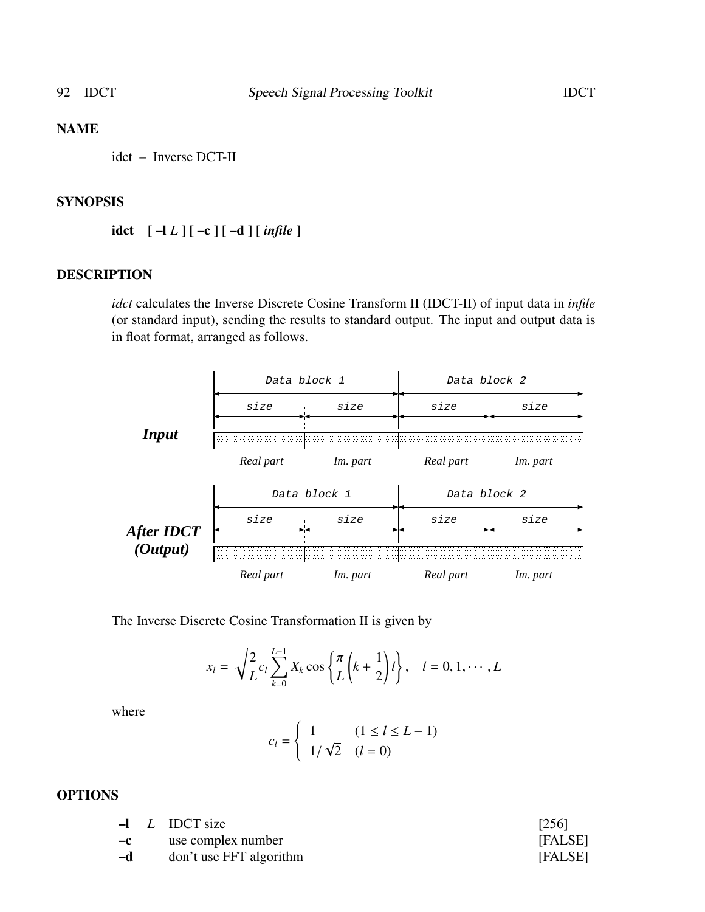## NAME

idct – Inverse DCT-II

## SYNOPSIS

**idct [ –l** *L* **] [ –c ] [ –d ] [** ***infile*** **]**

## DESCRIPTION

*idct* calculates the Inverse Discrete Cosine Transform II (IDCT-II) of input data in *infile* (or standard input), sending the results to standard output. The input and output data is in float format, arranged as follows.

| | Data block 1 | | Data block 2 | |
|---|---|---|---|---|
| | size | size | size | size |
| ***Input*** | Real part | Im. part | Real part | Im. part |
| ***After IDCT (Output)*** | Real part | Im. part | Real part | Im. part |

The Inverse Discrete Cosine Transformation II is given by

$$x_l = \sqrt{\frac{2}{L}} c_l \sum_{k=0}^{L-1} X_k \cos\left\{\frac{\pi}{L}\left(k + \frac{1}{2}\right)l\right\}, \quad l = 0, 1, \cdots, L$$

where

$$c_l = \begin{cases} 1 & (1 \leq l \leq L-1) \\ 1/\sqrt{2} & (l = 0) \end{cases}$$

## OPTIONS

| | | | |
|---|---|---|---|
| **–l** | *L* | IDCT size | [256] |
| **–c** | | use complex number | [FALSE] |
| **–d** | | don't use FFT algorithm | [FALSE] |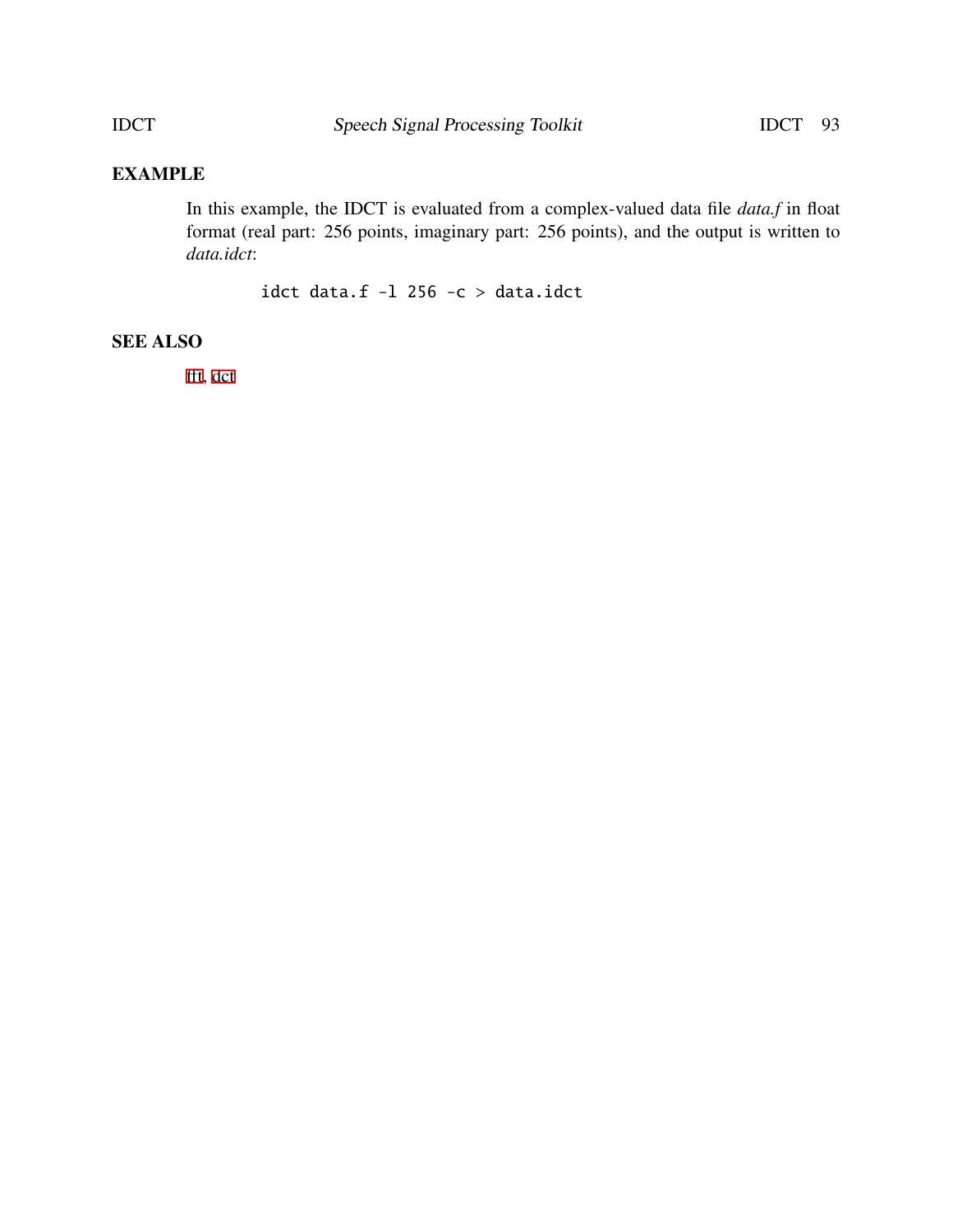## EXAMPLE

In this example, the IDCT is evaluated from a complex-valued data file *data.f* in float format (real part: 256 points, imaginary part: 256 points), and the output is written to *data.idct*:

```
idct data.f -l 256 -c > data.idct
```

## SEE ALSO

fft, dct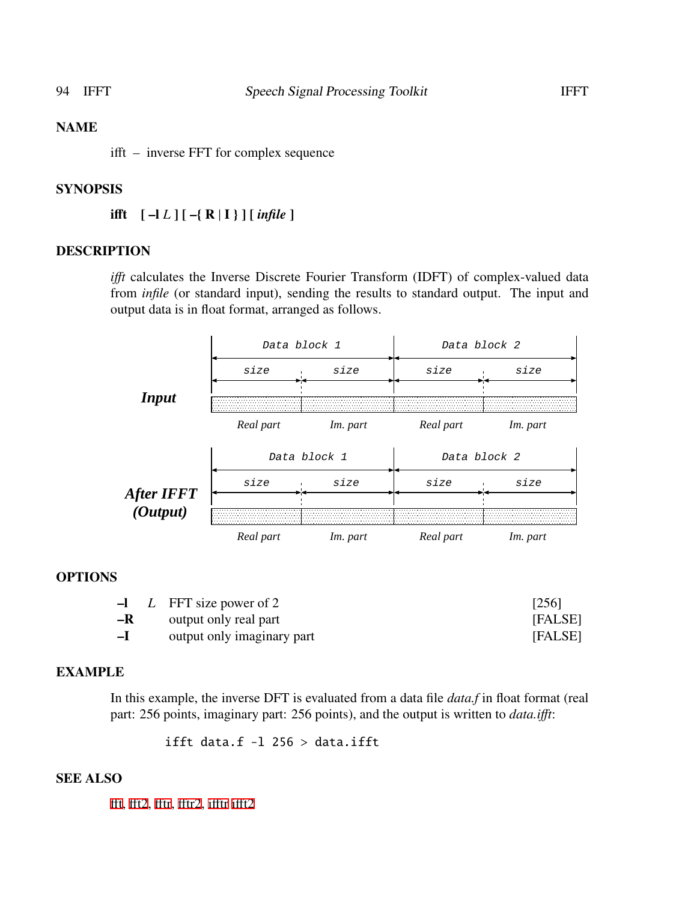## NAME

ifft – inverse FFT for complex sequence

## SYNOPSIS

**ifft** [ **–l** *L* ] [ **–{ R | I }** ] [ *infile* ]

## DESCRIPTION

*ifft* calculates the Inverse Discrete Fourier Transform (IDFT) of complex-valued data from *infile* (or standard input), sending the results to standard output. The input and output data is in float format, arranged as follows.

| | Data block 1 | | Data block 2 | |
|---|---|---|---|---|
| | size | size | size | size |
| **Input** | Real part | Im. part | Real part | Im. part |
| **After IFFT (Output)** | Real part | Im. part | Real part | Im. part |

## OPTIONS

| | | | |
|---|---|---|---|
| **–l** | *L* | FFT size power of 2 | [256] |
| **–R** | | output only real part | [FALSE] |
| **–I** | | output only imaginary part | [FALSE] |

## EXAMPLE

In this example, the inverse DFT is evaluated from a data file *data.f* in float format (real part: 256 points, imaginary part: 256 points), and the output is written to *data.ifft*:

```
ifft data.f -l 256 > data.ifft
```

## SEE ALSO

fft, fft2, fftr, fftr2, ifftr ifft2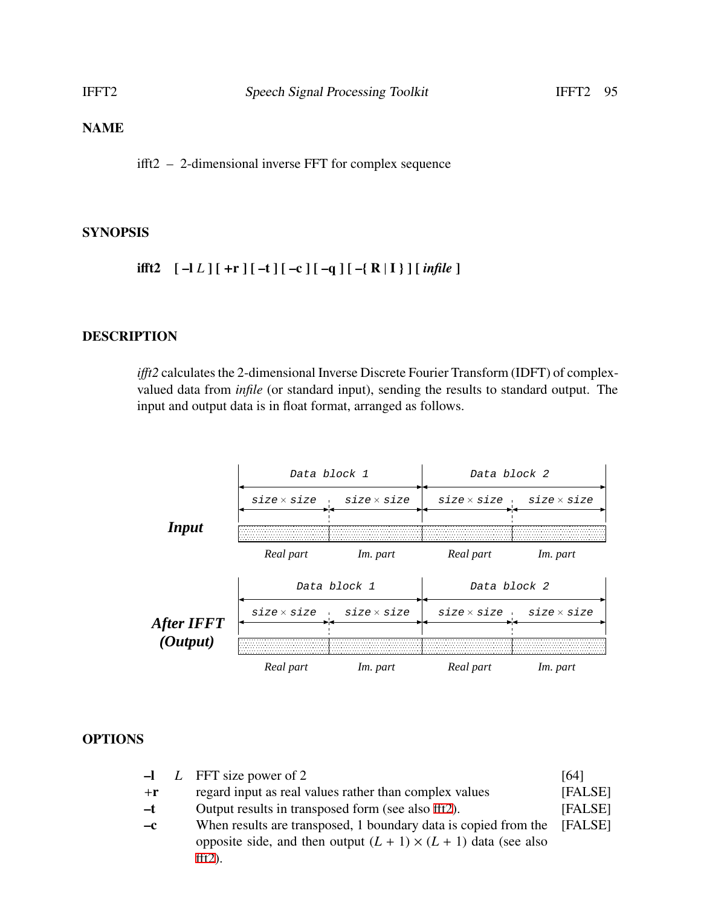## NAME

ifft2 – 2-dimensional inverse FFT for complex sequence

## SYNOPSIS

**ifft2** [ **–l** *L* ] [ **+r** ] [ **–t** ] [ **–c** ] [ **–q** ] [ **–{ R | I }** ] [ *infile* ]

## DESCRIPTION

*ifft2* calculates the 2-dimensional Inverse Discrete Fourier Transform (IDFT) of complex-valued data from *infile* (or standard input), sending the results to standard output. The input and output data is in float format, arranged as follows.

**Input**

| Data block 1 | | Data block 2 | |
|---|---|---|---|
| size × size | size × size | size × size | size × size |
| *Real part* | *Im. part* | *Real part* | *Im. part* |

**After IFFT (Output)**

| Data block 1 | | Data block 2 | |
|---|---|---|---|
| size × size | size × size | size × size | size × size |
| *Real part* | *Im. part* | *Real part* | *Im. part* |

## OPTIONS

| | | | |
|---|---|---|---|
| **–l** | *L* | FFT size power of 2 | [64] |
| **+r** | | regard input as real values rather than complex values | [FALSE] |
| **–t** | | Output results in transposed form (see also fft2). | [FALSE] |
| **–c** | | When results are transposed, 1 boundary data is copied from the opposite side, and then output $(L + 1) \times (L + 1)$ data (see also fft2). | [FALSE] |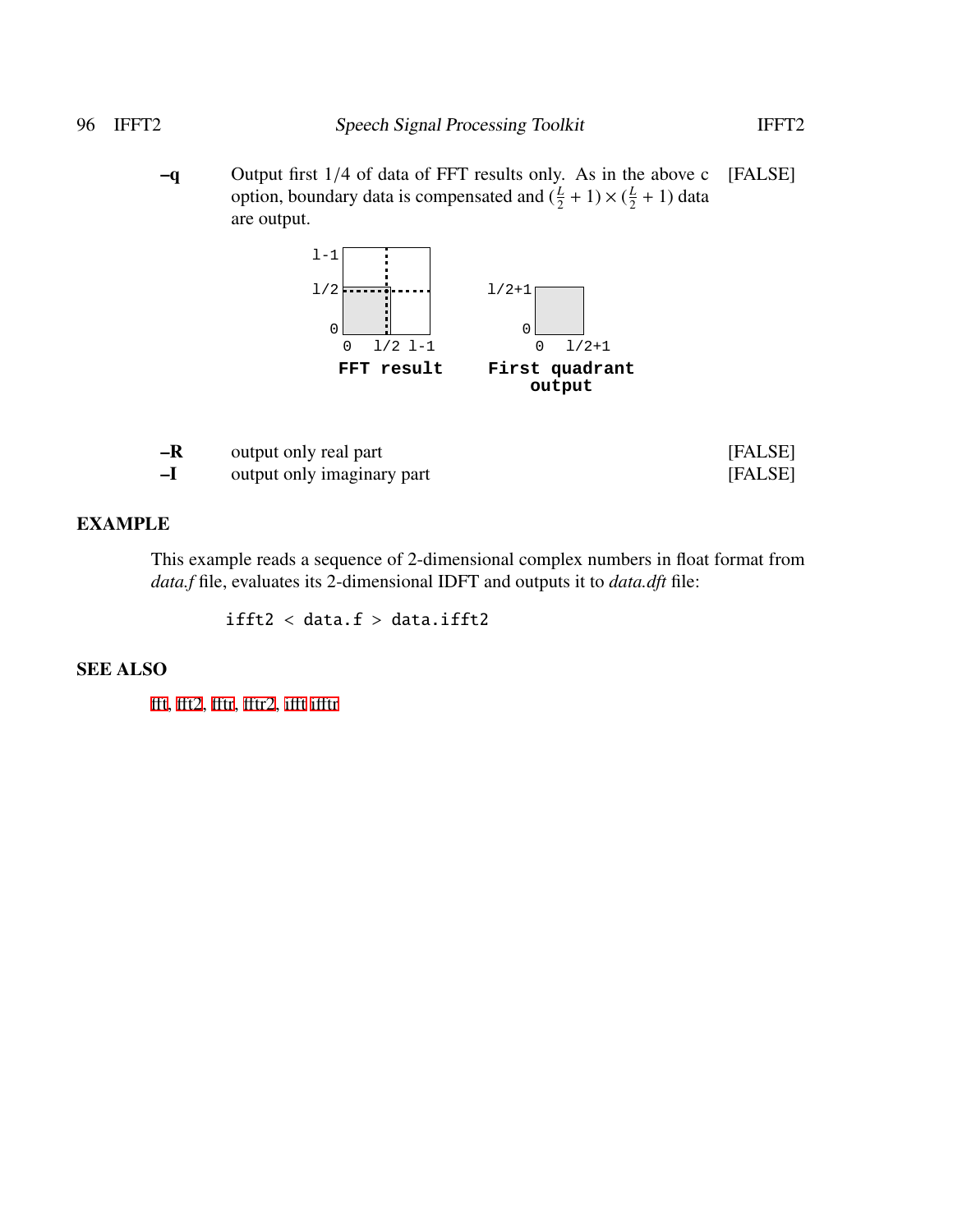**–q** Output first 1/4 of data of FFT results only. As in the above c option, boundary data is compensated and $(\frac{L}{2}+1) \times (\frac{L}{2}+1)$ data are output. [FALSE]

**–R** output only real part [FALSE]

**–I** output only imaginary part [FALSE]

## EXAMPLE

This example reads a sequence of 2-dimensional complex numbers in float format from *data.f* file, evaluates its 2-dimensional IDFT and outputs it to *data.dft* file:

```
ifft2 < data.f > data.ifft2
```

## SEE ALSO

fft, fft2, fftr, fftr2, ifft ifftr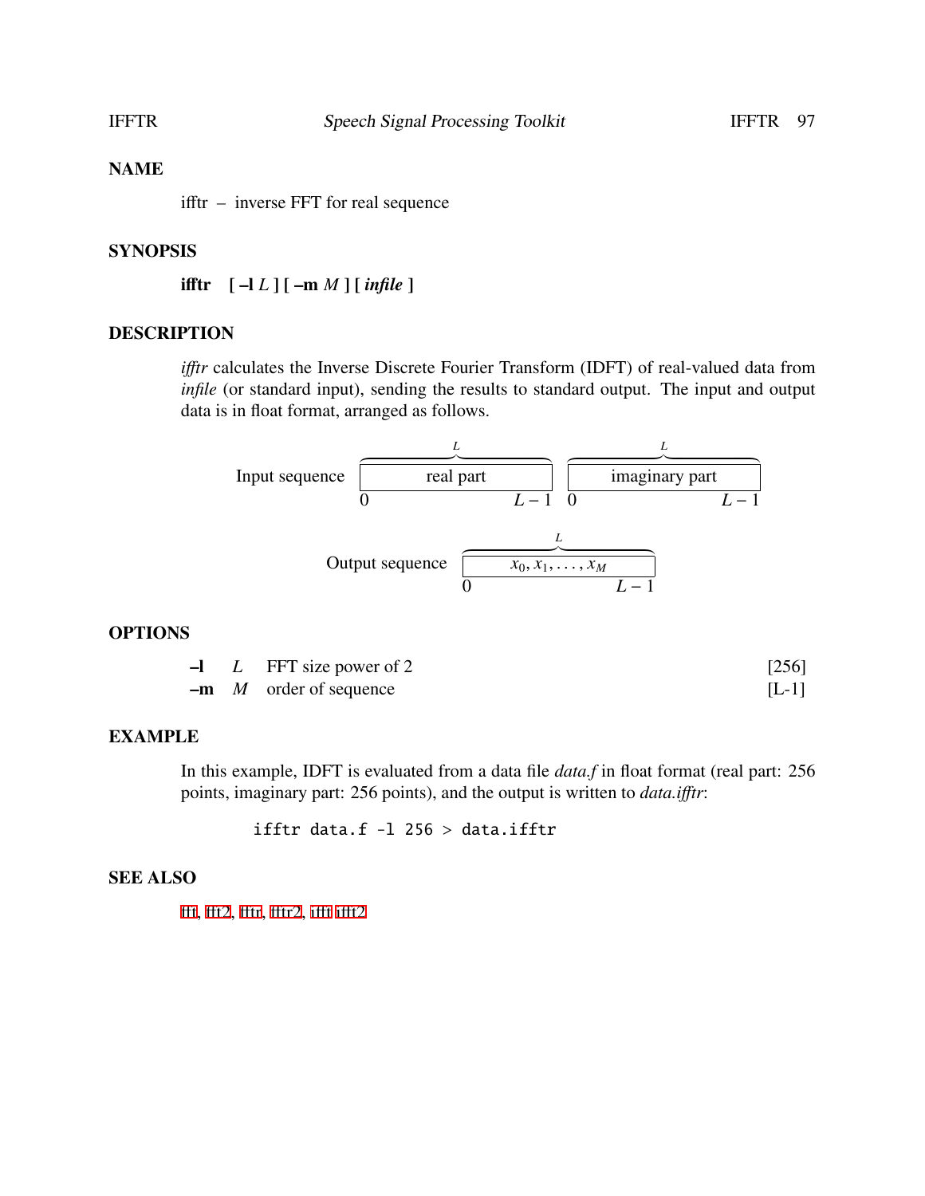## NAME

ifftr – inverse FFT for real sequence

## SYNOPSIS

**ifftr [ –l** *L* **] [ –m** *M* **] [** ***infile*** **]**

## DESCRIPTION

*ifftr* calculates the Inverse Discrete Fourier Transform (IDFT) of real-valued data from *infile* (or standard input), sending the results to standard output. The input and output data is in float format, arranged as follows.

Input sequence: [ real part (0 … $L-1$), length $L$ ] [ imaginary part (0 … $L-1$), length $L$ ]

Output sequence: [ $x_0, x_1, \ldots, x_M$ (0 … $L-1$), length $L$ ]

## OPTIONS

| | | | |
|---|---|---|---|
| **–l** | *L* | FFT size power of 2 | [256] |
| **–m** | *M* | order of sequence | [L-1] |

## EXAMPLE

In this example, IDFT is evaluated from a data file *data.f* in float format (real part: 256 points, imaginary part: 256 points), and the output is written to *data.ifftr*:

```
ifftr data.f -l 256 > data.ifftr
```

## SEE ALSO

fft, fft2, fftr, fftr2, ifft ifft2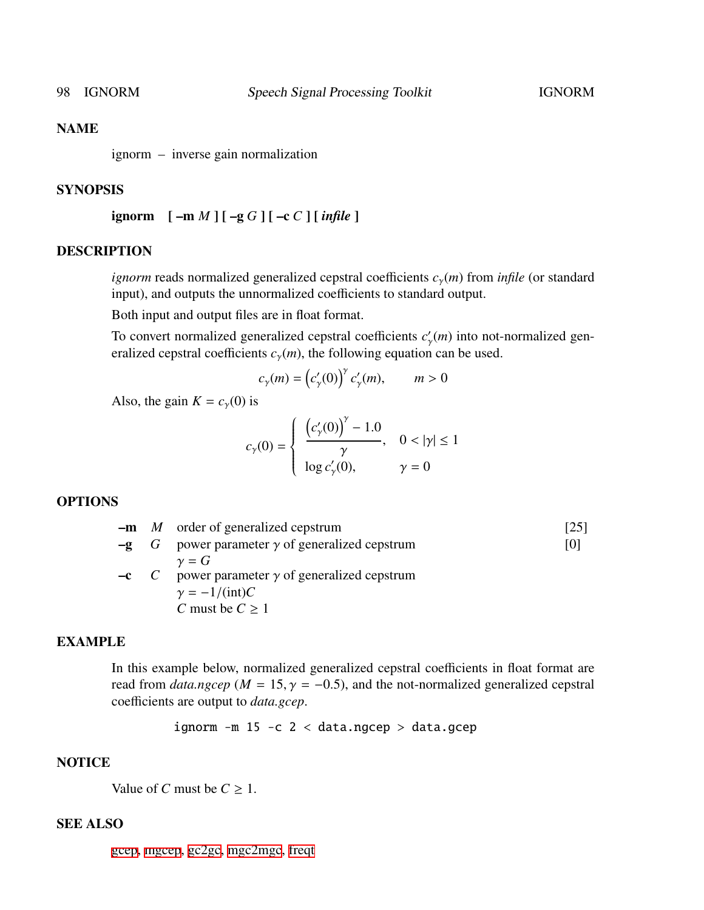## NAME

ignorm – inverse gain normalization

## SYNOPSIS

**ignorm** [ **–m** *M* ] [ **–g** *G* ] [ **–c** *C* ] [ ***infile*** ]

## DESCRIPTION

*ignorm* reads normalized generalized cepstral coefficients $c_\gamma(m)$ from *infile* (or standard input), and outputs the unnormalized coefficients to standard output.

Both input and output files are in float format.

To convert normalized generalized cepstral coefficients $c'_\gamma(m)$ into not-normalized generalized cepstral coefficients $c_\gamma(m)$, the following equation can be used.

$$c_\gamma(m) = \left(c'_\gamma(0)\right)^\gamma c'_\gamma(m), \qquad m > 0$$

Also, the gain $K = c_\gamma(0)$ is

$$c_\gamma(0) = \begin{cases} \dfrac{\left(c'_\gamma(0)\right)^\gamma - 1.0}{\gamma}, & 0 < |\gamma| \le 1 \\ \log c'_\gamma(0), & \gamma = 0 \end{cases}$$

## OPTIONS

| | | | |
|---|---|---|---|
| **–m** | *M* | order of generalized cepstrum | [25] |
| **–g** | *G* | power parameter $\gamma$ of generalized cepstrum<br>$\gamma = G$ | [0] |
| **–c** | *C* | power parameter $\gamma$ of generalized cepstrum<br>$\gamma = -1/(\text{int})C$<br>$C$ must be $C \ge 1$ | |

## EXAMPLE

In this example below, normalized generalized cepstral coefficients in float format are read from *data.ngcep* ($M = 15, \gamma = -0.5$), and the not-normalized generalized cepstral coefficients are output to *data.gcep*.

```
ignorm -m 15 -c 2 < data.ngcep > data.gcep
```

## NOTICE

Value of $C$ must be $C \ge 1$.

## SEE ALSO

gcep, mgcep, gc2gc, mgc2mgc, freqt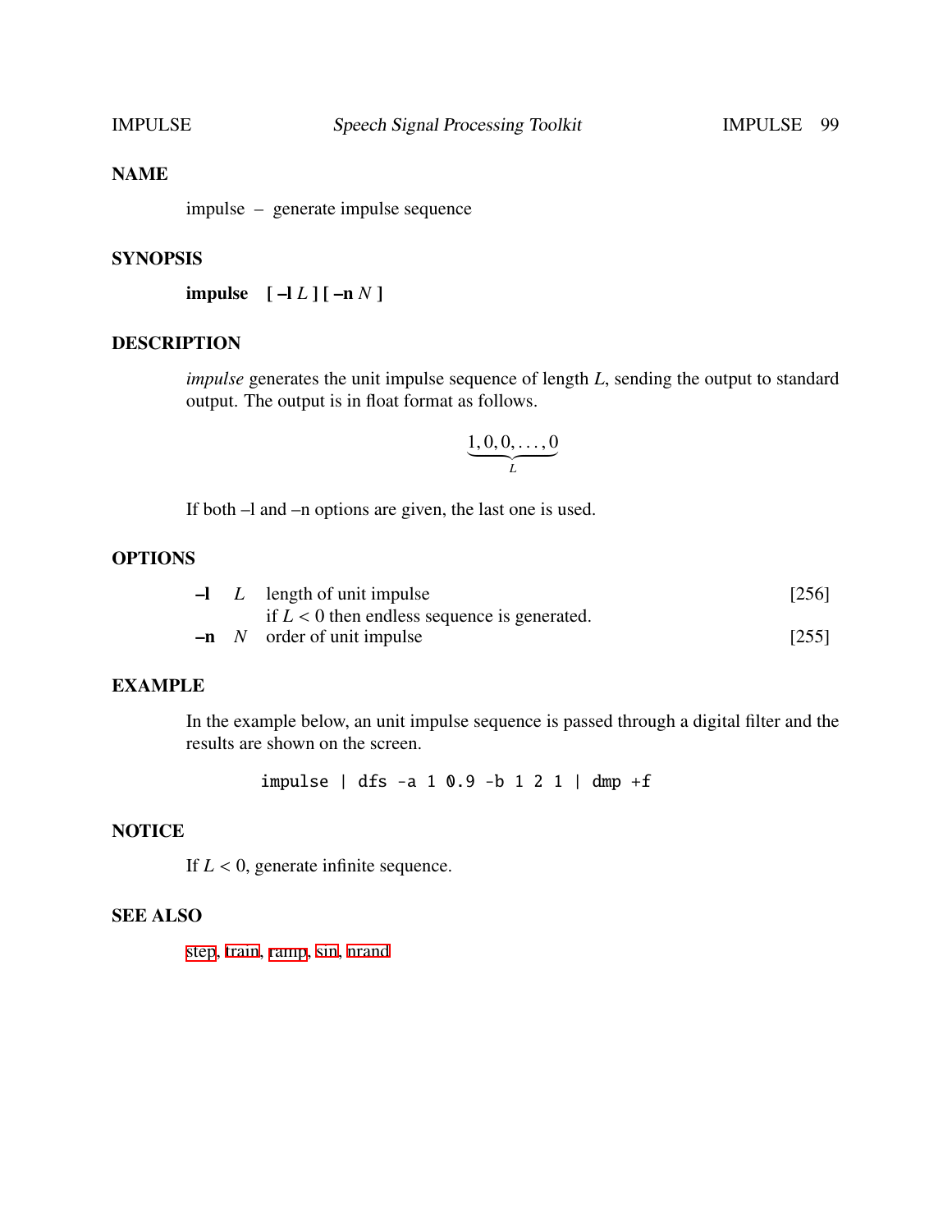## NAME

impulse – generate impulse sequence

## SYNOPSIS

**impulse** [ **–l** *L* ] [ **–n** *N* ]

## DESCRIPTION

*impulse* generates the unit impulse sequence of length *L*, sending the output to standard output. The output is in float format as follows.

$$\underbrace{1, 0, 0, \ldots, 0}_{L}$$

If both –l and –n options are given, the last one is used.

## OPTIONS

| | | | |
|---|---|---|---|
| **–l** | *L* | length of unit impulse<br>if $L < 0$ then endless sequence is generated. | [256] |
| **–n** | *N* | order of unit impulse | [255] |

## EXAMPLE

In the example below, an unit impulse sequence is passed through a digital filter and the results are shown on the screen.

```
impulse | dfs -a 1 0.9 -b 1 2 1 | dmp +f
```

## NOTICE

If $L < 0$, generate infinite sequence.

## SEE ALSO

step, train, ramp, sin, nrand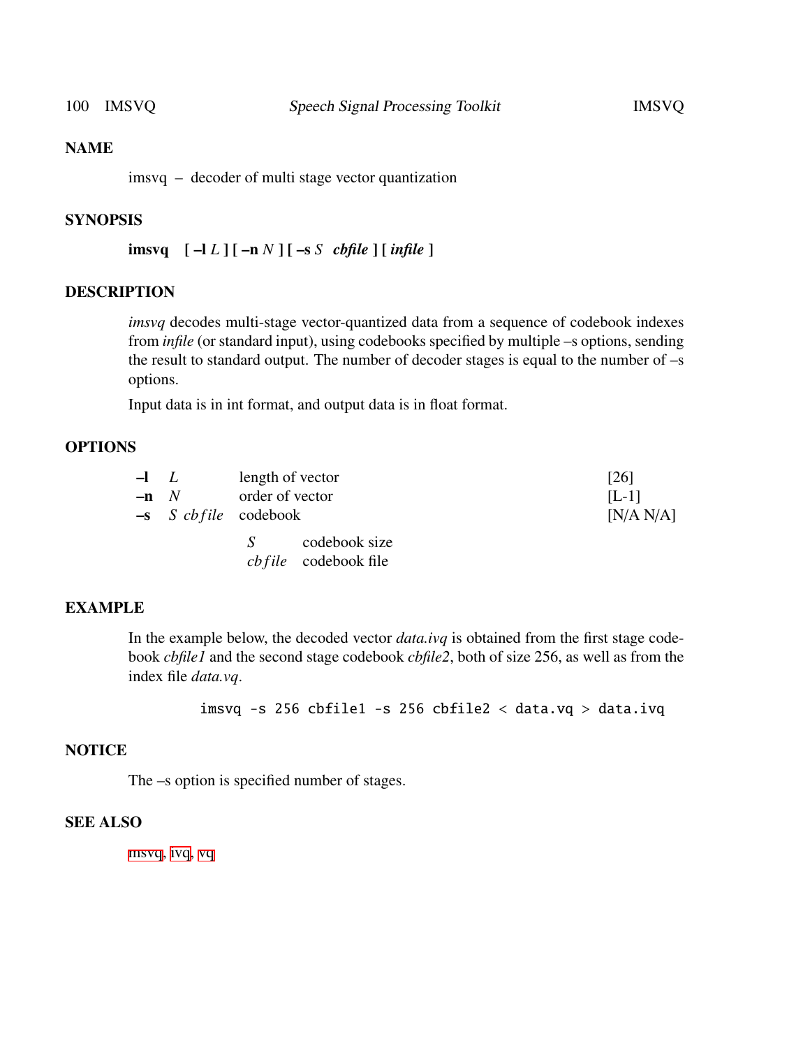## NAME

imsvq – decoder of multi stage vector quantization

## SYNOPSIS

**imsvq** [ **–l** *L* ] [ **–n** *N* ] [ **–s** *S* ***cbfile*** ] [ ***infile*** ]

## DESCRIPTION

*imsvq* decodes multi-stage vector-quantized data from a sequence of codebook indexes from *infile* (or standard input), using codebooks specified by multiple –s options, sending the result to standard output. The number of decoder stages is equal to the number of –s options.

Input data is in int format, and output data is in float format.

## OPTIONS

| | | | |
|---|---|---|---|
| **–l** | *L* | length of vector | [26] |
| **–n** | *N* | order of vector | [L-1] |
| **–s** | *S cbfile* | codebook | [N/A N/A] |

| | |
|---|---|
| *S* | codebook size |
| *cbfile* | codebook file |

## EXAMPLE

In the example below, the decoded vector *data.ivq* is obtained from the first stage codebook *cbfile1* and the second stage codebook *cbfile2*, both of size 256, as well as from the index file *data.vq*.

```
imsvq -s 256 cbfile1 -s 256 cbfile2 < data.vq > data.ivq
```

## NOTICE

The –s option is specified number of stages.

## SEE ALSO

msvq, ivq, vq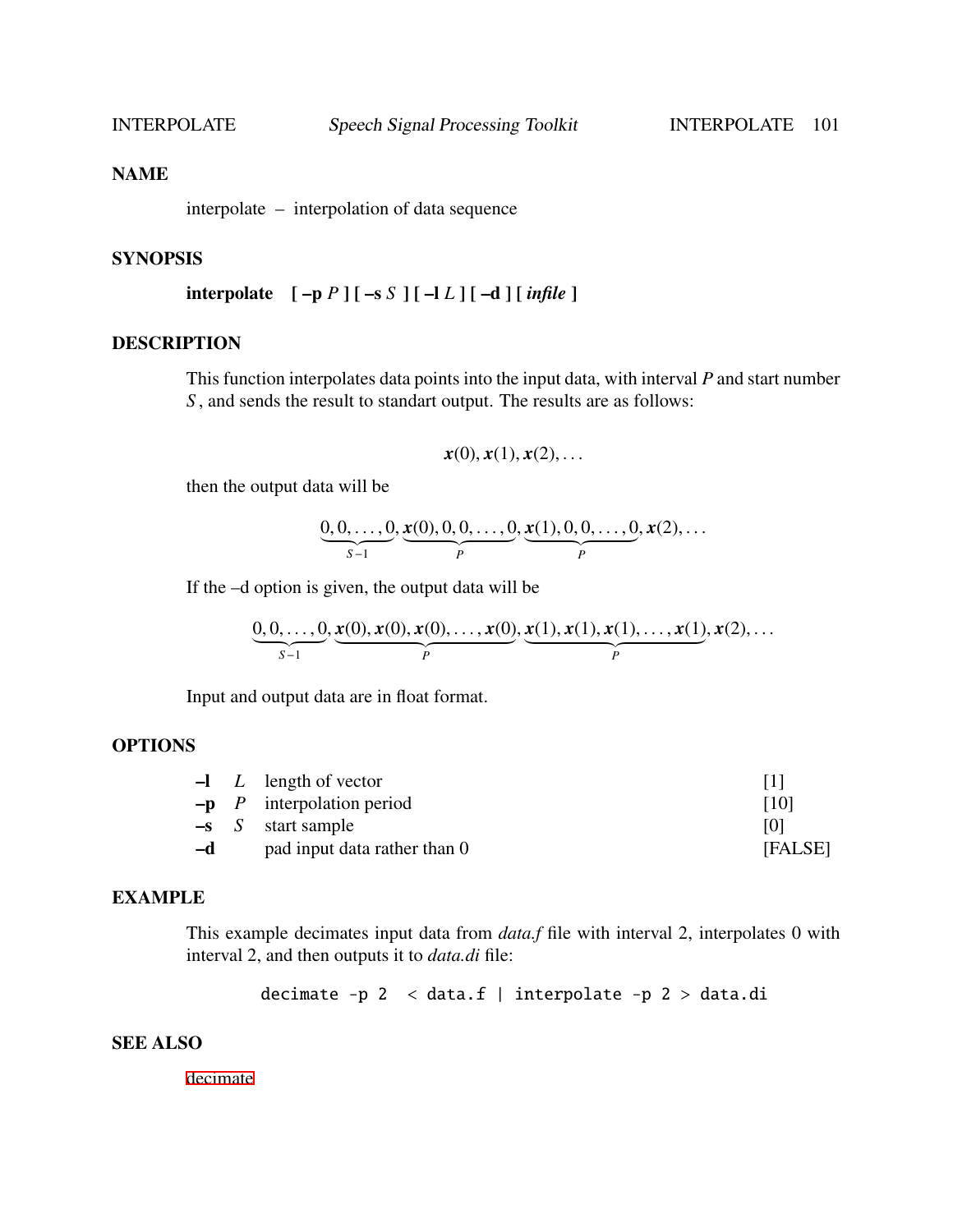## NAME

interpolate – interpolation of data sequence

## SYNOPSIS

**interpolate** **[ –p** $P$ **] [ –s** $S$ **] [ –l** $L$ **] [ –d ] [** ***infile*** **]**

## DESCRIPTION

This function interpolates data points into the input data, with interval $P$ and start number $S$, and sends the result to standart output. The results are as follows:

$$\boldsymbol{x}(0), \boldsymbol{x}(1), \boldsymbol{x}(2), \ldots$$

then the output data will be

$$\underbrace{0, 0, \ldots, 0}_{S-1}, \underbrace{\boldsymbol{x}(0), 0, 0, \ldots, 0}_{P}, \underbrace{\boldsymbol{x}(1), 0, 0, \ldots, 0}_{P}, \boldsymbol{x}(2), \ldots$$

If the –d option is given, the output data will be

$$\underbrace{0, 0, \ldots, 0}_{S-1}, \underbrace{\boldsymbol{x}(0), \boldsymbol{x}(0), \boldsymbol{x}(0), \ldots, \boldsymbol{x}(0)}_{P}, \underbrace{\boldsymbol{x}(1), \boldsymbol{x}(1), \boldsymbol{x}(1), \ldots, \boldsymbol{x}(1)}_{P}, \boldsymbol{x}(2), \ldots$$

Input and output data are in float format.

## OPTIONS

| | | | |
|---|---|---|---|
| **–l** | $L$ | length of vector | [1] |
| **–p** | $P$ | interpolation period | [10] |
| **–s** | $S$ | start sample | [0] |
| **–d** | | pad input data rather than 0 | [FALSE] |

## EXAMPLE

This example decimates input data from *data.f* file with interval 2, interpolates 0 with interval 2, and then outputs it to *data.di* file:

```
decimate -p 2  < data.f | interpolate -p 2 > data.di
```

## SEE ALSO

decimate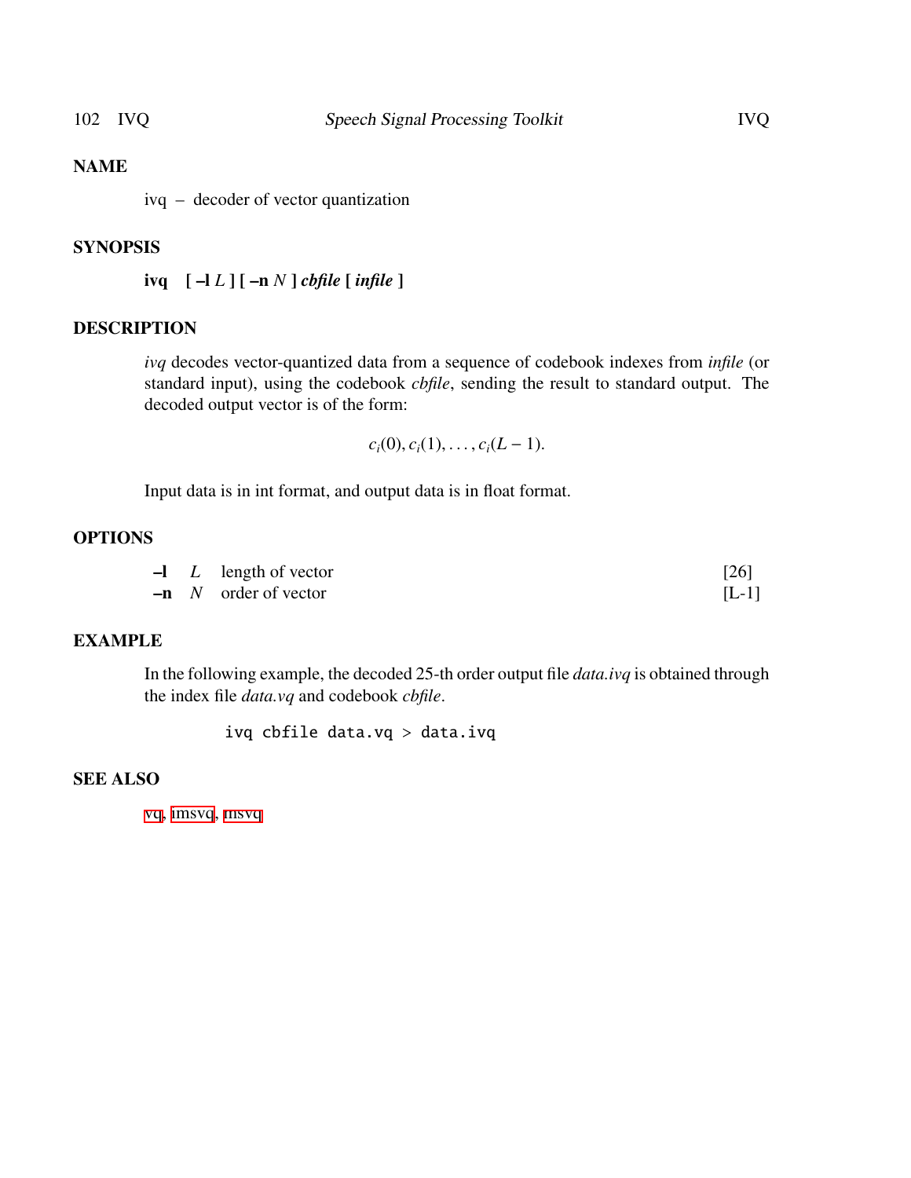## NAME

ivq – decoder of vector quantization

## SYNOPSIS

**ivq** [ **–l** *L* ] [ **–n** *N* ] ***cbfile*** [ ***infile*** ]

## DESCRIPTION

*ivq* decodes vector-quantized data from a sequence of codebook indexes from *infile* (or standard input), using the codebook *cbfile*, sending the result to standard output. The decoded output vector is of the form:

$$c_i(0), c_i(1), \ldots, c_i(L-1).$$

Input data is in int format, and output data is in float format.

## OPTIONS

| | | | |
|---|---|---|---|
| **–l** | *L* | length of vector | [26] |
| **–n** | *N* | order of vector | [L-1] |

## EXAMPLE

In the following example, the decoded 25-th order output file *data.ivq* is obtained through the index file *data.vq* and codebook *cbfile*.

```
ivq cbfile data.vq > data.ivq
```

## SEE ALSO

vq, imsvq, msvq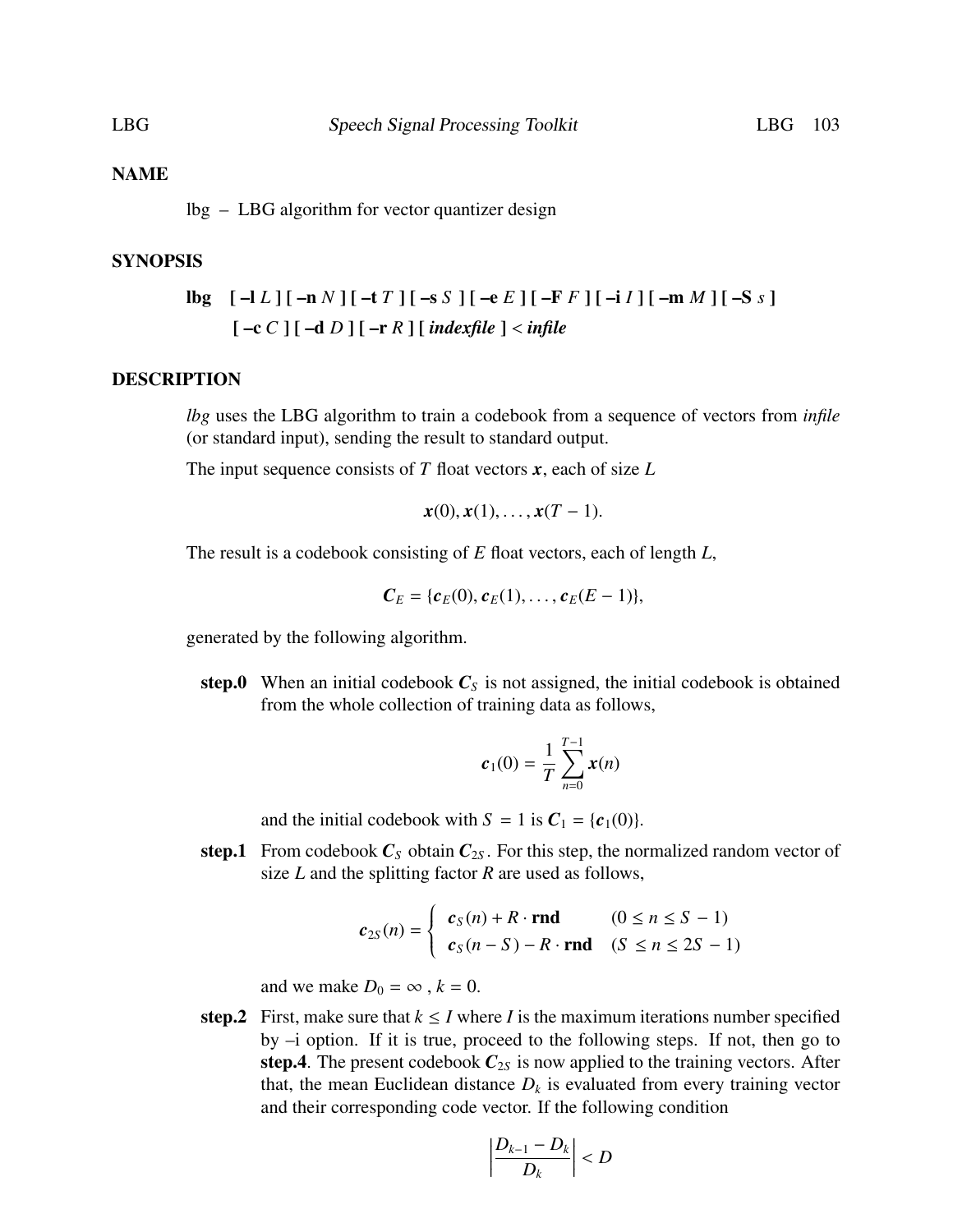## NAME

lbg – LBG algorithm for vector quantizer design

## SYNOPSIS

**lbg** **[ –l** *L* **] [ –n** *N* **] [ –t** *T* **] [ –s** *S* **] [ –e** *E* **] [ –F** *F* **] [ –i** *I* **] [ –m** *M* **] [ –S** *s* **]**
**[ –c** *C* **] [ –d** *D* **] [ –r** *R* **] [** ***indexfile*** **] <** ***infile***

## DESCRIPTION

*lbg* uses the LBG algorithm to train a codebook from a sequence of vectors from *infile* (or standard input), sending the result to standard output.

The input sequence consists of $T$ float vectors $\boldsymbol{x}$, each of size $L$

$$\boldsymbol{x}(0), \boldsymbol{x}(1), \ldots, \boldsymbol{x}(T-1).$$

The result is a codebook consisting of $E$ float vectors, each of length $L$,

$$\boldsymbol{C}_E = \{\boldsymbol{c}_E(0), \boldsymbol{c}_E(1), \ldots, \boldsymbol{c}_E(E-1)\},$$

generated by the following algorithm.

**step.0** When an initial codebook $\boldsymbol{C}_S$ is not assigned, the initial codebook is obtained from the whole collection of training data as follows,

$$\boldsymbol{c}_1(0) = \frac{1}{T}\sum_{n=0}^{T-1}\boldsymbol{x}(n)$$

and the initial codebook with $S = 1$ is $\boldsymbol{C}_1 = \{\boldsymbol{c}_1(0)\}$.

**step.1** From codebook $\boldsymbol{C}_S$ obtain $\boldsymbol{C}_{2S}$. For this step, the normalized random vector of size $L$ and the splitting factor $R$ are used as follows,

$$\boldsymbol{c}_{2S}(n) = \begin{cases} \boldsymbol{c}_S(n) + R \cdot \mathbf{rnd} & (0 \le n \le S-1) \\ \boldsymbol{c}_S(n-S) - R \cdot \mathbf{rnd} & (S \le n \le 2S-1) \end{cases}$$

and we make $D_0 = \infty$ , $k = 0$.

**step.2** First, make sure that $k \le I$ where $I$ is the maximum iterations number specified by –i option. If it is true, proceed to the following steps. If not, then go to **step.4**. The present codebook $\boldsymbol{C}_{2S}$ is now applied to the training vectors. After that, the mean Euclidean distance $D_k$ is evaluated from every training vector and their corresponding code vector. If the following condition

$$\left|\frac{D_{k-1} - D_k}{D_k}\right| < D$$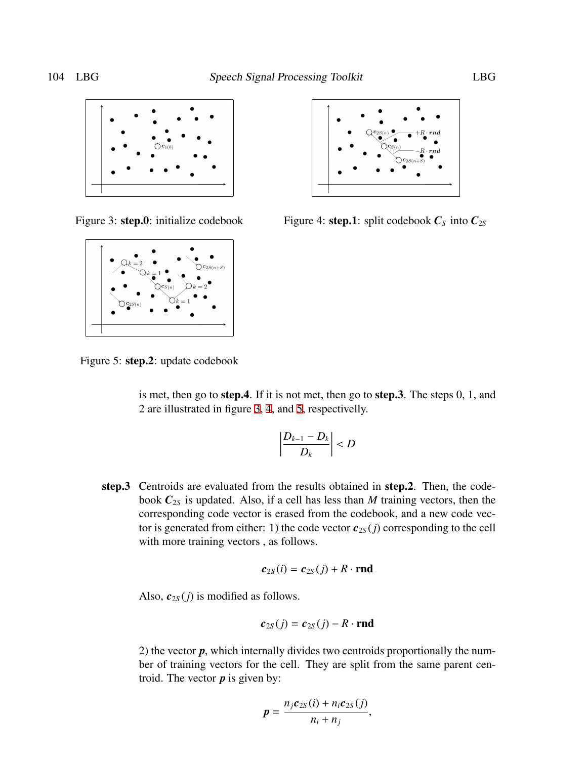Figure 3: **step.0**: initialize codebook

Figure 4: **step.1**: split codebook $\boldsymbol{C}_S$ into $\boldsymbol{C}_{2S}$

Figure 5: **step.2**: update codebook

is met, then go to **step.4**. If it is not met, then go to **step.3**. The steps 0, 1, and 2 are illustrated in figure 3, 4, and 5, respectively.

$$\left|\frac{D_{k-1} - D_k}{D_k}\right| < D$$

**step.3** Centroids are evaluated from the results obtained in **step.2**. Then, the codebook $\boldsymbol{C}_{2S}$ is updated. Also, if a cell has less than $M$ training vectors, then the corresponding code vector is erased from the codebook, and a new code vector is generated from either: 1) the code vector $\boldsymbol{c}_{2S}(j)$ corresponding to the cell with more training vectors , as follows.

$$\boldsymbol{c}_{2S}(i) = \boldsymbol{c}_{2S}(j) + R \cdot \mathbf{rnd}$$

Also, $\boldsymbol{c}_{2S}(j)$ is modified as follows.

$$\boldsymbol{c}_{2S}(j) = \boldsymbol{c}_{2S}(j) - R \cdot \mathbf{rnd}$$

2) the vector $\boldsymbol{p}$, which internally divides two centroids proportionally the number of training vectors for the cell. They are split from the same parent centroid. The vector $\boldsymbol{p}$ is given by:

$$\boldsymbol{p} = \frac{n_j \boldsymbol{c}_{2S}(i) + n_i \boldsymbol{c}_{2S}(j)}{n_i + n_j},$$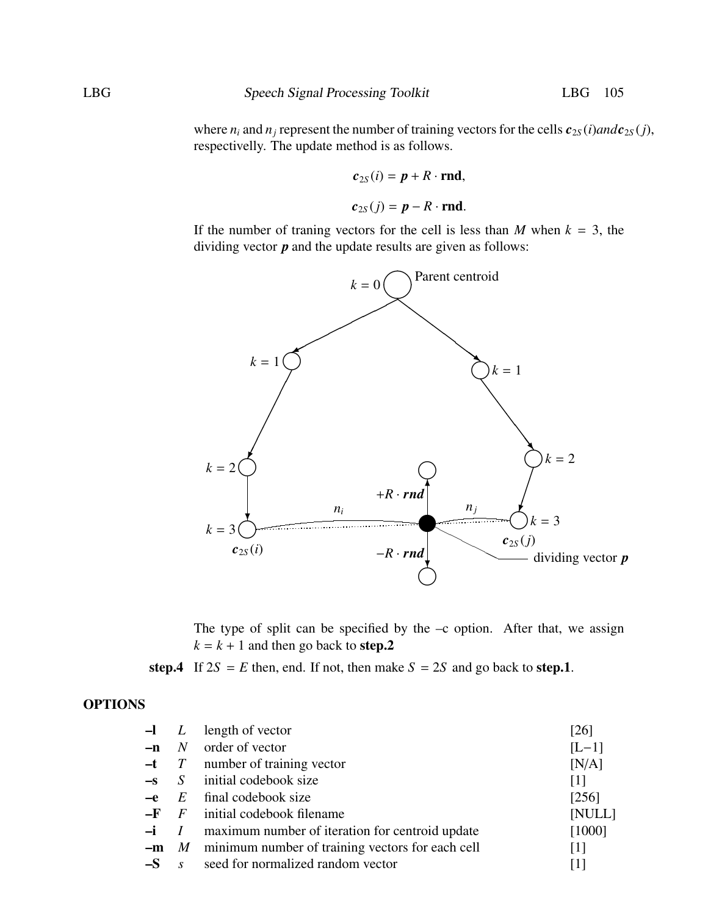where $n_i$ and $n_j$ represent the number of training vectors for the cells $\boldsymbol{c}_{2S}(i) and \boldsymbol{c}_{2S}(j)$, respectivelly. The update method is as follows.

$$\boldsymbol{c}_{2S}(i) = \boldsymbol{p} + R \cdot \mathbf{rnd},$$

$$\boldsymbol{c}_{2S}(j) = \boldsymbol{p} - R \cdot \mathbf{rnd}.$$

If the number of traning vectors for the cell is less than $M$ when $k = 3$, the dividing vector $\boldsymbol{p}$ and the update results are given as follows:

The type of split can be specified by the –c option. After that, we assign $k = k + 1$ and then go back to **step.2**

**step.4** If $2S = E$ then, end. If not, then make $S = 2S$ and go back to **step.1**.

## OPTIONS

| | | | |
|---|---|---|---|
| **–l** | $L$ | length of vector | [26] |
| **–n** | $N$ | order of vector | [L−1] |
| **–t** | $T$ | number of training vector | [N/A] |
| **–s** | $S$ | initial codebook size | [1] |
| **–e** | $E$ | final codebook size | [256] |
| **–F** | $F$ | initial codebook filename | [NULL] |
| **–i** | $I$ | maximum number of iteration for centroid update | [1000] |
| **–m** | $M$ | minimum number of training vectors for each cell | [1] |
| **–S** | $s$ | seed for normalized random vector | [1] |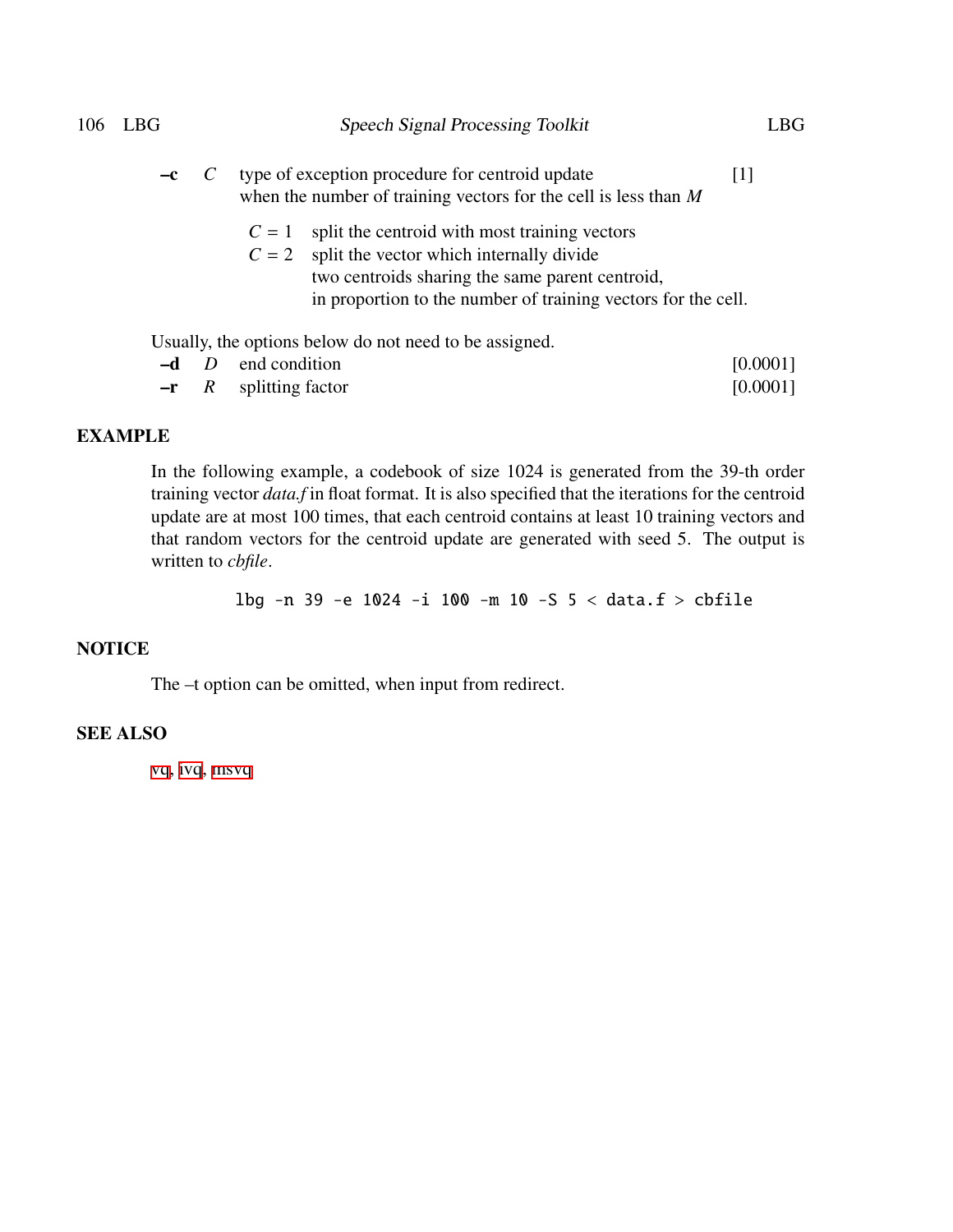**–c** $C$ type of exception procedure for centroid update when the number of training vectors for the cell is less than $M$ [1]

- $C = 1$ split the centroid with most training vectors
- $C = 2$ split the vector which internally divide two centroids sharing the same parent centroid, in proportion to the number of training vectors for the cell.

Usually, the options below do not need to be assigned.

**–d** $D$ end condition [0.0001]

**–r** $R$ splitting factor [0.0001]

## EXAMPLE

In the following example, a codebook of size 1024 is generated from the 39-th order training vector *data.f* in float format. It is also specified that the iterations for the centroid update are at most 100 times, that each centroid contains at least 10 training vectors and that random vectors for the centroid update are generated with seed 5. The output is written to *cbfile*.

```
lbg -n 39 -e 1024 -i 100 -m 10 -S 5 < data.f > cbfile
```

## NOTICE

The –t option can be omitted, when input from redirect.

## SEE ALSO

vq, ivq, msvq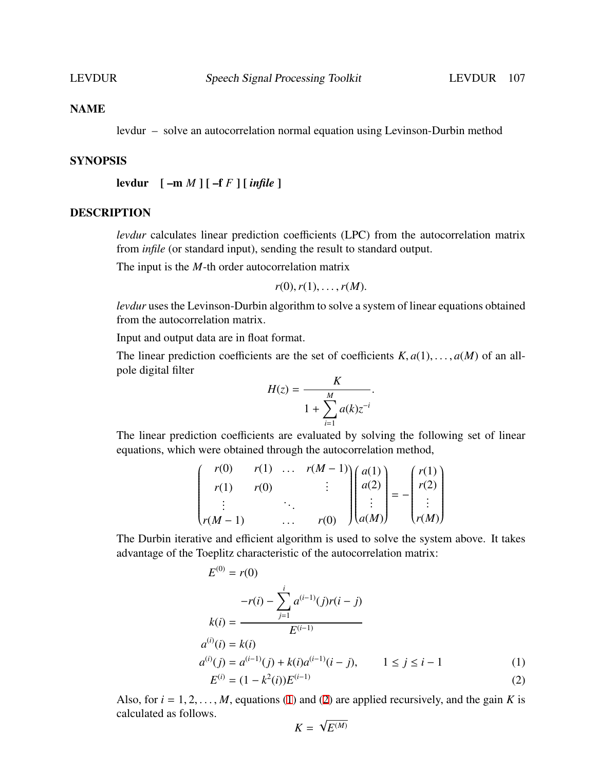## NAME

levdur – solve an autocorrelation normal equation using Levinson-Durbin method

## SYNOPSIS

**levdur** **[ –m** $M$ **] [ –f** $F$ **] [** ***infile*** **]**

## DESCRIPTION

*levdur* calculates linear prediction coefficients (LPC) from the autocorrelation matrix from *infile* (or standard input), sending the result to standard output.

The input is the $M$-th order autocorrelation matrix

$$r(0), r(1), \ldots, r(M).$$

*levdur* uses the Levinson-Durbin algorithm to solve a system of linear equations obtained from the autocorrelation matrix.

Input and output data are in float format.

The linear prediction coefficients are the set of coefficients $K, a(1), \ldots, a(M)$ of an all-pole digital filter

$$H(z) = \frac{K}{1 + \displaystyle\sum_{i=1}^{M} a(k) z^{-i}}.$$

The linear prediction coefficients are evaluated by solving the following set of linear equations, which were obtained through the autocorrelation method,

$$\begin{pmatrix} r(0) & r(1) & \ldots & r(M-1) \\ r(1) & r(0) & & \vdots \\ \vdots & & \ddots & \\ r(M-1) & & \ldots & r(0) \end{pmatrix} \begin{pmatrix} a(1) \\ a(2) \\ \vdots \\ a(M) \end{pmatrix} = - \begin{pmatrix} r(1) \\ r(2) \\ \vdots \\ r(M) \end{pmatrix}$$

The Durbin iterative and efficient algorithm is used to solve the system above. It takes advantage of the Toeplitz characteristic of the autocorrelation matrix:

$$E^{(0)} = r(0)$$

$$k(i) = \frac{-r(i) - \displaystyle\sum_{j=1}^{i} a^{(i-1)}(j) r(i-j)}{E^{(i-1)}}$$

$$a^{(i)}(i) = k(i)$$

$$a^{(i)}(j) = a^{(i-1)}(j) + k(i) a^{(i-1)}(i-j), \qquad 1 \leq j \leq i-1 \tag{1}$$

$$E^{(i)} = (1 - k^2(i)) E^{(i-1)} \tag{2}$$

Also, for $i = 1, 2, \ldots, M$, equations (1) and (2) are applied recursively, and the gain $K$ is calculated as follows.

$$K = \sqrt{E^{(M)}}$$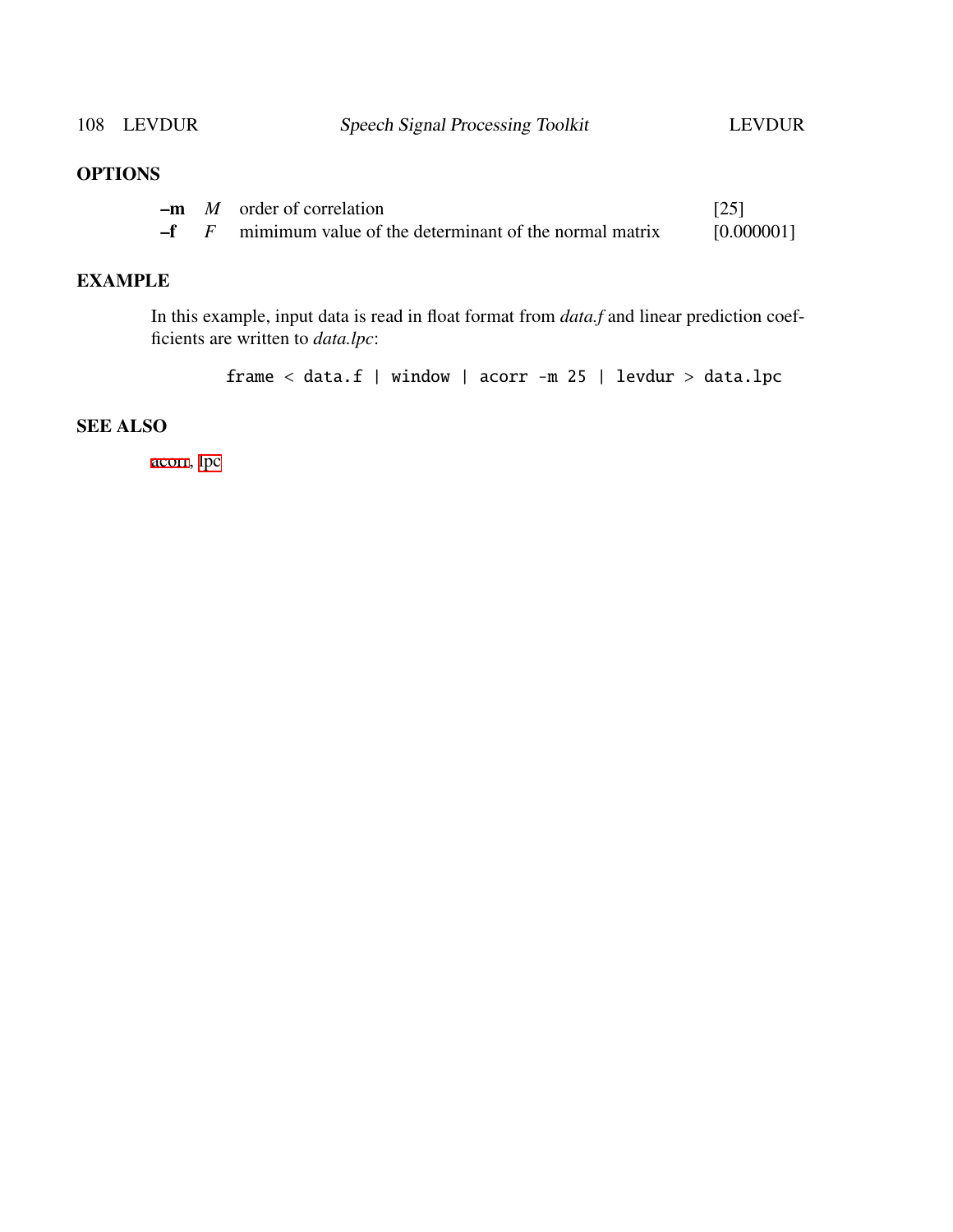## OPTIONS

| | | | |
|---|---|---|---|
| **–m** | *M* | order of correlation | [25] |
| **–f** | *F* | mimimum value of the determinant of the normal matrix | [0.000001] |

## EXAMPLE

In this example, input data is read in float format from *data.f* and linear prediction coefficients are written to *data.lpc*:

```
frame < data.f | window | acorr -m 25 | levdur > data.lpc
```

## SEE ALSO

acorr, lpc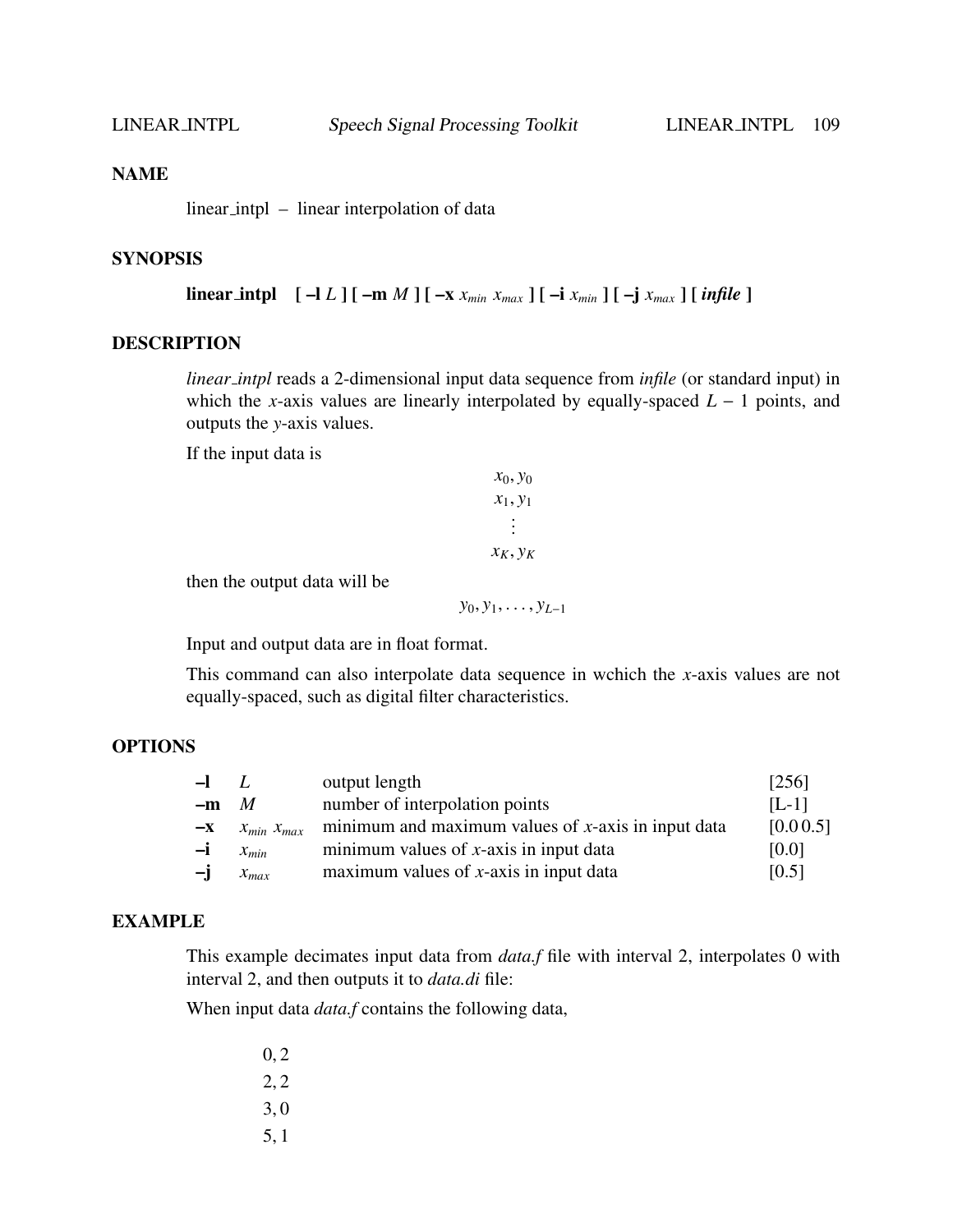## NAME

linear_intpl – linear interpolation of data

## SYNOPSIS

**linear_intpl** **[ –l** *L* **] [ –m** *M* **] [ –x** $x_{min}$ $x_{max}$ **] [ –i** $x_{min}$ **] [ –j** $x_{max}$ **] [** ***infile*** **]**

## DESCRIPTION

*linear_intpl* reads a 2-dimensional input data sequence from *infile* (or standard input) in which the *x*-axis values are linearly interpolated by equally-spaced $L-1$ points, and outputs the *y*-axis values.

If the input data is

$$
\begin{gathered}
x_0, y_0 \\
x_1, y_1 \\
\vdots \\
x_K, y_K
\end{gathered}
$$

then the output data will be

$$y_0, y_1, \ldots, y_{L-1}$$

Input and output data are in float format.

This command can also interpolate data sequence in wchich the *x*-axis values are not equally-spaced, such as digital filter characteristics.

## OPTIONS

| | | | |
|---|---|---|---|
| **–l** | $L$ | output length | [256] |
| **–m** | $M$ | number of interpolation points | [L-1] |
| **–x** | $x_{min}$ $x_{max}$ | minimum and maximum values of *x*-axis in input data | [0.0 0.5] |
| **–i** | $x_{min}$ | minimum values of *x*-axis in input data | [0.0] |
| **–j** | $x_{max}$ | maximum values of *x*-axis in input data | [0.5] |

## EXAMPLE

This example decimates input data from *data.f* file with interval 2, interpolates 0 with interval 2, and then outputs it to *data.di* file:

When input data *data.f* contains the following data,

$$
\begin{gathered}
0, 2 \\
2, 2 \\
3, 0 \\
5, 1
\end{gathered}
$$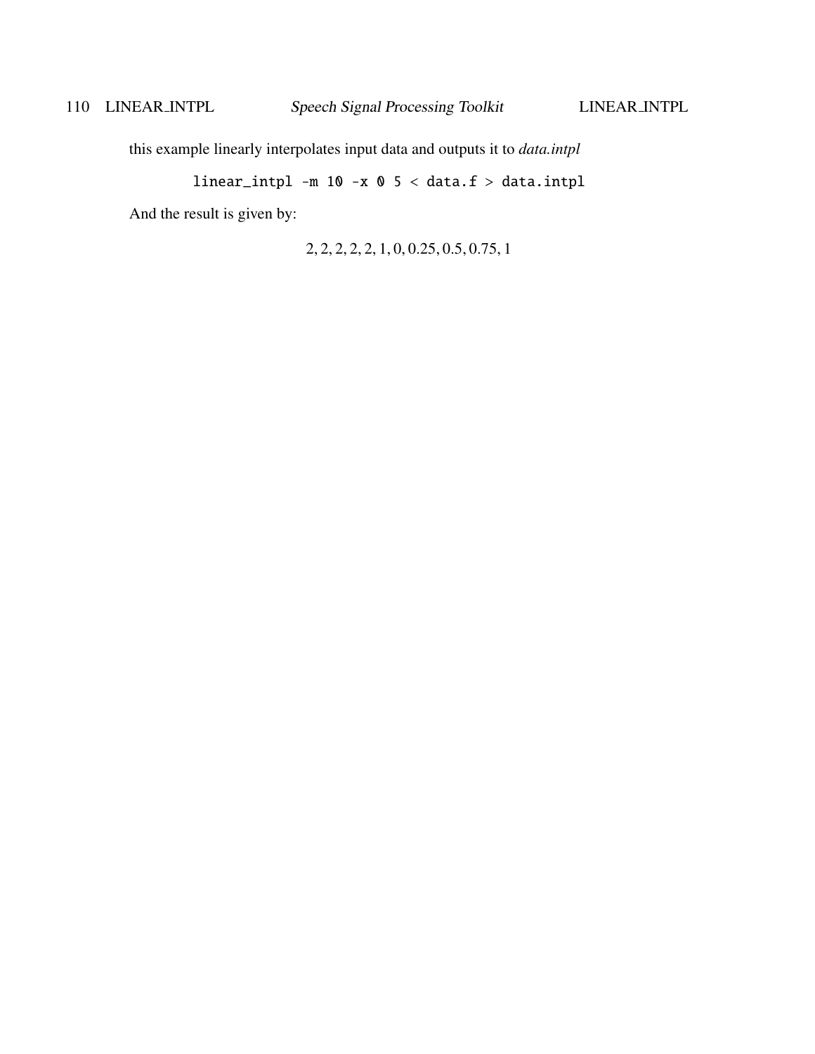this example linearly interpolates input data and outputs it to *data.intpl*

```
linear_intpl -m 10 -x 0 5 < data.f > data.intpl
```

And the result is given by:

$$2, 2, 2, 2, 2, 1, 0, 0.25, 0.5, 0.75, 1$$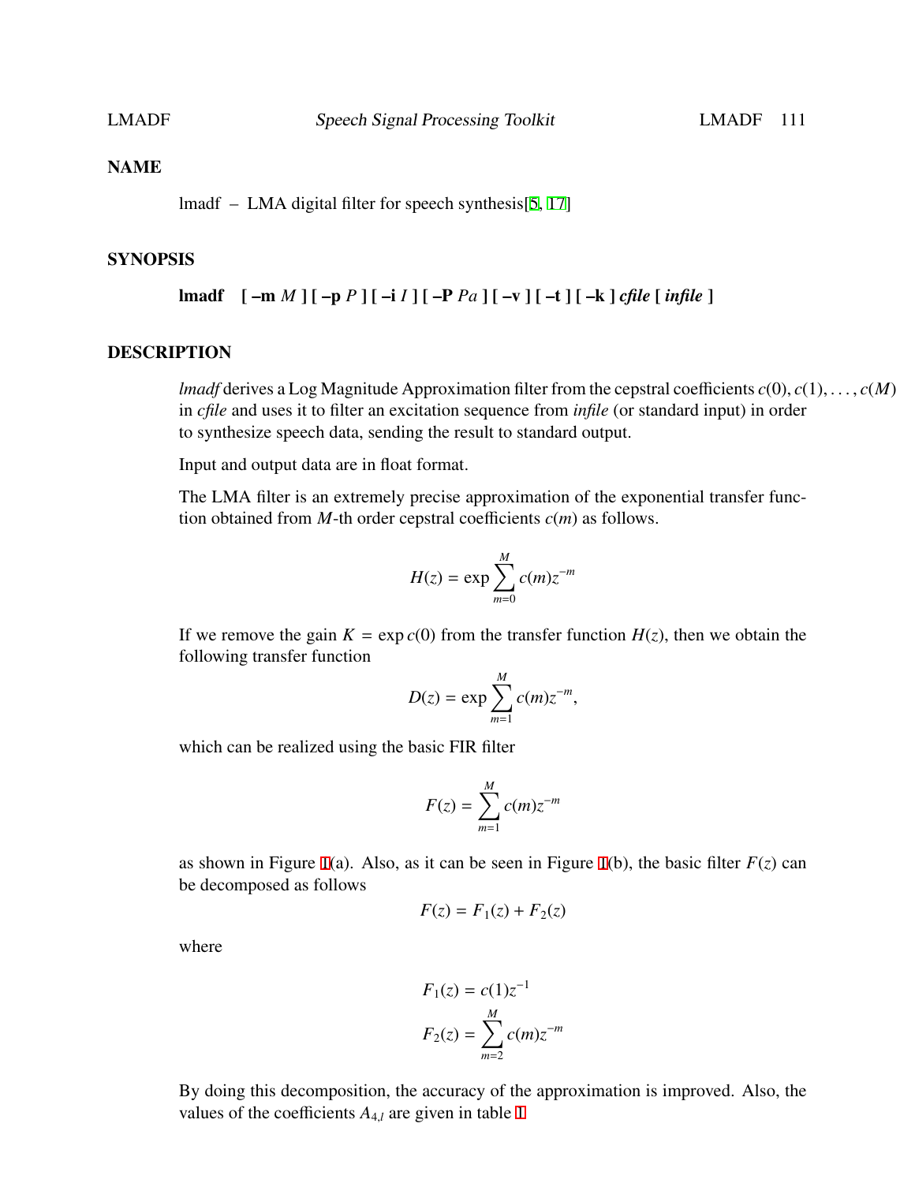## NAME

lmadf – LMA digital filter for speech synthesis[5, 17]

## SYNOPSIS

**lmadf** **[ –m** *M* **] [ –p** *P* **] [ –i** *I* **] [ –P** *Pa* **] [ –v ] [ –t ] [ –k ]** ***cfile*** **[** ***infile*** **]**

## DESCRIPTION

*lmadf* derives a Log Magnitude Approximation filter from the cepstral coefficients $c(0), c(1), \ldots, c(M)$ in *cfile* and uses it to filter an excitation sequence from *infile* (or standard input) in order to synthesize speech data, sending the result to standard output.

Input and output data are in float format.

The LMA filter is an extremely precise approximation of the exponential transfer function obtained from $M$-th order cepstral coefficients $c(m)$ as follows.

$$H(z) = \exp \sum_{m=0}^{M} c(m) z^{-m}$$

If we remove the gain $K = \exp c(0)$ from the transfer function $H(z)$, then we obtain the following transfer function

$$D(z) = \exp \sum_{m=1}^{M} c(m) z^{-m},$$

which can be realized using the basic FIR filter

$$F(z) = \sum_{m=1}^{M} c(m) z^{-m}$$

as shown in Figure 1(a). Also, as it can be seen in Figure 1(b), the basic filter $F(z)$ can be decomposed as follows

$$F(z) = F_1(z) + F_2(z)$$

where

$$F_1(z) = c(1) z^{-1}$$

$$F_2(z) = \sum_{m=2}^{M} c(m) z^{-m}$$

By doing this decomposition, the accuracy of the approximation is improved. Also, the values of the coefficients $A_{4,l}$ are given in table 1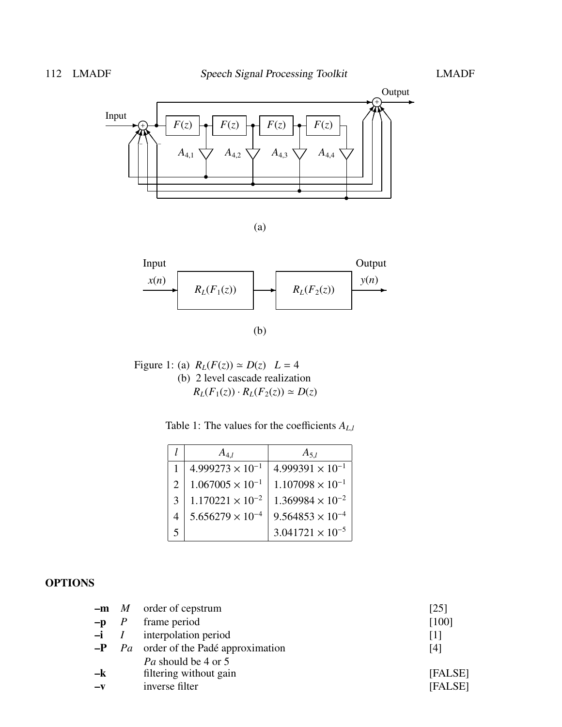Figure 1: (a) $R_L(F(z)) \simeq D(z) \quad L = 4$
(b) 2 level cascade realization
$R_L(F_1(z)) \cdot R_L(F_2(z)) \simeq D(z)$

Table 1: The values for the coefficients $A_{L,l}$

| $l$ | $A_{4,l}$ | $A_{5,l}$ |
|---|---|---|
| 1 | $4.999273 \times 10^{-1}$ | $4.999391 \times 10^{-1}$ |
| 2 | $1.067005 \times 10^{-1}$ | $1.107098 \times 10^{-1}$ |
| 3 | $1.170221 \times 10^{-2}$ | $1.369984 \times 10^{-2}$ |
| 4 | $5.656279 \times 10^{-4}$ | $9.564853 \times 10^{-4}$ |
| 5 | | $3.041721 \times 10^{-5}$ |

## OPTIONS

| | | | |
|---|---|---|---|
| **–m** | *M* | order of cepstrum | [25] |
| **–p** | *P* | frame period | [100] |
| **–i** | *I* | interpolation period | [1] |
| **–P** | *Pa* | order of the Padé approximation<br>*Pa* should be 4 or 5 | [4] |
| **–k** | | filtering without gain | [FALSE] |
| **–v** | | inverse filter | [FALSE] |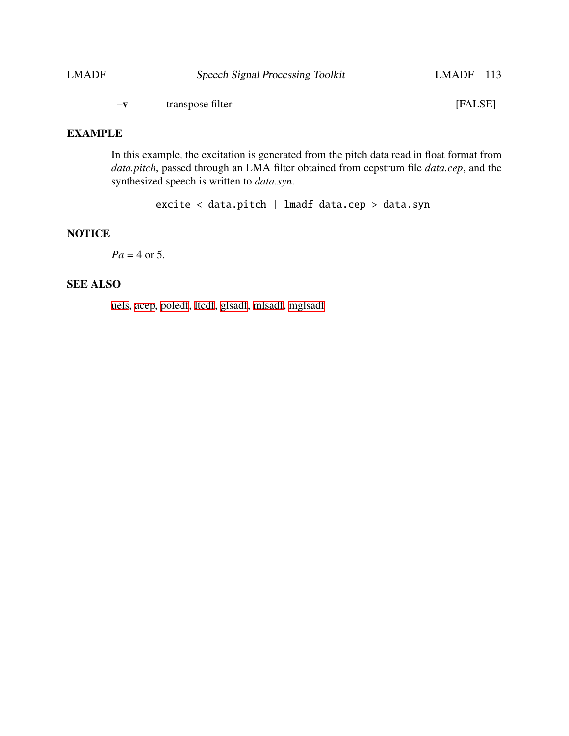| | | |
|---|---|---|
| **−v** | transpose filter | [FALSE] |

## EXAMPLE

In this example, the excitation is generated from the pitch data read in float format from *data.pitch*, passed through an LMA filter obtained from cepstrum file *data.cep*, and the synthesized speech is written to *data.syn*.

```
excite < data.pitch | lmadf data.cep > data.syn
```

## NOTICE

*Pa* = 4 or 5.

## SEE ALSO

uels, acep, poledf, ltcdf, glsadf, mlsadf, mglsadf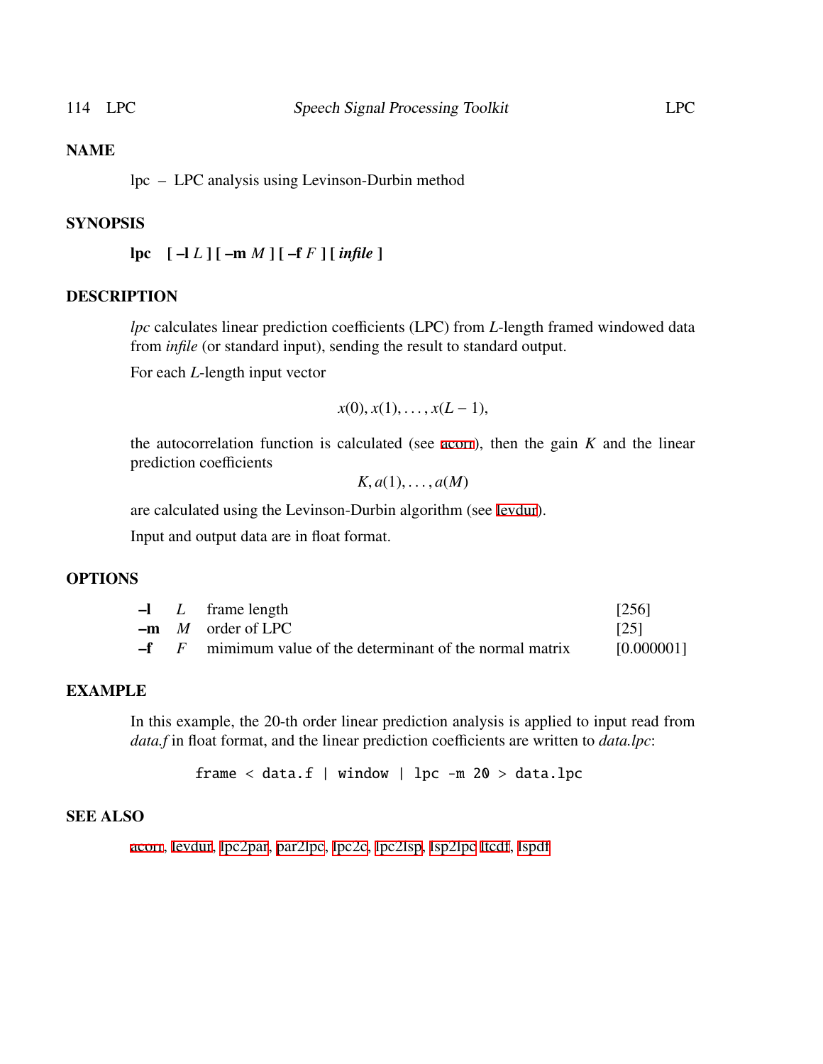## NAME

lpc – LPC analysis using Levinson-Durbin method

## SYNOPSIS

**lpc** [ **–l** *L* ] [ **–m** *M* ] [ **–f** *F* ] [ ***infile*** ]

## DESCRIPTION

*lpc* calculates linear prediction coefficients (LPC) from *L*-length framed windowed data from *infile* (or standard input), sending the result to standard output.

For each *L*-length input vector

$$x(0), x(1), \ldots, x(L-1),$$

the autocorrelation function is calculated (see acorr), then the gain $K$ and the linear prediction coefficients

$$K, a(1), \ldots, a(M)$$

are calculated using the Levinson-Durbin algorithm (see levdur).

Input and output data are in float format.

## OPTIONS

| | | | |
|---|---|---|---|
| **–l** | *L* | frame length | [256] |
| **–m** | *M* | order of LPC | [25] |
| **–f** | *F* | mimimum value of the determinant of the normal matrix | [0.000001] |

## EXAMPLE

In this example, the 20-th order linear prediction analysis is applied to input read from *data.f* in float format, and the linear prediction coefficients are written to *data.lpc*:

```
frame < data.f | window | lpc -m 20 > data.lpc
```

## SEE ALSO

acorr, levdur, lpc2par, par2lpc, lpc2c, lpc2lsp, lsp2lpc ltcdf, lspdf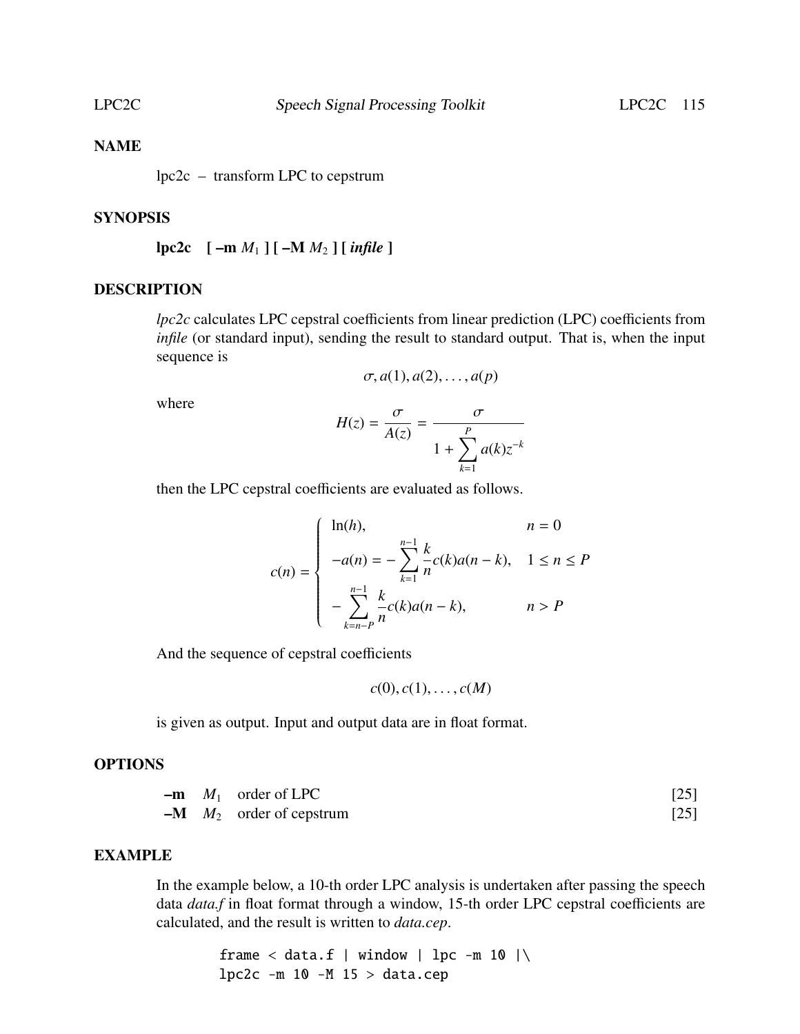## NAME

lpc2c – transform LPC to cepstrum

## SYNOPSIS

**lpc2c** [ **–m** $M_1$ ] [ **–M** $M_2$ ] [ ***infile*** ]

## DESCRIPTION

*lpc2c* calculates LPC cepstral coefficients from linear prediction (LPC) coefficients from *infile* (or standard input), sending the result to standard output. That is, when the input sequence is

$$\sigma, a(1), a(2), \ldots, a(p)$$

where

$$H(z) = \frac{\sigma}{A(z)} = \frac{\sigma}{1 + \sum_{k=1}^{P} a(k) z^{-k}}$$

then the LPC cepstral coefficients are evaluated as follows.

$$c(n) = \begin{cases} \ln(h), & n = 0 \\ -a(n) = -\sum_{k=1}^{n-1} \frac{k}{n} c(k) a(n-k), & 1 \leq n \leq P \\ -\sum_{k=n-P}^{n-1} \frac{k}{n} c(k) a(n-k), & n > P \end{cases}$$

And the sequence of cepstral coefficients

$$c(0), c(1), \ldots, c(M)$$

is given as output. Input and output data are in float format.

## OPTIONS

| | | | |
|---|---|---|---|
| **–m** | $M_1$ | order of LPC | [25] |
| **–M** | $M_2$ | order of cepstrum | [25] |

## EXAMPLE

In the example below, a 10-th order LPC analysis is undertaken after passing the speech data *data.f* in float format through a window, 15-th order LPC cepstral coefficients are calculated, and the result is written to *data.cep*.

```
frame < data.f | window | lpc -m 10 |\
lpc2c -m 10 -M 15 > data.cep
```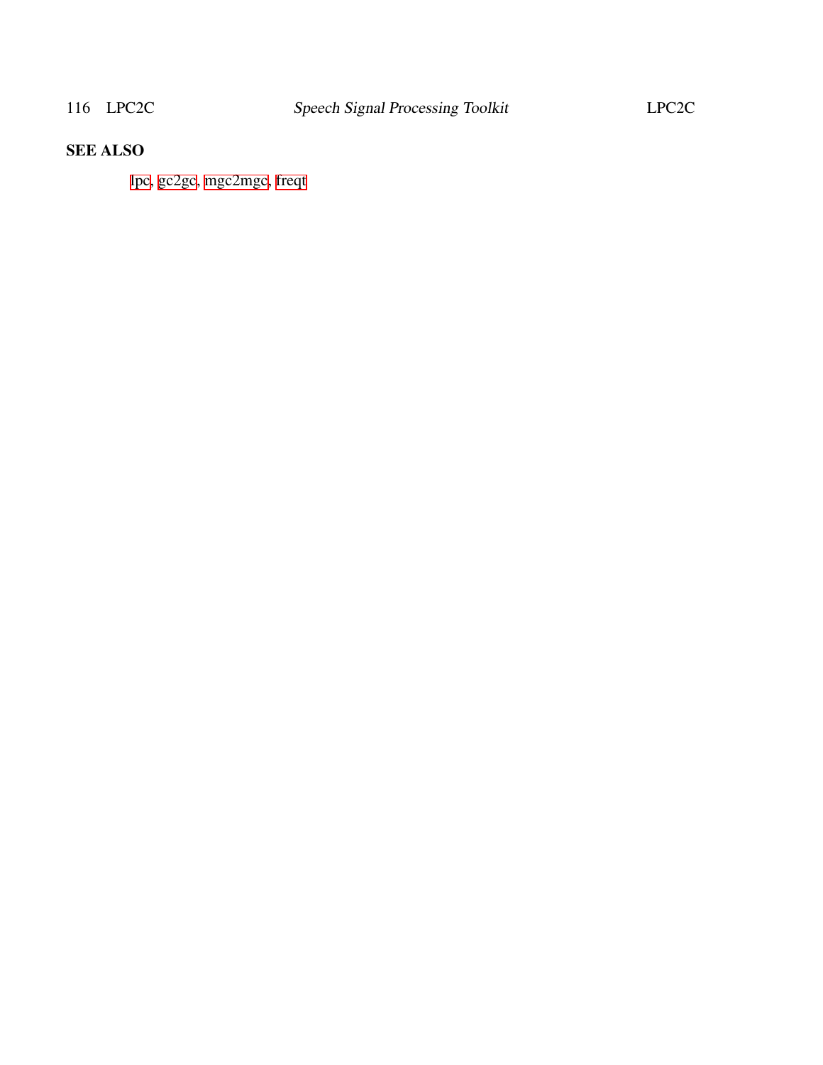## SEE ALSO

lpc, gc2gc, mgc2mgc, freqt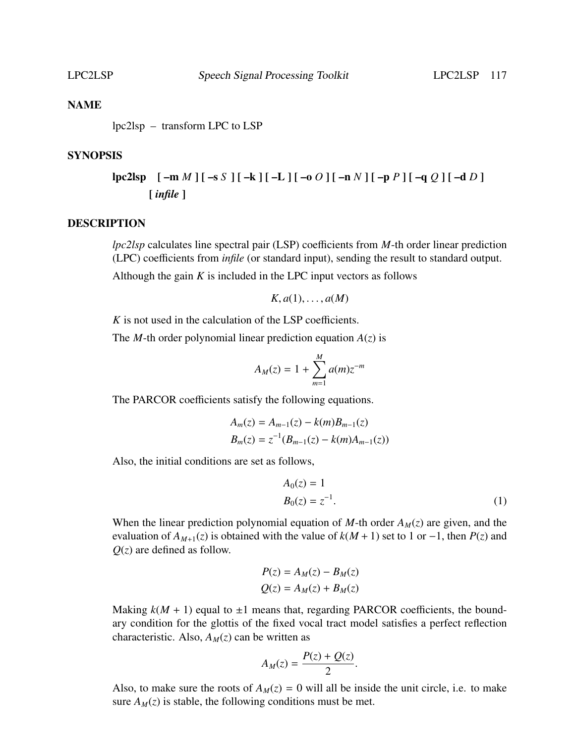## NAME

lpc2lsp – transform LPC to LSP

## SYNOPSIS

**lpc2lsp** [ **–m** *M* ] [ **–s** *S* ] [ **–k** ] [ **–L** ] [ **–o** *O* ] [ **–n** *N* ] [ **–p** *P* ] [ **–q** *Q* ] [ **–d** *D* ] [ ***infile*** ]

## DESCRIPTION

*lpc2lsp* calculates line spectral pair (LSP) coefficients from $M$-th order linear prediction (LPC) coefficients from *infile* (or standard input), sending the result to standard output.

Although the gain $K$ is included in the LPC input vectors as follows

$$K, a(1), \ldots, a(M)$$

$K$ is not used in the calculation of the LSP coefficients.

The $M$-th order polynomial linear prediction equation $A(z)$ is

$$A_M(z) = 1 + \sum_{m=1}^{M} a(m) z^{-m}$$

The PARCOR coefficients satisfy the following equations.

$$\begin{aligned} A_m(z) &= A_{m-1}(z) - k(m) B_{m-1}(z) \\ B_m(z) &= z^{-1}(B_{m-1}(z) - k(m) A_{m-1}(z)) \end{aligned}$$

Also, the initial conditions are set as follows,

$$\begin{aligned} A_0(z) &= 1 \\ B_0(z) &= z^{-1}. \end{aligned} \tag{1}$$

When the linear prediction polynomial equation of $M$-th order $A_M(z)$ are given, and the evaluation of $A_{M+1}(z)$ is obtained with the value of $k(M+1)$ set to 1 or $-1$, then $P(z)$ and $Q(z)$ are defined as follow.

$$\begin{aligned} P(z) &= A_M(z) - B_M(z) \\ Q(z) &= A_M(z) + B_M(z) \end{aligned}$$

Making $k(M+1)$ equal to $\pm 1$ means that, regarding PARCOR coefficients, the boundary condition for the glottis of the fixed vocal tract model satisfies a perfect reflection characteristic. Also, $A_M(z)$ can be written as

$$A_M(z) = \frac{P(z) + Q(z)}{2}.$$

Also, to make sure the roots of $A_M(z) = 0$ will all be inside the unit circle, i.e. to make sure $A_M(z)$ is stable, the following conditions must be met.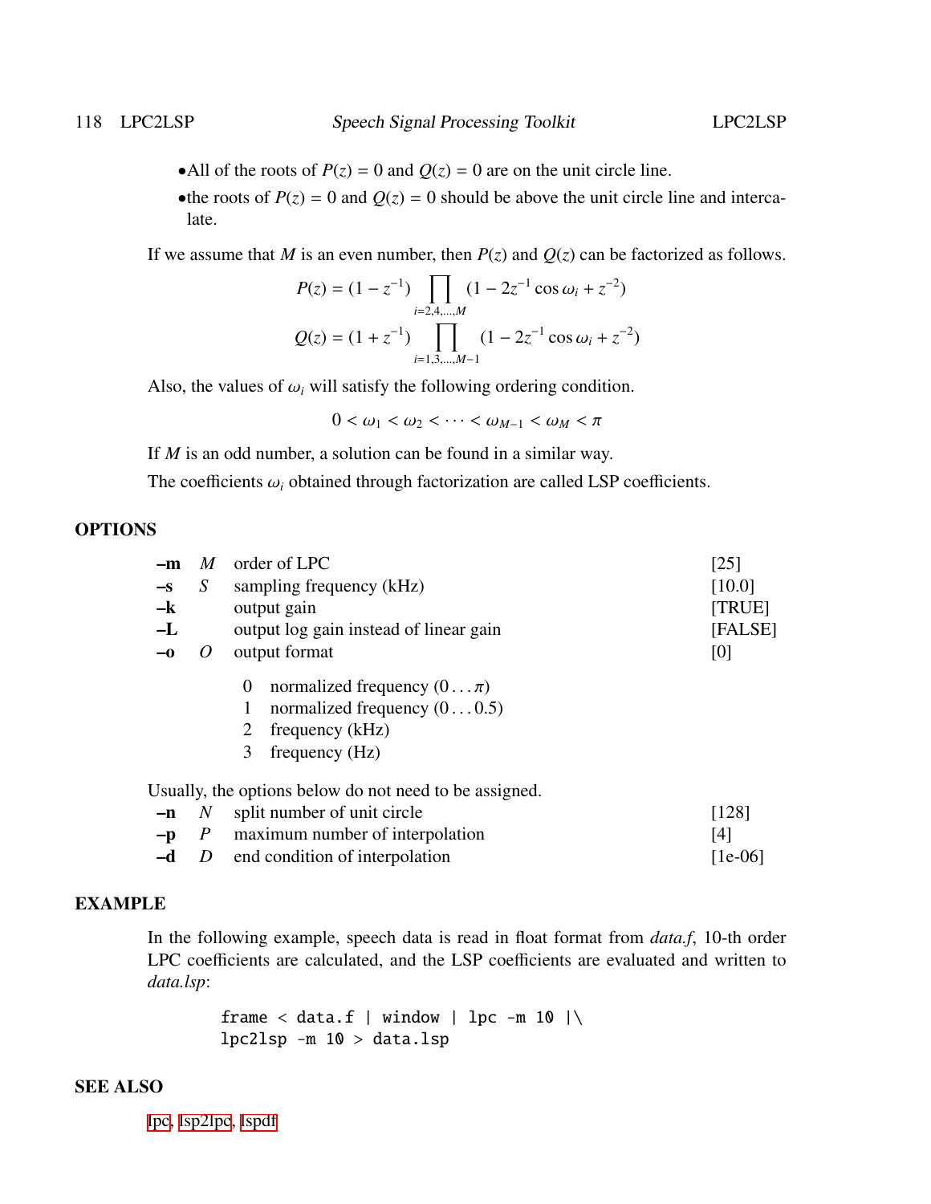- All of the roots of $P(z) = 0$ and $Q(z) = 0$ are on the unit circle line.
- the roots of $P(z) = 0$ and $Q(z) = 0$ should be above the unit circle line and intercalate.

If we assume that $M$ is an even number, then $P(z)$ and $Q(z)$ can be factorized as follows.

$$P(z) = (1 - z^{-1}) \prod_{i=2,4,\ldots,M} (1 - 2z^{-1} \cos \omega_i + z^{-2})$$

$$Q(z) = (1 + z^{-1}) \prod_{i=1,3,\ldots,M-1} (1 - 2z^{-1} \cos \omega_i + z^{-2})$$

Also, the values of $\omega_i$ will satisfy the following ordering condition.

$$0 < \omega_1 < \omega_2 < \cdots < \omega_{M-1} < \omega_M < \pi$$

If $M$ is an odd number, a solution can be found in a similar way.

The coefficients $\omega_i$ obtained through factorization are called LSP coefficients.

## OPTIONS

| | | | |
|---|---|---|---|
| **–m** | *M* | order of LPC | [25] |
| **–s** | *S* | sampling frequency (kHz) | [10.0] |
| **–k** | | output gain | [TRUE] |
| **–L** | | output log gain instead of linear gain | [FALSE] |
| **–o** | *O* | output format | [0] |

- 0 normalized frequency $(0 \ldots \pi)$
- 1 normalized frequency $(0 \ldots 0.5)$
- 2 frequency (kHz)
- 3 frequency (Hz)

Usually, the options below do not need to be assigned.

| | | | |
|---|---|---|---|
| **–n** | *N* | split number of unit circle | [128] |
| **–p** | *P* | maximum number of interpolation | [4] |
| **–d** | *D* | end condition of interpolation | [1e-06] |

## EXAMPLE

In the following example, speech data is read in float format from *data.f*, 10-th order LPC coefficients are calculated, and the LSP coefficients are evaluated and written to *data.lsp*:

```
frame < data.f | window | lpc -m 10 |\
lpc2lsp -m 10 > data.lsp
```

## SEE ALSO

lpc, lsp2lpc, lspdf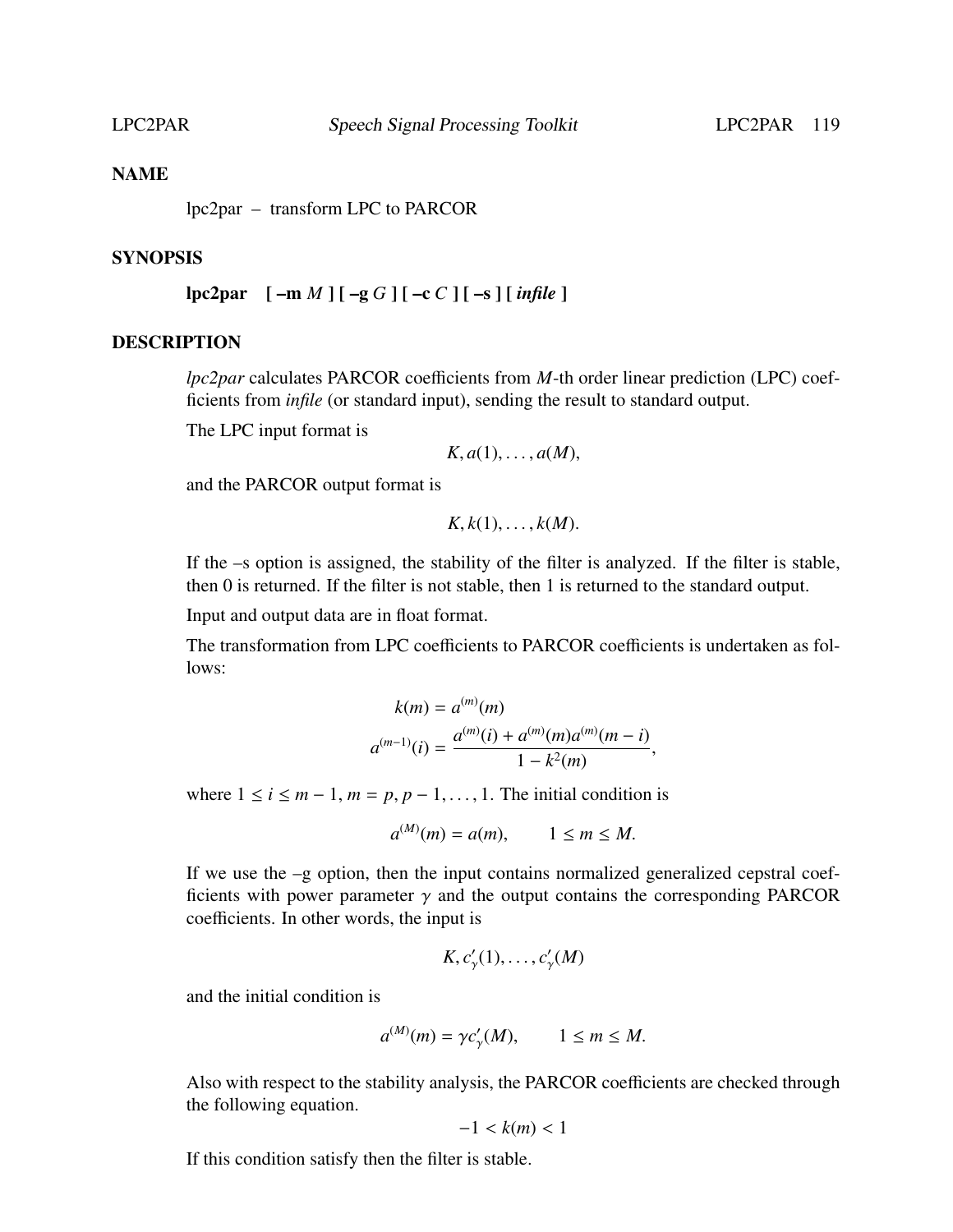## NAME

lpc2par – transform LPC to PARCOR

## SYNOPSIS

**lpc2par [ –m** *M* **] [ –g** *G* **] [ –c** *C* **] [ –s ] [** ***infile*** **]**

## DESCRIPTION

*lpc2par* calculates PARCOR coefficients from $M$-th order linear prediction (LPC) coefficients from *infile* (or standard input), sending the result to standard output.

The LPC input format is

$$K, a(1), \ldots, a(M),$$

and the PARCOR output format is

$$K, k(1), \ldots, k(M).$$

If the –s option is assigned, the stability of the filter is analyzed. If the filter is stable, then 0 is returned. If the filter is not stable, then 1 is returned to the standard output.

Input and output data are in float format.

The transformation from LPC coefficients to PARCOR coefficients is undertaken as follows:

$$k(m) = a^{(m)}(m)$$

$$a^{(m-1)}(i) = \frac{a^{(m)}(i) + a^{(m)}(m)a^{(m)}(m-i)}{1 - k^2(m)},$$

where $1 \leq i \leq m-1$, $m = p, p-1, \ldots, 1$. The initial condition is

$$a^{(M)}(m) = a(m), \qquad 1 \leq m \leq M.$$

If we use the –g option, then the input contains normalized generalized cepstral coefficients with power parameter $\gamma$ and the output contains the corresponding PARCOR coefficients. In other words, the input is

$$K, c'_\gamma(1), \ldots, c'_\gamma(M)$$

and the initial condition is

$$a^{(M)}(m) = \gamma c'_\gamma(M), \qquad 1 \leq m \leq M.$$

Also with respect to the stability analysis, the PARCOR coefficients are checked through the following equation.

$$-1 < k(m) < 1$$

If this condition satisfy then the filter is stable.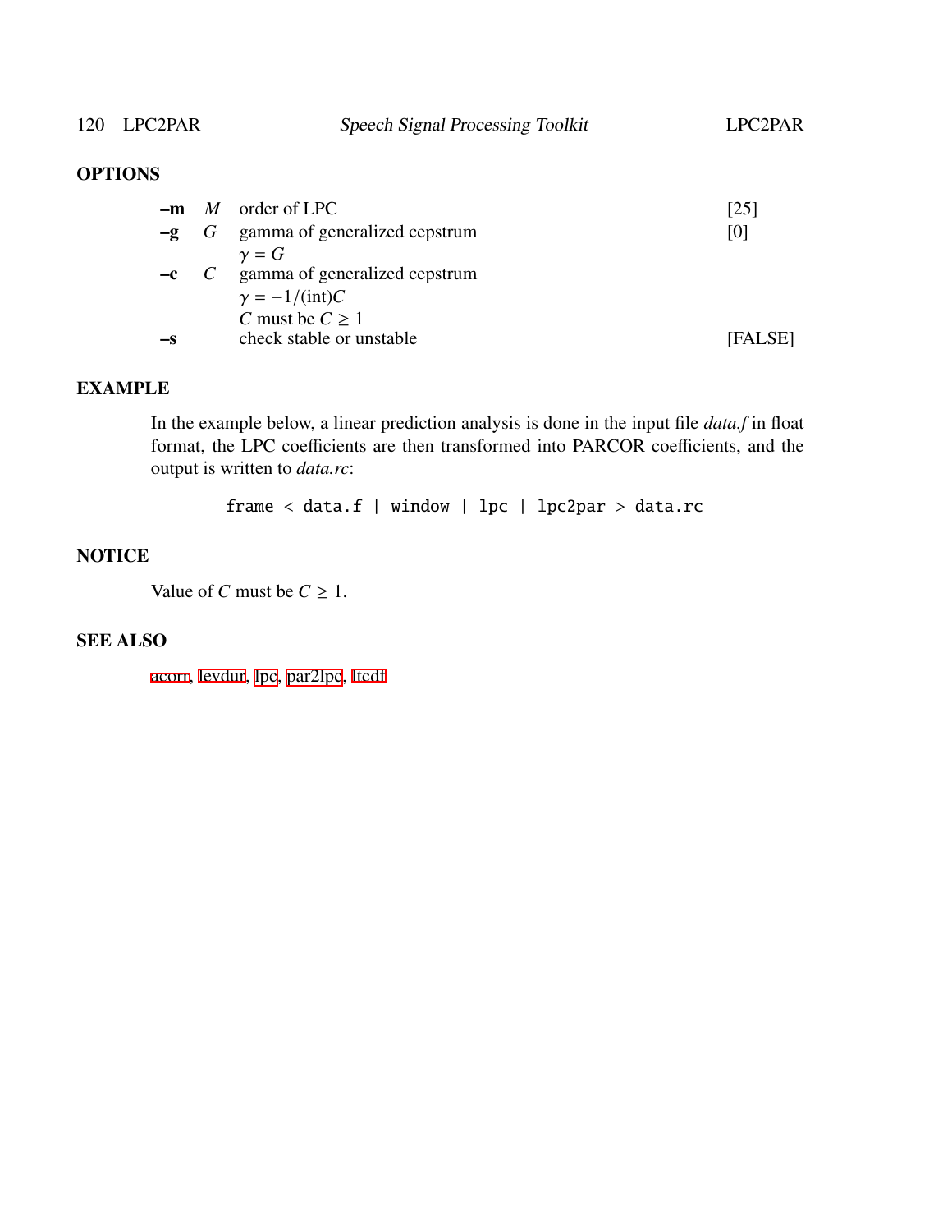## OPTIONS

| | | | |
|---|---|---|---|
| **–m** | *M* | order of LPC | [25] |
| **–g** | *G* | gamma of generalized cepstrum<br>$\gamma = G$ | [0] |
| **–c** | *C* | gamma of generalized cepstrum<br>$\gamma = -1/(\text{int})C$<br>*C* must be $C \geq 1$ | |
| **–s** | | check stable or unstable | [FALSE] |

## EXAMPLE

In the example below, a linear prediction analysis is done in the input file *data.f* in float format, the LPC coefficients are then transformed into PARCOR coefficients, and the output is written to *data.rc*:

```
frame < data.f | window | lpc | lpc2par > data.rc
```

## NOTICE

Value of *C* must be $C \geq 1$.

## SEE ALSO

acorr, levdur, lpc, par2lpc, ltcdf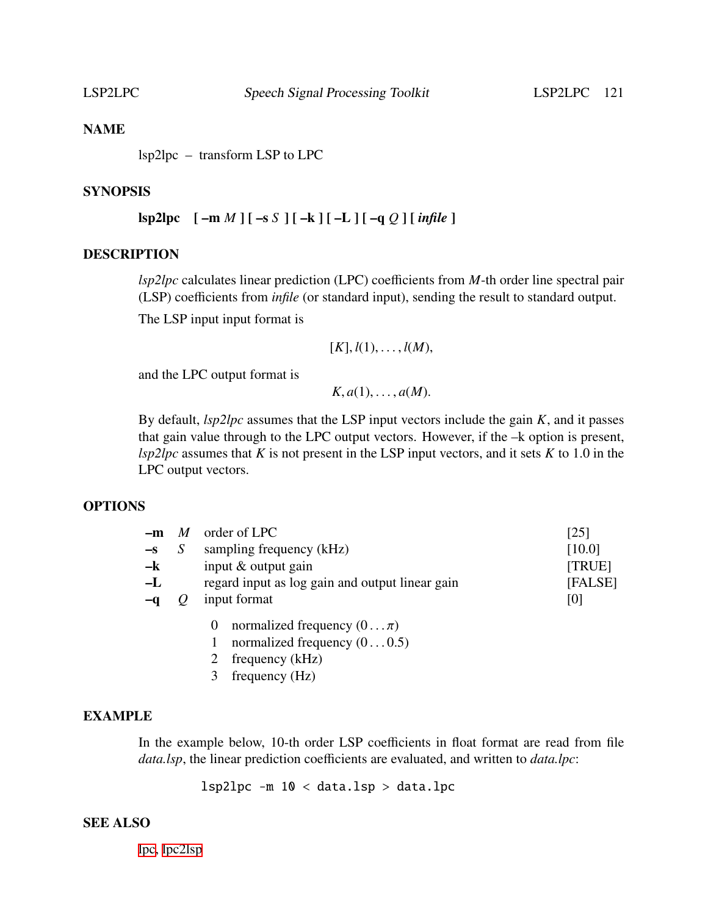## NAME

lsp2lpc – transform LSP to LPC

## SYNOPSIS

**lsp2lpc** **[ –m** *M* **] [ –s** *S* **] [ –k ] [ –L ] [ –q** *Q* **] [** ***infile*** **]**

## DESCRIPTION

*lsp2lpc* calculates linear prediction (LPC) coefficients from $M$-th order line spectral pair (LSP) coefficients from *infile* (or standard input), sending the result to standard output.

The LSP input input format is

$$[K], l(1), \ldots, l(M),$$

and the LPC output format is

$$K, a(1), \ldots, a(M).$$

By default, *lsp2lpc* assumes that the LSP input vectors include the gain $K$, and it passes that gain value through to the LPC output vectors. However, if the –k option is present, *lsp2lpc* assumes that $K$ is not present in the LSP input vectors, and it sets $K$ to 1.0 in the LPC output vectors.

## OPTIONS

| | | | |
|---|---|---|---|
| **–m** | *M* | order of LPC | [25] |
| **–s** | *S* | sampling frequency (kHz) | [10.0] |
| **–k** | | input & output gain | [TRUE] |
| **–L** | | regard input as log gain and output linear gain | [FALSE] |
| **–q** | *Q* | input format | [0] |

- 0 normalized frequency ($0 \ldots \pi$)
- 1 normalized frequency ($0 \ldots 0.5$)
- 2 frequency (kHz)
- 3 frequency (Hz)

## EXAMPLE

In the example below, 10-th order LSP coefficients in float format are read from file *data.lsp*, the linear prediction coefficients are evaluated, and written to *data.lpc*:

```
lsp2lpc -m 10 < data.lsp > data.lpc
```

## SEE ALSO

lpc, lpc2lsp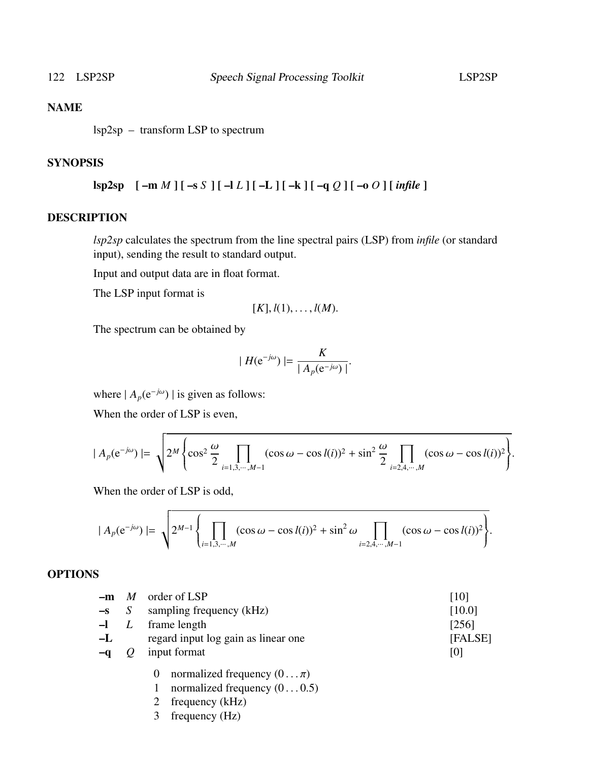## NAME

lsp2sp – transform LSP to spectrum

## SYNOPSIS

**lsp2sp [ –m** *M* **] [ –s** *S* **] [ –l** *L* **] [ –L ] [ –k ] [ –q** *Q* **] [ –o** *O* **] [** ***infile*** **]**

## DESCRIPTION

*lsp2sp* calculates the spectrum from the line spectral pairs (LSP) from *infile* (or standard input), sending the result to standard output.

Input and output data are in float format.

The LSP input format is

$$[K], l(1), \ldots, l(M).$$

The spectrum can be obtained by

$$|\, H(\mathrm{e}^{-j\omega}) \,| = \frac{K}{|\, A_p(\mathrm{e}^{-j\omega}) \,|}.$$

where $|\, A_p(\mathrm{e}^{-j\omega}) \,|$ is given as follows:

When the order of LSP is even,

$$|\, A_p(\mathrm{e}^{-j\omega}) \,| = \sqrt{2^M \left\{ \cos^2 \frac{\omega}{2} \prod_{i=1,3,\cdots,M-1} (\cos\omega - \cos l(i))^2 + \sin^2 \frac{\omega}{2} \prod_{i=2,4,\cdots,M} (\cos\omega - \cos l(i))^2 \right\}}.$$

When the order of LSP is odd,

$$|\, A_p(\mathrm{e}^{-j\omega}) \,| = \sqrt{2^{M-1} \left\{ \prod_{i=1,3,\cdots,M} (\cos\omega - \cos l(i))^2 + \sin^2 \omega \prod_{i=2,4,\cdots,M-1} (\cos\omega - \cos l(i))^2 \right\}}.$$

## OPTIONS

| | | | |
|---|---|---|---|
| **–m** | *M* | order of LSP | [10] |
| **–s** | *S* | sampling frequency (kHz) | [10.0] |
| **–l** | *L* | frame length | [256] |
| **–L** | | regard input log gain as linear one | [FALSE] |
| **–q** | *Q* | input format | [0] |

- 0 normalized frequency $(0 \ldots \pi)$
- 1 normalized frequency $(0 \ldots 0.5)$
- 2 frequency (kHz)
- 3 frequency (Hz)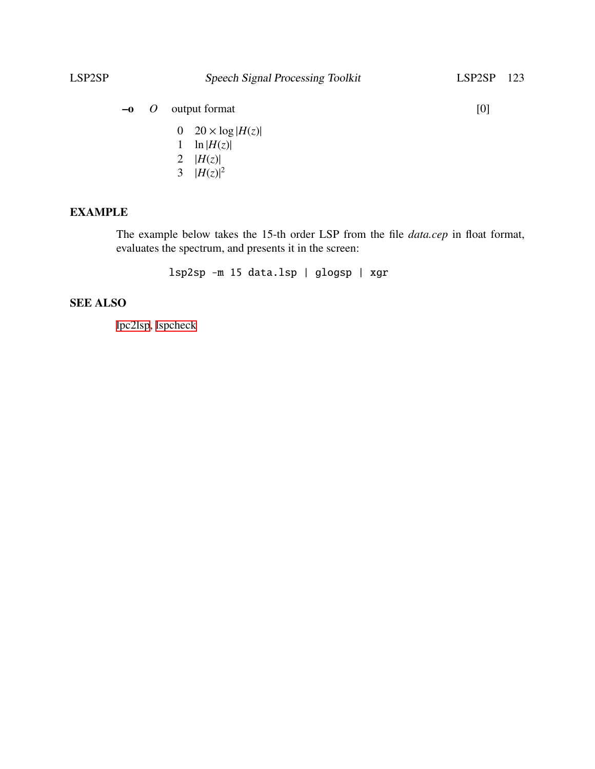**−o** *O* output format [0]

0 $20 \times \log |H(z)|$
1 $\ln |H(z)|$
2 $|H(z)|$
3 $|H(z)|^2$

## EXAMPLE

The example below takes the 15-th order LSP from the file *data.cep* in float format, evaluates the spectrum, and presents it in the screen:

```
lsp2sp -m 15 data.lsp | glogsp | xgr
```

## SEE ALSO

lpc2lsp, lspcheck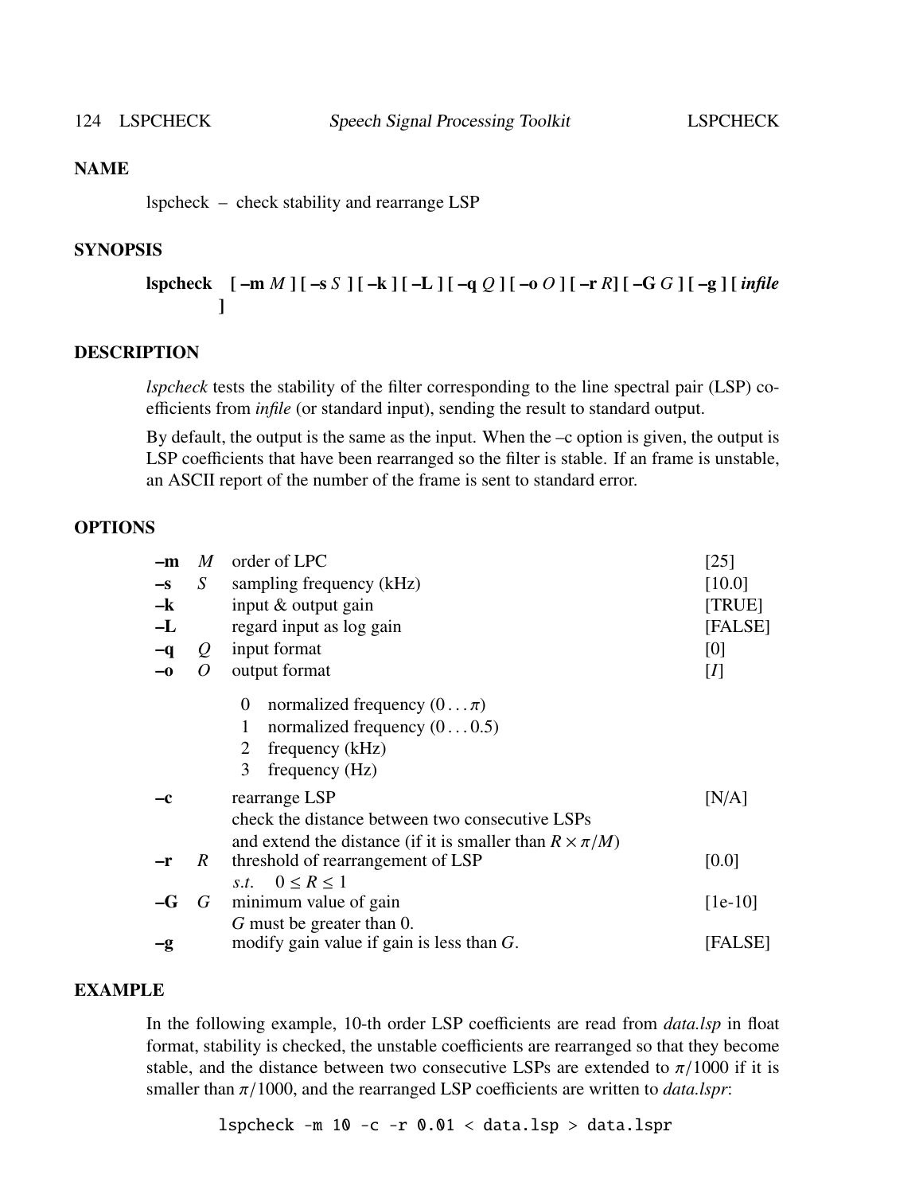## NAME

lspcheck – check stability and rearrange LSP

## SYNOPSIS

**lspcheck [ –m** *M* **] [ –s** *S* **] [ –k ] [ –L ] [ –q** *Q* **] [ –o** *O* **] [ –r** *R***] [ –G** *G* **] [ –g ] [** ***infile*** **]**

## DESCRIPTION

*lspcheck* tests the stability of the filter corresponding to the line spectral pair (LSP) coefficients from *infile* (or standard input), sending the result to standard output.

By default, the output is the same as the input. When the –c option is given, the output is LSP coefficients that have been rearranged so the filter is stable. If an frame is unstable, an ASCII report of the number of the frame is sent to standard error.

## OPTIONS

| | | | |
|---|---|---|---|
| **–m** | *M* | order of LPC | [25] |
| **–s** | *S* | sampling frequency (kHz) | [10.0] |
| **–k** | | input & output gain | [TRUE] |
| **–L** | | regard input as log gain | [FALSE] |
| **–q** | *Q* | input format | [0] |
| **–o** | *O* | output format | [*I*] |
| | | 0 normalized frequency $(0 \ldots \pi)$<br>1 normalized frequency $(0 \ldots 0.5)$<br>2 frequency (kHz)<br>3 frequency (Hz) | |
| **–c** | | rearrange LSP<br>check the distance between two consecutive LSPs<br>and extend the distance (if it is smaller than $R \times \pi / M$) | [N/A] |
| **–r** | *R* | threshold of rearrangement of LSP<br>$s.t. \quad 0 \leq R \leq 1$ | [0.0] |
| **–G** | *G* | minimum value of gain<br>*G* must be greater than 0. | [1e-10] |
| **–g** | | modify gain value if gain is less than *G*. | [FALSE] |

## EXAMPLE

In the following example, 10-th order LSP coefficients are read from *data.lsp* in float format, stability is checked, the unstable coefficients are rearranged so that they become stable, and the distance between two consecutive LSPs are extended to $\pi/1000$ if it is smaller than $\pi/1000$, and the rearranged LSP coefficients are written to *data.lspr*:

```
lspcheck -m 10 -c -r 0.01 < data.lsp > data.lspr
```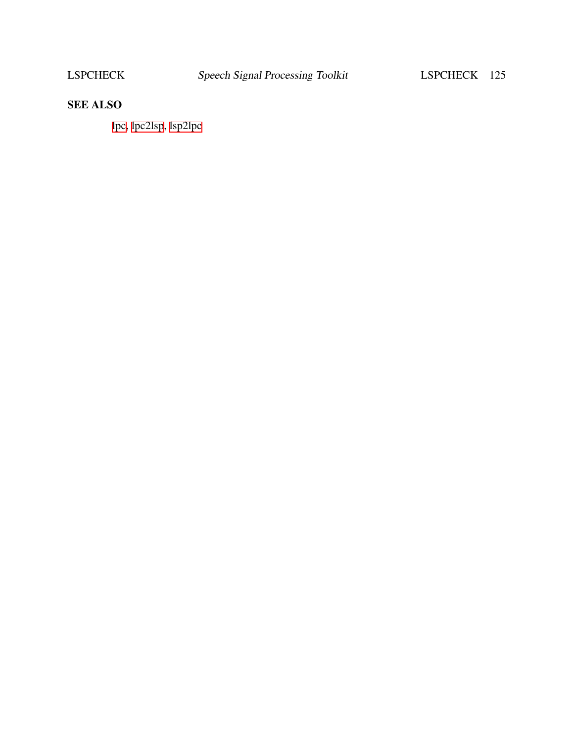## SEE ALSO

lpc, lpc2lsp, lsp2lpc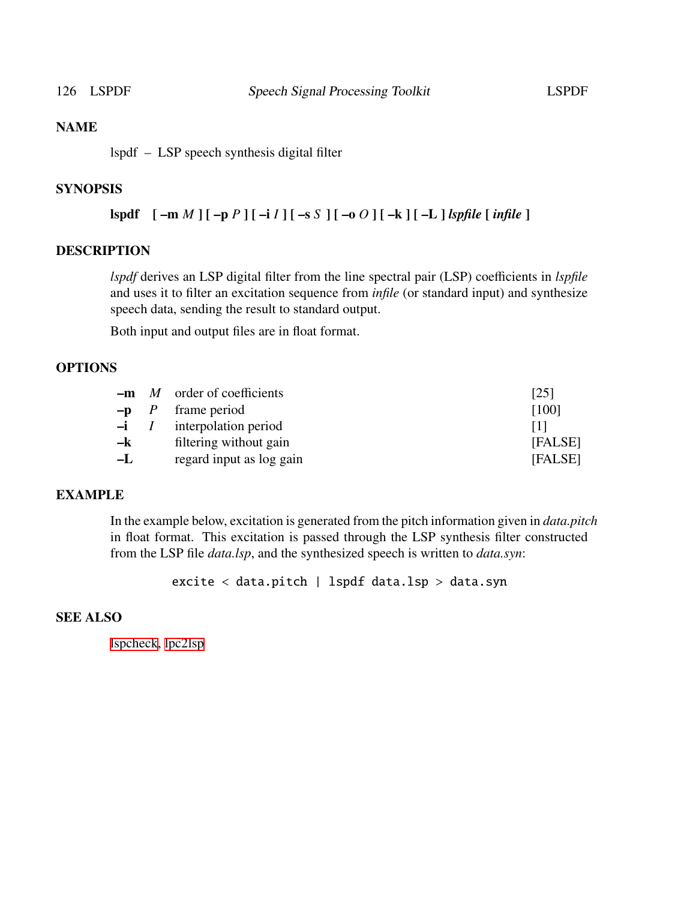## NAME

lspdf – LSP speech synthesis digital filter

## SYNOPSIS

**lspdf** [ **–m** *M* ] [ **–p** *P* ] [ **–i** *I* ] [ **–s** *S* ] [ **–o** *O* ] [ **–k** ] [ **–L** ] ***lspfile*** [ ***infile*** ]

## DESCRIPTION

*lspdf* derives an LSP digital filter from the line spectral pair (LSP) coefficients in *lspfile* and uses it to filter an excitation sequence from *infile* (or standard input) and synthesize speech data, sending the result to standard output.

Both input and output files are in float format.

## OPTIONS

| | | | |
|---|---|---|---|
| **–m** | *M* | order of coefficients | [25] |
| **–p** | *P* | frame period | [100] |
| **–i** | *I* | interpolation period | [1] |
| **–k** | | filtering without gain | [FALSE] |
| **–L** | | regard input as log gain | [FALSE] |

## EXAMPLE

In the example below, excitation is generated from the pitch information given in *data.pitch* in float format. This excitation is passed through the LSP synthesis filter constructed from the LSP file *data.lsp*, and the synthesized speech is written to *data.syn*:

```
excite < data.pitch | lspdf data.lsp > data.syn
```

## SEE ALSO

lspcheck, lpc2lsp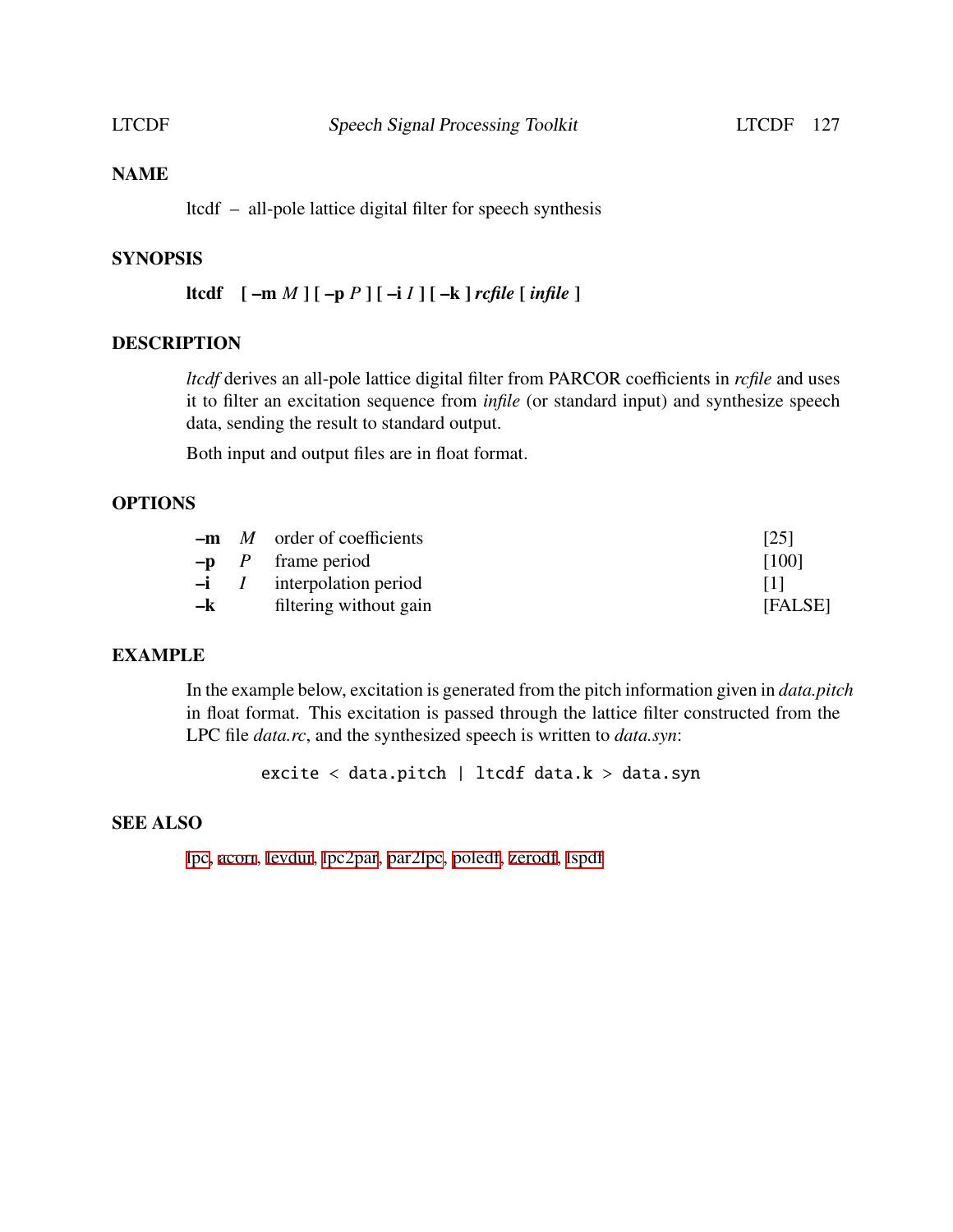## NAME

ltcdf – all-pole lattice digital filter for speech synthesis

## SYNOPSIS

**ltcdf [ –m** *M* **] [ –p** *P* **] [ –i** *I* **] [ –k ]** ***rcfile*** **[** ***infile*** **]**

## DESCRIPTION

*ltcdf* derives an all-pole lattice digital filter from PARCOR coefficients in *rcfile* and uses it to filter an excitation sequence from *infile* (or standard input) and synthesize speech data, sending the result to standard output.

Both input and output files are in float format.

## OPTIONS

| | | | |
|---|---|---|---|
| **–m** | *M* | order of coefficients | [25] |
| **–p** | *P* | frame period | [100] |
| **–i** | *I* | interpolation period | [1] |
| **–k** | | filtering without gain | [FALSE] |

## EXAMPLE

In the example below, excitation is generated from the pitch information given in *data.pitch* in float format. This excitation is passed through the lattice filter constructed from the LPC file *data.rc*, and the synthesized speech is written to *data.syn*:

```
excite < data.pitch | ltcdf data.k > data.syn
```

## SEE ALSO

lpc, acorr, levdur, lpc2par, par2lpc, poledf, zerodf, lspdf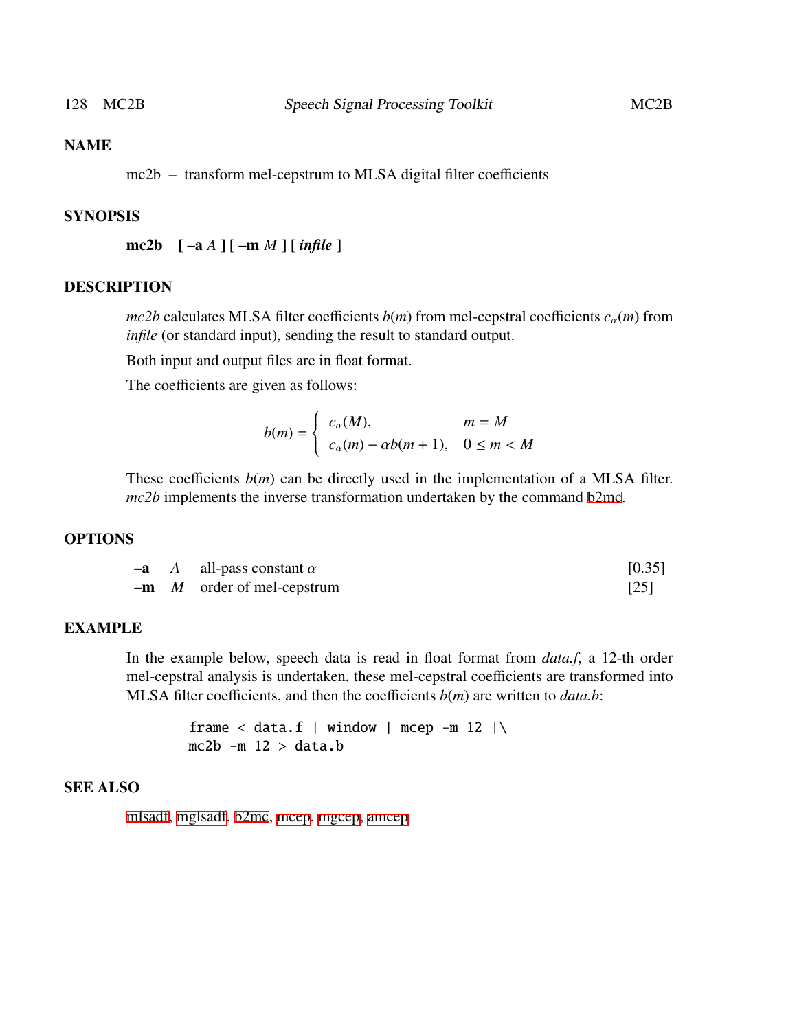## NAME

mc2b – transform mel-cepstrum to MLSA digital filter coefficients

## SYNOPSIS

**mc2b** **[ –a** *A* **] [ –m** *M* **] [** ***infile*** **]**

## DESCRIPTION

*mc2b* calculates MLSA filter coefficients $b(m)$ from mel-cepstral coefficients $c_\alpha(m)$ from *infile* (or standard input), sending the result to standard output.

Both input and output files are in float format.

The coefficients are given as follows:

$$b(m) = \begin{cases} c_\alpha(M), & m = M \\ c_\alpha(m) - \alpha b(m+1), & 0 \le m < M \end{cases}$$

These coefficients $b(m)$ can be directly used in the implementation of a MLSA filter. *mc2b* implements the inverse transformation undertaken by the command b2mc.

## OPTIONS

| | | | |
|---|---|---|---|
| **–a** | *A* | all-pass constant $\alpha$ | [0.35] |
| **–m** | *M* | order of mel-cepstrum | [25] |

## EXAMPLE

In the example below, speech data is read in float format from *data.f*, a 12-th order mel-cepstral analysis is undertaken, these mel-cepstral coefficients are transformed into MLSA filter coefficients, and then the coefficients $b(m)$ are written to *data.b*:

```
frame < data.f | window | mcep -m 12 |\
mc2b -m 12 > data.b
```

## SEE ALSO

mlsadf, mglsadf, b2mc, mcep, mgcep, amcep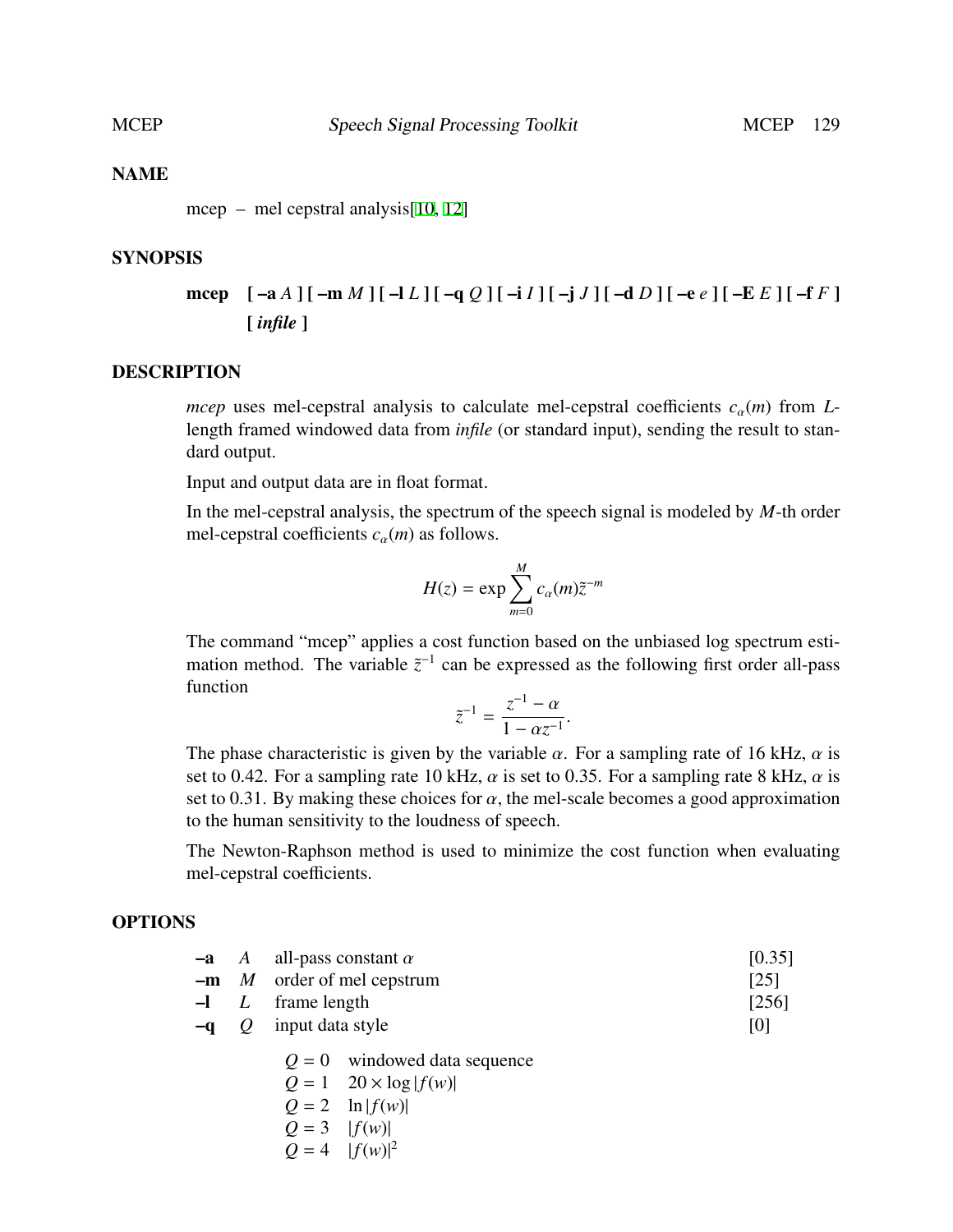## NAME

mcep – mel cepstral analysis[10, 12]

## SYNOPSIS

**mcep** **[ –a** *A* **] [ –m** *M* **] [ –l** *L* **] [ –q** *Q* **] [ –i** *I* **] [ –j** *J* **] [ –d** *D* **] [ –e** *e* **] [ –E** *E* **] [ –f** *F* **]** **[** ***infile*** **]**

## DESCRIPTION

*mcep* uses mel-cepstral analysis to calculate mel-cepstral coefficients $c_\alpha(m)$ from $L$-length framed windowed data from *infile* (or standard input), sending the result to standard output.

Input and output data are in float format.

In the mel-cepstral analysis, the spectrum of the speech signal is modeled by $M$-th order mel-cepstral coefficients $c_\alpha(m)$ as follows.

$$H(z) = \exp \sum_{m=0}^{M} c_\alpha(m) \tilde{z}^{-m}$$

The command "mcep" applies a cost function based on the unbiased log spectrum estimation method. The variable $\tilde{z}^{-1}$ can be expressed as the following first order all-pass function

$$\tilde{z}^{-1} = \frac{z^{-1} - \alpha}{1 - \alpha z^{-1}}.$$

The phase characteristic is given by the variable $\alpha$. For a sampling rate of 16 kHz, $\alpha$ is set to 0.42. For a sampling rate 10 kHz, $\alpha$ is set to 0.35. For a sampling rate 8 kHz, $\alpha$ is set to 0.31. By making these choices for $\alpha$, the mel-scale becomes a good approximation to the human sensitivity to the loudness of speech.

The Newton-Raphson method is used to minimize the cost function when evaluating mel-cepstral coefficients.

## OPTIONS

| | | | |
|---|---|---|---|
| **–a** | *A* | all-pass constant $\alpha$ | [0.35] |
| **–m** | *M* | order of mel cepstrum | [25] |
| **–l** | *L* | frame length | [256] |
| **–q** | *Q* | input data style | [0] |

- $Q = 0$ windowed data sequence
- $Q = 1$ $20 \times \log|f(w)|$
- $Q = 2$ $\ln|f(w)|$
- $Q = 3$ $|f(w)|$
- $Q = 4$ $|f(w)|^2$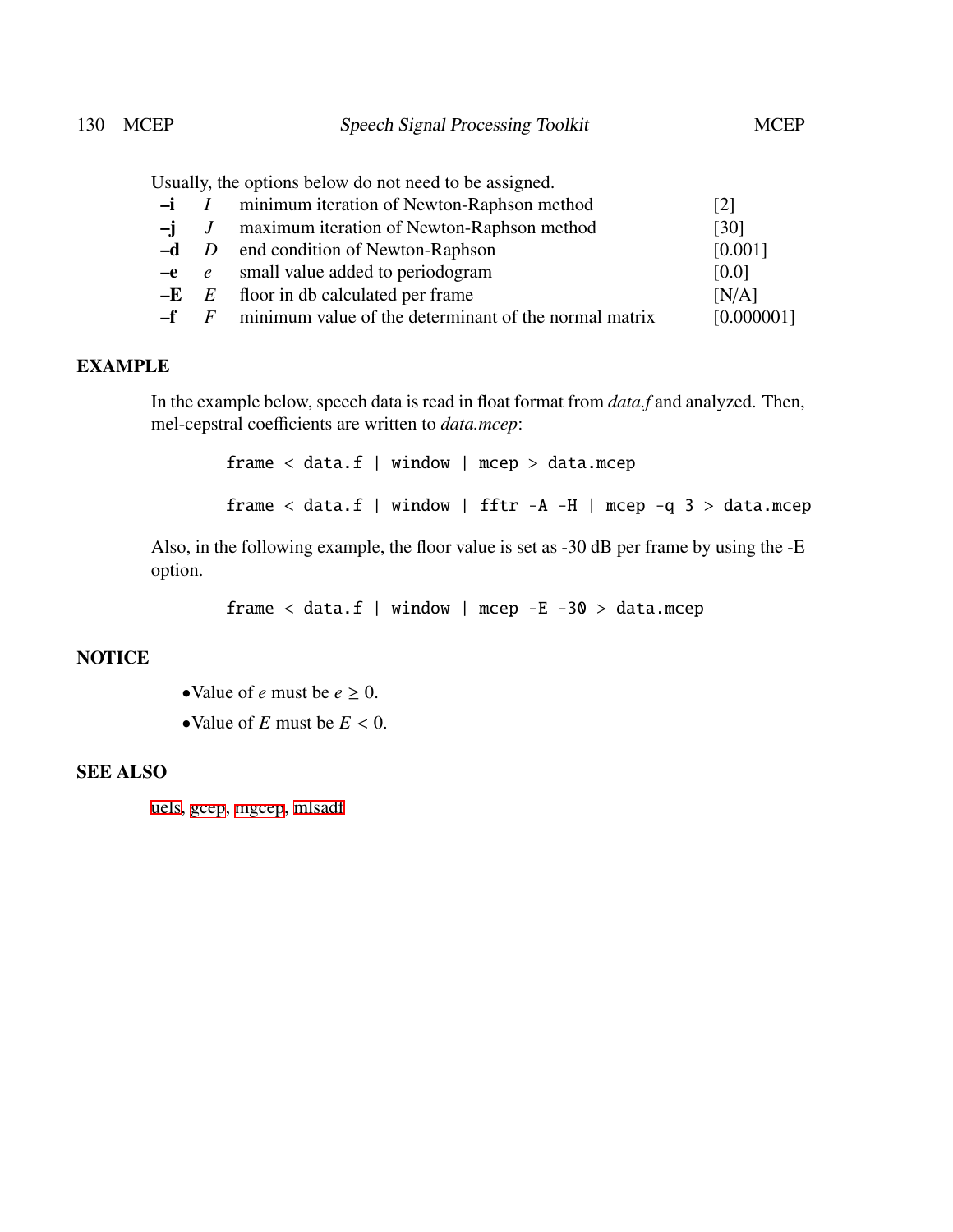Usually, the options below do not need to be assigned.

| | | | |
|---|---|---|---|
| **–i** | *I* | minimum iteration of Newton-Raphson method | [2] |
| **–j** | *J* | maximum iteration of Newton-Raphson method | [30] |
| **–d** | *D* | end condition of Newton-Raphson | [0.001] |
| **–e** | *e* | small value added to periodogram | [0.0] |
| **–E** | *E* | floor in db calculated per frame | [N/A] |
| **–f** | *F* | minimum value of the determinant of the normal matrix | [0.000001] |

## EXAMPLE

In the example below, speech data is read in float format from *data.f* and analyzed. Then, mel-cepstral coefficients are written to *data.mcep*:

```
frame < data.f | window | mcep > data.mcep

frame < data.f | window | fftr -A -H | mcep -q 3 > data.mcep
```

Also, in the following example, the floor value is set as -30 dB per frame by using the -E option.

```
frame < data.f | window | mcep -E -30 > data.mcep
```

## NOTICE

- Value of $e$ must be $e \geq 0$.
- Value of $E$ must be $E < 0$.

## SEE ALSO

uels, gcep, mgcep, mlsadf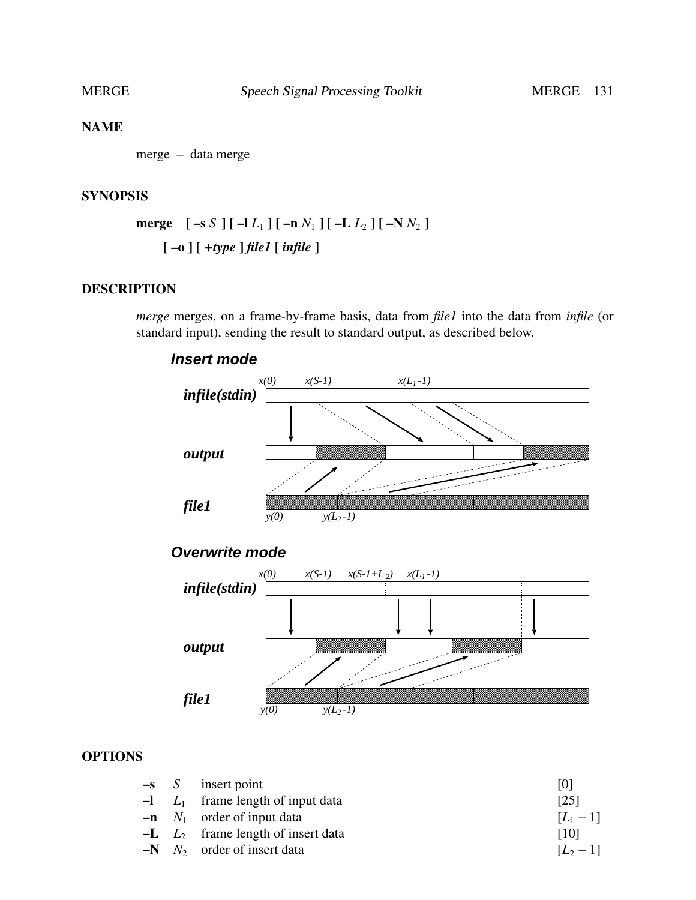## NAME

merge – data merge

## SYNOPSIS

**merge** [ **–s** $S$ ] [ **–l** $L_1$ ] [ **–n** $N_1$ ] [ **–L** $L_2$ ] [ **–N** $N_2$ ]
[ **–o** ] [ *+type* ] *file1* [ *infile* ]

## DESCRIPTION

*merge* merges, on a frame-by-frame basis, data from *file1* into the data from *infile* (or standard input), sending the result to standard output, as described below.

***Insert mode***

infile(stdin): $x(0)$, $x(S-1)$, $x(L_1-1)$

output

file1: $y(0)$, $y(L_2-1)$

***Overwrite mode***

infile(stdin): $x(0)$, $x(S-1)$, $x(S-1+L_2)$, $x(L_1-1)$

output

file1: $y(0)$, $y(L_2-1)$

## OPTIONS

| | | | |
|---|---|---|---|
| **–s** | $S$ | insert point | [0] |
| **–l** | $L_1$ | frame length of input data | [25] |
| **–n** | $N_1$ | order of input data | [$L_1 - 1$] |
| **–L** | $L_2$ | frame length of insert data | [10] |
| **–N** | $N_2$ | order of insert data | [$L_2 - 1$] |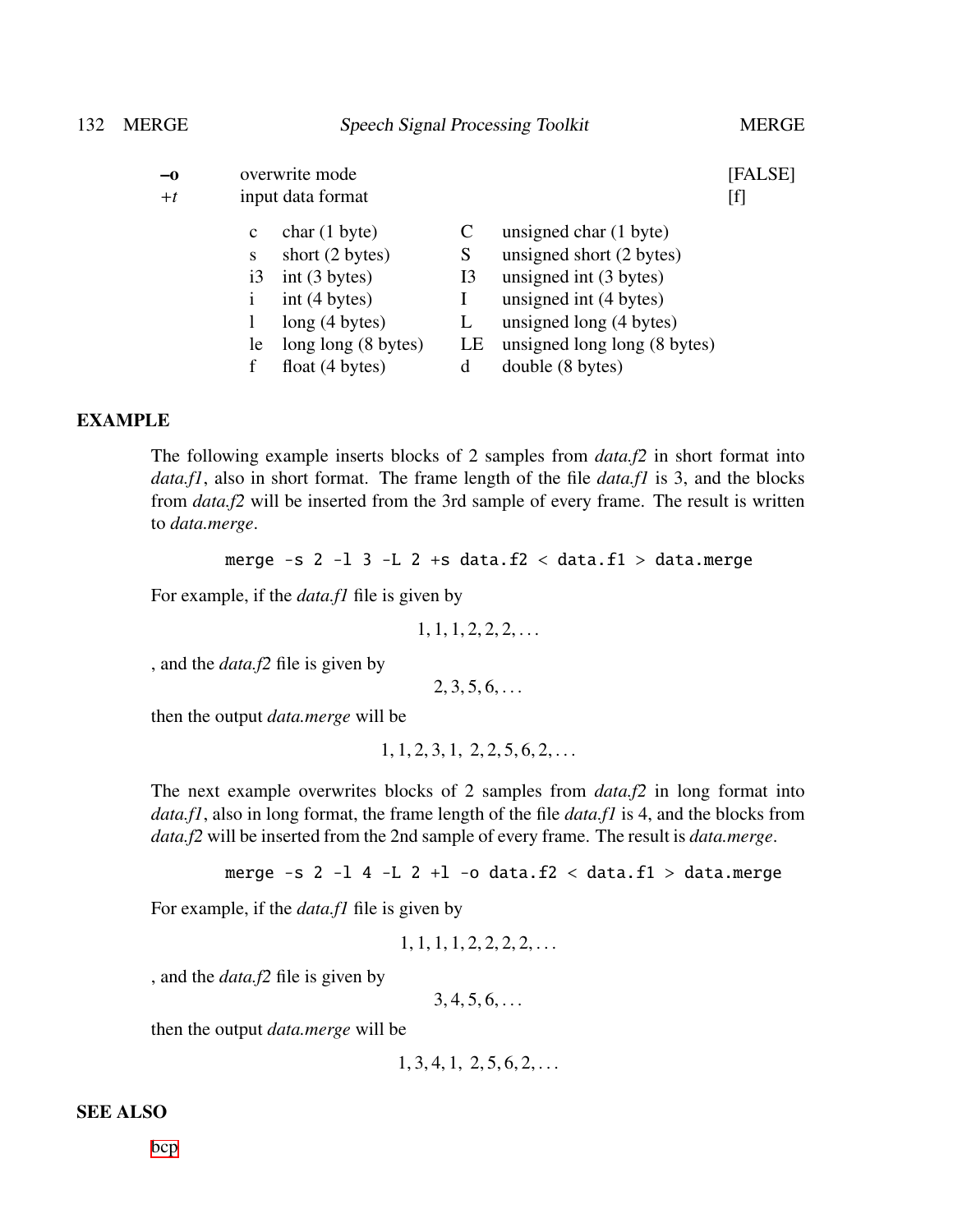| | | |
|---|---|---|
| **−o** | overwrite mode | [FALSE] |
| *+t* | input data format | [f] |

| | | | |
|---|---|---|---|
| c | char (1 byte) | C | unsigned char (1 byte) |
| s | short (2 bytes) | S | unsigned short (2 bytes) |
| i3 | int (3 bytes) | I3 | unsigned int (3 bytes) |
| i | int (4 bytes) | I | unsigned int (4 bytes) |
| l | long (4 bytes) | L | unsigned long (4 bytes) |
| le | long long (8 bytes) | LE | unsigned long long (8 bytes) |
| f | float (4 bytes) | d | double (8 bytes) |

## EXAMPLE

The following example inserts blocks of 2 samples from *data.f2* in short format into *data.f1*, also in short format. The frame length of the file *data.f1* is 3, and the blocks from *data.f2* will be inserted from the 3rd sample of every frame. The result is written to *data.merge*.

```
merge -s 2 -l 3 -L 2 +s data.f2 < data.f1 > data.merge
```

For example, if the *data.f1* file is given by

$$1, 1, 1, 2, 2, 2, \ldots$$

, and the *data.f2* file is given by

$$2, 3, 5, 6, \ldots$$

then the output *data.merge* will be

$$1, 1, 2, 3, 1,\ \ 2, 2, 5, 6, 2, \ldots$$

The next example overwrites blocks of 2 samples from *data.f2* in long format into *data.f1*, also in long format, the frame length of the file *data.f1* is 4, and the blocks from *data.f2* will be inserted from the 2nd sample of every frame. The result is *data.merge*.

```
merge -s 2 -l 4 -L 2 +l -o data.f2 < data.f1 > data.merge
```

For example, if the *data.f1* file is given by

$$1, 1, 1, 1, 2, 2, 2, 2, \ldots$$

, and the *data.f2* file is given by

$$3, 4, 5, 6, \ldots$$

then the output *data.merge* will be

$$1, 3, 4, 1,\ \ 2, 5, 6, 2, \ldots$$

## SEE ALSO

bcp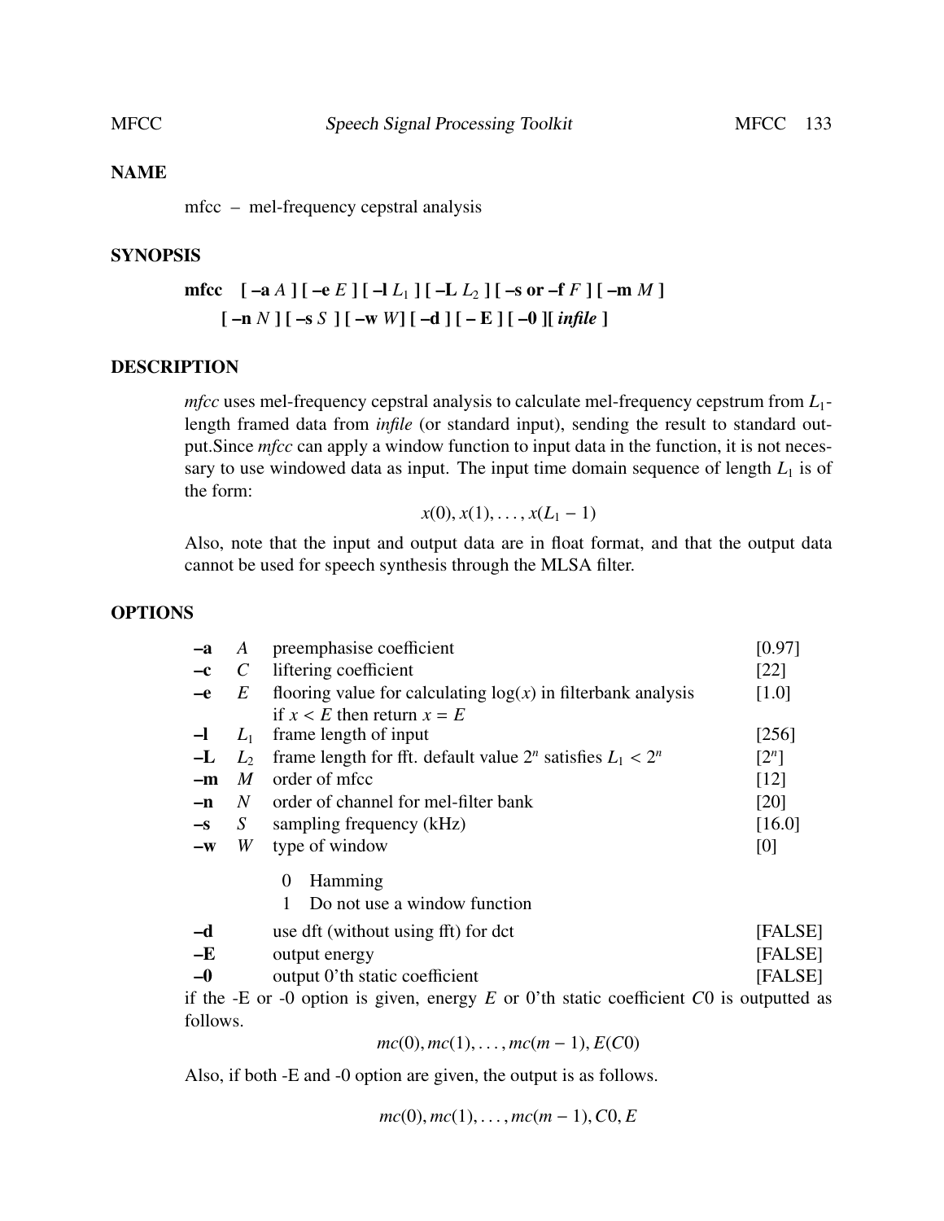## NAME

mfcc – mel-frequency cepstral analysis

## SYNOPSIS

**mfcc** [ **–a** $A$ ] [ **–e** $E$ ] [ **–l** $L_1$ ] [ **–L** $L_2$ ] [ **–s or –f** $F$ ] [ **–m** $M$ ] [ **–n** $N$ ] [ **–s** $S$ ] [ **–w** $W$] [ **–d** ] [ **– E** ] [ **–0** ][ ***infile*** ]

## DESCRIPTION

*mfcc* uses mel-frequency cepstral analysis to calculate mel-frequency cepstrum from $L_1$-length framed data from *infile* (or standard input), sending the result to standard output.Since *mfcc* can apply a window function to input data in the function, it is not necessary to use windowed data as input. The input time domain sequence of length $L_1$ is of the form:

$$x(0), x(1), \ldots, x(L_1 - 1)$$

Also, note that the input and output data are in float format, and that the output data cannot be used for speech synthesis through the MLSA filter.

## OPTIONS

| | | | |
|---|---|---|---|
| **–a** | $A$ | preemphasise coefficient | [0.97] |
| **–c** | $C$ | liftering coefficient | [22] |
| **–e** | $E$ | flooring value for calculating $\log(x)$ in filterbank analysis<br>if $x < E$ then return $x = E$ | [1.0] |
| **–l** | $L_1$ | frame length of input | [256] |
| **–L** | $L_2$ | frame length for fft. default value $2^n$ satisfies $L_1 < 2^n$ | [$2^n$] |
| **–m** | $M$ | order of mfcc | [12] |
| **–n** | $N$ | order of channel for mel-filter bank | [20] |
| **–s** | $S$ | sampling frequency (kHz) | [16.0] |
| **–w** | $W$ | type of window<br>0 Hamming<br>1 Do not use a window function | [0] |
| **–d** | | use dft (without using fft) for dct | [FALSE] |
| **–E** | | output energy | [FALSE] |
| **–0** | | output 0'th static coefficient | [FALSE] |

if the -E or -0 option is given, energy $E$ or 0'th static coefficient $C0$ is outputted as follows.

$$mc(0), mc(1), \ldots, mc(m-1), E(C0)$$

Also, if both -E and -0 option are given, the output is as follows.

$$mc(0), mc(1), \ldots, mc(m-1), C0, E$$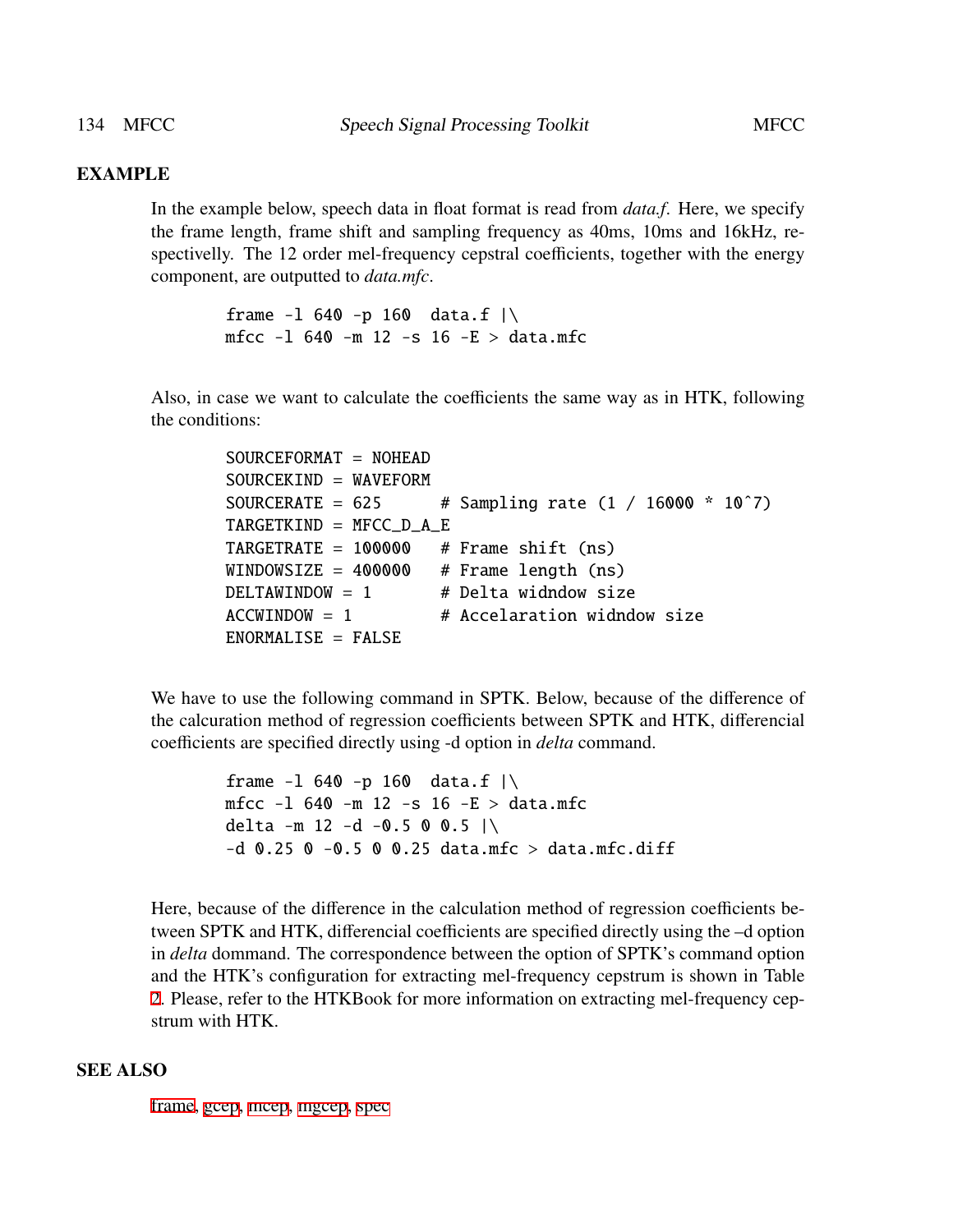## EXAMPLE

In the example below, speech data in float format is read from *data.f*. Here, we specify the frame length, frame shift and sampling frequency as 40ms, 10ms and 16kHz, respectivelly. The 12 order mel-frequency cepstral coefficients, together with the energy component, are outputted to *data.mfc*.

```
frame -l 640 -p 160  data.f |\
mfcc -l 640 -m 12 -s 16 -E > data.mfc
```

Also, in case we want to calculate the coefficients the same way as in HTK, following the conditions:

```
SOURCEFORMAT = NOHEAD
SOURCEKIND = WAVEFORM
SOURCERATE = 625      # Sampling rate (1 / 16000 * 10ˆ7)
TARGETKIND = MFCC_D_A_E
TARGETRATE = 100000   # Frame shift (ns)
WINDOWSIZE = 400000   # Frame length (ns)
DELTAWINDOW = 1       # Delta widndow size
ACCWINDOW = 1         # Accelaration widndow size
ENORMALISE = FALSE
```

We have to use the following command in SPTK. Below, because of the difference of the calcuration method of regression coefficients between SPTK and HTK, differencial coefficients are specified directly using -d option in *delta* command.

```
frame -l 640 -p 160  data.f |\
mfcc -l 640 -m 12 -s 16 -E > data.mfc
delta -m 12 -d -0.5 0 0.5 |\
-d 0.25 0 -0.5 0 0.25 data.mfc > data.mfc.diff
```

Here, because of the difference in the calculation method of regression coefficients between SPTK and HTK, differencial coefficients are specified directly using the –d option in *delta* dommand. The correspondence between the option of SPTK's command option and the HTK's configuration for extracting mel-frequency cepstrum is shown in Table 2. Please, refer to the HTKBook for more information on extracting mel-frequency cepstrum with HTK.

## SEE ALSO

frame, gcep, mcep, mgcep, spec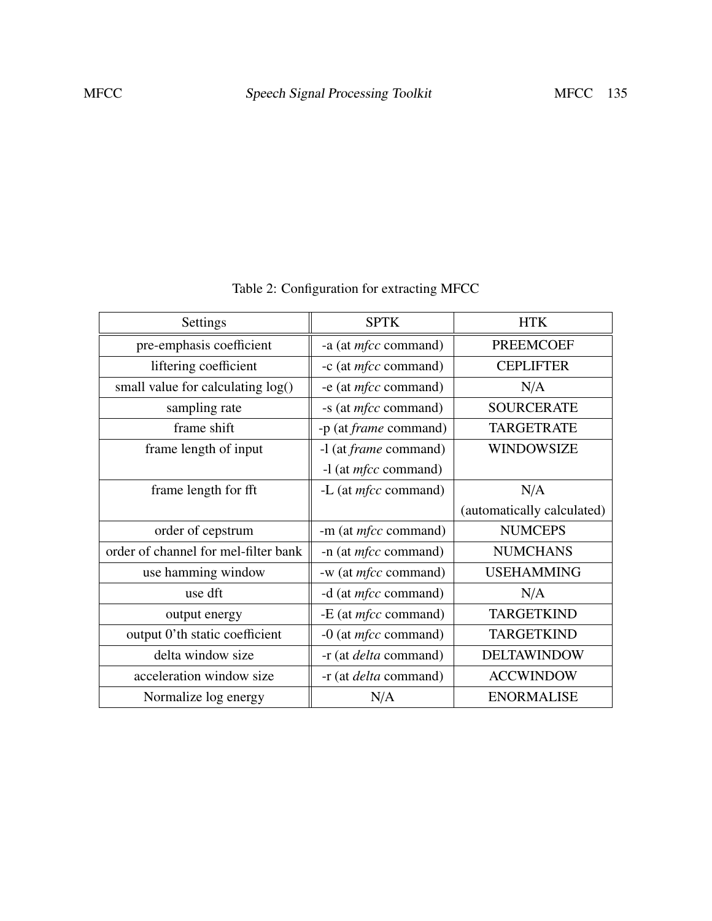Table 2: Configuration for extracting MFCC

| Settings | SPTK | HTK |
| --- | --- | --- |
| pre-emphasis coefficient | -a (at *mfcc* command) | PREEMCOEF |
| liftering coefficient | -c (at *mfcc* command) | CEPLIFTER |
| small value for calculating log() | -e (at *mfcc* command) | N/A |
| sampling rate | -s (at *mfcc* command) | SOURCERATE |
| frame shift | -p (at *frame* command) | TARGETRATE |
| frame length of input | -l (at *frame* command)<br>-l (at *mfcc* command) | WINDOWSIZE |
| frame length for fft | -L (at *mfcc* command) | N/A<br>(automatically calculated) |
| order of cepstrum | -m (at *mfcc* command) | NUMCEPS |
| order of channel for mel-filter bank | -n (at *mfcc* command) | NUMCHANS |
| use hamming window | -w (at *mfcc* command) | USEHAMMING |
| use dft | -d (at *mfcc* command) | N/A |
| output energy | -E (at *mfcc* command) | TARGETKIND |
| output 0'th static coefficient | -0 (at *mfcc* command) | TARGETKIND |
| delta window size | -r (at *delta* command) | DELTAWINDOW |
| acceleration window size | -r (at *delta* command) | ACCWINDOW |
| Normalize log energy | N/A | ENORMALISE |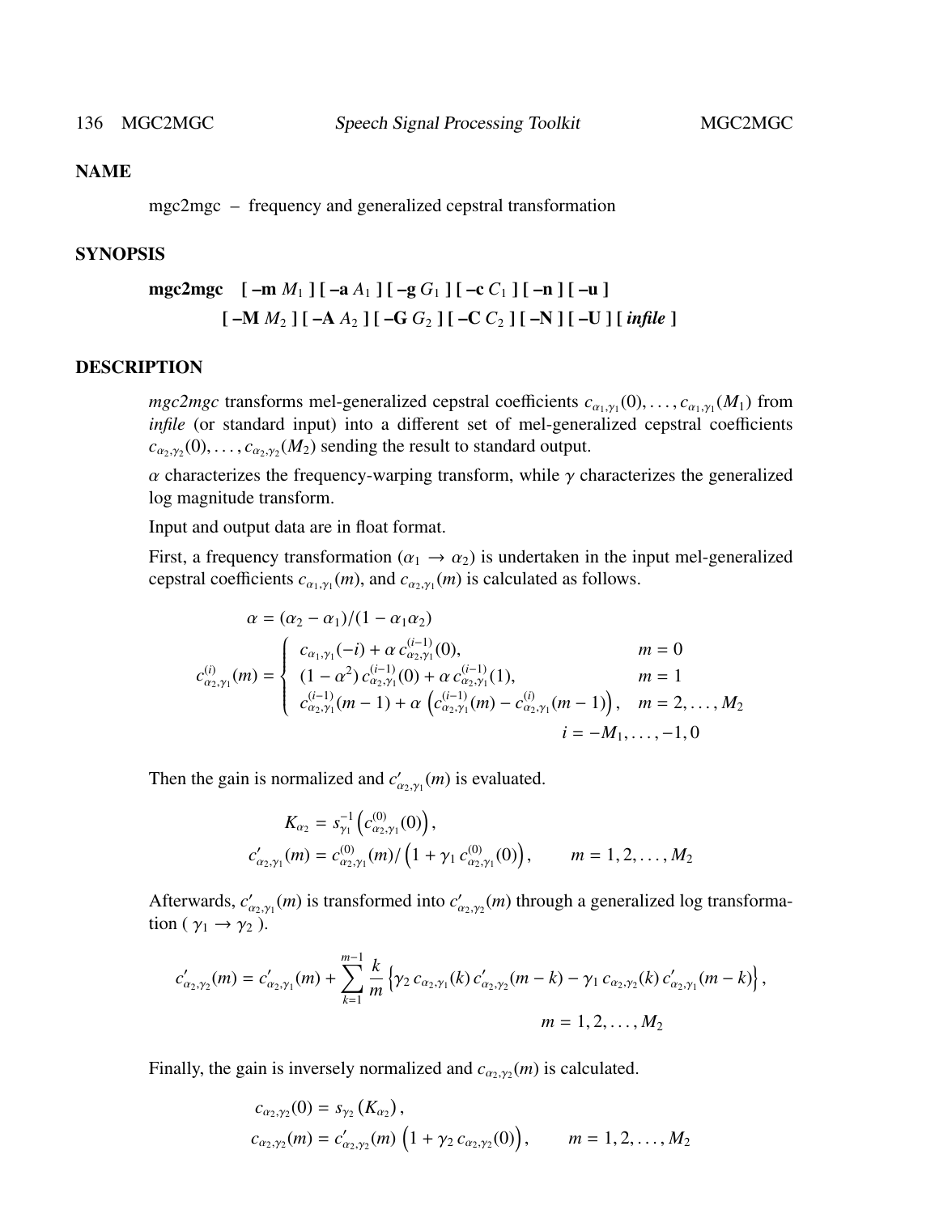## NAME

mgc2mgc – frequency and generalized cepstral transformation

## SYNOPSIS

**mgc2mgc** [ **–m** $M_1$ ] [ **–a** $A_1$ ] [ **–g** $G_1$ ] [ **–c** $C_1$ ] [ **–n** ] [ **–u** ] [ **–M** $M_2$ ] [ **–A** $A_2$ ] [ **–G** $G_2$ ] [ **–C** $C_2$ ] [ **–N** ] [ **–U** ] [ ***infile*** ]

## DESCRIPTION

*mgc2mgc* transforms mel-generalized cepstral coefficients $c_{\alpha_1,\gamma_1}(0),\ldots,c_{\alpha_1,\gamma_1}(M_1)$ from *infile* (or standard input) into a different set of mel-generalized cepstral coefficients $c_{\alpha_2,\gamma_2}(0),\ldots,c_{\alpha_2,\gamma_2}(M_2)$ sending the result to standard output.

$\alpha$ characterizes the frequency-warping transform, while $\gamma$ characterizes the generalized log magnitude transform.

Input and output data are in float format.

First, a frequency transformation ($\alpha_1 \to \alpha_2$) is undertaken in the input mel-generalized cepstral coefficients $c_{\alpha_1,\gamma_1}(m)$, and $c_{\alpha_2,\gamma_1}(m)$ is calculated as follows.

$$\alpha = (\alpha_2 - \alpha_1)/(1 - \alpha_1\alpha_2)$$

$$c^{(i)}_{\alpha_2,\gamma_1}(m) = \begin{cases} c_{\alpha_1,\gamma_1}(-i) + \alpha\, c^{(i-1)}_{\alpha_2,\gamma_1}(0), & m = 0 \\ (1-\alpha^2)\, c^{(i-1)}_{\alpha_2,\gamma_1}(0) + \alpha\, c^{(i-1)}_{\alpha_2,\gamma_1}(1), & m = 1 \\ c^{(i-1)}_{\alpha_2,\gamma_1}(m-1) + \alpha\left(c^{(i-1)}_{\alpha_2,\gamma_1}(m) - c^{(i)}_{\alpha_2,\gamma_1}(m-1)\right), & m = 2,\ldots,M_2 \end{cases}$$

$$i = -M_1,\ldots,-1,0$$

Then the gain is normalized and $c'_{\alpha_2,\gamma_1}(m)$ is evaluated.

$$K_{\alpha_2} = s^{-1}_{\gamma_1}\left(c^{(0)}_{\alpha_2,\gamma_1}(0)\right),$$

$$c'_{\alpha_2,\gamma_1}(m) = c^{(0)}_{\alpha_2,\gamma_1}(m)/\left(1 + \gamma_1\, c^{(0)}_{\alpha_2,\gamma_1}(0)\right), \qquad m = 1,2,\ldots,M_2$$

Afterwards, $c'_{\alpha_2,\gamma_1}(m)$ is transformed into $c'_{\alpha_2,\gamma_2}(m)$ through a generalized log transformation ( $\gamma_1 \to \gamma_2$ ).

$$c'_{\alpha_2,\gamma_2}(m) = c'_{\alpha_2,\gamma_1}(m) + \sum_{k=1}^{m-1}\frac{k}{m}\left\{\gamma_2\, c_{\alpha_2,\gamma_1}(k)\, c'_{\alpha_2,\gamma_2}(m-k) - \gamma_1\, c_{\alpha_2,\gamma_2}(k)\, c'_{\alpha_2,\gamma_1}(m-k)\right\},$$

$$m = 1,2,\ldots,M_2$$

Finally, the gain is inversely normalized and $c_{\alpha_2,\gamma_2}(m)$ is calculated.

$$c_{\alpha_2,\gamma_2}(0) = s_{\gamma_2}\left(K_{\alpha_2}\right),$$

$$c_{\alpha_2,\gamma_2}(m) = c'_{\alpha_2,\gamma_2}(m)\left(1 + \gamma_2\, c_{\alpha_2,\gamma_2}(0)\right), \qquad m = 1,2,\ldots,M_2$$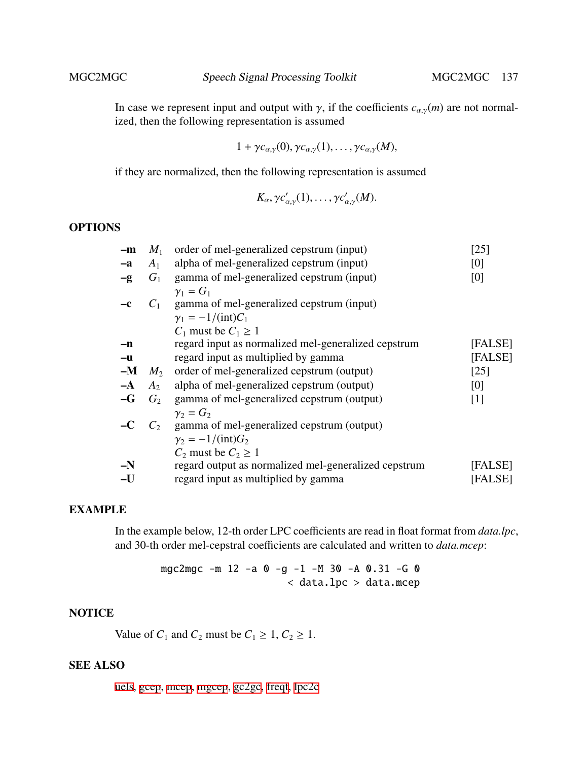In case we represent input and output with $\gamma$, if the coefficients $c_{\alpha,\gamma}(m)$ are not normalized, then the following representation is assumed

$$1 + \gamma c_{\alpha,\gamma}(0), \gamma c_{\alpha,\gamma}(1), \ldots, \gamma c_{\alpha,\gamma}(M),$$

if they are normalized, then the following representation is assumed

$$K_\alpha, \gamma c'_{\alpha,\gamma}(1), \ldots, \gamma c'_{\alpha,\gamma}(M).$$

## OPTIONS

| | | | |
|---|---|---|---|
| **–m** | $M_1$ | order of mel-generalized cepstrum (input) | [25] |
| **–a** | $A_1$ | alpha of mel-generalized cepstrum (input) | [0] |
| **–g** | $G_1$ | gamma of mel-generalized cepstrum (input) $\gamma_1 = G_1$ | [0] |
| **–c** | $C_1$ | gamma of mel-generalized cepstrum (input) $\gamma_1 = -1/(\text{int})C_1$ $C_1$ must be $C_1 \geq 1$ | |
| **–n** | | regard input as normalized mel-generalized cepstrum | [FALSE] |
| **–u** | | regard input as multiplied by gamma | [FALSE] |
| **–M** | $M_2$ | order of mel-generalized cepstrum (output) | [25] |
| **–A** | $A_2$ | alpha of mel-generalized cepstrum (output) | [0] |
| **–G** | $G_2$ | gamma of mel-generalized cepstrum (output) $\gamma_2 = G_2$ | [1] |
| **–C** | $C_2$ | gamma of mel-generalized cepstrum (output) $\gamma_2 = -1/(\text{int})G_2$ $C_2$ must be $C_2 \geq 1$ | |
| **–N** | | regard output as normalized mel-generalized cepstrum | [FALSE] |
| **–U** | | regard input as multiplied by gamma | [FALSE] |

## EXAMPLE

In the example below, 12-th order LPC coefficients are read in float format from *data.lpc*, and 30-th order mel-cepstral coefficients are calculated and written to *data.mcep*:

```
mgc2mgc -m 12 -a 0 -g -1 -M 30 -A 0.31 -G 0
                        < data.lpc > data.mcep
```

## NOTICE

Value of $C_1$ and $C_2$ must be $C_1 \geq 1$, $C_2 \geq 1$.

## SEE ALSO

uels, gcep, mcep, mgcep, gc2gc, freqt, lpc2c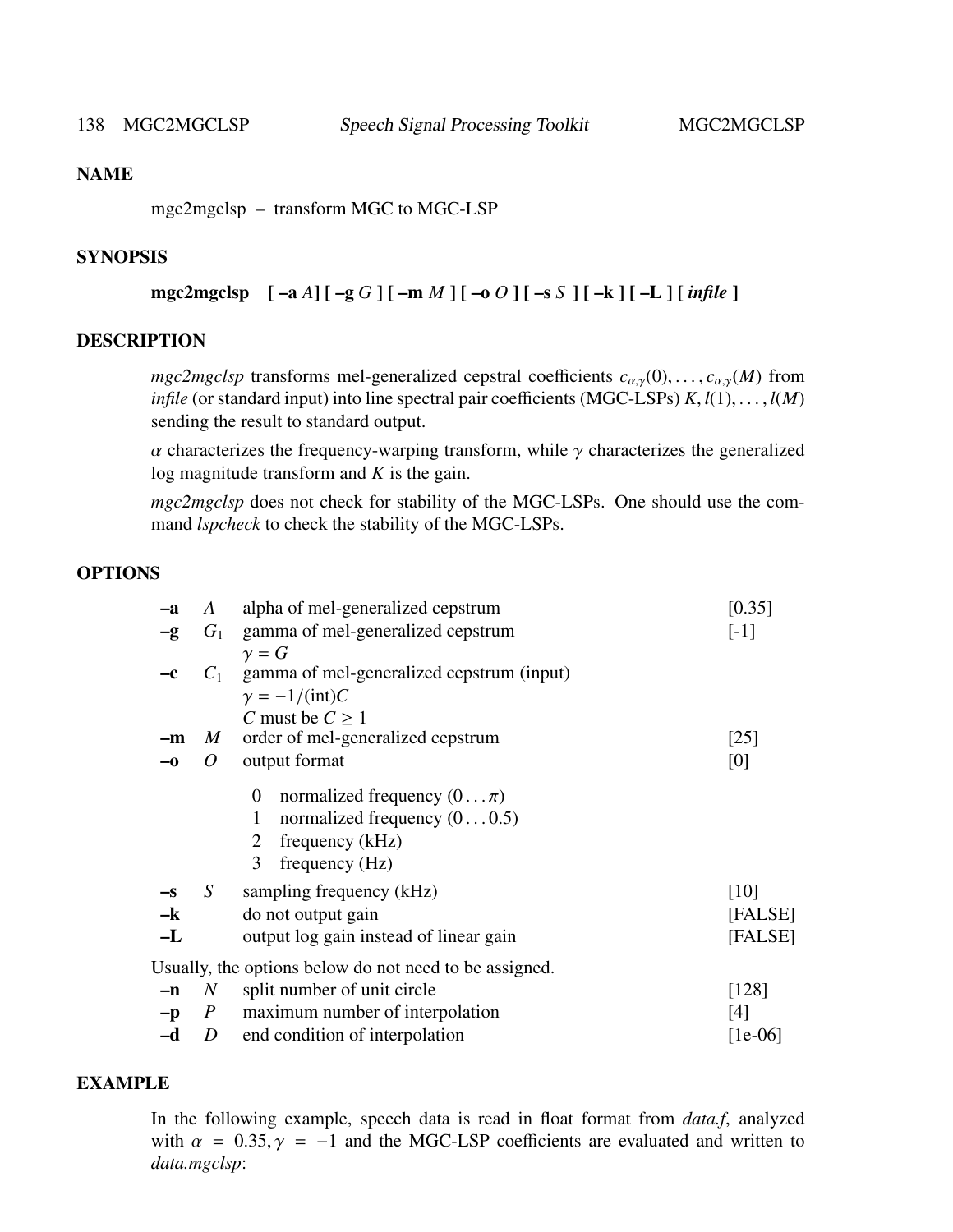## NAME

mgc2mgclsp – transform MGC to MGC-LSP

## SYNOPSIS

**mgc2mgclsp [ –a** *A* **] [ –g** *G* **] [ –m** *M* **] [ –o** *O* **] [ –s** *S* **] [ –k ] [ –L ] [** ***infile*** **]**

## DESCRIPTION

*mgc2mgclsp* transforms mel-generalized cepstral coefficients $c_{\alpha,\gamma}(0), \ldots, c_{\alpha,\gamma}(M)$ from *infile* (or standard input) into line spectral pair coefficients (MGC-LSPs) $K, l(1), \ldots, l(M)$ sending the result to standard output.

$\alpha$ characterizes the frequency-warping transform, while $\gamma$ characterizes the generalized log magnitude transform and $K$ is the gain.

*mgc2mgclsp* does not check for stability of the MGC-LSPs. One should use the command *lspcheck* to check the stability of the MGC-LSPs.

## OPTIONS

| Option | Arg | Description | Default |
|---|---|---|---|
| **–a** | $A$ | alpha of mel-generalized cepstrum | [0.35] |
| **–g** | $G_1$ | gamma of mel-generalized cepstrum<br>$\gamma = G$ | [-1] |
| **–c** | $C_1$ | gamma of mel-generalized cepstrum (input)<br>$\gamma = -1/(\text{int})C$<br>$C$ must be $C \geq 1$ | |
| **–m** | $M$ | order of mel-generalized cepstrum | [25] |
| **–o** | $O$ | output format<br>0 normalized frequency $(0 \ldots \pi)$<br>1 normalized frequency $(0 \ldots 0.5)$<br>2 frequency (kHz)<br>3 frequency (Hz) | [0] |
| **–s** | $S$ | sampling frequency (kHz) | [10] |
| **–k** | | do not output gain | [FALSE] |
| **–L** | | output log gain instead of linear gain | [FALSE] |

Usually, the options below do not need to be assigned.

| Option | Arg | Description | Default |
|---|---|---|---|
| **–n** | $N$ | split number of unit circle | [128] |
| **–p** | $P$ | maximum number of interpolation | [4] |
| **–d** | $D$ | end condition of interpolation | [1e-06] |

## EXAMPLE

In the following example, speech data is read in float format from *data.f*, analyzed with $\alpha = 0.35, \gamma = -1$ and the MGC-LSP coefficients are evaluated and written to *data.mgclsp*: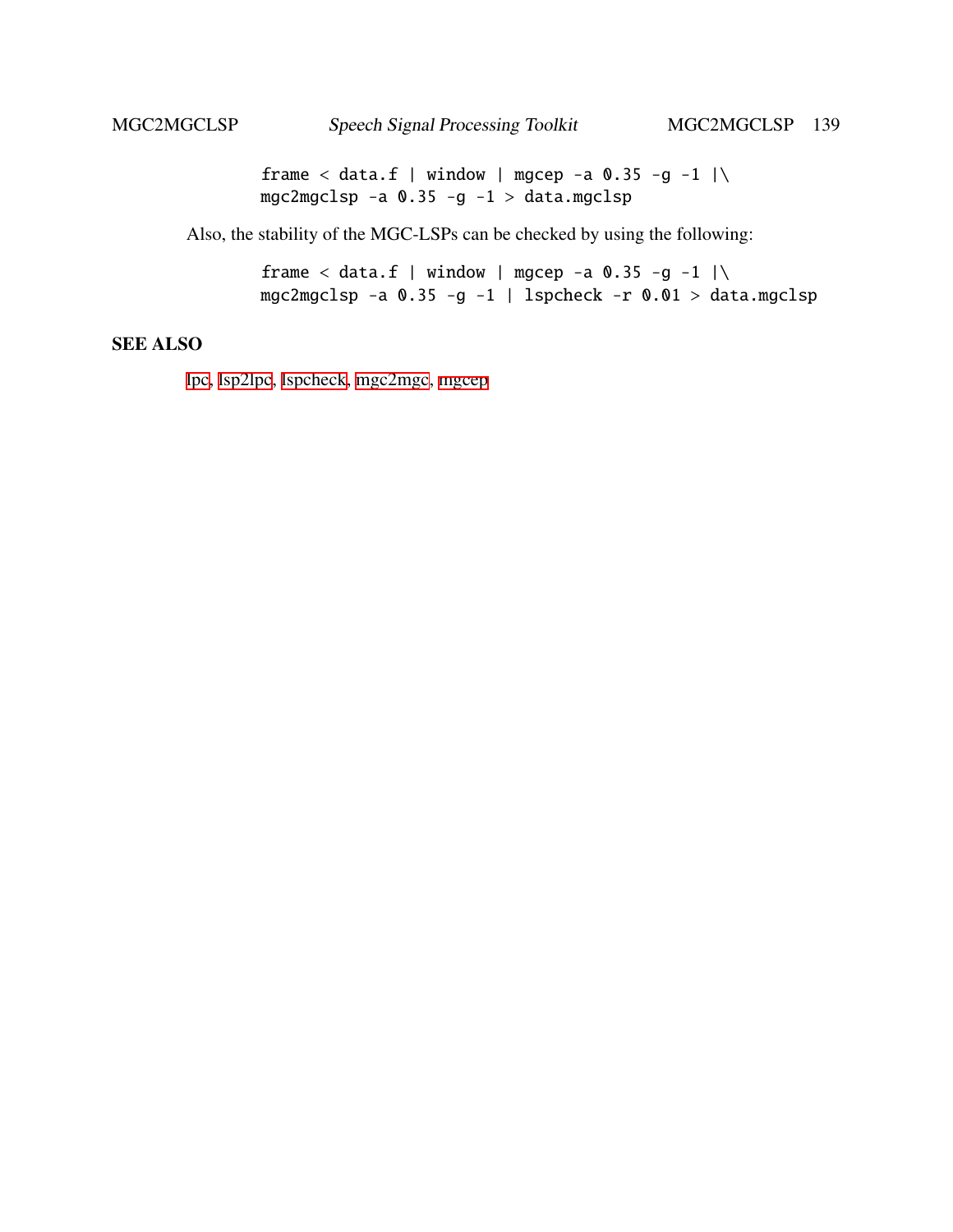```
frame < data.f | window | mgcep -a 0.35 -g -1 |\
mgc2mgclsp -a 0.35 -g -1 > data.mgclsp
```

Also, the stability of the MGC-LSPs can be checked by using the following:

```
frame < data.f | window | mgcep -a 0.35 -g -1 |\
mgc2mgclsp -a 0.35 -g -1 | lspcheck -r 0.01 > data.mgclsp
```

## SEE ALSO

lpc, lsp2lpc, lspcheck, mgc2mgc, mgcep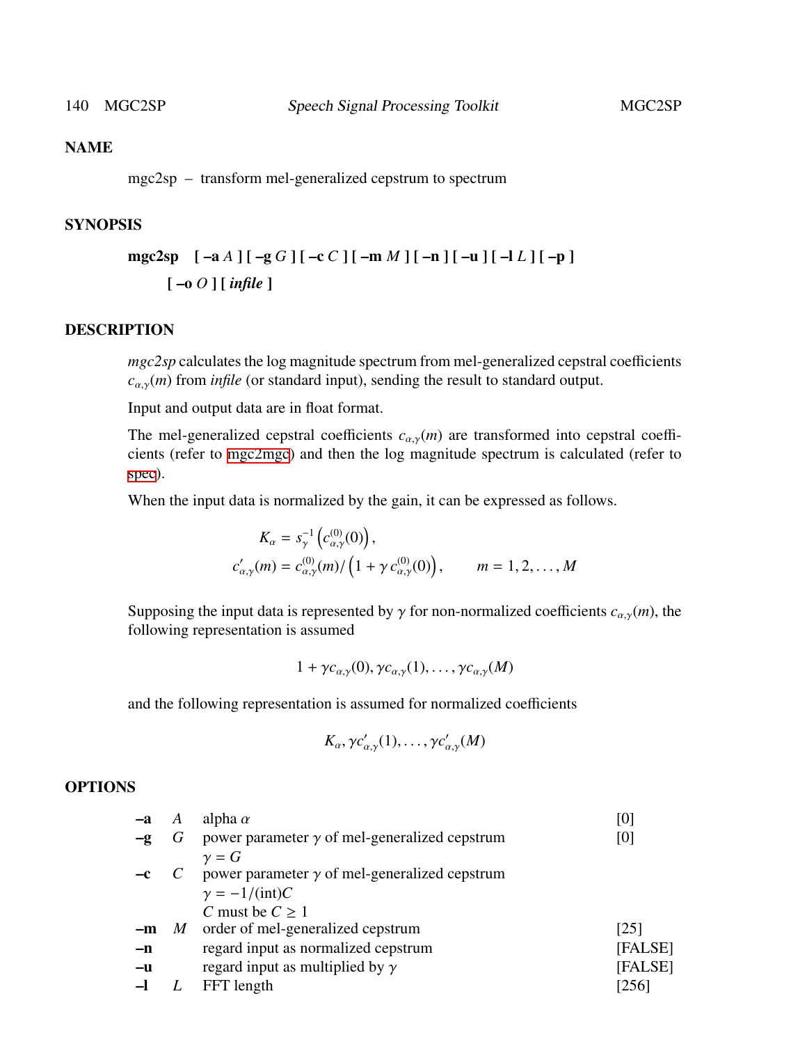## NAME

mgc2sp – transform mel-generalized cepstrum to spectrum

## SYNOPSIS

**mgc2sp** [ **–a** *A* ] [ **–g** *G* ] [ **–c** *C* ] [ **–m** *M* ] [ **–n** ] [ **–u** ] [ **–l** *L* ] [ **–p** ] [ **–o** *O* ] [ ***infile*** ]

## DESCRIPTION

*mgc2sp* calculates the log magnitude spectrum from mel-generalized cepstral coefficients $c_{\alpha,\gamma}(m)$ from *infile* (or standard input), sending the result to standard output.

Input and output data are in float format.

The mel-generalized cepstral coefficients $c_{\alpha,\gamma}(m)$ are transformed into cepstral coefficients (refer to mgc2mgc) and then the log magnitude spectrum is calculated (refer to spec).

When the input data is normalized by the gain, it can be expressed as follows.

$$K_\alpha = s_\gamma^{-1}\left(c_{\alpha,\gamma}^{(0)}(0)\right),$$
$$c'_{\alpha,\gamma}(m) = c_{\alpha,\gamma}^{(0)}(m)/\left(1+\gamma\, c_{\alpha,\gamma}^{(0)}(0)\right), \qquad m = 1,2,\ldots,M$$

Supposing the input data is represented by $\gamma$ for non-normalized coefficients $c_{\alpha,\gamma}(m)$, the following representation is assumed

$$1+\gamma c_{\alpha,\gamma}(0), \gamma c_{\alpha,\gamma}(1), \ldots, \gamma c_{\alpha,\gamma}(M)$$

and the following representation is assumed for normalized coefficients

$$K_\alpha, \gamma c'_{\alpha,\gamma}(1), \ldots, \gamma c'_{\alpha,\gamma}(M)$$

## OPTIONS

| | | | |
|---|---|---|---|
| **–a** | *A* | alpha $\alpha$ | [0] |
| **–g** | *G* | power parameter $\gamma$ of mel-generalized cepstrum<br>$\gamma = G$ | [0] |
| **–c** | *C* | power parameter $\gamma$ of mel-generalized cepstrum<br>$\gamma = -1/(\text{int})C$<br>$C$ must be $C \geq 1$ | |
| **–m** | *M* | order of mel-generalized cepstrum | [25] |
| **–n** | | regard input as normalized cepstrum | [FALSE] |
| **–u** | | regard input as multiplied by $\gamma$ | [FALSE] |
| **–l** | *L* | FFT length | [256] |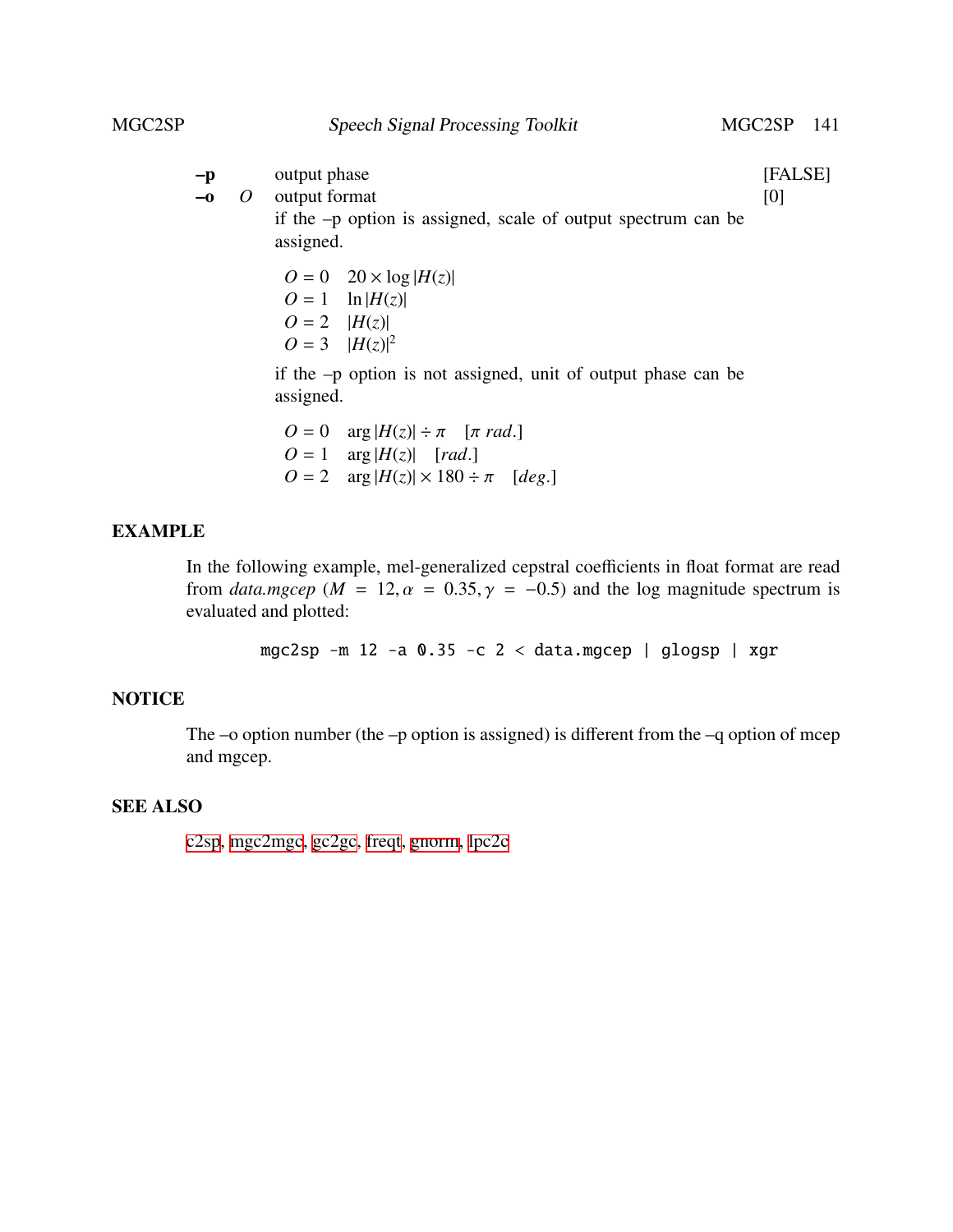**–p** output phase [FALSE]

**–o** *O* output format [0]

if the –p option is assigned, scale of output spectrum can be assigned.

| | |
|---|---|
| $O = 0$ | $20 \times \log \lvert H(z) \rvert$ |
| $O = 1$ | $\ln \lvert H(z) \rvert$ |
| $O = 2$ | $\lvert H(z) \rvert$ |
| $O = 3$ | $\lvert H(z) \rvert^2$ |

if the –p option is not assigned, unit of output phase can be assigned.

| | |
|---|---|
| $O = 0$ | $\arg \lvert H(z) \rvert \div \pi \quad [\pi\ rad.]$ |
| $O = 1$ | $\arg \lvert H(z) \rvert \quad [rad.]$ |
| $O = 2$ | $\arg \lvert H(z) \rvert \times 180 \div \pi \quad [deg.]$ |

## EXAMPLE

In the following example, mel-generalized cepstral coefficients in float format are read from *data.mgcep* ($M = 12, \alpha = 0.35, \gamma = -0.5$) and the log magnitude spectrum is evaluated and plotted:

```
mgc2sp -m 12 -a 0.35 -c 2 < data.mgcep | glogsp | xgr
```

## NOTICE

The –o option number (the –p option is assigned) is different from the –q option of mcep and mgcep.

## SEE ALSO

c2sp, mgc2mgc, gc2gc, freqt, gnorm, lpc2c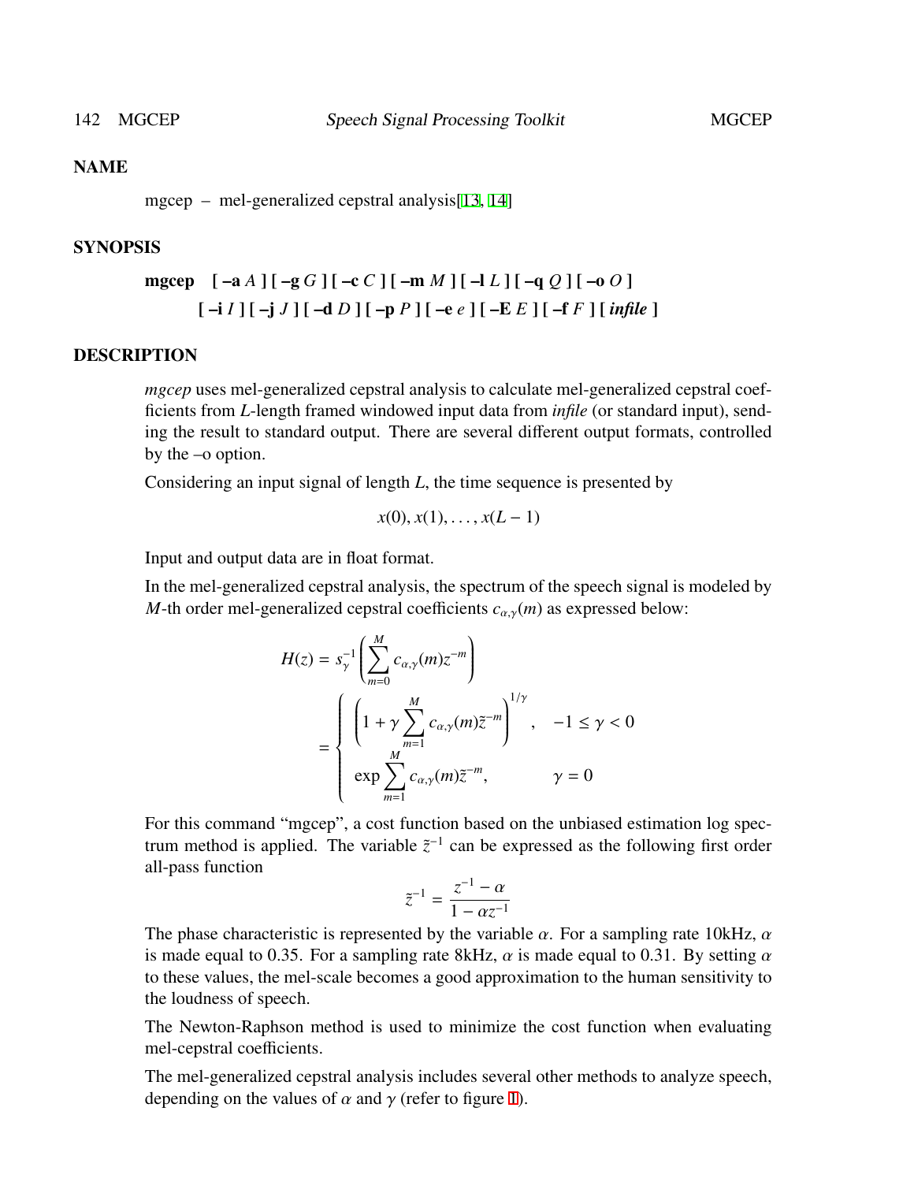## NAME

mgcep – mel-generalized cepstral analysis[13, 14]

## SYNOPSIS

**mgcep** [ **–a** *A* ] [ **–g** *G* ] [ **–c** *C* ] [ **–m** *M* ] [ **–l** *L* ] [ **–q** *Q* ] [ **–o** *O* ]
[ **–i** *I* ] [ **–j** *J* ] [ **–d** *D* ] [ **–p** *P* ] [ **–e** *e* ] [ **–E** *E* ] [ **–f** *F* ] [ ***infile*** ]

## DESCRIPTION

*mgcep* uses mel-generalized cepstral analysis to calculate mel-generalized cepstral coefficients from $L$-length framed windowed input data from *infile* (or standard input), sending the result to standard output. There are several different output formats, controlled by the –o option.

Considering an input signal of length $L$, the time sequence is presented by

$$x(0), x(1), \ldots, x(L-1)$$

Input and output data are in float format.

In the mel-generalized cepstral analysis, the spectrum of the speech signal is modeled by $M$-th order mel-generalized cepstral coefficients $c_{\alpha,\gamma}(m)$ as expressed below:

$$
\begin{aligned}
H(z) &= s_\gamma^{-1}\left(\sum_{m=0}^{M} c_{\alpha,\gamma}(m) z^{-m}\right) \\
&= \begin{cases} \left(1 + \gamma \displaystyle\sum_{m=1}^{M} c_{\alpha,\gamma}(m)\tilde{z}^{-m}\right)^{1/\gamma}, & -1 \le \gamma < 0 \\ \exp \displaystyle\sum_{m=1}^{M} c_{\alpha,\gamma}(m)\tilde{z}^{-m}, & \gamma = 0 \end{cases}
\end{aligned}
$$

For this command "mgcep", a cost function based on the unbiased estimation log spectrum method is applied. The variable $\tilde{z}^{-1}$ can be expressed as the following first order all-pass function

$$\tilde{z}^{-1} = \frac{z^{-1} - \alpha}{1 - \alpha z^{-1}}$$

The phase characteristic is represented by the variable $\alpha$. For a sampling rate 10kHz, $\alpha$ is made equal to 0.35. For a sampling rate 8kHz, $\alpha$ is made equal to 0.31. By setting $\alpha$ to these values, the mel-scale becomes a good approximation to the human sensitivity to the loudness of speech.

The Newton-Raphson method is used to minimize the cost function when evaluating mel-cepstral coefficients.

The mel-generalized cepstral analysis includes several other methods to analyze speech, depending on the values of $\alpha$ and $\gamma$ (refer to figure 1).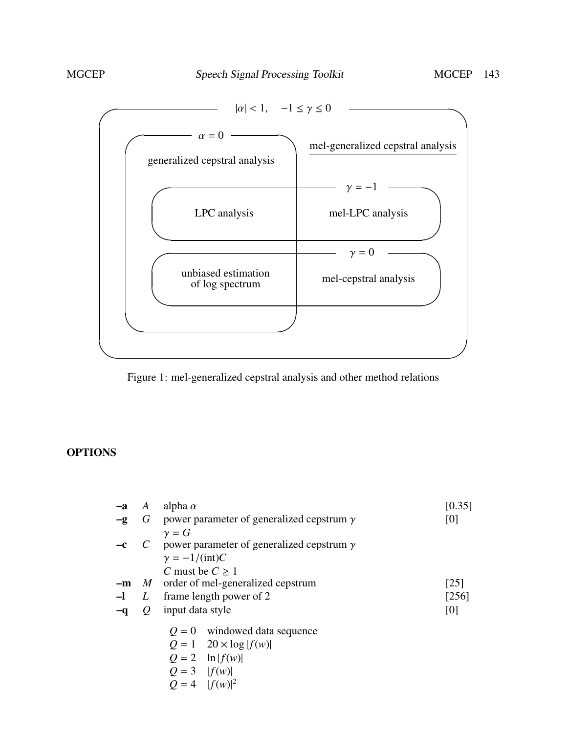$|\alpha| < 1, \quad -1 \le \gamma \le 0$

$\alpha = 0$

generalized cepstral analysis

mel-generalized cepstral analysis

$\gamma = -1$

LPC analysis

mel-LPC analysis

$\gamma = 0$

unbiased estimation of log spectrum

mel-cepstral analysis

Figure 1: mel-generalized cepstral analysis and other method relations

## OPTIONS

| | | | |
|---|---|---|---|
| **–a** | *A* | alpha $\alpha$ | [0.35] |
| **–g** | *G* | power parameter of generalized cepstrum $\gamma$ <br> $\gamma = G$ | [0] |
| **–c** | *C* | power parameter of generalized cepstrum $\gamma$ <br> $\gamma = -1/(\text{int})C$ <br> $C$ must be $C \ge 1$ | |
| **–m** | *M* | order of mel-generalized cepstrum | [25] |
| **–l** | *L* | frame length power of 2 | [256] |
| **–q** | *Q* | input data style | [0] |

$Q = 0$ windowed data sequence
$Q = 1$ $20 \times \log|f(w)|$
$Q = 2$ $\ln|f(w)|$
$Q = 3$ $|f(w)|$
$Q = 4$ $|f(w)|^2$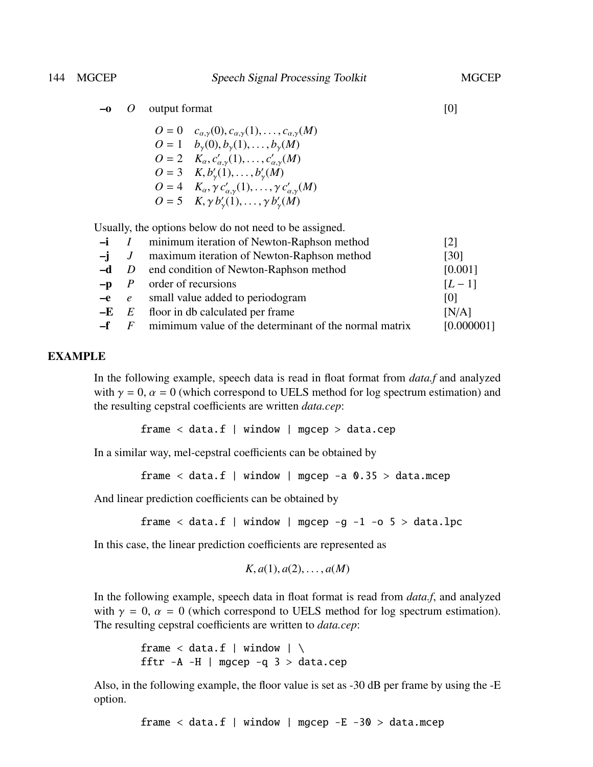| | | | |
|---|---|---|---|
| **–o** | $O$ | output format | [0] |

$O = 0 \quad c_{\alpha,\gamma}(0), c_{\alpha,\gamma}(1), \ldots, c_{\alpha,\gamma}(M)$
$O = 1 \quad b_\gamma(0), b_\gamma(1), \ldots, b_\gamma(M)$
$O = 2 \quad K_\alpha, c'_{\alpha,\gamma}(1), \ldots, c'_{\alpha,\gamma}(M)$
$O = 3 \quad K, b'_\gamma(1), \ldots, b'_\gamma(M)$
$O = 4 \quad K_\alpha, \gamma\, c'_{\alpha,\gamma}(1), \ldots, \gamma\, c'_{\alpha,\gamma}(M)$
$O = 5 \quad K, \gamma\, b'_\gamma(1), \ldots, \gamma\, b'_\gamma(M)$

Usually, the options below do not need to be assigned.

| | | | |
|---|---|---|---|
| **–i** | $I$ | minimum iteration of Newton-Raphson method | [2] |
| **–j** | $J$ | maximum iteration of Newton-Raphson method | [30] |
| **–d** | $D$ | end condition of Newton-Raphson method | [0.001] |
| **–p** | $P$ | order of recursions | [$L-1$] |
| **–e** | $e$ | small value added to periodogram | [0] |
| **–E** | $E$ | floor in db calculated per frame | [N/A] |
| **–f** | $F$ | mimimum value of the determinant of the normal matrix | [0.000001] |

## EXAMPLE

In the following example, speech data is read in float format from *data.f* and analyzed with $\gamma = 0$, $\alpha = 0$ (which correspond to UELS method for log spectrum estimation) and the resulting cepstral coefficients are written *data.cep*:

```
frame < data.f | window | mgcep > data.cep
```

In a similar way, mel-cepstral coefficients can be obtained by

```
frame < data.f | window | mgcep -a 0.35 > data.mcep
```

And linear prediction coefficients can be obtained by

```
frame < data.f | window | mgcep -g -1 -o 5 > data.lpc
```

In this case, the linear prediction coefficients are represented as

$$K, a(1), a(2), \ldots, a(M)$$

In the following example, speech data in float format is read from *data.f*, and analyzed with $\gamma = 0$, $\alpha = 0$ (which correspond to UELS method for log spectrum estimation). The resulting cepstral coefficients are written to *data.cep*:

```
frame < data.f | window | \
fftr -A -H | mgcep -q 3 > data.cep
```

Also, in the following example, the floor value is set as -30 dB per frame by using the -E option.

```
frame < data.f | window | mgcep -E -30 > data.mcep
```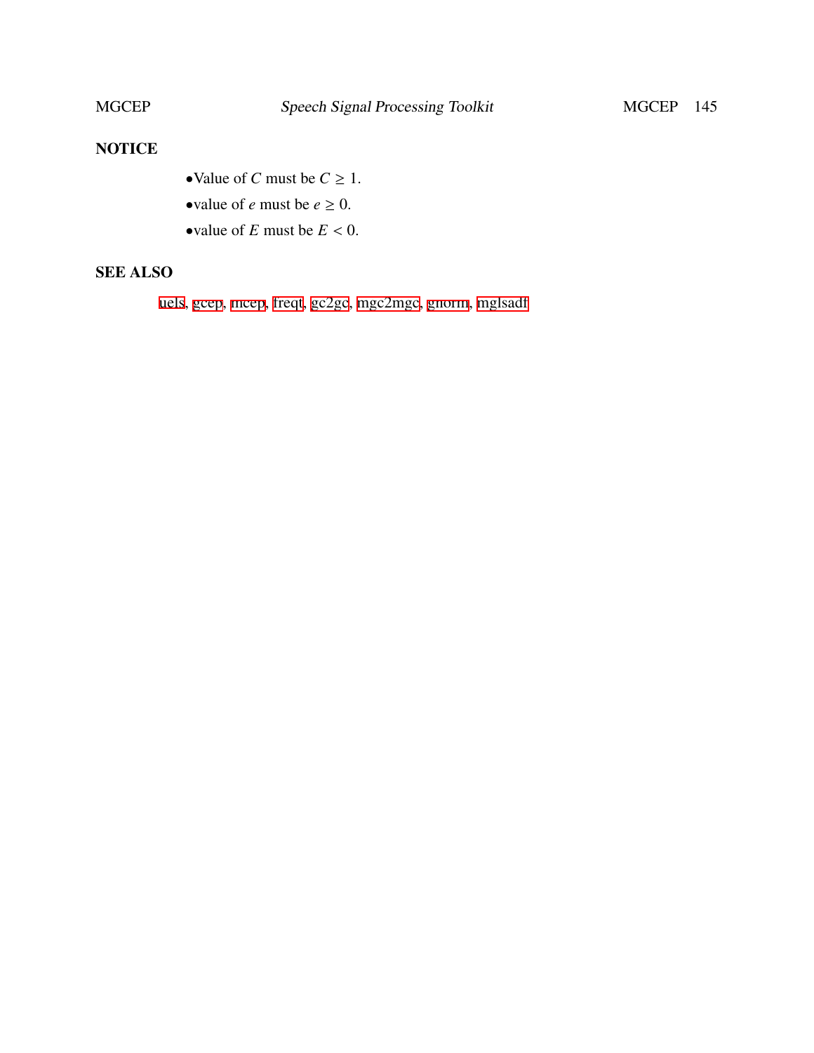## NOTICE

- Value of $C$ must be $C \geq 1$.
- value of $e$ must be $e \geq 0$.
- value of $E$ must be $E < 0$.

## SEE ALSO

uels, gcep, mcep, freqt, gc2gc, mgc2mgc, gnorm, mglsadf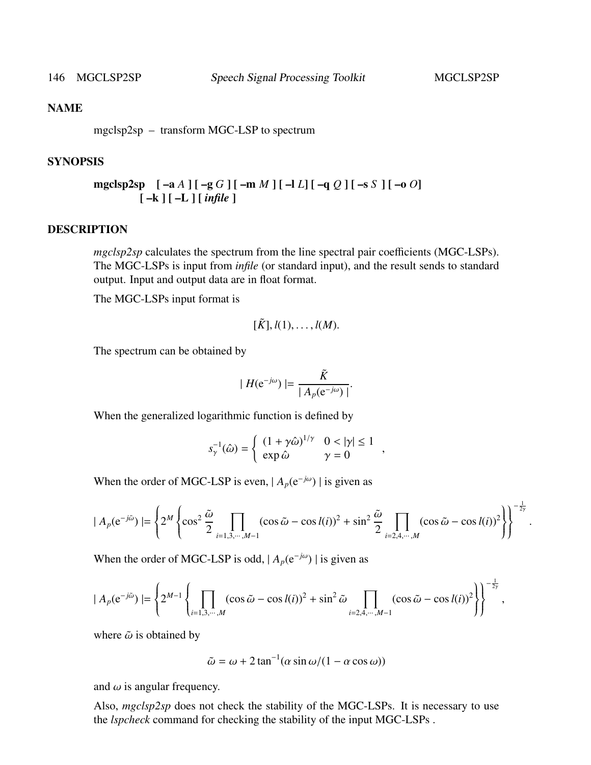## NAME

mgclsp2sp – transform MGC-LSP to spectrum

## SYNOPSIS

**mgclsp2sp [ –a** *A* **] [ –g** *G* **] [ –m** *M* **] [ –l** *L***] [ –q** *Q* **] [ –s** *S* **] [ –o** *O***] [ –k ] [ –L ] [** ***infile*** **]**

## DESCRIPTION

*mgclsp2sp* calculates the spectrum from the line spectral pair coefficients (MGC-LSPs). The MGC-LSPs is input from *infile* (or standard input), and the result sends to standard output. Input and output data are in float format.

The MGC-LSPs input format is

$$[\tilde{K}], l(1), \ldots, l(M).$$

The spectrum can be obtained by

$$\mid H(\mathrm{e}^{-j\omega}) \mid = \frac{\tilde{K}}{\mid A_p(\mathrm{e}^{-j\omega}) \mid}.$$

When the generalized logarithmic function is defined by

$$s_\gamma^{-1}(\hat{\omega}) = \begin{cases} (1+\gamma\hat{\omega})^{1/\gamma} & 0 < |\gamma| \leq 1 \\ \exp\hat{\omega} & \gamma = 0 \end{cases},$$

When the order of MGC-LSP is even, $\mid A_p(\mathrm{e}^{-j\omega}) \mid$ is given as

$$\mid A_p(\mathrm{e}^{-j\tilde{\omega}}) \mid = \left\{ 2^M \left\{ \cos^2\frac{\tilde{\omega}}{2} \prod_{i=1,3,\cdots,M-1} (\cos\tilde{\omega} - \cos l(i))^2 + \sin^2\frac{\tilde{\omega}}{2} \prod_{i=2,4,\cdots,M} (\cos\tilde{\omega} - \cos l(i))^2 \right\} \right\}^{-\frac{1}{2\gamma}}.$$

When the order of MGC-LSP is odd, $\mid A_p(\mathrm{e}^{-j\omega}) \mid$ is given as

$$\mid A_p(\mathrm{e}^{-j\tilde{\omega}}) \mid = \left\{ 2^{M-1} \left\{ \prod_{i=1,3,\cdots,M} (\cos\tilde{\omega} - \cos l(i))^2 + \sin^2\tilde{\omega} \prod_{i=2,4,\cdots,M-1} (\cos\tilde{\omega} - \cos l(i))^2 \right\} \right\}^{-\frac{1}{2\gamma}},$$

where $\tilde{\omega}$ is obtained by

$$\tilde{\omega} = \omega + 2\tan^{-1}(\alpha\sin\omega/(1-\alpha\cos\omega))$$

and $\omega$ is angular frequency.

Also, *mgclsp2sp* does not check the stability of the MGC-LSPs. It is necessary to use the *lspcheck* command for checking the stability of the input MGC-LSPs .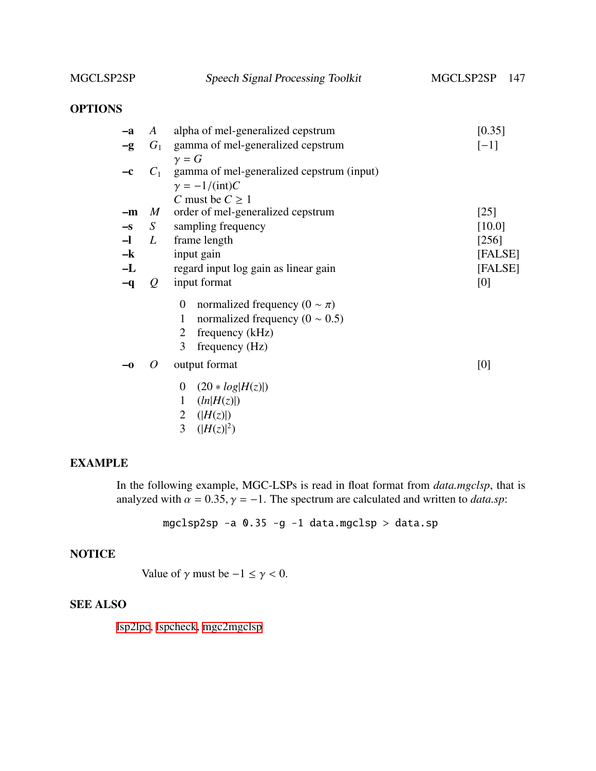## OPTIONS

| | | | |
|---|---|---|---|
| **–a** | *A* | alpha of mel-generalized cepstrum | [0.35] |
| **–g** | $G_1$ | gamma of mel-generalized cepstrum<br>$\gamma = G$ | [−1] |
| **–c** | $C_1$ | gamma of mel-generalized cepstrum (input)<br>$\gamma = -1/(\text{int})C$<br>$C$ must be $C \geq 1$ | |
| **–m** | *M* | order of mel-generalized cepstrum | [25] |
| **–s** | *S* | sampling frequency | [10.0] |
| **–l** | *L* | frame length | [256] |
| **–k** | | input gain | [FALSE] |
| **–L** | | regard input log gain as linear gain | [FALSE] |
| **–q** | *Q* | input format<br>0 normalized frequency ($0 \sim \pi$)<br>1 normalized frequency ($0 \sim 0.5$)<br>2 frequency (kHz)<br>3 frequency (Hz) | [0] |
| **–o** | *O* | output format<br>0 ($20 * log\|H(z)\|$)<br>1 ($ln\|H(z)\|$)<br>2 ($\|H(z)\|$)<br>3 ($\|H(z)\|^2$) | [0] |

## EXAMPLE

In the following example, MGC-LSPs is read in float format from *data.mgclsp*, that is analyzed with $\alpha = 0.35, \gamma = -1$. The spectrum are calculated and written to *data.sp*:

```
mgclsp2sp -a 0.35 -g -1 data.mgclsp > data.sp
```

## NOTICE

Value of $\gamma$ must be $-1 \leq \gamma < 0$.

## SEE ALSO

lsp2lpc, lspcheck, mgc2mgclsp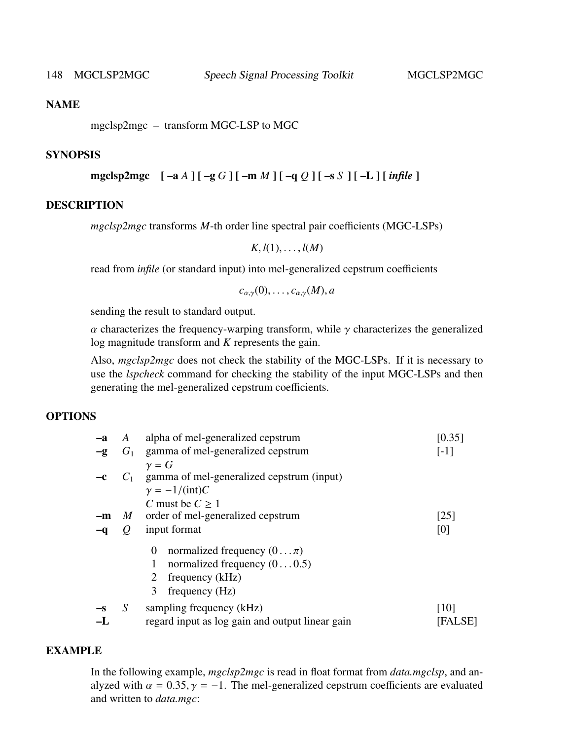## NAME

mgclsp2mgc – transform MGC-LSP to MGC

## SYNOPSIS

**mgclsp2mgc** **[ –a** *A* **] [ –g** *G* **] [ –m** *M* **] [ –q** *Q* **] [ –s** *S* **] [ –L ] [** ***infile*** **]**

## DESCRIPTION

*mgclsp2mgc* transforms $M$-th order line spectral pair coefficients (MGC-LSPs)

$$K, l(1), \ldots, l(M)$$

read from *infile* (or standard input) into mel-generalized cepstrum coefficients

$$c_{\alpha,\gamma}(0), \ldots, c_{\alpha,\gamma}(M), a$$

sending the result to standard output.

$\alpha$ characterizes the frequency-warping transform, while $\gamma$ characterizes the generalized log magnitude transform and $K$ represents the gain.

Also, *mgclsp2mgc* does not check the stability of the MGC-LSPs. If it is necessary to use the *lspcheck* command for checking the stability of the input MGC-LSPs and then generating the mel-generalized cepstrum coefficients.

## OPTIONS

| Option | Argument | Description | Default |
|---|---|---|---|
| **–a** | $A$ | alpha of mel-generalized cepstrum | [0.35] |
| **–g** | $G_1$ | gamma of mel-generalized cepstrum<br>$\gamma = G$ | [-1] |
| **–c** | $C_1$ | gamma of mel-generalized cepstrum (input)<br>$\gamma = -1/(\text{int})C$<br>$C$ must be $C \geq 1$ | |
| **–m** | $M$ | order of mel-generalized cepstrum | [25] |
| **–q** | $Q$ | input format<br>0 normalized frequency $(0 \ldots \pi)$<br>1 normalized frequency $(0 \ldots 0.5)$<br>2 frequency (kHz)<br>3 frequency (Hz) | [0] |
| **–s** | $S$ | sampling frequency (kHz) | [10] |
| **–L** | | regard input as log gain and output linear gain | [FALSE] |

## EXAMPLE

In the following example, *mgclsp2mgc* is read in float format from *data.mgclsp*, and analyzed with $\alpha = 0.35, \gamma = -1$. The mel-generalized cepstrum coefficients are evaluated and written to *data.mgc*: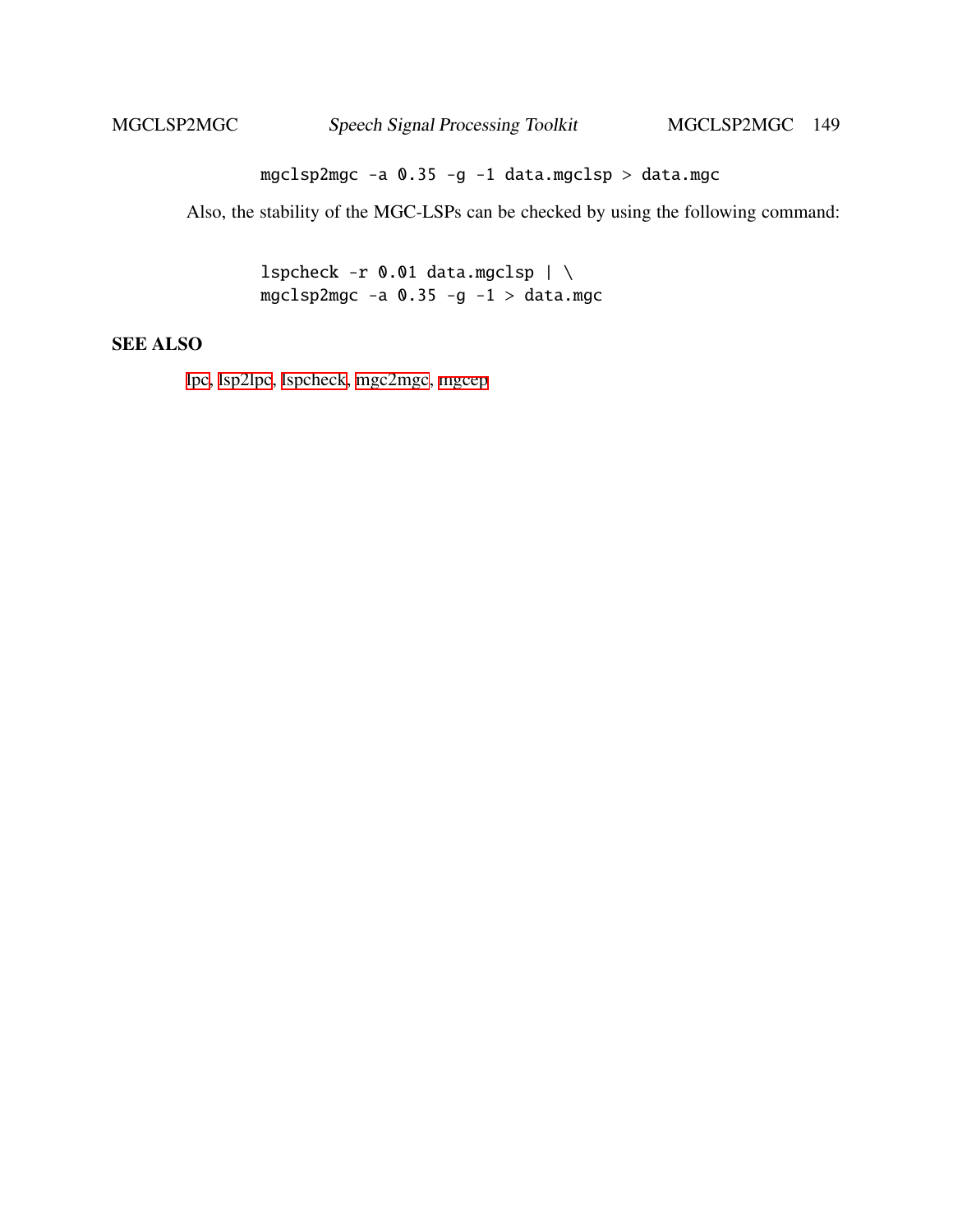```
mgclsp2mgc -a 0.35 -g -1 data.mgclsp > data.mgc
```

Also, the stability of the MGC-LSPs can be checked by using the following command:

```
lspcheck -r 0.01 data.mgclsp | \
mgclsp2mgc -a 0.35 -g -1 > data.mgc
```

## SEE ALSO

lpc, lsp2lpc, lspcheck, mgc2mgc, mgcep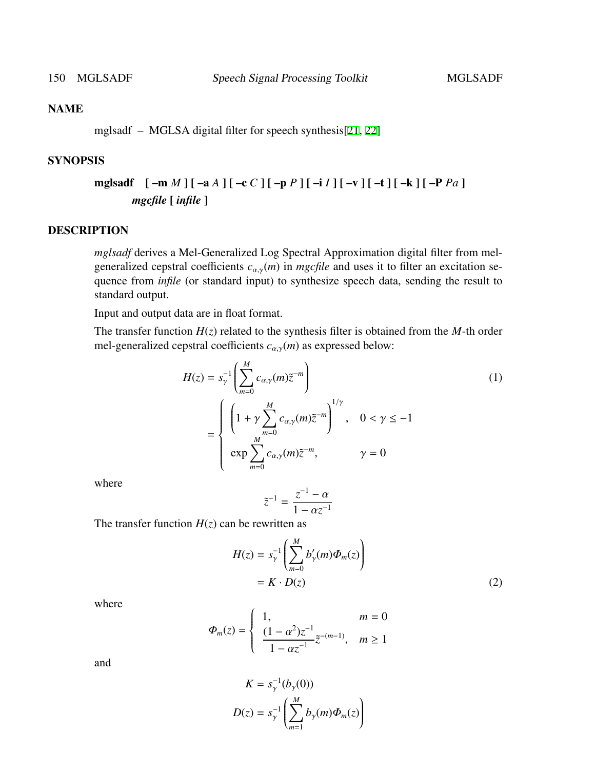## NAME

mglsadf – MGLSA digital filter for speech synthesis[21, 22]

## SYNOPSIS

**mglsadf** **[ –m** *M* **] [ –a** *A* **] [ –c** *C* **] [ –p** *P* **] [ –i** *I* **] [ –v ] [ –t ] [ –k ] [ –P** *Pa* **]** ***mgcfile*** **[** ***infile*** **]**

## DESCRIPTION

*mglsadf* derives a Mel-Generalized Log Spectral Approximation digital filter from mel-generalized cepstral coefficients $c_{\alpha,\gamma}(m)$ in *mgcfile* and uses it to filter an excitation sequence from *infile* (or standard input) to synthesize speech data, sending the result to standard output.

Input and output data are in float format.

The transfer function $H(z)$ related to the synthesis filter is obtained from the $M$-th order mel-generalized cepstral coefficients $c_{\alpha,\gamma}(m)$ as expressed below:

$$
\begin{aligned}
H(z) &= s_\gamma^{-1}\left(\sum_{m=0}^{M} c_{\alpha,\gamma}(m)\tilde{z}^{-m}\right) && (1)\\
&= \begin{cases} \left(1+\gamma\displaystyle\sum_{m=0}^{M} c_{\alpha,\gamma}(m)\tilde{z}^{-m}\right)^{1/\gamma}, & 0 < \gamma \leq -1 \\ \exp\displaystyle\sum_{m=0}^{M} c_{\alpha,\gamma}(m)\tilde{z}^{-m}, & \gamma = 0 \end{cases}
\end{aligned}
$$

where

$$
\tilde{z}^{-1} = \frac{z^{-1}-\alpha}{1-\alpha z^{-1}}
$$

The transfer function $H(z)$ can be rewritten as

$$
\begin{aligned}
H(z) &= s_\gamma^{-1}\left(\sum_{m=0}^{M} b'_\gamma(m)\Phi_m(z)\right)\\
&= K \cdot D(z) && (2)
\end{aligned}
$$

where

$$
\Phi_m(z) = \begin{cases} 1, & m = 0 \\ \dfrac{(1-\alpha^2)z^{-1}}{1-\alpha z^{-1}}\tilde{z}^{-(m-1)}, & m \geq 1 \end{cases}
$$

and

$$
\begin{aligned}
K &= s_\gamma^{-1}(b_\gamma(0))\\
D(z) &= s_\gamma^{-1}\left(\sum_{m=1}^{M} b_\gamma(m)\Phi_m(z)\right)
\end{aligned}
$$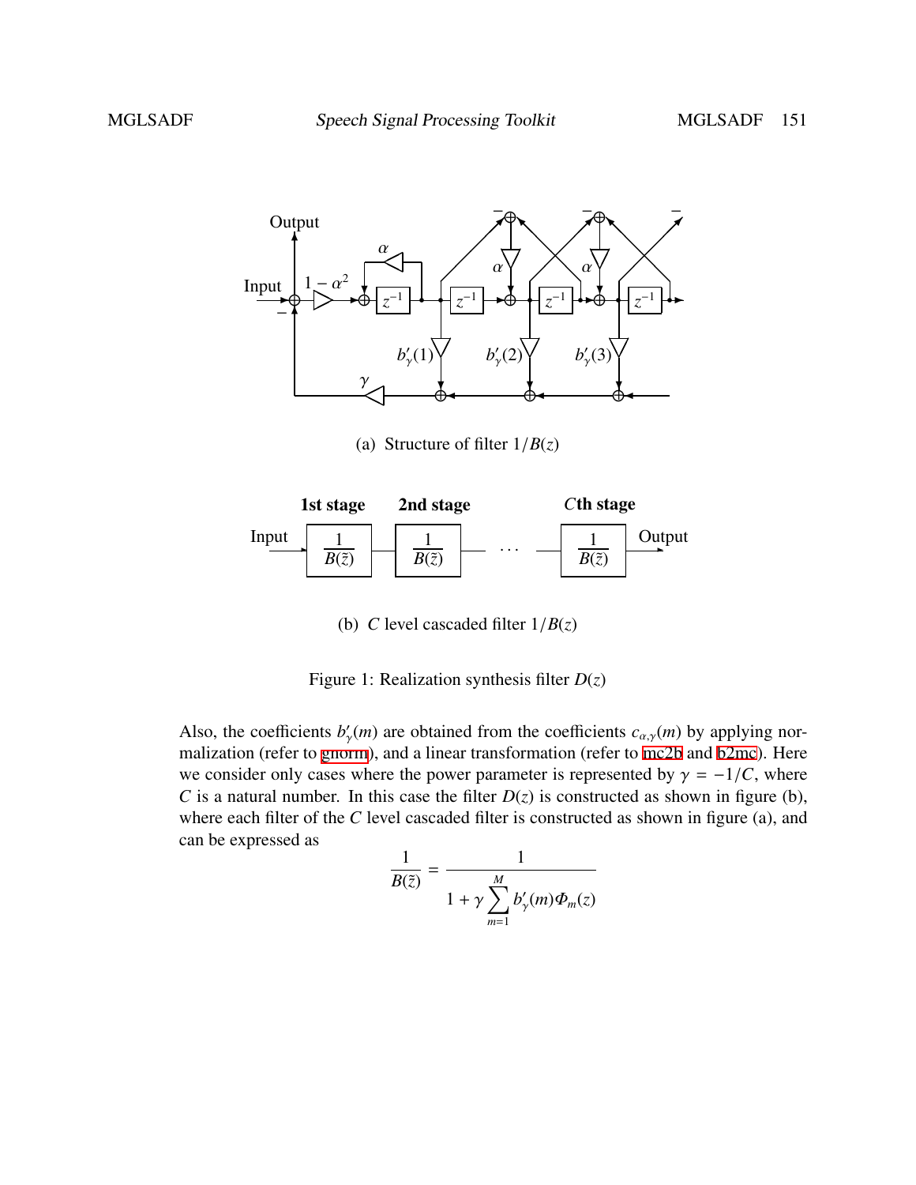(a) Structure of filter $1/B(z)$

(b) $C$ level cascaded filter $1/B(z)$

Figure 1: Realization synthesis filter $D(z)$

Also, the coefficients $b'_\gamma(m)$ are obtained from the coefficients $c_{\alpha,\gamma}(m)$ by applying normalization (refer to gnorm), and a linear transformation (refer to mc2b and b2mc). Here we consider only cases where the power parameter is represented by $\gamma = -1/C$, where $C$ is a natural number. In this case the filter $D(z)$ is constructed as shown in figure (b), where each filter of the $C$ level cascaded filter is constructed as shown in figure (a), and can be expressed as

$$\frac{1}{B(\tilde{z})} = \frac{1}{1 + \gamma \sum_{m=1}^{M} b'_\gamma(m) \Phi_m(z)}$$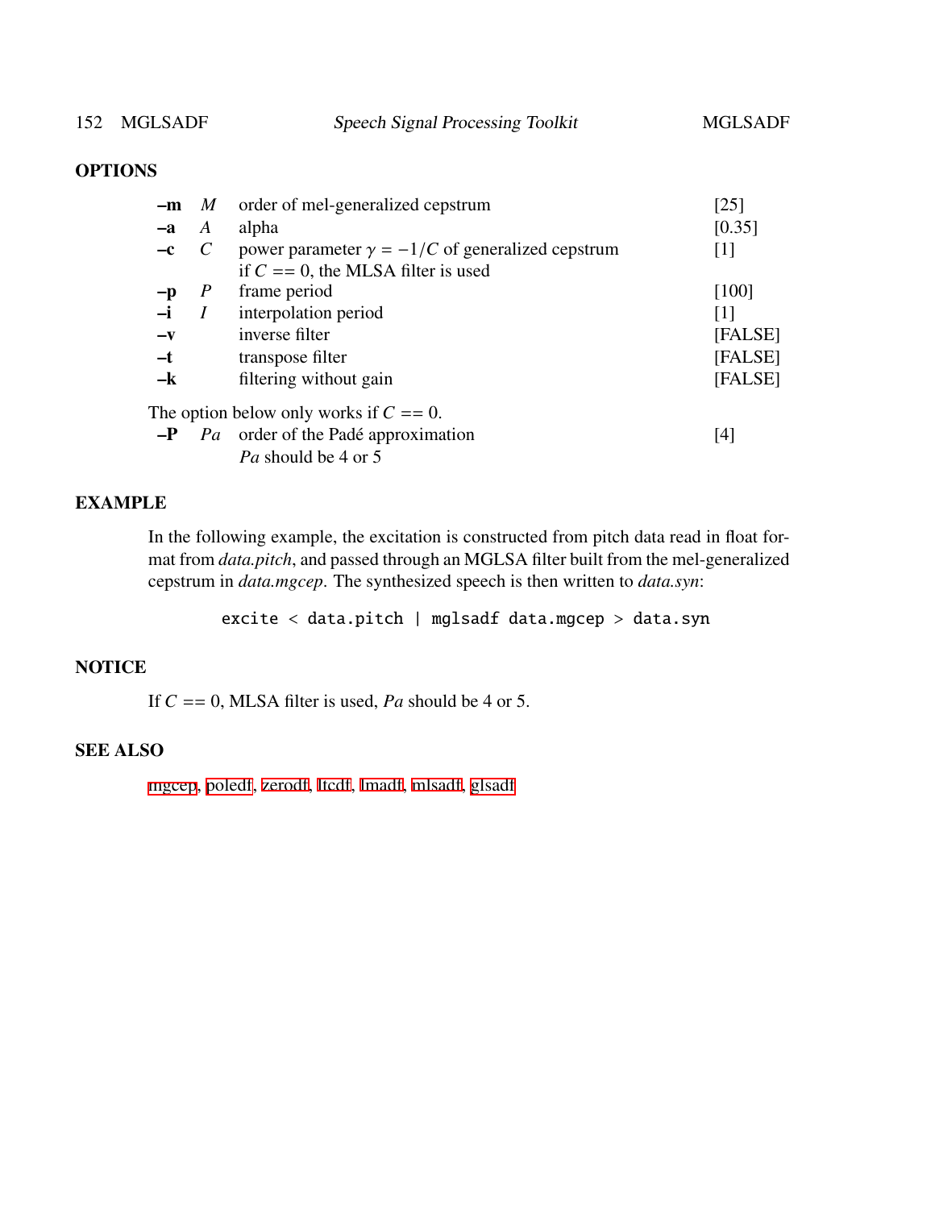## OPTIONS

| | | | |
|---|---|---|---|
| **–m** | *M* | order of mel-generalized cepstrum | [25] |
| **–a** | *A* | alpha | [0.35] |
| **–c** | *C* | power parameter $\gamma = -1/C$ of generalized cepstrum<br>if $C == 0$, the MLSA filter is used | [1] |
| **–p** | *P* | frame period | [100] |
| **–i** | *I* | interpolation period | [1] |
| **–v** | | inverse filter | [FALSE] |
| **–t** | | transpose filter | [FALSE] |
| **–k** | | filtering without gain | [FALSE] |

The option below only works if $C == 0$.

| | | | |
|---|---|---|---|
| **–P** | *Pa* | order of the Padé approximation<br>*Pa* should be 4 or 5 | [4] |

## EXAMPLE

In the following example, the excitation is constructed from pitch data read in float format from *data.pitch*, and passed through an MGLSA filter built from the mel-generalized cepstrum in *data.mgcep*. The synthesized speech is then written to *data.syn*:

```
excite < data.pitch | mglsadf data.mgcep > data.syn
```

## NOTICE

If $C == 0$, MLSA filter is used, *Pa* should be 4 or 5.

## SEE ALSO

mgcep, poledf, zerodf, ltcdf, lmadf, mlsadf, glsadf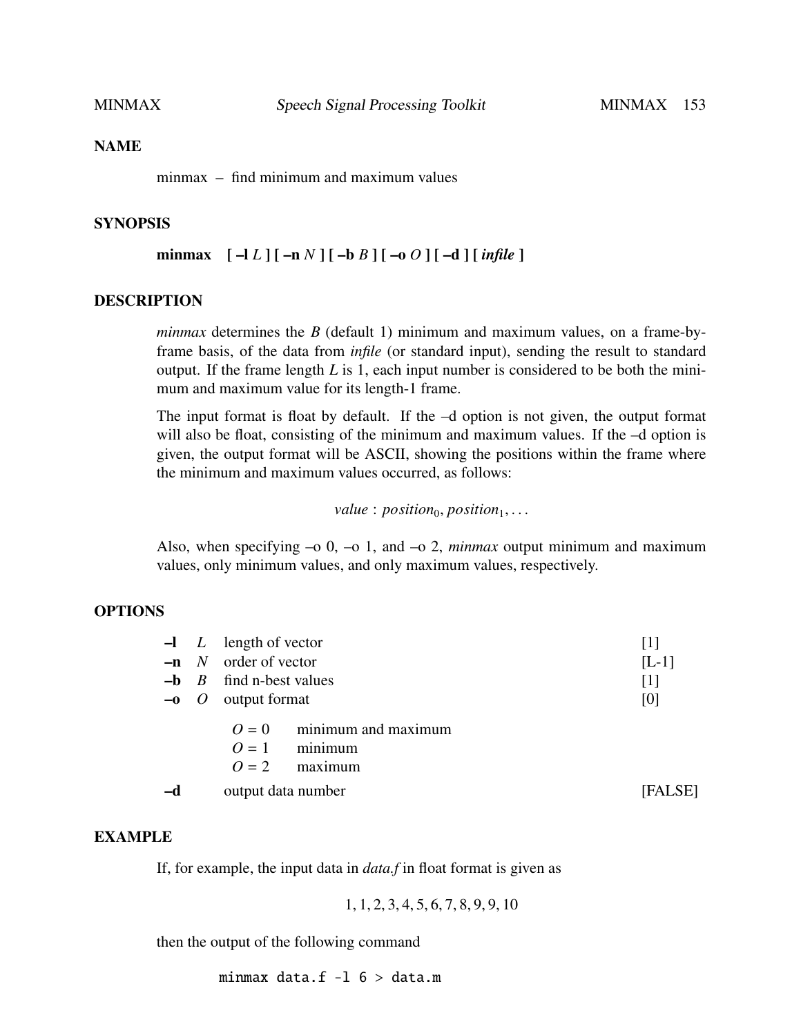## NAME

minmax – find minimum and maximum values

## SYNOPSIS

**minmax [ –l** *L* **] [ –n** *N* **] [ –b** *B* **] [ –o** *O* **] [ –d ] [** ***infile*** **]**

## DESCRIPTION

*minmax* determines the *B* (default 1) minimum and maximum values, on a frame-by-frame basis, of the data from *infile* (or standard input), sending the result to standard output. If the frame length *L* is 1, each input number is considered to be both the minimum and maximum value for its length-1 frame.

The input format is float by default. If the –d option is not given, the output format will also be float, consisting of the minimum and maximum values. If the –d option is given, the output format will be ASCII, showing the positions within the frame where the minimum and maximum values occurred, as follows:

$$value : position_0, position_1, \ldots$$

Also, when specifying –o 0, –o 1, and –o 2, *minmax* output minimum and maximum values, only minimum values, and only maximum values, respectively.

## OPTIONS

| | | | |
|---|---|---|---|
| **–l** | *L* | length of vector | [1] |
| **–n** | *N* | order of vector | [L-1] |
| **–b** | *B* | find n-best values | [1] |
| **–o** | *O* | output format | [0] |
| | | $O = 0$ minimum and maximum | |
| | | $O = 1$ minimum | |
| | | $O = 2$ maximum | |
| **–d** | | output data number | [FALSE] |

## EXAMPLE

If, for example, the input data in *data.f* in float format is given as

1, 1, 2, 3, 4, 5, 6, 7, 8, 9, 9, 10

then the output of the following command

```
minmax data.f -l 6 > data.m
```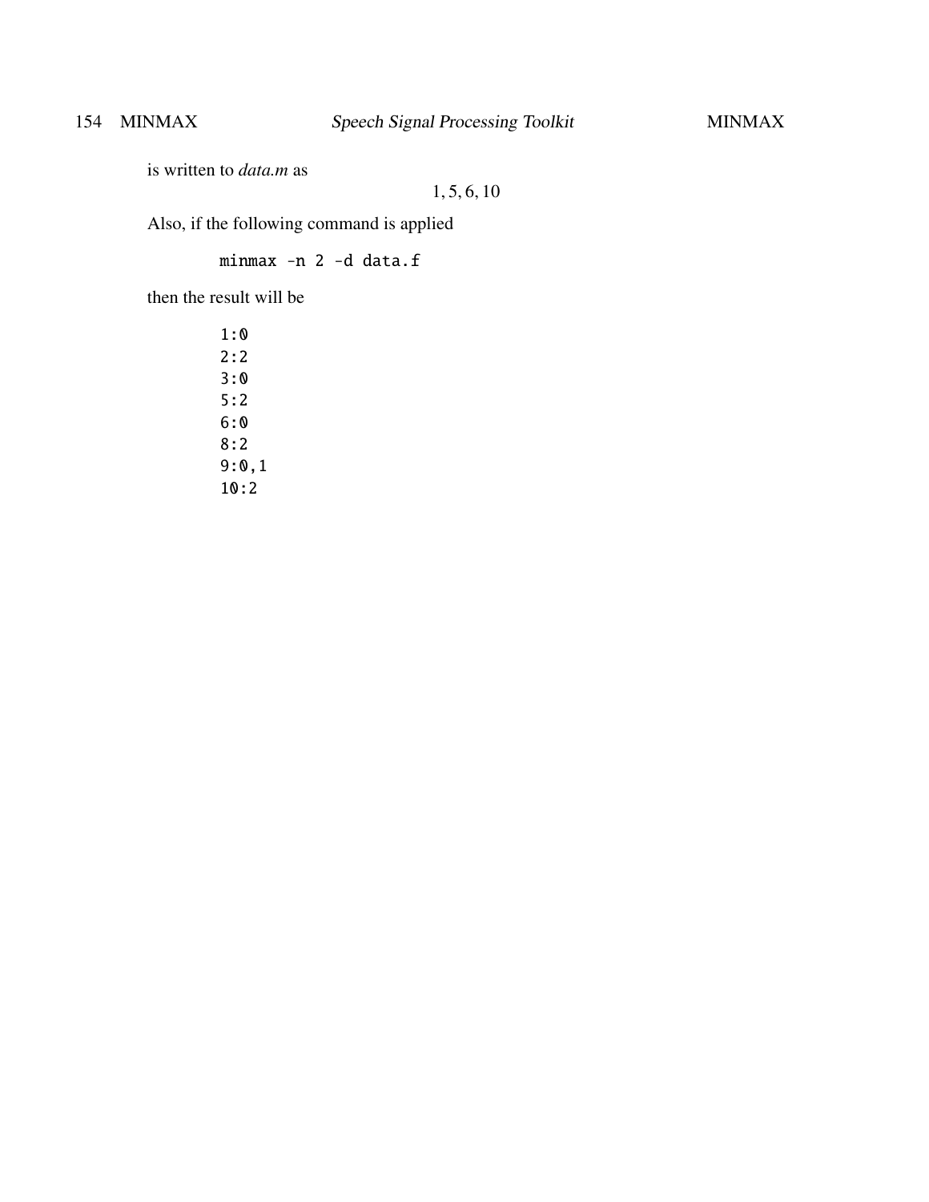is written to *data.m* as

$$1, 5, 6, 10$$

Also, if the following command is applied

```
minmax -n 2 -d data.f
```

then the result will be

```
1:0
2:2
3:0
5:2
6:0
8:2
9:0,1
10:2
```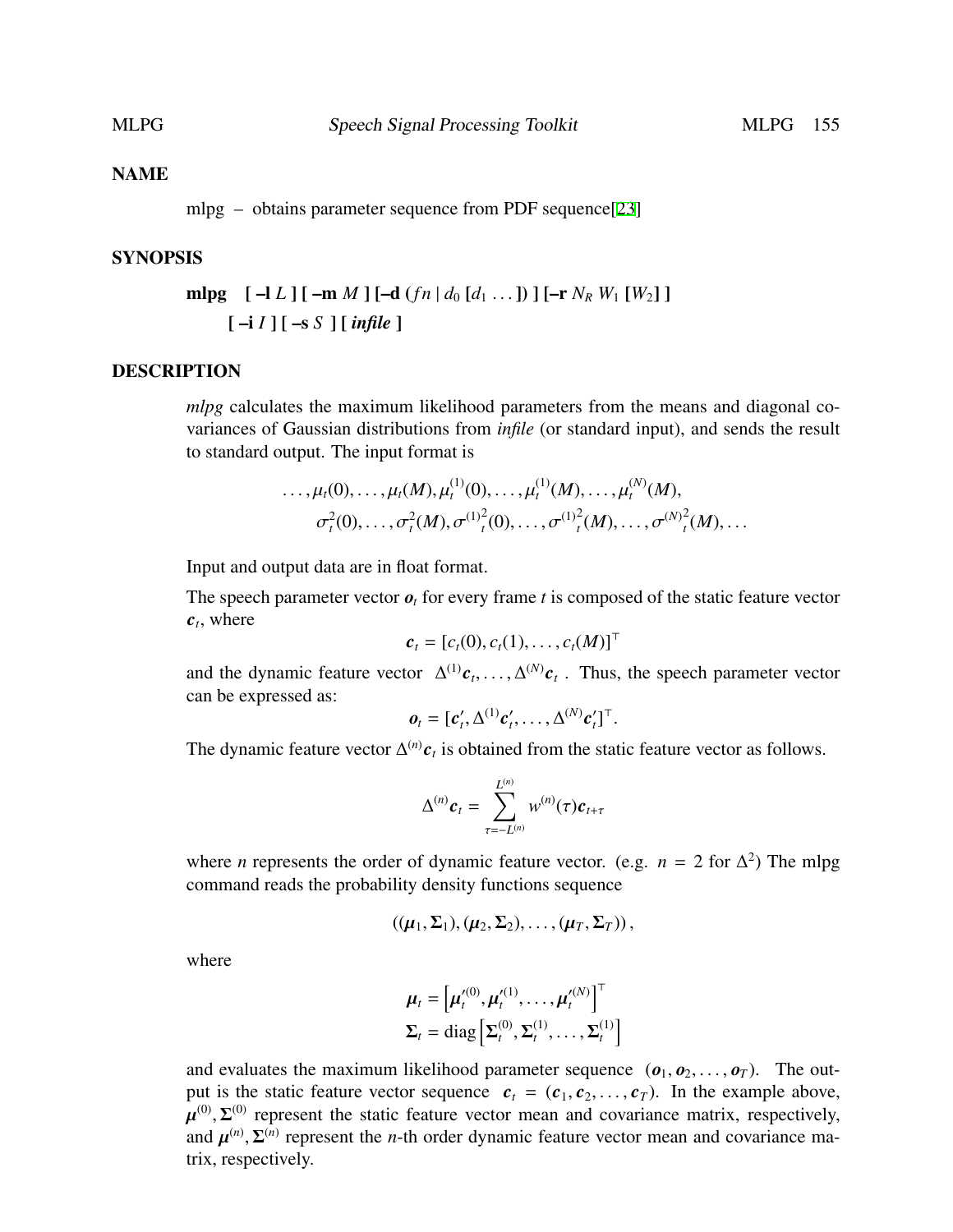## NAME

mlpg – obtains parameter sequence from PDF sequence[23]

## SYNOPSIS

**mlpg** **[ –l** $L$ **] [ –m** $M$ **] [–d (** $fn$ | $d_0$ [$d_1$ ...]**) ] [–r** $N_R$ $W_1$ [$W_2$] **]**
**[ –i** $I$ **] [ –s** $S$ **] [** ***infile*** **]**

## DESCRIPTION

*mlpg* calculates the maximum likelihood parameters from the means and diagonal covariances of Gaussian distributions from *infile* (or standard input), and sends the result to standard output. The input format is

$$\ldots, \mu_t(0), \ldots, \mu_t(M), \mu_t^{(1)}(0), \ldots, \mu_t^{(1)}(M), \ldots, \mu_t^{(N)}(M),$$
$$\sigma_t^2(0), \ldots, \sigma_t^2(M), {\sigma^{(1)}}_t^2(0), \ldots, {\sigma^{(1)}}_t^2(M), \ldots, {\sigma^{(N)}}_t^2(M), \ldots$$

Input and output data are in float format.

The speech parameter vector $\boldsymbol{o}_t$ for every frame $t$ is composed of the static feature vector $\boldsymbol{c}_t$, where

$$\boldsymbol{c}_t = [c_t(0), c_t(1), \ldots, c_t(M)]^\top$$

and the dynamic feature vector $\Delta^{(1)}\boldsymbol{c}_t, \ldots, \Delta^{(N)}\boldsymbol{c}_t$ . Thus, the speech parameter vector can be expressed as:

$$\boldsymbol{o}_t = [\boldsymbol{c}_t', \Delta^{(1)}\boldsymbol{c}_t', \ldots, \Delta^{(N)}\boldsymbol{c}_t']^\top.$$

The dynamic feature vector $\Delta^{(n)}\boldsymbol{c}_t$ is obtained from the static feature vector as follows.

$$\Delta^{(n)}\boldsymbol{c}_t = \sum_{\tau=-L^{(n)}}^{L^{(n)}} w^{(n)}(\tau)\boldsymbol{c}_{t+\tau}$$

where $n$ represents the order of dynamic feature vector. (e.g. $n = 2$ for $\Delta^2$) The mlpg command reads the probability density functions sequence

$$((\boldsymbol{\mu}_1, \boldsymbol{\Sigma}_1), (\boldsymbol{\mu}_2, \boldsymbol{\Sigma}_2), \ldots, (\boldsymbol{\mu}_T, \boldsymbol{\Sigma}_T)),$$

where

$$\boldsymbol{\mu}_t = \left[\boldsymbol{\mu}_t'^{(0)}, \boldsymbol{\mu}_t'^{(1)}, \ldots, \boldsymbol{\mu}_t'^{(N)}\right]^\top$$
$$\boldsymbol{\Sigma}_t = \mathrm{diag}\left[\boldsymbol{\Sigma}_t^{(0)}, \boldsymbol{\Sigma}_t^{(1)}, \ldots, \boldsymbol{\Sigma}_t^{(1)}\right]$$

and evaluates the maximum likelihood parameter sequence $(\boldsymbol{o}_1, \boldsymbol{o}_2, \ldots, \boldsymbol{o}_T)$. The output is the static feature vector sequence $\boldsymbol{c}_t = (\boldsymbol{c}_1, \boldsymbol{c}_2, \ldots, \boldsymbol{c}_T)$. In the example above, $\boldsymbol{\mu}^{(0)}, \boldsymbol{\Sigma}^{(0)}$ represent the static feature vector mean and covariance matrix, respectively, and $\boldsymbol{\mu}^{(n)}, \boldsymbol{\Sigma}^{(n)}$ represent the $n$-th order dynamic feature vector mean and covariance matrix, respectively.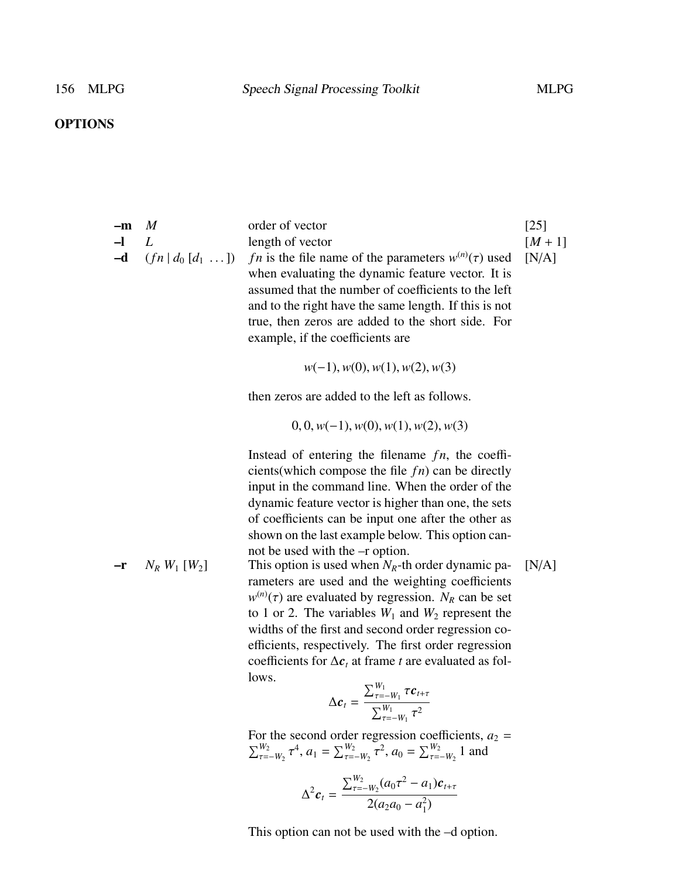## OPTIONS

| Option | Argument | Description | Default |
|---|---|---|---|
| **–m** | $M$ | order of vector | [25] |
| **–l** | $L$ | length of vector | [$M + 1$] |
| **–d** | $(fn \mid d_0\ [d_1\ \ldots])$ | $fn$ is the file name of the parameters $w^{(n)}(\tau)$ used when evaluating the dynamic feature vector. It is assumed that the number of coefficients to the left and to the right have the same length. If this is not true, then zeros are added to the short side. For example, if the coefficients are $w(-1), w(0), w(1), w(2), w(3)$ then zeros are added to the left as follows. $0, 0, w(-1), w(0), w(1), w(2), w(3)$ Instead of entering the filename $fn$, the coefficients(which compose the file $fn$) can be directly input in the command line. When the order of the dynamic feature vector is higher than one, the sets of coefficients can be input one after the other as shown on the last example below. This option cannot be used with the –r option. | [N/A] |
| **–r** | $N_R\ W_1\ [W_2]$ | This option is used when $N_R$-th order dynamic parameters are used and the weighting coefficients $w^{(n)}(\tau)$ are evaluated by regression. $N_R$ can be set to 1 or 2. The variables $W_1$ and $W_2$ represent the widths of the first and second order regression coefficients, respectively. The first order regression coefficients for $\Delta \boldsymbol{c}_t$ at frame $t$ are evaluated as follows. $\Delta \boldsymbol{c}_t = \frac{\sum_{\tau=-W_1}^{W_1} \tau \boldsymbol{c}_{t+\tau}}{\sum_{\tau=-W_1}^{W_1} \tau^2}$ For the second order regression coefficients, $a_2 = \sum_{\tau=-W_2}^{W_2} \tau^4$, $a_1 = \sum_{\tau=-W_2}^{W_2} \tau^2$, $a_0 = \sum_{\tau=-W_2}^{W_2} 1$ and $\Delta^2 \boldsymbol{c}_t = \frac{\sum_{\tau=-W_2}^{W_2} (a_0 \tau^2 - a_1) \boldsymbol{c}_{t+\tau}}{2(a_2 a_0 - a_1^2)}$ This option can not be used with the –d option. | [N/A] |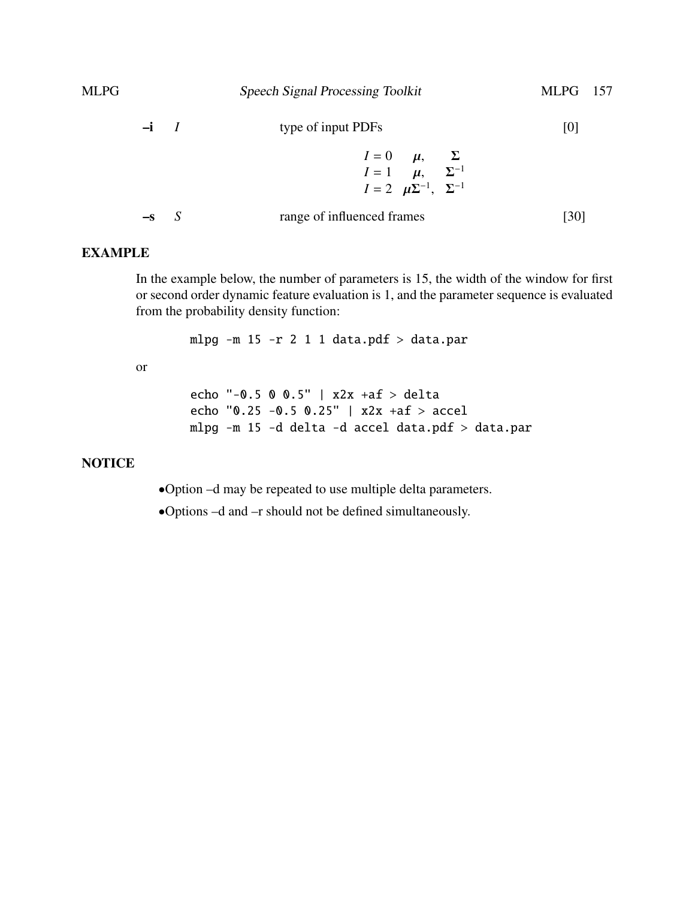| | | | |
|---|---|---|---|
| **–i** | *I* | type of input PDFs | [0] |
| | | $I = 0$ $\quad \boldsymbol{\mu}, \quad \boldsymbol{\Sigma}$ <br> $I = 1$ $\quad \boldsymbol{\mu}, \quad \boldsymbol{\Sigma}^{-1}$ <br> $I = 2$ $\quad \boldsymbol{\mu}\boldsymbol{\Sigma}^{-1}, \quad \boldsymbol{\Sigma}^{-1}$ | |
| **–s** | *S* | range of influenced frames | [30] |

## EXAMPLE

In the example below, the number of parameters is 15, the width of the window for first or second order dynamic feature evaluation is 1, and the parameter sequence is evaluated from the probability density function:

```
mlpg -m 15 -r 2 1 1 data.pdf > data.par
```

or

```
echo "-0.5 0 0.5" | x2x +af > delta
echo "0.25 -0.5 0.25" | x2x +af > accel
mlpg -m 15 -d delta -d accel data.pdf > data.par
```

## NOTICE

- Option –d may be repeated to use multiple delta parameters.
- Options –d and –r should not be defined simultaneously.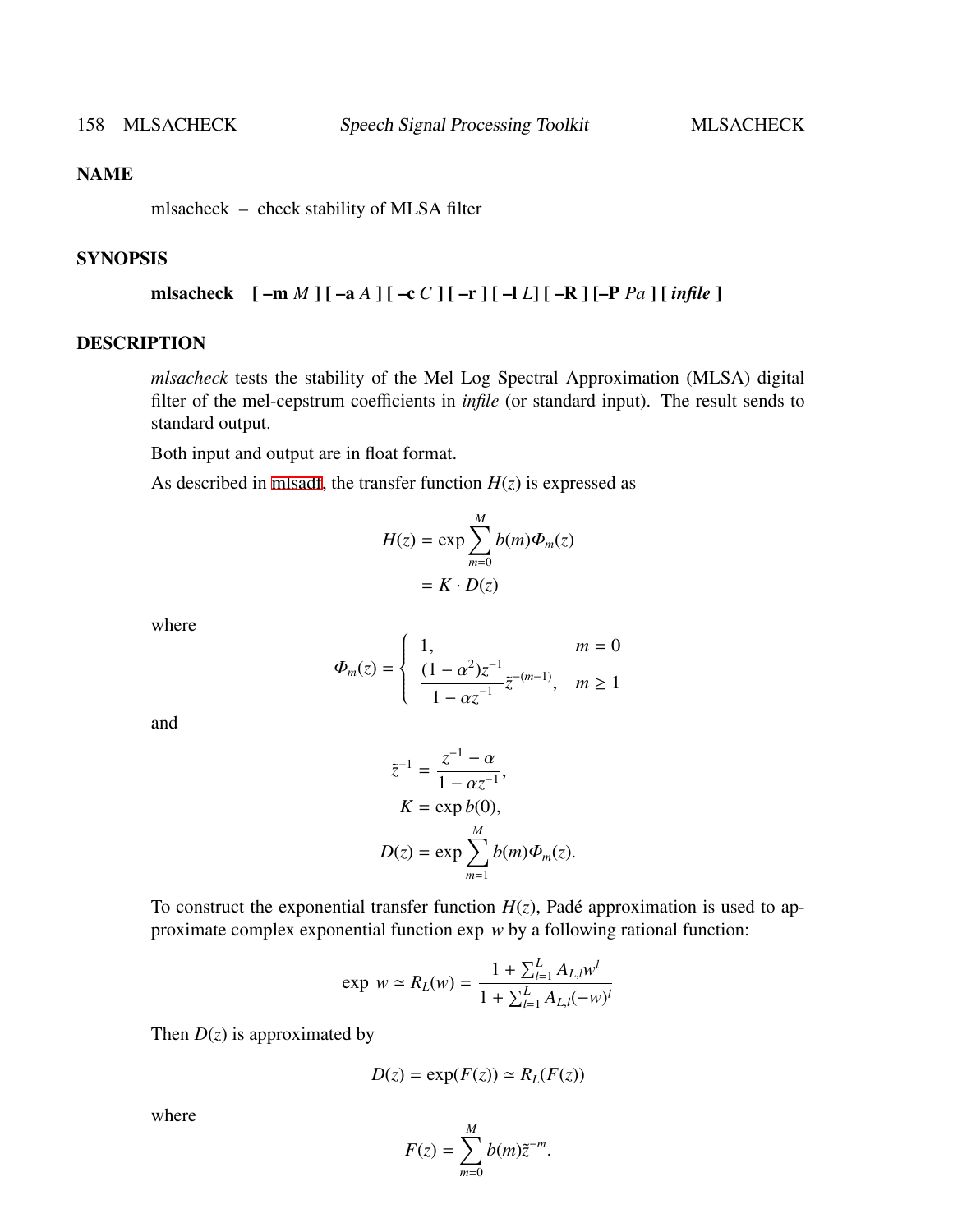## NAME

mlsacheck – check stability of MLSA filter

## SYNOPSIS

**mlsacheck [ –m** *M* **] [ –a** *A* **] [ –c** *C* **] [ –r ] [ –l** *L***] [ –R ] [–P** *Pa* **] [** ***infile*** **]**

## DESCRIPTION

*mlsacheck* tests the stability of the Mel Log Spectral Approximation (MLSA) digital filter of the mel-cepstrum coefficients in *infile* (or standard input). The result sends to standard output.

Both input and output are in float format.

As described in mlsadf, the transfer function $H(z)$ is expressed as

$$H(z) = \exp \sum_{m=0}^{M} b(m) \Phi_m(z)$$
$$= K \cdot D(z)$$

where

$$\Phi_m(z) = \begin{cases} 1, & m = 0 \\ \dfrac{(1-\alpha^2)z^{-1}}{1-\alpha z^{-1}} \tilde{z}^{-(m-1)}, & m \geq 1 \end{cases}$$

and

$$\tilde{z}^{-1} = \frac{z^{-1} - \alpha}{1 - \alpha z^{-1}},$$
$$K = \exp b(0),$$
$$D(z) = \exp \sum_{m=1}^{M} b(m) \Phi_m(z).$$

To construct the exponential transfer function $H(z)$, Padé approximation is used to approximate complex exponential function $\exp\ w$ by a following rational function:

$$\exp\ w \simeq R_L(w) = \frac{1 + \sum_{l=1}^{L} A_{L,l} w^l}{1 + \sum_{l=1}^{L} A_{L,l} (-w)^l}$$

Then $D(z)$ is approximated by

$$D(z) = \exp(F(z)) \simeq R_L(F(z))$$

where

$$F(z) = \sum_{m=0}^{M} b(m) \tilde{z}^{-m}.$$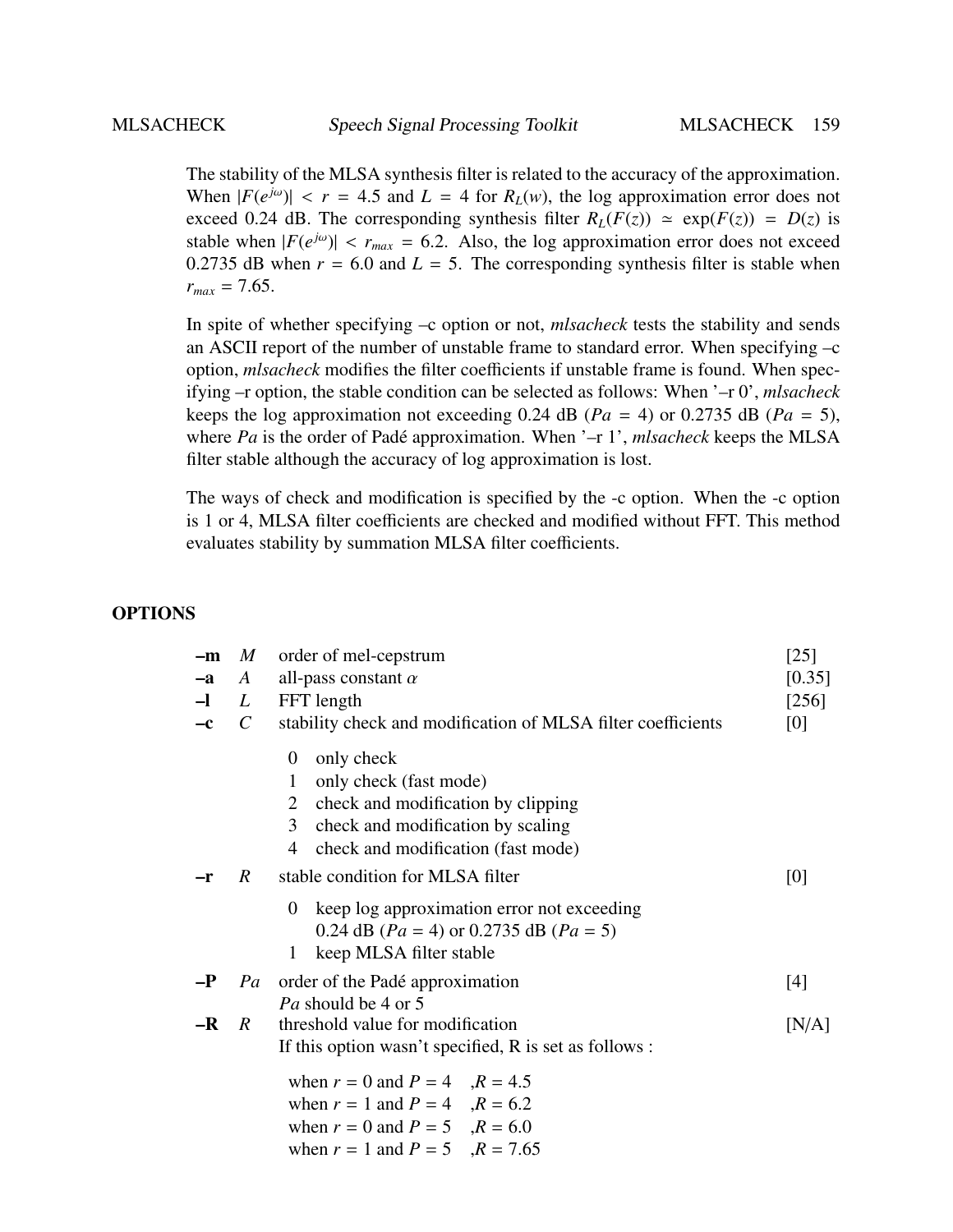The stability of the MLSA synthesis filter is related to the accuracy of the approximation. When $|F(e^{j\omega})| < r = 4.5$ and $L = 4$ for $R_L(w)$, the log approximation error does not exceed 0.24 dB. The corresponding synthesis filter $R_L(F(z)) \simeq \exp(F(z)) = D(z)$ is stable when $|F(e^{j\omega})| < r_{max} = 6.2$. Also, the log approximation error does not exceed 0.2735 dB when $r = 6.0$ and $L = 5$. The corresponding synthesis filter is stable when $r_{max} = 7.65$.

In spite of whether specifying –c option or not, *mlsacheck* tests the stability and sends an ASCII report of the number of unstable frame to standard error. When specifying –c option, *mlsacheck* modifies the filter coefficients if unstable frame is found. When specifying –r option, the stable condition can be selected as follows: When '–r 0', *mlsacheck* keeps the log approximation not exceeding 0.24 dB ($Pa = 4$) or 0.2735 dB ($Pa = 5$), where $Pa$ is the order of Padé approximation. When '–r 1', *mlsacheck* keeps the MLSA filter stable although the accuracy of log approximation is lost.

The ways of check and modification is specified by the -c option. When the -c option is 1 or 4, MLSA filter coefficients are checked and modified without FFT. This method evaluates stability by summation MLSA filter coefficients.

## OPTIONS

| | | | |
|---|---|---|---|
| **–m** | *M* | order of mel-cepstrum | [25] |
| **–a** | *A* | all-pass constant $\alpha$ | [0.35] |
| **–l** | *L* | FFT length | [256] |
| **–c** | *C* | stability check and modification of MLSA filter coefficients | [0] |
| | | 0 only check<br>1 only check (fast mode)<br>2 check and modification by clipping<br>3 check and modification by scaling<br>4 check and modification (fast mode) | |
| **–r** | *R* | stable condition for MLSA filter | [0] |
| | | 0 keep log approximation error not exceeding 0.24 dB ($Pa = 4$) or 0.2735 dB ($Pa = 5$)<br>1 keep MLSA filter stable | |
| **–P** | *Pa* | order of the Padé approximation<br>*Pa* should be 4 or 5 | [4] |
| **–R** | *R* | threshold value for modification<br>If this option wasn't specified, R is set as follows : | [N/A] |
| | | when $r = 0$ and $P = 4$ ,$R = 4.5$<br>when $r = 1$ and $P = 4$ ,$R = 6.2$<br>when $r = 0$ and $P = 5$ ,$R = 6.0$<br>when $r = 1$ and $P = 5$ ,$R = 7.65$ | |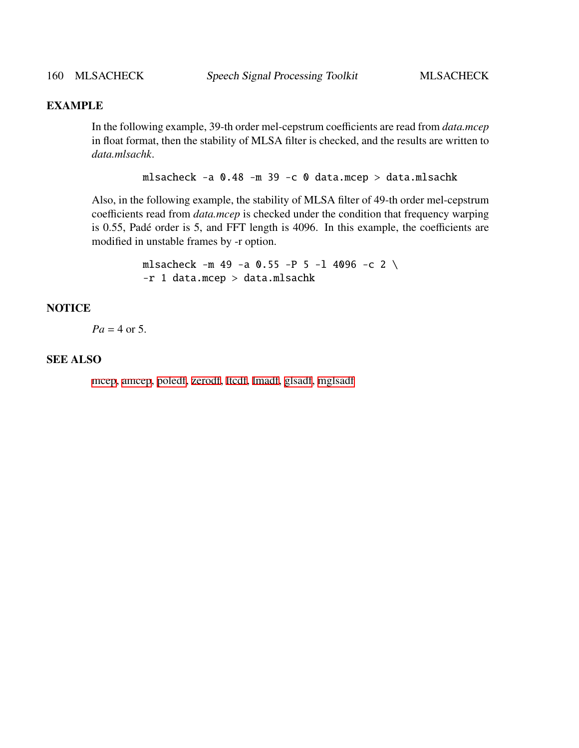## EXAMPLE

In the following example, 39-th order mel-cepstrum coefficients are read from *data.mcep* in float format, then the stability of MLSA filter is checked, and the results are written to *data.mlsachk*.

```
mlsacheck -a 0.48 -m 39 -c 0 data.mcep > data.mlsachk
```

Also, in the following example, the stability of MLSA filter of 49-th order mel-cepstrum coefficients read from *data.mcep* is checked under the condition that frequency warping is 0.55, Padé order is 5, and FFT length is 4096. In this example, the coefficients are modified in unstable frames by -r option.

```
mlsacheck -m 49 -a 0.55 -P 5 -l 4096 -c 2 \
-r 1 data.mcep > data.mlsachk
```

## NOTICE

*Pa* = 4 or 5.

## SEE ALSO

mcep, amcep, poledf, zerodf, ltcdf, lmadf, glsadf, mglsadf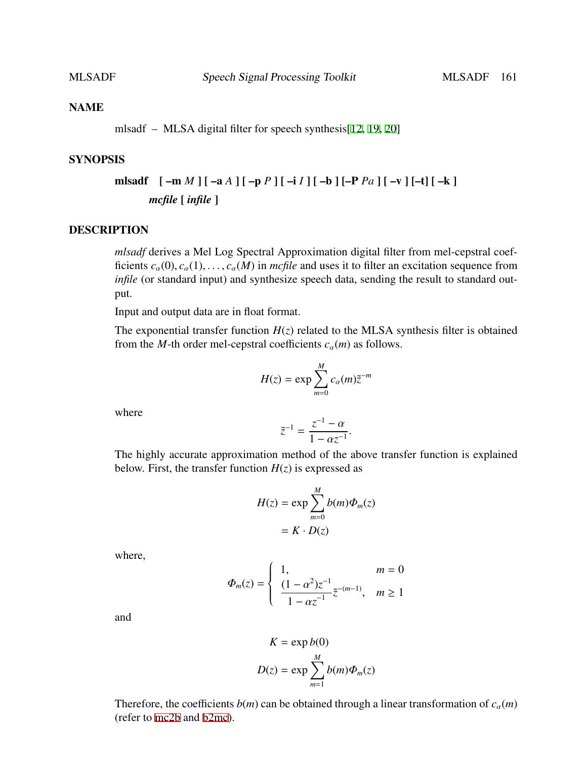## NAME

mlsadf – MLSA digital filter for speech synthesis[12, 19, 20]

## SYNOPSIS

**mlsadf** **[ –m** *M* **] [ –a** *A* **] [ –p** *P* **] [ –i** *I* **] [ –b ] [–P** *Pa* **] [ –v ] [–t] [ –k ]** ***mcfile*** **[** ***infile*** **]**

## DESCRIPTION

*mlsadf* derives a Mel Log Spectral Approximation digital filter from mel-cepstral coefficients $c_\alpha(0), c_\alpha(1), \ldots, c_\alpha(M)$ in *mcfile* and uses it to filter an excitation sequence from *infile* (or standard input) and synthesize speech data, sending the result to standard output.

Input and output data are in float format.

The exponential transfer function $H(z)$ related to the MLSA synthesis filter is obtained from the $M$-th order mel-cepstral coefficients $c_\alpha(m)$ as follows.

$$H(z) = \exp \sum_{m=0}^{M} c_\alpha(m) \tilde{z}^{-m}$$

where

$$\tilde{z}^{-1} = \frac{z^{-1} - \alpha}{1 - \alpha z^{-1}}.$$

The highly accurate approximation method of the above transfer function is explained below. First, the transfer function $H(z)$ is expressed as

$$\begin{aligned} H(z) &= \exp \sum_{m=0}^{M} b(m) \Phi_m(z) \\ &= K \cdot D(z) \end{aligned}$$

where,

$$\Phi_m(z) = \begin{cases} 1, & m = 0 \\ \dfrac{(1-\alpha^2)z^{-1}}{1 - \alpha z^{-1}} \tilde{z}^{-(m-1)}, & m \geq 1 \end{cases}$$

and

$$\begin{aligned} K &= \exp b(0) \\ D(z) &= \exp \sum_{m=1}^{M} b(m) \Phi_m(z) \end{aligned}$$

Therefore, the coefficients $b(m)$ can be obtained through a linear transformation of $c_\alpha(m)$ (refer to mc2b and b2mc).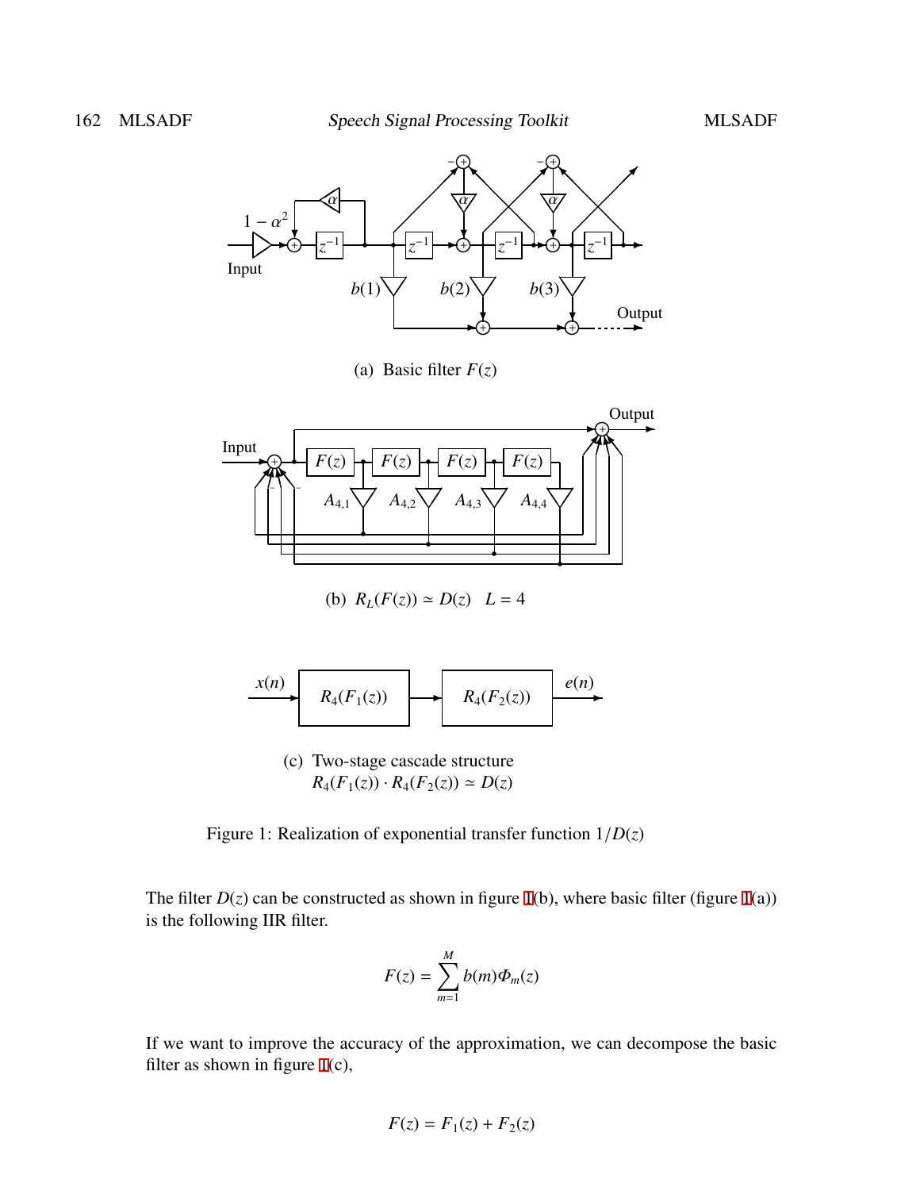(a) Basic filter $F(z)$

(b) $R_L(F(z)) \simeq D(z) \quad L = 4$

(c) Two-stage cascade structure
$R_4(F_1(z)) \cdot R_4(F_2(z)) \simeq D(z)$

Figure 1: Realization of exponential transfer function $1/D(z)$

The filter $D(z)$ can be constructed as shown in figure 1(b), where basic filter (figure 1(a)) is the following IIR filter.

$$F(z) = \sum_{m=1}^{M} b(m)\Phi_m(z)$$

If we want to improve the accuracy of the approximation, we can decompose the basic filter as shown in figure 1(c),

$$F(z) = F_1(z) + F_2(z)$$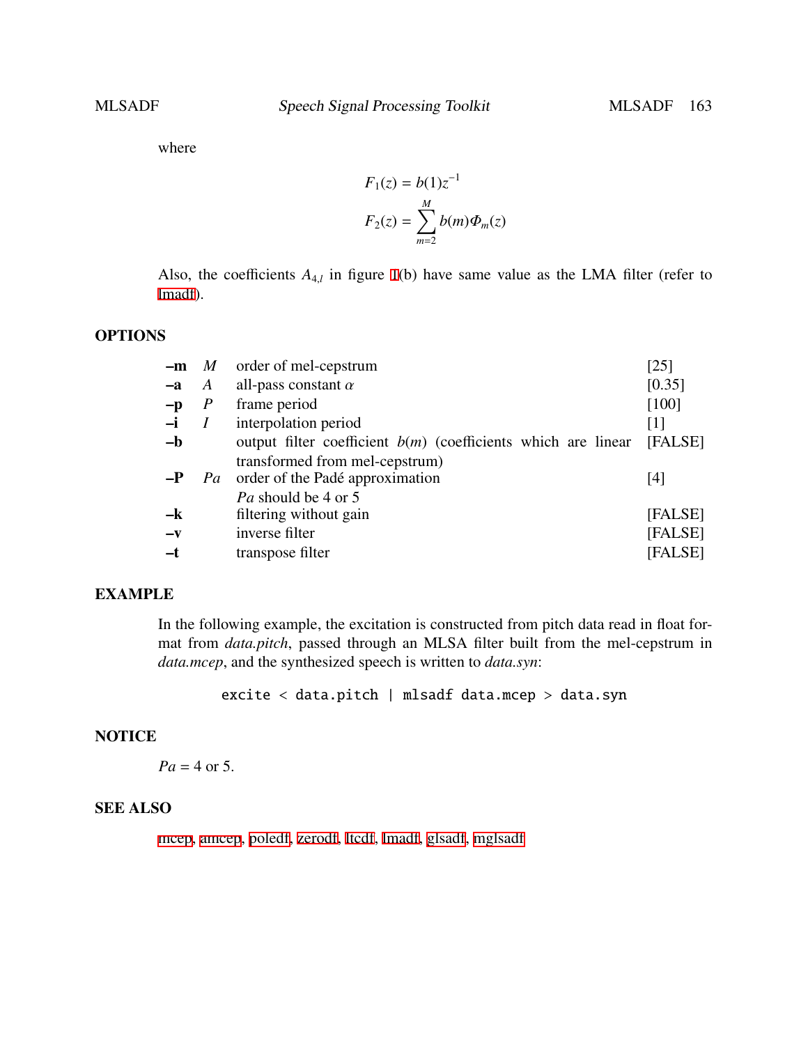where

$$F_1(z) = b(1)z^{-1}$$

$$F_2(z) = \sum_{m=2}^{M} b(m)\Phi_m(z)$$

Also, the coefficients $A_{4,l}$ in figure 1(b) have same value as the LMA filter (refer to lmadf).

## OPTIONS

| | | | |
|---|---|---|---|
| **–m** | *M* | order of mel-cepstrum | [25] |
| **–a** | *A* | all-pass constant $\alpha$ | [0.35] |
| **–p** | *P* | frame period | [100] |
| **–i** | *I* | interpolation period | [1] |
| **–b** | | output filter coefficient $b(m)$ (coefficients which are linear transformed from mel-cepstrum) | [FALSE] |
| **–P** | *Pa* | order of the Padé approximation *Pa* should be 4 or 5 | [4] |
| **–k** | | filtering without gain | [FALSE] |
| **–v** | | inverse filter | [FALSE] |
| **–t** | | transpose filter | [FALSE] |

## EXAMPLE

In the following example, the excitation is constructed from pitch data read in float format from *data.pitch*, passed through an MLSA filter built from the mel-cepstrum in *data.mcep*, and the synthesized speech is written to *data.syn*:

```
excite < data.pitch | mlsadf data.mcep > data.syn
```

## NOTICE

*Pa* = 4 or 5.

## SEE ALSO

mcep, amcep, poledf, zerodf, ltcdf, lmadf, glsadf, mglsadf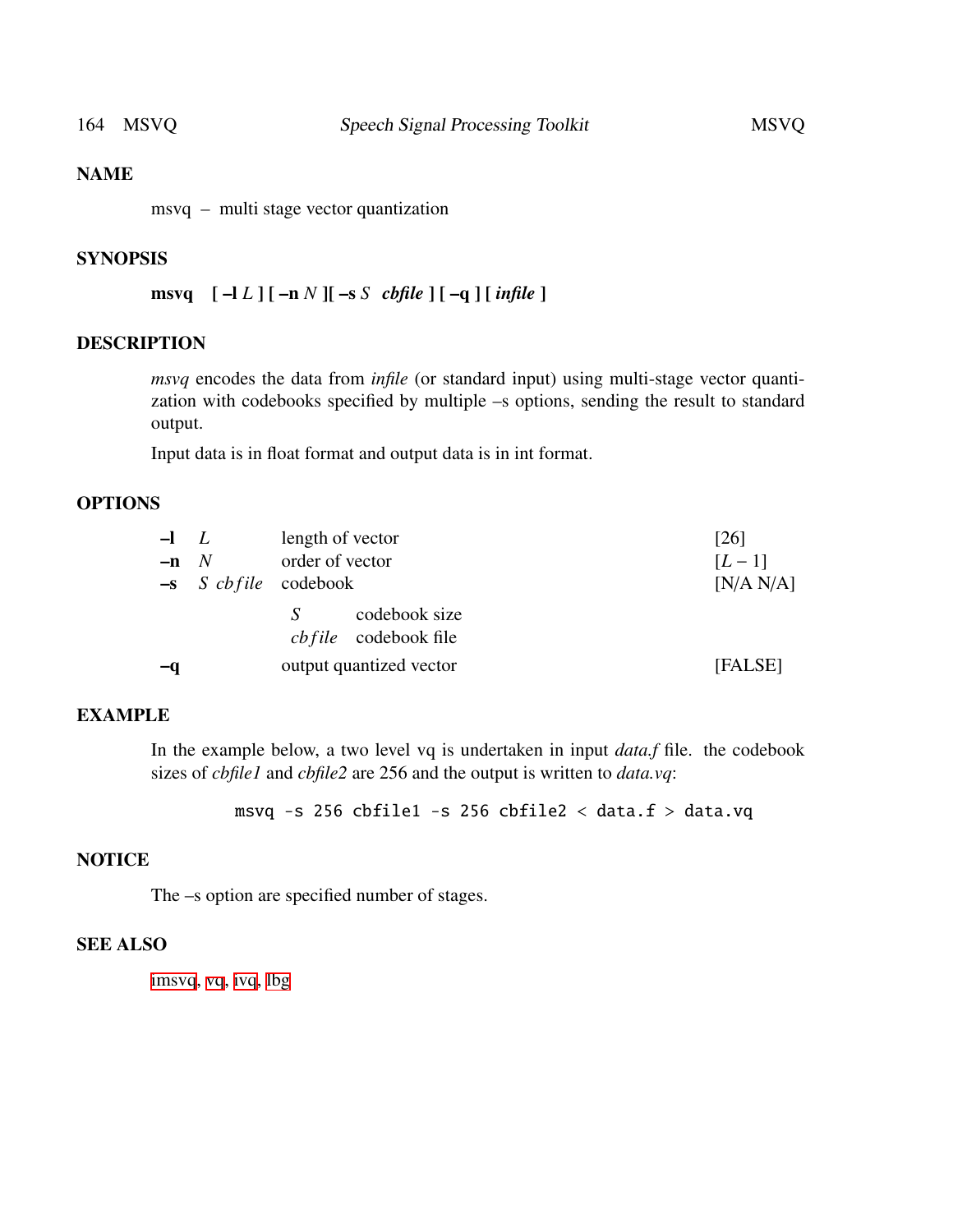## NAME

msvq – multi stage vector quantization

## SYNOPSIS

**msvq** [ **–l** *L* ] [ **–n** *N* ][ **–s** *S* ***cbfile*** ] [ **–q** ] [ ***infile*** ]

## DESCRIPTION

*msvq* encodes the data from *infile* (or standard input) using multi-stage vector quantization with codebooks specified by multiple –s options, sending the result to standard output.

Input data is in float format and output data is in int format.

## OPTIONS

| | | | |
|---|---|---|---|
| **–l** | *L* | length of vector | [26] |
| **–n** | *N* | order of vector | [$L-1$] |
| **–s** | *S cbfile* | codebook | [N/A N/A] |
| | | *S* codebook size | |
| | | *cbfile* codebook file | |
| **–q** | | output quantized vector | [FALSE] |

## EXAMPLE

In the example below, a two level vq is undertaken in input *data.f* file. the codebook sizes of *cbfile1* and *cbfile2* are 256 and the output is written to *data.vq*:

```
msvq -s 256 cbfile1 -s 256 cbfile2 < data.f > data.vq
```

## NOTICE

The –s option are specified number of stages.

## SEE ALSO

imsvq, vq, ivq, lbg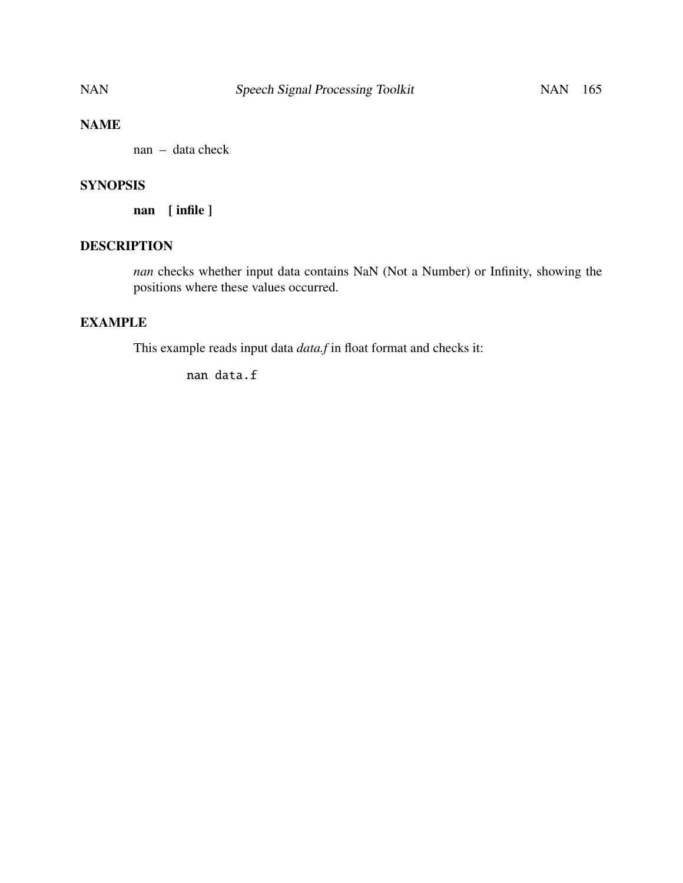## NAME

nan – data check

## SYNOPSIS

**nan [ infile ]**

## DESCRIPTION

*nan* checks whether input data contains NaN (Not a Number) or Infinity, showing the positions where these values occurred.

## EXAMPLE

This example reads input data *data.f* in float format and checks it:

```
nan data.f
```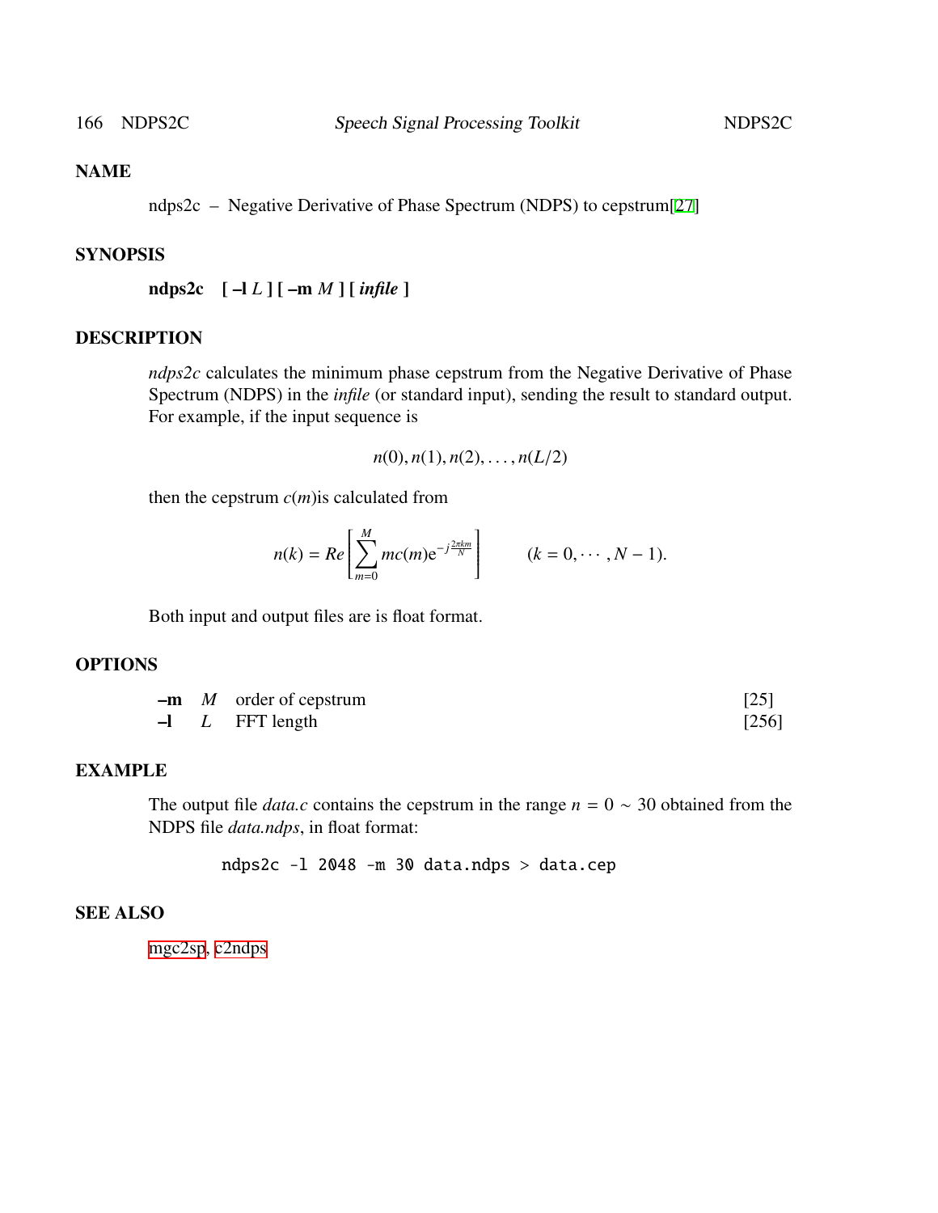## NAME

ndps2c – Negative Derivative of Phase Spectrum (NDPS) to cepstrum[27]

## SYNOPSIS

**ndps2c** [ **–l** *L* ] [ **–m** *M* ] [ ***infile*** ]

## DESCRIPTION

*ndps2c* calculates the minimum phase cepstrum from the Negative Derivative of Phase Spectrum (NDPS) in the *infile* (or standard input), sending the result to standard output. For example, if the input sequence is

$$n(0), n(1), n(2), \ldots, n(L/2)$$

then the cepstrum $c(m)$is calculated from

$$n(k) = Re\left[\sum_{m=0}^{M} mc(m)\mathrm{e}^{-j\frac{2\pi km}{N}}\right] \qquad (k = 0, \cdots, N-1).$$

Both input and output files are is float format.

## OPTIONS

| | | | |
|---|---|---|---|
| **–m** | *M* | order of cepstrum | [25] |
| **–l** | *L* | FFT length | [256] |

## EXAMPLE

The output file *data.c* contains the cepstrum in the range $n = 0 \sim 30$ obtained from the NDPS file *data.ndps*, in float format:

```
ndps2c -l 2048 -m 30 data.ndps > data.cep
```

## SEE ALSO

mgc2sp, c2ndps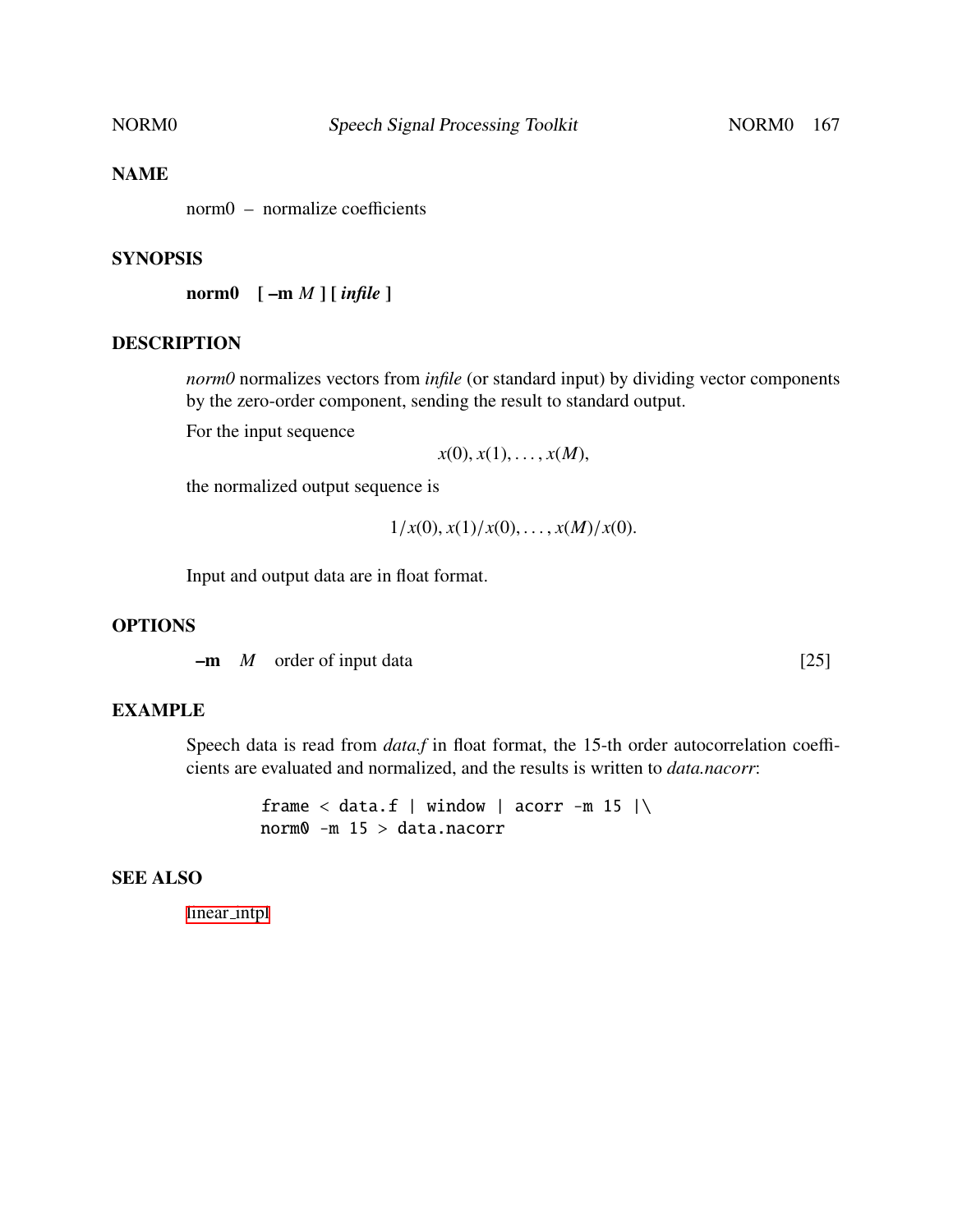## NAME

norm0 – normalize coefficients

## SYNOPSIS

**norm0** **[ –m** *M* **] [** ***infile*** **]**

## DESCRIPTION

*norm0* normalizes vectors from *infile* (or standard input) by dividing vector components by the zero-order component, sending the result to standard output.

For the input sequence

$$x(0), x(1), \ldots, x(M),$$

the normalized output sequence is

$$1/x(0), x(1)/x(0), \ldots, x(M)/x(0).$$

Input and output data are in float format.

## OPTIONS

**–m** *M* order of input data [25]

## EXAMPLE

Speech data is read from *data.f* in float format, the 15-th order autocorrelation coefficients are evaluated and normalized, and the results is written to *data.nacorr*:

```
frame < data.f | window | acorr -m 15 |\
norm0 -m 15 > data.nacorr
```

## SEE ALSO

linear_intpl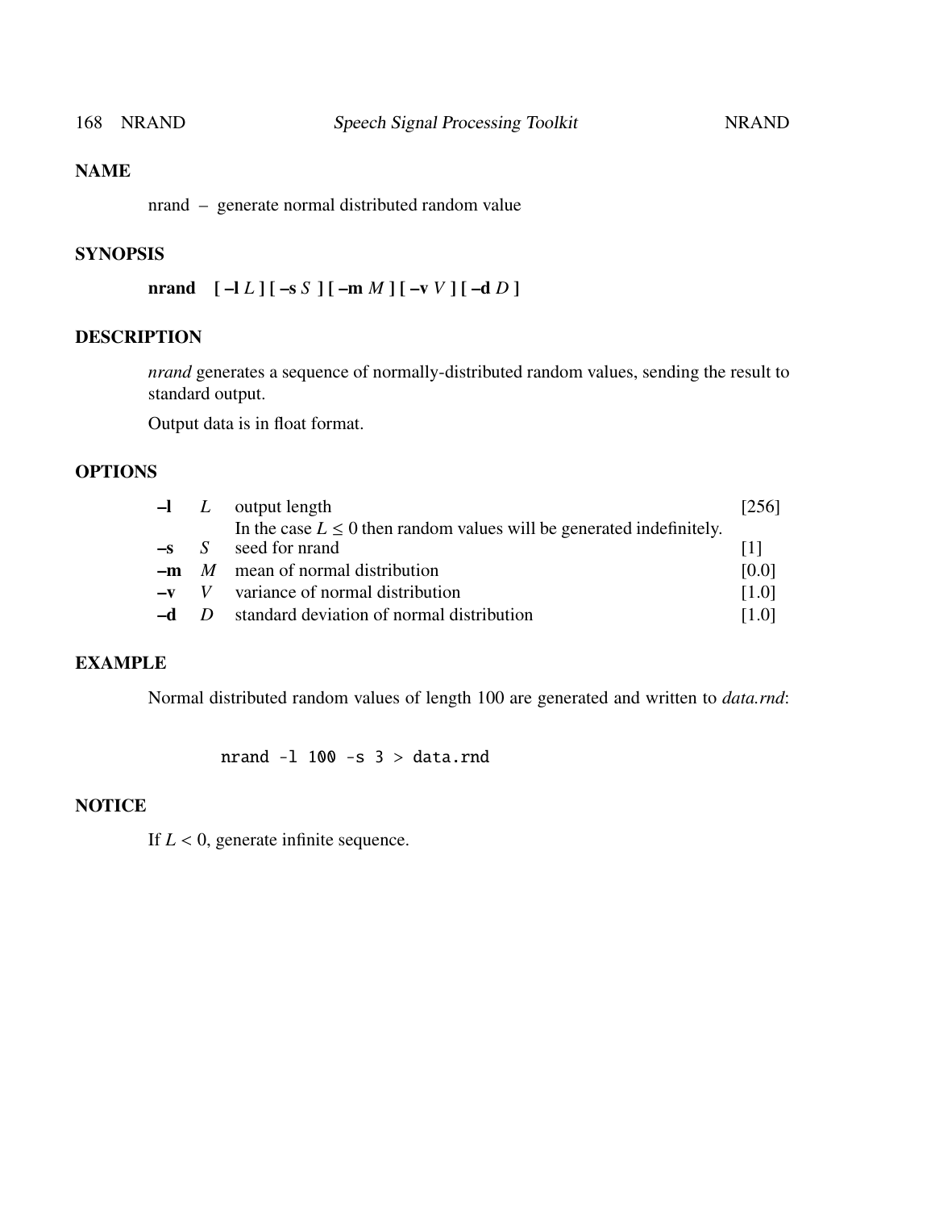## NAME

nrand – generate normal distributed random value

## SYNOPSIS

**nrand** [ **–l** *L* ] [ **–s** *S* ] [ **–m** *M* ] [ **–v** *V* ] [ **–d** *D* ]

## DESCRIPTION

*nrand* generates a sequence of normally-distributed random values, sending the result to standard output.

Output data is in float format.

## OPTIONS

| | | | |
|---|---|---|---|
| **–l** | *L* | output length<br>In the case $L \leq 0$ then random values will be generated indefinitely. | [256] |
| **–s** | *S* | seed for nrand | [1] |
| **–m** | *M* | mean of normal distribution | [0.0] |
| **–v** | *V* | variance of normal distribution | [1.0] |
| **–d** | *D* | standard deviation of normal distribution | [1.0] |

## EXAMPLE

Normal distributed random values of length 100 are generated and written to *data.rnd*:

```
nrand -l 100 -s 3 > data.rnd
```

## NOTICE

If $L < 0$, generate infinite sequence.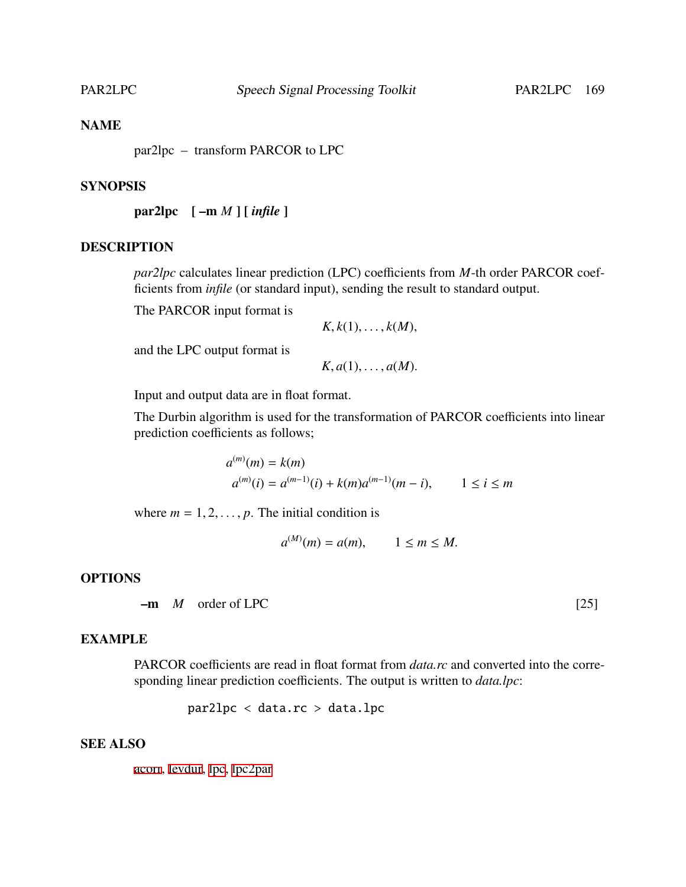## NAME

par2lpc – transform PARCOR to LPC

## SYNOPSIS

**par2lpc** [ **–m** *M* ] [ ***infile*** ]

## DESCRIPTION

*par2lpc* calculates linear prediction (LPC) coefficients from $M$-th order PARCOR coefficients from *infile* (or standard input), sending the result to standard output.

The PARCOR input format is

$$K, k(1), \ldots, k(M),$$

and the LPC output format is

$$K, a(1), \ldots, a(M).$$

Input and output data are in float format.

The Durbin algorithm is used for the transformation of PARCOR coefficients into linear prediction coefficients as follows;

$$a^{(m)}(m) = k(m)$$
$$a^{(m)}(i) = a^{(m-1)}(i) + k(m)a^{(m-1)}(m-i), \qquad 1 \le i \le m$$

where $m = 1, 2, \ldots, p$. The initial condition is

$$a^{(M)}(m) = a(m), \qquad 1 \le m \le M.$$

## OPTIONS

**–m** *M* order of LPC [25]

## EXAMPLE

PARCOR coefficients are read in float format from *data.rc* and converted into the corresponding linear prediction coefficients. The output is written to *data.lpc*:

```
par2lpc < data.rc > data.lpc
```

## SEE ALSO

acorr, levdur, lpc, lpc2par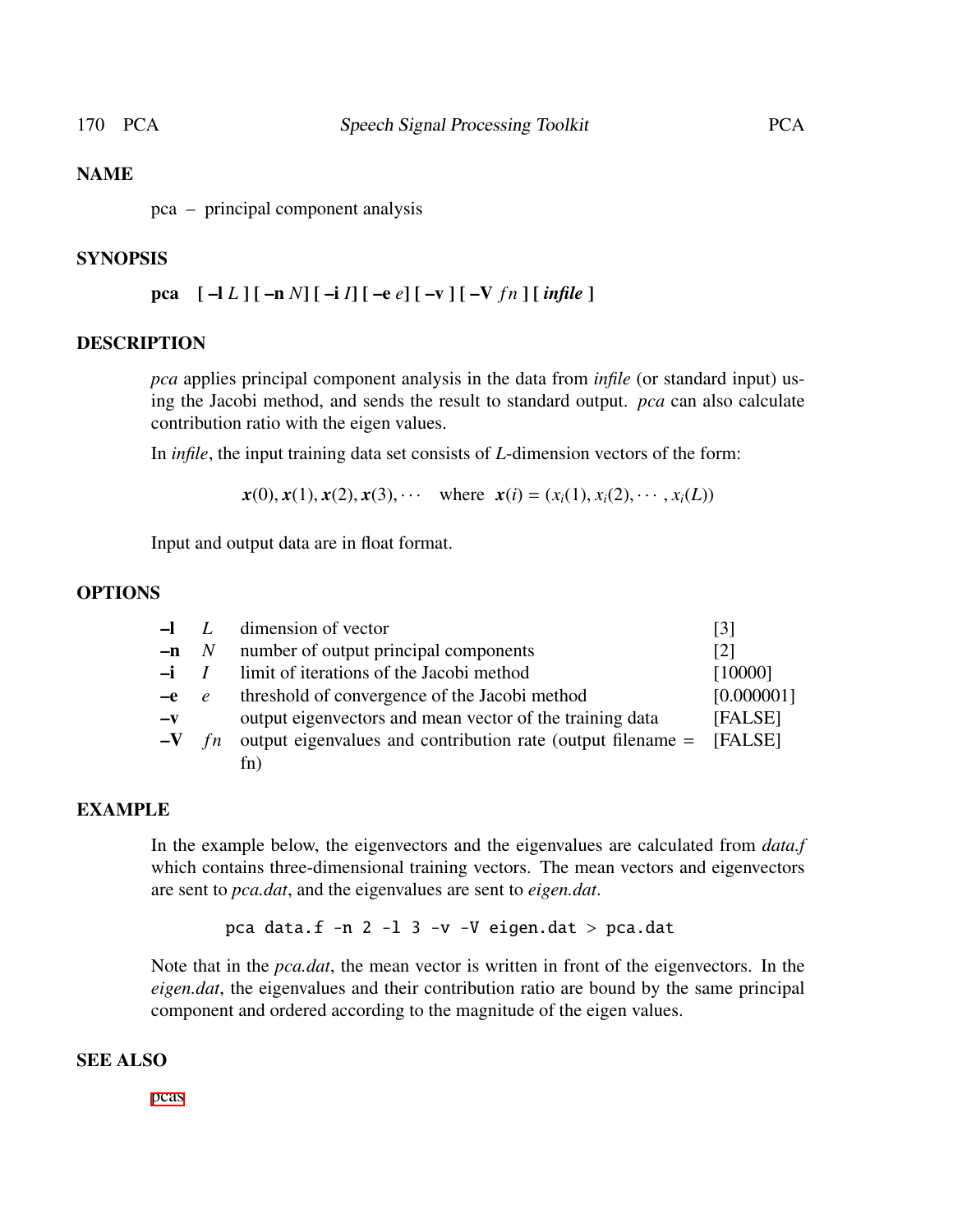## NAME

pca – principal component analysis

## SYNOPSIS

**pca** [ **–l** *L* ] [ **–n** *N*] [ **–i** *I*] [ **–e** *e*] [ **–v** ] [ **–V** *fn* ] [ ***infile*** ]

## DESCRIPTION

*pca* applies principal component analysis in the data from *infile* (or standard input) using the Jacobi method, and sends the result to standard output. *pca* can also calculate contribution ratio with the eigen values.

In *infile*, the input training data set consists of $L$-dimension vectors of the form:

$$\boldsymbol{x}(0), \boldsymbol{x}(1), \boldsymbol{x}(2), \boldsymbol{x}(3), \cdots \quad \text{where} \quad \boldsymbol{x}(i) = (x_i(1), x_i(2), \cdots, x_i(L))$$

Input and output data are in float format.

## OPTIONS

| | | | |
|---|---|---|---|
| **–l** | *L* | dimension of vector | [3] |
| **–n** | *N* | number of output principal components | [2] |
| **–i** | *I* | limit of iterations of the Jacobi method | [10000] |
| **–e** | *e* | threshold of convergence of the Jacobi method | [0.000001] |
| **–v** | | output eigenvectors and mean vector of the training data | [FALSE] |
| **–V** | *fn* | output eigenvalues and contribution rate (output filename = fn) | [FALSE] |

## EXAMPLE

In the example below, the eigenvectors and the eigenvalues are calculated from *data.f* which contains three-dimensional training vectors. The mean vectors and eigenvectors are sent to *pca.dat*, and the eigenvalues are sent to *eigen.dat*.

```
pca data.f -n 2 -l 3 -v -V eigen.dat > pca.dat
```

Note that in the *pca.dat*, the mean vector is written in front of the eigenvectors. In the *eigen.dat*, the eigenvalues and their contribution ratio are bound by the same principal component and ordered according to the magnitude of the eigen values.

## SEE ALSO

pcas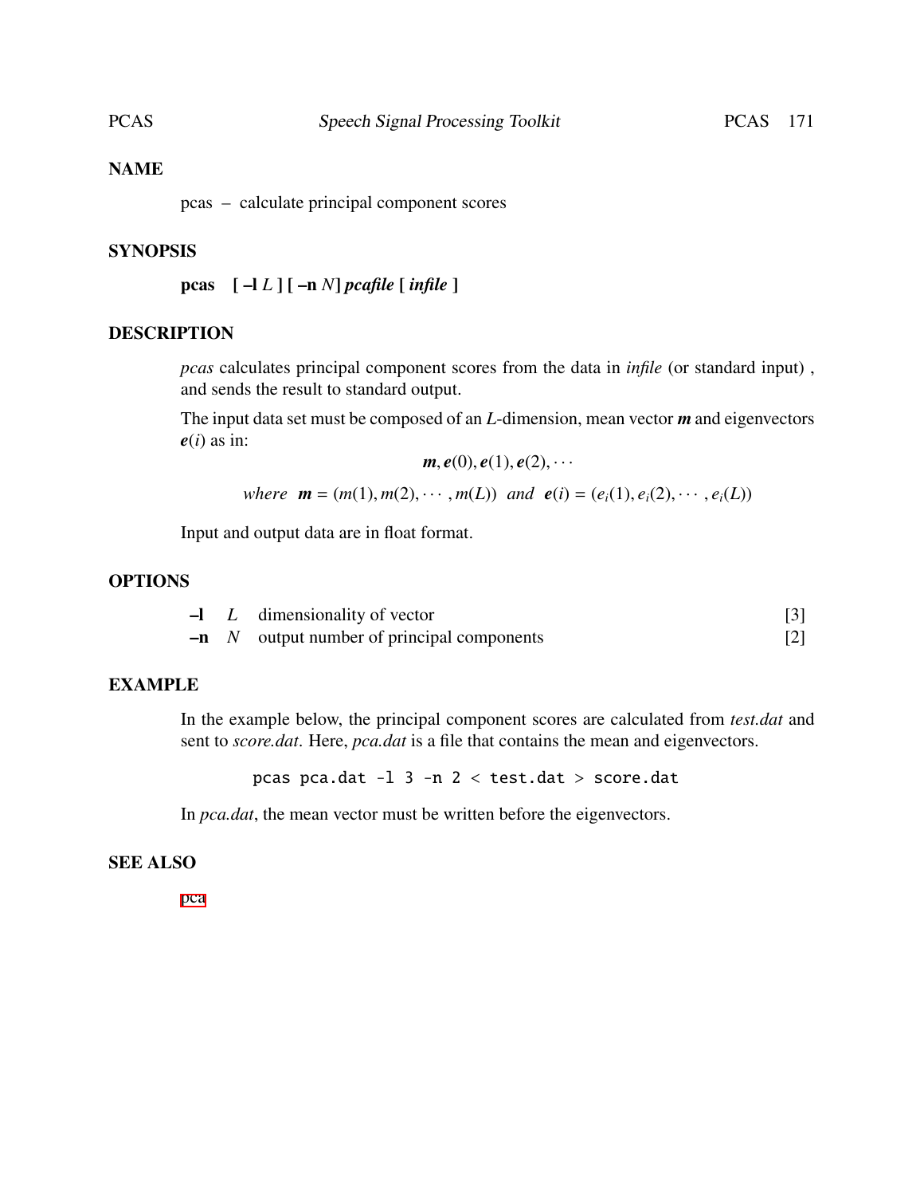## NAME

pcas – calculate principal component scores

## SYNOPSIS

**pcas** [ **–l** *L* ] [ **–n** *N*] ***pcafile*** [ ***infile*** ]

## DESCRIPTION

*pcas* calculates principal component scores from the data in *infile* (or standard input) , and sends the result to standard output.

The input data set must be composed of an *L*-dimension, mean vector $\boldsymbol{m}$ and eigenvectors $\boldsymbol{e}(i)$ as in:

$$\boldsymbol{m}, \boldsymbol{e}(0), \boldsymbol{e}(1), \boldsymbol{e}(2), \cdots$$

$$where \ \ \boldsymbol{m} = (m(1), m(2), \cdots, m(L)) \ \ and \ \ \boldsymbol{e}(i) = (e_i(1), e_i(2), \cdots, e_i(L))$$

Input and output data are in float format.

## OPTIONS

| | | | |
|---|---|---|---|
| **–l** | *L* | dimensionality of vector | [3] |
| **–n** | *N* | output number of principal components | [2] |

## EXAMPLE

In the example below, the principal component scores are calculated from *test.dat* and sent to *score.dat*. Here, *pca.dat* is a file that contains the mean and eigenvectors.

```
pcas pca.dat -l 3 -n 2 < test.dat > score.dat
```

In *pca.dat*, the mean vector must be written before the eigenvectors.

## SEE ALSO

pca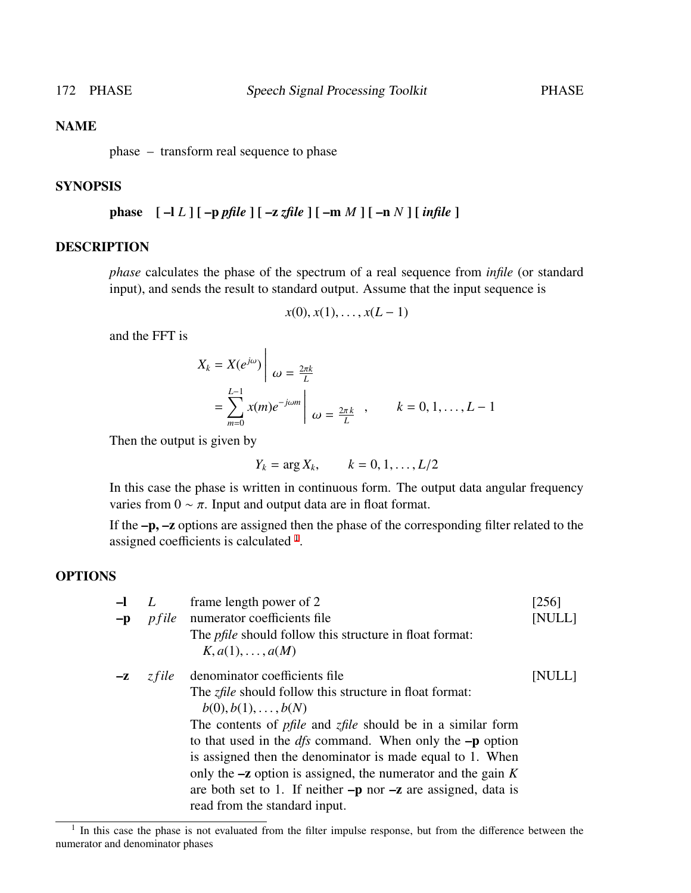## NAME

phase – transform real sequence to phase

## SYNOPSIS

**phase** [ **–l** *L* ] [ **–p** ***pfile*** ] [ **–z** ***zfile*** ] [ **–m** *M* ] [ **–n** *N* ] [ ***infile*** ]

## DESCRIPTION

*phase* calculates the phase of the spectrum of a real sequence from *infile* (or standard input), and sends the result to standard output. Assume that the input sequence is

$$x(0), x(1), \ldots, x(L-1)$$

and the FFT is

$$\begin{aligned} X_k &= X(e^{j\omega}) \Big|_{\omega = \frac{2\pi k}{L}} \\ &= \sum_{m=0}^{L-1} x(m) e^{-j\omega m} \Big|_{\omega = \frac{2\pi k}{L}}, \qquad k = 0, 1, \ldots, L-1 \end{aligned}$$

Then the output is given by

$$Y_k = \arg X_k, \qquad k = 0, 1, \ldots, L/2$$

In this case the phase is written in continuous form. The output data angular frequency varies from $0 \sim \pi$. Input and output data are in float format.

If the **–p, –z** options are assigned then the phase of the corresponding filter related to the assigned coefficients is calculated [1].

## OPTIONS

| | | | |
|---|---|---|---|
| **–l** | *L* | frame length power of 2 | [256] |
| **–p** | *pfile* | numerator coefficients file<br>The *pfile* should follow this structure in float format:<br>$K, a(1), \ldots, a(M)$ | [NULL] |
| **–z** | *zfile* | denominator coefficients file<br>The *zfile* should follow this structure in float format:<br>$b(0), b(1), \ldots, b(N)$<br>The contents of *pfile* and *zfile* should be in a similar form to that used in the *dfs* command. When only the **–p** option is assigned then the denominator is made equal to 1. When only the **–z** option is assigned, the numerator and the gain $K$ are both set to 1. If neither **–p** nor **–z** are assigned, data is read from the standard input. | [NULL] |

[1] In this case the phase is not evaluated from the filter impulse response, but from the difference between the numerator and denominator phases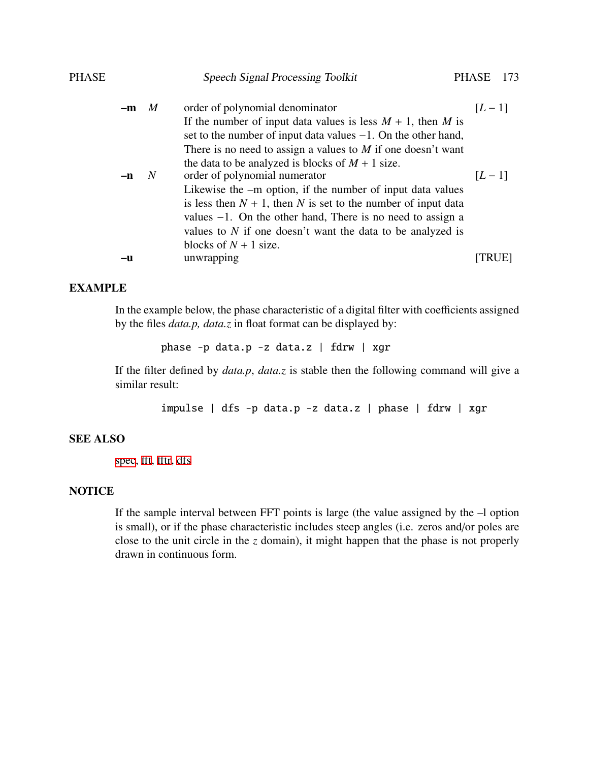| | | |
|---|---|---|
| **–m** $M$ | order of polynomial denominator<br>If the number of input data values is less $M + 1$, then $M$ is set to the number of input data values −1. On the other hand, There is no need to assign a values to $M$ if one doesn't want the data to be analyzed is blocks of $M + 1$ size. | [$L - 1$] |
| **–n** $N$ | order of polynomial numerator<br>Likewise the –m option, if the number of input data values is less then $N + 1$, then $N$ is set to the number of input data values −1. On the other hand, There is no need to assign a values to $N$ if one doesn't want the data to be analyzed is blocks of $N + 1$ size. | [$L - 1$] |
| **–u** | unwrapping | [TRUE] |

## EXAMPLE

In the example below, the phase characteristic of a digital filter with coefficients assigned by the files *data.p, data.z* in float format can be displayed by:

```
phase -p data.p -z data.z | fdrw | xgr
```

If the filter defined by *data.p*, *data.z* is stable then the following command will give a similar result:

```
impulse | dfs -p data.p -z data.z | phase | fdrw | xgr
```

## SEE ALSO

spec, fft, fftr, dfs

## NOTICE

If the sample interval between FFT points is large (the value assigned by the –l option is small), or if the phase characteristic includes steep angles (i.e. zeros and/or poles are close to the unit circle in the $z$ domain), it might happen that the phase is not properly drawn in continuous form.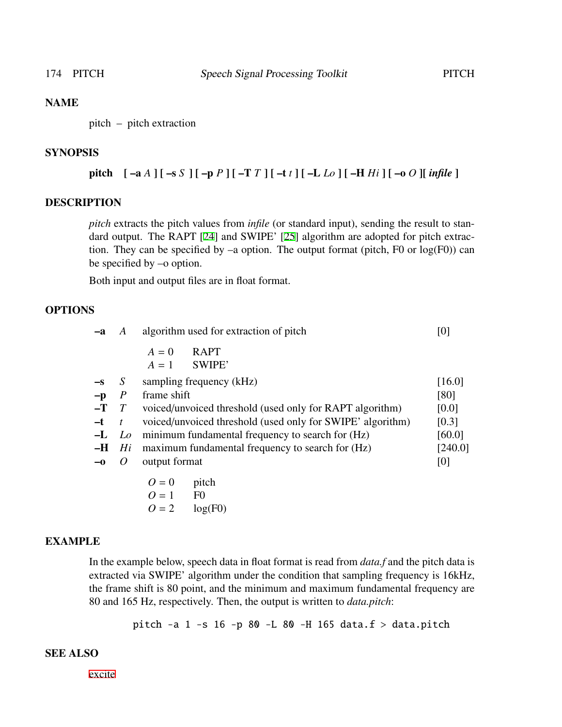## NAME

pitch – pitch extraction

## SYNOPSIS

**pitch** [ **–a** *A* ] [ **–s** *S* ] [ **–p** *P* ] [ **–T** *T* ] [ **–t** *t* ] [ **–L** *Lo* ] [ **–H** *Hi* ] [ **–o** *O* ][ ***infile*** ]

## DESCRIPTION

*pitch* extracts the pitch values from *infile* (or standard input), sending the result to standard output. The RAPT [24] and SWIPE' [25] algorithm are adopted for pitch extraction. They can be specified by –a option. The output format (pitch, F0 or log(F0)) can be specified by –o option.

Both input and output files are in float format.

## OPTIONS

| | | | |
|---|---|---|---|
| **–a** | *A* | algorithm used for extraction of pitch<br>$A = 0$ RAPT<br>$A = 1$ SWIPE' | [0] |
| **–s** | *S* | sampling frequency (kHz) | [16.0] |
| **–p** | *P* | frame shift | [80] |
| **–T** | *T* | voiced/unvoiced threshold (used only for RAPT algorithm) | [0.0] |
| **–t** | *t* | voiced/unvoiced threshold (used only for SWIPE' algorithm) | [0.3] |
| **–L** | *Lo* | minimum fundamental frequency to search for (Hz) | [60.0] |
| **–H** | *Hi* | maximum fundamental frequency to search for (Hz) | [240.0] |
| **–o** | *O* | output format<br>$O = 0$ pitch<br>$O = 1$ F0<br>$O = 2$ log(F0) | [0] |

## EXAMPLE

In the example below, speech data in float format is read from *data.f* and the pitch data is extracted via SWIPE' algorithm under the condition that sampling frequency is 16kHz, the frame shift is 80 point, and the minimum and maximum fundamental frequency are 80 and 165 Hz, respectively. Then, the output is written to *data.pitch*:

```
pitch -a 1 -s 16 -p 80 -L 80 -H 165 data.f > data.pitch
```

## SEE ALSO

excite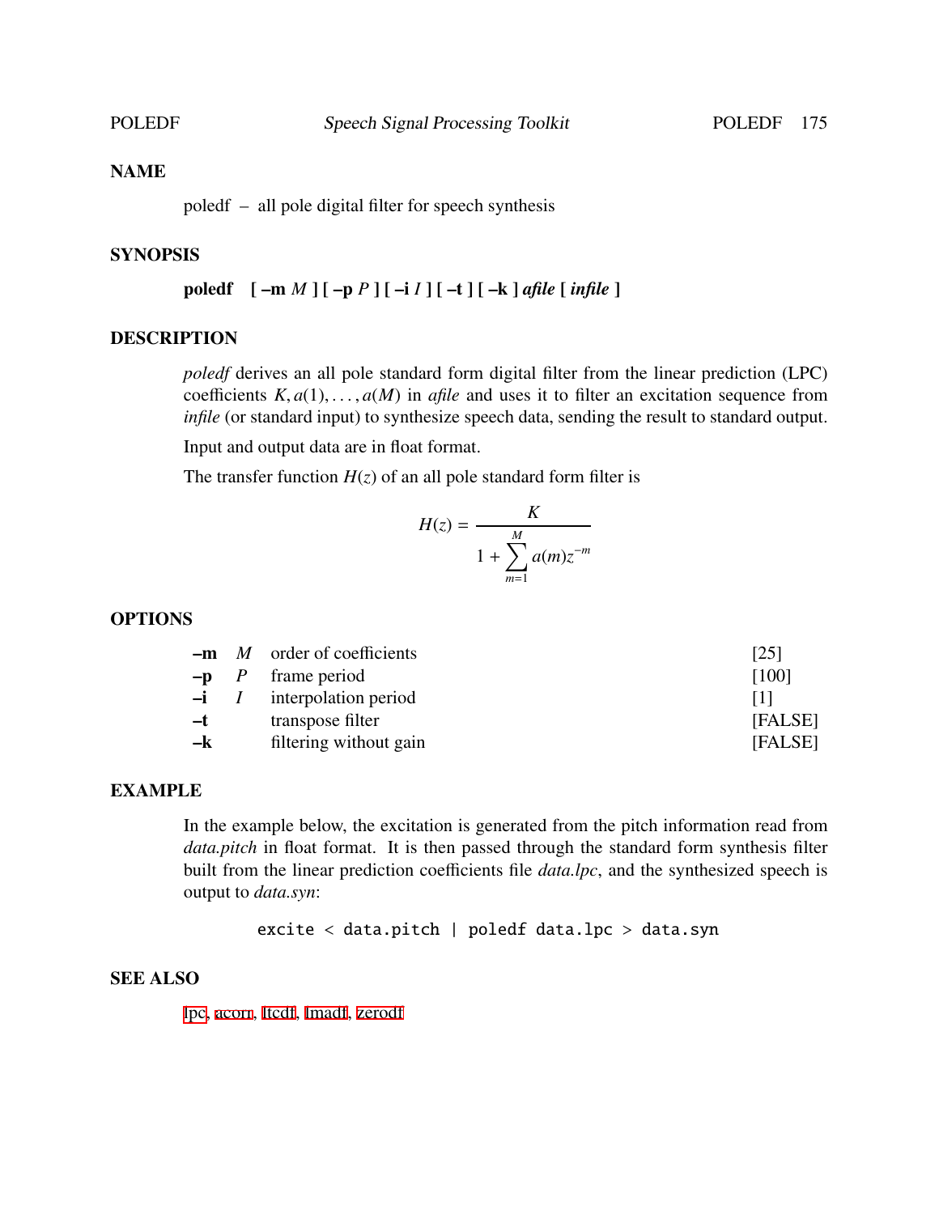## NAME

poledf – all pole digital filter for speech synthesis

## SYNOPSIS

**poledf** [ **–m** *M* ] [ **–p** *P* ] [ **–i** *I* ] [ **–t** ] [ **–k** ] ***afile*** [ ***infile*** ]

## DESCRIPTION

*poledf* derives an all pole standard form digital filter from the linear prediction (LPC) coefficients $K, a(1), \ldots, a(M)$ in *afile* and uses it to filter an excitation sequence from *infile* (or standard input) to synthesize speech data, sending the result to standard output.

Input and output data are in float format.

The transfer function $H(z)$ of an all pole standard form filter is

$$H(z) = \frac{K}{1 + \sum_{m=1}^{M} a(m) z^{-m}}$$

## OPTIONS

| | | | |
|---|---|---|---|
| **–m** | *M* | order of coefficients | [25] |
| **–p** | *P* | frame period | [100] |
| **–i** | *I* | interpolation period | [1] |
| **–t** | | transpose filter | [FALSE] |
| **–k** | | filtering without gain | [FALSE] |

## EXAMPLE

In the example below, the excitation is generated from the pitch information read from *data.pitch* in float format. It is then passed through the standard form synthesis filter built from the linear prediction coefficients file *data.lpc*, and the synthesized speech is output to *data.syn*:

```
excite < data.pitch | poledf data.lpc > data.syn
```

## SEE ALSO

lpc, acorr, ltcdf, lmadf, zerodf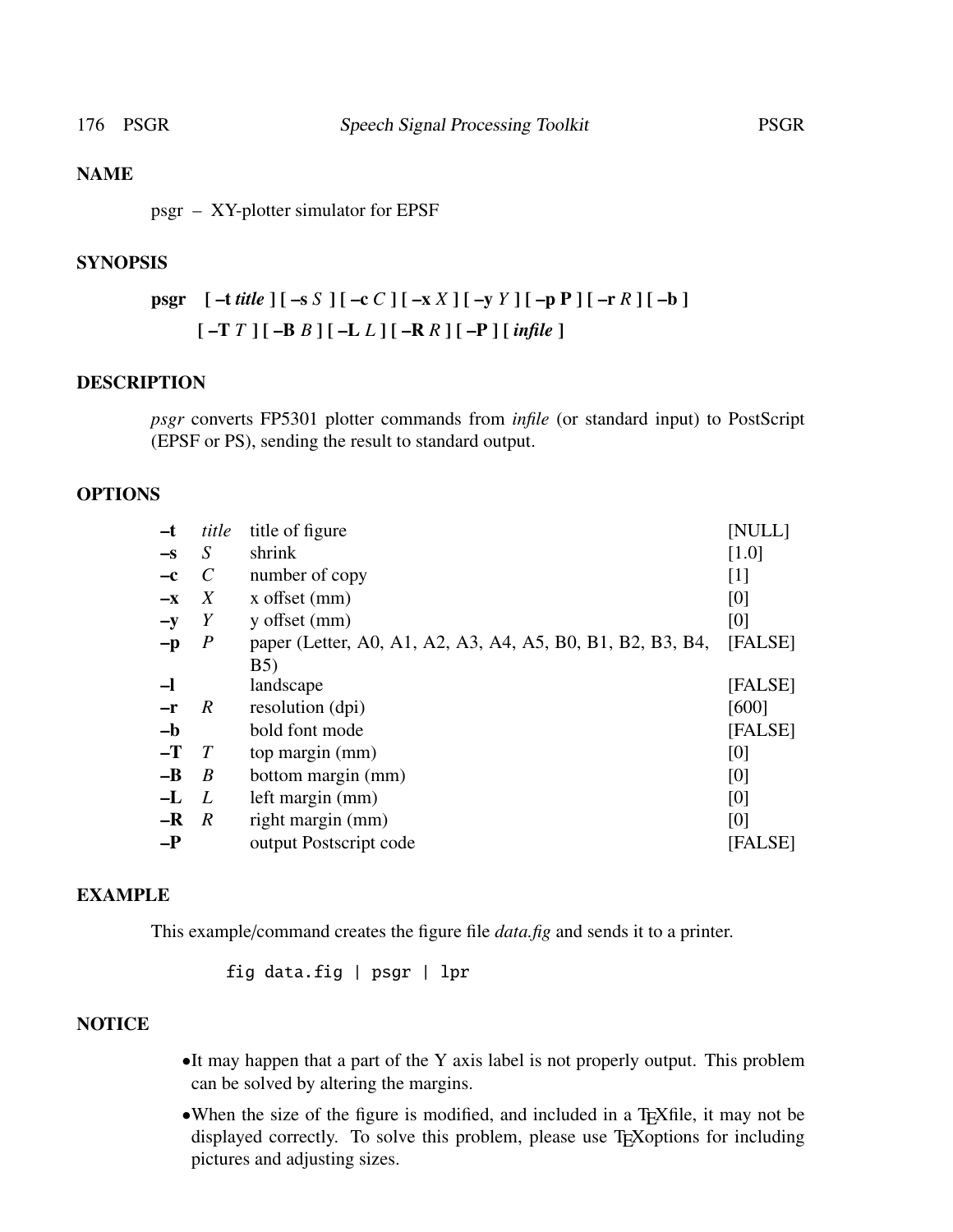## NAME

psgr – XY-plotter simulator for EPSF

## SYNOPSIS

**psgr** [ **–t** ***title*** ] [ **–s** *S* ] [ **–c** *C* ] [ **–x** *X* ] [ **–y** *Y* ] [ **–p P** ] [ **–r** *R* ] [ **–b** ]
[ **–T** *T* ] [ **–B** *B* ] [ **–L** *L* ] [ **–R** *R* ] [ **–P** ] [ ***infile*** ]

## DESCRIPTION

*psgr* converts FP5301 plotter commands from *infile* (or standard input) to PostScript (EPSF or PS), sending the result to standard output.

## OPTIONS

| | | | |
|---|---|---|---|
| **–t** | *title* | title of figure | [NULL] |
| **–s** | *S* | shrink | [1.0] |
| **–c** | *C* | number of copy | [1] |
| **–x** | *X* | x offset (mm) | [0] |
| **–y** | *Y* | y offset (mm) | [0] |
| **–p** | *P* | paper (Letter, A0, A1, A2, A3, A4, A5, B0, B1, B2, B3, B4, B5) | [FALSE] |
| **–l** | | landscape | [FALSE] |
| **–r** | *R* | resolution (dpi) | [600] |
| **–b** | | bold font mode | [FALSE] |
| **–T** | *T* | top margin (mm) | [0] |
| **–B** | *B* | bottom margin (mm) | [0] |
| **–L** | *L* | left margin (mm) | [0] |
| **–R** | *R* | right margin (mm) | [0] |
| **–P** | | output Postscript code | [FALSE] |

## EXAMPLE

This example/command creates the figure file *data.fig* and sends it to a printer.

```
fig data.fig | psgr | lpr
```

## NOTICE

- It may happen that a part of the Y axis label is not properly output. This problem can be solved by altering the margins.
- When the size of the figure is modified, and included in a TEXfile, it may not be displayed correctly. To solve this problem, please use TEXoptions for including pictures and adjusting sizes.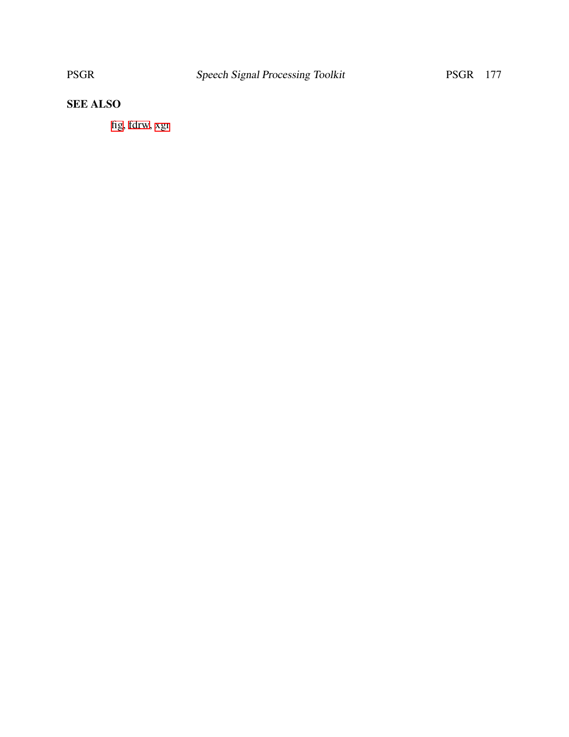## SEE ALSO

fig, fdrw, xgr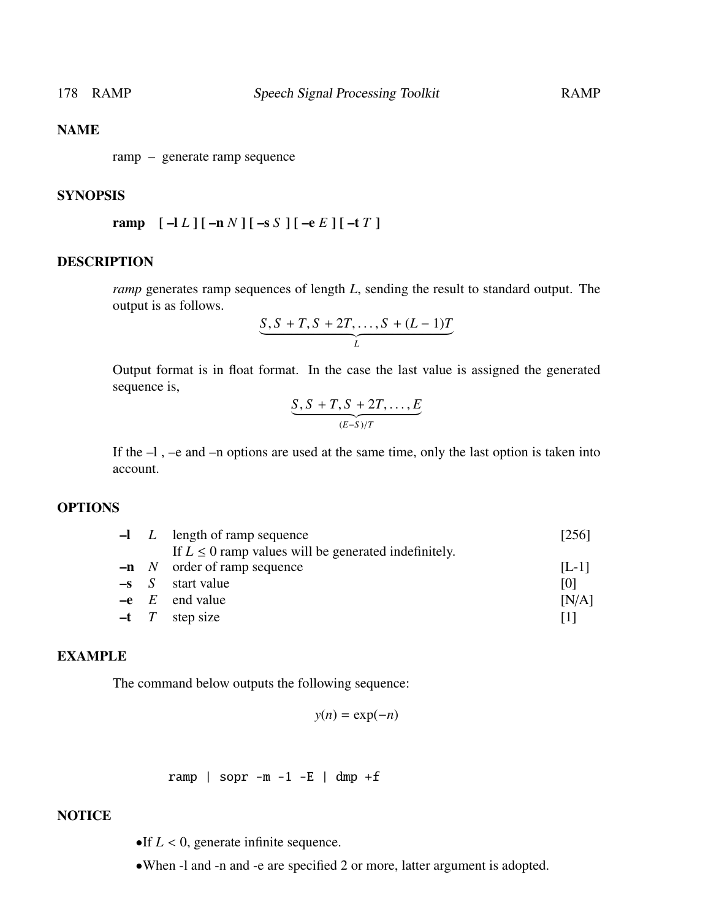## NAME

ramp – generate ramp sequence

## SYNOPSIS

**ramp** [ **–l** *L* ] [ **–n** *N* ] [ **–s** *S* ] [ **–e** *E* ] [ **–t** *T* ]

## DESCRIPTION

*ramp* generates ramp sequences of length *L*, sending the result to standard output. The output is as follows.

$$\underbrace{S, S+T, S+2T, \ldots, S+(L-1)T}_{L}$$

Output format is in float format. In the case the last value is assigned the generated sequence is,

$$\underbrace{S, S+T, S+2T, \ldots, E}_{(E-S)/T}$$

If the –l , –e and –n options are used at the same time, only the last option is taken into account.

## OPTIONS

| | | | |
|---|---|---|---|
| **–l** | *L* | length of ramp sequence<br>If $L \leq 0$ ramp values will be generated indefinitely. | [256] |
| **–n** | *N* | order of ramp sequence | [L-1] |
| **–s** | *S* | start value | [0] |
| **–e** | *E* | end value | [N/A] |
| **–t** | *T* | step size | [1] |

## EXAMPLE

The command below outputs the following sequence:

$$y(n) = \exp(-n)$$

```
ramp | sopr -m -1 -E | dmp +f
```

## NOTICE

- If $L < 0$, generate infinite sequence.
- When -l and -n and -e are specified 2 or more, latter argument is adopted.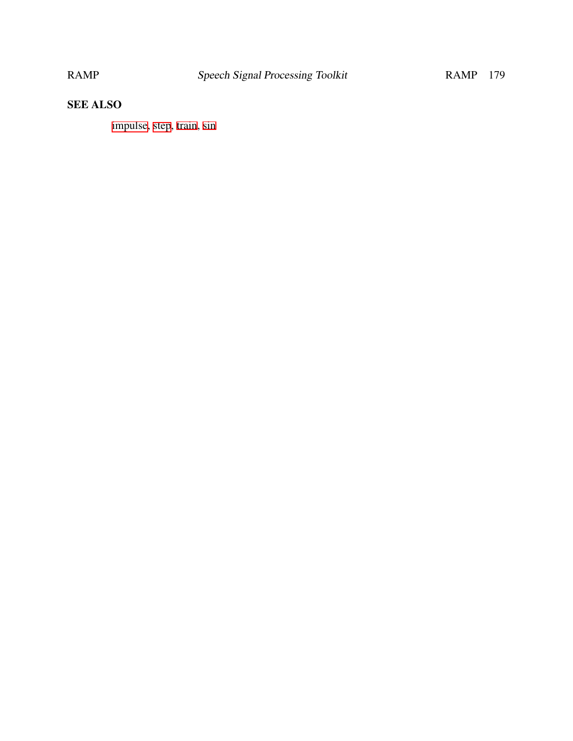## SEE ALSO

impulse, step, train, sin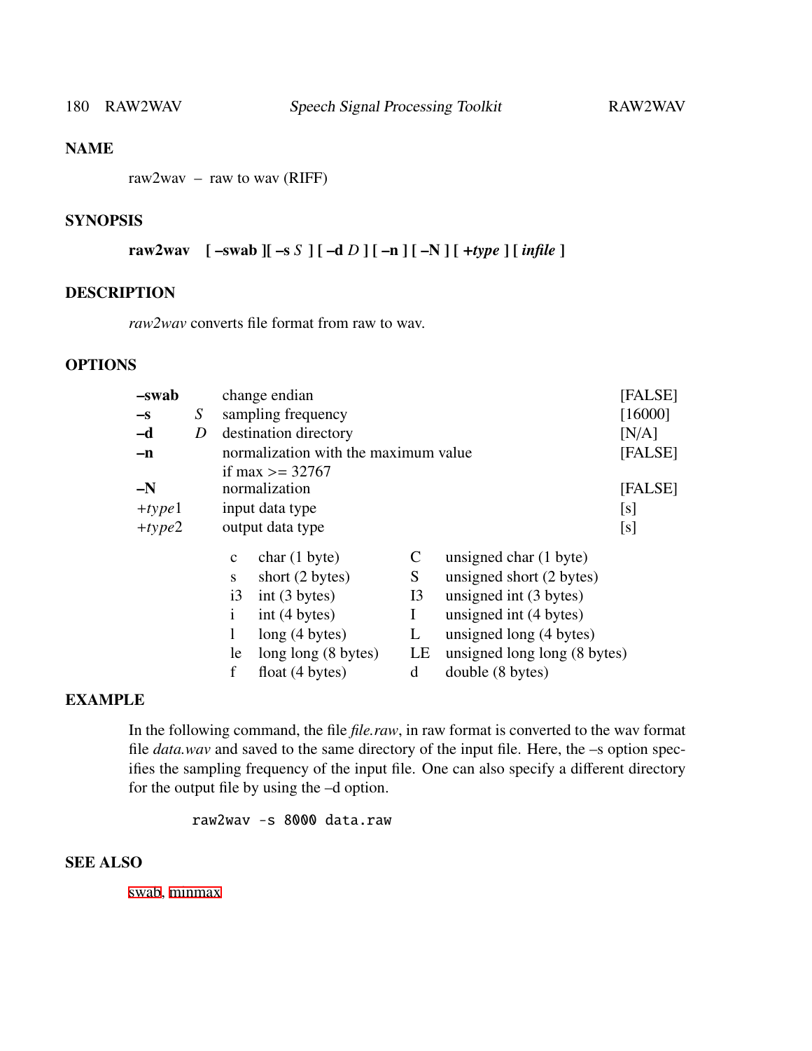## NAME

raw2wav – raw to wav (RIFF)

## SYNOPSIS

**raw2wav** [ **–swab** ][ **–s** *S* ] [ **–d** *D* ] [ **–n** ] [ **–N** ] [ ***+type*** ] [ ***infile*** ]

## DESCRIPTION

*raw2wav* converts file format from raw to wav.

## OPTIONS

| | | | |
|---|---|---|---|
| **–swab** | | change endian | [FALSE] |
| **–s** | *S* | sampling frequency | [16000] |
| **–d** | *D* | destination directory | [N/A] |
| **–n** | | normalization with the maximum value if max >= 32767 | [FALSE] |
| **–N** | | normalization | [FALSE] |
| *+type*1 | | input data type | [s] |
| *+type*2 | | output data type | [s] |

| | | | |
|---|---|---|---|
| c | char (1 byte) | C | unsigned char (1 byte) |
| s | short (2 bytes) | S | unsigned short (2 bytes) |
| i3 | int (3 bytes) | I3 | unsigned int (3 bytes) |
| i | int (4 bytes) | I | unsigned int (4 bytes) |
| l | long (4 bytes) | L | unsigned long (4 bytes) |
| le | long long (8 bytes) | LE | unsigned long long (8 bytes) |
| f | float (4 bytes) | d | double (8 bytes) |

## EXAMPLE

In the following command, the file *file.raw*, in raw format is converted to the wav format file *data.wav* and saved to the same directory of the input file. Here, the –s option specifies the sampling frequency of the input file. One can also specify a different directory for the output file by using the –d option.

```
raw2wav -s 8000 data.raw
```

## SEE ALSO

swab, minmax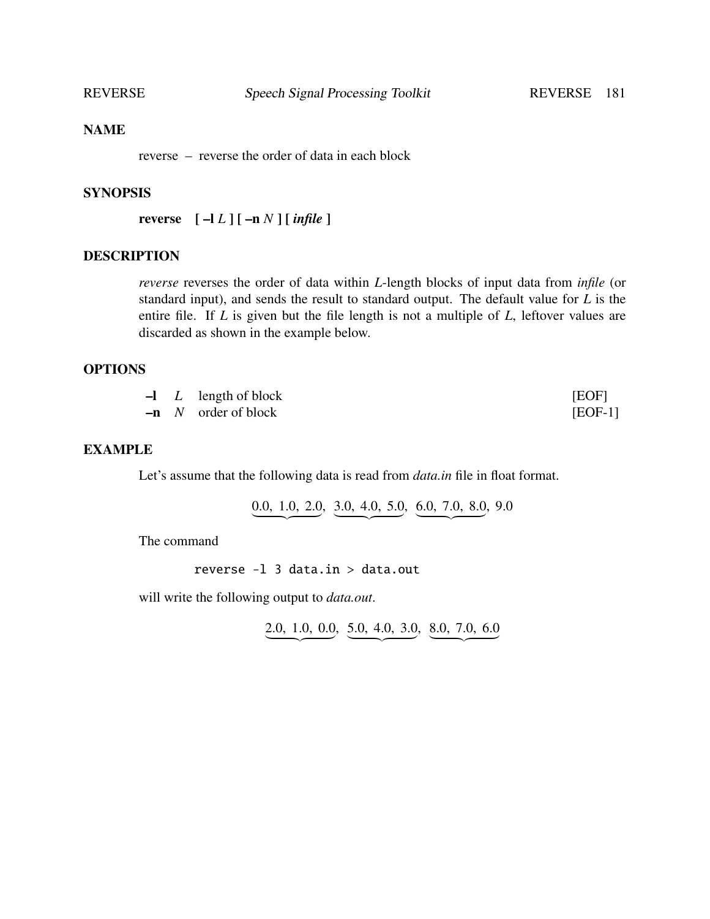## NAME

reverse – reverse the order of data in each block

## SYNOPSIS

**reverse** **[ –l** *L* **] [ –n** *N* **] [** ***infile*** **]**

## DESCRIPTION

*reverse* reverses the order of data within *L*-length blocks of input data from *infile* (or standard input), and sends the result to standard output. The default value for *L* is the entire file. If *L* is given but the file length is not a multiple of *L*, leftover values are discarded as shown in the example below.

## OPTIONS

| | | | |
|---|---|---|---|
| **–l** | *L* | length of block | [EOF] |
| **–n** | *N* | order of block | [EOF-1] |

## EXAMPLE

Let's assume that the following data is read from *data.in* file in float format.

$$\underbrace{0.0,\ 1.0,\ 2.0}, \ \underbrace{3.0,\ 4.0,\ 5.0}, \ \underbrace{6.0,\ 7.0,\ 8.0}, \ 9.0$$

The command

```
reverse -l 3 data.in > data.out
```

will write the following output to *data.out*.

$$\underbrace{2.0,\ 1.0,\ 0.0}, \ \underbrace{5.0,\ 4.0,\ 3.0}, \ \underbrace{8.0,\ 7.0,\ 6.0}$$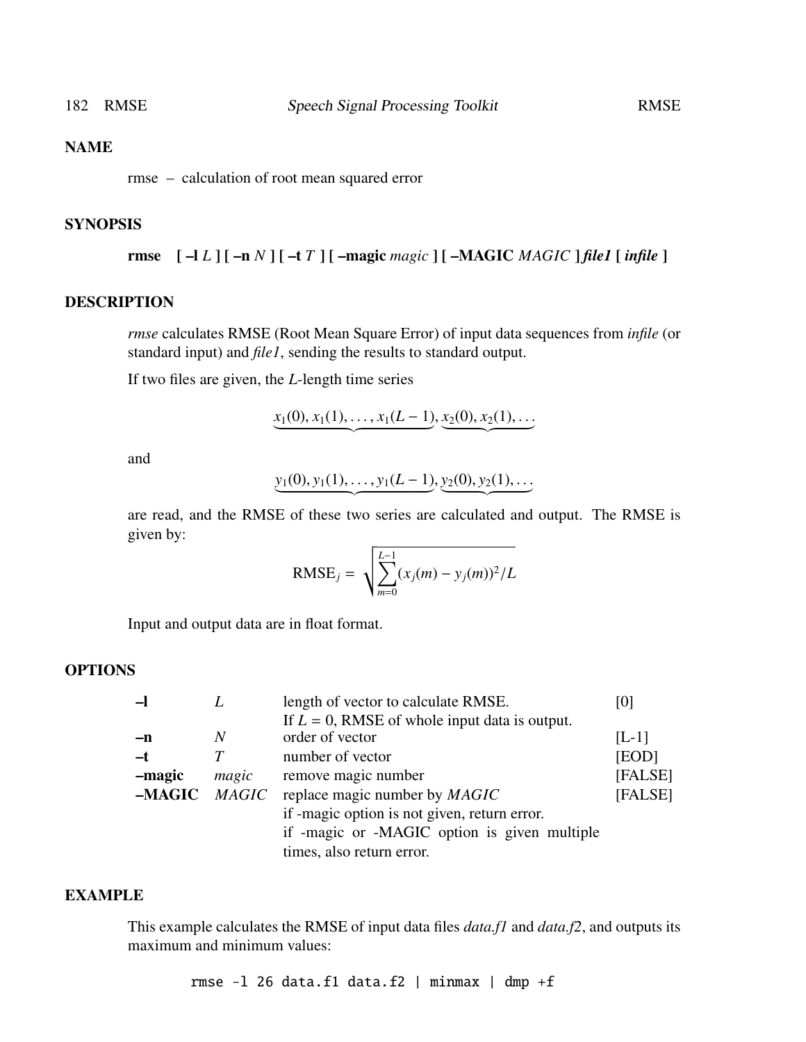## NAME

rmse – calculation of root mean squared error

## SYNOPSIS

**rmse [ –l** *L* **] [ –n** *N* **] [ –t** *T* **] [ –magic** *magic* **] [ –MAGIC** *MAGIC* **]** ***file1*** **[** ***infile*** **]**

## DESCRIPTION

*rmse* calculates RMSE (Root Mean Square Error) of input data sequences from *infile* (or standard input) and *file1*, sending the results to standard output.

If two files are given, the *L*-length time series

$$\underbrace{x_1(0), x_1(1), \ldots, x_1(L-1)}, \underbrace{x_2(0), x_2(1), \ldots}$$

and

$$\underbrace{y_1(0), y_1(1), \ldots, y_1(L-1)}, \underbrace{y_2(0), y_2(1), \ldots}$$

are read, and the RMSE of these two series are calculated and output. The RMSE is given by:

$$\text{RMSE}_j = \sqrt{\sum_{m=0}^{L-1} (x_j(m) - y_j(m))^2 / L}$$

Input and output data are in float format.

## OPTIONS

| | | | |
|---|---|---|---|
| **–l** | *L* | length of vector to calculate RMSE. If $L = 0$, RMSE of whole input data is output. | [0] |
| **–n** | *N* | order of vector | [L-1] |
| **–t** | *T* | number of vector | [EOD] |
| **–magic** | *magic* | remove magic number | [FALSE] |
| **–MAGIC** | *MAGIC* | replace magic number by *MAGIC* if -magic option is not given, return error. if -magic or -MAGIC option is given multiple times, also return error. | [FALSE] |

## EXAMPLE

This example calculates the RMSE of input data files *data.f1* and *data.f2*, and outputs its maximum and minimum values:

```
rmse -l 26 data.f1 data.f2 | minmax | dmp +f
```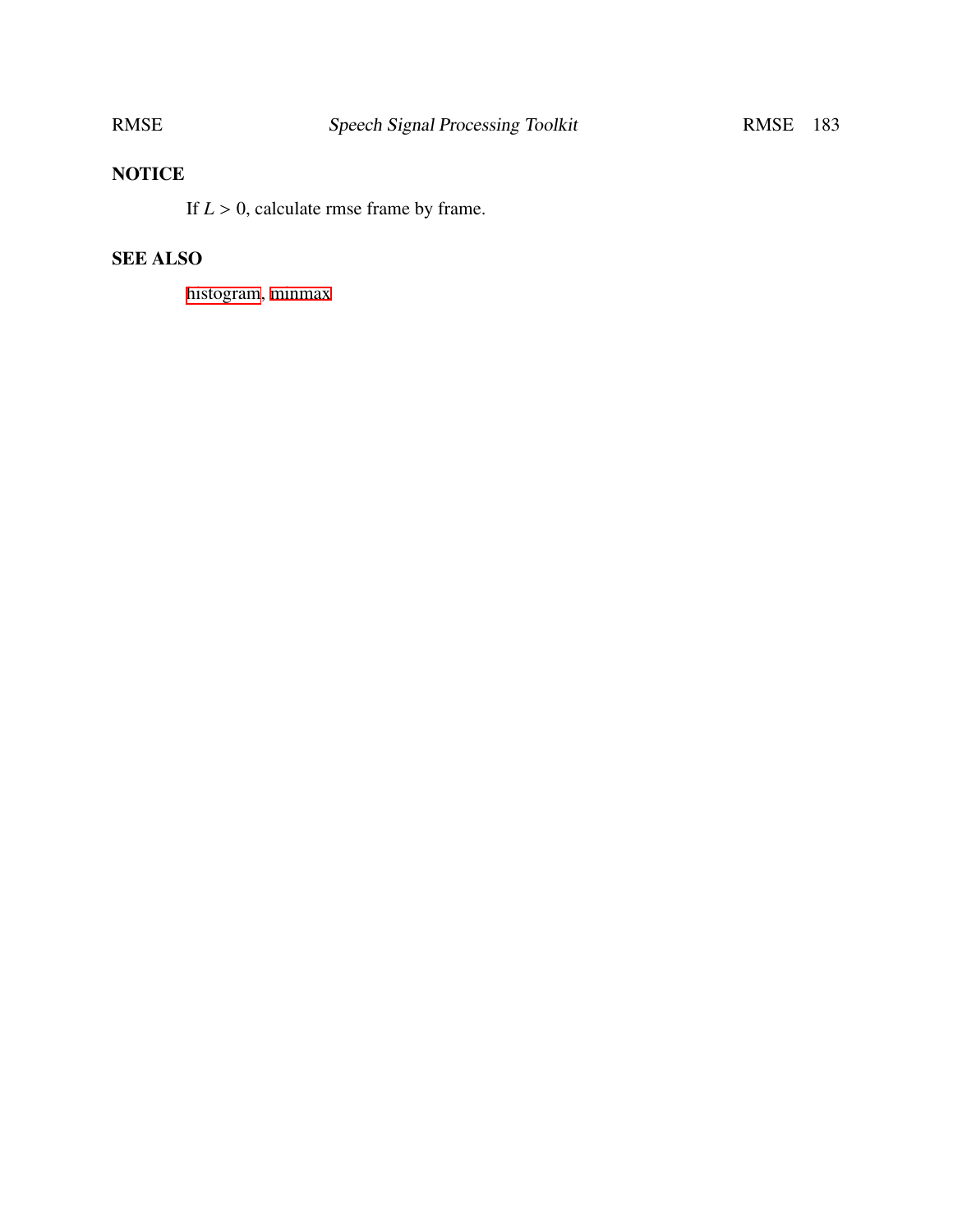## NOTICE

If $L > 0$, calculate rmse frame by frame.

## SEE ALSO

histogram, minmax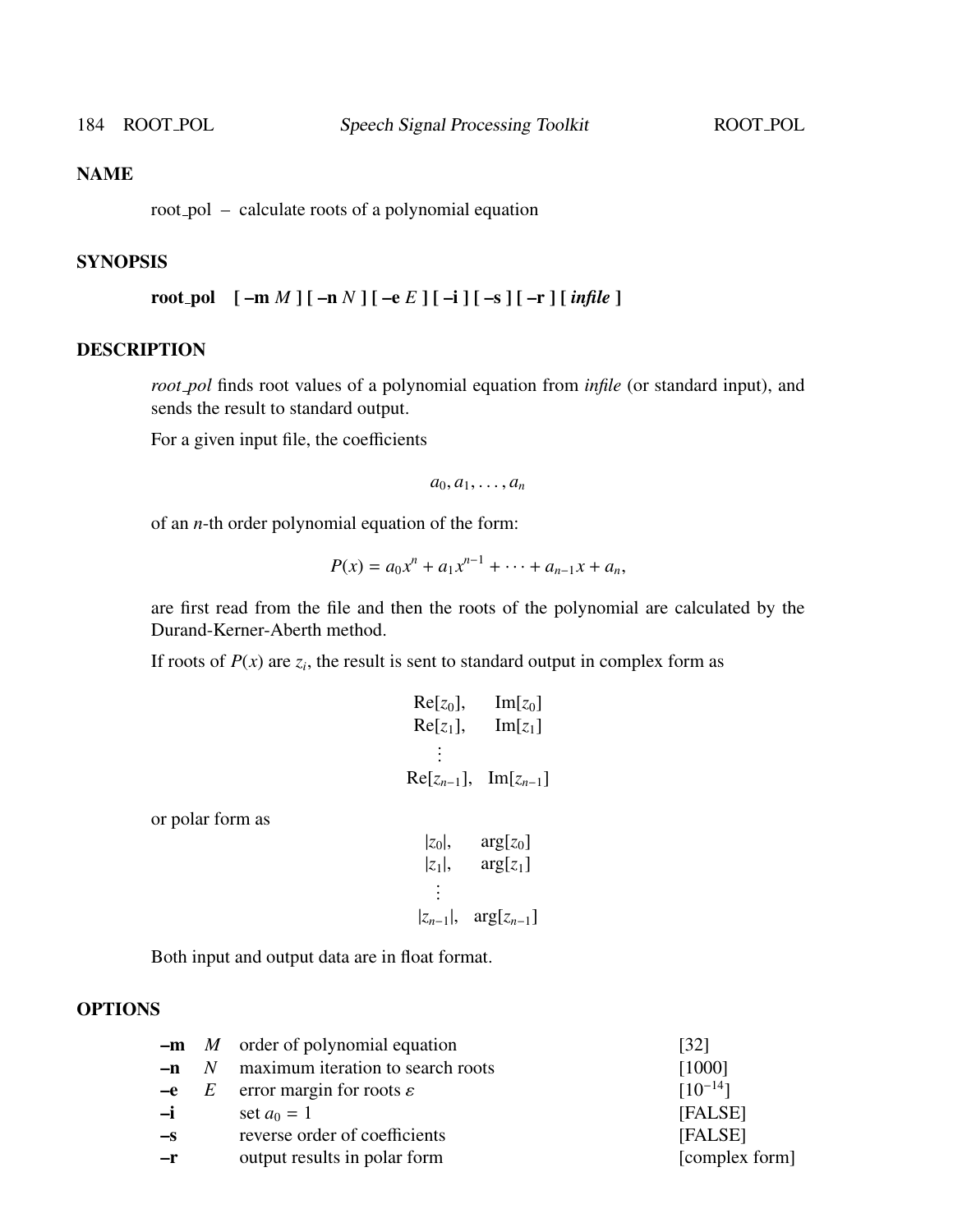## NAME

root_pol – calculate roots of a polynomial equation

## SYNOPSIS

**root_pol** **[ –m** *M* **] [ –n** *N* **] [ –e** *E* **] [ –i ] [ –s ] [ –r ] [** ***infile*** **]**

## DESCRIPTION

*root_pol* finds root values of a polynomial equation from *infile* (or standard input), and sends the result to standard output.

For a given input file, the coefficients

$$a_0, a_1, \ldots, a_n$$

of an $n$-th order polynomial equation of the form:

$$P(x) = a_0 x^n + a_1 x^{n-1} + \cdots + a_{n-1} x + a_n,$$

are first read from the file and then the roots of the polynomial are calculated by the Durand-Kerner-Aberth method.

If roots of $P(x)$ are $z_i$, the result is sent to standard output in complex form as

$$\begin{array}{cc} \mathrm{Re}[z_0], & \mathrm{Im}[z_0] \\ \mathrm{Re}[z_1], & \mathrm{Im}[z_1] \\ \vdots & \\ \mathrm{Re}[z_{n-1}], & \mathrm{Im}[z_{n-1}] \end{array}$$

or polar form as

$$\begin{array}{cc} |z_0|, & \arg[z_0] \\ |z_1|, & \arg[z_1] \\ \vdots & \\ |z_{n-1}|, & \arg[z_{n-1}] \end{array}$$

Both input and output data are in float format.

## OPTIONS

| | | | |
|---|---|---|---|
| **–m** | *M* | order of polynomial equation | [32] |
| **–n** | *N* | maximum iteration to search roots | [1000] |
| **–e** | *E* | error margin for roots $\varepsilon$ | [$10^{-14}$] |
| **–i** | | set $a_0 = 1$ | [FALSE] |
| **–s** | | reverse order of coefficients | [FALSE] |
| **–r** | | output results in polar form | [complex form] |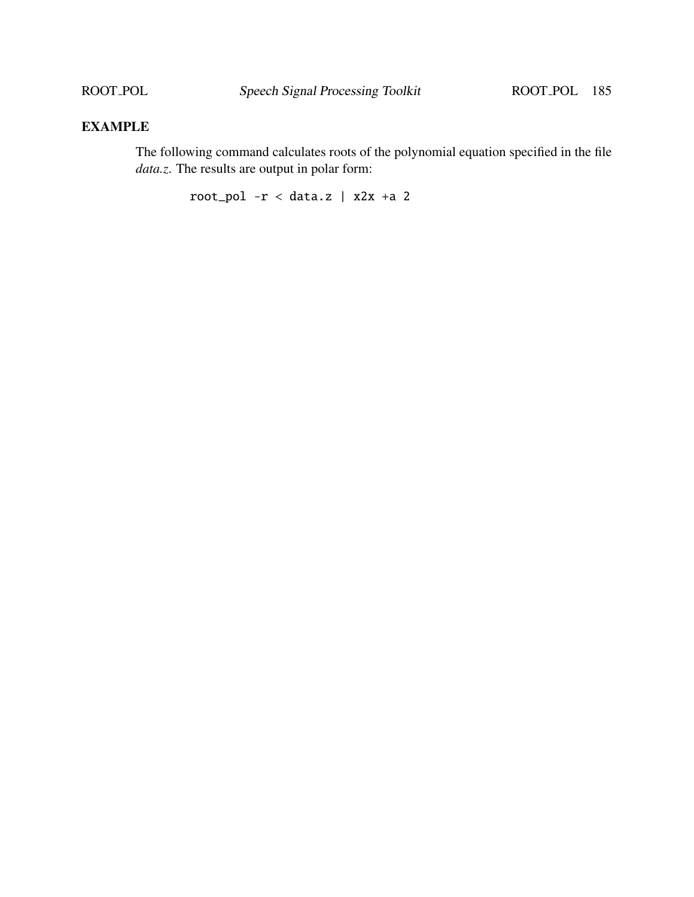## EXAMPLE

The following command calculates roots of the polynomial equation specified in the file *data.z*. The results are output in polar form:

```
root_pol -r < data.z | x2x +a 2
```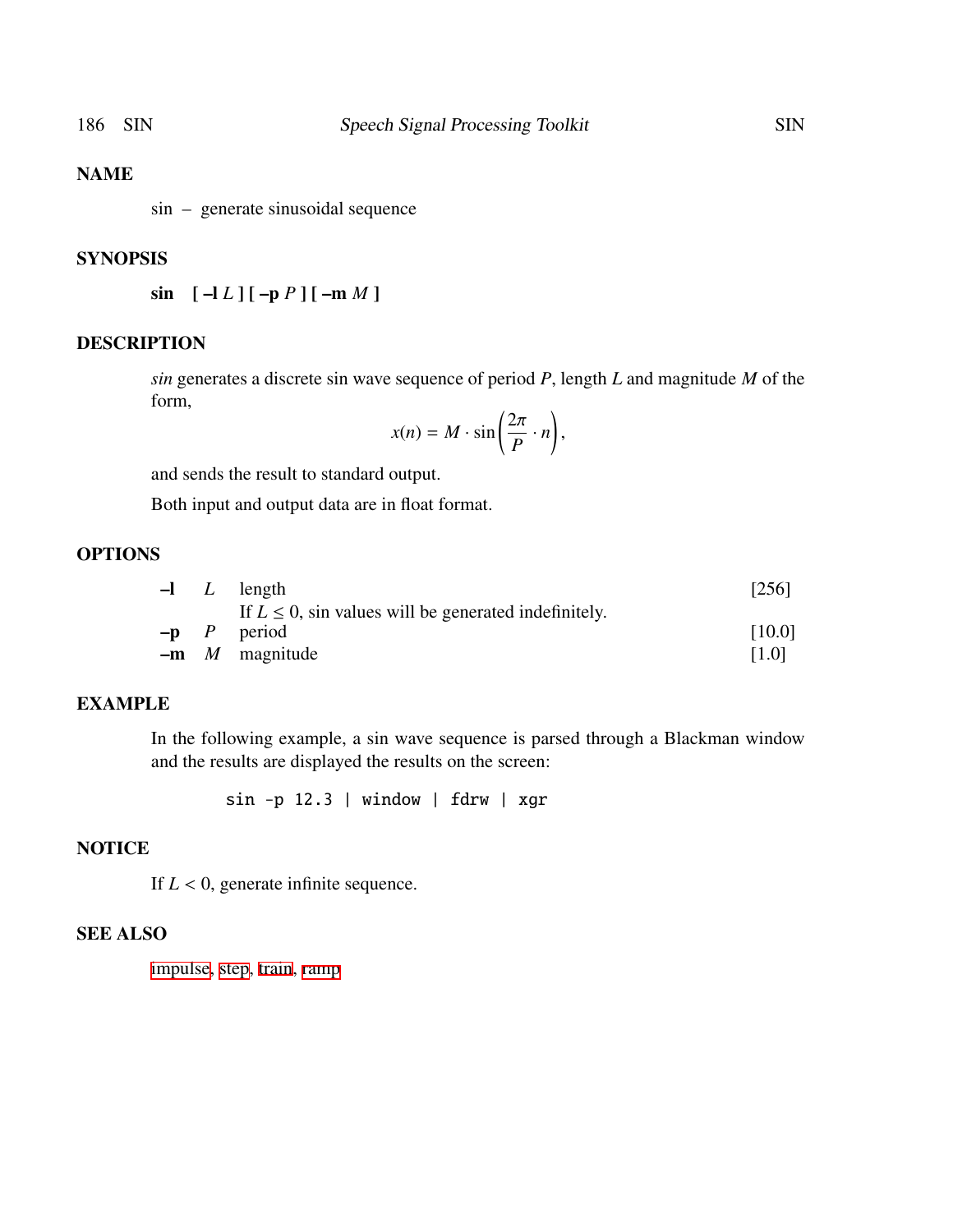## NAME

sin – generate sinusoidal sequence

## SYNOPSIS

**sin** [ **–l** *L* ] [ **–p** *P* ] [ **–m** *M* ]

## DESCRIPTION

*sin* generates a discrete sin wave sequence of period $P$, length $L$ and magnitude $M$ of the form,

$$x(n) = M \cdot \sin\left(\frac{2\pi}{P} \cdot n\right),$$

and sends the result to standard output.

Both input and output data are in float format.

## OPTIONS

| | | | |
|---|---|---|---|
| **–l** | $L$ | length<br>If $L \leq 0$, sin values will be generated indefinitely. | [256] |
| **–p** | $P$ | period | [10.0] |
| **–m** | $M$ | magnitude | [1.0] |

## EXAMPLE

In the following example, a sin wave sequence is parsed through a Blackman window and the results are displayed the results on the screen:

```
sin -p 12.3 | window | fdrw | xgr
```

## NOTICE

If $L < 0$, generate infinite sequence.

## SEE ALSO

impulse, step, train, ramp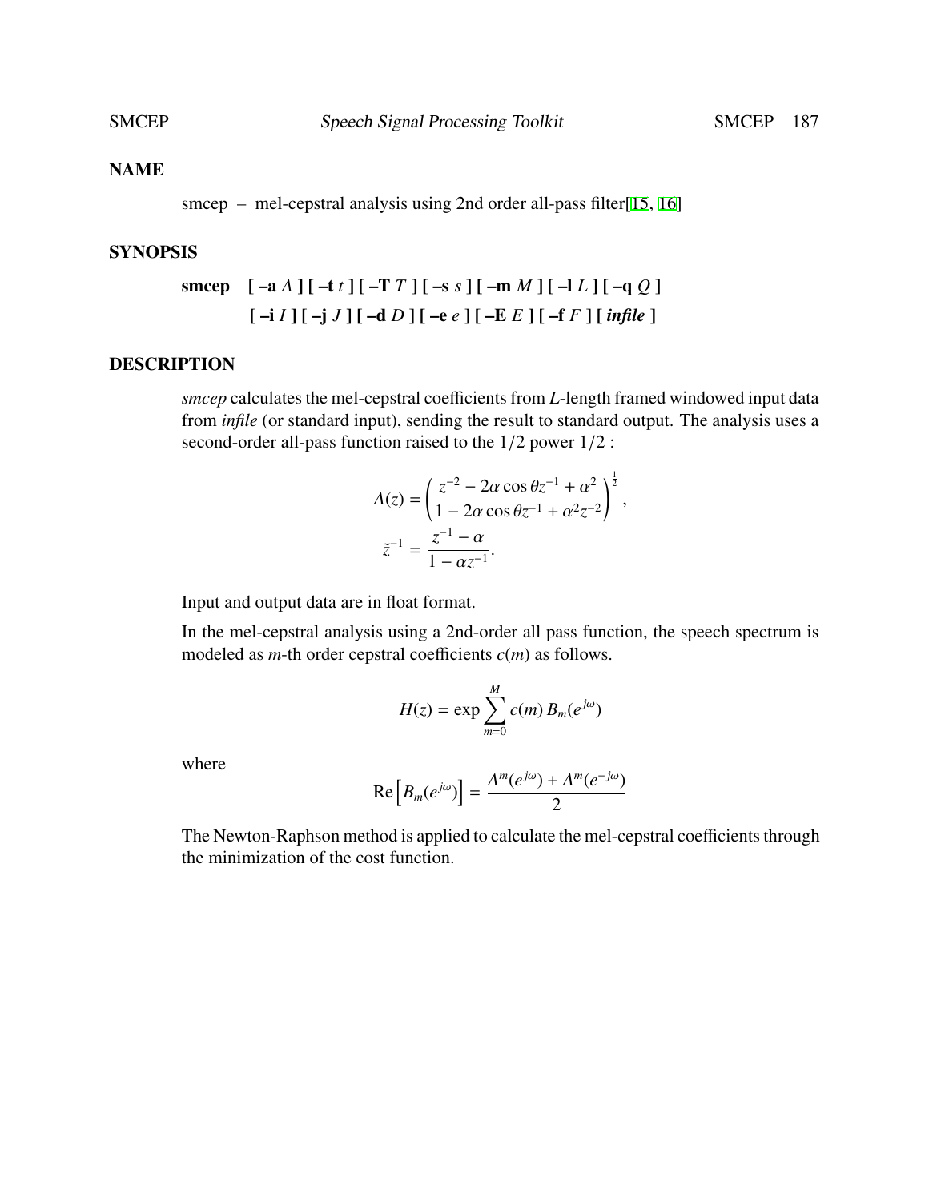## NAME

smcep – mel-cepstral analysis using 2nd order all-pass filter[15, 16]

## SYNOPSIS

**smcep** **[ –a** *A* **] [ –t** *t* **] [ –T** *T* **] [ –s** *s* **] [ –m** *M* **] [ –l** *L* **] [ –q** *Q* **]**
**[ –i** *I* **] [ –j** *J* **] [ –d** *D* **] [ –e** *e* **] [ –E** *E* **] [ –f** *F* **] [** ***infile*** **]**

## DESCRIPTION

*smcep* calculates the mel-cepstral coefficients from *L*-length framed windowed input data from *infile* (or standard input), sending the result to standard output. The analysis uses a second-order all-pass function raised to the 1/2 power 1/2 :

$$A(z) = \left( \frac{z^{-2} - 2\alpha\cos\theta z^{-1} + \alpha^2}{1 - 2\alpha\cos\theta z^{-1} + \alpha^2 z^{-2}} \right)^{\frac{1}{2}},$$

$$\tilde{z}^{-1} = \frac{z^{-1} - \alpha}{1 - \alpha z^{-1}}.$$

Input and output data are in float format.

In the mel-cepstral analysis using a 2nd-order all pass function, the speech spectrum is modeled as *m*-th order cepstral coefficients $c(m)$ as follows.

$$H(z) = \exp \sum_{m=0}^{M} c(m)\, B_m(e^{j\omega})$$

where

$$\mathrm{Re}\left[B_m(e^{j\omega})\right] = \frac{A^m(e^{j\omega}) + A^m(e^{-j\omega})}{2}$$

The Newton-Raphson method is applied to calculate the mel-cepstral coefficients through the minimization of the cost function.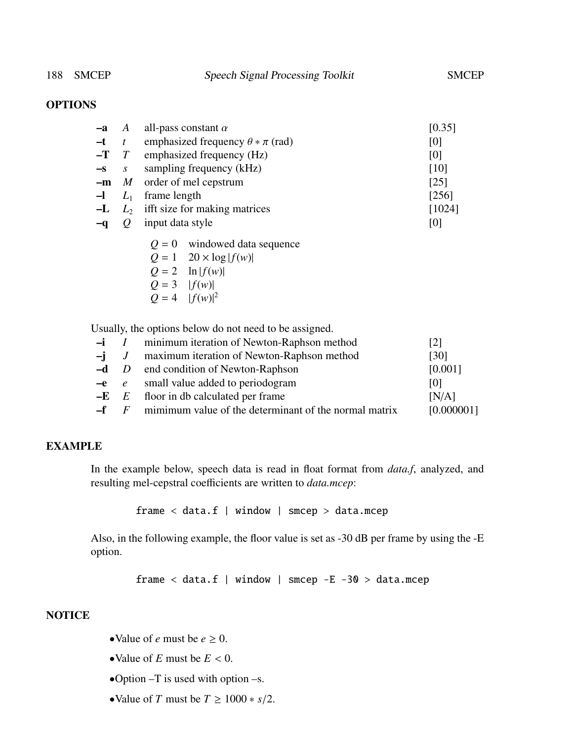## OPTIONS

| | | | |
|---|---|---|---|
| **–a** | *A* | all-pass constant $\alpha$ | [0.35] |
| **–t** | *t* | emphasized frequency $\theta * \pi$ (rad) | [0] |
| **–T** | *T* | emphasized frequency (Hz) | [0] |
| **–s** | *s* | sampling frequency (kHz) | [10] |
| **–m** | *M* | order of mel cepstrum | [25] |
| **–l** | $L_1$ | frame length | [256] |
| **–L** | $L_2$ | ifft size for making matrices | [1024] |
| **–q** | *Q* | input data style | [0] |

$Q = 0$ windowed data sequence
$Q = 1$ $20 \times \log |f(w)|$
$Q = 2$ $\ln |f(w)|$
$Q = 3$ $|f(w)|$
$Q = 4$ $|f(w)|^2$

Usually, the options below do not need to be assigned.

| | | | |
|---|---|---|---|
| **–i** | *I* | minimum iteration of Newton-Raphson method | [2] |
| **–j** | *J* | maximum iteration of Newton-Raphson method | [30] |
| **–d** | *D* | end condition of Newton-Raphson | [0.001] |
| **–e** | *e* | small value added to periodogram | [0] |
| **–E** | *E* | floor in db calculated per frame | [N/A] |
| **–f** | *F* | mimimum value of the determinant of the normal matrix | [0.000001] |

## EXAMPLE

In the example below, speech data is read in float format from *data.f*, analyzed, and resulting mel-cepstral coefficients are written to *data.mcep*:

```
frame < data.f | window | smcep > data.mcep
```

Also, in the following example, the floor value is set as -30 dB per frame by using the -E option.

```
frame < data.f | window | smcep -E -30 > data.mcep
```

## NOTICE

- Value of $e$ must be $e \geq 0$.
- Value of $E$ must be $E < 0$.
- Option –T is used with option –s.
- Value of $T$ must be $T \geq 1000 * s/2$.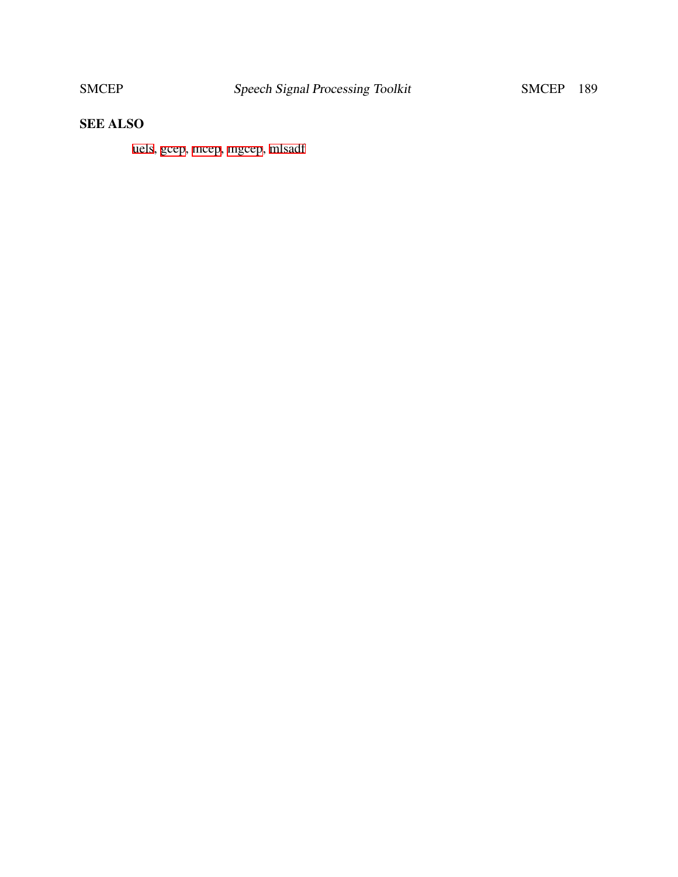## SEE ALSO

uels, gcep, mcep, mgcep, mlsadf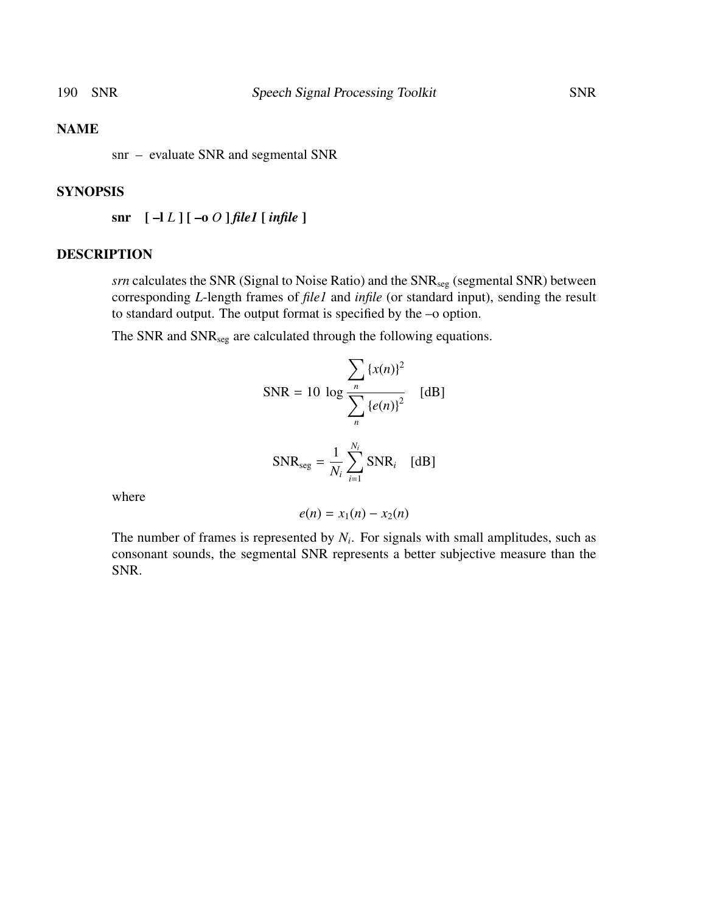## NAME

snr – evaluate SNR and segmental SNR

## SYNOPSIS

**snr** **[ –l** *L* **] [ –o** *O* **]** ***file1*** **[** ***infile*** **]**

## DESCRIPTION

*srn* calculates the SNR (Signal to Noise Ratio) and the $\mathrm{SNR}_{\mathrm{seg}}$ (segmental SNR) between corresponding *L*-length frames of *file1* and *infile* (or standard input), sending the result to standard output. The output format is specified by the –o option.

The SNR and $\mathrm{SNR}_{\mathrm{seg}}$ are calculated through the following equations.

$$\mathrm{SNR} = 10 \log \frac{\sum_n \{x(n)\}^2}{\sum_n \{e(n)\}^2} \quad [\mathrm{dB}]$$

$$\mathrm{SNR}_{\mathrm{seg}} = \frac{1}{N_i} \sum_{i=1}^{N_i} \mathrm{SNR}_i \quad [\mathrm{dB}]$$

where

$$e(n) = x_1(n) - x_2(n)$$

The number of frames is represented by $N_i$. For signals with small amplitudes, such as consonant sounds, the segmental SNR represents a better subjective measure than the SNR.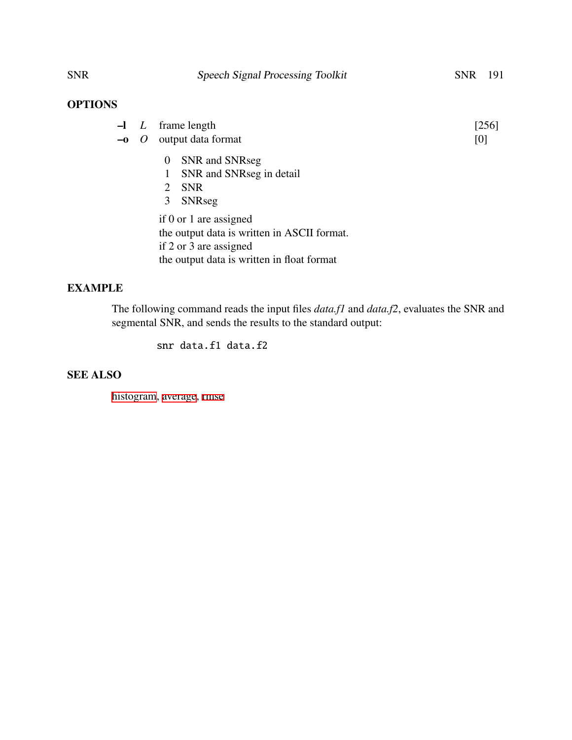## OPTIONS

| | | | |
|---|---|---|---|
| **–l** | *L* | frame length | [256] |
| **–o** | *O* | output data format | [0] |

- 0 SNR and SNRseg
- 1 SNR and SNRseg in detail
- 2 SNR
- 3 SNRseg

if 0 or 1 are assigned
the output data is written in ASCII format.
if 2 or 3 are assigned
the output data is written in float format

## EXAMPLE

The following command reads the input files *data.f1* and *data.f2*, evaluates the SNR and segmental SNR, and sends the results to the standard output:

```
snr data.f1 data.f2
```

## SEE ALSO

histogram, average, rmse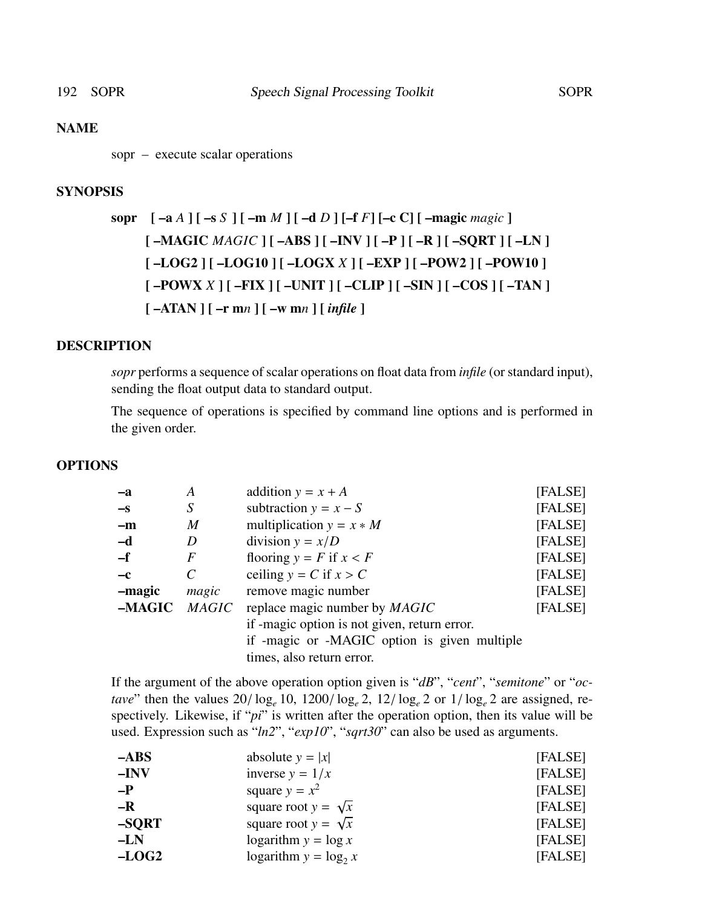## NAME

sopr – execute scalar operations

## SYNOPSIS

**sopr** [ **–a** *A* ] [ **–s** *S* ] [ **–m** *M* ] [ **–d** *D* ] [**–f** *F*] [**–c C**] [ **–magic** *magic* ]
[ **–MAGIC** *MAGIC* ] [ **–ABS** ] [ **–INV** ] [ **–P** ] [ **–R** ] [ **–SQRT** ] [ **–LN** ]
[ **–LOG2** ] [ **–LOG10** ] [ **–LOGX** *X* ] [ **–EXP** ] [ **–POW2** ] [ **–POW10** ]
[ **–POWX** *X* ] [ **–FIX** ] [ **–UNIT** ] [ **–CLIP** ] [ **–SIN** ] [ **–COS** ] [ **–TAN** ]
[ **–ATAN** ] [ **–r m***n* ] [ **–w m***n* ] [ ***infile*** ]

## DESCRIPTION

*sopr* performs a sequence of scalar operations on float data from *infile* (or standard input), sending the float output data to standard output.

The sequence of operations is specified by command line options and is performed in the given order.

## OPTIONS

| | | | |
|---|---|---|---|
| **–a** | *A* | addition $y = x + A$ | [FALSE] |
| **–s** | *S* | subtraction $y = x - S$ | [FALSE] |
| **–m** | *M* | multiplication $y = x * M$ | [FALSE] |
| **–d** | *D* | division $y = x/D$ | [FALSE] |
| **–f** | *F* | flooring $y = F$ if $x < F$ | [FALSE] |
| **–c** | *C* | ceiling $y = C$ if $x > C$ | [FALSE] |
| **–magic** | *magic* | remove magic number | [FALSE] |
| **–MAGIC** | *MAGIC* | replace magic number by *MAGIC* if -magic option is not given, return error. if -magic or -MAGIC option is given multiple times, also return error. | [FALSE] |

If the argument of the above operation option given is "*dB*", "*cent*", "*semitone*" or "*octave*" then the values $20/\log_e 10$, $1200/\log_e 2$, $12/\log_e 2$ or $1/\log_e 2$ are assigned, respectively. Likewise, if "*pi*" is written after the operation option, then its value will be used. Expression such as "*ln2*", "*exp10*", "*sqrt30*" can also be used as arguments.

| | | |
|---|---|---|
| **–ABS** | absolute $y = \|x\|$ | [FALSE] |
| **–INV** | inverse $y = 1/x$ | [FALSE] |
| **–P** | square $y = x^2$ | [FALSE] |
| **–R** | square root $y = \sqrt{x}$ | [FALSE] |
| **–SQRT** | square root $y = \sqrt{x}$ | [FALSE] |
| **–LN** | logarithm $y = \log x$ | [FALSE] |
| **–LOG2** | logarithm $y = \log_2 x$ | [FALSE] |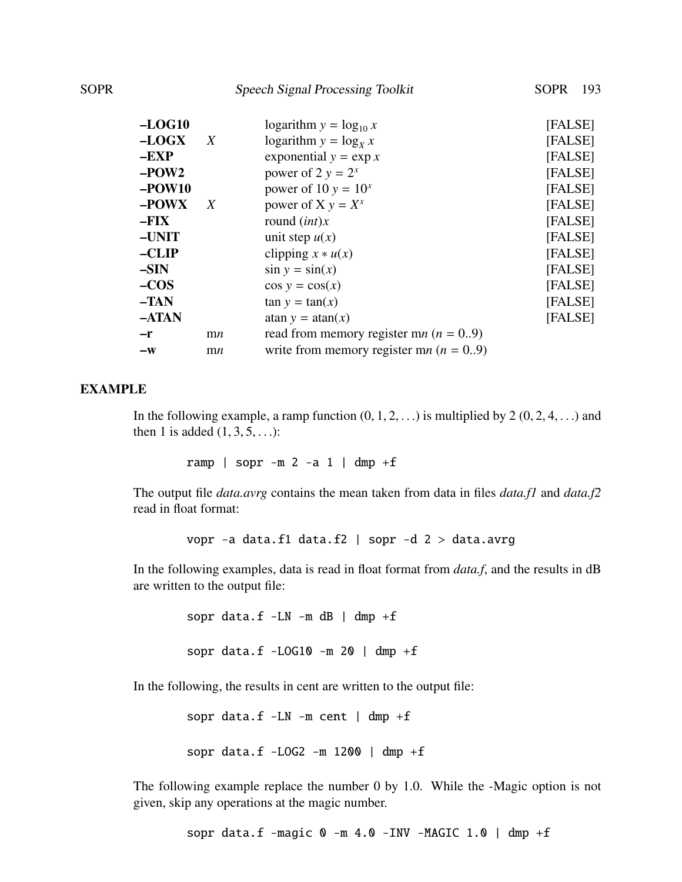| | | | |
|---|---|---|---|
| **–LOG10** | | logarithm $y = \log_{10} x$ | [FALSE] |
| **–LOGX** | $X$ | logarithm $y = \log_X x$ | [FALSE] |
| **–EXP** | | exponential $y = \exp x$ | [FALSE] |
| **–POW2** | | power of 2 $y = 2^x$ | [FALSE] |
| **–POW10** | | power of 10 $y = 10^x$ | [FALSE] |
| **–POWX** | $X$ | power of X $y = X^x$ | [FALSE] |
| **–FIX** | | round $(int)x$ | [FALSE] |
| **–UNIT** | | unit step $u(x)$ | [FALSE] |
| **–CLIP** | | clipping $x * u(x)$ | [FALSE] |
| **–SIN** | | sin $y = \sin(x)$ | [FALSE] |
| **–COS** | | cos $y = \cos(x)$ | [FALSE] |
| **–TAN** | | tan $y = \tan(x)$ | [FALSE] |
| **–ATAN** | | atan $y = \mathrm{atan}(x)$ | [FALSE] |
| **–r** | m$n$ | read from memory register m$n$ ($n = 0..9$) | |
| **–w** | m$n$ | write from memory register m$n$ ($n = 0..9$) | |

## EXAMPLE

In the following example, a ramp function $(0, 1, 2, \ldots)$ is multiplied by 2 $(0, 2, 4, \ldots)$ and then 1 is added $(1, 3, 5, \ldots)$:

```
ramp | sopr -m 2 -a 1 | dmp +f
```

The output file *data.avrg* contains the mean taken from data in files *data.f1* and *data.f2* read in float format:

```
vopr -a data.f1 data.f2 | sopr -d 2 > data.avrg
```

In the following examples, data is read in float format from *data.f*, and the results in dB are written to the output file:

```
sopr data.f -LN -m dB | dmp +f
```

```
sopr data.f -LOG10 -m 20 | dmp +f
```

In the following, the results in cent are written to the output file:

```
sopr data.f -LN -m cent | dmp +f
```

```
sopr data.f -LOG2 -m 1200 | dmp +f
```

The following example replace the number 0 by 1.0. While the -Magic option is not given, skip any operations at the magic number.

```
sopr data.f -magic 0 -m 4.0 -INV -MAGIC 1.0 | dmp +f
```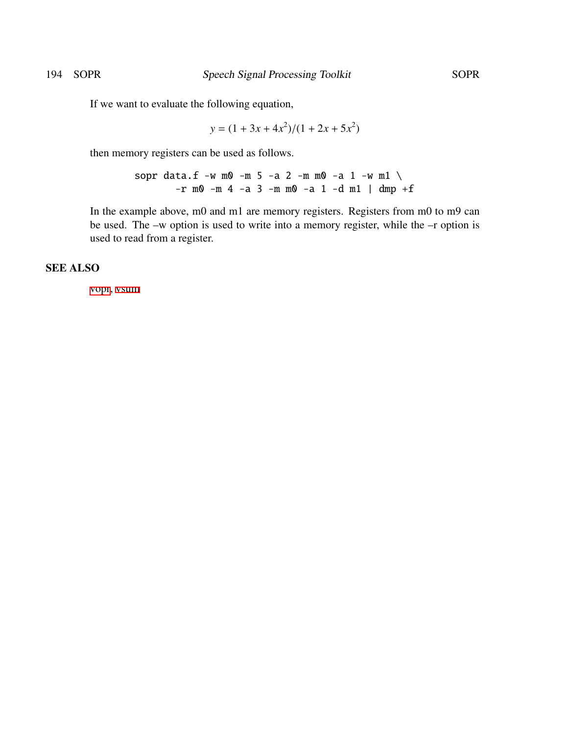If we want to evaluate the following equation,

$$y = (1 + 3x + 4x^2)/(1 + 2x + 5x^2)$$

then memory registers can be used as follows.

```
sopr data.f -w m0 -m 5 -a 2 -m m0 -a 1 -w m1 \
        -r m0 -m 4 -a 3 -m m0 -a 1 -d m1 | dmp +f
```

In the example above, m0 and m1 are memory registers. Registers from m0 to m9 can be used. The –w option is used to write into a memory register, while the –r option is used to read from a register.

## SEE ALSO

vopr, vsum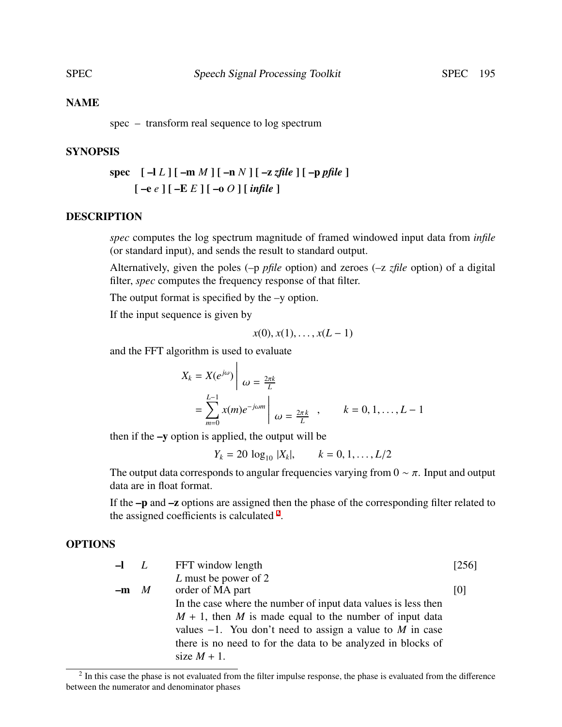## NAME

spec – transform real sequence to log spectrum

## SYNOPSIS

**spec** **[ –l** *L* **] [ –m** *M* **] [ –n** *N* **] [ –z** ***zfile*** **] [ –p** ***pfile*** **]**
**[ –e** *e* **] [ –E** *E* **] [ –o** *O* **] [** ***infile*** **]**

## DESCRIPTION

*spec* computes the log spectrum magnitude of framed windowed input data from *infile* (or standard input), and sends the result to standard output.

Alternatively, given the poles (–p *pfile* option) and zeroes (–z *zfile* option) of a digital filter, *spec* computes the frequency response of that filter.

The output format is specified by the –y option.

If the input sequence is given by

$$x(0), x(1), \ldots, x(L-1)$$

and the FFT algorithm is used to evaluate

$$\begin{aligned} X_k &= X(e^{j\omega}) \Big|_{\omega = \frac{2\pi k}{L}} \\ &= \sum_{m=0}^{L-1} x(m) e^{-j\omega m} \Big|_{\omega = \frac{2\pi k}{L}}, \qquad k = 0, 1, \ldots, L-1 \end{aligned}$$

then if the **–y** option is applied, the output will be

$$Y_k = 20 \log_{10} |X_k|, \qquad k = 0, 1, \ldots, L/2$$

The output data corresponds to angular frequencies varying from $0 \sim \pi$. Input and output data are in float format.

If the **–p** and **–z** options are assigned then the phase of the corresponding filter related to the assigned coefficients is calculated [2].

## OPTIONS

| | | | |
|---|---|---|---|
| **–l** | *L* | FFT window length<br>*L* must be power of 2 | [256] |
| **–m** | *M* | order of MA part<br>In the case where the number of input data values is less then $M + 1$, then $M$ is made equal to the number of input data values $-1$. You don't need to assign a value to $M$ in case there is no need to for the data to be analyzed in blocks of size $M + 1$. | [0] |

[2] In this case the phase is not evaluated from the filter impulse response, the phase is evaluated from the difference between the numerator and denominator phases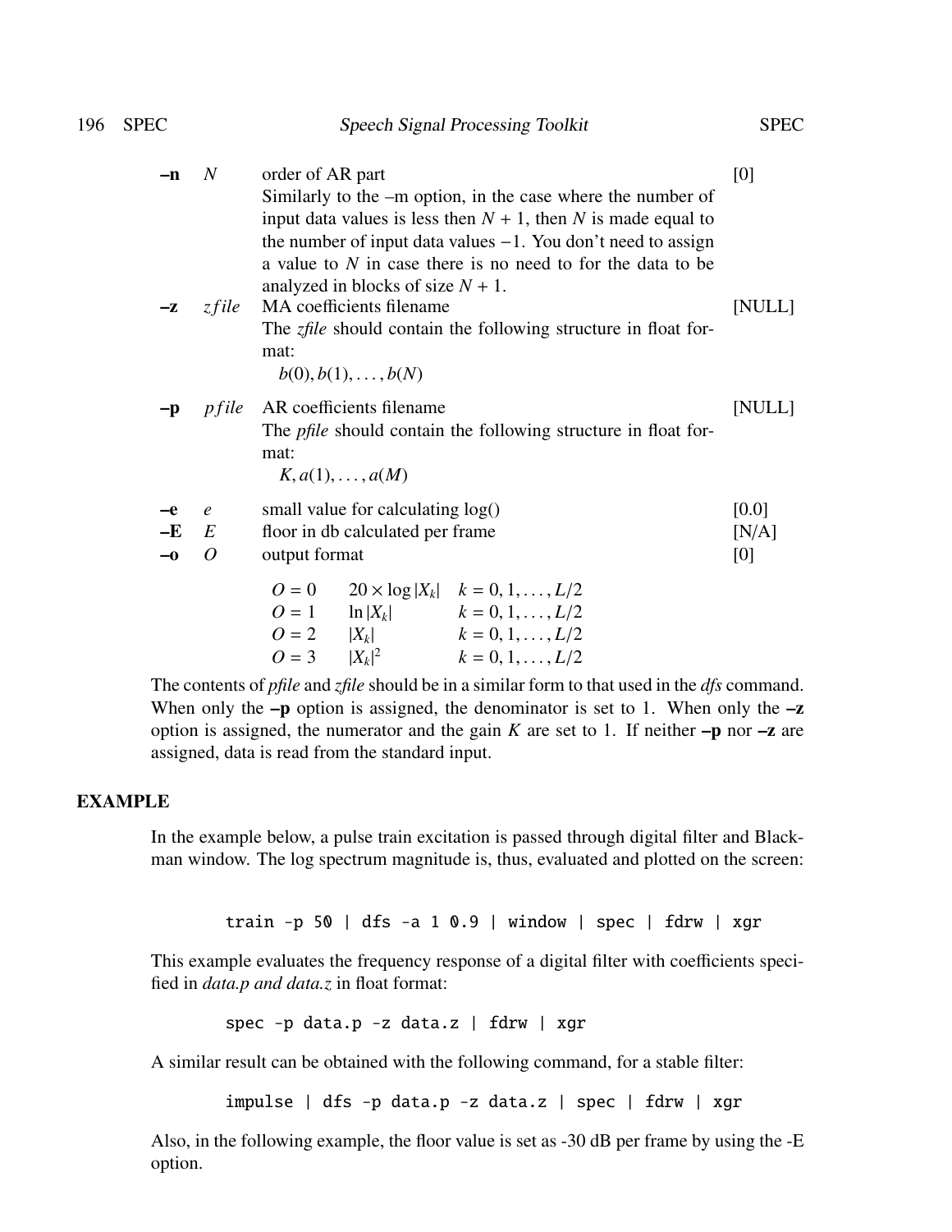| | | | |
|---|---|---|---|
| **–n** | $N$ | order of AR part<br>Similarly to the –m option, in the case where the number of input data values is less then $N+1$, then $N$ is made equal to the number of input data values $-1$. You don't need to assign a value to $N$ in case there is no need to for the data to be analyzed in blocks of size $N+1$. | [0] |
| **–z** | *zfile* | MA coefficients filename<br>The *zfile* should contain the following structure in float format:<br>$b(0), b(1), \ldots, b(N)$ | [NULL] |
| **–p** | *pfile* | AR coefficients filename<br>The *pfile* should contain the following structure in float format:<br>$K, a(1), \ldots, a(M)$ | [NULL] |
| **–e** | $e$ | small value for calculating log() | [0.0] |
| **–E** | $E$ | floor in db calculated per frame | [N/A] |
| **–o** | $O$ | output format | [0] |

| | | |
|---|---|---|
| $O=0$ | $20 \times \log \lvert X_k \rvert$ | $k = 0, 1, \ldots, L/2$ |
| $O=1$ | $\ln \lvert X_k \rvert$ | $k = 0, 1, \ldots, L/2$ |
| $O=2$ | $\lvert X_k \rvert$ | $k = 0, 1, \ldots, L/2$ |
| $O=3$ | $\lvert X_k \rvert^2$ | $k = 0, 1, \ldots, L/2$ |

The contents of *pfile* and *zfile* should be in a similar form to that used in the *dfs* command. When only the **–p** option is assigned, the denominator is set to 1. When only the **–z** option is assigned, the numerator and the gain $K$ are set to 1. If neither **–p** nor **–z** are assigned, data is read from the standard input.

## EXAMPLE

In the example below, a pulse train excitation is passed through digital filter and Blackman window. The log spectrum magnitude is, thus, evaluated and plotted on the screen:

```
train -p 50 | dfs -a 1 0.9 | window | spec | fdrw | xgr
```

This example evaluates the frequency response of a digital filter with coefficients specified in *data.p and data.z* in float format:

```
spec -p data.p -z data.z | fdrw | xgr
```

A similar result can be obtained with the following command, for a stable filter:

```
impulse | dfs -p data.p -z data.z | spec | fdrw | xgr
```

Also, in the following example, the floor value is set as -30 dB per frame by using the -E option.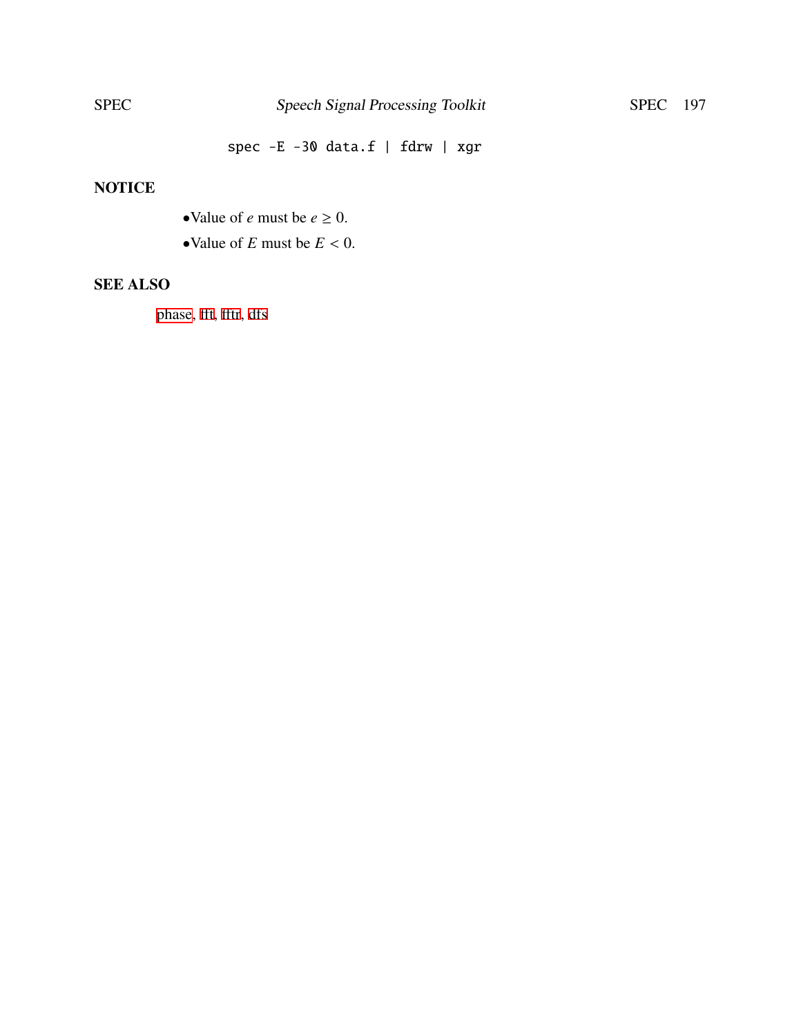```
spec -E -30 data.f | fdrw | xgr
```

## NOTICE

- Value of $e$ must be $e \geq 0$.
- Value of $E$ must be $E < 0$.

## SEE ALSO

phase, fft, fftr, dfs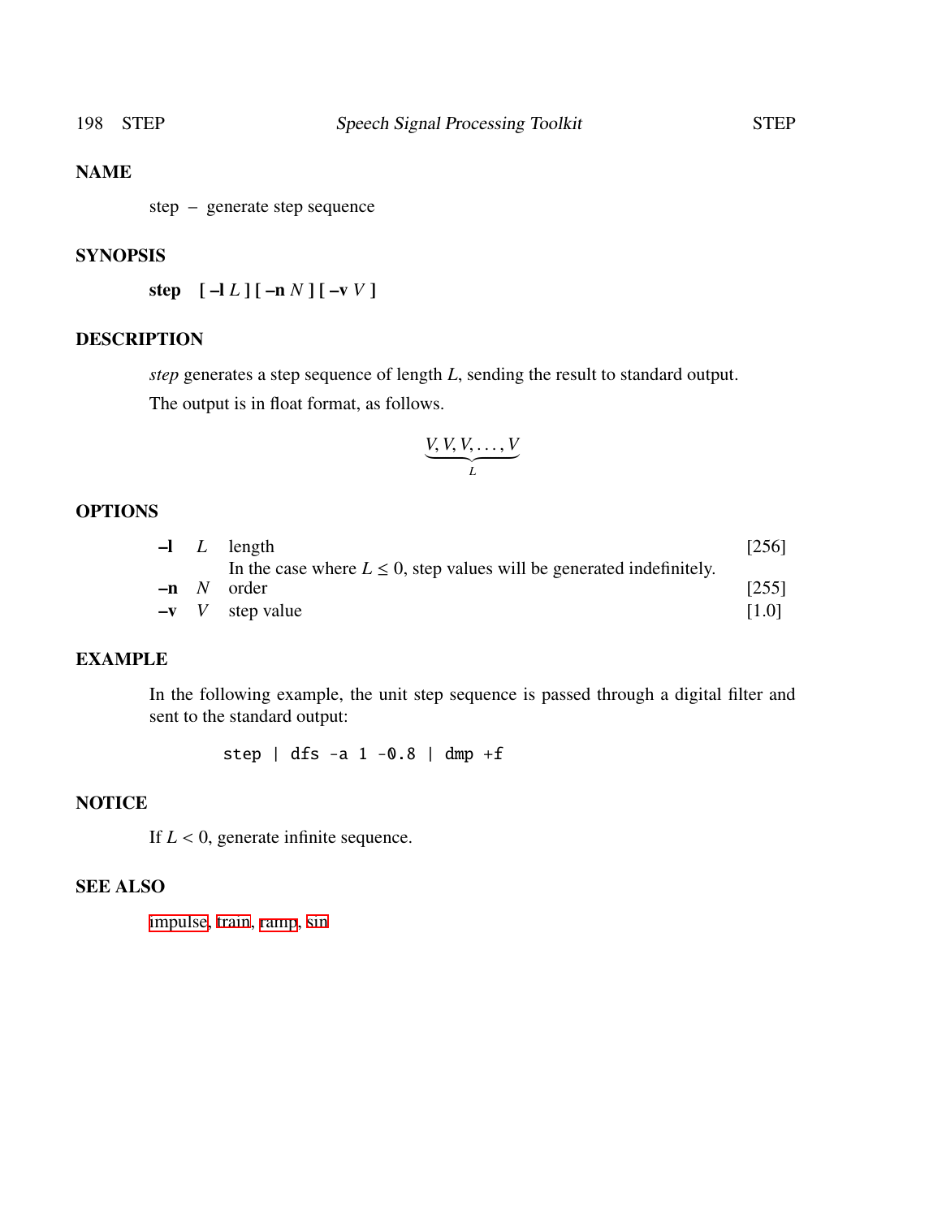## NAME

step – generate step sequence

## SYNOPSIS

**step** [ **–l** *L* ] [ **–n** *N* ] [ **–v** *V* ]

## DESCRIPTION

*step* generates a step sequence of length $L$, sending the result to standard output.

The output is in float format, as follows.

$$\underbrace{V, V, V, \ldots, V}_{L}$$

## OPTIONS

| Option | | Description | Default |
|---|---|---|---|
| **–l** | *L* | length<br>In the case where $L \leq 0$, step values will be generated indefinitely. | [256] |
| **–n** | *N* | order | [255] |
| **–v** | *V* | step value | [1.0] |

## EXAMPLE

In the following example, the unit step sequence is passed through a digital filter and sent to the standard output:

```
step | dfs -a 1 -0.8 | dmp +f
```

## NOTICE

If $L < 0$, generate infinite sequence.

## SEE ALSO

impulse, train, ramp, sin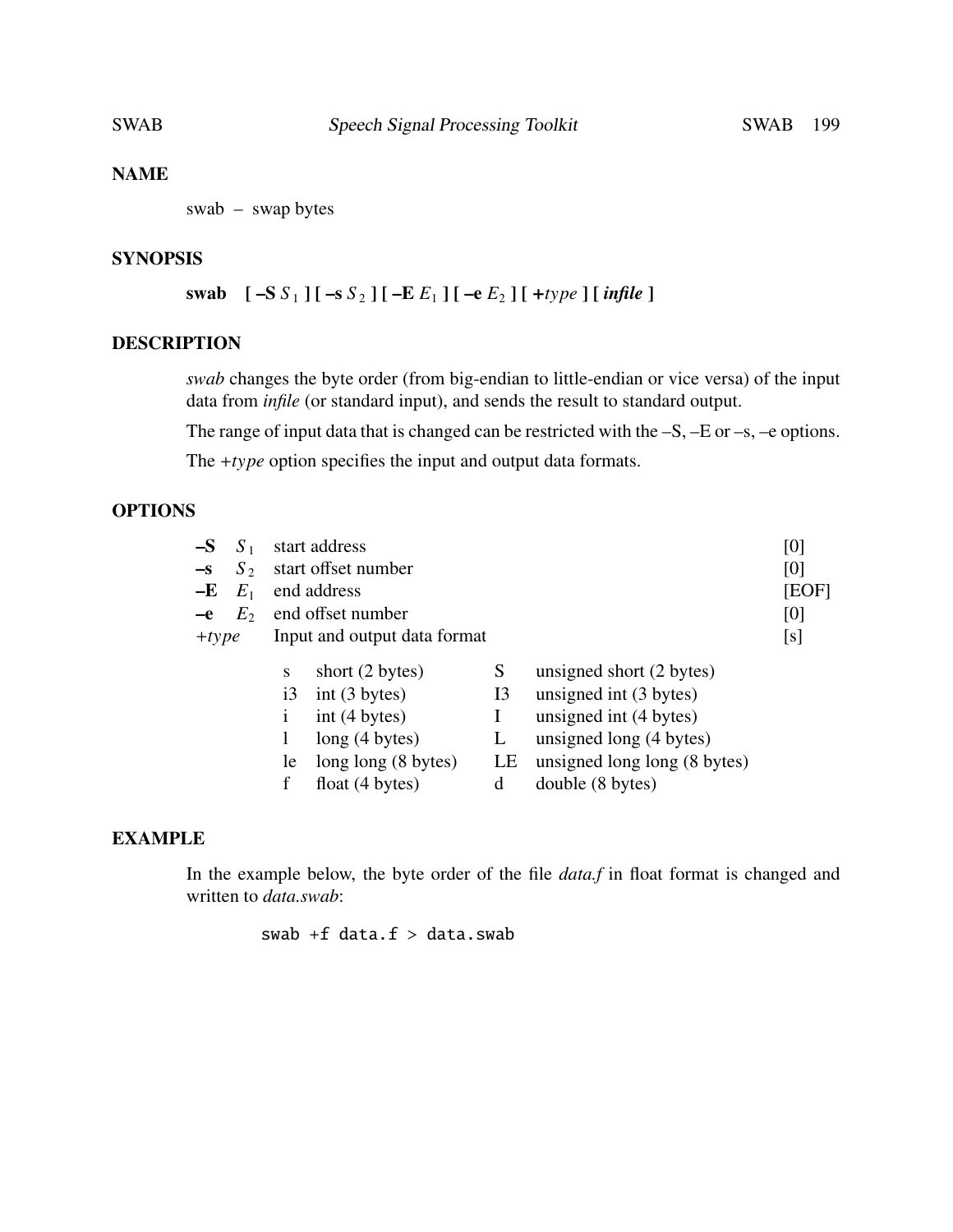## NAME

swab – swap bytes

## SYNOPSIS

**swab [ –S** $S_1$ **] [ –s** $S_2$ **] [ –E** $E_1$ **] [ –e** $E_2$ **] [ +***type* **] [ *infile* ]**

## DESCRIPTION

*swab* changes the byte order (from big-endian to little-endian or vice versa) of the input data from *infile* (or standard input), and sends the result to standard output.

The range of input data that is changed can be restricted with the –S, –E or –s, –e options.

The *+type* option specifies the input and output data formats.

## OPTIONS

| Option | Description | Default |
|---|---|---|
| **–S** $S_1$ | start address | [0] |
| **–s** $S_2$ | start offset number | [0] |
| **–E** $E_1$ | end address | [EOF] |
| **–e** $E_2$ | end offset number | [0] |
| *+type* | Input and output data format | [s] |

| | | | |
|---|---|---|---|
| s | short (2 bytes) | S | unsigned short (2 bytes) |
| i3 | int (3 bytes) | I3 | unsigned int (3 bytes) |
| i | int (4 bytes) | I | unsigned int (4 bytes) |
| l | long (4 bytes) | L | unsigned long (4 bytes) |
| le | long long (8 bytes) | LE | unsigned long long (8 bytes) |
| f | float (4 bytes) | d | double (8 bytes) |

## EXAMPLE

In the example below, the byte order of the file *data.f* in float format is changed and written to *data.swab*:

```
swab +f data.f > data.swab
```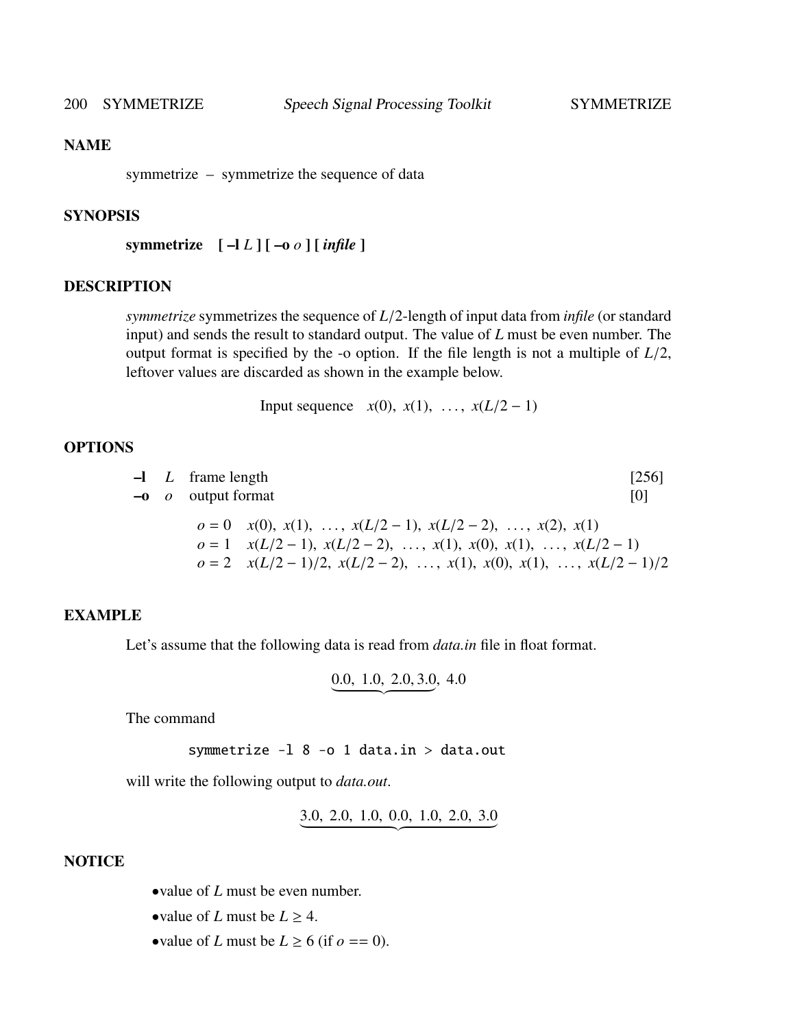## NAME

symmetrize – symmetrize the sequence of data

## SYNOPSIS

**symmetrize** [ **–l** $L$ ] [ **–o** $o$ ] [ ***infile*** ]

## DESCRIPTION

*symmetrize* symmetrizes the sequence of $L/2$-length of input data from *infile* (or standard input) and sends the result to standard output. The value of $L$ must be even number. The output format is specified by the -o option. If the file length is not a multiple of $L/2$, leftover values are discarded as shown in the example below.

$$\text{Input sequence} \quad x(0),\ x(1),\ \ldots,\ x(L/2-1)$$

## OPTIONS

| | | | |
|---|---|---|---|
| **–l** | $L$ | frame length | [256] |
| **–o** | $o$ | output format | [0] |

$o = 0 \quad x(0),\ x(1),\ \ldots,\ x(L/2-1),\ x(L/2-2),\ \ldots,\ x(2),\ x(1)$

$o = 1 \quad x(L/2-1),\ x(L/2-2),\ \ldots,\ x(1),\ x(0),\ x(1),\ \ldots,\ x(L/2-1)$

$o = 2 \quad x(L/2-1)/2,\ x(L/2-2),\ \ldots,\ x(1),\ x(0),\ x(1),\ \ldots,\ x(L/2-1)/2$

## EXAMPLE

Let's assume that the following data is read from *data.in* file in float format.

$$\underbrace{0.0,\ 1.0,\ 2.0, 3.0},\ 4.0$$

The command

```
symmetrize -l 8 -o 1 data.in > data.out
```

will write the following output to *data.out*.

$$\underbrace{3.0,\ 2.0,\ 1.0,\ 0.0,\ 1.0,\ 2.0,\ 3.0}$$

## NOTICE

- value of $L$ must be even number.
- value of $L$ must be $L \geq 4$.
- value of $L$ must be $L \geq 6$ (if $o == 0$).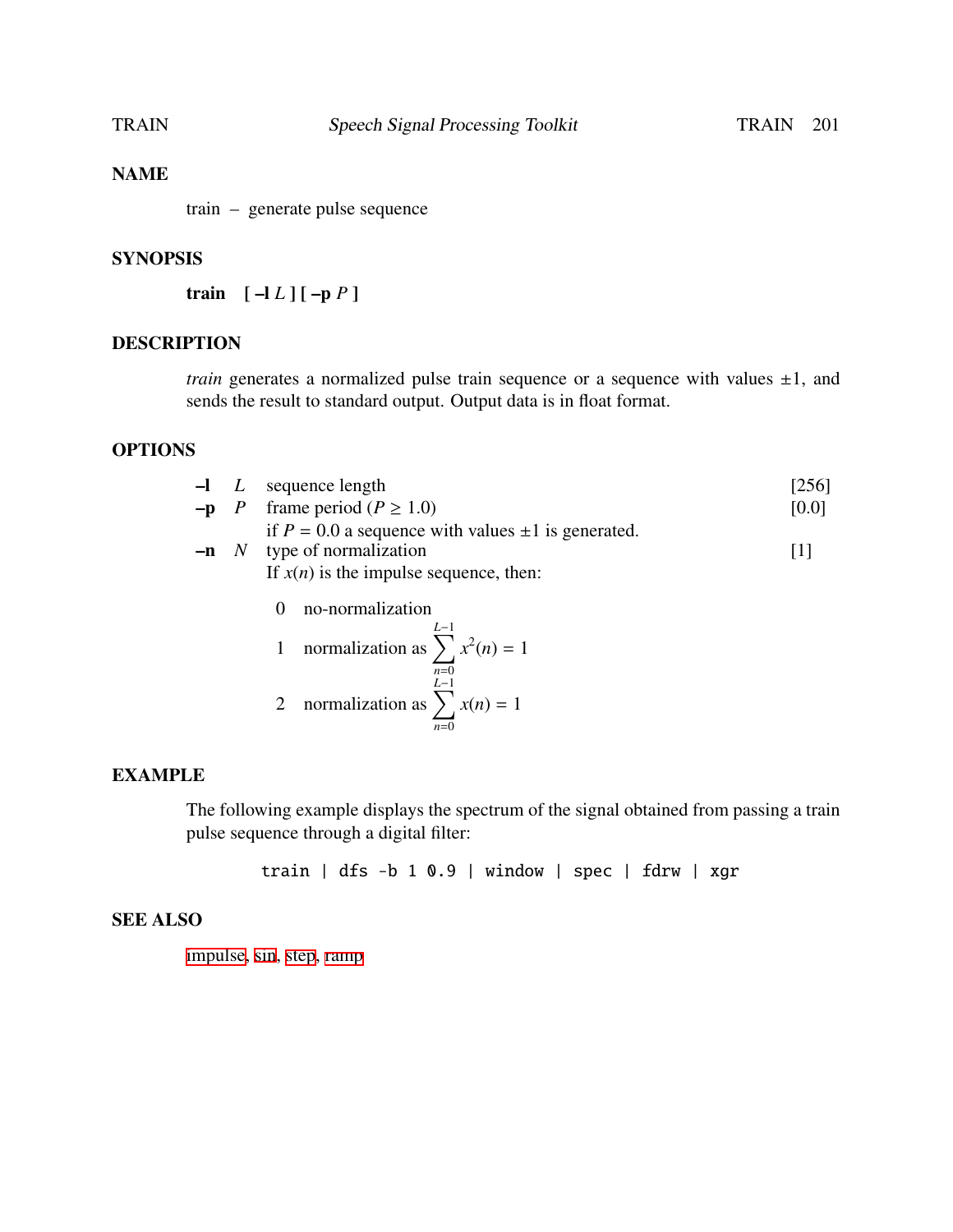## NAME

train – generate pulse sequence

## SYNOPSIS

**train** [ **–l** *L* ] [ **–p** *P* ]

## DESCRIPTION

*train* generates a normalized pulse train sequence or a sequence with values ±1, and sends the result to standard output. Output data is in float format.

## OPTIONS

| | | | |
|---|---|---|---|
| **–l** | *L* | sequence length | [256] |
| **–p** | *P* | frame period ($P \geq 1.0$) <br> if $P = 0.0$ a sequence with values ±1 is generated. | [0.0] |
| **–n** | *N* | type of normalization <br> If $x(n)$ is the impulse sequence, then: | [1] |

- 0 no-normalization
- 1 normalization as $\sum_{n=0}^{L-1} x^2(n) = 1$
- 2 normalization as $\sum_{n=0}^{L-1} x(n) = 1$

## EXAMPLE

The following example displays the spectrum of the signal obtained from passing a train pulse sequence through a digital filter:

```
train | dfs -b 1 0.9 | window | spec | fdrw | xgr
```

## SEE ALSO

impulse, sin, step, ramp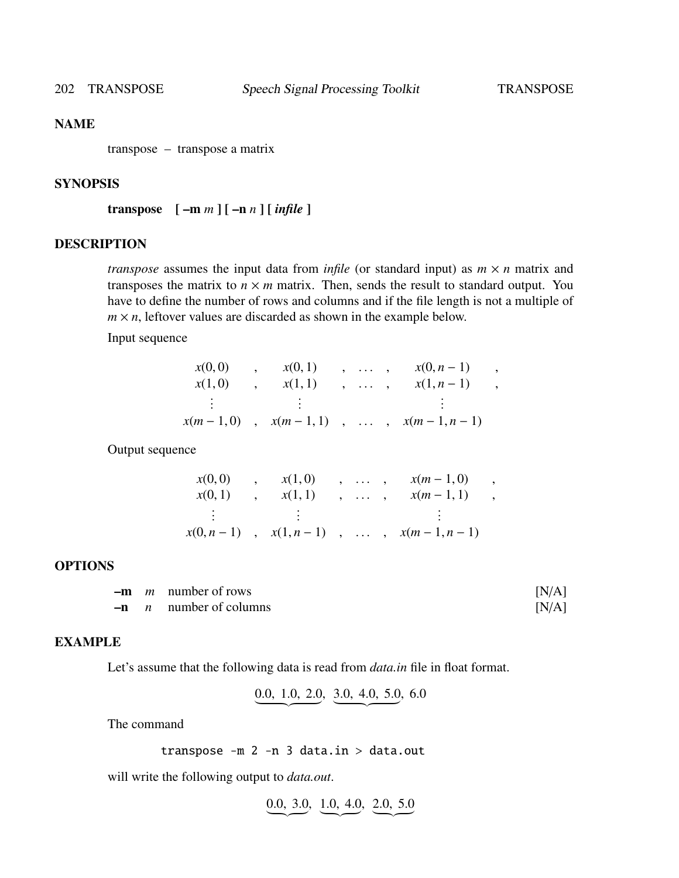## NAME

transpose – transpose a matrix

## SYNOPSIS

**transpose** [ **–m** *m* ] [ **–n** *n* ] [ ***infile*** ]

## DESCRIPTION

*transpose* assumes the input data from *infile* (or standard input) as $m \times n$ matrix and transposes the matrix to $n \times m$ matrix. Then, sends the result to standard output. You have to define the number of rows and columns and if the file length is not a multiple of $m \times n$, leftover values are discarded as shown in the example below.

Input sequence

$$
\begin{array}{ccccccc}
x(0,0) & , & x(0,1) & , & \ldots & , & x(0,n-1) & , \\
x(1,0) & , & x(1,1) & , & \ldots & , & x(1,n-1) & , \\
\vdots & & \vdots & & & & \vdots & \\
x(m-1,0) & , & x(m-1,1) & , & \ldots & , & x(m-1,n-1) &
\end{array}
$$

Output sequence

$$
\begin{array}{ccccccc}
x(0,0) & , & x(1,0) & , & \ldots & , & x(m-1,0) & , \\
x(0,1) & , & x(1,1) & , & \ldots & , & x(m-1,1) & , \\
\vdots & & \vdots & & & & \vdots & \\
x(0,n-1) & , & x(1,n-1) & , & \ldots & , & x(m-1,n-1) &
\end{array}
$$

## OPTIONS

| | | | |
|---|---|---|---|
| **–m** | *m* | number of rows | [N/A] |
| **–n** | *n* | number of columns | [N/A] |

## EXAMPLE

Let's assume that the following data is read from *data.in* file in float format.

$$\underbrace{0.0,\ 1.0,\ 2.0}, \ \underbrace{3.0,\ 4.0,\ 5.0},\ 6.0$$

The command

```
transpose -m 2 -n 3 data.in > data.out
```

will write the following output to *data.out*.

$$\underbrace{0.0,\ 3.0},\ \underbrace{1.0,\ 4.0},\ \underbrace{2.0,\ 5.0}$$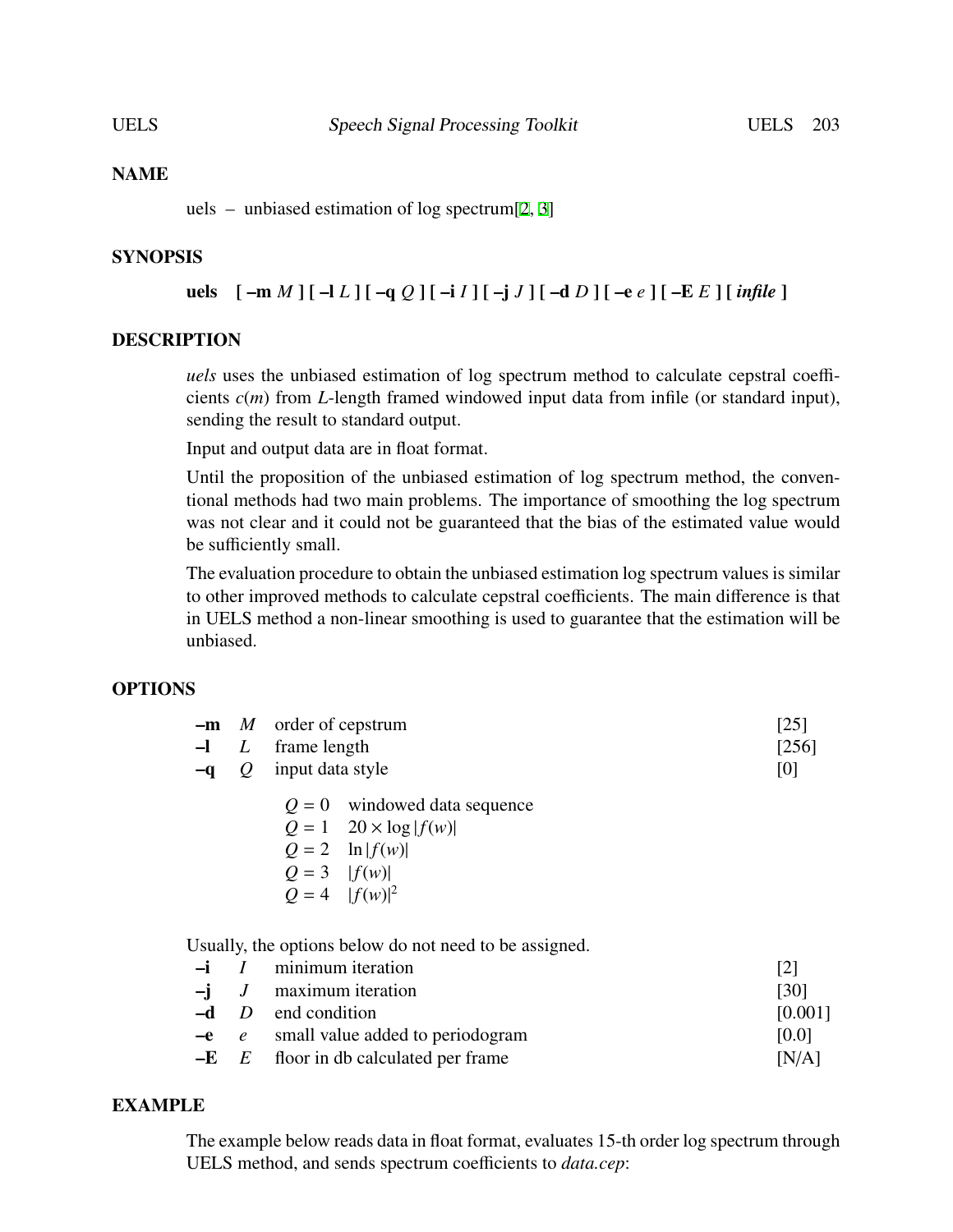## NAME

uels – unbiased estimation of log spectrum[2, 3]

## SYNOPSIS

**uels** [ **–m** *M* ] [ **–l** *L* ] [ **–q** *Q* ] [ **–i** *I* ] [ **–j** *J* ] [ **–d** *D* ] [ **–e** *e* ] [ **–E** *E* ] [ ***infile*** ]

## DESCRIPTION

*uels* uses the unbiased estimation of log spectrum method to calculate cepstral coefficients $c(m)$ from $L$-length framed windowed input data from infile (or standard input), sending the result to standard output.

Input and output data are in float format.

Until the proposition of the unbiased estimation of log spectrum method, the conventional methods had two main problems. The importance of smoothing the log spectrum was not clear and it could not be guaranteed that the bias of the estimated value would be sufficiently small.

The evaluation procedure to obtain the unbiased estimation log spectrum values is similar to other improved methods to calculate cepstral coefficients. The main difference is that in UELS method a non-linear smoothing is used to guarantee that the estimation will be unbiased.

## OPTIONS

| | | | |
|---|---|---|---|
| **–m** | *M* | order of cepstrum | [25] |
| **–l** | *L* | frame length | [256] |
| **–q** | *Q* | input data style | [0] |

- $Q = 0$ windowed data sequence
- $Q = 1$ $20 \times \log|f(w)|$
- $Q = 2$ $\ln|f(w)|$
- $Q = 3$ $|f(w)|$
- $Q = 4$ $|f(w)|^2$

Usually, the options below do not need to be assigned.

| | | | |
|---|---|---|---|
| **–i** | *I* | minimum iteration | [2] |
| **–j** | *J* | maximum iteration | [30] |
| **–d** | *D* | end condition | [0.001] |
| **–e** | *e* | small value added to periodogram | [0.0] |
| **–E** | *E* | floor in db calculated per frame | [N/A] |

## EXAMPLE

The example below reads data in float format, evaluates 15-th order log spectrum through UELS method, and sends spectrum coefficients to *data.cep*: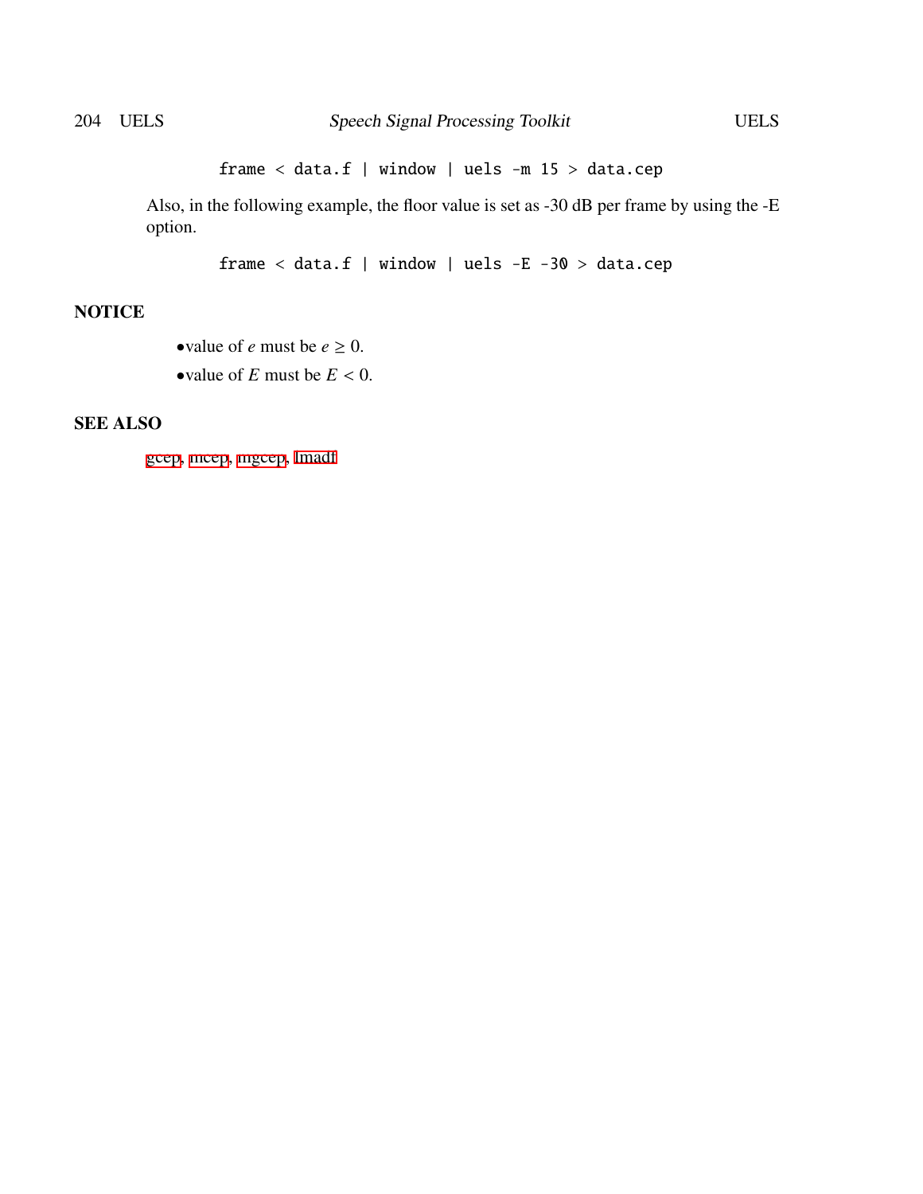```
frame < data.f | window | uels -m 15 > data.cep
```

Also, in the following example, the floor value is set as -30 dB per frame by using the -E option.

```
frame < data.f | window | uels -E -30 > data.cep
```

## NOTICE

- value of $e$ must be $e \geq 0$.
- value of $E$ must be $E < 0$.

## SEE ALSO

gcep, mcep, mgcep, lmadf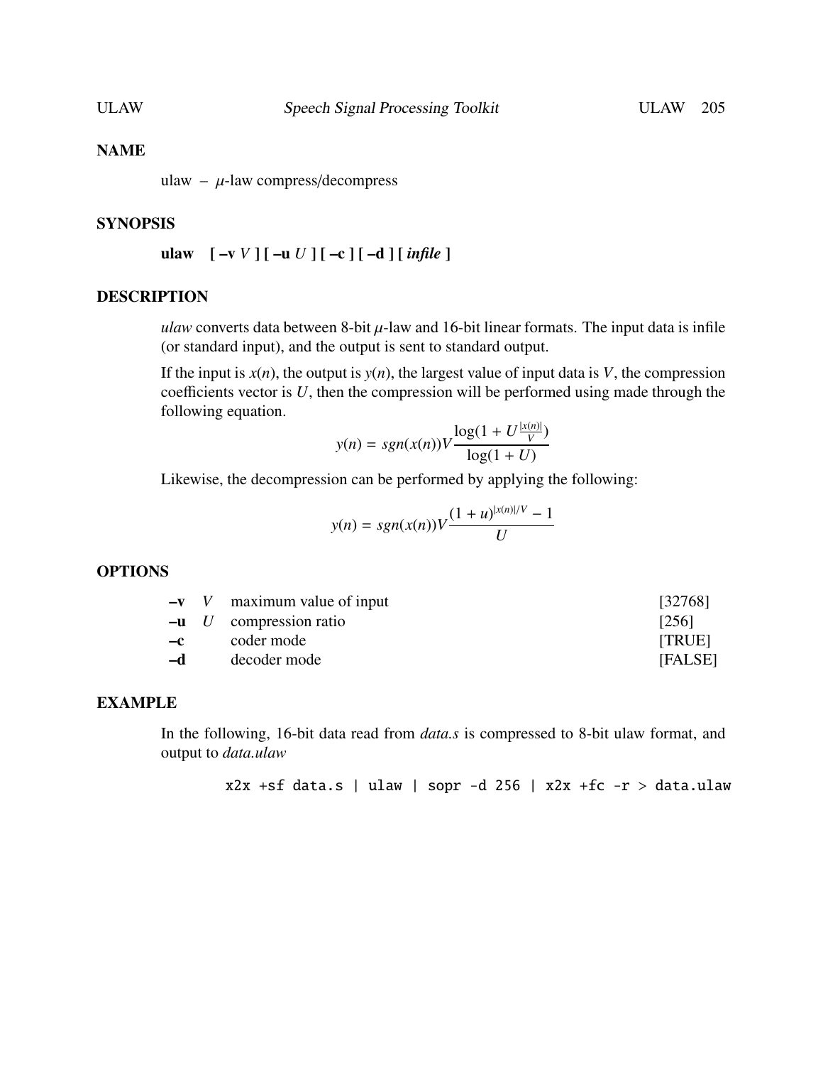## NAME

ulaw – $\mu$-law compress/decompress

## SYNOPSIS

**ulaw [ –v** *V* **] [ –u** *U* **] [ –c ] [ –d ] [** ***infile*** **]**

## DESCRIPTION

*ulaw* converts data between 8-bit $\mu$-law and 16-bit linear formats. The input data is infile (or standard input), and the output is sent to standard output.

If the input is $x(n)$, the output is $y(n)$, the largest value of input data is $V$, the compression coefficients vector is $U$, then the compression will be performed using made through the following equation.

$$y(n) = sgn(x(n))V\frac{\log(1 + U\frac{|x(n)|}{V})}{\log(1 + U)}$$

Likewise, the decompression can be performed by applying the following:

$$y(n) = sgn(x(n))V\frac{(1 + u)^{|x(n)|/V} - 1}{U}$$

## OPTIONS

| | | | |
|---|---|---|---|
| **–v** | *V* | maximum value of input | [32768] |
| **–u** | *U* | compression ratio | [256] |
| **–c** | | coder mode | [TRUE] |
| **–d** | | decoder mode | [FALSE] |

## EXAMPLE

In the following, 16-bit data read from *data.s* is compressed to 8-bit ulaw format, and output to *data.ulaw*

```
x2x +sf data.s | ulaw | sopr -d 256 | x2x +fc -r > data.ulaw
```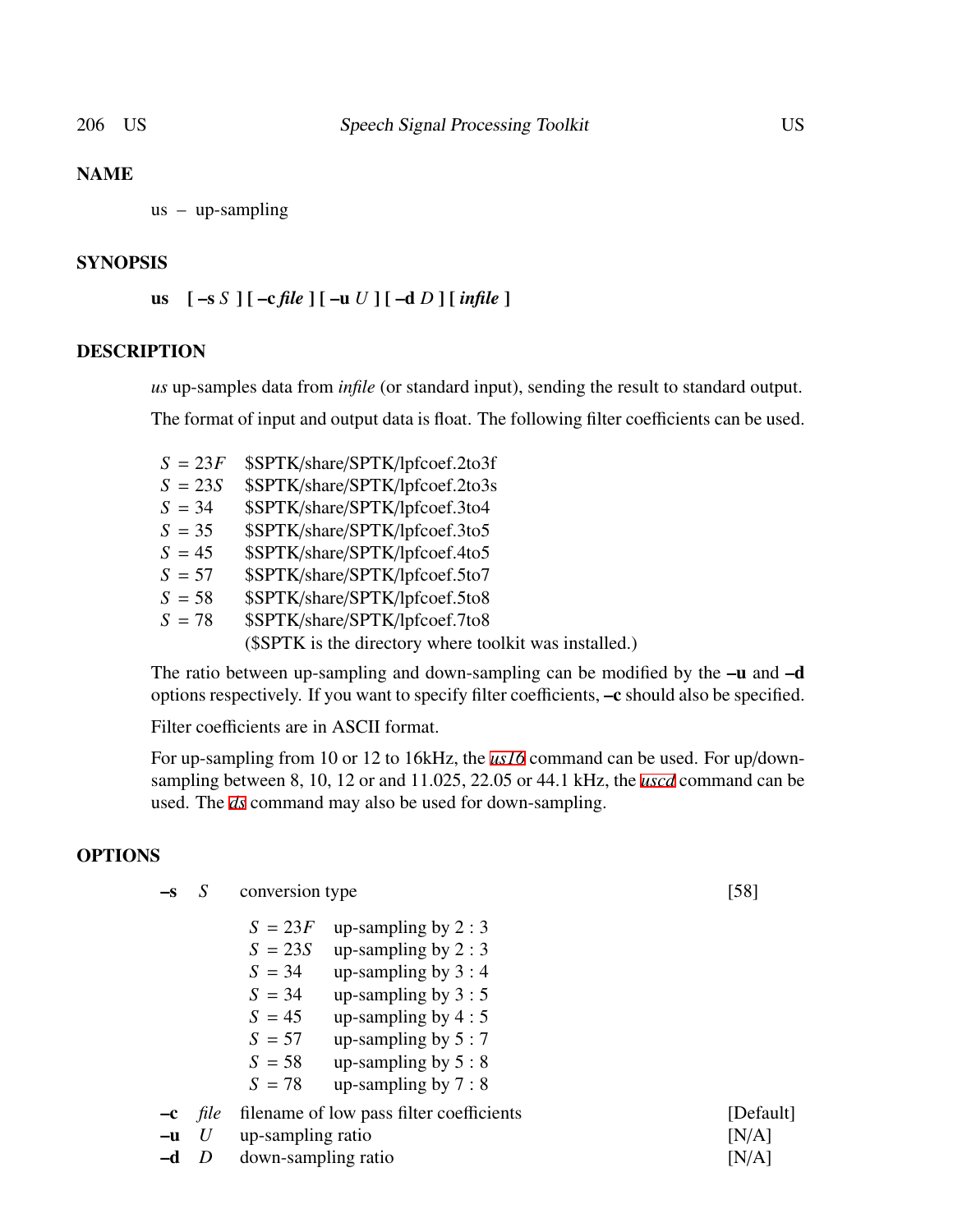## NAME

us – up-sampling

## SYNOPSIS

**us** [ **–s** $S$ ] [ **–c** *file* ] [ **–u** $U$ ] [ **–d** $D$ ] [ *infile* ]

## DESCRIPTION

*us* up-samples data from *infile* (or standard input), sending the result to standard output.

The format of input and output data is float. The following filter coefficients can be used.

| | |
|---|---|
| $S = 23F$ | $SPTK/share/SPTK/lpfcoef.2to3f |
| $S = 23S$ | $SPTK/share/SPTK/lpfcoef.2to3s |
| $S = 34$ | $SPTK/share/SPTK/lpfcoef.3to4 |
| $S = 35$ | $SPTK/share/SPTK/lpfcoef.3to5 |
| $S = 45$ | $SPTK/share/SPTK/lpfcoef.4to5 |
| $S = 57$ | $SPTK/share/SPTK/lpfcoef.5to7 |
| $S = 58$ | $SPTK/share/SPTK/lpfcoef.5to8 |
| $S = 78$ | $SPTK/share/SPTK/lpfcoef.7to8 |
| | ($SPTK is the directory where toolkit was installed.) |

The ratio between up-sampling and down-sampling can be modified by the **–u** and **–d** options respectively. If you want to specify filter coefficients, **–c** should also be specified.

Filter coefficients are in ASCII format.

For up-sampling from 10 or 12 to 16kHz, the *us16* command can be used. For up/down-sampling between 8, 10, 12 or and 11.025, 22.05 or 44.1 kHz, the *uscd* command can be used. The *ds* command may also be used for down-sampling.

## OPTIONS

| Option | Argument | Description | Default |
|---|---|---|---|
| **–s** | $S$ | conversion type | [58] |
| | | $S = 23F$ up-sampling by 2 : 3 | |
| | | $S = 23S$ up-sampling by 2 : 3 | |
| | | $S = 34$ up-sampling by 3 : 4 | |
| | | $S = 34$ up-sampling by 3 : 5 | |
| | | $S = 45$ up-sampling by 4 : 5 | |
| | | $S = 57$ up-sampling by 5 : 7 | |
| | | $S = 58$ up-sampling by 5 : 8 | |
| | | $S = 78$ up-sampling by 7 : 8 | |
| **–c** | *file* | filename of low pass filter coefficients | [Default] |
| **–u** | $U$ | up-sampling ratio | [N/A] |
| **–d** | $D$ | down-sampling ratio | [N/A] |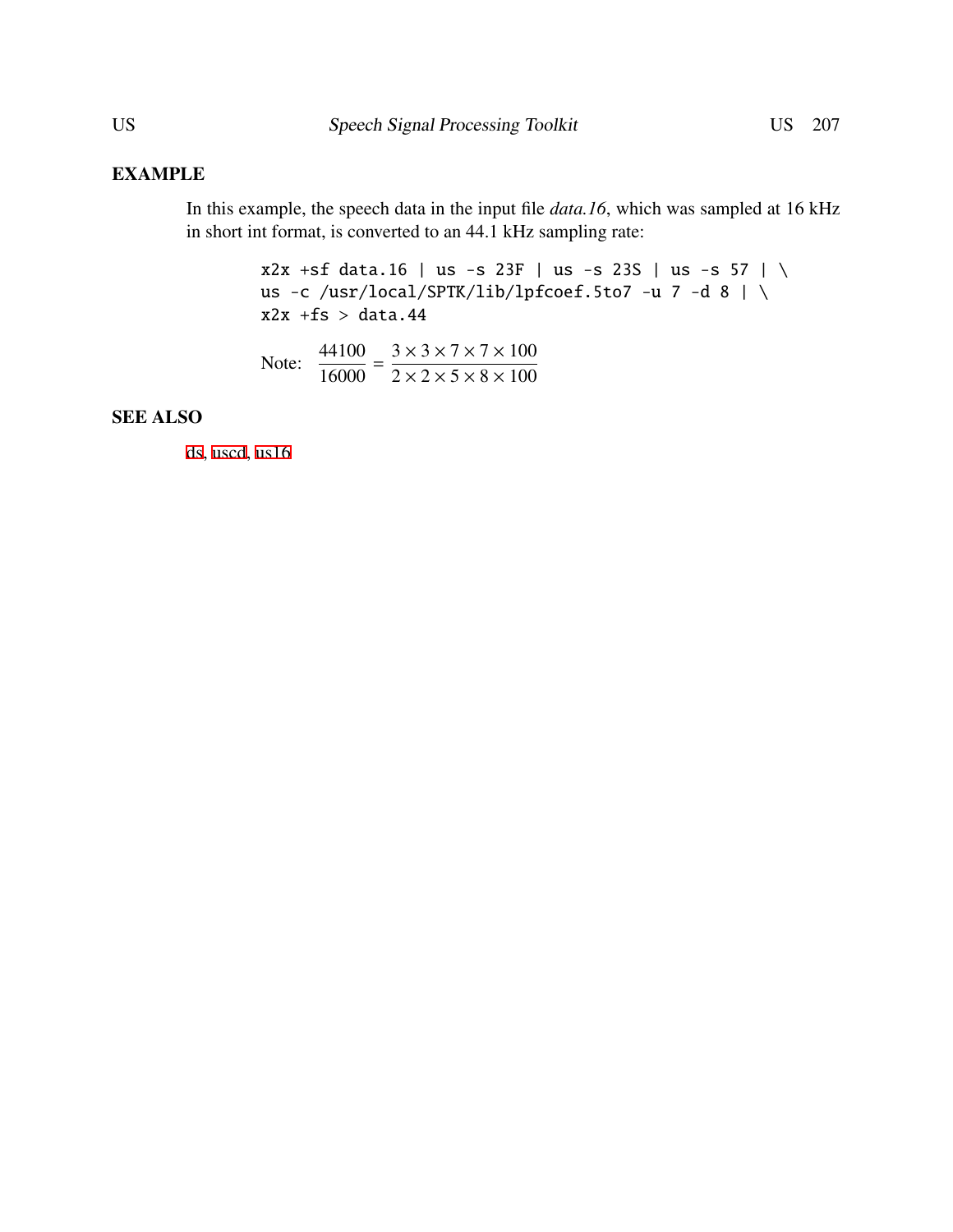## EXAMPLE

In this example, the speech data in the input file *data.16*, which was sampled at 16 kHz in short int format, is converted to an 44.1 kHz sampling rate:

```
x2x +sf data.16 | us -s 23F | us -s 23S | us -s 57 | \
us -c /usr/local/SPTK/lib/lpfcoef.5to7 -u 7 -d 8 | \
x2x +fs > data.44
```

Note: $\dfrac{44100}{16000} = \dfrac{3 \times 3 \times 7 \times 7 \times 100}{2 \times 2 \times 5 \times 8 \times 100}$

## SEE ALSO

ds, uscd, us16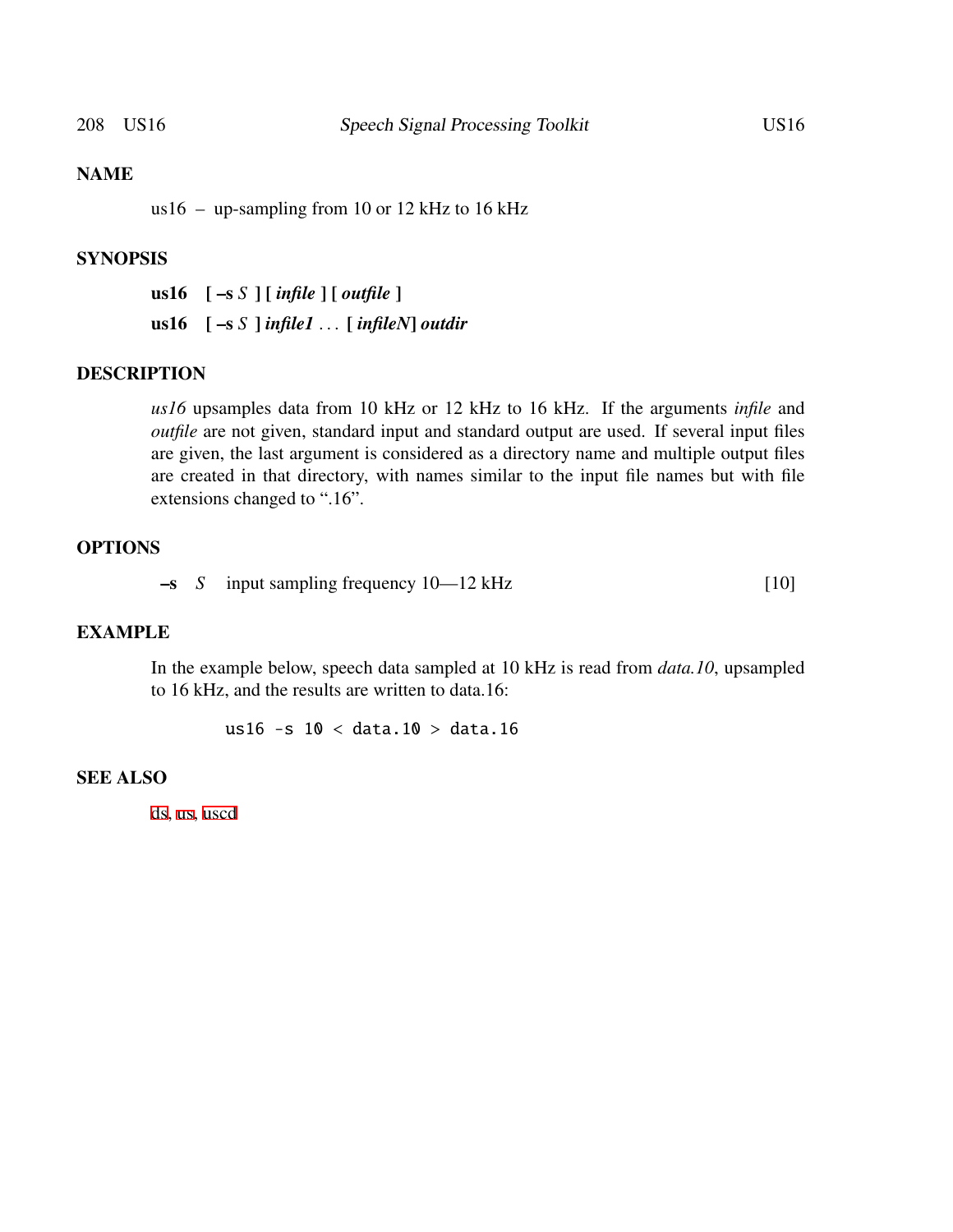## NAME

us16 – up-sampling from 10 or 12 kHz to 16 kHz

## SYNOPSIS

**us16** **[ –s** *S* **] [** ***infile*** **] [** ***outfile*** **]**

**us16** **[ –s** *S* **]** ***infile1*** . . . **[** ***infileN*** **]** ***outdir***

## DESCRIPTION

*us16* upsamples data from 10 kHz or 12 kHz to 16 kHz. If the arguments *infile* and *outfile* are not given, standard input and standard output are used. If several input files are given, the last argument is considered as a directory name and multiple output files are created in that directory, with names similar to the input file names but with file extensions changed to ".16".

## OPTIONS

| | | | |
|---|---|---|---|
| **–s** | *S* | input sampling frequency 10—12 kHz | [10] |

## EXAMPLE

In the example below, speech data sampled at 10 kHz is read from *data.10*, upsampled to 16 kHz, and the results are written to data.16:

```
us16 -s 10 < data.10 > data.16
```

## SEE ALSO

ds, us, uscd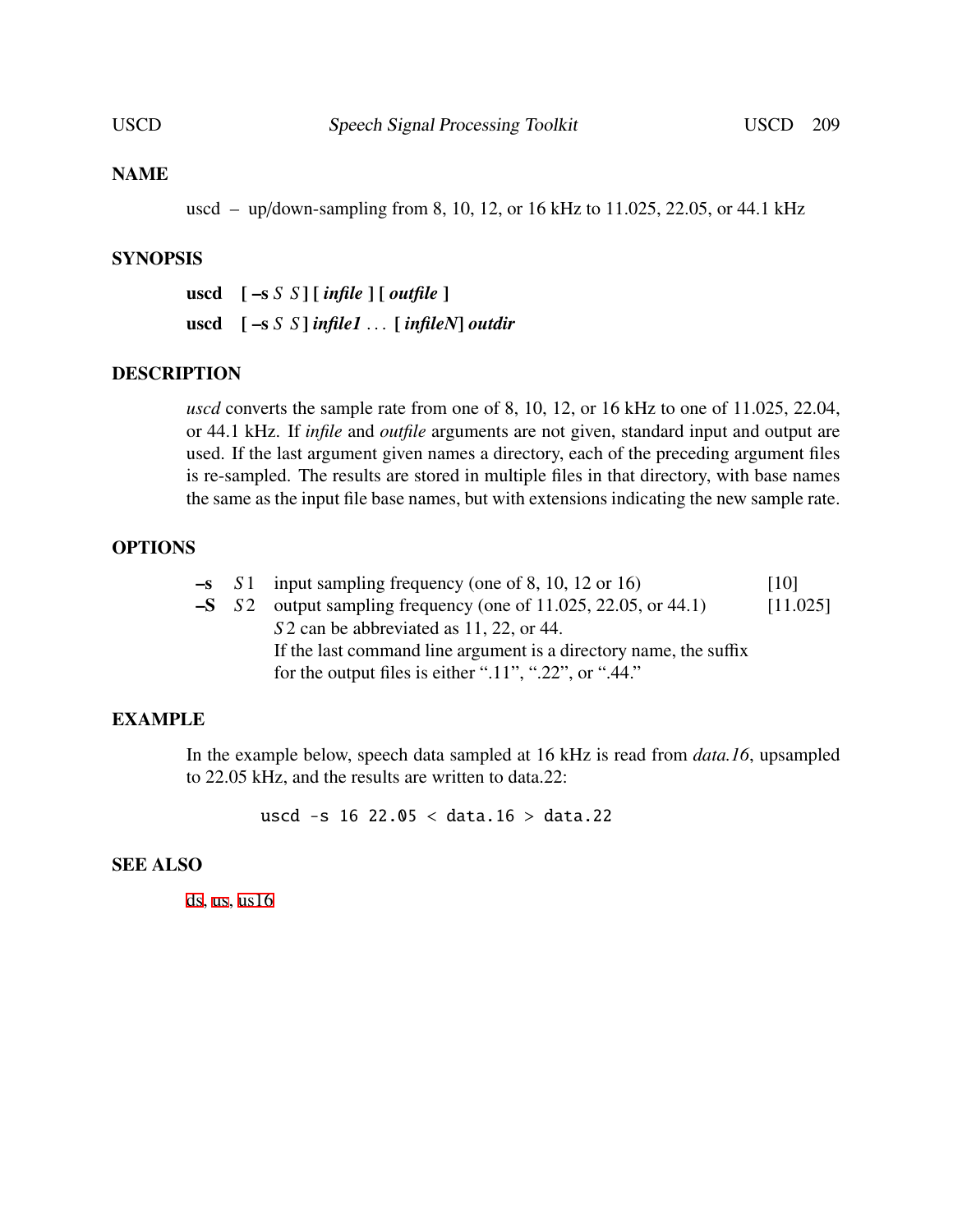## NAME

uscd – up/down-sampling from 8, 10, 12, or 16 kHz to 11.025, 22.05, or 44.1 kHz

## SYNOPSIS

**uscd** [ **–s** *S S* ] [ ***infile*** ] [ ***outfile*** ]

**uscd** [ **–s** *S S* ] ***infile1*** ... [ ***infileN*** ] ***outdir***

## DESCRIPTION

*uscd* converts the sample rate from one of 8, 10, 12, or 16 kHz to one of 11.025, 22.04, or 44.1 kHz. If *infile* and *outfile* arguments are not given, standard input and output are used. If the last argument given names a directory, each of the preceding argument files is re-sampled. The results are stored in multiple files in that directory, with base names the same as the input file base names, but with extensions indicating the new sample rate.

## OPTIONS

| | | | |
|---|---|---|---|
| **–s** | *S1* | input sampling frequency (one of 8, 10, 12 or 16) | [10] |
| **–S** | *S2* | output sampling frequency (one of 11.025, 22.05, or 44.1)<br>*S2* can be abbreviated as 11, 22, or 44.<br>If the last command line argument is a directory name, the suffix for the output files is either ".11", ".22", or ".44." | [11.025] |

## EXAMPLE

In the example below, speech data sampled at 16 kHz is read from *data.16*, upsampled to 22.05 kHz, and the results are written to data.22:

```
uscd -s 16 22.05 < data.16 > data.22
```

## SEE ALSO

ds, us, us16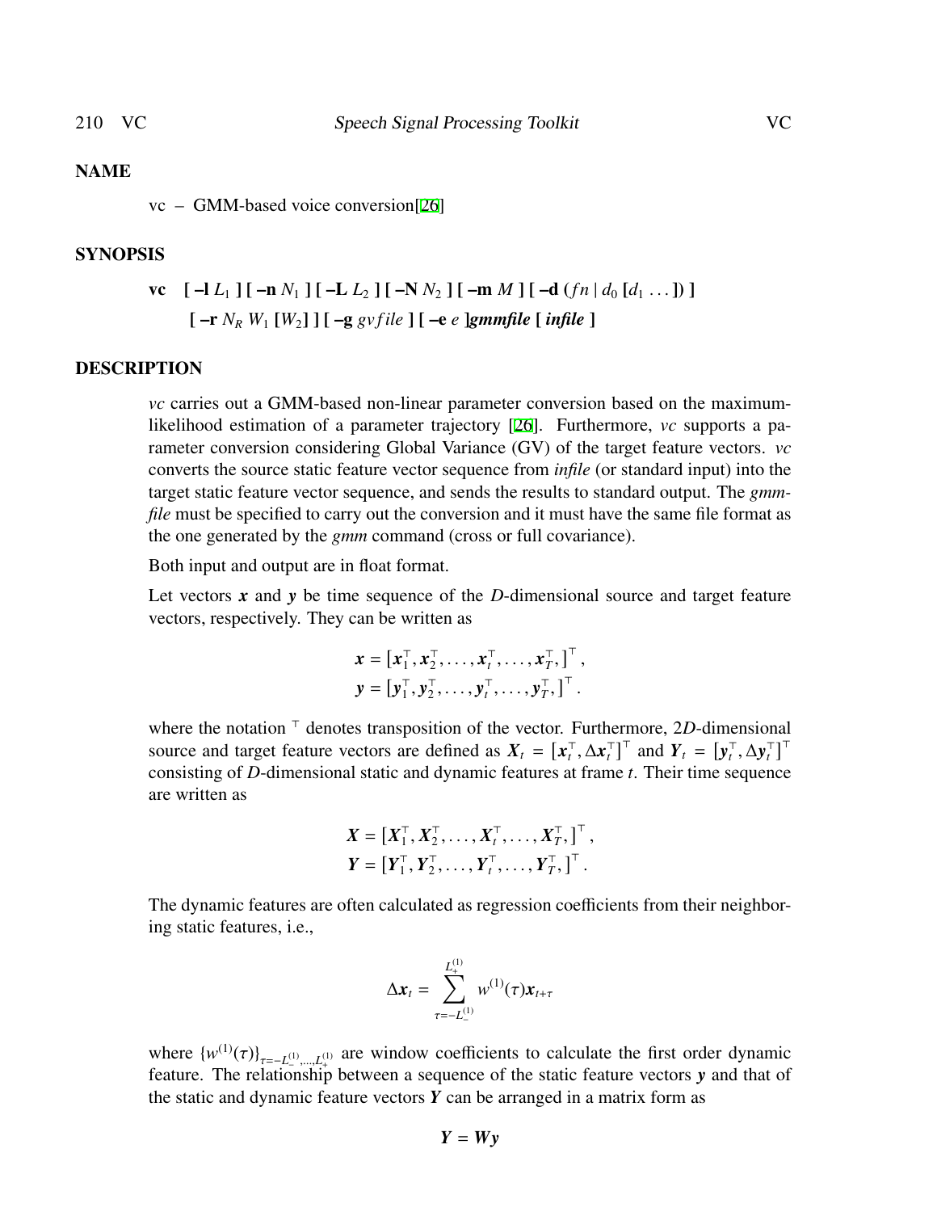## NAME

vc – GMM-based voice conversion[26]

## SYNOPSIS

**vc** [ **–l** $L_1$ ] [ **–n** $N_1$ ] [ **–L** $L_2$ ] [ **–N** $N_2$ ] [ **–m** $M$ ] [ **–d** ($fn$ | $d_0$ [$d_1$ ...]) ]
[ **–r** $N_R$ $W_1$ [$W_2$] ] [ **–g** *gvfile* ] [ **–e** *e* ] ***gmmfile*** [ ***infile*** ]

## DESCRIPTION

*vc* carries out a GMM-based non-linear parameter conversion based on the maximum-likelihood estimation of a parameter trajectory [26]. Furthermore, *vc* supports a parameter conversion considering Global Variance (GV) of the target feature vectors. *vc* converts the source static feature vector sequence from *infile* (or standard input) into the target static feature vector sequence, and sends the results to standard output. The *gmmfile* must be specified to carry out the conversion and it must have the same file format as the one generated by the *gmm* command (cross or full covariance).

Both input and output are in float format.

Let vectors $\boldsymbol{x}$ and $\boldsymbol{y}$ be time sequence of the $D$-dimensional source and target feature vectors, respectively. They can be written as

$$\boldsymbol{x} = [\boldsymbol{x}_1^\top, \boldsymbol{x}_2^\top, \ldots, \boldsymbol{x}_t^\top, \ldots, \boldsymbol{x}_T^\top,]^\top,$$
$$\boldsymbol{y} = [\boldsymbol{y}_1^\top, \boldsymbol{y}_2^\top, \ldots, \boldsymbol{y}_t^\top, \ldots, \boldsymbol{y}_T^\top,]^\top.$$

where the notation $^\top$ denotes transposition of the vector. Furthermore, $2D$-dimensional source and target feature vectors are defined as $\boldsymbol{X}_t = [\boldsymbol{x}_t^\top, \Delta\boldsymbol{x}_t^\top]^\top$ and $\boldsymbol{Y}_t = [\boldsymbol{y}_t^\top, \Delta\boldsymbol{y}_t^\top]^\top$ consisting of $D$-dimensional static and dynamic features at frame $t$. Their time sequence are written as

$$\boldsymbol{X} = [\boldsymbol{X}_1^\top, \boldsymbol{X}_2^\top, \ldots, \boldsymbol{X}_t^\top, \ldots, \boldsymbol{X}_T^\top,]^\top,$$
$$\boldsymbol{Y} = [\boldsymbol{Y}_1^\top, \boldsymbol{Y}_2^\top, \ldots, \boldsymbol{Y}_t^\top, \ldots, \boldsymbol{Y}_T^\top,]^\top.$$

The dynamic features are often calculated as regression coefficients from their neighboring static features, i.e.,

$$\Delta\boldsymbol{x}_t = \sum_{\tau=-L_-^{(1)}}^{L_+^{(1)}} w^{(1)}(\tau)\boldsymbol{x}_{t+\tau}$$

where $\{w^{(1)}(\tau)\}_{\tau=-L_-^{(1)},\ldots,L_+^{(1)}}$ are window coefficients to calculate the first order dynamic feature. The relationship between a sequence of the static feature vectors $\boldsymbol{y}$ and that of the static and dynamic feature vectors $\boldsymbol{Y}$ can be arranged in a matrix form as

$$\boldsymbol{Y} = \boldsymbol{W}\boldsymbol{y}$$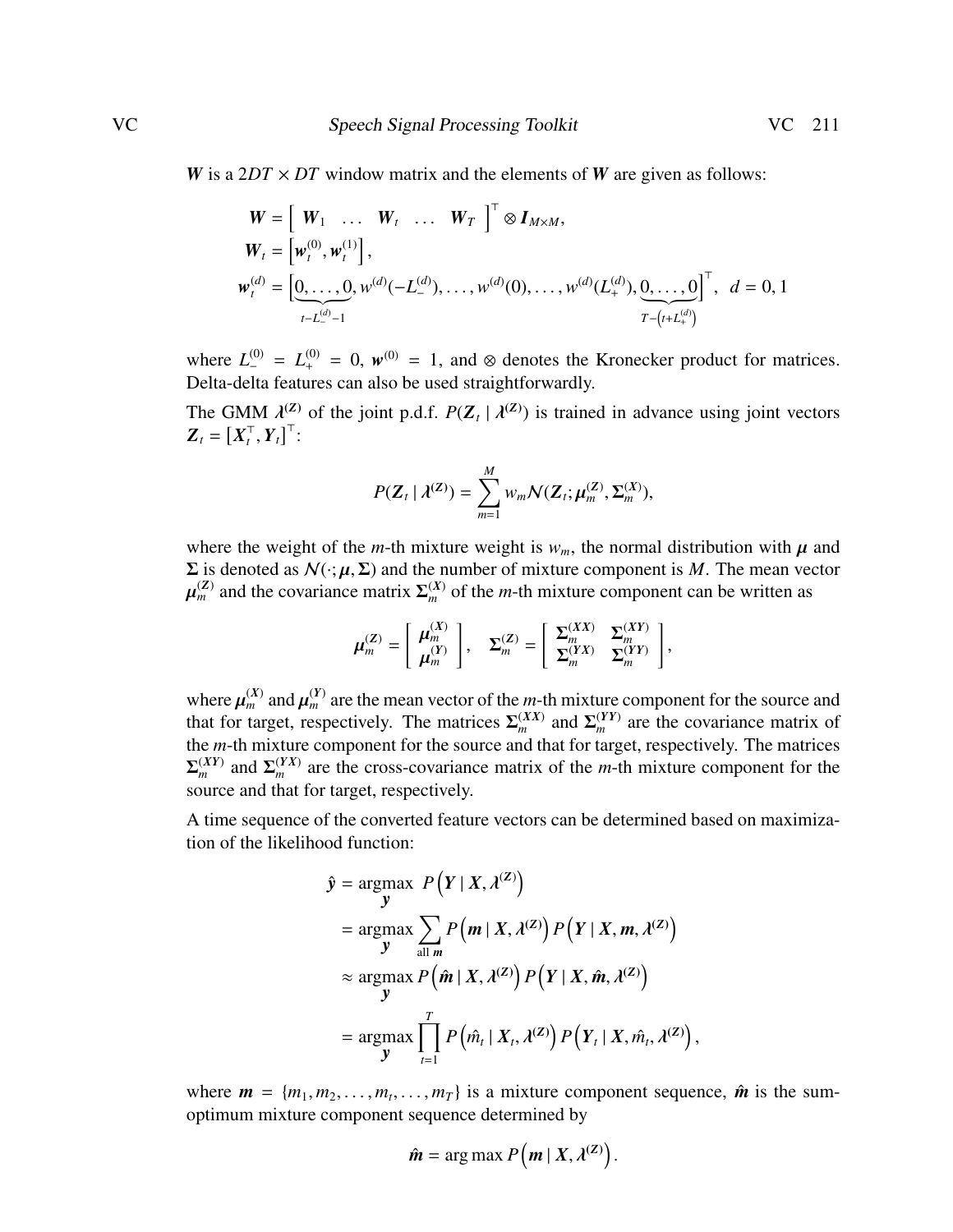$\boldsymbol{W}$ is a $2DT \times DT$ window matrix and the elements of $\boldsymbol{W}$ are given as follows:

$$
\begin{aligned}
\boldsymbol{W} &= \left[\begin{array}{ccccc} \boldsymbol{W}_1 & \dots & \boldsymbol{W}_t & \dots & \boldsymbol{W}_T \end{array}\right]^\top \otimes \boldsymbol{I}_{M\times M}, \\
\boldsymbol{W}_t &= \left[\boldsymbol{w}_t^{(0)}, \boldsymbol{w}_t^{(1)}\right], \\
\boldsymbol{w}_t^{(d)} &= \Big[\underbrace{0,\dots,0}_{t-L_-^{(d)}-1}, w^{(d)}(-L_-^{(d)}),\dots,w^{(d)}(0),\dots,w^{(d)}(L_+^{(d)}),\underbrace{0,\dots,0}_{T-\left(t+L_+^{(d)}\right)}\Big]^\top, \quad d = 0, 1
\end{aligned}
$$

where $L_-^{(0)} = L_+^{(0)} = 0$, $\boldsymbol{w}^{(0)} = 1$, and $\otimes$ denotes the Kronecker product for matrices. Delta-delta features can also be used straightforwardly.

The GMM $\boldsymbol{\lambda}^{(\boldsymbol{Z})}$ of the joint p.d.f. $P(\boldsymbol{Z}_t \mid \boldsymbol{\lambda}^{(\boldsymbol{Z})})$ is trained in advance using joint vectors $\boldsymbol{Z}_t = [\boldsymbol{X}_t^\top, \boldsymbol{Y}_t]^\top$:

$$
P(\boldsymbol{Z}_t \mid \boldsymbol{\lambda}^{(\boldsymbol{Z})}) = \sum_{m=1}^{M} w_m \mathcal{N}(\boldsymbol{Z}_t; \boldsymbol{\mu}_m^{(\boldsymbol{Z})}, \boldsymbol{\Sigma}_m^{(\boldsymbol{X})}),
$$

where the weight of the $m$-th mixture weight is $w_m$, the normal distribution with $\boldsymbol{\mu}$ and $\boldsymbol{\Sigma}$ is denoted as $\mathcal{N}(\cdot; \boldsymbol{\mu}, \boldsymbol{\Sigma})$ and the number of mixture component is $M$. The mean vector $\boldsymbol{\mu}_m^{(\boldsymbol{Z})}$ and the covariance matrix $\boldsymbol{\Sigma}_m^{(\boldsymbol{X})}$ of the $m$-th mixture component can be written as

$$
\boldsymbol{\mu}_m^{(\boldsymbol{Z})} = \left[\begin{array}{c} \boldsymbol{\mu}_m^{(\boldsymbol{X})} \\ \boldsymbol{\mu}_m^{(\boldsymbol{Y})} \end{array}\right], \quad \boldsymbol{\Sigma}_m^{(\boldsymbol{Z})} = \left[\begin{array}{cc} \boldsymbol{\Sigma}_m^{(\boldsymbol{XX})} & \boldsymbol{\Sigma}_m^{(\boldsymbol{XY})} \\ \boldsymbol{\Sigma}_m^{(\boldsymbol{YX})} & \boldsymbol{\Sigma}_m^{(\boldsymbol{YY})} \end{array}\right],
$$

where $\boldsymbol{\mu}_m^{(\boldsymbol{X})}$ and $\boldsymbol{\mu}_m^{(\boldsymbol{Y})}$ are the mean vector of the $m$-th mixture component for the source and that for target, respectively. The matrices $\boldsymbol{\Sigma}_m^{(\boldsymbol{XX})}$ and $\boldsymbol{\Sigma}_m^{(\boldsymbol{YY})}$ are the covariance matrix of the $m$-th mixture component for the source and that for target, respectively. The matrices $\boldsymbol{\Sigma}_m^{(\boldsymbol{XY})}$ and $\boldsymbol{\Sigma}_m^{(\boldsymbol{YX})}$ are the cross-covariance matrix of the $m$-th mixture component for the source and that for target, respectively.

A time sequence of the converted feature vectors can be determined based on maximization of the likelihood function:

$$
\begin{aligned}
\hat{\boldsymbol{y}} &= \underset{\boldsymbol{y}}{\operatorname{argmax}}\ P\left(\boldsymbol{Y} \mid \boldsymbol{X}, \boldsymbol{\lambda}^{(\boldsymbol{Z})}\right) \\
&= \underset{\boldsymbol{y}}{\operatorname{argmax}} \sum_{\text{all } \boldsymbol{m}} P\left(\boldsymbol{m} \mid \boldsymbol{X}, \boldsymbol{\lambda}^{(\boldsymbol{Z})}\right) P\left(\boldsymbol{Y} \mid \boldsymbol{X}, \boldsymbol{m}, \boldsymbol{\lambda}^{(\boldsymbol{Z})}\right) \\
&\approx \underset{\boldsymbol{y}}{\operatorname{argmax}}\, P\left(\hat{\boldsymbol{m}} \mid \boldsymbol{X}, \boldsymbol{\lambda}^{(\boldsymbol{Z})}\right) P\left(\boldsymbol{Y} \mid \boldsymbol{X}, \hat{\boldsymbol{m}}, \boldsymbol{\lambda}^{(\boldsymbol{Z})}\right) \\
&= \underset{\boldsymbol{y}}{\operatorname{argmax}} \prod_{t=1}^{T} P\left(\hat{m}_t \mid \boldsymbol{X}_t, \boldsymbol{\lambda}^{(\boldsymbol{Z})}\right) P\left(\boldsymbol{Y}_t \mid \boldsymbol{X}, \hat{m}_t, \boldsymbol{\lambda}^{(\boldsymbol{Z})}\right),
\end{aligned}
$$

where $\boldsymbol{m} = \{m_1, m_2, \dots, m_t, \dots, m_T\}$ is a mixture component sequence, $\hat{\boldsymbol{m}}$ is the sum-optimum mixture component sequence determined by

$$
\hat{\boldsymbol{m}} = \arg\max P\left(\boldsymbol{m} \mid \boldsymbol{X}, \boldsymbol{\lambda}^{(\boldsymbol{Z})}\right).
$$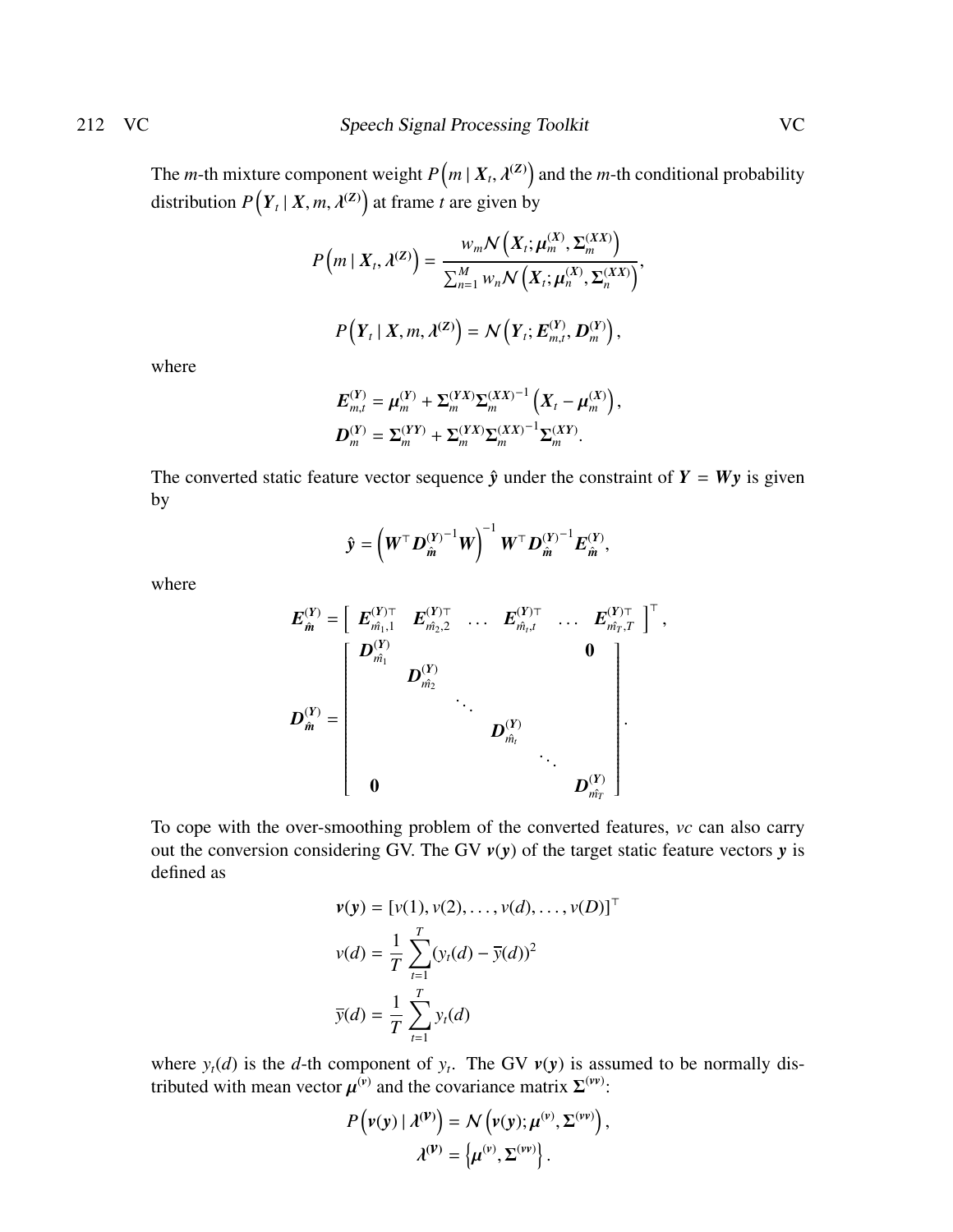The $m$-th mixture component weight $P\left(m \mid \boldsymbol{X}_t, \boldsymbol{\lambda}^{(\boldsymbol{Z})}\right)$ and the $m$-th conditional probability distribution $P\left(\boldsymbol{Y}_t \mid \boldsymbol{X}, m, \boldsymbol{\lambda}^{(\boldsymbol{Z})}\right)$ at frame $t$ are given by

$$
P\left(m \mid \boldsymbol{X}_t, \boldsymbol{\lambda}^{(\boldsymbol{Z})}\right) = \frac{w_m \mathcal{N}\left(\boldsymbol{X}_t; \boldsymbol{\mu}_m^{(\boldsymbol{X})}, \boldsymbol{\Sigma}_m^{(\boldsymbol{XX})}\right)}{\sum_{n=1}^{M} w_n \mathcal{N}\left(\boldsymbol{X}_t; \boldsymbol{\mu}_n^{(\boldsymbol{X})}, \boldsymbol{\Sigma}_n^{(\boldsymbol{XX})}\right)},
$$

$$
P\left(\boldsymbol{Y}_t \mid \boldsymbol{X}, m, \boldsymbol{\lambda}^{(\boldsymbol{Z})}\right) = \mathcal{N}\left(\boldsymbol{Y}_t; \boldsymbol{E}_{m,t}^{(\boldsymbol{Y})}, \boldsymbol{D}_m^{(\boldsymbol{Y})}\right),
$$

where

$$
\begin{aligned}
\boldsymbol{E}_{m,t}^{(\boldsymbol{Y})} &= \boldsymbol{\mu}_m^{(\boldsymbol{Y})} + \boldsymbol{\Sigma}_m^{(\boldsymbol{YX})} \boldsymbol{\Sigma}_m^{(\boldsymbol{XX})^{-1}} \left(\boldsymbol{X}_t - \boldsymbol{\mu}_m^{(\boldsymbol{X})}\right), \\
\boldsymbol{D}_m^{(\boldsymbol{Y})} &= \boldsymbol{\Sigma}_m^{(\boldsymbol{YY})} + \boldsymbol{\Sigma}_m^{(\boldsymbol{YX})} \boldsymbol{\Sigma}_m^{(\boldsymbol{XX})^{-1}} \boldsymbol{\Sigma}_m^{(\boldsymbol{XY})}.
\end{aligned}
$$

The converted static feature vector sequence $\hat{\boldsymbol{y}}$ under the constraint of $\boldsymbol{Y} = \boldsymbol{W}\boldsymbol{y}$ is given by

$$
\hat{\boldsymbol{y}} = \left(\boldsymbol{W}^\top \boldsymbol{D}_{\hat{\boldsymbol{m}}}^{(\boldsymbol{Y})^{-1}} \boldsymbol{W}\right)^{-1} \boldsymbol{W}^\top \boldsymbol{D}_{\hat{\boldsymbol{m}}}^{(\boldsymbol{Y})^{-1}} \boldsymbol{E}_{\hat{\boldsymbol{m}}}^{(\boldsymbol{Y})},
$$

where

$$
\boldsymbol{E}_{\hat{\boldsymbol{m}}}^{(\boldsymbol{Y})} = \left[\begin{array}{cccccc} \boldsymbol{E}_{\hat{m}_1,1}^{(\boldsymbol{Y})\top} & \boldsymbol{E}_{\hat{m}_2,2}^{(\boldsymbol{Y})\top} & \dots & \boldsymbol{E}_{\hat{m}_t,t}^{(\boldsymbol{Y})\top} & \dots & \boldsymbol{E}_{\hat{m}_T,T}^{(\boldsymbol{Y})\top} \end{array}\right]^\top,
$$

$$
\boldsymbol{D}_{\hat{\boldsymbol{m}}}^{(\boldsymbol{Y})} = \begin{bmatrix} \boldsymbol{D}_{\hat{m}_1}^{(\boldsymbol{Y})} & & & & & \boldsymbol{0} \\ & \boldsymbol{D}_{\hat{m}_2}^{(\boldsymbol{Y})} & & & & \\ & & \ddots & & & \\ & & & \boldsymbol{D}_{\hat{m}_t}^{(\boldsymbol{Y})} & & \\ & & & & \ddots & \\ \boldsymbol{0} & & & & & \boldsymbol{D}_{\hat{m}_T}^{(\boldsymbol{Y})} \end{bmatrix}.
$$

To cope with the over-smoothing problem of the converted features, *vc* can also carry out the conversion considering GV. The GV $\boldsymbol{v}(\boldsymbol{y})$ of the target static feature vectors $\boldsymbol{y}$ is defined as

$$
\begin{aligned}
\boldsymbol{v}(\boldsymbol{y}) &= [v(1), v(2), \dots, v(d), \dots, v(D)]^\top \\
v(d) &= \frac{1}{T} \sum_{t=1}^{T} (y_t(d) - \overline{y}(d))^2 \\
\overline{y}(d) &= \frac{1}{T} \sum_{t=1}^{T} y_t(d)
\end{aligned}
$$

where $y_t(d)$ is the $d$-th component of $y_t$. The GV $\boldsymbol{v}(\boldsymbol{y})$ is assumed to be normally distributed with mean vector $\boldsymbol{\mu}^{(\boldsymbol{v})}$ and the covariance matrix $\boldsymbol{\Sigma}^{(\boldsymbol{vv})}$:

$$
\begin{aligned}
P\left(\boldsymbol{v}(\boldsymbol{y}) \mid \boldsymbol{\lambda}^{(\boldsymbol{v})}\right) &= \mathcal{N}\left(\boldsymbol{v}(\boldsymbol{y}); \boldsymbol{\mu}^{(\boldsymbol{v})}, \boldsymbol{\Sigma}^{(\boldsymbol{vv})}\right), \\
\boldsymbol{\lambda}^{(\boldsymbol{v})} &= \left\{\boldsymbol{\mu}^{(\boldsymbol{v})}, \boldsymbol{\Sigma}^{(\boldsymbol{vv})}\right\}.
\end{aligned}
$$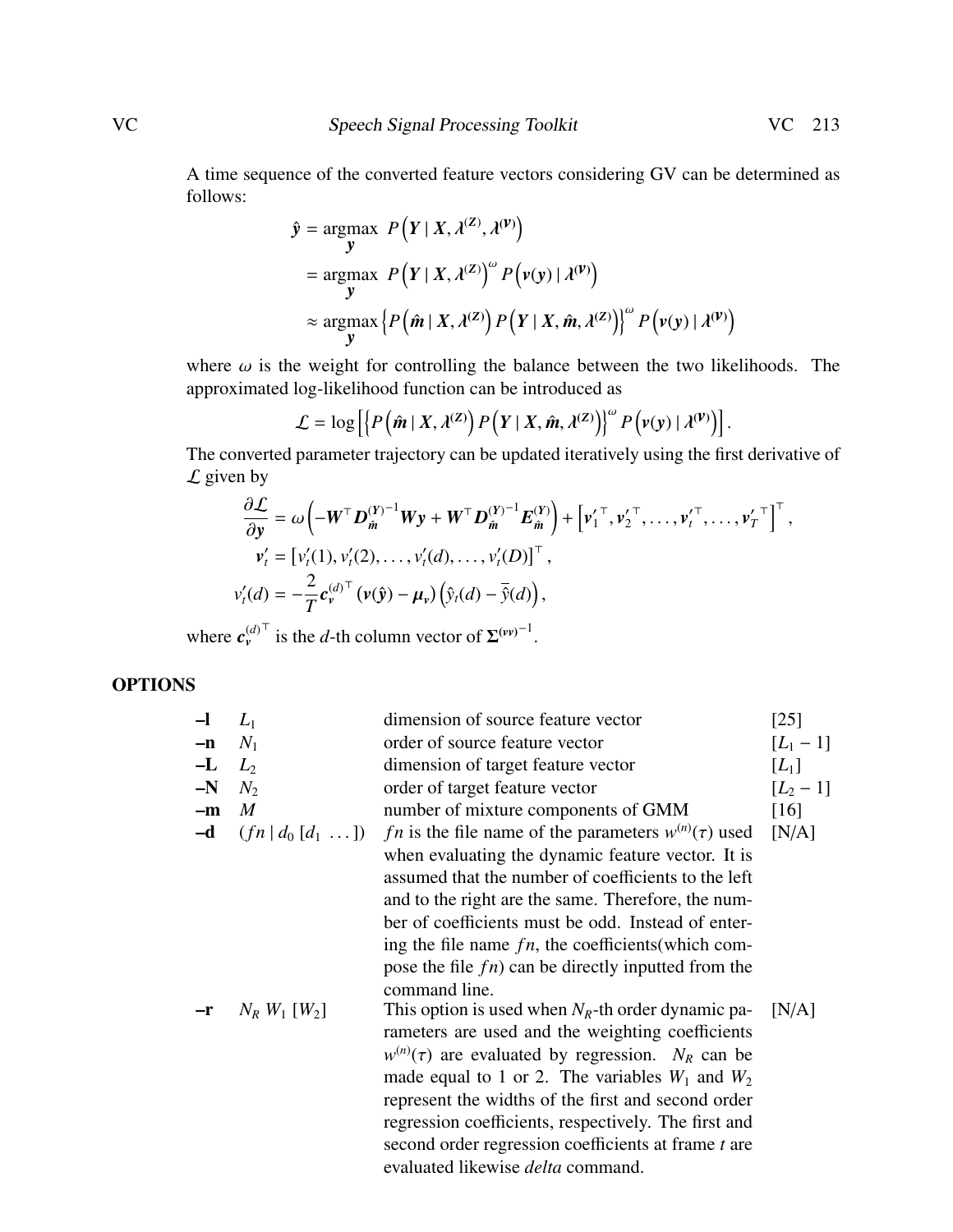A time sequence of the converted feature vectors considering GV can be determined as follows:

$$
\begin{aligned}
\hat{\boldsymbol{y}} &= \underset{\boldsymbol{y}}{\operatorname{argmax}}\; P\left(\boldsymbol{Y} \mid \boldsymbol{X}, \boldsymbol{\lambda}^{(\boldsymbol{Z})}, \boldsymbol{\lambda}^{(\boldsymbol{v})}\right) \\
&= \underset{\boldsymbol{y}}{\operatorname{argmax}}\; P\left(\boldsymbol{Y} \mid \boldsymbol{X}, \boldsymbol{\lambda}^{(\boldsymbol{Z})}\right)^{\omega} P\left(\boldsymbol{v}(\boldsymbol{y}) \mid \boldsymbol{\lambda}^{(\boldsymbol{v})}\right) \\
&\approx \underset{\boldsymbol{y}}{\operatorname{argmax}} \left\{ P\left(\hat{\boldsymbol{m}} \mid \boldsymbol{X}, \boldsymbol{\lambda}^{(\boldsymbol{Z})}\right) P\left(\boldsymbol{Y} \mid \boldsymbol{X}, \hat{\boldsymbol{m}}, \boldsymbol{\lambda}^{(\boldsymbol{Z})}\right) \right\}^{\omega} P\left(\boldsymbol{v}(\boldsymbol{y}) \mid \boldsymbol{\lambda}^{(\boldsymbol{v})}\right)
\end{aligned}
$$

where $\omega$ is the weight for controlling the balance between the two likelihoods. The approximated log-likelihood function can be introduced as

$$
\mathcal{L} = \log\left[ \left\{ P\left(\hat{\boldsymbol{m}} \mid \boldsymbol{X}, \boldsymbol{\lambda}^{(\boldsymbol{Z})}\right) P\left(\boldsymbol{Y} \mid \boldsymbol{X}, \hat{\boldsymbol{m}}, \boldsymbol{\lambda}^{(\boldsymbol{Z})}\right) \right\}^{\omega} P\left(\boldsymbol{v}(\boldsymbol{y}) \mid \boldsymbol{\lambda}^{(\boldsymbol{v})}\right) \right].
$$

The converted parameter trajectory can be updated iteratively using the first derivative of $\mathcal{L}$ given by

$$
\begin{aligned}
\frac{\partial \mathcal{L}}{\partial \boldsymbol{y}} &= \omega\left( -\boldsymbol{W}^{\top} \boldsymbol{D}_{\hat{\boldsymbol{m}}}^{(Y)^{-1}} \boldsymbol{W} \boldsymbol{y} + \boldsymbol{W}^{\top} \boldsymbol{D}_{\hat{\boldsymbol{m}}}^{(Y)^{-1}} \boldsymbol{E}_{\hat{\boldsymbol{m}}}^{(Y)} \right) + \left[ \boldsymbol{v}_1'^{\top}, \boldsymbol{v}_2'^{\top}, \ldots, \boldsymbol{v}_t'^{\top}, \ldots, \boldsymbol{v}_T'^{\top} \right]^{\top}, \\
\boldsymbol{v}_t' &= \left[ v_t'(1), v_t'(2), \ldots, v_t'(d), \ldots, v_t'(D) \right]^{\top}, \\
v_t'(d) &= -\frac{2}{T} \boldsymbol{c}_{\boldsymbol{v}}^{(d)^{\top}} \left( \boldsymbol{v}(\hat{\boldsymbol{y}}) - \boldsymbol{\mu}_{\boldsymbol{v}} \right) \left( \hat{y}_t(d) - \bar{\hat{y}}(d) \right),
\end{aligned}
$$

where $\boldsymbol{c}_{\boldsymbol{v}}^{(d)^{\top}}$ is the $d$-th column vector of $\boldsymbol{\Sigma}^{(\boldsymbol{vv})^{-1}}$.

## OPTIONS

| | | | |
|---|---|---|---|
| **–l** | $L_1$ | dimension of source feature vector | [25] |
| **–n** | $N_1$ | order of source feature vector | [$L_1 - 1$] |
| **–L** | $L_2$ | dimension of target feature vector | [$L_1$] |
| **–N** | $N_2$ | order of target feature vector | [$L_2 - 1$] |
| **–m** | $M$ | number of mixture components of GMM | [16] |
| **–d** | $(fn \mid d_0\ [d_1\ \ldots])$ | $fn$ is the file name of the parameters $w^{(n)}(\tau)$ used when evaluating the dynamic feature vector. It is assumed that the number of coefficients to the left and to the right are the same. Therefore, the number of coefficients must be odd. Instead of entering the file name $fn$, the coefficients(which compose the file $fn$) can be directly inputted from the command line. | [N/A] |
| **–r** | $N_R\ W_1\ [W_2]$ | This option is used when $N_R$-th order dynamic parameters are used and the weighting coefficients $w^{(n)}(\tau)$ are evaluated by regression. $N_R$ can be made equal to 1 or 2. The variables $W_1$ and $W_2$ represent the widths of the first and second order regression coefficients, respectively. The first and second order regression coefficients at frame $t$ are evaluated likewise *delta* command. | [N/A] |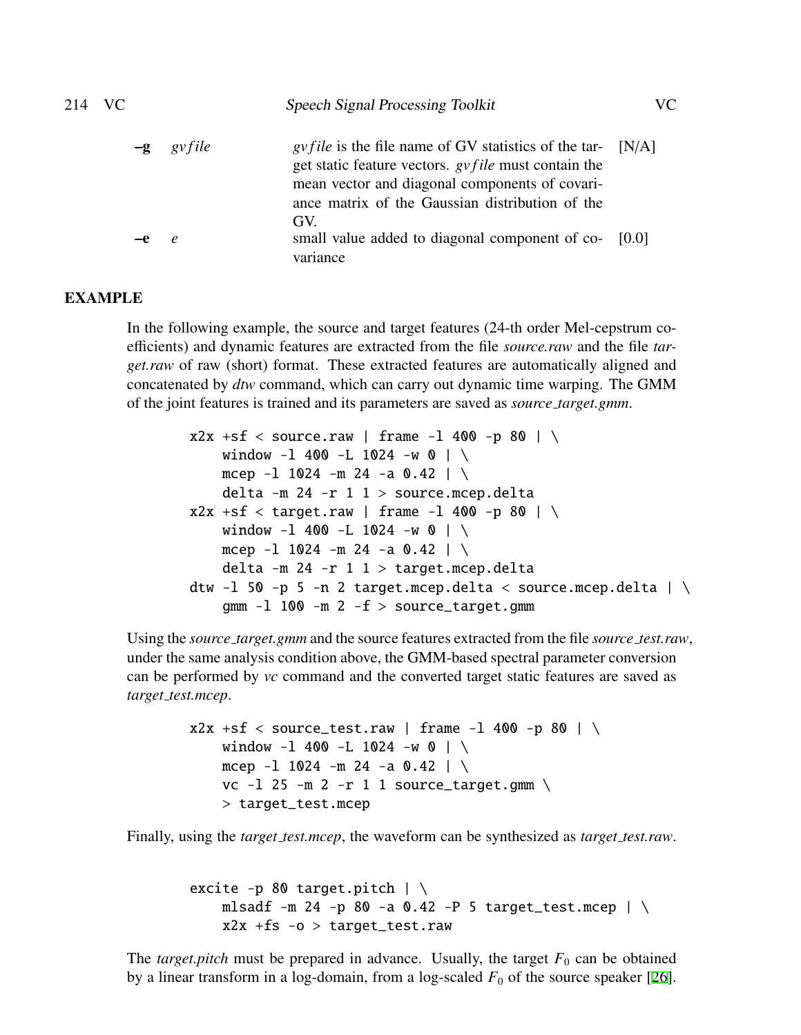| | | | |
|---|---|---|---|
| **–g** | *gvfile* | *gvfile* is the file name of GV statistics of the target static feature vectors. *gvfile* must contain the mean vector and diagonal components of covariance matrix of the Gaussian distribution of the GV. | [N/A] |
| **–e** | *e* | small value added to diagonal component of covariance | [0.0] |

## EXAMPLE

In the following example, the source and target features (24-th order Mel-cepstrum coefficients) and dynamic features are extracted from the file *source.raw* and the file *target.raw* of raw (short) format. These extracted features are automatically aligned and concatenated by *dtw* command, which can carry out dynamic time warping. The GMM of the joint features is trained and its parameters are saved as *source_target.gmm*.

```
x2x +sf < source.raw | frame -l 400 -p 80 | \
    window -l 400 -L 1024 -w 0 | \
    mcep -l 1024 -m 24 -a 0.42 | \
    delta -m 24 -r 1 1 > source.mcep.delta
x2x +sf < target.raw | frame -l 400 -p 80 | \
    window -l 400 -L 1024 -w 0 | \
    mcep -l 1024 -m 24 -a 0.42 | \
    delta -m 24 -r 1 1 > target.mcep.delta
dtw -l 50 -p 5 -n 2 target.mcep.delta < source.mcep.delta | \
    gmm -l 100 -m 2 -f > source_target.gmm
```

Using the *source_target.gmm* and the source features extracted from the file *source_test.raw*, under the same analysis condition above, the GMM-based spectral parameter conversion can be performed by *vc* command and the converted target static features are saved as *target_test.mcep*.

```
x2x +sf < source_test.raw | frame -l 400 -p 80 | \
    window -l 400 -L 1024 -w 0 | \
    mcep -l 1024 -m 24 -a 0.42 | \
    vc -l 25 -m 2 -r 1 1 source_target.gmm \
    > target_test.mcep
```

Finally, using the *target_test.mcep*, the waveform can be synthesized as *target_test.raw*.

```
excite -p 80 target.pitch | \
    mlsadf -m 24 -p 80 -a 0.42 -P 5 target_test.mcep | \
    x2x +fs -o > target_test.raw
```

The *target.pitch* must be prepared in advance. Usually, the target $F_0$ can be obtained by a linear transform in a log-domain, from a log-scaled $F_0$ of the source speaker [26].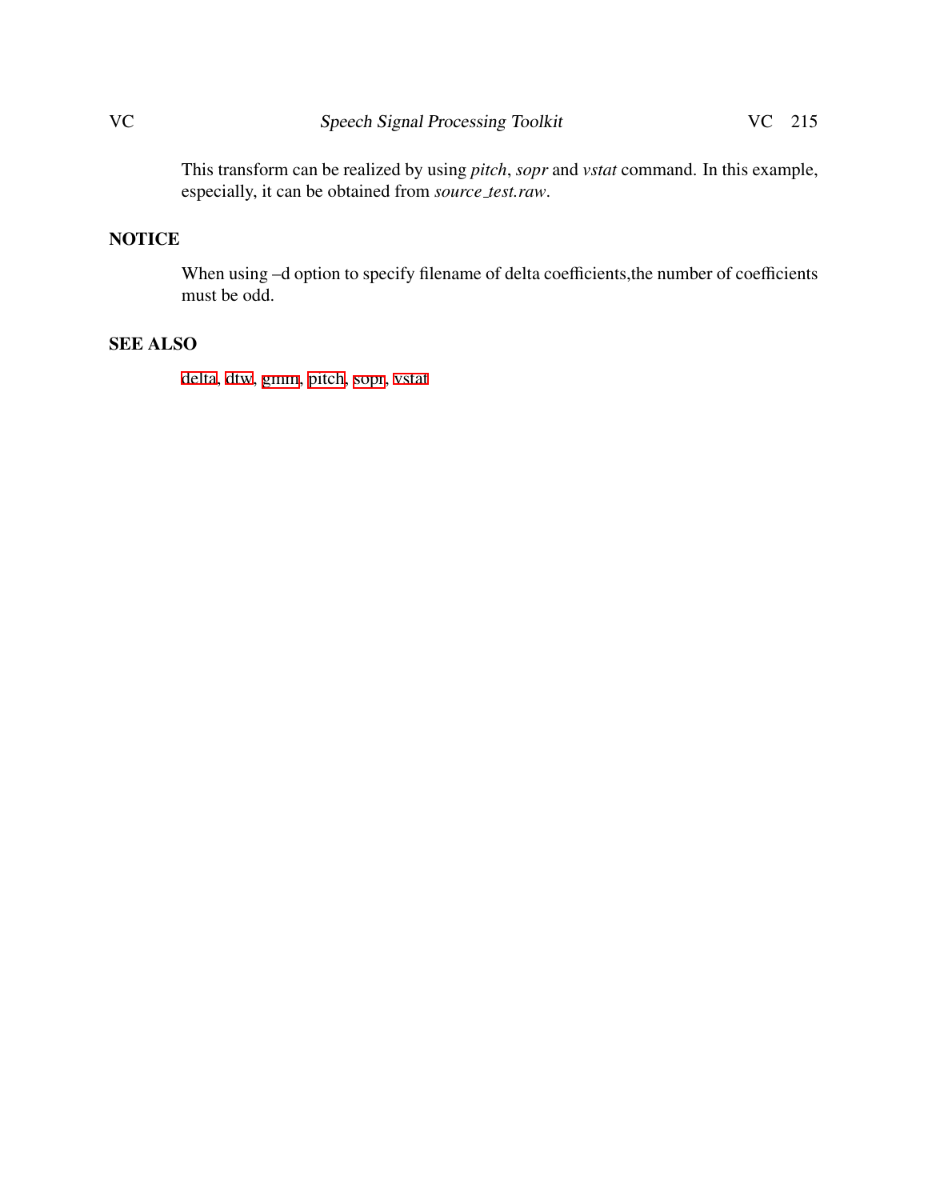This transform can be realized by using *pitch*, *sopr* and *vstat* command. In this example, especially, it can be obtained from *source_test.raw*.

## NOTICE

When using –d option to specify filename of delta coefficients,the number of coefficients must be odd.

## SEE ALSO

delta, dtw, gmm, pitch, sopr, vstat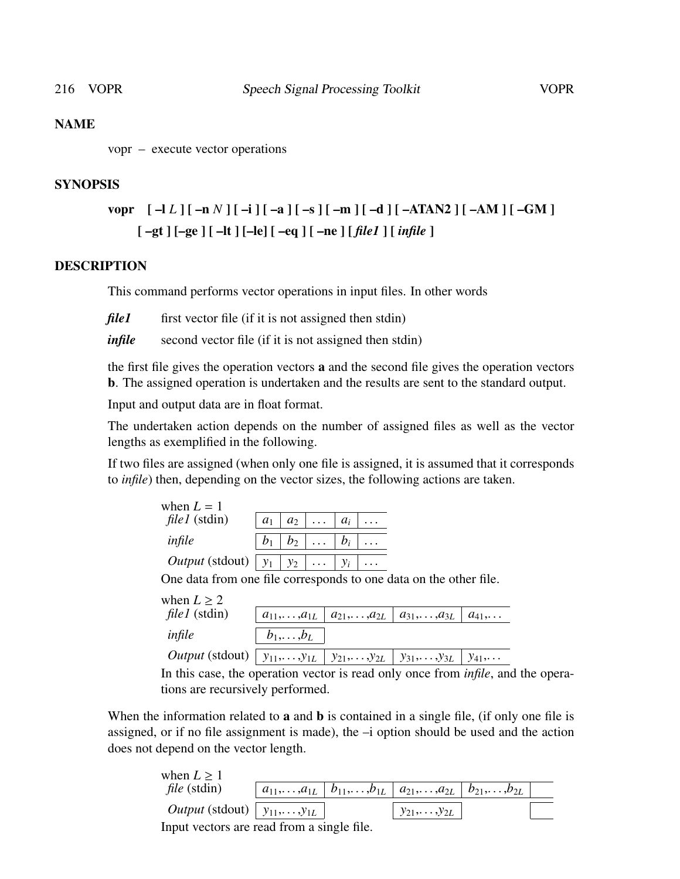## NAME

vopr – execute vector operations

## SYNOPSIS

**vopr** [ **–l** *L* ] [ **–n** *N* ] [ **–i** ] [ **–a** ] [ **–s** ] [ **–m** ] [ **–d** ] [ **–ATAN2** ] [ **–AM** ] [ **–GM** ]
[ **–gt** ] [**–ge** ] [ **–lt** ] [**–le**] [ **–eq** ] [ **–ne** ] [ ***file1*** ] [ ***infile*** ]

## DESCRIPTION

This command performs vector operations in input files. In other words

***file1*** first vector file (if it is not assigned then stdin)

***infile*** second vector file (if it is not assigned then stdin)

the first file gives the operation vectors **a** and the second file gives the operation vectors **b**. The assigned operation is undertaken and the results are sent to the standard output.

Input and output data are in float format.

The undertaken action depends on the number of assigned files as well as the vector lengths as exemplified in the following.

If two files are assigned (when only one file is assigned, it is assumed that it corresponds to *infile*) then, depending on the vector sizes, the following actions are taken.

when $L = 1$

| | | | | | |
|---|---|---|---|---|---|
| *file1* (stdin) | $a_1$ | $a_2$ | $\ldots$ | $a_i$ | $\ldots$ |
| *infile* | $b_1$ | $b_2$ | $\ldots$ | $b_i$ | $\ldots$ |
| *Output* (stdout) | $y_1$ | $y_2$ | $\ldots$ | $y_i$ | $\ldots$ |

One data from one file corresponds to one data on the other file.

when $L \geq 2$

| | | | | |
|---|---|---|---|---|
| *file1* (stdin) | $a_{11},\ldots,a_{1L}$ | $a_{21},\ldots,a_{2L}$ | $a_{31},\ldots,a_{3L}$ | $a_{41},\ldots$ |
| *infile* | $b_1,\ldots,b_L$ | | | |
| *Output* (stdout) | $y_{11},\ldots,y_{1L}$ | $y_{21},\ldots,y_{2L}$ | $y_{31},\ldots,y_{3L}$ | $y_{41},\ldots$ |

In this case, the operation vector is read only once from *infile*, and the operations are recursively performed.

When the information related to **a** and **b** is contained in a single file, (if only one file is assigned, or if no file assignment is made), the –i option should be used and the action does not depend on the vector length.

when $L \geq 1$

| | | | | | |
|---|---|---|---|---|---|
| *file* (stdin) | $a_{11},\ldots,a_{1L}$ | $b_{11},\ldots,b_{1L}$ | $a_{21},\ldots,a_{2L}$ | $b_{21},\ldots,b_{2L}$ | |
| *Output* (stdout) | $y_{11},\ldots,y_{1L}$ | | $y_{21},\ldots,y_{2L}$ | | |

Input vectors are read from a single file.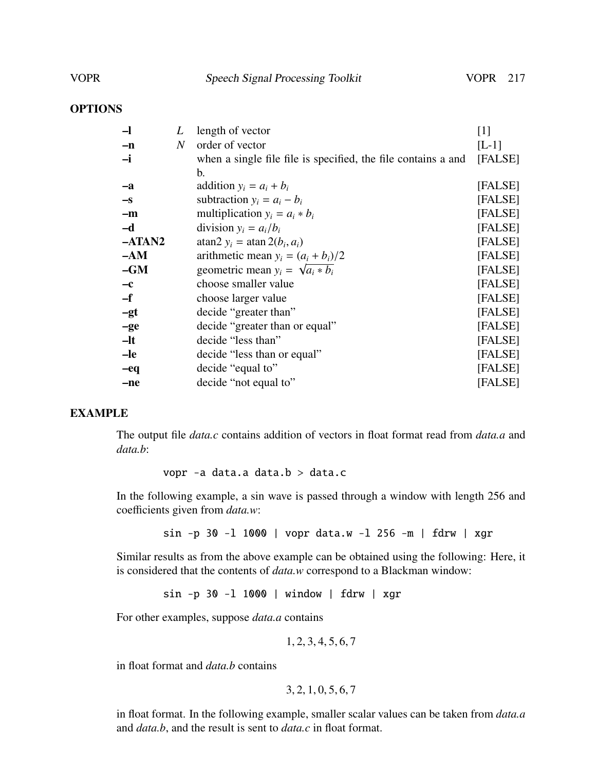## OPTIONS

| Option | Arg | Description | Default |
|---|---|---|---|
| **–l** | *L* | length of vector | [1] |
| **–n** | *N* | order of vector | [L-1] |
| **–i** | | when a single file file is specified, the file contains a and b. | [FALSE] |
| **–a** | | addition $y_i = a_i + b_i$ | [FALSE] |
| **–s** | | subtraction $y_i = a_i - b_i$ | [FALSE] |
| **–m** | | multiplication $y_i = a_i * b_i$ | [FALSE] |
| **–d** | | division $y_i = a_i / b_i$ | [FALSE] |
| **–ATAN2** | | atan2 $y_i = \operatorname{atan} 2(b_i, a_i)$ | [FALSE] |
| **–AM** | | arithmetic mean $y_i = (a_i + b_i)/2$ | [FALSE] |
| **–GM** | | geometric mean $y_i = \sqrt{a_i * b_i}$ | [FALSE] |
| **–c** | | choose smaller value | [FALSE] |
| **–f** | | choose larger value | [FALSE] |
| **–gt** | | decide "greater than" | [FALSE] |
| **–ge** | | decide "greater than or equal" | [FALSE] |
| **–lt** | | decide "less than" | [FALSE] |
| **–le** | | decide "less than or equal" | [FALSE] |
| **–eq** | | decide "equal to" | [FALSE] |
| **–ne** | | decide "not equal to" | [FALSE] |

## EXAMPLE

The output file *data.c* contains addition of vectors in float format read from *data.a* and *data.b*:

```
vopr -a data.a data.b > data.c
```

In the following example, a sin wave is passed through a window with length 256 and coefficients given from *data.w*:

```
sin -p 30 -l 1000 | vopr data.w -l 256 -m | fdrw | xgr
```

Similar results as from the above example can be obtained using the following: Here, it is considered that the contents of *data.w* correspond to a Blackman window:

```
sin -p 30 -l 1000 | window | fdrw | xgr
```

For other examples, suppose *data.a* contains

$$1, 2, 3, 4, 5, 6, 7$$

in float format and *data.b* contains

$$3, 2, 1, 0, 5, 6, 7$$

in float format. In the following example, smaller scalar values can be taken from *data.a* and *data.b*, and the result is sent to *data.c* in float format.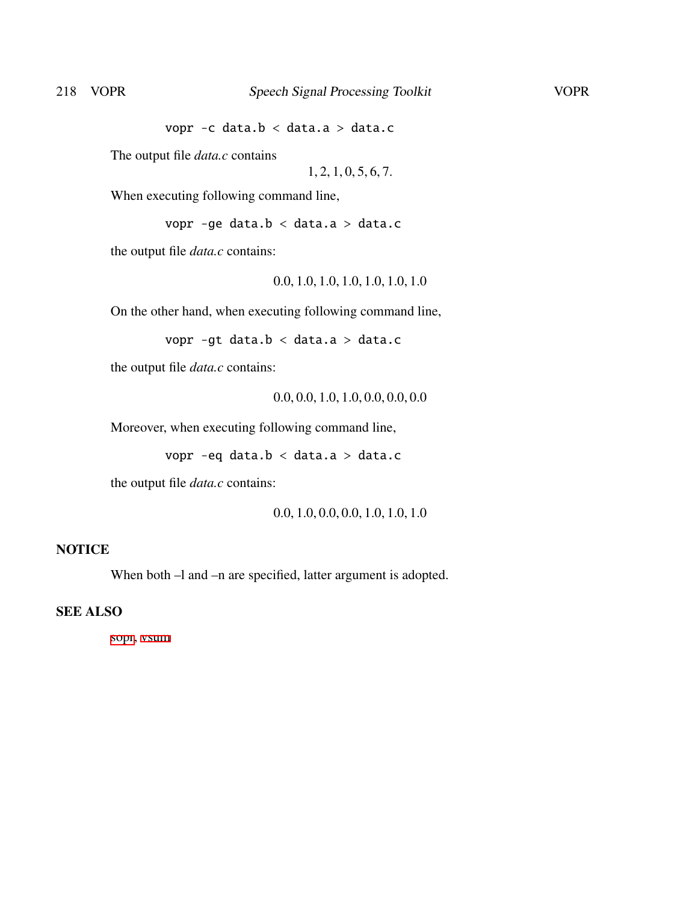```
vopr -c data.b < data.a > data.c
```

The output file *data.c* contains

$$1, 2, 1, 0, 5, 6, 7.$$

When executing following command line,

```
vopr -ge data.b < data.a > data.c
```

the output file *data.c* contains:

$$0.0, 1.0, 1.0, 1.0, 1.0, 1.0, 1.0$$

On the other hand, when executing following command line,

```
vopr -gt data.b < data.a > data.c
```

the output file *data.c* contains:

$$0.0, 0.0, 1.0, 1.0, 0.0, 0.0, 0.0$$

Moreover, when executing following command line,

```
vopr -eq data.b < data.a > data.c
```

the output file *data.c* contains:

$$0.0, 1.0, 0.0, 0.0, 1.0, 1.0, 1.0$$

## NOTICE

When both –l and –n are specified, latter argument is adopted.

## SEE ALSO

sopr, vsum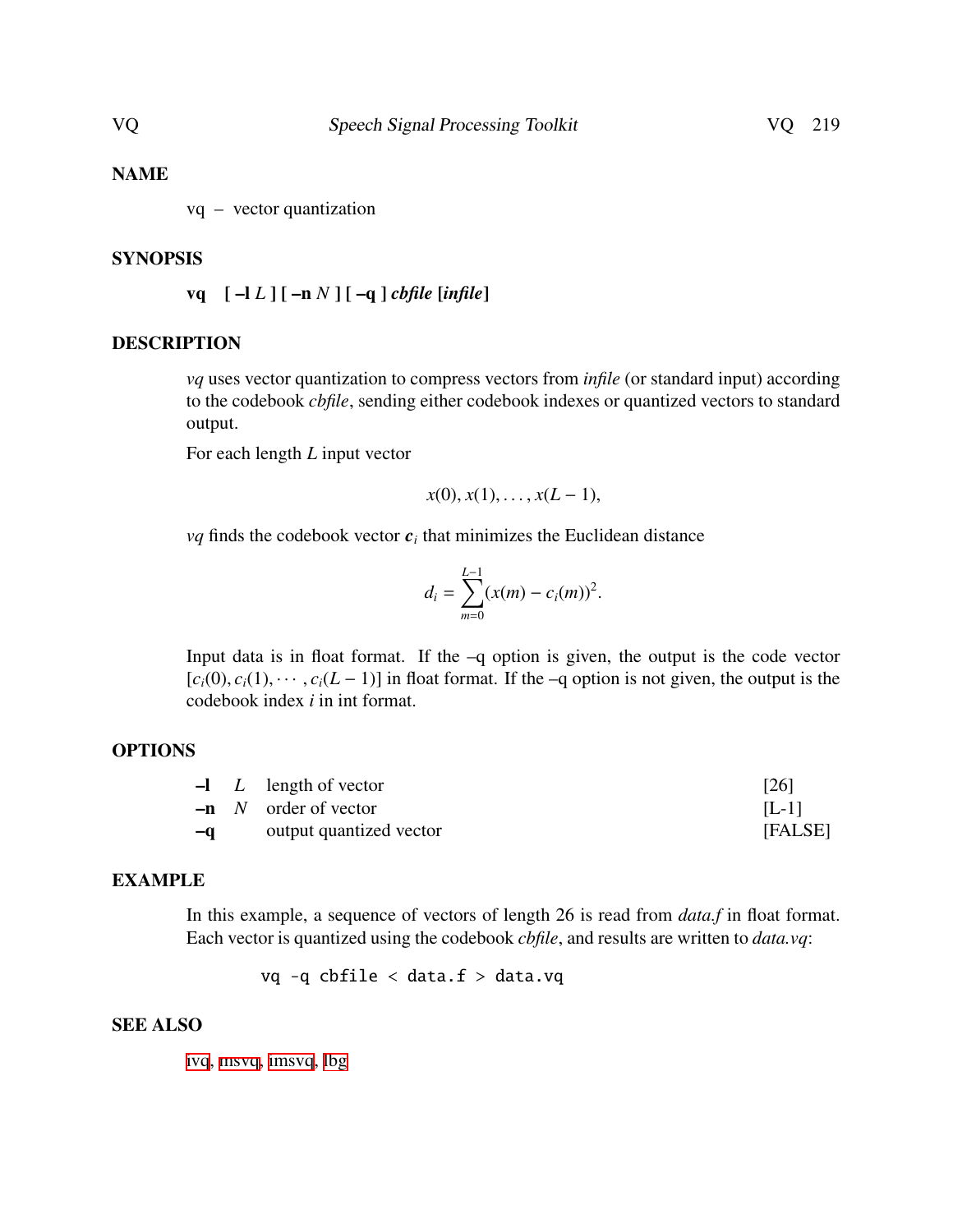## NAME

vq – vector quantization

## SYNOPSIS

**vq** [ **–l** *L* ] [ **–n** *N* ] [ **–q** ] ***cbfile*** **[*infile*]**

## DESCRIPTION

*vq* uses vector quantization to compress vectors from *infile* (or standard input) according to the codebook *cbfile*, sending either codebook indexes or quantized vectors to standard output.

For each length $L$ input vector

$$x(0), x(1), \ldots, x(L-1),$$

*vq* finds the codebook vector $\boldsymbol{c}_i$ that minimizes the Euclidean distance

$$d_i = \sum_{m=0}^{L-1} (x(m) - c_i(m))^2.$$

Input data is in float format. If the –q option is given, the output is the code vector $[c_i(0), c_i(1), \cdots, c_i(L-1)]$ in float format. If the –q option is not given, the output is the codebook index $i$ in int format.

## OPTIONS

| | | | |
|---|---|---|---|
| **–l** | *L* | length of vector | [26] |
| **–n** | *N* | order of vector | [L-1] |
| **–q** | | output quantized vector | [FALSE] |

## EXAMPLE

In this example, a sequence of vectors of length 26 is read from *data.f* in float format. Each vector is quantized using the codebook *cbfile*, and results are written to *data.vq*:

```
vq -q cbfile < data.f > data.vq
```

## SEE ALSO

ivq, msvq, imsvq, lbg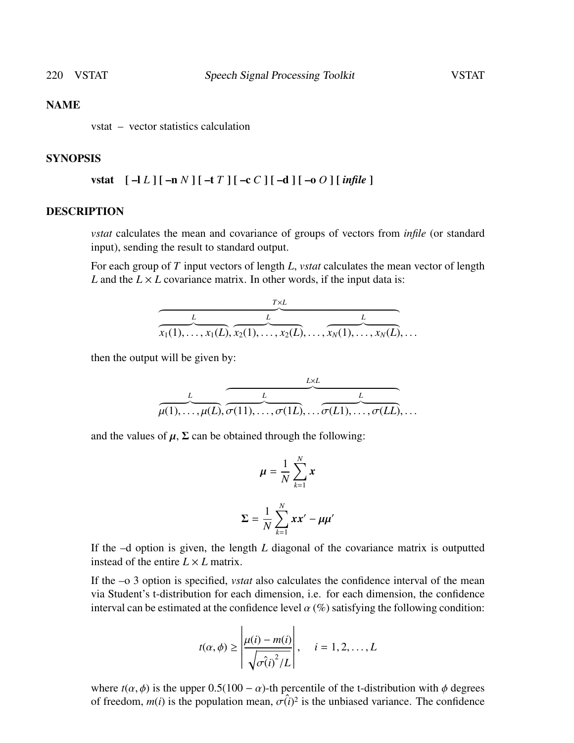## NAME

vstat – vector statistics calculation

## SYNOPSIS

**vstat** [ **–l** $L$ ] [ **–n** $N$ ] [ **–t** $T$ ] [ **–c** $C$ ] [ **–d** ] [ **–o** $O$ ] [ ***infile*** ]

## DESCRIPTION

*vstat* calculates the mean and covariance of groups of vectors from *infile* (or standard input), sending the result to standard output.

For each group of $T$ input vectors of length $L$, *vstat* calculates the mean vector of length $L$ and the $L \times L$ covariance matrix. In other words, if the input data is:

$$\overbrace{\overbrace{x_1(1),\ldots,x_1(L)}^{L},\overbrace{x_2(1),\ldots,x_2(L)}^{L},\ldots,\overbrace{x_N(1),\ldots,x_N(L)}^{L}}^{T\times L},\ldots$$

then the output will be given by:

$$\overbrace{\mu(1),\ldots,\mu(L)}^{L},\overbrace{\overbrace{\sigma(11),\ldots,\sigma(1L)}^{L},\ldots\overbrace{\sigma(L1),\ldots,\sigma(LL)}^{L}}^{L\times L},\ldots$$

and the values of $\boldsymbol{\mu}$, $\boldsymbol{\Sigma}$ can be obtained through the following:

$$\boldsymbol{\mu} = \frac{1}{N}\sum_{k=1}^{N}\boldsymbol{x}$$

$$\boldsymbol{\Sigma} = \frac{1}{N}\sum_{k=1}^{N}\boldsymbol{x}\boldsymbol{x}' - \boldsymbol{\mu}\boldsymbol{\mu}'$$

If the –d option is given, the length $L$ diagonal of the covariance matrix is outputted instead of the entire $L \times L$ matrix.

If the –o 3 option is specified, *vstat* also calculates the confidence interval of the mean via Student's t-distribution for each dimension, i.e. for each dimension, the confidence interval can be estimated at the confidence level $\alpha$ (%) satisfying the following condition:

$$t(\alpha,\phi) \geq \left|\frac{\mu(i) - m(i)}{\sqrt{\hat{\sigma(i)}^2/L}}\right|, \quad i = 1,2,\ldots,L$$

where $t(\alpha,\phi)$ is the upper $0.5(100-\alpha)$-th percentile of the t-distribution with $\phi$ degrees of freedom, $m(i)$ is the population mean, $\hat{\sigma(i)}^2$ is the unbiased variance. The confidence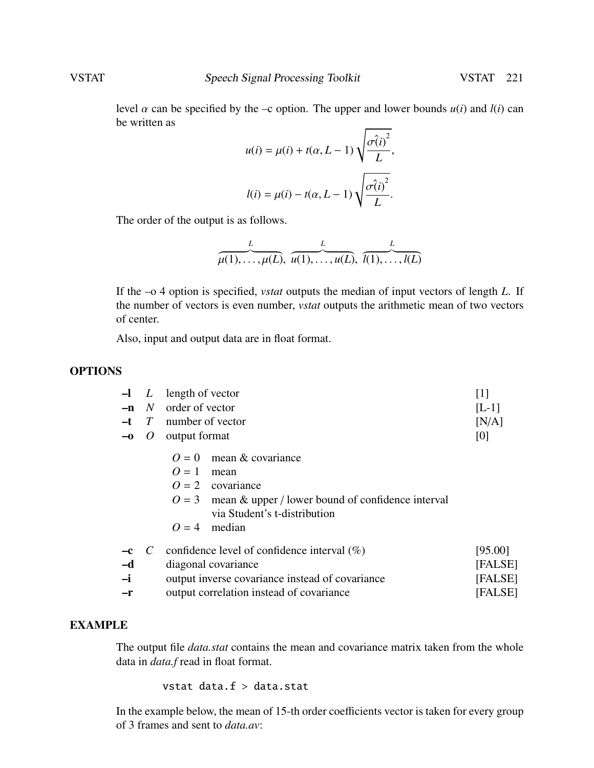level $\alpha$ can be specified by the –c option. The upper and lower bounds $u(i)$ and $l(i)$ can be written as

$$u(i) = \mu(i) + t(\alpha, L-1)\sqrt{\frac{\hat{\sigma(i)}^2}{L}},$$

$$l(i) = \mu(i) - t(\alpha, L-1)\sqrt{\frac{\hat{\sigma(i)}^2}{L}}.$$

The order of the output is as follows.

$$\overbrace{\mu(1), \ldots, \mu(L)}^{L},\ \overbrace{u(1), \ldots, u(L)}^{L},\ \overbrace{l(1), \ldots, l(L)}^{L}$$

If the –o 4 option is specified, *vstat* outputs the median of input vectors of length $L$. If the number of vectors is even number, *vstat* outputs the arithmetic mean of two vectors of center.

Also, input and output data are in float format.

## OPTIONS

| | | | |
|---|---|---|---|
| **–l** | $L$ | length of vector | [1] |
| **–n** | $N$ | order of vector | [L-1] |
| **–t** | $T$ | number of vector | [N/A] |
| **–o** | $O$ | output format | [0] |
| | | $O = 0$ mean & covariance | |
| | | $O = 1$ mean | |
| | | $O = 2$ covariance | |
| | | $O = 3$ mean & upper / lower bound of confidence interval via Student's t-distribution | |
| | | $O = 4$ median | |
| **–c** | $C$ | confidence level of confidence interval (%) | [95.00] |
| **–d** | | diagonal covariance | [FALSE] |
| **–i** | | output inverse covariance instead of covariance | [FALSE] |
| **–r** | | output correlation instead of covariance | [FALSE] |

## EXAMPLE

The output file *data.stat* contains the mean and covariance matrix taken from the whole data in *data.f* read in float format.

```
vstat data.f > data.stat
```

In the example below, the mean of 15-th order coefficients vector is taken for every group of 3 frames and sent to *data.av*: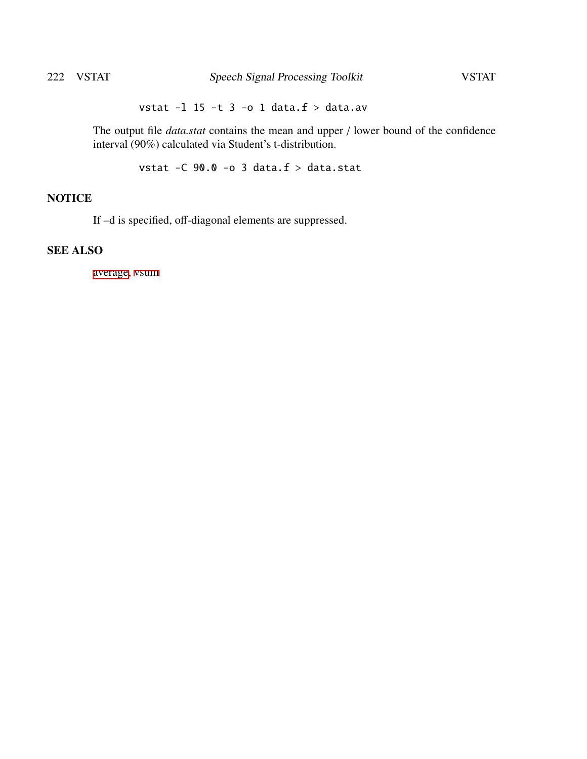```
vstat -l 15 -t 3 -o 1 data.f > data.av
```

The output file *data.stat* contains the mean and upper / lower bound of the confidence interval (90%) calculated via Student's t-distribution.

```
vstat -C 90.0 -o 3 data.f > data.stat
```

## NOTICE

If –d is specified, off-diagonal elements are suppressed.

## SEE ALSO

average, vsum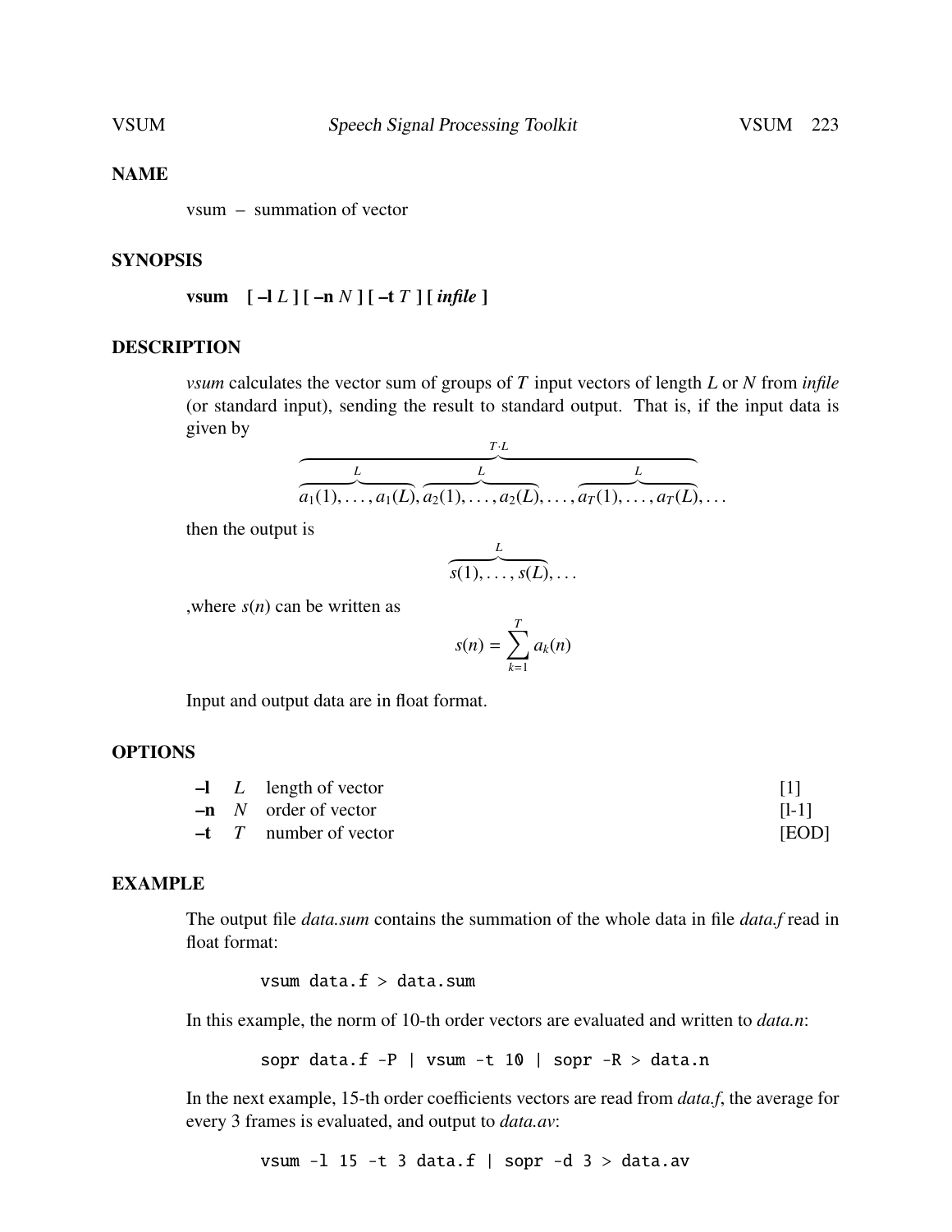## NAME

vsum – summation of vector

## SYNOPSIS

**vsum** [ **–l** *L* ] [ **–n** *N* ] [ **–t** *T* ] [ *infile* ]

## DESCRIPTION

*vsum* calculates the vector sum of groups of *T* input vectors of length *L* or *N* from *infile* (or standard input), sending the result to standard output. That is, if the input data is given by

$$\overbrace{\overbrace{a_1(1),\ldots,a_1(L)}^{L},\overbrace{a_2(1),\ldots,a_2(L)}^{L},\ldots,\overbrace{a_T(1),\ldots,a_T(L)}^{L}}^{T\cdot L},\ldots$$

then the output is

$$\overbrace{s(1),\ldots,s(L)}^{L},\ldots$$

,where $s(n)$ can be written as

$$s(n) = \sum_{k=1}^{T} a_k(n)$$

Input and output data are in float format.

## OPTIONS

| | | | |
|---|---|---|---|
| **–l** | *L* | length of vector | [1] |
| **–n** | *N* | order of vector | [l-1] |
| **–t** | *T* | number of vector | [EOD] |

## EXAMPLE

The output file *data.sum* contains the summation of the whole data in file *data.f* read in float format:

```
vsum data.f > data.sum
```

In this example, the norm of 10-th order vectors are evaluated and written to *data.n*:

```
sopr data.f -P | vsum -t 10 | sopr -R > data.n
```

In the next example, 15-th order coefficients vectors are read from *data.f*, the average for every 3 frames is evaluated, and output to *data.av*:

```
vsum -l 15 -t 3 data.f | sopr -d 3 > data.av
```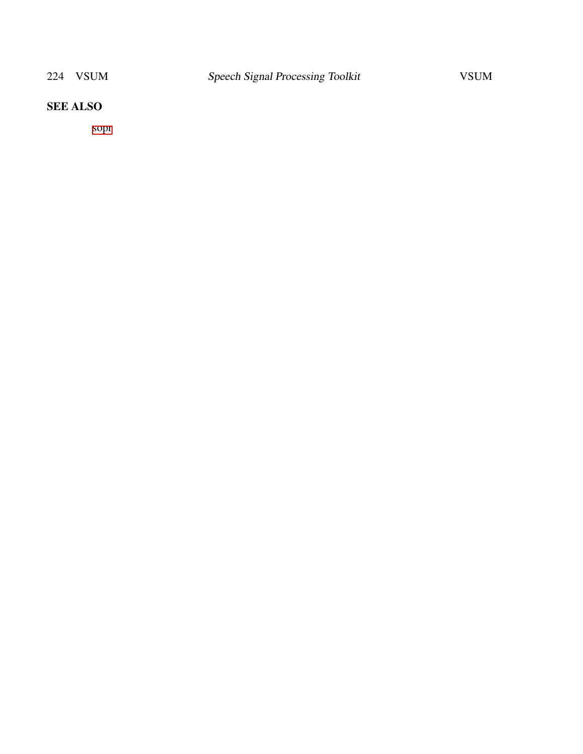## SEE ALSO

sopr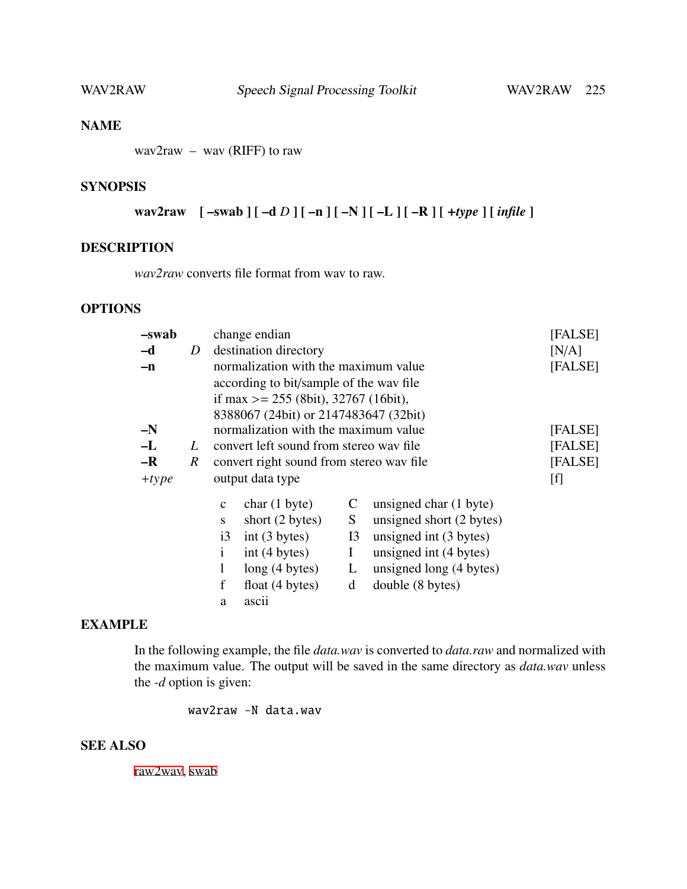## NAME

wav2raw – wav (RIFF) to raw

## SYNOPSIS

**wav2raw [ –swab ] [ –d** *D* **] [ –n ] [ –N ] [ –L ] [ –R ] [ +*type* ] [ *infile* ]**

## DESCRIPTION

*wav2raw* converts file format from wav to raw.

## OPTIONS

| Option | Arg | Description | Default |
|---|---|---|---|
| **–swab** | | change endian | [FALSE] |
| **–d** | *D* | destination directory | [N/A] |
| **–n** | | normalization with the maximum value according to bit/sample of the wav file if max >= 255 (8bit), 32767 (16bit), 8388067 (24bit) or 2147483647 (32bit) | [FALSE] |
| **–N** | | normalization with the maximum value | [FALSE] |
| **–L** | *L* | convert left sound from stereo wav file | [FALSE] |
| **–R** | *R* | convert right sound from stereo wav file | [FALSE] |
| *+type* | | output data type | [f] |

| | | | |
|---|---|---|---|
| c | char (1 byte) | C | unsigned char (1 byte) |
| s | short (2 bytes) | S | unsigned short (2 bytes) |
| i3 | int (3 bytes) | I3 | unsigned int (3 bytes) |
| i | int (4 bytes) | I | unsigned int (4 bytes) |
| l | long (4 bytes) | L | unsigned long (4 bytes) |
| f | float (4 bytes) | d | double (8 bytes) |
| a | ascii | | |

## EXAMPLE

In the following example, the file *data.wav* is converted to *data.raw* and normalized with the maximum value. The output will be saved in the same directory as *data.wav* unless the *-d* option is given:

```
wav2raw -N data.wav
```

## SEE ALSO

raw2wav, swab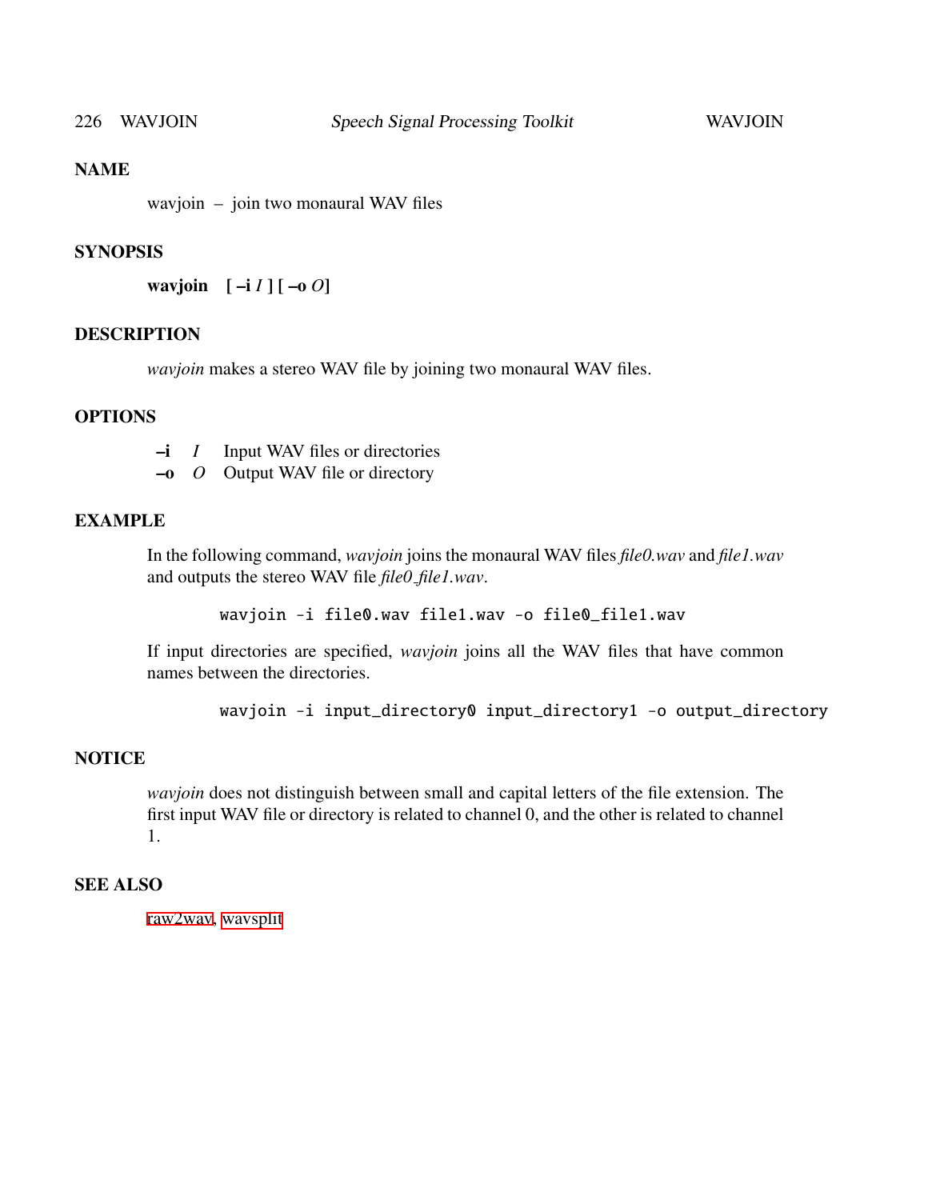## NAME

wavjoin – join two monaural WAV files

## SYNOPSIS

**wavjoin** [ **–i** *I* ] [ **–o** *O*]

## DESCRIPTION

*wavjoin* makes a stereo WAV file by joining two monaural WAV files.

## OPTIONS

| | | |
|---|---|---|
| **–i** | *I* | Input WAV files or directories |
| **–o** | *O* | Output WAV file or directory |

## EXAMPLE

In the following command, *wavjoin* joins the monaural WAV files *file0.wav* and *file1.wav* and outputs the stereo WAV file *file0_file1.wav*.

```
wavjoin -i file0.wav file1.wav -o file0_file1.wav
```

If input directories are specified, *wavjoin* joins all the WAV files that have common names between the directories.

```
wavjoin -i input_directory0 input_directory1 -o output_directory
```

## NOTICE

*wavjoin* does not distinguish between small and capital letters of the file extension. The first input WAV file or directory is related to channel 0, and the other is related to channel 1.

## SEE ALSO

raw2wav, wavsplit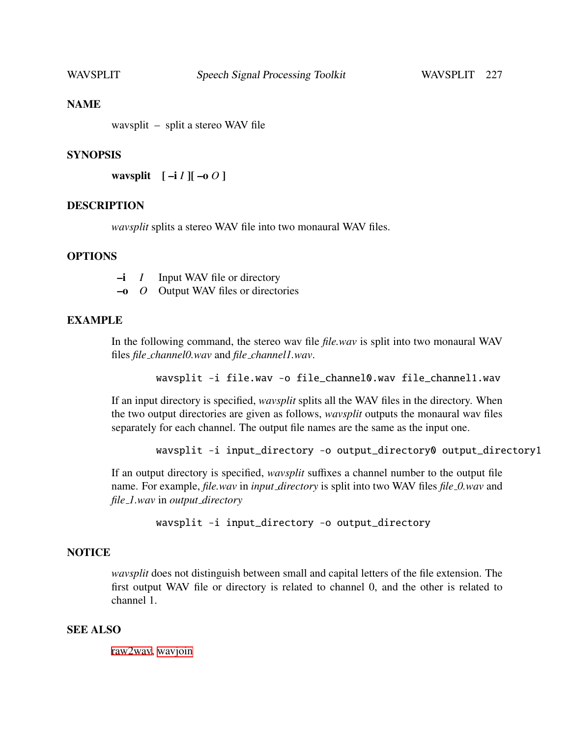## NAME

wavsplit – split a stereo WAV file

## SYNOPSIS

**wavsplit** **[ –i** *I* **][ –o** *O* **]**

## DESCRIPTION

*wavsplit* splits a stereo WAV file into two monaural WAV files.

## OPTIONS

**–i** *I* Input WAV file or directory
**–o** *O* Output WAV files or directories

## EXAMPLE

In the following command, the stereo wav file *file.wav* is split into two monaural WAV files *file_channel0.wav* and *file_channel1.wav*.

```
wavsplit -i file.wav -o file_channel0.wav file_channel1.wav
```

If an input directory is specified, *wavsplit* splits all the WAV files in the directory. When the two output directories are given as follows, *wavsplit* outputs the monaural wav files separately for each channel. The output file names are the same as the input one.

```
wavsplit -i input_directory -o output_directory0 output_directory1
```

If an output directory is specified, *wavsplit* suffixes a channel number to the output file name. For example, *file.wav* in *input_directory* is split into two WAV files *file_0.wav* and *file_1.wav* in *output_directory*

```
wavsplit -i input_directory -o output_directory
```

## NOTICE

*wavsplit* does not distinguish between small and capital letters of the file extension. The first output WAV file or directory is related to channel 0, and the other is related to channel 1.

## SEE ALSO

raw2wav, wavjoin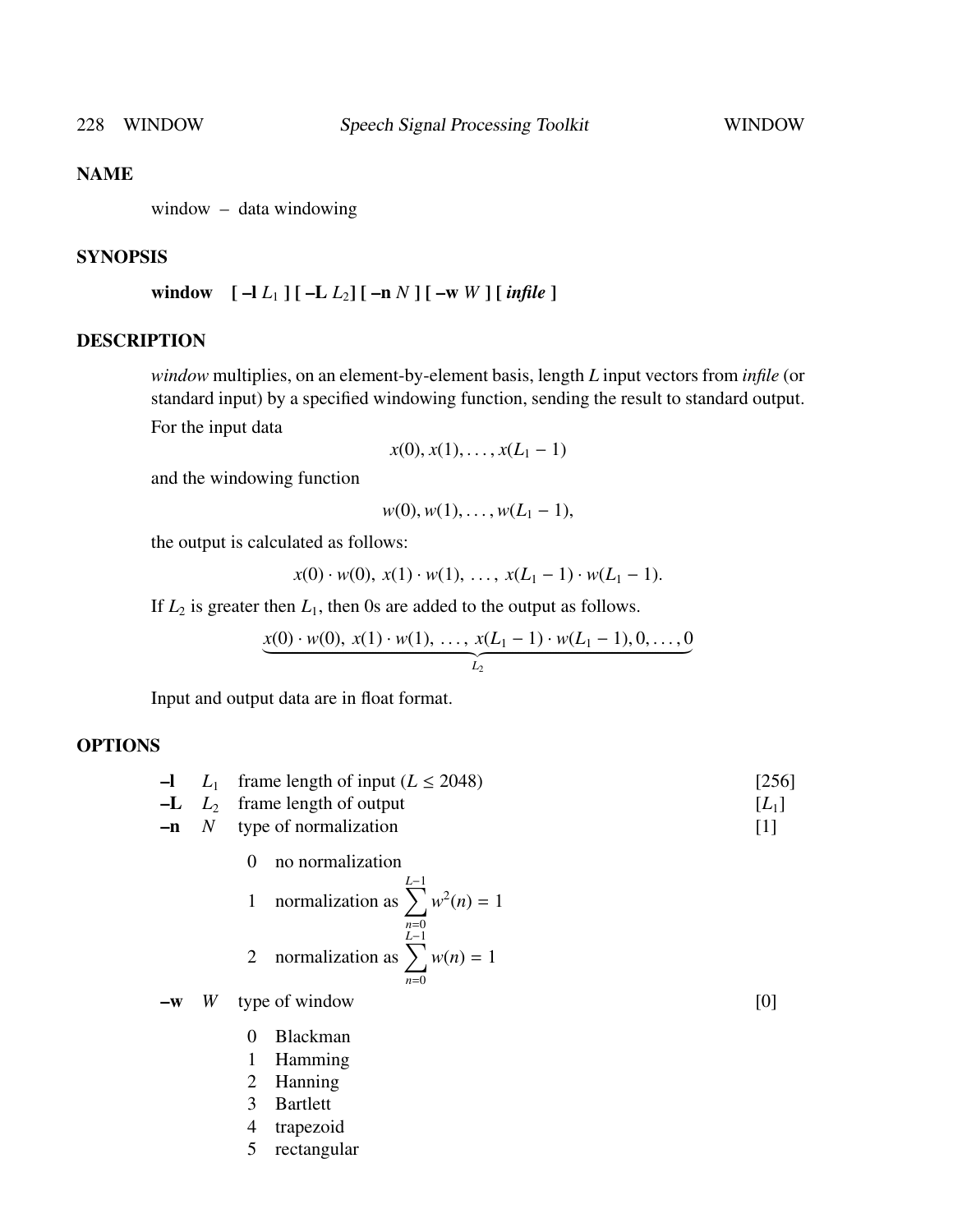## NAME

window – data windowing

## SYNOPSIS

**window** [ **–l** $L_1$ ] [ **–L** $L_2$] [ **–n** $N$ ] [ **–w** $W$ ] [ ***infile*** ]

## DESCRIPTION

*window* multiplies, on an element-by-element basis, length $L$ input vectors from *infile* (or standard input) by a specified windowing function, sending the result to standard output.

For the input data

$$x(0), x(1), \ldots, x(L_1 - 1)$$

and the windowing function

$$w(0), w(1), \ldots, w(L_1 - 1),$$

the output is calculated as follows:

$$x(0) \cdot w(0),\ x(1) \cdot w(1),\ \ldots,\ x(L_1 - 1) \cdot w(L_1 - 1).$$

If $L_2$ is greater then $L_1$, then 0s are added to the output as follows.

$$\underbrace{x(0) \cdot w(0),\ x(1) \cdot w(1),\ \ldots,\ x(L_1 - 1) \cdot w(L_1 - 1), 0, \ldots, 0}_{L_2}$$

Input and output data are in float format.

## OPTIONS

| Option | Argument | Description | Default |
|---|---|---|---|
| **–l** | $L_1$ | frame length of input ($L \leq 2048$) | [256] |
| **–L** | $L_2$ | frame length of output | [$L_1$] |
| **–n** | $N$ | type of normalization | [1] |

- 0 no normalization
- 1 normalization as $\sum_{n=0}^{L-1} w^2(n) = 1$
- 2 normalization as $\sum_{n=0}^{L-1} w(n) = 1$

| Option | Argument | Description | Default |
|---|---|---|---|
| **–w** | $W$ | type of window | [0] |

- 0 Blackman
- 1 Hamming
- 2 Hanning
- 3 Bartlett
- 4 trapezoid
- 5 rectangular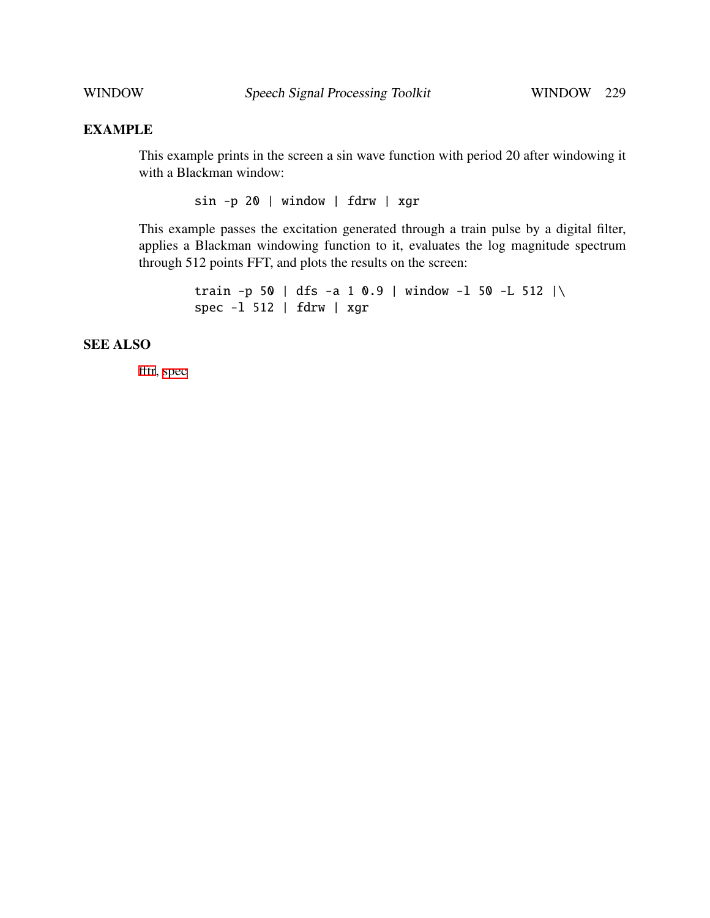## EXAMPLE

This example prints in the screen a sin wave function with period 20 after windowing it with a Blackman window:

```
sin -p 20 | window | fdrw | xgr
```

This example passes the excitation generated through a train pulse by a digital filter, applies a Blackman windowing function to it, evaluates the log magnitude spectrum through 512 points FFT, and plots the results on the screen:

```
train -p 50 | dfs -a 1 0.9 | window -l 50 -L 512 |\
spec -l 512 | fdrw | xgr
```

## SEE ALSO

fftr, spec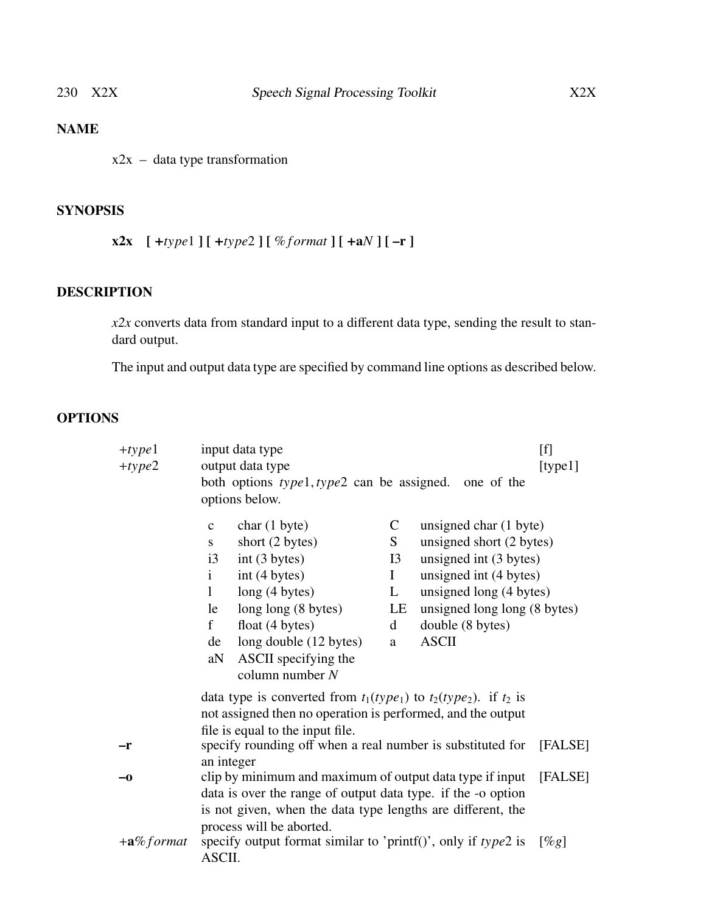## NAME

x2x – data type transformation

## SYNOPSIS

**x2x** **[ +***type*1 **] [ +***type*2 **] [ %***format* **] [ +a***N* **] [ –r ]**

## DESCRIPTION

*x2x* converts data from standard input to a different data type, sending the result to standard output.

The input and output data type are specified by command line options as described below.

## OPTIONS

| Option | Description | Default |
|---|---|---|
| +*type*1 | input data type | [f] |
| +*type*2 | output data type | [type1] |
| | both options *type*1, *type*2 can be assigned. one of the options below. | |

| | | | |
|---|---|---|---|
| c | char (1 byte) | C | unsigned char (1 byte) |
| s | short (2 bytes) | S | unsigned short (2 bytes) |
| i3 | int (3 bytes) | I3 | unsigned int (3 bytes) |
| i | int (4 bytes) | I | unsigned int (4 bytes) |
| l | long (4 bytes) | L | unsigned long (4 bytes) |
| le | long long (8 bytes) | LE | unsigned long long (8 bytes) |
| f | float (4 bytes) | d | double (8 bytes) |
| de | long double (12 bytes) | a | ASCII |
| aN | ASCII specifying the column number *N* | | |

data type is converted from $t_1(type_1)$ to $t_2(type_2)$. if $t_2$ is not assigned then no operation is performed, and the output file is equal to the input file.

| Option | Description | Default |
|---|---|---|
| **–r** | specify rounding off when a real number is substituted for an integer | [FALSE] |
| **–o** | clip by minimum and maximum of output data type if input data is over the range of output data type. if the -o option is not given, when the data type lengths are different, the process will be aborted. | [FALSE] |
| **+a**%*format* | specify output format similar to 'printf()', only if *type*2 is ASCII. | [%*g*] |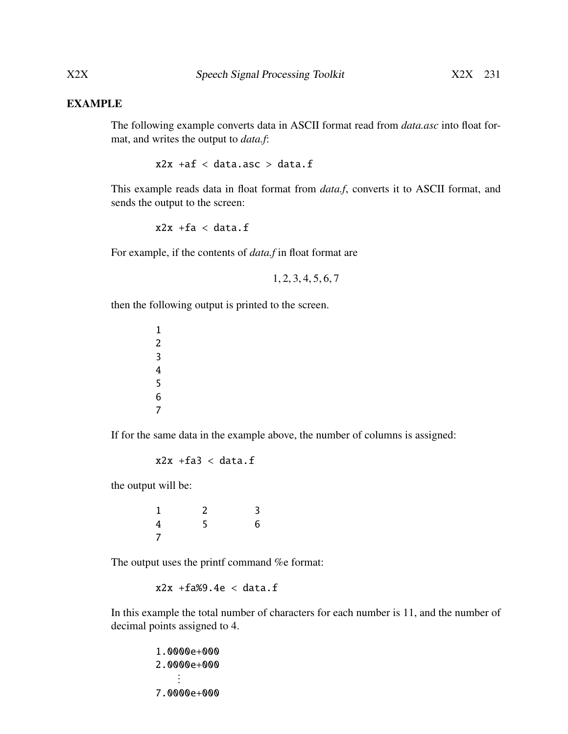## EXAMPLE

The following example converts data in ASCII format read from *data.asc* into float format, and writes the output to *data.f*:

```
x2x +af < data.asc > data.f
```

This example reads data in float format from *data.f*, converts it to ASCII format, and sends the output to the screen:

```
x2x +fa < data.f
```

For example, if the contents of *data.f* in float format are

$$1, 2, 3, 4, 5, 6, 7$$

then the following output is printed to the screen.

```
1
2
3
4
5
6
7
```

If for the same data in the example above, the number of columns is assigned:

```
x2x +fa3 < data.f
```

the output will be:

```
1       2       3
4       5       6
7
```

The output uses the printf command %e format:

```
x2x +fa%9.4e < data.f
```

In this example the total number of characters for each number is 11, and the number of decimal points assigned to 4.

```
1.0000e+000
2.0000e+000
    ⋮
7.0000e+000
```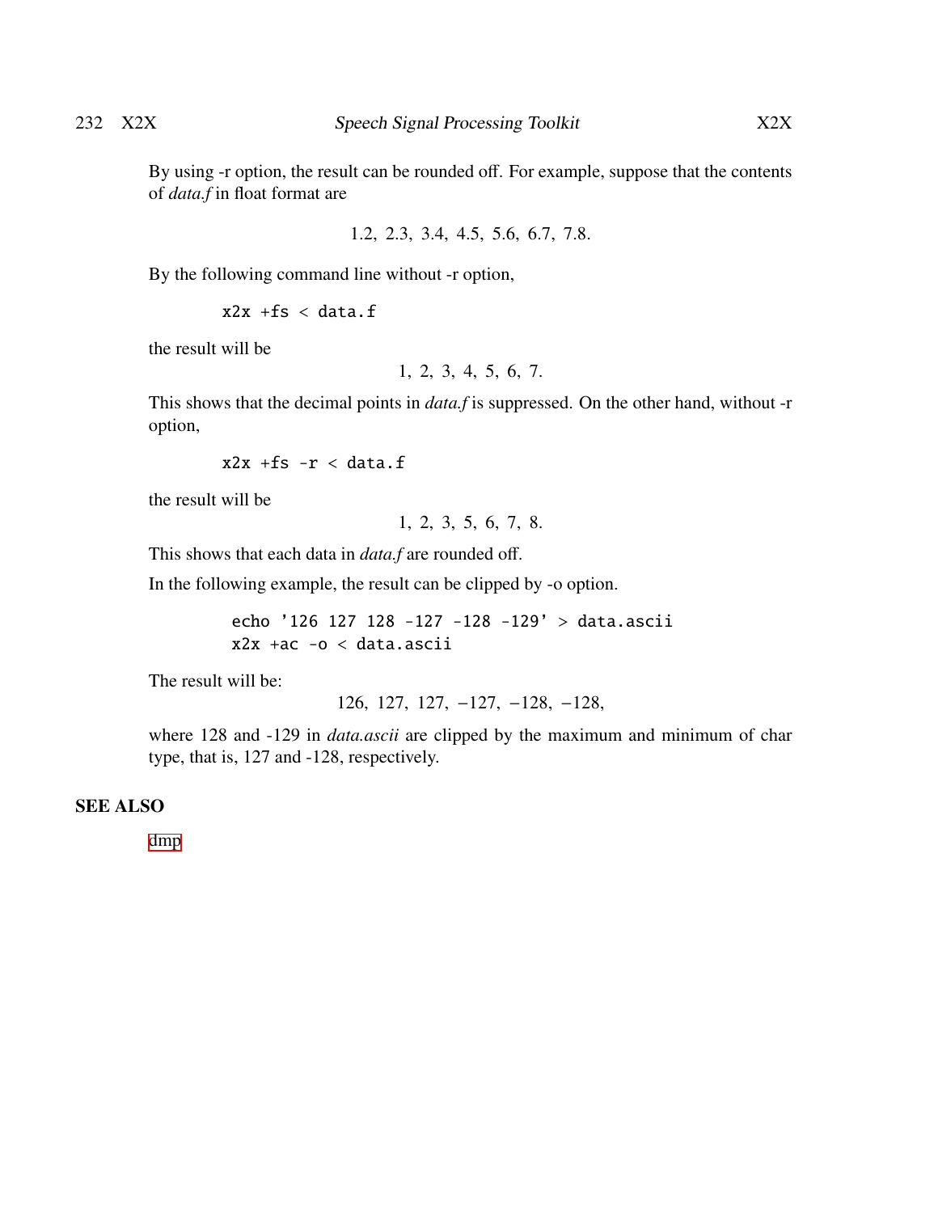By using -r option, the result can be rounded off. For example, suppose that the contents of *data.f* in float format are

$$1.2,\ 2.3,\ 3.4,\ 4.5,\ 5.6,\ 6.7,\ 7.8.$$

By the following command line without -r option,

```
x2x +fs < data.f
```

the result will be

$$1,\ 2,\ 3,\ 4,\ 5,\ 6,\ 7.$$

This shows that the decimal points in *data.f* is suppressed. On the other hand, without -r option,

```
x2x +fs -r < data.f
```

the result will be

$$1,\ 2,\ 3,\ 5,\ 6,\ 7,\ 8.$$

This shows that each data in *data.f* are rounded off.

In the following example, the result can be clipped by -o option.

```
echo '126 127 128 -127 -128 -129' > data.ascii
x2x +ac -o < data.ascii
```

The result will be:

$$126,\ 127,\ 127,\ -127,\ -128,\ -128,$$

where 128 and -129 in *data.ascii* are clipped by the maximum and minimum of char type, that is, 127 and -128, respectively.

## SEE ALSO

dmp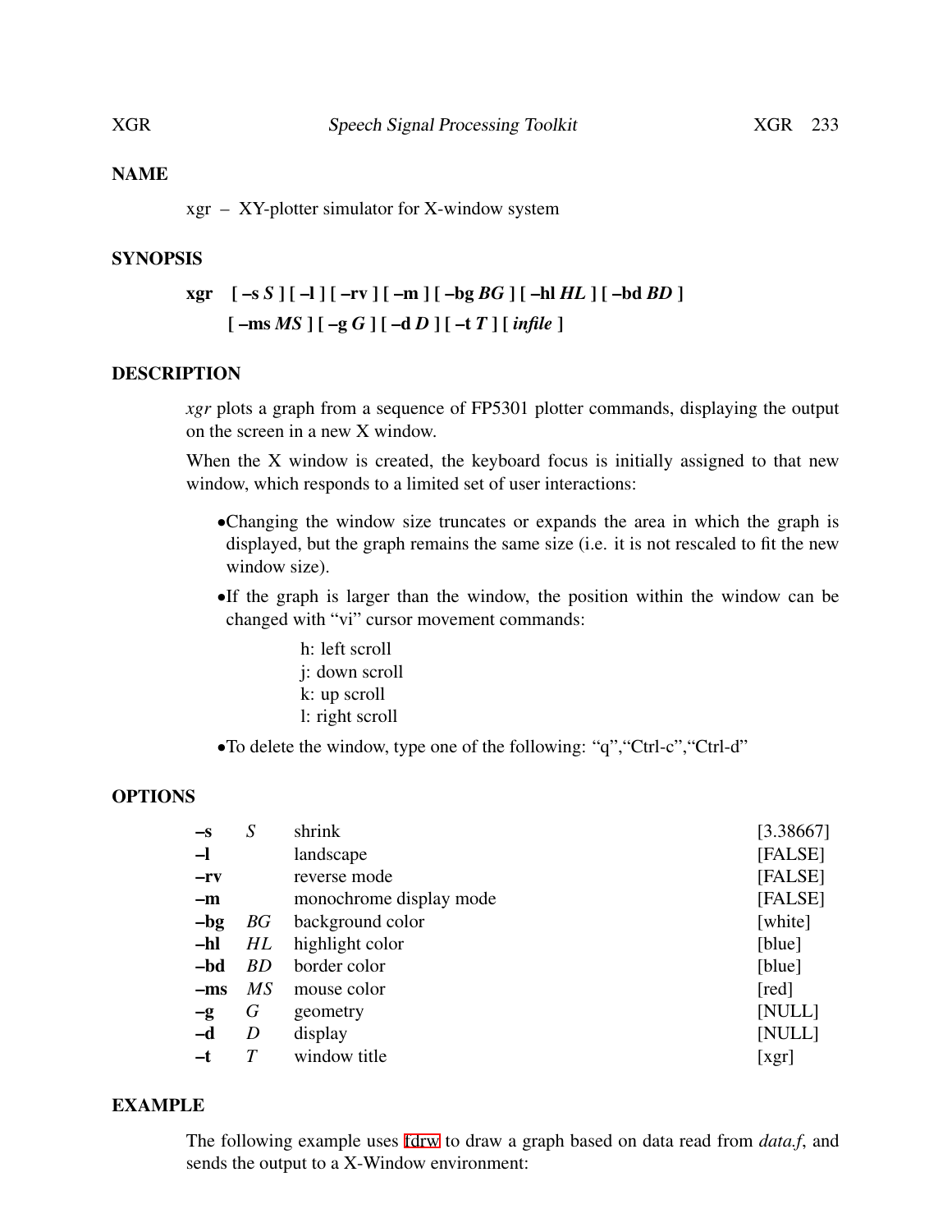## NAME

xgr – XY-plotter simulator for X-window system

## SYNOPSIS

**xgr** **[ –s** *S* **] [ –l ] [ –rv ] [ –m ] [ –bg** *BG* **] [ –hl** *HL* **] [ –bd** *BD* **]**
**[ –ms** *MS* **] [ –g** *G* **] [ –d** *D* **] [ –t** *T* **] [** *infile* **]**

## DESCRIPTION

*xgr* plots a graph from a sequence of FP5301 plotter commands, displaying the output on the screen in a new X window.

When the X window is created, the keyboard focus is initially assigned to that new window, which responds to a limited set of user interactions:

- Changing the window size truncates or expands the area in which the graph is displayed, but the graph remains the same size (i.e. it is not rescaled to fit the new window size).
- If the graph is larger than the window, the position within the window can be changed with "vi" cursor movement commands:

  h: left scroll
  j: down scroll
  k: up scroll
  l: right scroll

- To delete the window, type one of the following: "q","Ctrl-c","Ctrl-d"

## OPTIONS

| | | | |
|---|---|---|---|
| **–s** | *S* | shrink | [3.38667] |
| **–l** | | landscape | [FALSE] |
| **–rv** | | reverse mode | [FALSE] |
| **–m** | | monochrome display mode | [FALSE] |
| **–bg** | *BG* | background color | [white] |
| **–hl** | *HL* | highlight color | [blue] |
| **–bd** | *BD* | border color | [blue] |
| **–ms** | *MS* | mouse color | [red] |
| **–g** | *G* | geometry | [NULL] |
| **–d** | *D* | display | [NULL] |
| **–t** | *T* | window title | [xgr] |

## EXAMPLE

The following example uses fdrw to draw a graph based on data read from *data.f*, and sends the output to a X-Window environment: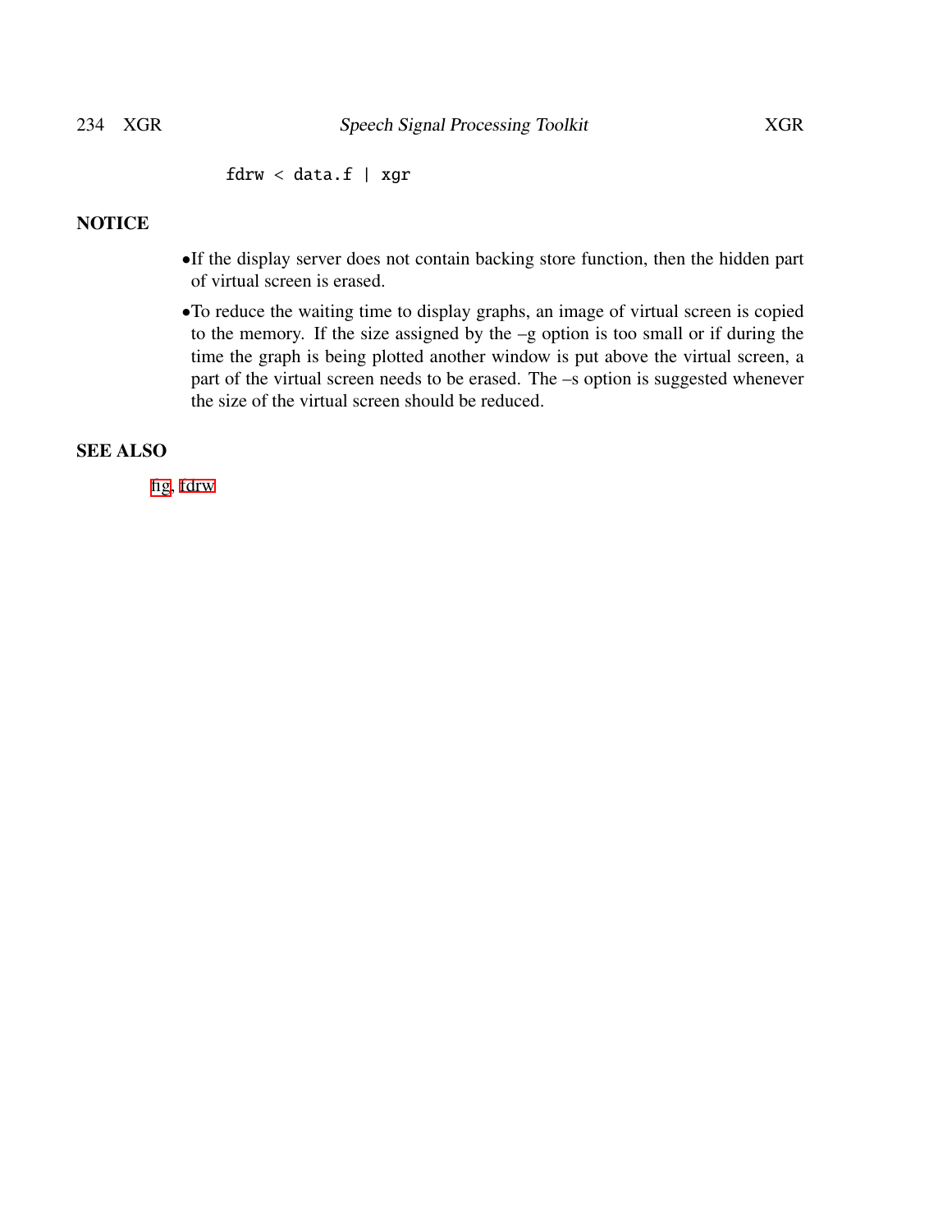```
fdrw < data.f | xgr
```

## NOTICE

- If the display server does not contain backing store function, then the hidden part of virtual screen is erased.
- To reduce the waiting time to display graphs, an image of virtual screen is copied to the memory. If the size assigned by the –g option is too small or if during the time the graph is being plotted another window is put above the virtual screen, a part of the virtual screen needs to be erased. The –s option is suggested whenever the size of the virtual screen should be reduced.

## SEE ALSO

fig, fdrw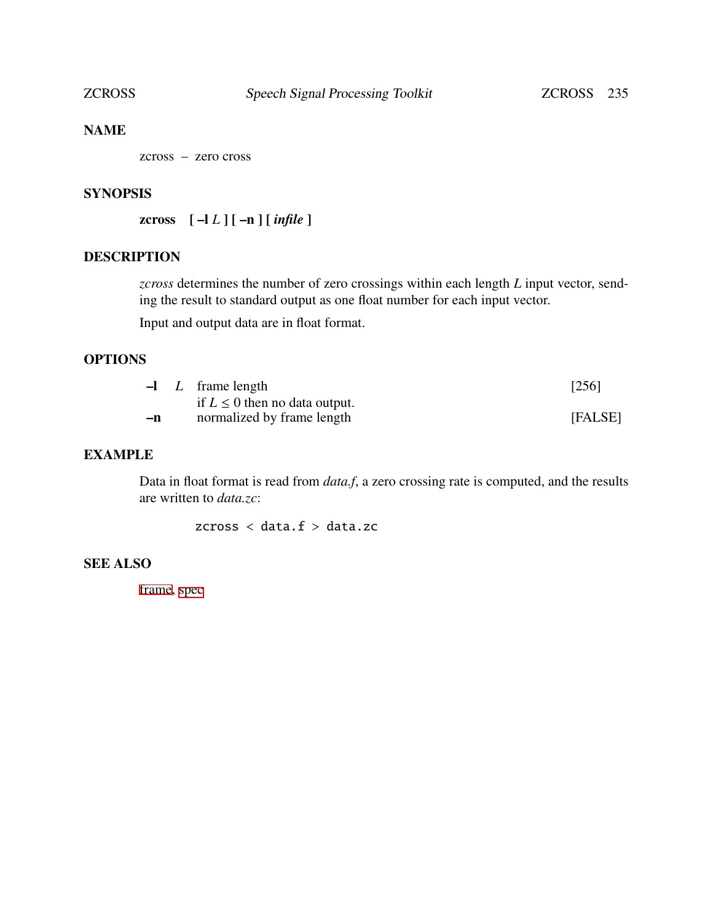## NAME

zcross – zero cross

## SYNOPSIS

**zcross** [ **–l** *L* ] [ **–n** ] [ ***infile*** ]

## DESCRIPTION

*zcross* determines the number of zero crossings within each length *L* input vector, sending the result to standard output as one float number for each input vector.

Input and output data are in float format.

## OPTIONS

| | | | |
|---|---|---|---|
| **–l** | *L* | frame length<br>if $L \leq 0$ then no data output. | [256] |
| **–n** | | normalized by frame length | [FALSE] |

## EXAMPLE

Data in float format is read from *data.f*, a zero crossing rate is computed, and the results are written to *data.zc*:

```
zcross < data.f > data.zc
```

## SEE ALSO

frame, spec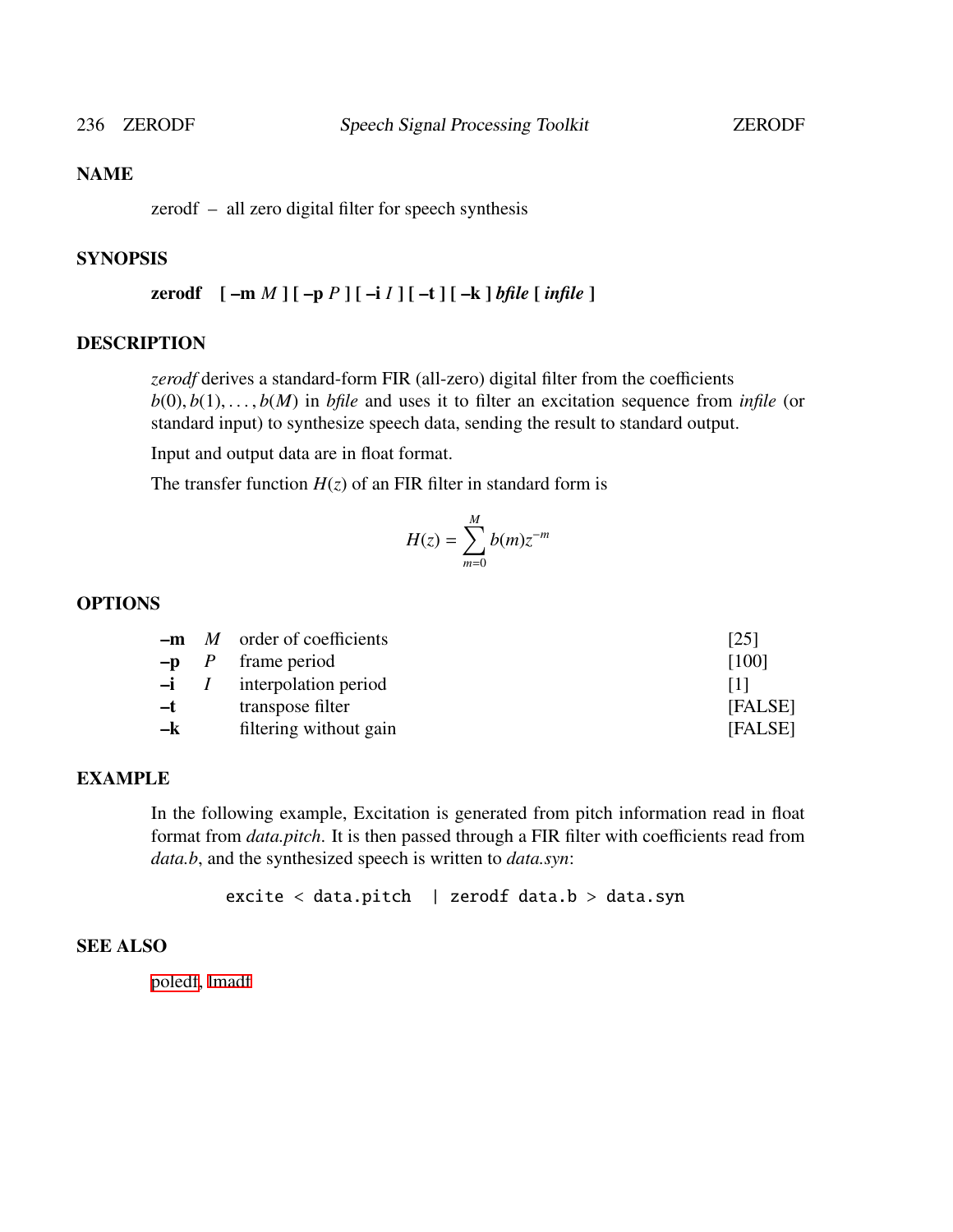## NAME

zerodf – all zero digital filter for speech synthesis

## SYNOPSIS

**zerodf [ –m** *M* **] [ –p** *P* **] [ –i** *I* **] [ –t ] [ –k ]** ***bfile*** **[** ***infile*** **]**

## DESCRIPTION

*zerodf* derives a standard-form FIR (all-zero) digital filter from the coefficients $b(0), b(1), \ldots, b(M)$ in *bfile* and uses it to filter an excitation sequence from *infile* (or standard input) to synthesize speech data, sending the result to standard output.

Input and output data are in float format.

The transfer function $H(z)$ of an FIR filter in standard form is

$$H(z) = \sum_{m=0}^{M} b(m) z^{-m}$$

## OPTIONS

| | | | |
|---|---|---|---|
| **–m** | *M* | order of coefficients | [25] |
| **–p** | *P* | frame period | [100] |
| **–i** | *I* | interpolation period | [1] |
| **–t** | | transpose filter | [FALSE] |
| **–k** | | filtering without gain | [FALSE] |

## EXAMPLE

In the following example, Excitation is generated from pitch information read in float format from *data.pitch*. It is then passed through a FIR filter with coefficients read from *data.b*, and the synthesized speech is written to *data.syn*:

```
excite < data.pitch  | zerodf data.b > data.syn
```

## SEE ALSO

poledf, lmadf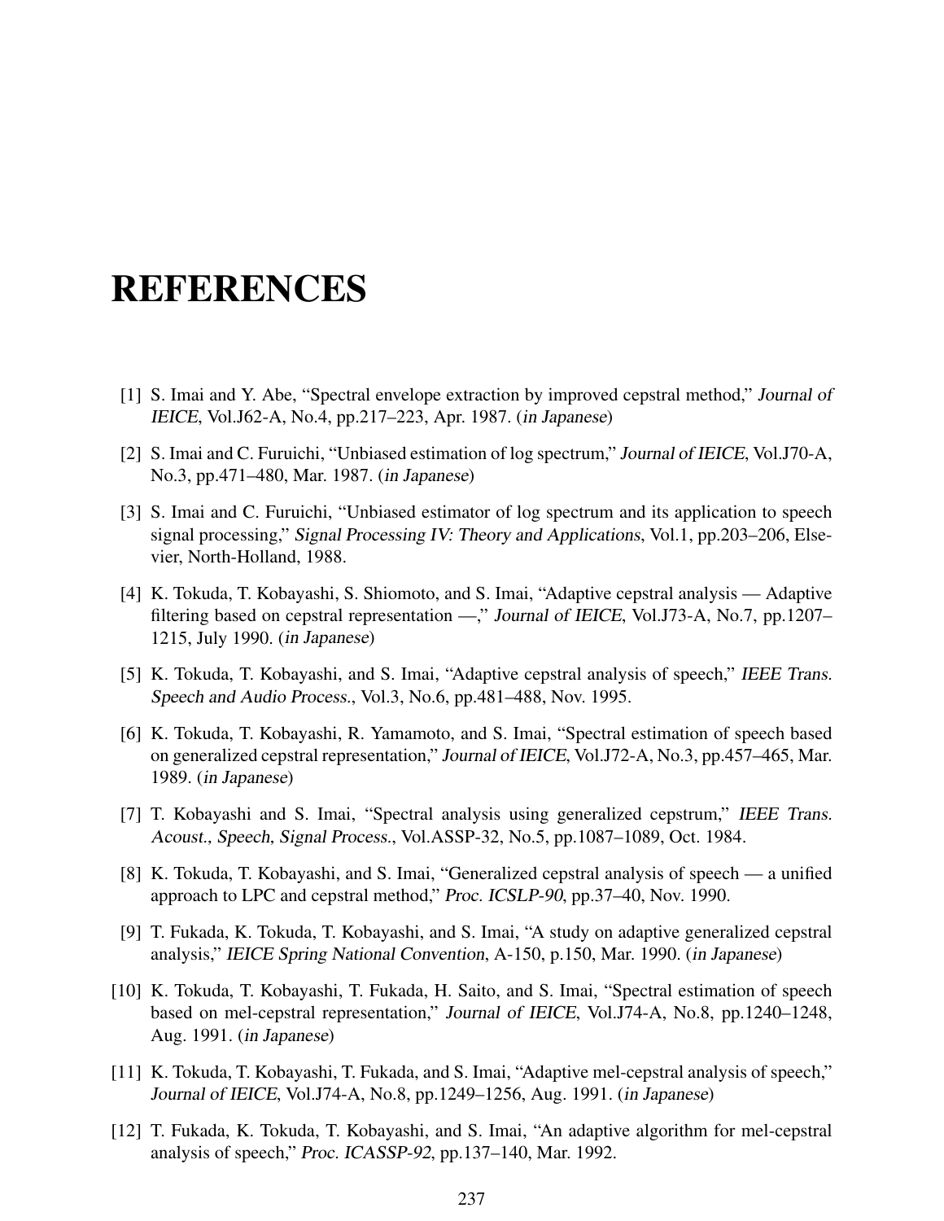# REFERENCES

[1] S. Imai and Y. Abe, "Spectral envelope extraction by improved cepstral method," *Journal of IEICE*, Vol.J62-A, No.4, pp.217–223, Apr. 1987. (*in Japanese*)

[2] S. Imai and C. Furuichi, "Unbiased estimation of log spectrum," *Journal of IEICE*, Vol.J70-A, No.3, pp.471–480, Mar. 1987. (*in Japanese*)

[3] S. Imai and C. Furuichi, "Unbiased estimator of log spectrum and its application to speech signal processing," *Signal Processing IV: Theory and Applications*, Vol.1, pp.203–206, Elsevier, North-Holland, 1988.

[4] K. Tokuda, T. Kobayashi, S. Shiomoto, and S. Imai, "Adaptive cepstral analysis — Adaptive filtering based on cepstral representation —," *Journal of IEICE*, Vol.J73-A, No.7, pp.1207–1215, July 1990. (*in Japanese*)

[5] K. Tokuda, T. Kobayashi, and S. Imai, "Adaptive cepstral analysis of speech," *IEEE Trans. Speech and Audio Process.*, Vol.3, No.6, pp.481–488, Nov. 1995.

[6] K. Tokuda, T. Kobayashi, R. Yamamoto, and S. Imai, "Spectral estimation of speech based on generalized cepstral representation," *Journal of IEICE*, Vol.J72-A, No.3, pp.457–465, Mar. 1989. (*in Japanese*)

[7] T. Kobayashi and S. Imai, "Spectral analysis using generalized cepstrum," *IEEE Trans. Acoust., Speech, Signal Process.*, Vol.ASSP-32, No.5, pp.1087–1089, Oct. 1984.

[8] K. Tokuda, T. Kobayashi, and S. Imai, "Generalized cepstral analysis of speech — a unified approach to LPC and cepstral method," *Proc. ICSLP-90*, pp.37–40, Nov. 1990.

[9] T. Fukada, K. Tokuda, T. Kobayashi, and S. Imai, "A study on adaptive generalized cepstral analysis," *IEICE Spring National Convention*, A-150, p.150, Mar. 1990. (*in Japanese*)

[10] K. Tokuda, T. Kobayashi, T. Fukada, H. Saito, and S. Imai, "Spectral estimation of speech based on mel-cepstral representation," *Journal of IEICE*, Vol.J74-A, No.8, pp.1240–1248, Aug. 1991. (*in Japanese*)

[11] K. Tokuda, T. Kobayashi, T. Fukada, and S. Imai, "Adaptive mel-cepstral analysis of speech," *Journal of IEICE*, Vol.J74-A, No.8, pp.1249–1256, Aug. 1991. (*in Japanese*)

[12] T. Fukada, K. Tokuda, T. Kobayashi, and S. Imai, "An adaptive algorithm for mel-cepstral analysis of speech," *Proc. ICASSP-92*, pp.137–140, Mar. 1992.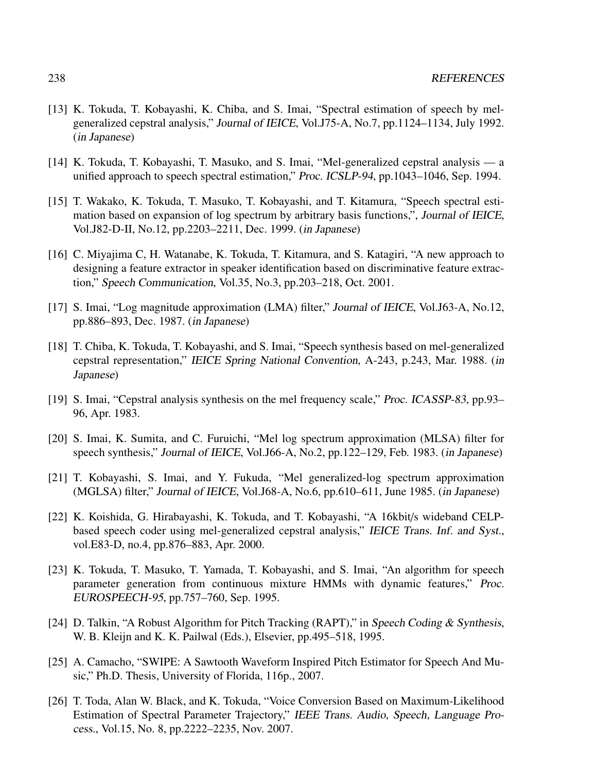[13] K. Tokuda, T. Kobayashi, K. Chiba, and S. Imai, "Spectral estimation of speech by mel-generalized cepstral analysis," *Journal of IEICE*, Vol.J75-A, No.7, pp.1124–1134, July 1992. (*in Japanese*)

[14] K. Tokuda, T. Kobayashi, T. Masuko, and S. Imai, "Mel-generalized cepstral analysis — a unified approach to speech spectral estimation," *Proc. ICSLP-94*, pp.1043–1046, Sep. 1994.

[15] T. Wakako, K. Tokuda, T. Masuko, T. Kobayashi, and T. Kitamura, "Speech spectral estimation based on expansion of log spectrum by arbitrary basis functions,", *Journal of IEICE*, Vol.J82-D-II, No.12, pp.2203–2211, Dec. 1999. (*in Japanese*)

[16] C. Miyajima C, H. Watanabe, K. Tokuda, T. Kitamura, and S. Katagiri, "A new approach to designing a feature extractor in speaker identification based on discriminative feature extraction," *Speech Communication*, Vol.35, No.3, pp.203–218, Oct. 2001.

[17] S. Imai, "Log magnitude approximation (LMA) filter," *Journal of IEICE*, Vol.J63-A, No.12, pp.886–893, Dec. 1987. (*in Japanese*)

[18] T. Chiba, K. Tokuda, T. Kobayashi, and S. Imai, "Speech synthesis based on mel-generalized cepstral representation," *IEICE Spring National Convention*, A-243, p.243, Mar. 1988. (*in Japanese*)

[19] S. Imai, "Cepstral analysis synthesis on the mel frequency scale," *Proc. ICASSP-83*, pp.93–96, Apr. 1983.

[20] S. Imai, K. Sumita, and C. Furuichi, "Mel log spectrum approximation (MLSA) filter for speech synthesis," *Journal of IEICE*, Vol.J66-A, No.2, pp.122–129, Feb. 1983. (*in Japanese*)

[21] T. Kobayashi, S. Imai, and Y. Fukuda, "Mel generalized-log spectrum approximation (MGLSA) filter," *Journal of IEICE*, Vol.J68-A, No.6, pp.610–611, June 1985. (*in Japanese*)

[22] K. Koishida, G. Hirabayashi, K. Tokuda, and T. Kobayashi, "A 16kbit/s wideband CELP-based speech coder using mel-generalized cepstral analysis," *IEICE Trans. Inf. and Syst.*, vol.E83-D, no.4, pp.876–883, Apr. 2000.

[23] K. Tokuda, T. Masuko, T. Yamada, T. Kobayashi, and S. Imai, "An algorithm for speech parameter generation from continuous mixture HMMs with dynamic features," *Proc. EUROSPEECH-95*, pp.757–760, Sep. 1995.

[24] D. Talkin, "A Robust Algorithm for Pitch Tracking (RAPT)," in *Speech Coding & Synthesis*, W. B. Kleijn and K. K. Pailwal (Eds.), Elsevier, pp.495–518, 1995.

[25] A. Camacho, "SWIPE: A Sawtooth Waveform Inspired Pitch Estimator for Speech And Music," Ph.D. Thesis, University of Florida, 116p., 2007.

[26] T. Toda, Alan W. Black, and K. Tokuda, "Voice Conversion Based on Maximum-Likelihood Estimation of Spectral Parameter Trajectory," *IEEE Trans. Audio, Speech, Language Process.*, Vol.15, No. 8, pp.2222–2235, Nov. 2007.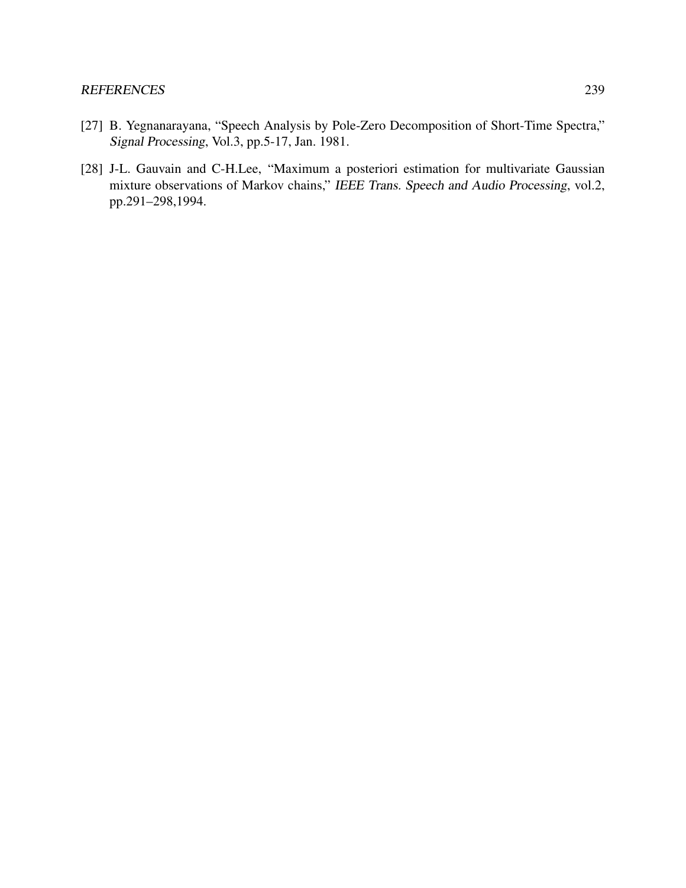[27] B. Yegnanarayana, "Speech Analysis by Pole-Zero Decomposition of Short-Time Spectra," *Signal Processing*, Vol.3, pp.5-17, Jan. 1981.

[28] J-L. Gauvain and C-H.Lee, "Maximum a posteriori estimation for multivariate Gaussian mixture observations of Markov chains," *IEEE Trans. Speech and Audio Processing*, vol.2, pp.291–298,1994.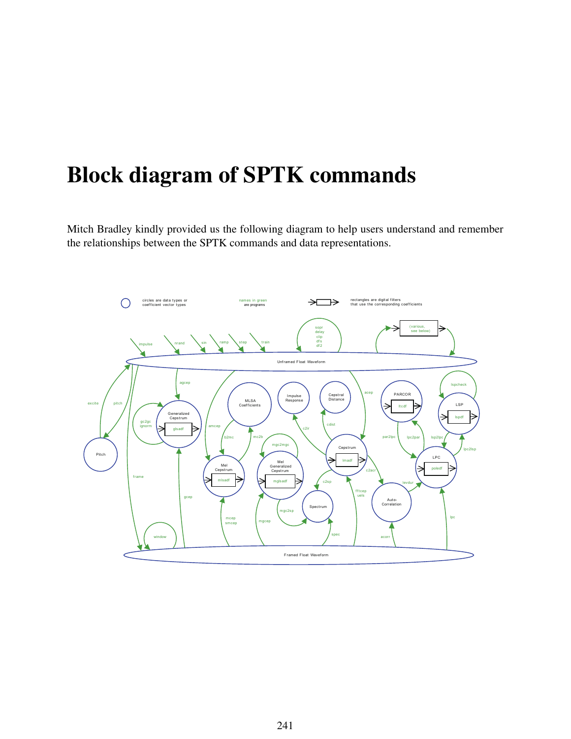# Block diagram of SPTK commands

Mitch Bradley kindly provided us the following diagram to help users understand and remember the relationships between the SPTK commands and data representations.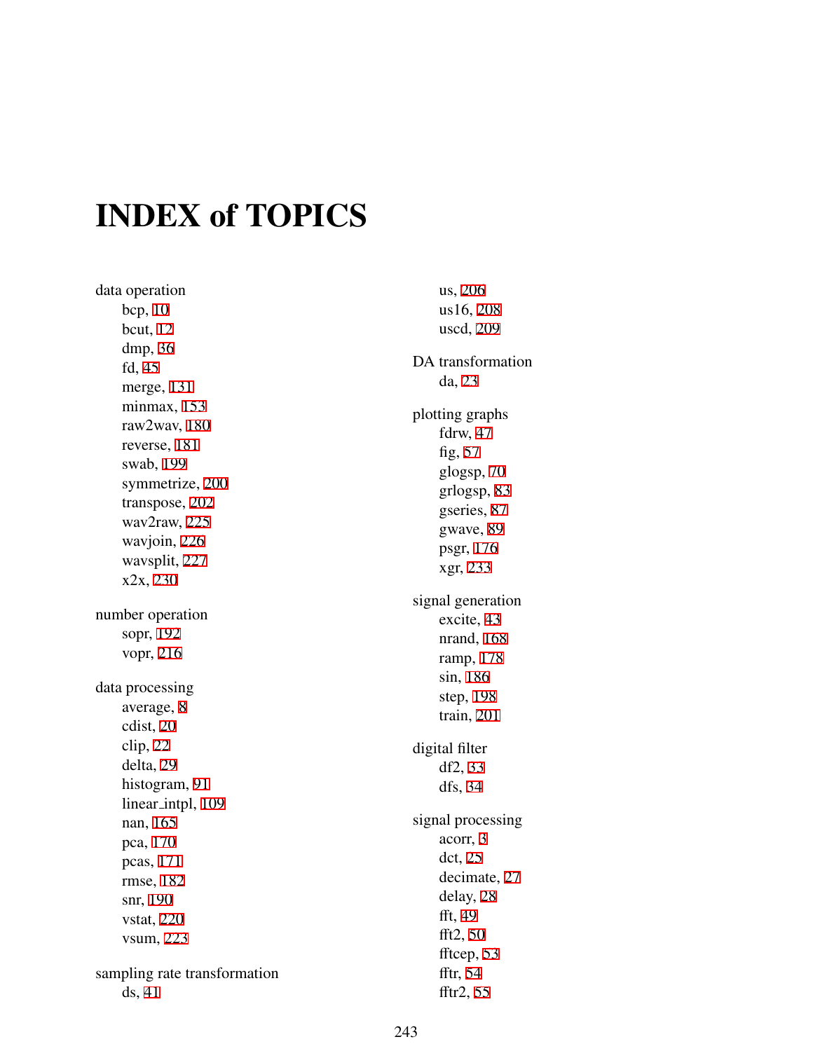# INDEX of TOPICS

data operation
- bcp, 10
- bcut, 12
- dmp, 36
- fd, 45
- merge, 131
- minmax, 153
- raw2wav, 180
- reverse, 181
- swab, 199
- symmetrize, 200
- transpose, 202
- wav2raw, 225
- wavjoin, 226
- wavsplit, 227
- x2x, 230

number operation
- sopr, 192
- vopr, 216

data processing
- average, 8
- cdist, 20
- clip, 22
- delta, 29
- histogram, 91
- linear_intpl, 109
- nan, 165
- pca, 170
- pcas, 171
- rmse, 182
- snr, 190
- vstat, 220
- vsum, 223

sampling rate transformation
- ds, 41
- us, 206
- us16, 208
- uscd, 209

DA transformation
- da, 23

plotting graphs
- fdrw, 47
- fig, 57
- glogsp, 70
- grlogsp, 83
- gseries, 87
- gwave, 89
- psgr, 176
- xgr, 233

signal generation
- excite, 43
- nrand, 168
- ramp, 178
- sin, 186
- step, 198
- train, 201

digital filter
- df2, 33
- dfs, 34

signal processing
- acorr, 3
- dct, 25
- decimate, 27
- delay, 28
- fft, 49
- fft2, 50
- fftcep, 53
- fftr, 54
- fftr2, 55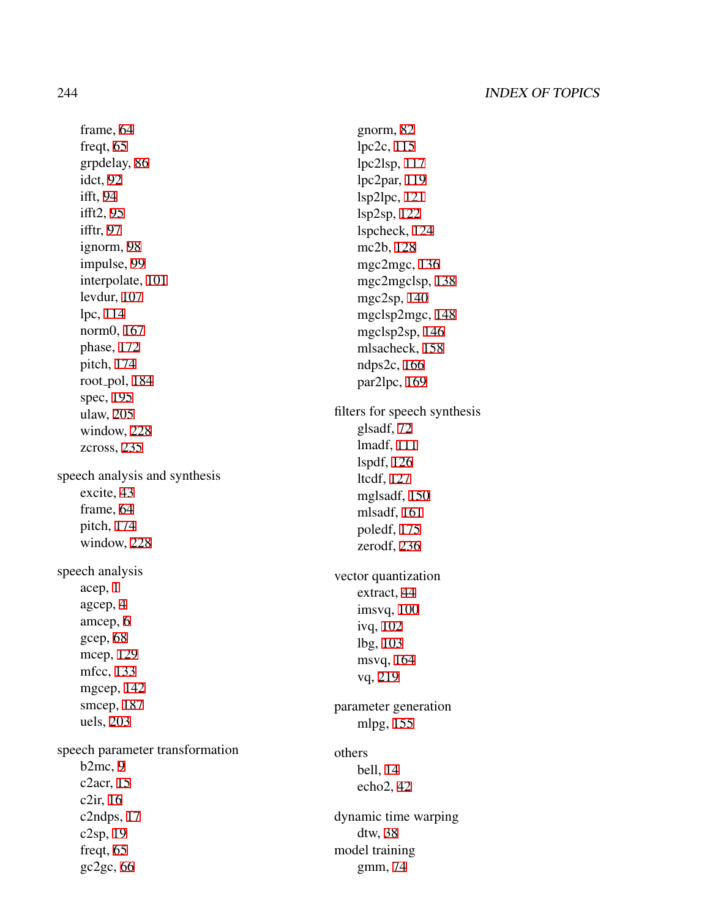frame, 64
freqt, 65
grpdelay, 86
idct, 92
ifft, 94
ifft2, 95
ifftr, 97
ignorm, 98
impulse, 99
interpolate, 101
levdur, 107
lpc, 114
norm0, 167
phase, 172
pitch, 174
root_pol, 184
spec, 195
ulaw, 205
window, 228
zcross, 235

speech analysis and synthesis
excite, 43
frame, 64
pitch, 174
window, 228

speech analysis
acep, 1
agcep, 4
amcep, 6
gcep, 68
mcep, 129
mfcc, 133
mgcep, 142
smcep, 187
uels, 203

speech parameter transformation
b2mc, 9
c2acr, 15
c2ir, 16
c2ndps, 17
c2sp, 19
freqt, 65
gc2gc, 66
gnorm, 82
lpc2c, 115
lpc2lsp, 117
lpc2par, 119
lsp2lpc, 121
lsp2sp, 122
lspcheck, 124
mc2b, 128
mgc2mgc, 136
mgc2mgclsp, 138
mgc2sp, 140
mgclsp2mgc, 148
mgclsp2sp, 146
mlsacheck, 158
ndps2c, 166
par2lpc, 169

filters for speech synthesis
glsadf, 72
lmadf, 111
lspdf, 126
ltcdf, 127
mglsadf, 150
mlsadf, 161
poledf, 175
zerodf, 236

vector quantization
extract, 44
imsvq, 100
ivq, 102
lbg, 103
msvq, 164
vq, 219

parameter generation
mlpg, 155

others
bell, 14
echo2, 42

dynamic time warping
dtw, 38

model training
gmm, 74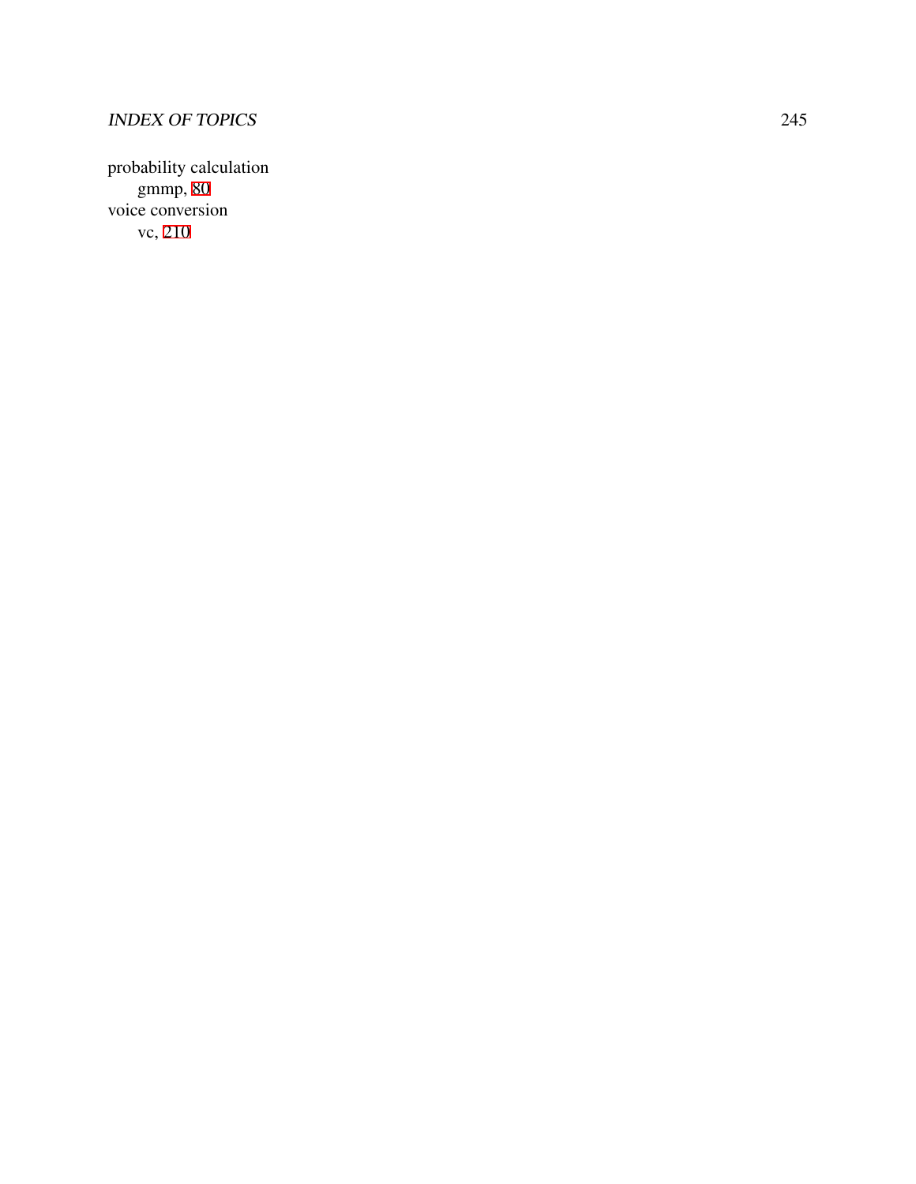probability calculation
    gmmp, 80
voice conversion
    vc, 210